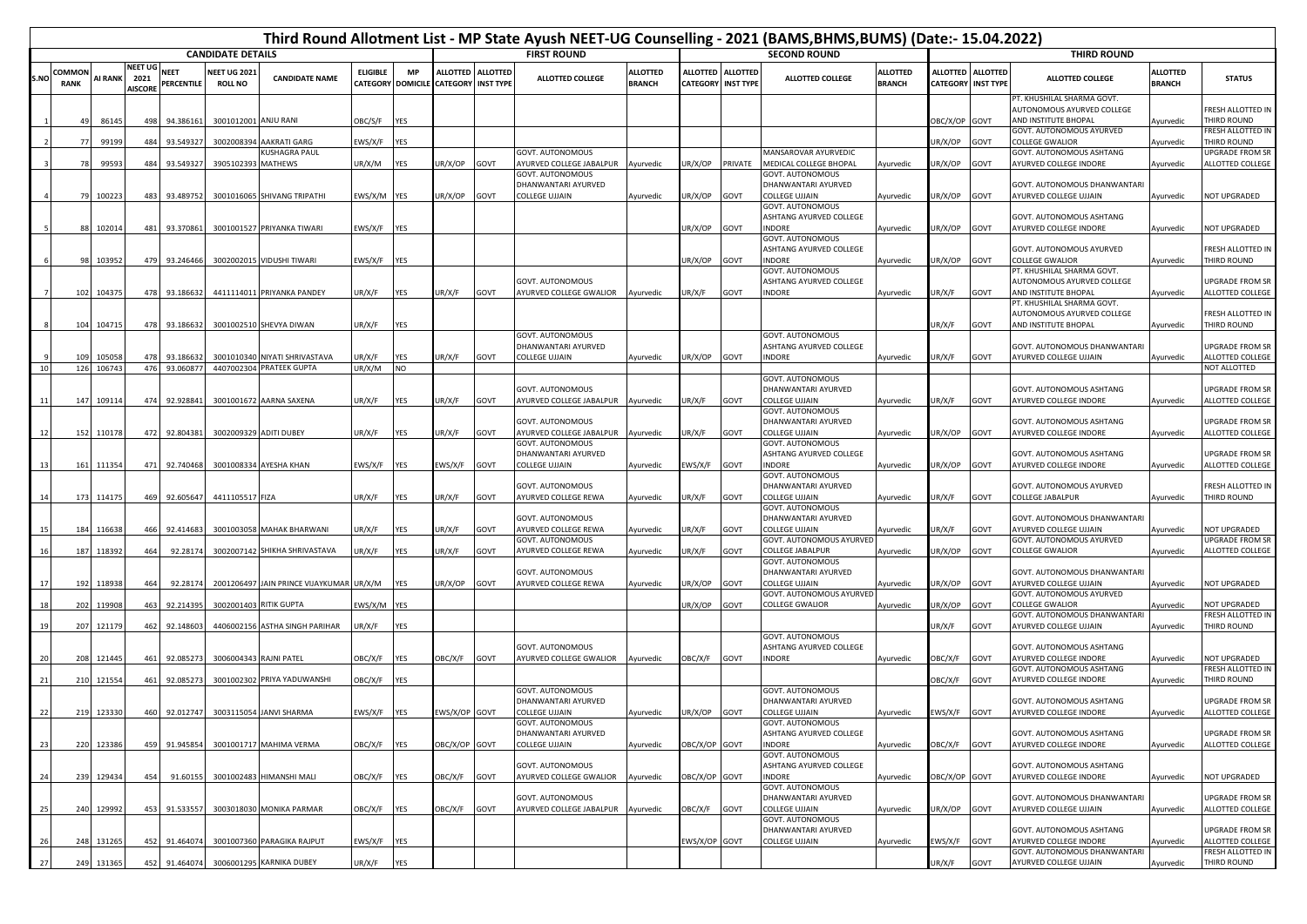# Third Round Allotment List - MP State Ayush NEET-UG Counselling - 2021 (BAMS,BHMS,BUMS) (Date:- 15.04.2022)

| | CANDIDATE DETAILS | | | | | | | | | FIRST ROUND | | | | SECOND ROUND | | | | THIRD ROUND | | | | |
|---|---|---|---|---|---|---|---|---|---|---|---|---|---|---|---|---|---|---|---|---|---|---|
| S.NO | COMMON RANK | AI RANK | NEET UG 2021 AISCORE | NEET PERCENTILE | NEET UG 2021 ROLL NO | CANDIDATE NAME | ELIGIBLE CATEGORY | MP DOMICILE | ALLOTTED CATEGORY | ALLOTTED INST TYPE | ALLOTTED COLLEGE | ALLOTTED BRANCH | ALLOTTED CATEGORY | ALLOTTED INST TYPE | ALLOTTED COLLEGE | ALLOTTED BRANCH | ALLOTTED CATEGORY | ALLOTTED INST TYPE | ALLOTTED COLLEGE | ALLOTTED BRANCH | STATUS |
| 1 | 49 | 86145 | 498 | 94.386161 | 3001012001 | ANJU RANI | OBC/S/F | YES | | | | | | | | | OBC/X/OP | GOVT | PT. KHUSHILAL SHARMA GOVT. AUTONOMOUS AYURVED COLLEGE AND INSTITUTE BHOPAL | Ayurvedic | FRESH ALLOTTED IN THIRD ROUND |
| 2 | 77 | 99199 | 484 | 93.549327 | 3002008394 | AAKRATI GARG | EWS/X/F | YES | | | | | | | | | UR/X/OP | GOVT | GOVT. AUTONOMOUS AYURVED COLLEGE GWALIOR | Ayurvedic | FRESH ALLOTTED IN THIRD ROUND |
| 3 | 78 | 99593 | 484 | 93.549327 | 3905102393 | KUSHAGRA PAUL MATHEWS | UR/X/M | YES | UR/X/OP | GOVT | GOVT. AUTONOMOUS AYURVED COLLEGE JABALPUR | Ayurvedic | UR/X/OP | PRIVATE | MANSAROVAR AYURVEDIC MEDICAL COLLEGE BHOPAL | Ayurvedic | UR/X/OP | GOVT | GOVT. AUTONOMOUS ASHTANG AYURVED COLLEGE INDORE | Ayurvedic | UPGRADE FROM SR ALLOTTED COLLEGE |
| 4 | 79 | 100223 | 483 | 93.489752 | 3001016065 | SHIVANG TRIPATHI | EWS/X/M | YES | UR/X/OP | GOVT | GOVT. AUTONOMOUS DHANWANTARI AYURVED COLLEGE UJJAIN | Ayurvedic | UR/X/OP | GOVT | GOVT. AUTONOMOUS DHANWANTARI AYURVED COLLEGE UJJAIN | Ayurvedic | UR/X/OP | GOVT | GOVT. AUTONOMOUS DHANWANTARI AYURVED COLLEGE UJJAIN | Ayurvedic | NOT UPGRADED |
| 5 | 88 | 102014 | 481 | 93.370861 | 3001001527 | PRIYANKA TIWARI | EWS/X/F | YES | | | | | UR/X/OP | GOVT | GOVT. AUTONOMOUS ASHTANG AYURVED COLLEGE INDORE | Ayurvedic | UR/X/OP | GOVT | GOVT. AUTONOMOUS ASHTANG AYURVED COLLEGE INDORE | Ayurvedic | NOT UPGRADED |
| 6 | 98 | 103952 | 479 | 93.246466 | 3002002015 | VIDUSHI TIWARI | EWS/X/F | YES | | | | | UR/X/OP | GOVT | GOVT. AUTONOMOUS ASHTANG AYURVED COLLEGE INDORE | Ayurvedic | UR/X/OP | GOVT | GOVT. AUTONOMOUS AYURVED COLLEGE GWALIOR | Ayurvedic | FRESH ALLOTTED IN THIRD ROUND |
| 7 | 102 | 104375 | 478 | 93.186632 | 4411114011 | PRIYANKA PANDEY | UR/X/F | YES | UR/X/F | GOVT | GOVT. AUTONOMOUS AYURVED COLLEGE GWALIOR | Ayurvedic | UR/X/F | GOVT | GOVT. AUTONOMOUS ASHTANG AYURVED COLLEGE INDORE | Ayurvedic | UR/X/F | GOVT | PT. KHUSHILAL SHARMA GOVT. AUTONOMOUS AYURVED COLLEGE AND INSTITUTE BHOPAL | Ayurvedic | UPGRADE FROM SR ALLOTTED COLLEGE |
| 8 | 104 | 104715 | 478 | 93.186632 | 3001002510 | SHEVYA DIWAN | UR/X/F | YES | | | | | | | | | UR/X/F | GOVT | PT. KHUSHILAL SHARMA GOVT. AUTONOMOUS AYURVED COLLEGE AND INSTITUTE BHOPAL | Ayurvedic | FRESH ALLOTTED IN THIRD ROUND |
| 9 | 109 | 105058 | 478 | 93.186632 | 3001010340 | NIYATI SHRIVASTAVA | UR/X/F | YES | UR/X/F | GOVT | GOVT. AUTONOMOUS DHANWANTARI AYURVED COLLEGE UJJAIN | Ayurvedic | UR/X/OP | GOVT | GOVT. AUTONOMOUS ASHTANG AYURVED COLLEGE INDORE | Ayurvedic | UR/X/F | GOVT | GOVT. AUTONOMOUS DHANWANTARI AYURVED COLLEGE UJJAIN | Ayurvedic | UPGRADE FROM SR ALLOTTED COLLEGE |
| 10 | 126 | 106743 | 476 | 93.060877 | 4407002304 | PRATEEK GUPTA | UR/X/M | NO | | | | | | | | | | | | | NOT ALLOTTED |
| 11 | 147 | 109114 | 474 | 92.928841 | 3001001672 | AARNA SAXENA | UR/X/F | YES | UR/X/F | GOVT | GOVT. AUTONOMOUS AYURVED COLLEGE JABALPUR | Ayurvedic | UR/X/F | GOVT | GOVT. AUTONOMOUS DHANWANTARI AYURVED COLLEGE UJJAIN | Ayurvedic | UR/X/F | GOVT | GOVT. AUTONOMOUS ASHTANG AYURVED COLLEGE INDORE | Ayurvedic | UPGRADE FROM SR ALLOTTED COLLEGE |
| 12 | 152 | 110178 | 472 | 92.804381 | 3002009329 | ADITI DUBEY | UR/X/F | YES | UR/X/F | GOVT | GOVT. AUTONOMOUS AYURVED COLLEGE JABALPUR | Ayurvedic | UR/X/F | GOVT | GOVT. AUTONOMOUS DHANWANTARI AYURVED COLLEGE UJJAIN | Ayurvedic | UR/X/OP | GOVT | GOVT. AUTONOMOUS ASHTANG AYURVED COLLEGE INDORE | Ayurvedic | UPGRADE FROM SR ALLOTTED COLLEGE |
| 13 | 161 | 111354 | 471 | 92.740468 | 3001008334 | AYESHA KHAN | EWS/X/F | YES | EWS/X/F | GOVT | GOVT. AUTONOMOUS DHANWANTARI AYURVED COLLEGE UJJAIN | Ayurvedic | EWS/X/F | GOVT | GOVT. AUTONOMOUS ASHTANG AYURVED COLLEGE INDORE | Ayurvedic | UR/X/OP | GOVT | GOVT. AUTONOMOUS ASHTANG AYURVED COLLEGE INDORE | Ayurvedic | UPGRADE FROM SR ALLOTTED COLLEGE |
| 14 | 173 | 114175 | 469 | 92.605647 | 4411105517 | FIZA | UR/X/F | YES | UR/X/F | GOVT | GOVT. AUTONOMOUS AYURVED COLLEGE REWA | Ayurvedic | UR/X/F | GOVT | GOVT. AUTONOMOUS DHANWANTARI AYURVED COLLEGE UJJAIN | Ayurvedic | UR/X/F | GOVT | GOVT. AUTONOMOUS AYURVED COLLEGE JABALPUR | Ayurvedic | FRESH ALLOTTED IN THIRD ROUND |
| 15 | 184 | 116638 | 466 | 92.414683 | 3001003058 | MAHAK BHARWANI | UR/X/F | YES | UR/X/F | GOVT | GOVT. AUTONOMOUS AYURVED COLLEGE REWA | Ayurvedic | UR/X/F | GOVT | GOVT. AUTONOMOUS DHANWANTARI AYURVED COLLEGE UJJAIN | Ayurvedic | UR/X/F | GOVT | GOVT. AUTONOMOUS DHANWANTARI AYURVED COLLEGE UJJAIN | Ayurvedic | NOT UPGRADED |
| 16 | 187 | 118392 | 464 | 92.28174 | 3002007142 | SHIKHA SHRIVASTAVA | UR/X/F | YES | UR/X/F | GOVT | GOVT. AUTONOMOUS AYURVED COLLEGE REWA | Ayurvedic | UR/X/F | GOVT | GOVT. AUTONOMOUS AYURVED COLLEGE JABALPUR | Ayurvedic | UR/X/OP | GOVT | GOVT. AUTONOMOUS AYURVED COLLEGE GWALIOR | Ayurvedic | UPGRADE FROM SR ALLOTTED COLLEGE |
| 17 | 192 | 118938 | 464 | 92.28174 | 2001206497 | JAIN PRINCE VIJAYKUMAR | UR/X/M | YES | UR/X/OP | GOVT | GOVT. AUTONOMOUS AYURVED COLLEGE REWA | Ayurvedic | UR/X/OP | GOVT | GOVT. AUTONOMOUS DHANWANTARI AYURVED COLLEGE UJJAIN | Ayurvedic | UR/X/OP | GOVT | GOVT. AUTONOMOUS DHANWANTARI AYURVED COLLEGE UJJAIN | Ayurvedic | NOT UPGRADED |
| 18 | 202 | 119908 | 463 | 92.214395 | 3002001403 | RITIK GUPTA | EWS/X/M | YES | | | | | UR/X/OP | GOVT | GOVT. AUTONOMOUS AYURVED COLLEGE GWALIOR | Ayurvedic | UR/X/OP | GOVT | GOVT. AUTONOMOUS AYURVED COLLEGE GWALIOR | Ayurvedic | NOT UPGRADED |
| 19 | 207 | 121179 | 462 | 92.148603 | 4406002156 | ASTHA SINGH PARIHAR | UR/X/F | YES | | | | | | | | | UR/X/F | GOVT | GOVT. AUTONOMOUS DHANWANTARI AYURVED COLLEGE UJJAIN | Ayurvedic | FRESH ALLOTTED IN THIRD ROUND |
| 20 | 208 | 121445 | 461 | 92.085273 | 3006004343 | RAJNI PATEL | OBC/X/F | YES | OBC/X/F | GOVT | GOVT. AUTONOMOUS AYURVED COLLEGE GWALIOR | Ayurvedic | OBC/X/F | GOVT | GOVT. AUTONOMOUS ASHTANG AYURVED COLLEGE INDORE | Ayurvedic | OBC/X/F | GOVT | GOVT. AUTONOMOUS ASHTANG AYURVED COLLEGE INDORE | Ayurvedic | NOT UPGRADED |
| 21 | 210 | 121554 | 461 | 92.085273 | 3001002302 | PRIYA YADUWANSHI | OBC/X/F | YES | | | | | | | | | OBC/X/F | GOVT | GOVT. AUTONOMOUS ASHTANG AYURVED COLLEGE INDORE | Ayurvedic | FRESH ALLOTTED IN THIRD ROUND |
| 22 | 219 | 123330 | 460 | 92.012747 | 3003115054 | JANVI SHARMA | EWS/X/F | YES | EWS/X/OP | GOVT | GOVT. AUTONOMOUS DHANWANTARI AYURVED COLLEGE UJJAIN | Ayurvedic | UR/X/OP | GOVT | GOVT. AUTONOMOUS DHANWANTARI AYURVED COLLEGE UJJAIN | Ayurvedic | EWS/X/F | GOVT | GOVT. AUTONOMOUS ASHTANG AYURVED COLLEGE INDORE | Ayurvedic | UPGRADE FROM SR ALLOTTED COLLEGE |
| 23 | 220 | 123386 | 459 | 91.945854 | 3001001717 | MAHIMA VERMA | OBC/X/F | YES | OBC/X/OP | GOVT | GOVT. AUTONOMOUS DHANWANTARI AYURVED COLLEGE UJJAIN | Ayurvedic | OBC/X/OP | GOVT | GOVT. AUTONOMOUS ASHTANG AYURVED COLLEGE INDORE | Ayurvedic | OBC/X/F | GOVT | GOVT. AUTONOMOUS ASHTANG AYURVED COLLEGE INDORE | Ayurvedic | UPGRADE FROM SR ALLOTTED COLLEGE |
| 24 | 239 | 129434 | 454 | 91.60155 | 3001002483 | HIMANSHI MALI | OBC/X/F | YES | OBC/X/F | GOVT | GOVT. AUTONOMOUS AYURVED COLLEGE GWALIOR | Ayurvedic | OBC/X/OP | GOVT | GOVT. AUTONOMOUS ASHTANG AYURVED COLLEGE INDORE | Ayurvedic | OBC/X/OP | GOVT | GOVT. AUTONOMOUS ASHTANG AYURVED COLLEGE INDORE | Ayurvedic | NOT UPGRADED |
| 25 | 240 | 129992 | 453 | 91.533557 | 3003018030 | MONIKA PARMAR | OBC/X/F | YES | OBC/X/F | GOVT | GOVT. AUTONOMOUS AYURVED COLLEGE JABALPUR | Ayurvedic | OBC/X/F | GOVT | GOVT. AUTONOMOUS DHANWANTARI AYURVED COLLEGE UJJAIN | Ayurvedic | UR/X/OP | GOVT | GOVT. AUTONOMOUS DHANWANTARI AYURVED COLLEGE UJJAIN | Ayurvedic | UPGRADE FROM SR ALLOTTED COLLEGE |
| 26 | 248 | 131265 | 452 | 91.464074 | 3001007360 | PARAGIKA RAJPUT | EWS/X/F | YES | | | | | EWS/X/OP | GOVT | GOVT. AUTONOMOUS DHANWANTARI AYURVED COLLEGE UJJAIN | Ayurvedic | EWS/X/F | GOVT | GOVT. AUTONOMOUS ASHTANG AYURVED COLLEGE INDORE | Ayurvedic | UPGRADE FROM SR ALLOTTED COLLEGE |
| 27 | 249 | 131365 | 452 | 91.464074 | 3006001295 | KARNIKA DUBEY | UR/X/F | YES | | | | | | | | | UR/X/F | GOVT | GOVT. AUTONOMOUS DHANWANTARI AYURVED COLLEGE UJJAIN | Ayurvedic | FRESH ALLOTTED IN THIRD ROUND |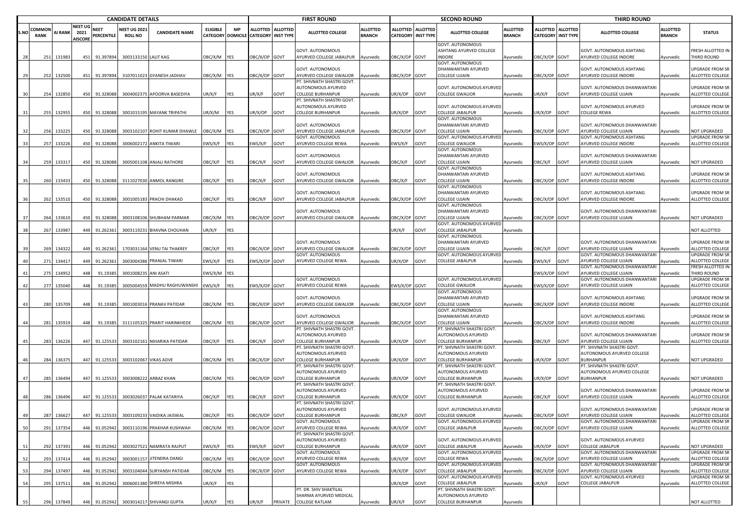| CANDIDATE DETAILS | | | | | | | | | FIRST ROUND | | | | SECOND ROUND | | | | THIRD ROUND | | | | |
|---|---|---|---|---|---|---|---|---|---|---|---|---|---|---|---|---|---|---|---|---|---|
| S.NO | COMMON RANK | AI RANK | NEET UG 2021 AISCORE | NEET PERCENTILE | NEET UG 2021 ROLL NO | CANDIDATE NAME | ELIGIBLE CATEGORY | MP DOMICILE | ALLOTTED CATEGORY | ALLOTTED INST TYPE | ALLOTTED COLLEGE | ALLOTTED BRANCH | ALLOTTED CATEGORY | ALLOTTED INST TYPE | ALLOTTED COLLEGE | ALLOTTED BRANCH | ALLOTTED CATEGORY | ALLOTTED INST TYPE | ALLOTTED COLLEGE | ALLOTTED BRANCH | STATUS |
| 28 | 251 | 131983 | 451 | 91.397894 | 3003133150 | LALIT KAG | OBC/X/M | YES | OBC/X/OP | GOVT | GOVT. AUTONOMOUS AYURVED COLLEGE JABALPUR | Ayurvedic | OBC/X/OP | GOVT | GOVT. AUTONOMOUS ASHTANG AYURVED COLLEGE INDORE | Ayurvedic | OBC/X/OP | GOVT | GOVT. AUTONOMOUS ASHTANG AYURVED COLLEGE INDORE | Ayurvedic | FRESH ALLOTTED IN THIRD ROUND |
| 29 | 252 | 132500 | 451 | 91.397894 | 3107011023 | GYANESH JADHAV | OBC/X/M | YES | OBC/X/OP | GOVT | GOVT. AUTONOMOUS AYURVED COLLEGE GWALIOR | Ayurvedic | OBC/X/OP | GOVT | GOVT. AUTONOMOUS DHANWANTARI AYURVED COLLEGE UJJAIN | Ayurvedic | OBC/X/OP | GOVT | GOVT. AUTONOMOUS ASHTANG AYURVED COLLEGE INDORE | Ayurvedic | UPGRADE FROM SR ALLOTTED COLLEGE |
| 30 | 254 | 132850 | 450 | 91.328088 | 3004002375 | APOORVA BASEDIYA | UR/X/F | YES | UR/X/F | GOVT | PT. SHIVNATH SHASTRI GOVT. AUTONOMOUS AYURVED COLLEGE BURHANPUR | Ayurvedic | UR/X/OP | GOVT | GOVT. AUTONOMOUS AYURVED COLLEGE GWALIOR | Ayurvedic | UR/X/F | GOVT | GOVT. AUTONOMOUS DHANWANTARI AYURVED COLLEGE UJJAIN | Ayurvedic | UPGRADE FROM SR ALLOTTED COLLEGE |
| 31 | 255 | 132955 | 450 | 91.328088 | 3001015195 | MAYANK TRIPATHI | UR/X/M | YES | UR/X/OP | GOVT | PT. SHIVNATH SHASTRI GOVT. AUTONOMOUS AYURVED COLLEGE BURHANPUR | Ayurvedic | UR/X/OP | GOVT | GOVT. AUTONOMOUS AYURVED COLLEGE JABALPUR | Ayurvedic | UR/X/OP | GOVT | GOVT. AUTONOMOUS AYURVED COLLEGE REWA | Ayurvedic | UPGRADE FROM SR ALLOTTED COLLEGE |
| 32 | 256 | 133225 | 450 | 91.328088 | 3003102107 | ROHIT KUMAR DHAWLE | OBC/X/M | YES | OBC/X/OP | GOVT | GOVT. AUTONOMOUS AYURVED COLLEGE JABALPUR | Ayurvedic | OBC/X/OP | GOVT | GOVT. AUTONOMOUS DHANWANTARI AYURVED COLLEGE UJJAIN | Ayurvedic | OBC/X/OP | GOVT | GOVT. AUTONOMOUS DHANWANTARI AYURVED COLLEGE UJJAIN | Ayurvedic | NOT UPGRADED |
| 33 | 257 | 133226 | 450 | 91.328088 | 3006002172 | ANKITA TIWARI | EWS/X/F | YES | EWS/X/F | GOVT | GOVT. AUTONOMOUS AYURVED COLLEGE REWA | Ayurvedic | EWS/X/F | GOVT | GOVT. AUTONOMOUS AYURVED COLLEGE GWALIOR | Ayurvedic | EWS/X/OP | GOVT | GOVT. AUTONOMOUS ASHTANG AYURVED COLLEGE INDORE | Ayurvedic | UPGRADE FROM SR ALLOTTED COLLEGE |
| 34 | 259 | 133317 | 450 | 91.328088 | 3005001108 | ANJALI RATHORE | OBC/X/F | YES | OBC/X/F | GOVT | GOVT. AUTONOMOUS AYURVED COLLEGE GWALIOR | Ayurvedic | OBC/X/F | GOVT | GOVT. AUTONOMOUS DHANWANTARI AYURVED COLLEGE UJJAIN | Ayurvedic | OBC/X/F | GOVT | GOVT. AUTONOMOUS DHANWANTARI AYURVED COLLEGE UJJAIN | Ayurvedic | NOT UPGRADED |
| 35 | 260 | 133433 | 450 | 91.328088 | 3111027030 | ANMOL RANGIRE | OBC/X/F | YES | OBC/X/F | GOVT | GOVT. AUTONOMOUS AYURVED COLLEGE GWALIOR | Ayurvedic | OBC/X/F | GOVT | GOVT. AUTONOMOUS DHANWANTARI AYURVED COLLEGE UJJAIN | Ayurvedic | OBC/X/OP | GOVT | GOVT. AUTONOMOUS ASHTANG AYURVED COLLEGE INDORE | Ayurvedic | UPGRADE FROM SR ALLOTTED COLLEGE |
| 36 | 262 | 133510 | 450 | 91.328088 | 3001005183 | PRACHI DHAKAD | OBC/X/F | YES | OBC/X/F | GOVT | GOVT. AUTONOMOUS AYURVED COLLEGE JABALPUR | Ayurvedic | OBC/X/OP | GOVT | GOVT. AUTONOMOUS DHANWANTARI AYURVED COLLEGE UJJAIN | Ayurvedic | OBC/X/OP | GOVT | GOVT. AUTONOMOUS ASHTANG AYURVED COLLEGE INDORE | Ayurvedic | UPGRADE FROM SR ALLOTTED COLLEGE |
| 37 | 264 | 133610 | 450 | 91.328088 | 3003108106 | SHUBHAM PARMAR | OBC/X/M | YES | OBC/X/OP | GOVT | GOVT. AUTONOMOUS AYURVED COLLEGE GWALIOR | Ayurvedic | OBC/X/OP | GOVT | GOVT. AUTONOMOUS DHANWANTARI AYURVED COLLEGE UJJAIN | Ayurvedic | OBC/X/OP | GOVT | GOVT. AUTONOMOUS DHANWANTARI AYURVED COLLEGE UJJAIN | Ayurvedic | NOT UPGRADED |
| 38 | 267 | 133987 | 449 | 91.262361 | 3003119231 | BHAVNA CHOUHAN | UR/X/F | YES | | | | | UR/X/F | GOVT | GOVT. AUTONOMOUS AYURVED COLLEGE JABALPUR | Ayurvedic | | | | | NOT ALLOTTED |
| 39 | 269 | 134322 | 449 | 91.262361 | 1703031164 | VENU TAI THAKREY | OBC/X/F | YES | OBC/X/OP | GOVT | GOVT. AUTONOMOUS AYURVED COLLEGE GWALIOR | Ayurvedic | OBC/X/OP | GOVT | GOVT. AUTONOMOUS DHANWANTARI AYURVED COLLEGE UJJAIN | Ayurvedic | OBC/X/F | GOVT | GOVT. AUTONOMOUS DHANWANTARI AYURVED COLLEGE UJJAIN | Ayurvedic | UPGRADE FROM SR ALLOTTED COLLEGE |
| 40 | 271 | 134417 | 449 | 91.262361 | 3003004386 | PRANJAL TIWARI | EWS/X/F | YES | EWS/X/OP | GOVT | GOVT. AUTONOMOUS AYURVED COLLEGE REWA | Ayurvedic | UR/X/OP | GOVT | GOVT. AUTONOMOUS AYURVED COLLEGE JABALPUR | Ayurvedic | EWS/X/F | GOVT | GOVT. AUTONOMOUS DHANWANTARI AYURVED COLLEGE UJJAIN | Ayurvedic | UPGRADE FROM SR ALLOTTED COLLEGE |
| 41 | 275 | 134952 | 448 | 91.19385 | 3001008235 | ANI ASATI | EWS/X/M | YES | | | | | | | | | EWS/X/OP | GOVT | GOVT. AUTONOMOUS DHANWANTARI AYURVED COLLEGE UJJAIN | Ayurvedic | FRESH ALLOTTED IN THIRD ROUND |
| 42 | 277 | 135040 | 448 | 91.19385 | 3005004559 | MADHU RAGHUWANSHI | EWS/X/F | YES | EWS/X/OP | GOVT | GOVT. AUTONOMOUS AYURVED COLLEGE REWA | Ayurvedic | EWS/X/OP | GOVT | GOVT. AUTONOMOUS AYURVED COLLEGE GWALIOR | Ayurvedic | EWS/X/OP | GOVT | GOVT. AUTONOMOUS DHANWANTARI AYURVED COLLEGE UJJAIN | Ayurvedic | UPGRADE FROM SR ALLOTTED COLLEGE |
| 43 | 280 | 135709 | 448 | 91.19385 | 3001003016 | PRANAV PATIDAR | OBC/X/M | YES | OBC/X/OP | GOVT | GOVT. AUTONOMOUS AYURVED COLLEGE GWALIOR | Ayurvedic | OBC/X/OP | GOVT | GOVT. AUTONOMOUS DHANWANTARI AYURVED COLLEGE UJJAIN | Ayurvedic | OBC/X/OP | GOVT | GOVT. AUTONOMOUS ASHTANG AYURVED COLLEGE INDORE | Ayurvedic | UPGRADE FROM SR ALLOTTED COLLEGE |
| 44 | 281 | 135919 | 448 | 91.19385 | 3111105325 | PRARIT HARINKHEDE | OBC/X/M | YES | OBC/X/OP | GOVT | GOVT. AUTONOMOUS AYURVED COLLEGE GWALIOR | Ayurvedic | OBC/X/OP | GOVT | GOVT. AUTONOMOUS DHANWANTARI AYURVED COLLEGE UJJAIN | Ayurvedic | OBC/X/OP | GOVT | GOVT. AUTONOMOUS ASHTANG AYURVED COLLEGE INDORE | Ayurvedic | UPGRADE FROM SR ALLOTTED COLLEGE |
| 45 | 283 | 136226 | 447 | 91.125533 | 3003102161 | NIHARIKA PATIDAR | OBC/X/F | YES | OBC/X/F | GOVT | PT. SHIVNATH SHASTRI GOVT. AUTONOMOUS AYURVED COLLEGE BURHANPUR | Ayurvedic | UR/X/OP | GOVT | PT. SHIVNATH SHASTRI GOVT. AUTONOMOUS AYURVED COLLEGE BURHANPUR | Ayurvedic | OBC/X/F | GOVT | GOVT. AUTONOMOUS DHANWANTARI AYURVED COLLEGE UJJAIN | Ayurvedic | UPGRADE FROM SR ALLOTTED COLLEGE |
| 46 | 284 | 136375 | 447 | 91.125533 | 3003102067 | VIKAS ADVE | OBC/X/M | YES | OBC/X/OP | GOVT | PT. SHIVNATH SHASTRI GOVT. AUTONOMOUS AYURVED COLLEGE BURHANPUR | Ayurvedic | UR/X/OP | GOVT | PT. SHIVNATH SHASTRI GOVT. AUTONOMOUS AYURVED COLLEGE BURHANPUR | Ayurvedic | UR/X/OP | GOVT | PT. SHIVNATH SHASTRI GOVT. AUTONOMOUS AYURVED COLLEGE BURHANPUR | Ayurvedic | NOT UPGRADED |
| 47 | 285 | 136494 | 447 | 91.125533 | 3003008222 | ARBAZ KHAN | OBC/X/M | YES | OBC/X/OP | GOVT | PT. SHIVNATH SHASTRI GOVT. AUTONOMOUS AYURVED COLLEGE BURHANPUR | Ayurvedic | UR/X/OP | GOVT | PT. SHIVNATH SHASTRI GOVT. AUTONOMOUS AYURVED COLLEGE BURHANPUR | Ayurvedic | UR/X/OP | GOVT | PT. SHIVNATH SHASTRI GOVT. AUTONOMOUS AYURVED COLLEGE BURHANPUR | Ayurvedic | NOT UPGRADED |
| 48 | 286 | 136496 | 447 | 91.125533 | 3003026037 | PALAK KATARIYA | OBC/X/F | YES | OBC/X/F | GOVT | PT. SHIVNATH SHASTRI GOVT. AUTONOMOUS AYURVED COLLEGE BURHANPUR | Ayurvedic | UR/X/OP | GOVT | PT. SHIVNATH SHASTRI GOVT. AUTONOMOUS AYURVED COLLEGE BURHANPUR | Ayurvedic | OBC/X/F | GOVT | GOVT. AUTONOMOUS DHANWANTARI AYURVED COLLEGE UJJAIN | Ayurvedic | UPGRADE FROM SR ALLOTTED COLLEGE |
| 49 | 287 | 136627 | 447 | 91.125533 | 3003109233 | VAIDIKA JAISWAL | OBC/X/F | YES | OBC/X/OP | GOVT | PT. SHIVNATH SHASTRI GOVT. AUTONOMOUS AYURVED COLLEGE BURHANPUR | Ayurvedic | OBC/X/F | GOVT | GOVT. AUTONOMOUS AYURVED COLLEGE GWALIOR | Ayurvedic | OBC/X/OP | GOVT | GOVT. AUTONOMOUS DHANWANTARI AYURVED COLLEGE UJJAIN | Ayurvedic | UPGRADE FROM SR ALLOTTED COLLEGE |
| 50 | 291 | 137354 | 446 | 91.052942 | 3003110196 | PRAKHAR KUSHWAH | OBC/X/M | YES | OBC/X/OP | GOVT | GOVT. AUTONOMOUS AYURVED COLLEGE REWA | Ayurvedic | UR/X/OP | GOVT | GOVT. AUTONOMOUS AYURVED COLLEGE JABALPUR | Ayurvedic | OBC/X/OP | GOVT | GOVT. AUTONOMOUS DHANWANTARI AYURVED COLLEGE UJJAIN | Ayurvedic | UPGRADE FROM SR ALLOTTED COLLEGE |
| 51 | 292 | 137391 | 446 | 91.052942 | 3003027521 | NAMRATA RAJPUT | EWS/X/F | YES | EWS/X/F | GOVT | PT. SHIVNATH SHASTRI GOVT. AUTONOMOUS AYURVED COLLEGE BURHANPUR | Ayurvedic | UR/X/OP | GOVT | GOVT. AUTONOMOUS AYURVED COLLEGE JABALPUR | Ayurvedic | UR/X/OP | GOVT | GOVT. AUTONOMOUS AYURVED COLLEGE JABALPUR | Ayurvedic | NOT UPGRADED |
| 52 | 293 | 137414 | 446 | 91.052942 | 3003001157 | JITENDRA DANGI | OBC/X/M | YES | OBC/X/OP | GOVT | GOVT. AUTONOMOUS AYURVED COLLEGE REWA | Ayurvedic | UR/X/OP | GOVT | GOVT. AUTONOMOUS AYURVED COLLEGE REWA | Ayurvedic | OBC/X/OP | GOVT | GOVT. AUTONOMOUS DHANWANTARI AYURVED COLLEGE UJJAIN | Ayurvedic | UPGRADE FROM SR ALLOTTED COLLEGE |
| 53 | 294 | 137497 | 446 | 91.052942 | 3003104044 | SURYANSH PATIDAR | OBC/X/M | YES | OBC/X/OP | GOVT | GOVT. AUTONOMOUS AYURVED COLLEGE REWA | Ayurvedic | UR/X/OP | GOVT | GOVT. AUTONOMOUS AYURVED COLLEGE JABALPUR | Ayurvedic | OBC/X/OP | GOVT | GOVT. AUTONOMOUS DHANWANTARI AYURVED COLLEGE UJJAIN | Ayurvedic | UPGRADE FROM SR ALLOTTED COLLEGE |
| 54 | 295 | 137511 | 446 | 91.052942 | 3006001380 | SHREYA MISHRA | UR/X/F | YES | | | | | UR/X/OP | GOVT | GOVT. AUTONOMOUS AYURVED COLLEGE JABALPUR | Ayurvedic | UR/X/F | GOVT | GOVT. AUTONOMOUS AYURVED COLLEGE JABALPUR | Ayurvedic | UPGRADE FROM SR ALLOTTED COLLEGE |
| 55 | 296 | 137849 | 446 | 91.052942 | 3003014217 | SHIVANGI GUPTA | UR/X/F | YES | UR/X/F | PRIVATE | PT. DR. SHIV SHAKTILAL SHARMA AYURVED MEDICAL COLLEGE RATLAM | Ayurvedic | UR/X/F | GOVT | PT. SHIVNATH SHASTRI GOVT. AUTONOMOUS AYURVED COLLEGE BURHANPUR | Ayurvedic | | | | | NOT ALLOTTED |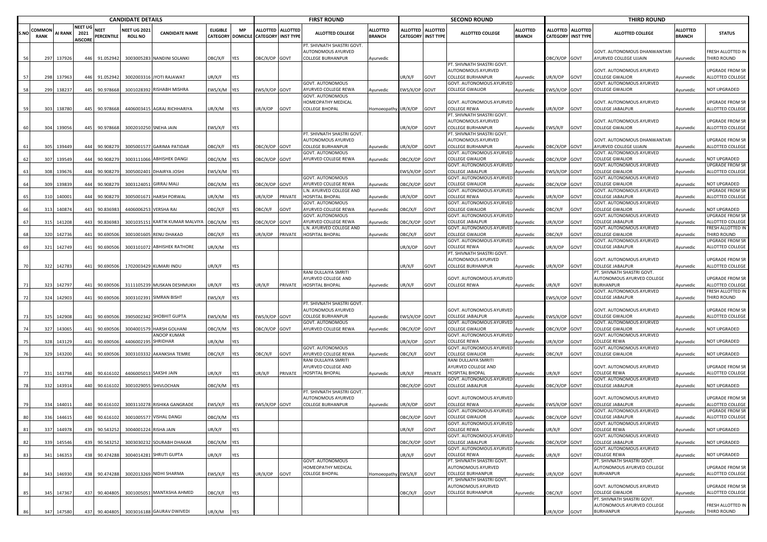| CANDIDATE DETAILS | | | | | | | | FIRST ROUND | | | | | SECOND ROUND | | | | | THIRD ROUND | | | | | |
|---|---|---|---|---|---|---|---|---|---|---|---|---|---|---|---|---|---|---|---|---|---|---|---|
| S.NO | COMMON RANK | AI RANK | NEET UG 2021 AISCORE | NEET PERCENTILE | NEET UG 2021 ROLL NO | CANDIDATE NAME | ELIGIBLE CATEGORY | MP DOMICILE | ALLOTTED CATEGORY | ALLOTTED INST TYPE | ALLOTTED COLLEGE | ALLOTTED BRANCH | ALLOTTED CATEGORY | ALLOTTED INST TYPE | ALLOTTED COLLEGE | ALLOTTED BRANCH | ALLOTTED CATEGORY | ALLOTTED INST TYPE | ALLOTTED COLLEGE | ALLOTTED BRANCH | STATUS |
| 56 | 297 | 137926 | 446 | 91.052942 | 3003005283 | NANDINI SOLANKI | OBC/X/F | YES | OBC/X/OP | GOVT | PT. SHIVNATH SHASTRI GOVT. AUTONOMOUS AYURVED COLLEGE BURHANPUR | Ayurvedic | | | | | OBC/X/OP | GOVT | GOVT. AUTONOMOUS DHANWANTARI AYURVED COLLEGE UJJAIN | Ayurvedic | FRESH ALLOTTED IN THIRD ROUND |
| 57 | 298 | 137963 | 446 | 91.052942 | 3002003316 | JYOTI RAJAWAT | UR/X/F | YES | | | | | UR/X/F | GOVT | PT. SHIVNATH SHASTRI GOVT. AUTONOMOUS AYURVED COLLEGE BURHANPUR | Ayurvedic | UR/X/OP | GOVT | GOVT. AUTONOMOUS AYURVED COLLEGE GWALIOR | Ayurvedic | UPGRADE FROM SR ALLOTTED COLLEGE |
| 58 | 299 | 138237 | 445 | 90.978668 | 3001028392 | RISHABH MISHRA | EWS/X/M | YES | EWS/X/OP | GOVT | GOVT. AUTONOMOUS AYURVED COLLEGE REWA | Ayurvedic | EWS/X/OP | GOVT | GOVT. AUTONOMOUS AYURVED COLLEGE GWALIOR | Ayurvedic | EWS/X/OP | GOVT | GOVT. AUTONOMOUS AYURVED COLLEGE GWALIOR | Ayurvedic | NOT UPGRADED |
| 59 | 303 | 138780 | 445 | 90.978668 | 4406003415 | AGRAJ RICHHARIYA | UR/X/M | YES | UR/X/OP | GOVT | GOVT. AUTONOMOUS HOMEOPATHY MEDICAL COLLEGE BHOPAL | Homoeopathy | UR/X/OP | GOVT | GOVT. AUTONOMOUS AYURVED COLLEGE REWA | Ayurvedic | UR/X/OP | GOVT | GOVT. AUTONOMOUS AYURVED COLLEGE JABALPUR | Ayurvedic | UPGRADE FROM SR ALLOTTED COLLEGE |
| 60 | 304 | 139056 | 445 | 90.978668 | 3002010250 | SNEHA JAIN | EWS/X/F | YES | | | | | UR/X/OP | GOVT | PT. SHIVNATH SHASTRI GOVT. AUTONOMOUS AYURVED COLLEGE BURHANPUR | Ayurvedic | EWS/X/F | GOVT | GOVT. AUTONOMOUS AYURVED COLLEGE GWALIOR | Ayurvedic | UPGRADE FROM SR ALLOTTED COLLEGE |
| 61 | 305 | 139449 | 444 | 90.908279 | 3005001577 | GARIMA PATIDAR | OBC/X/F | YES | OBC/X/OP | GOVT | PT. SHIVNATH SHASTRI GOVT. AUTONOMOUS AYURVED COLLEGE BURHANPUR | Ayurvedic | UR/X/OP | GOVT | PT. SHIVNATH SHASTRI GOVT. AUTONOMOUS AYURVED COLLEGE BURHANPUR | Ayurvedic | OBC/X/OP | GOVT | GOVT. AUTONOMOUS DHANWANTARI AYURVED COLLEGE UJJAIN | Ayurvedic | UPGRADE FROM SR ALLOTTED COLLEGE |
| 62 | 307 | 139549 | 444 | 90.908279 | 3003111066 | ABHISHEK DANGI | OBC/X/M | YES | OBC/X/OP | GOVT | GOVT. AUTONOMOUS AYURVED COLLEGE REWA | Ayurvedic | OBC/X/OP | GOVT | GOVT. AUTONOMOUS AYURVED COLLEGE GWALIOR | Ayurvedic | OBC/X/OP | GOVT | GOVT. AUTONOMOUS AYURVED COLLEGE GWALIOR | Ayurvedic | NOT UPGRADED |
| 63 | 308 | 139676 | 444 | 90.908279 | 3005002401 | DHAIRYA JOSHI | EWS/X/M | YES | | | | | EWS/X/OP | GOVT | GOVT. AUTONOMOUS AYURVED COLLEGE JABALPUR | Ayurvedic | EWS/X/OP | GOVT | GOVT. AUTONOMOUS AYURVED COLLEGE GWALIOR | Ayurvedic | UPGRADE FROM SR ALLOTTED COLLEGE |
| 64 | 309 | 139839 | 444 | 90.908279 | 3003124051 | GIRRAJ MALI | OBC/X/M | YES | OBC/X/OP | GOVT | GOVT. AUTONOMOUS AYURVED COLLEGE REWA | Ayurvedic | OBC/X/OP | GOVT | GOVT. AUTONOMOUS AYURVED COLLEGE GWALIOR | Ayurvedic | OBC/X/OP | GOVT | GOVT. AUTONOMOUS AYURVED COLLEGE GWALIOR | Ayurvedic | NOT UPGRADED |
| 65 | 310 | 140001 | 444 | 90.908279 | 3005001671 | HARSH PORWAL | UR/X/M | YES | UR/X/OP | PRIVATE | L.N. AYURVED COLLEGE AND HOSPITAL BHOPAL | Ayurvedic | UR/X/OP | GOVT | GOVT. AUTONOMOUS AYURVED COLLEGE REWA | Ayurvedic | UR/X/OP | GOVT | GOVT. AUTONOMOUS AYURVED COLLEGE JABALPUR | Ayurvedic | UPGRADE FROM SR ALLOTTED COLLEGE |
| 66 | 313 | 140874 | 443 | 90.836983 | 4406006253 | VERSHA RAI | OBC/X/F | YES | OBC/X/F | GOVT | GOVT. AUTONOMOUS AYURVED COLLEGE REWA | Ayurvedic | OBC/X/F | GOVT | GOVT. AUTONOMOUS AYURVED COLLEGE GWALIOR | Ayurvedic | OBC/X/F | GOVT | GOVT. AUTONOMOUS AYURVED COLLEGE GWALIOR | Ayurvedic | NOT UPGRADED |
| 67 | 315 | 141208 | 443 | 90.836983 | 3001035151 | KARTIK KUMAR MALVIYA | OBC/X/M | YES | OBC/X/OP | GOVT | GOVT. AUTONOMOUS AYURVED COLLEGE REWA | Ayurvedic | OBC/X/OP | GOVT | GOVT. AUTONOMOUS AYURVED COLLEGE JABALPUR | Ayurvedic | UR/X/OP | GOVT | GOVT. AUTONOMOUS AYURVED COLLEGE JABALPUR | Ayurvedic | UPGRADE FROM SR ALLOTTED COLLEGE |
| 68 | 320 | 142736 | 441 | 90.690506 | 3001001605 | RENU DHAKAD | OBC/X/F | YES | UR/X/OP | PRIVATE | L.N. AYURVED COLLEGE AND HOSPITAL BHOPAL | Ayurvedic | OBC/X/F | GOVT | GOVT. AUTONOMOUS AYURVED COLLEGE GWALIOR | Ayurvedic | OBC/X/F | GOVT | GOVT. AUTONOMOUS AYURVED COLLEGE GWALIOR | Ayurvedic | FRESH ALLOTTED IN THIRD ROUND |
| 69 | 321 | 142749 | 441 | 90.690506 | 3003101072 | ABHISHEK RATHORE | UR/X/M | YES | | | | | UR/X/OP | GOVT | GOVT. AUTONOMOUS AYURVED COLLEGE REWA | Ayurvedic | UR/X/OP | GOVT | GOVT. AUTONOMOUS AYURVED COLLEGE JABALPUR | Ayurvedic | UPGRADE FROM SR ALLOTTED COLLEGE |
| 70 | 322 | 142783 | 441 | 90.690506 | 1702003429 | KUMARI INDU | UR/X/F | YES | | | | | UR/X/F | GOVT | PT. SHIVNATH SHASTRI GOVT. AUTONOMOUS AYURVED COLLEGE BURHANPUR | Ayurvedic | UR/X/OP | GOVT | GOVT. AUTONOMOUS AYURVED COLLEGE JABALPUR | Ayurvedic | UPGRADE FROM SR ALLOTTED COLLEGE |
| 71 | 323 | 142797 | 441 | 90.690506 | 3111105239 | MUSKAN DESHMUKH | UR/X/F | YES | UR/X/F | PRIVATE | RANI DULLAIYA SMRITI AYURVED COLLEGE AND HOSPITAL BHOPAL | Ayurvedic | UR/X/F | GOVT | GOVT. AUTONOMOUS AYURVED COLLEGE REWA | Ayurvedic | UR/X/F | GOVT | PT. SHIVNATH SHASTRI GOVT. AUTONOMOUS AYURVED COLLEGE BURHANPUR | Ayurvedic | UPGRADE FROM SR ALLOTTED COLLEGE |
| 72 | 324 | 142903 | 441 | 90.690506 | 3003102391 | SIMRAN BISHT | EWS/X/F | YES | | | | | | | | | EWS/X/OP | GOVT | GOVT. AUTONOMOUS AYURVED COLLEGE JABALPUR | Ayurvedic | FRESH ALLOTTED IN THIRD ROUND |
| 73 | 325 | 142908 | 441 | 90.690506 | 3905002342 | SHOBHIT GUPTA | EWS/X/M | YES | EWS/X/OP | GOVT | PT. SHIVNATH SHASTRI GOVT. AUTONOMOUS AYURVED COLLEGE BURHANPUR | Ayurvedic | EWS/X/OP | GOVT | GOVT. AUTONOMOUS AYURVED COLLEGE JABALPUR | Ayurvedic | EWS/X/OP | GOVT | GOVT. AUTONOMOUS AYURVED COLLEGE GWALIOR | Ayurvedic | UPGRADE FROM SR ALLOTTED COLLEGE |
| 74 | 327 | 143065 | 441 | 90.690506 | 3004001579 | HARSH GOLHANI | OBC/X/M | YES | OBC/X/OP | GOVT | GOVT. AUTONOMOUS AYURVED COLLEGE REWA | Ayurvedic | OBC/X/OP | GOVT | GOVT. AUTONOMOUS AYURVED COLLEGE GWALIOR | Ayurvedic | OBC/X/OP | GOVT | GOVT. AUTONOMOUS AYURVED COLLEGE GWALIOR | Ayurvedic | NOT UPGRADED |
| 75 | 328 | 143129 | 441 | 90.690506 | 4406002195 | ANOOP KUMAR SHRIDHAR | UR/X/M | YES | | | | | UR/X/OP | GOVT | GOVT. AUTONOMOUS AYURVED COLLEGE REWA | Ayurvedic | UR/X/OP | GOVT | GOVT. AUTONOMOUS AYURVED COLLEGE REWA | Ayurvedic | NOT UPGRADED |
| 76 | 329 | 143200 | 441 | 90.690506 | 3003103332 | AKANKSHA TEMRE | OBC/X/F | YES | OBC/X/F | GOVT | GOVT. AUTONOMOUS AYURVED COLLEGE REWA | Ayurvedic | OBC/X/F | GOVT | GOVT. AUTONOMOUS AYURVED COLLEGE GWALIOR | Ayurvedic | OBC/X/F | GOVT | GOVT. AUTONOMOUS AYURVED COLLEGE GWALIOR | Ayurvedic | NOT UPGRADED |
| 77 | 331 | 143798 | 440 | 90.616102 | 4406005013 | SAKSHI JAIN | UR/X/F | YES | UR/X/F | PRIVATE | RANI DULLAIYA SMRITI AYURVED COLLEGE AND HOSPITAL BHOPAL | Ayurvedic | UR/X/F | PRIVATE | RANI DULLAIYA SMRITI AYURVED COLLEGE AND HOSPITAL BHOPAL | Ayurvedic | UR/X/F | GOVT | GOVT. AUTONOMOUS AYURVED COLLEGE REWA | Ayurvedic | UPGRADE FROM SR ALLOTTED COLLEGE |
| 78 | 332 | 143914 | 440 | 90.616102 | 3001029055 | SHIVLOCHAN | OBC/X/M | YES | | | | | OBC/X/OP | GOVT | GOVT. AUTONOMOUS AYURVED COLLEGE JABALPUR | Ayurvedic | OBC/X/OP | GOVT | GOVT. AUTONOMOUS AYURVED COLLEGE JABALPUR | Ayurvedic | NOT UPGRADED |
| 79 | 334 | 144011 | 440 | 90.616102 | 3003110278 | RISHIKA GANGRADE | EWS/X/F | YES | EWS/X/OP | GOVT | PT. SHIVNATH SHASTRI GOVT. AUTONOMOUS AYURVED COLLEGE BURHANPUR | Ayurvedic | UR/X/OP | GOVT | GOVT. AUTONOMOUS AYURVED COLLEGE REWA | Ayurvedic | EWS/X/OP | GOVT | GOVT. AUTONOMOUS AYURVED COLLEGE JABALPUR | Ayurvedic | UPGRADE FROM SR ALLOTTED COLLEGE |
| 80 | 336 | 144615 | 440 | 90.616102 | 3001005577 | VISHAL DANGI | OBC/X/M | YES | | | | | OBC/X/OP | GOVT | GOVT. AUTONOMOUS AYURVED COLLEGE GWALIOR | Ayurvedic | OBC/X/OP | GOVT | GOVT. AUTONOMOUS AYURVED COLLEGE JABALPUR | Ayurvedic | UPGRADE FROM SR ALLOTTED COLLEGE |
| 81 | 337 | 144978 | 439 | 90.543252 | 3004001224 | RISHA JAIN | UR/X/F | YES | | | | | UR/X/F | GOVT | GOVT. AUTONOMOUS AYURVED COLLEGE REWA | Ayurvedic | UR/X/F | GOVT | GOVT. AUTONOMOUS AYURVED COLLEGE REWA | Ayurvedic | NOT UPGRADED |
| 82 | 339 | 145546 | 439 | 90.543252 | 3003030232 | SOURABH DHAKAR | OBC/X/M | YES | | | | | OBC/X/OP | GOVT | GOVT. AUTONOMOUS AYURVED COLLEGE JABALPUR | Ayurvedic | OBC/X/OP | GOVT | GOVT. AUTONOMOUS AYURVED COLLEGE JABALPUR | Ayurvedic | NOT UPGRADED |
| 83 | 341 | 146353 | 438 | 90.474288 | 3004014281 | SHRUTI GUPTA | UR/X/F | YES | | | | | UR/X/F | GOVT | GOVT. AUTONOMOUS AYURVED COLLEGE REWA | Ayurvedic | UR/X/F | GOVT | GOVT. AUTONOMOUS AYURVED COLLEGE REWA | Ayurvedic | NOT UPGRADED |
| 84 | 343 | 146930 | 438 | 90.474288 | 3002013269 | NIDHI SHARMA | EWS/X/F | YES | UR/X/OP | GOVT | GOVT. AUTONOMOUS HOMEOPATHY MEDICAL COLLEGE BHOPAL | Homoeopathy | EWS/X/F | GOVT | PT. SHIVNATH SHASTRI GOVT. AUTONOMOUS AYURVED COLLEGE BURHANPUR | Ayurvedic | UR/X/OP | GOVT | PT. SHIVNATH SHASTRI GOVT. AUTONOMOUS AYURVED COLLEGE BURHANPUR | Ayurvedic | UPGRADE FROM SR ALLOTTED COLLEGE |
| 85 | 345 | 147367 | 437 | 90.404805 | 3001005051 | MANTASHA AHMED | OBC/X/F | YES | | | | | OBC/X/F | GOVT | PT. SHIVNATH SHASTRI GOVT. AUTONOMOUS AYURVED COLLEGE BURHANPUR | Ayurvedic | OBC/X/F | GOVT | GOVT. AUTONOMOUS AYURVED COLLEGE GWALIOR | Ayurvedic | UPGRADE FROM SR ALLOTTED COLLEGE |
| 86 | 347 | 147580 | 437 | 90.404805 | 3003016188 | GAURAV DWIVEDI | UR/X/M | YES | | | | | | | | | UR/X/OP | GOVT | PT. SHIVNATH SHASTRI GOVT. AUTONOMOUS AYURVED COLLEGE BURHANPUR | Ayurvedic | FRESH ALLOTTED IN THIRD ROUND |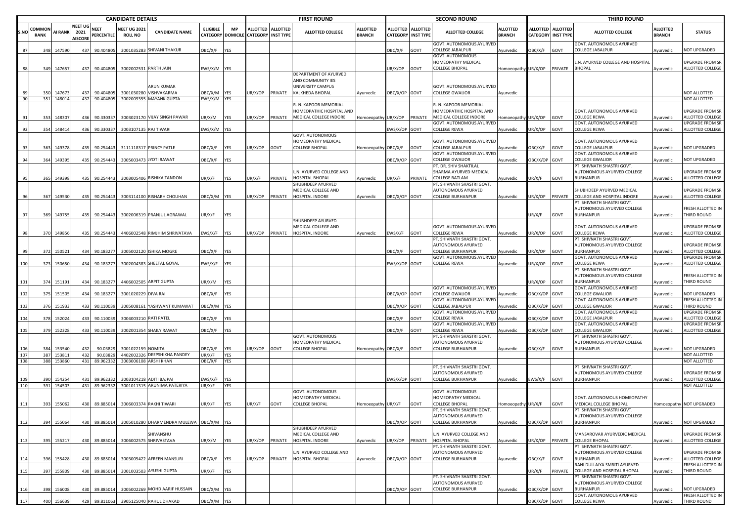| CANDIDATE DETAILS | | | | | | | | | FIRST ROUND | | | | SECOND ROUND | | | | THIRD ROUND | | | | |
|---|---|---|---|---|---|---|---|---|---|---|---|---|---|---|---|---|---|---|---|---|---|
| S.NO | COMMON RANK | AI RANK | NEET UG 2021 AISCORE | NEET PERCENTILE | NEET UG 2021 ROLL NO | CANDIDATE NAME | ELIGIBLE CATEGORY | MP DOMICILE | ALLOTTED CATEGORY | ALLOTTED INST TYPE | ALLOTTED COLLEGE | ALLOTTED BRANCH | ALLOTTED CATEGORY | ALLOTTED INST TYPE | ALLOTTED COLLEGE | ALLOTTED BRANCH | ALLOTTED CATEGORY | ALLOTTED INST TYPE | ALLOTTED COLLEGE | ALLOTTED BRANCH | STATUS |
| 87 | 348 | 147590 | 437 | 90.404805 | 3001035283 | SHIVANI THAKUR | OBC/X/F | YES | | | | | OBC/X/F | GOVT | GOVT. AUTONOMOUS AYURVED COLLEGE JABALPUR | Ayurvedic | OBC/X/F | GOVT | GOVT. AUTONOMOUS AYURVED COLLEGE JABALPUR | Ayurvedic | NOT UPGRADED |
| 88 | 349 | 147657 | 437 | 90.404805 | 3002002531 | PARTH JAIN | EWS/X/M | YES | | | | | UR/X/OP | GOVT | GOVT. AUTONOMOUS HOMEOPATHY MEDICAL COLLEGE BHOPAL | Homoeopathy | UR/X/OP | PRIVATE | L.N. AYURVED COLLEGE AND HOSPITAL BHOPAL | Ayurvedic | UPGRADE FROM SR ALLOTTED COLLEGE |
| 89 | 350 | 147673 | 437 | 90.404805 | 3001030280 | ARUN KUMAR VISHVAKARMA | OBC/X/M | YES | UR/X/OP | PRIVATE | DEPARTMENT OF AYURVED AND COMMUNITY IES UNIVERSITY CAMPUS KALKHEDA BHOPAL | Ayurvedic | OBC/X/OP | GOVT | GOVT. AUTONOMOUS AYURVED COLLEGE GWALIOR | Ayurvedic | | | | | NOT ALLOTTED |
| 90 | 351 | 148014 | 437 | 90.404805 | 3002009355 | MAYANK GUPTA | EWS/X/M | YES | | | | | | | | | | | | | NOT ALLOTTED |
| 91 | 353 | 148307 | 436 | 90.330337 | 3003023170 | VIJAY SINGH PAWAR | UR/X/M | YES | UR/X/OP | PRIVATE | R. N. KAPOOR MEMORIAL HOMEOPATHIC HOSPITAL AND MEDICAL COLLEGE INDORE | Homoeopathy | UR/X/OP | PRIVATE | R. N. KAPOOR MEMORIAL HOMEOPATHIC HOSPITAL AND MEDICAL COLLEGE INDORE | Homoeopathy | UR/X/OP | GOVT | GOVT. AUTONOMOUS AYURVED COLLEGE REWA | Ayurvedic | UPGRADE FROM SR ALLOTTED COLLEGE |
| 92 | 354 | 148414 | 436 | 90.330337 | 3003107135 | RAJ TIWARI | EWS/X/M | YES | | | | | EWS/X/OP | GOVT | GOVT. AUTONOMOUS AYURVED COLLEGE REWA | Ayurvedic | UR/X/OP | GOVT | GOVT. AUTONOMOUS AYURVED COLLEGE REWA | Ayurvedic | UPGRADE FROM SR ALLOTTED COLLEGE |
| 93 | 363 | 149378 | 435 | 90.254443 | 3111118317 | PRINCY PATLE | OBC/X/F | YES | UR/X/OP | GOVT | GOVT. AUTONOMOUS HOMEOPATHY MEDICAL COLLEGE BHOPAL | Homoeopathy | OBC/X/F | GOVT | GOVT. AUTONOMOUS AYURVED COLLEGE JABALPUR | Ayurvedic | OBC/X/F | GOVT | GOVT. AUTONOMOUS AYURVED COLLEGE JABALPUR | Ayurvedic | NOT UPGRADED |
| 94 | 364 | 149395 | 435 | 90.254443 | 3005003473 | JYOTI RAWAT | OBC/X/F | YES | | | | | OBC/X/OP | GOVT | GOVT. AUTONOMOUS AYURVED COLLEGE GWALIOR | Ayurvedic | OBC/X/OP | GOVT | GOVT. AUTONOMOUS AYURVED COLLEGE GWALIOR | Ayurvedic | NOT UPGRADED |
| 95 | 365 | 149398 | 435 | 90.254443 | 3003005406 | RISHIKA TANDON | UR/X/F | YES | UR/X/F | PRIVATE | L.N. AYURVED COLLEGE AND HOSPITAL BHOPAL | Ayurvedic | UR/X/F | PRIVATE | PT. DR. SHIV SHAKTILAL SHARMA AYURVED MEDICAL COLLEGE RATLAM | Ayurvedic | UR/X/F | GOVT | PT. SHIVNATH SHASTRI GOVT. AUTONOMOUS AYURVED COLLEGE BURHANPUR | Ayurvedic | UPGRADE FROM SR ALLOTTED COLLEGE |
| 96 | 367 | 149530 | 435 | 90.254443 | 3003114100 | RISHABH CHOUHAN | OBC/X/M | YES | UR/X/OP | PRIVATE | SHUBHDEEP AYURVED MEDICAL COLLEGE AND HOSPITAL INDORE | Ayurvedic | OBC/X/OP | GOVT | PT. SHIVNATH SHASTRI GOVT. AUTONOMOUS AYURVED COLLEGE BURHANPUR | Ayurvedic | UR/X/OP | PRIVATE | SHUBHDEEP AYURVED MEDICAL COLLEGE AND HOSPITAL INDORE | Ayurvedic | UPGRADE FROM SR ALLOTTED COLLEGE |
| 97 | 369 | 149755 | 435 | 90.254443 | 3002006319 | PRANJUL AGRAWAL | UR/X/F | YES | | | | | | | | | UR/X/F | GOVT | PT. SHIVNATH SHASTRI GOVT. AUTONOMOUS AYURVED COLLEGE BURHANPUR | Ayurvedic | FRESH ALLOTTED IN THIRD ROUND |
| 98 | 370 | 149856 | 435 | 90.254443 | 4406002548 | RIMJHIM SHRIVATAVA | EWS/X/F | YES | UR/X/OP | PRIVATE | SHUBHDEEP AYURVED MEDICAL COLLEGE AND HOSPITAL INDORE | Ayurvedic | EWS/X/F | GOVT | GOVT. AUTONOMOUS AYURVED COLLEGE REWA | Ayurvedic | UR/X/OP | GOVT | GOVT. AUTONOMOUS AYURVED COLLEGE REWA | Ayurvedic | UPGRADE FROM SR ALLOTTED COLLEGE |
| 99 | 372 | 150521 | 434 | 90.183277 | 3005002120 | ISHIKA MOGRE | OBC/X/F | YES | | | | | OBC/X/F | GOVT | PT. SHIVNATH SHASTRI GOVT. AUTONOMOUS AYURVED COLLEGE BURHANPUR | Ayurvedic | UR/X/OP | GOVT | PT. SHIVNATH SHASTRI GOVT. AUTONOMOUS AYURVED COLLEGE BURHANPUR | Ayurvedic | UPGRADE FROM SR ALLOTTED COLLEGE |
| 100 | 373 | 150650 | 434 | 90.183277 | 3002004383 | SHEETAL GOYAL | EWS/X/F | YES | | | | | EWS/X/OP | GOVT | GOVT. AUTONOMOUS AYURVED COLLEGE REWA | Ayurvedic | UR/X/OP | GOVT | GOVT. AUTONOMOUS AYURVED COLLEGE REWA | Ayurvedic | UPGRADE FROM SR ALLOTTED COLLEGE |
| 101 | 374 | 151191 | 434 | 90.183277 | 4406002505 | ARPIT GUPTA | UR/X/M | YES | | | | | | | | | UR/X/OP | GOVT | PT. SHIVNATH SHASTRI GOVT. AUTONOMOUS AYURVED COLLEGE BURHANPUR | Ayurvedic | FRESH ALLOTTED IN THIRD ROUND |
| 102 | 375 | 151505 | 434 | 90.183277 | 3001020229 | DIVA RAI | OBC/X/F | YES | | | | | OBC/X/OP | GOVT | GOVT. AUTONOMOUS AYURVED COLLEGE GWALIOR | Ayurvedic | OBC/X/OP | GOVT | GOVT. AUTONOMOUS AYURVED COLLEGE GWALIOR | Ayurvedic | NOT UPGRADED |
| 103 | 376 | 151933 | 433 | 90.110039 | 3005008161 | YASHWANT KUMAWAT | OBC/X/M | YES | | | | | OBC/X/OP | GOVT | GOVT. AUTONOMOUS AYURVED COLLEGE JABALPUR | Ayurvedic | OBC/X/OP | GOVT | GOVT. AUTONOMOUS AYURVED COLLEGE GWALIOR | Ayurvedic | FRESH ALLOTTED IN THIRD ROUND |
| 104 | 378 | 152024 | 433 | 90.110039 | 3004003210 | RATI PATEL | OBC/X/F | YES | | | | | OBC/X/F | GOVT | GOVT. AUTONOMOUS AYURVED COLLEGE REWA | Ayurvedic | OBC/X/OP | GOVT | GOVT. AUTONOMOUS AYURVED COLLEGE JABALPUR | Ayurvedic | UPGRADE FROM SR ALLOTTED COLLEGE |
| 105 | 379 | 152328 | 433 | 90.110039 | 3002001354 | SHAILY RAWAT | OBC/X/F | YES | | | | | OBC/X/F | GOVT | GOVT. AUTONOMOUS AYURVED COLLEGE REWA | Ayurvedic | OBC/X/OP | GOVT | GOVT. AUTONOMOUS AYURVED COLLEGE GWALIOR | Ayurvedic | UPGRADE FROM SR ALLOTTED COLLEGE |
| 106 | 384 | 153540 | 432 | 90.03829 | 3001022159 | NOMITA | OBC/X/F | YES | UR/X/OP | GOVT | GOVT. AUTONOMOUS HOMEOPATHY MEDICAL COLLEGE BHOPAL | Homoeopathy | OBC/X/F | GOVT | PT. SHIVNATH SHASTRI GOVT. AUTONOMOUS AYURVED COLLEGE BURHANPUR | Ayurvedic | OBC/X/F | GOVT | PT. SHIVNATH SHASTRI GOVT. AUTONOMOUS AYURVED COLLEGE BURHANPUR | Ayurvedic | NOT UPGRADED |
| 107 | 387 | 153811 | 432 | 90.03829 | 4402002326 | DEEPSHIKHA PANDEY | UR/X/F | YES | | | | | | | | | | | | | NOT ALLOTTED |
| 108 | 388 | 153860 | 431 | 89.962332 | 3003006108 | ARSHI KHAN | OBC/X/F | YES | | | | | | | | | | | | | NOT ALLOTTED |
| 109 | 390 | 154254 | 431 | 89.962332 | 3003104218 | ADITI BAJPAI | EWS/X/F | YES | | | | | EWS/X/OP | GOVT | PT. SHIVNATH SHASTRI GOVT. AUTONOMOUS AYURVED COLLEGE BURHANPUR | Ayurvedic | EWS/X/F | GOVT | PT. SHIVNATH SHASTRI GOVT. AUTONOMOUS AYURVED COLLEGE BURHANPUR | Ayurvedic | UPGRADE FROM SR ALLOTTED COLLEGE |
| 110 | 391 | 154503 | 431 | 89.962332 | 3001011315 | ARUNIMA PATERIYA | UR/X/F | YES | | | | | | | | | | | | | NOT ALLOTTED |
| 111 | 393 | 155062 | 430 | 89.885014 | 3006003374 | RAKHI TIWARI | UR/X/F | YES | UR/X/F | GOVT | GOVT. AUTONOMOUS HOMEOPATHY MEDICAL COLLEGE BHOPAL | Homoeopathy | UR/X/F | GOVT | GOVT. AUTONOMOUS HOMEOPATHY MEDICAL COLLEGE BHOPAL | Homoeopathy | UR/X/F | GOVT | GOVT. AUTONOMOUS HOMEOPATHY MEDICAL COLLEGE BHOPAL | Homoeopathy | NOT UPGRADED |
| 112 | 394 | 155064 | 430 | 89.885014 | 3005010280 | DHARMENDRA MULEWA | OBC/X/M | YES | | | | | OBC/X/OP | GOVT | PT. SHIVNATH SHASTRI GOVT. AUTONOMOUS AYURVED COLLEGE BURHANPUR | Ayurvedic | OBC/X/OP | GOVT | PT. SHIVNATH SHASTRI GOVT. AUTONOMOUS AYURVED COLLEGE BURHANPUR | Ayurvedic | NOT UPGRADED |
| 113 | 395 | 155217 | 430 | 89.885014 | 3006002575 | SHIVANSHU SHRIVASTAVA | UR/X/M | YES | UR/X/OP | PRIVATE | SHUBHDEEP AYURVED MEDICAL COLLEGE AND HOSPITAL INDORE | Ayurvedic | UR/X/OP | PRIVATE | L.N. AYURVED COLLEGE AND HOSPITAL BHOPAL | Ayurvedic | UR/X/OP | PRIVATE | MANSAROVAR AYURVEDIC MEDICAL COLLEGE BHOPAL | Ayurvedic | UPGRADE FROM SR ALLOTTED COLLEGE |
| 114 | 396 | 155428 | 430 | 89.885014 | 3003005422 | AFREEN MANSURI | OBC/X/F | YES | UR/X/OP | PRIVATE | L.N. AYURVED COLLEGE AND HOSPITAL BHOPAL | Ayurvedic | OBC/X/OP | GOVT | PT. SHIVNATH SHASTRI GOVT. AUTONOMOUS AYURVED COLLEGE BURHANPUR | Ayurvedic | OBC/X/F | GOVT | PT. SHIVNATH SHASTRI GOVT. AUTONOMOUS AYURVED COLLEGE BURHANPUR | Ayurvedic | UPGRADE FROM SR ALLOTTED COLLEGE |
| 115 | 397 | 155809 | 430 | 89.885014 | 3001003503 | AYUSHI GUPTA | UR/X/F | YES | | | | | | | | | UR/X/F | PRIVATE | RANI DULLAIYA SMRITI AYURVED COLLEGE AND HOSPITAL BHOPAL | Ayurvedic | FRESH ALLOTTED IN THIRD ROUND |
| 116 | 398 | 156008 | 430 | 89.885014 | 3005002269 | MOHD AARIF HUSSAIN | OBC/X/M | YES | | | | | OBC/X/OP | GOVT | PT. SHIVNATH SHASTRI GOVT. AUTONOMOUS AYURVED COLLEGE BURHANPUR | Ayurvedic | OBC/X/OP | GOVT | PT. SHIVNATH SHASTRI GOVT. AUTONOMOUS AYURVED COLLEGE BURHANPUR | Ayurvedic | NOT UPGRADED |
| 117 | 400 | 156639 | 429 | 89.811063 | 3905125040 | RAHUL DHAKAD | OBC/X/M | YES | | | | | | | | | OBC/X/OP | GOVT | GOVT. AUTONOMOUS AYURVED COLLEGE REWA | Ayurvedic | FRESH ALLOTTED IN THIRD ROUND |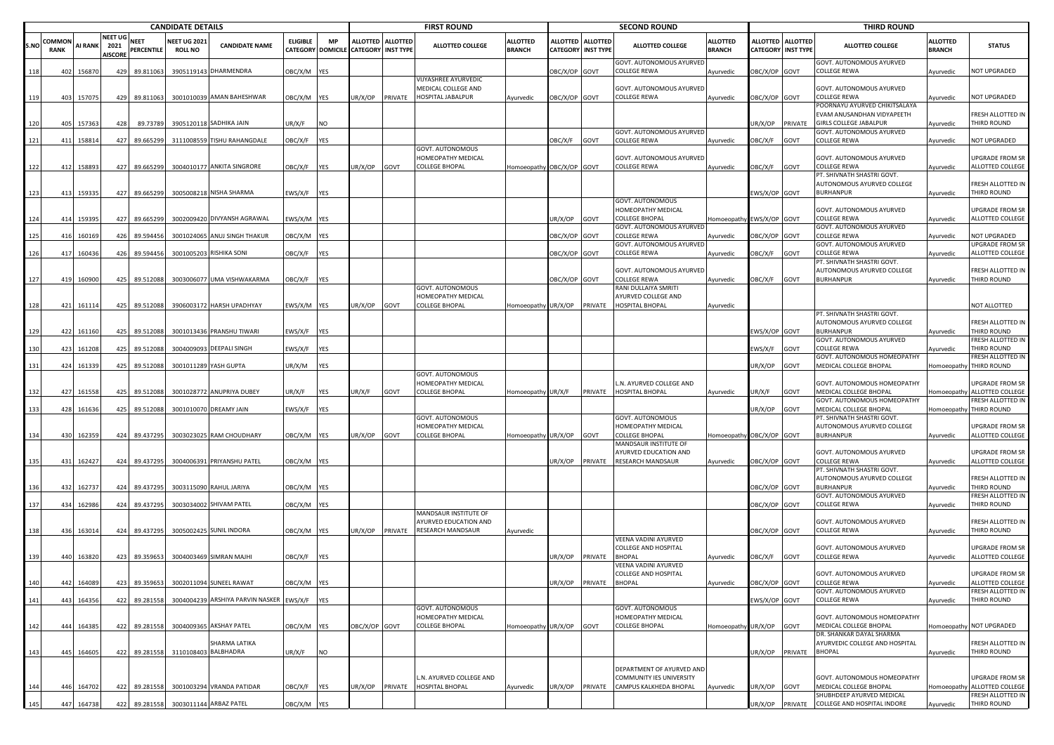| CANDIDATE DETAILS | | | | | | | | FIRST ROUND | | | | | SECOND ROUND | | | | | THIRD ROUND | | | | | |
|---|---|---|---|---|---|---|---|---|---|---|---|---|---|---|---|---|---|---|---|---|---|---|
| S.NO | COMMON RANK | AI RANK | NEET UG 2021 AISCORE | NEET PERCENTILE | NEET UG 2021 ROLL NO | CANDIDATE NAME | ELIGIBLE CATEGORY | MP DOMICILE | ALLOTTED CATEGORY | ALLOTTED INST TYPE | ALLOTTED COLLEGE | ALLOTTED BRANCH | ALLOTTED CATEGORY | ALLOTTED INST TYPE | ALLOTTED COLLEGE | ALLOTTED BRANCH | ALLOTTED CATEGORY | ALLOTTED INST TYPE | ALLOTTED COLLEGE | ALLOTTED BRANCH | STATUS |
| 118 | 402 | 156870 | 429 | 89.811063 | 3905119143 | DHARMENDRA | OBC/X/M | YES | | | | | OBC/X/OP | GOVT | GOVT. AUTONOMOUS AYURVED COLLEGE REWA | Ayurvedic | OBC/X/OP | GOVT | GOVT. AUTONOMOUS AYURVED COLLEGE REWA | Ayurvedic | NOT UPGRADED |
| 119 | 403 | 157075 | 429 | 89.811063 | 3001010039 | AMAN BAHESHWAR | OBC/X/M | YES | UR/X/OP | PRIVATE | VIJYASHREE AYURVEDIC MEDICAL COLLEGE AND HOSPITAL JABALPUR | Ayurvedic | OBC/X/OP | GOVT | GOVT. AUTONOMOUS AYURVED COLLEGE REWA | Ayurvedic | OBC/X/OP | GOVT | GOVT. AUTONOMOUS AYURVED COLLEGE REWA | Ayurvedic | NOT UPGRADED |
| 120 | 405 | 157363 | 428 | 89.73789 | 3905120118 | SADHIKA JAIN | UR/X/F | NO | | | | | | | | | UR/X/OP | PRIVATE | POORNAYU AYURVED CHIKITSALAYA EVAM ANUSANDHAN VIDYAPEETH GIRLS COLLEGE JABALPUR | Ayurvedic | FRESH ALLOTTED IN THIRD ROUND |
| 121 | 411 | 158814 | 427 | 89.665299 | 3111008559 | TISHU RAHANGDALE | OBC/X/F | YES | | | | | OBC/X/F | GOVT | GOVT. AUTONOMOUS AYURVED COLLEGE REWA | Ayurvedic | OBC/X/F | GOVT | GOVT. AUTONOMOUS AYURVED COLLEGE REWA | Ayurvedic | NOT UPGRADED |
| 122 | 412 | 158893 | 427 | 89.665299 | 3004010177 | ANKITA SINGRORE | OBC/X/F | YES | UR/X/OP | GOVT | GOVT. AUTONOMOUS HOMEOPATHY MEDICAL COLLEGE BHOPAL | Homoeopathy | OBC/X/OP | GOVT | GOVT. AUTONOMOUS AYURVED COLLEGE REWA | Ayurvedic | OBC/X/F | GOVT | GOVT. AUTONOMOUS AYURVED COLLEGE REWA | Ayurvedic | UPGRADE FROM SR ALLOTTED COLLEGE |
| 123 | 413 | 159335 | 427 | 89.665299 | 3005008218 | NISHA SHARMA | EWS/X/F | YES | | | | | | | | | EWS/X/OP | GOVT | PT. SHIVNATH SHASTRI GOVT. AUTONOMOUS AYURVED COLLEGE BURHANPUR | Ayurvedic | FRESH ALLOTTED IN THIRD ROUND |
| 124 | 414 | 159395 | 427 | 89.665299 | 3002009420 | DIVYANSH AGRAWAL | EWS/X/M | YES | | | | | UR/X/OP | GOVT | GOVT. AUTONOMOUS HOMEOPATHY MEDICAL COLLEGE BHOPAL | Homoeopathy | EWS/X/OP | GOVT | GOVT. AUTONOMOUS AYURVED COLLEGE REWA | Ayurvedic | UPGRADE FROM SR ALLOTTED COLLEGE |
| 125 | 416 | 160169 | 426 | 89.594456 | 3001024065 | ANUJ SINGH THAKUR | OBC/X/M | YES | | | | | OBC/X/OP | GOVT | GOVT. AUTONOMOUS AYURVED COLLEGE REWA | Ayurvedic | OBC/X/OP | GOVT | GOVT. AUTONOMOUS AYURVED COLLEGE REWA | Ayurvedic | NOT UPGRADED |
| 126 | 417 | 160436 | 426 | 89.594456 | 3001005203 | RISHIKA SONI | OBC/X/F | YES | | | | | OBC/X/OP | GOVT | GOVT. AUTONOMOUS AYURVED COLLEGE REWA | Ayurvedic | OBC/X/F | GOVT | GOVT. AUTONOMOUS AYURVED COLLEGE REWA | Ayurvedic | UPGRADE FROM SR ALLOTTED COLLEGE |
| 127 | 419 | 160900 | 425 | 89.512088 | 3003006077 | UMA VISHWAKARMA | OBC/X/F | YES | | | | | OBC/X/OP | GOVT | GOVT. AUTONOMOUS AYURVED COLLEGE REWA | Ayurvedic | OBC/X/F | GOVT | PT. SHIVNATH SHASTRI GOVT. AUTONOMOUS AYURVED COLLEGE BURHANPUR | Ayurvedic | FRESH ALLOTTED IN THIRD ROUND |
| 128 | 421 | 161114 | 425 | 89.512088 | 3906003172 | HARSH UPADHYAY | EWS/X/M | YES | UR/X/OP | GOVT | GOVT. AUTONOMOUS HOMEOPATHY MEDICAL COLLEGE BHOPAL | Homoeopathy | UR/X/OP | PRIVATE | RANI DULLAIYA SMRITI AYURVED COLLEGE AND HOSPITAL BHOPAL | Ayurvedic | | | | | NOT ALLOTTED |
| 129 | 422 | 161160 | 425 | 89.512088 | 3001013436 | PRANSHU TIWARI | EWS/X/F | YES | | | | | | | | | EWS/X/OP | GOVT | PT. SHIVNATH SHASTRI GOVT. AUTONOMOUS AYURVED COLLEGE BURHANPUR | Ayurvedic | FRESH ALLOTTED IN THIRD ROUND |
| 130 | 423 | 161208 | 425 | 89.512088 | 3004009093 | DEEPALI SINGH | EWS/X/F | YES | | | | | | | | | EWS/X/F | GOVT | GOVT. AUTONOMOUS AYURVED COLLEGE REWA | Ayurvedic | FRESH ALLOTTED IN THIRD ROUND |
| 131 | 424 | 161339 | 425 | 89.512088 | 3001011289 | YASH GUPTA | UR/X/M | YES | | | | | | | | | UR/X/OP | GOVT | GOVT. AUTONOMOUS HOMEOPATHY MEDICAL COLLEGE BHOPAL | Homoeopathy | FRESH ALLOTTED IN THIRD ROUND |
| 132 | 427 | 161558 | 425 | 89.512088 | 3001028772 | ANUPRIYA DUBEY | UR/X/F | YES | UR/X/F | GOVT | GOVT. AUTONOMOUS HOMEOPATHY MEDICAL COLLEGE BHOPAL | Homoeopathy | UR/X/F | PRIVATE | L.N. AYURVED COLLEGE AND HOSPITAL BHOPAL | Ayurvedic | UR/X/F | GOVT | GOVT. AUTONOMOUS HOMEOPATHY MEDICAL COLLEGE BHOPAL | Homoeopathy | UPGRADE FROM SR ALLOTTED COLLEGE |
| 133 | 428 | 161636 | 425 | 89.512088 | 3001010070 | DREAMY JAIN | EWS/X/F | YES | | | | | | | | | UR/X/OP | GOVT | GOVT. AUTONOMOUS HOMEOPATHY MEDICAL COLLEGE BHOPAL | Homoeopathy | FRESH ALLOTTED IN THIRD ROUND |
| 134 | 430 | 162359 | 424 | 89.437295 | 3003023025 | RAM CHOUDHARY | OBC/X/M | YES | UR/X/OP | GOVT | GOVT. AUTONOMOUS HOMEOPATHY MEDICAL COLLEGE BHOPAL | Homoeopathy | UR/X/OP | GOVT | GOVT. AUTONOMOUS HOMEOPATHY MEDICAL COLLEGE BHOPAL | Homoeopathy | OBC/X/OP | GOVT | PT. SHIVNATH SHASTRI GOVT. AUTONOMOUS AYURVED COLLEGE BURHANPUR | Ayurvedic | UPGRADE FROM SR ALLOTTED COLLEGE |
| 135 | 431 | 162427 | 424 | 89.437295 | 3004006391 | PRIYANSHU PATEL | OBC/X/M | YES | | | | | UR/X/OP | PRIVATE | MANDSAUR INSTITUTE OF AYURVED EDUCATION AND RESEARCH MANDSAUR | Ayurvedic | OBC/X/OP | GOVT | GOVT. AUTONOMOUS AYURVED COLLEGE REWA | Ayurvedic | UPGRADE FROM SR ALLOTTED COLLEGE |
| 136 | 432 | 162737 | 424 | 89.437295 | 3003115090 | RAHUL JARIYA | OBC/X/M | YES | | | | | | | | | OBC/X/OP | GOVT | PT. SHIVNATH SHASTRI GOVT. AUTONOMOUS AYURVED COLLEGE BURHANPUR | Ayurvedic | FRESH ALLOTTED IN THIRD ROUND |
| 137 | 434 | 162986 | 424 | 89.437295 | 3003034002 | SHIVAM PATEL | OBC/X/M | YES | | | | | | | | | OBC/X/OP | GOVT | GOVT. AUTONOMOUS AYURVED COLLEGE REWA | Ayurvedic | FRESH ALLOTTED IN THIRD ROUND |
| 138 | 436 | 163014 | 424 | 89.437295 | 3005002425 | SUNIL INDORA | OBC/X/M | YES | UR/X/OP | PRIVATE | MANDSAUR INSTITUTE OF AYURVED EDUCATION AND RESEARCH MANDSAUR | Ayurvedic | | | | | OBC/X/OP | GOVT | GOVT. AUTONOMOUS AYURVED COLLEGE REWA | Ayurvedic | FRESH ALLOTTED IN THIRD ROUND |
| 139 | 440 | 163820 | 423 | 89.359653 | 3004003469 | SIMRAN MAJHI | OBC/X/F | YES | | | | | UR/X/OP | PRIVATE | VEENA VADINI AYURVED COLLEGE AND HOSPITAL BHOPAL | Ayurvedic | OBC/X/F | GOVT | GOVT. AUTONOMOUS AYURVED COLLEGE REWA | Ayurvedic | UPGRADE FROM SR ALLOTTED COLLEGE |
| 140 | 442 | 164089 | 423 | 89.359653 | 3002011094 | SUNEEL RAWAT | OBC/X/M | YES | | | | | UR/X/OP | PRIVATE | VEENA VADINI AYURVED COLLEGE AND HOSPITAL BHOPAL | Ayurvedic | OBC/X/OP | GOVT | GOVT. AUTONOMOUS AYURVED COLLEGE REWA | Ayurvedic | UPGRADE FROM SR ALLOTTED COLLEGE |
| 141 | 443 | 164356 | 422 | 89.281558 | 3004004239 | ARSHIYA PARVIN NASKER | EWS/X/F | YES | | | | | | | | | EWS/X/OP | GOVT | GOVT. AUTONOMOUS AYURVED COLLEGE REWA | Ayurvedic | FRESH ALLOTTED IN THIRD ROUND |
| 142 | 444 | 164385 | 422 | 89.281558 | 3004009365 | AKSHAY PATEL | OBC/X/M | YES | OBC/X/OP | GOVT | GOVT. AUTONOMOUS HOMEOPATHY MEDICAL COLLEGE BHOPAL | Homoeopathy | UR/X/OP | GOVT | GOVT. AUTONOMOUS HOMEOPATHY MEDICAL COLLEGE BHOPAL | Homoeopathy | UR/X/OP | GOVT | GOVT. AUTONOMOUS HOMEOPATHY MEDICAL COLLEGE BHOPAL | Homoeopathy | NOT UPGRADED |
| 143 | 445 | 164605 | 422 | 89.281558 | 3110108403 | SHARMA LATIKA BALBHADRA | UR/X/F | NO | | | | | | | | | UR/X/OP | PRIVATE | DR. SHANKAR DAYAL SHARMA AYURVEDIC COLLEGE AND HOSPITAL BHOPAL | Ayurvedic | FRESH ALLOTTED IN THIRD ROUND |
| 144 | 446 | 164702 | 422 | 89.281558 | 3001003294 | VRANDA PATIDAR | OBC/X/F | YES | UR/X/OP | PRIVATE | L.N. AYURVED COLLEGE AND HOSPITAL BHOPAL | Ayurvedic | UR/X/OP | PRIVATE | DEPARTMENT OF AYURVED AND COMMUNITY IES UNIVERSITY CAMPUS KALKHEDA BHOPAL | Ayurvedic | UR/X/OP | GOVT | GOVT. AUTONOMOUS HOMEOPATHY MEDICAL COLLEGE BHOPAL | Homoeopathy | UPGRADE FROM SR ALLOTTED COLLEGE |
| 145 | 447 | 164738 | 422 | 89.281558 | 3003011144 | ARBAZ PATEL | OBC/X/M | YES | | | | | | | | | UR/X/OP | PRIVATE | SHUBHDEEP AYURVED MEDICAL COLLEGE AND HOSPITAL INDORE | Ayurvedic | FRESH ALLOTTED IN THIRD ROUND |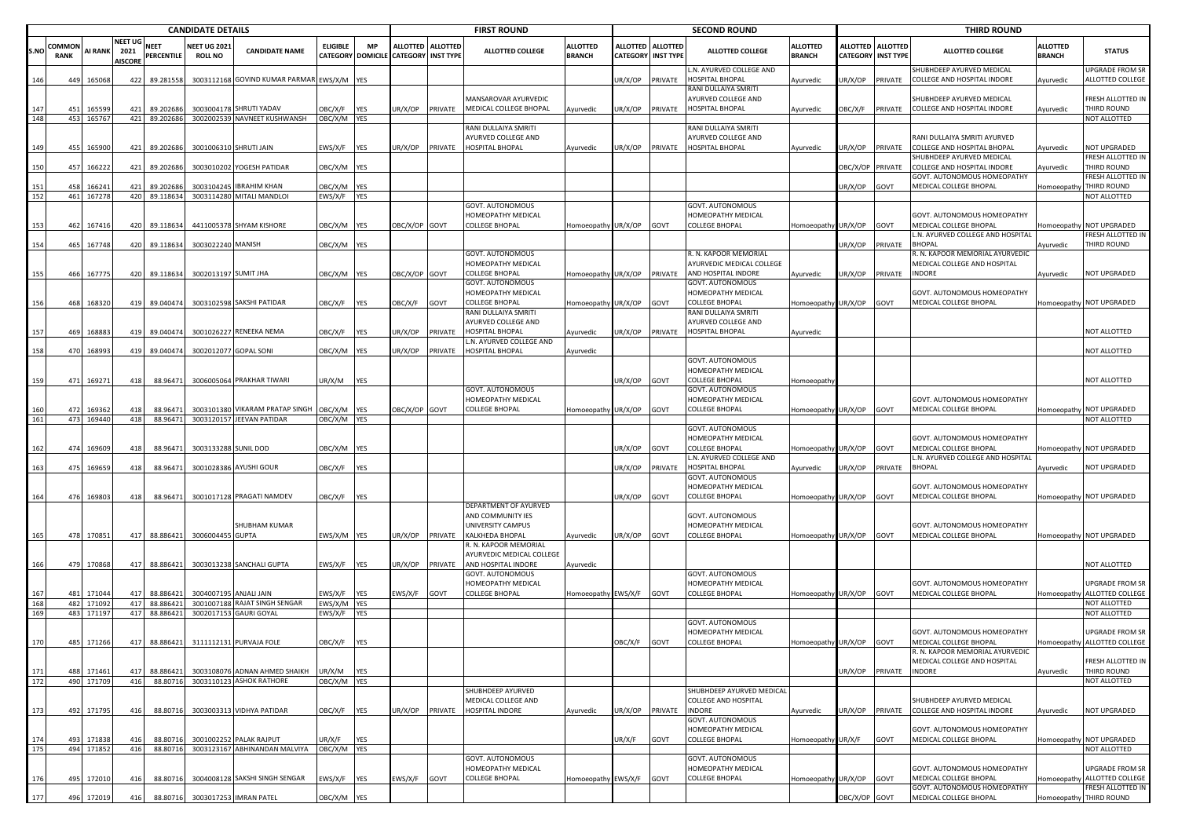| S.NO | CANDIDATE DETAILS | | | | | | | | FIRST ROUND | | | | | SECOND ROUND | | | | | THIRD ROUND | | | | | |
|---|---|---|---|---|---|---|---|---|---|---|---|---|---|---|---|---|---|---|---|---|---|---|---|---|
| | COMMON RANK | AI RANK | NEET UG 2021 AISCORE | NEET PERCENTILE | NEET UG 2021 ROLL NO | CANDIDATE NAME | ELIGIBLE CATEGORY | MP DOMICILE | ALLOTTED CATEGORY | ALLOTTED INST TYPE | ALLOTTED COLLEGE | ALLOTTED BRANCH | ALLOTTED CATEGORY | ALLOTTED INST TYPE | ALLOTTED COLLEGE | ALLOTTED BRANCH | ALLOTTED CATEGORY | ALLOTTED INST TYPE | ALLOTTED COLLEGE | ALLOTTED BRANCH | STATUS |
| 146 | 449 | 165068 | 422 | 89.281558 | 3003112168 | GOVIND KUMAR PARMAR | EWS/X/M | YES | | | | | UR/X/OP | PRIVATE | L.N. AYURVED COLLEGE AND HOSPITAL BHOPAL | Ayurvedic | UR/X/OP | PRIVATE | SHUBHDEEP AYURVED MEDICAL COLLEGE AND HOSPITAL INDORE | Ayurvedic | UPGRADE FROM SR ALLOTTED COLLEGE |
| 147 | 451 | 165599 | 421 | 89.202686 | 3003004178 | SHRUTI YADAV | OBC/X/F | YES | UR/X/OP | PRIVATE | MANSAROVAR AYURVEDIC MEDICAL COLLEGE BHOPAL | Ayurvedic | UR/X/OP | PRIVATE | RANI DULLAIYA SMRITI AYURVED COLLEGE AND HOSPITAL BHOPAL | Ayurvedic | OBC/X/F | PRIVATE | SHUBHDEEP AYURVED MEDICAL COLLEGE AND HOSPITAL INDORE | Ayurvedic | FRESH ALLOTTED IN THIRD ROUND |
| 148 | 453 | 165767 | 421 | 89.202686 | 3002002539 | NAVNEET KUSHWANSH | OBC/X/M | YES | | | | | | | | | | | | | NOT ALLOTTED |
| 149 | 455 | 165900 | 421 | 89.202686 | 3001006310 | SHRUTI JAIN | EWS/X/F | YES | UR/X/OP | PRIVATE | RANI DULLAIYA SMRITI AYURVED COLLEGE AND HOSPITAL BHOPAL | Ayurvedic | UR/X/OP | PRIVATE | RANI DULLAIYA SMRITI AYURVED COLLEGE AND HOSPITAL BHOPAL | Ayurvedic | UR/X/OP | PRIVATE | RANI DULLAIYA SMRITI AYURVED COLLEGE AND HOSPITAL BHOPAL | Ayurvedic | NOT UPGRADED |
| 150 | 457 | 166222 | 421 | 89.202686 | 3003010202 | YOGESH PATIDAR | OBC/X/M | YES | | | | | | | | | OBC/X/OP | PRIVATE | SHUBHDEEP AYURVED MEDICAL COLLEGE AND HOSPITAL INDORE | Ayurvedic | FRESH ALLOTTED IN THIRD ROUND |
| 151 | 458 | 166241 | 421 | 89.202686 | 3003104245 | IBRAHIM KHAN | OBC/X/M | YES | | | | | | | | | UR/X/OP | GOVT | GOVT. AUTONOMOUS HOMEOPATHY MEDICAL COLLEGE BHOPAL | Homoeopathy | FRESH ALLOTTED IN THIRD ROUND |
| 152 | 461 | 167278 | 420 | 89.118634 | 3003114280 | MITALI MANDLOI | EWS/X/F | YES | | | | | | | | | | | | | NOT ALLOTTED |
| 153 | 462 | 167416 | 420 | 89.118634 | 4411005378 | SHYAM KISHORE | OBC/X/M | YES | OBC/X/OP | GOVT | GOVT. AUTONOMOUS HOMEOPATHY MEDICAL COLLEGE BHOPAL | Homoeopathy | UR/X/OP | GOVT | GOVT. AUTONOMOUS HOMEOPATHY MEDICAL COLLEGE BHOPAL | Homoeopathy | UR/X/OP | GOVT | GOVT. AUTONOMOUS HOMEOPATHY MEDICAL COLLEGE BHOPAL | Homoeopathy | NOT UPGRADED |
| 154 | 465 | 167748 | 420 | 89.118634 | 3003022240 | MANISH | OBC/X/M | YES | | | | | | | | | UR/X/OP | PRIVATE | L.N. AYURVED COLLEGE AND HOSPITAL BHOPAL | Ayurvedic | FRESH ALLOTTED IN THIRD ROUND |
| 155 | 466 | 167775 | 420 | 89.118634 | 3002013197 | SUMIT JHA | OBC/X/M | YES | OBC/X/OP | GOVT | GOVT. AUTONOMOUS HOMEOPATHY MEDICAL COLLEGE BHOPAL | Homoeopathy | UR/X/OP | PRIVATE | R. N. KAPOOR MEMORIAL AYURVEDIC MEDICAL COLLEGE AND HOSPITAL INDORE | Ayurvedic | UR/X/OP | PRIVATE | R. N. KAPOOR MEMORIAL AYURVEDIC MEDICAL COLLEGE AND HOSPITAL INDORE | Ayurvedic | NOT UPGRADED |
| 156 | 468 | 168320 | 419 | 89.040474 | 3003102598 | SAKSHI PATIDAR | OBC/X/F | YES | OBC/X/F | GOVT | GOVT. AUTONOMOUS HOMEOPATHY MEDICAL COLLEGE BHOPAL | Homoeopathy | UR/X/OP | GOVT | GOVT. AUTONOMOUS HOMEOPATHY MEDICAL COLLEGE BHOPAL | Homoeopathy | UR/X/OP | GOVT | GOVT. AUTONOMOUS HOMEOPATHY MEDICAL COLLEGE BHOPAL | Homoeopathy | NOT UPGRADED |
| 157 | 469 | 168883 | 419 | 89.040474 | 3001026227 | RENEEKA NEMA | OBC/X/F | YES | UR/X/OP | PRIVATE | RANI DULLAIYA SMRITI AYURVED COLLEGE AND HOSPITAL BHOPAL | Ayurvedic | UR/X/OP | PRIVATE | RANI DULLAIYA SMRITI AYURVED COLLEGE AND HOSPITAL BHOPAL | Ayurvedic | | | | | NOT ALLOTTED |
| 158 | 470 | 168993 | 419 | 89.040474 | 3002012077 | GOPAL SONI | OBC/X/M | YES | UR/X/OP | PRIVATE | L.N. AYURVED COLLEGE AND HOSPITAL BHOPAL | Ayurvedic | | | | | | | | | NOT ALLOTTED |
| 159 | 471 | 169271 | 418 | 88.96471 | 3006005064 | PRAKHAR TIWARI | UR/X/M | YES | | | | | UR/X/OP | GOVT | GOVT. AUTONOMOUS HOMEOPATHY MEDICAL COLLEGE BHOPAL | Homoeopathy | | | | | NOT ALLOTTED |
| 160 | 472 | 169362 | 418 | 88.96471 | 3003101380 | VIKARAM PRATAP SINGH | OBC/X/M | YES | OBC/X/OP | GOVT | GOVT. AUTONOMOUS HOMEOPATHY MEDICAL COLLEGE BHOPAL | Homoeopathy | UR/X/OP | GOVT | GOVT. AUTONOMOUS HOMEOPATHY MEDICAL COLLEGE BHOPAL | Homoeopathy | UR/X/OP | GOVT | GOVT. AUTONOMOUS HOMEOPATHY MEDICAL COLLEGE BHOPAL | Homoeopathy | NOT UPGRADED |
| 161 | 473 | 169440 | 418 | 88.96471 | 3003120157 | JEEVAN PATIDAR | OBC/X/M | YES | | | | | | | | | | | | | NOT ALLOTTED |
| 162 | 474 | 169609 | 418 | 88.96471 | 3003133288 | SUNIL DOD | OBC/X/M | YES | | | | | UR/X/OP | GOVT | GOVT. AUTONOMOUS HOMEOPATHY MEDICAL COLLEGE BHOPAL | Homoeopathy | UR/X/OP | GOVT | GOVT. AUTONOMOUS HOMEOPATHY MEDICAL COLLEGE BHOPAL | Homoeopathy | NOT UPGRADED |
| 163 | 475 | 169659 | 418 | 88.96471 | 3001028386 | AYUSHI GOUR | OBC/X/F | YES | | | | | UR/X/OP | PRIVATE | L.N. AYURVED COLLEGE AND HOSPITAL BHOPAL | Ayurvedic | UR/X/OP | PRIVATE | L.N. AYURVED COLLEGE AND HOSPITAL BHOPAL | Ayurvedic | NOT UPGRADED |
| 164 | 476 | 169803 | 418 | 88.96471 | 3001017128 | PRAGATI NAMDEV | OBC/X/F | YES | | | | | UR/X/OP | GOVT | GOVT. AUTONOMOUS HOMEOPATHY MEDICAL COLLEGE BHOPAL | Homoeopathy | UR/X/OP | GOVT | GOVT. AUTONOMOUS HOMEOPATHY MEDICAL COLLEGE BHOPAL | Homoeopathy | NOT UPGRADED |
| 165 | 478 | 170851 | 417 | 88.886421 | 3006004455 | SHUBHAM KUMAR GUPTA | EWS/X/M | YES | UR/X/OP | PRIVATE | DEPARTMENT OF AYURVED AND COMMUNITY IES UNIVERSITY CAMPUS KALKHEDA BHOPAL | Ayurvedic | UR/X/OP | GOVT | GOVT. AUTONOMOUS HOMEOPATHY MEDICAL COLLEGE BHOPAL | Homoeopathy | UR/X/OP | GOVT | GOVT. AUTONOMOUS HOMEOPATHY MEDICAL COLLEGE BHOPAL | Homoeopathy | NOT UPGRADED |
| 166 | 479 | 170868 | 417 | 88.886421 | 3003013238 | SANCHALI GUPTA | EWS/X/F | YES | UR/X/OP | PRIVATE | R. N. KAPOOR MEMORIAL AYURVEDIC MEDICAL COLLEGE AND HOSPITAL INDORE | Ayurvedic | | | | | | | | | NOT ALLOTTED |
| 167 | 481 | 171044 | 417 | 88.886421 | 3004007195 | ANJALI JAIN | EWS/X/F | YES | EWS/X/F | GOVT | GOVT. AUTONOMOUS HOMEOPATHY MEDICAL COLLEGE BHOPAL | Homoeopathy | EWS/X/F | GOVT | GOVT. AUTONOMOUS HOMEOPATHY MEDICAL COLLEGE BHOPAL | Homoeopathy | UR/X/OP | GOVT | GOVT. AUTONOMOUS HOMEOPATHY MEDICAL COLLEGE BHOPAL | Homoeopathy | UPGRADE FROM SR ALLOTTED COLLEGE |
| 168 | 482 | 171092 | 417 | 88.886421 | 3001007188 | RAJAT SINGH SENGAR | EWS/X/M | YES | | | | | | | | | | | | | NOT ALLOTTED |
| 169 | 483 | 171197 | 417 | 88.886421 | 3002017153 | GAURI GOYAL | EWS/X/F | YES | | | | | | | | | | | | | NOT ALLOTTED |
| 170 | 485 | 171266 | 417 | 88.886421 | 3111112131 | PURVAJA FOLE | OBC/X/F | YES | | | | | OBC/X/F | GOVT | GOVT. AUTONOMOUS HOMEOPATHY MEDICAL COLLEGE BHOPAL | Homoeopathy | UR/X/OP | GOVT | GOVT. AUTONOMOUS HOMEOPATHY MEDICAL COLLEGE BHOPAL | Homoeopathy | UPGRADE FROM SR ALLOTTED COLLEGE |
| 171 | 488 | 171461 | 417 | 88.886421 | 3003108076 | ADNAN AHMED SHAIKH | UR/X/M | YES | | | | | | | | | UR/X/OP | PRIVATE | R. N. KAPOOR MEMORIAL AYURVEDIC MEDICAL COLLEGE AND HOSPITAL INDORE | Ayurvedic | FRESH ALLOTTED IN THIRD ROUND |
| 172 | 490 | 171709 | 416 | 88.80716 | 3003110123 | ASHOK RATHORE | OBC/X/M | YES | | | | | | | | | | | | | NOT ALLOTTED |
| 173 | 492 | 171795 | 416 | 88.80716 | 3003003313 | VIDHYA PATIDAR | OBC/X/F | YES | UR/X/OP | PRIVATE | SHUBHDEEP AYURVED MEDICAL COLLEGE AND HOSPITAL INDORE | Ayurvedic | UR/X/OP | PRIVATE | SHUBHDEEP AYURVED MEDICAL COLLEGE AND HOSPITAL INDORE | Ayurvedic | UR/X/OP | PRIVATE | SHUBHDEEP AYURVED MEDICAL COLLEGE AND HOSPITAL INDORE | Ayurvedic | NOT UPGRADED |
| 174 | 493 | 171838 | 416 | 88.80716 | 3001002252 | PALAK RAJPUT | UR/X/F | YES | | | | | UR/X/F | GOVT | GOVT. AUTONOMOUS HOMEOPATHY MEDICAL COLLEGE BHOPAL | Homoeopathy | UR/X/F | GOVT | GOVT. AUTONOMOUS HOMEOPATHY MEDICAL COLLEGE BHOPAL | Homoeopathy | NOT UPGRADED |
| 175 | 494 | 171852 | 416 | 88.80716 | 3003123167 | ABHINANDAN MALVIYA | OBC/X/M | YES | | | | | | | | | | | | | NOT ALLOTTED |
| 176 | 495 | 172010 | 416 | 88.80716 | 3004008128 | SAKSHI SINGH SENGAR | EWS/X/F | YES | EWS/X/F | GOVT | GOVT. AUTONOMOUS HOMEOPATHY MEDICAL COLLEGE BHOPAL | Homoeopathy | EWS/X/F | GOVT | GOVT. AUTONOMOUS HOMEOPATHY MEDICAL COLLEGE BHOPAL | Homoeopathy | UR/X/OP | GOVT | GOVT. AUTONOMOUS HOMEOPATHY MEDICAL COLLEGE BHOPAL | Homoeopathy | UPGRADE FROM SR ALLOTTED COLLEGE |
| 177 | 496 | 172019 | 416 | 88.80716 | 3003017253 | IMRAN PATEL | OBC/X/M | YES | | | | | | | | | OBC/X/OP | GOVT | GOVT. AUTONOMOUS HOMEOPATHY MEDICAL COLLEGE BHOPAL | Homoeopathy | FRESH ALLOTTED IN THIRD ROUND |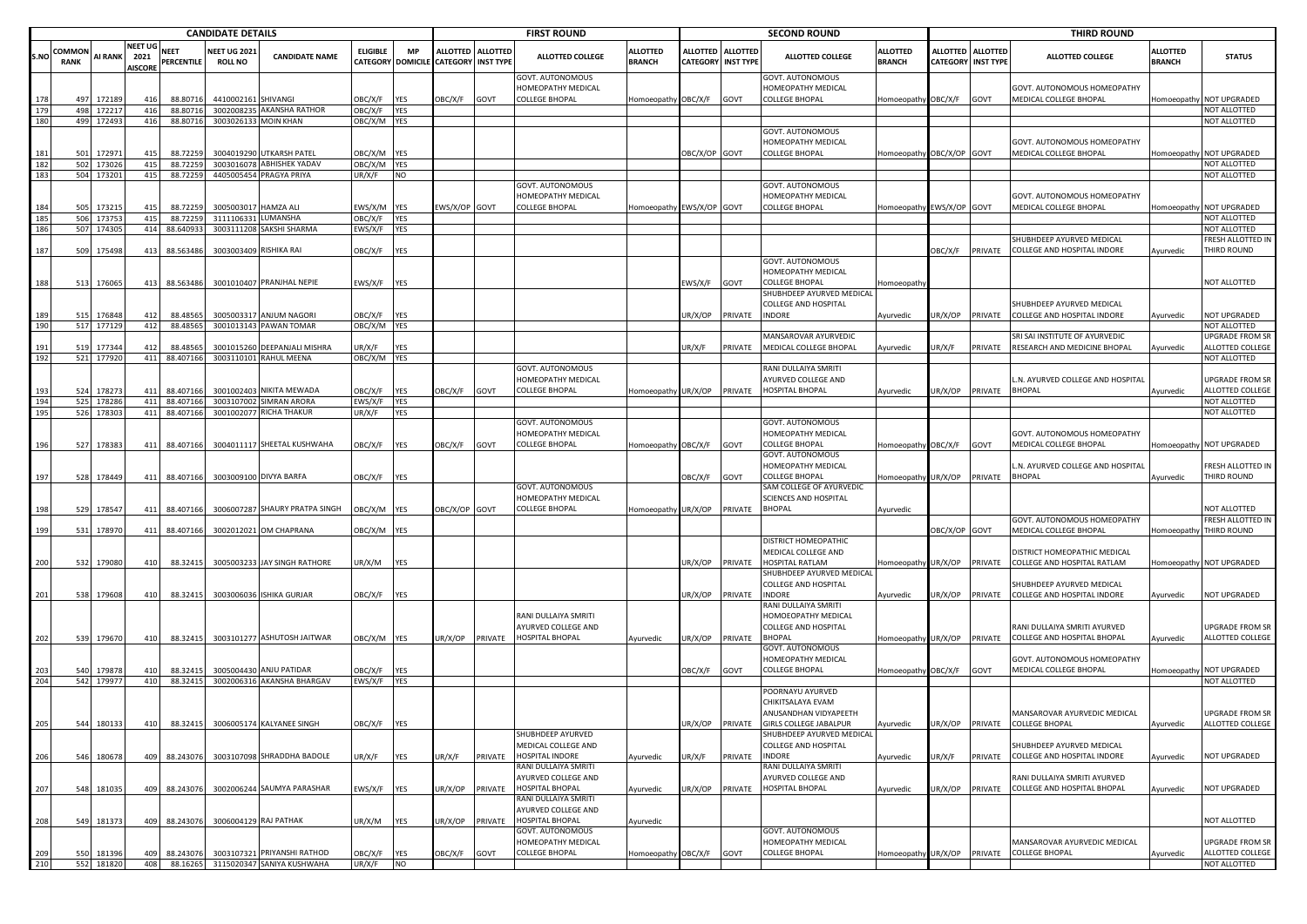| CANDIDATE DETAILS | | | | | | | | | FIRST ROUND | | | | | SECOND ROUND | | | | | THIRD ROUND | | | | | |
|---|---|---|---|---|---|---|---|---|---|---|---|---|---|---|---|---|---|---|---|---|---|---|---|---|
| S.NO | COMMON RANK | AI RANK | NEET UG 2021 AISCORE | NEET PERCENTILE | NEET UG 2021 ROLL NO | CANDIDATE NAME | ELIGIBLE CATEGORY | MP DOMICILE | ALLOTTED CATEGORY | ALLOTTED INST TYPE | ALLOTTED COLLEGE | ALLOTTED BRANCH | ALLOTTED CATEGORY | ALLOTTED INST TYPE | ALLOTTED COLLEGE | ALLOTTED BRANCH | ALLOTTED CATEGORY | ALLOTTED INST TYPE | ALLOTTED COLLEGE | ALLOTTED BRANCH | STATUS |
| 178 | 497 | 172189 | 416 | 88.80716 | 4410002161 | SHIVANGI | OBC/X/F | YES | OBC/X/F | GOVT | GOVT. AUTONOMOUS HOMEOPATHY MEDICAL COLLEGE BHOPAL | Homoeopathy | OBC/X/F | GOVT | GOVT. AUTONOMOUS HOMEOPATHY MEDICAL COLLEGE BHOPAL | Homoeopathy | OBC/X/F | GOVT | GOVT. AUTONOMOUS HOMEOPATHY MEDICAL COLLEGE BHOPAL | Homoeopathy | NOT UPGRADED |
| 179 | 498 | 172217 | 416 | 88.80716 | 3002008235 | AKANSHA RATHOR | OBC/X/F | YES | | | | | | | | | | | | | NOT ALLOTTED |
| 180 | 499 | 172493 | 416 | 88.80716 | 3003026133 | MOIN KHAN | OBC/X/M | YES | | | | | | | | | | | | | NOT ALLOTTED |
| 181 | 501 | 172971 | 415 | 88.72259 | 3004019290 | UTKARSH PATEL | OBC/X/M | YES | | | | | OBC/X/OP | GOVT | GOVT. AUTONOMOUS HOMEOPATHY MEDICAL COLLEGE BHOPAL | Homoeopathy | OBC/X/OP | GOVT | GOVT. AUTONOMOUS HOMEOPATHY MEDICAL COLLEGE BHOPAL | Homoeopathy | NOT UPGRADED |
| 182 | 502 | 173026 | 415 | 88.72259 | 3003016078 | ABHISHEK YADAV | OBC/X/M | YES | | | | | | | | | | | | | NOT ALLOTTED |
| 183 | 504 | 173201 | 415 | 88.72259 | 4405005454 | PRAGYA PRIYA | UR/X/F | NO | | | | | | | | | | | | | NOT ALLOTTED |
| 184 | 505 | 173215 | 415 | 88.72259 | 3005003017 | HAMZA ALI | EWS/X/M | YES | EWS/X/OP | GOVT | GOVT. AUTONOMOUS HOMEOPATHY MEDICAL COLLEGE BHOPAL | Homoeopathy | EWS/X/OP | GOVT | GOVT. AUTONOMOUS HOMEOPATHY MEDICAL COLLEGE BHOPAL | Homoeopathy | EWS/X/OP | GOVT | GOVT. AUTONOMOUS HOMEOPATHY MEDICAL COLLEGE BHOPAL | Homoeopathy | NOT UPGRADED |
| 185 | 506 | 173753 | 415 | 88.72259 | 3111106331 | LUMANSHA | OBC/X/F | YES | | | | | | | | | | | | | NOT ALLOTTED |
| 186 | 507 | 174305 | 414 | 88.640933 | 3003111208 | SAKSHI SHARMA | EWS/X/F | YES | | | | | | | | | | | | | NOT ALLOTTED |
| 187 | 509 | 175498 | 413 | 88.563486 | 3003003409 | RISHIKA RAI | OBC/X/F | YES | | | | | | | | | OBC/X/F | PRIVATE | SHUBHDEEP AYURVED MEDICAL COLLEGE AND HOSPITAL INDORE | Ayurvedic | FRESH ALLOTTED IN THIRD ROUND |
| 188 | 513 | 176065 | 413 | 88.563486 | 3001010407 | PRANJHAL NEPIE | EWS/X/F | YES | | | | | EWS/X/F | GOVT | GOVT. AUTONOMOUS HOMEOPATHY MEDICAL COLLEGE BHOPAL | Homoeopathy | | | | | NOT ALLOTTED |
| 189 | 515 | 176848 | 412 | 88.48565 | 3005003317 | ANJUM NAGORI | OBC/X/F | YES | | | | | UR/X/OP | PRIVATE | SHUBHDEEP AYURVED MEDICAL COLLEGE AND HOSPITAL INDORE | Ayurvedic | UR/X/OP | PRIVATE | SHUBHDEEP AYURVED MEDICAL COLLEGE AND HOSPITAL INDORE | Ayurvedic | NOT UPGRADED |
| 190 | 517 | 177129 | 412 | 88.48565 | 3001013143 | PAWAN TOMAR | OBC/X/M | YES | | | | | | | | | | | | | NOT ALLOTTED |
| 191 | 519 | 177344 | 412 | 88.48565 | 3001015260 | DEEPANJALI MISHRA | UR/X/F | YES | | | | | UR/X/F | PRIVATE | MANSAROVAR AYURVEDIC MEDICAL COLLEGE BHOPAL | Ayurvedic | UR/X/F | PRIVATE | SRI SAI INSTITUTE OF AYURVEDIC RESEARCH AND MEDICINE BHOPAL | Ayurvedic | UPGRADE FROM SR ALLOTTED COLLEGE |
| 192 | 521 | 177920 | 411 | 88.407166 | 3003110101 | RAHUL MEENA | OBC/X/M | YES | | | | | | | | | | | | | NOT ALLOTTED |
| 193 | 524 | 178273 | 411 | 88.407166 | 3001002403 | NIKITA MEWADA | OBC/X/F | YES | OBC/X/F | GOVT | GOVT. AUTONOMOUS HOMEOPATHY MEDICAL COLLEGE BHOPAL | Homoeopathy | UR/X/OP | PRIVATE | RANI DULLAIYA SMRITI AYURVED COLLEGE AND HOSPITAL BHOPAL | Ayurvedic | UR/X/OP | PRIVATE | L.N. AYURVED COLLEGE AND HOSPITAL BHOPAL | Ayurvedic | UPGRADE FROM SR ALLOTTED COLLEGE |
| 194 | 525 | 178286 | 411 | 88.407166 | 3003107002 | SIMRAN ARORA | EWS/X/F | YES | | | | | | | | | | | | | NOT ALLOTTED |
| 195 | 526 | 178303 | 411 | 88.407166 | 3001002077 | RICHA THAKUR | UR/X/F | YES | | | | | | | | | | | | | NOT ALLOTTED |
| 196 | 527 | 178383 | 411 | 88.407166 | 3004011117 | SHEETAL KUSHWAHA | OBC/X/F | YES | OBC/X/F | GOVT | GOVT. AUTONOMOUS HOMEOPATHY MEDICAL COLLEGE BHOPAL | Homoeopathy | OBC/X/F | GOVT | GOVT. AUTONOMOUS HOMEOPATHY MEDICAL COLLEGE BHOPAL | Homoeopathy | OBC/X/F | GOVT | GOVT. AUTONOMOUS HOMEOPATHY MEDICAL COLLEGE BHOPAL | Homoeopathy | NOT UPGRADED |
| 197 | 528 | 178449 | 411 | 88.407166 | 3003009100 | DIVYA BARFA | OBC/X/F | YES | | | | | OBC/X/F | GOVT | GOVT. AUTONOMOUS HOMEOPATHY MEDICAL COLLEGE BHOPAL | Homoeopathy | UR/X/OP | PRIVATE | L.N. AYURVED COLLEGE AND HOSPITAL BHOPAL | Ayurvedic | FRESH ALLOTTED IN THIRD ROUND |
| 198 | 529 | 178547 | 411 | 88.407166 | 3006007287 | SHAURY PRATPA SINGH | OBC/X/M | YES | OBC/X/OP | GOVT | GOVT. AUTONOMOUS HOMEOPATHY MEDICAL COLLEGE BHOPAL | Homoeopathy | UR/X/OP | PRIVATE | SAM COLLEGE OF AYURVEDIC SCIENCES AND HOSPITAL BHOPAL | Ayurvedic | | | | | NOT ALLOTTED |
| 199 | 531 | 178970 | 411 | 88.407166 | 3002012021 | OM CHAPRANA | OBC/X/M | YES | | | | | | | | | OBC/X/OP | GOVT | GOVT. AUTONOMOUS HOMEOPATHY MEDICAL COLLEGE BHOPAL | Homoeopathy | FRESH ALLOTTED IN THIRD ROUND |
| 200 | 532 | 179080 | 410 | 88.32415 | 3005003233 | JAY SINGH RATHORE | UR/X/M | YES | | | | | UR/X/OP | PRIVATE | DISTRICT HOMEOPATHIC MEDICAL COLLEGE AND HOSPITAL RATLAM | Homoeopathy | UR/X/OP | PRIVATE | DISTRICT HOMEOPATHIC MEDICAL COLLEGE AND HOSPITAL RATLAM | Homoeopathy | NOT UPGRADED |
| 201 | 538 | 179608 | 410 | 88.32415 | 3003006036 | ISHIKA GURJAR | OBC/X/F | YES | | | | | UR/X/OP | PRIVATE | SHUBHDEEP AYURVED MEDICAL COLLEGE AND HOSPITAL INDORE | Ayurvedic | UR/X/OP | PRIVATE | SHUBHDEEP AYURVED MEDICAL COLLEGE AND HOSPITAL INDORE | Ayurvedic | NOT UPGRADED |
| 202 | 539 | 179670 | 410 | 88.32415 | 3003101277 | ASHUTOSH JAITWAR | OBC/X/M | YES | UR/X/OP | PRIVATE | RANI DULLAIYA SMRITI AYURVED COLLEGE AND HOSPITAL BHOPAL | Ayurvedic | UR/X/OP | PRIVATE | RANI DULLAIYA SMRITI HOMOEOPATHY MEDICAL COLLEGE AND HOSPITAL BHOPAL | Homoeopathy | UR/X/OP | PRIVATE | RANI DULLAIYA SMRITI AYURVED COLLEGE AND HOSPITAL BHOPAL | Ayurvedic | UPGRADE FROM SR ALLOTTED COLLEGE |
| 203 | 540 | 179878 | 410 | 88.32415 | 3005004430 | ANJU PATIDAR | OBC/X/F | YES | | | | | OBC/X/F | GOVT | GOVT. AUTONOMOUS HOMEOPATHY MEDICAL COLLEGE BHOPAL | Homoeopathy | OBC/X/F | GOVT | GOVT. AUTONOMOUS HOMEOPATHY MEDICAL COLLEGE BHOPAL | Homoeopathy | NOT UPGRADED |
| 204 | 542 | 179977 | 410 | 88.32415 | 3002006316 | AKANSHA BHARGAV | EWS/X/F | YES | | | | | | | | | | | | | NOT ALLOTTED |
| 205 | 544 | 180133 | 410 | 88.32415 | 3006005174 | KALYANEE SINGH | OBC/X/F | YES | | | | | UR/X/OP | PRIVATE | POORNAYU AYURVED CHIKITSALAYA EVAM ANUSANDHAN VIDYAPEETH GIRLS COLLEGE JABALPUR | Ayurvedic | UR/X/OP | PRIVATE | MANSAROVAR AYURVEDIC MEDICAL COLLEGE BHOPAL | Ayurvedic | UPGRADE FROM SR ALLOTTED COLLEGE |
| 206 | 546 | 180678 | 409 | 88.243076 | 3003107098 | SHRADDHA BADOLE | UR/X/F | YES | UR/X/F | PRIVATE | SHUBHDEEP AYURVED MEDICAL COLLEGE AND HOSPITAL INDORE | Ayurvedic | UR/X/F | PRIVATE | SHUBHDEEP AYURVED MEDICAL COLLEGE AND HOSPITAL INDORE | Ayurvedic | UR/X/F | PRIVATE | SHUBHDEEP AYURVED MEDICAL COLLEGE AND HOSPITAL INDORE | Ayurvedic | NOT UPGRADED |
| 207 | 548 | 181035 | 409 | 88.243076 | 3002006244 | SAUMYA PARASHAR | EWS/X/F | YES | UR/X/OP | PRIVATE | RANI DULLAIYA SMRITI AYURVED COLLEGE AND HOSPITAL BHOPAL | Ayurvedic | UR/X/OP | PRIVATE | RANI DULLAIYA SMRITI AYURVED COLLEGE AND HOSPITAL BHOPAL | Ayurvedic | UR/X/OP | PRIVATE | RANI DULLAIYA SMRITI AYURVED COLLEGE AND HOSPITAL BHOPAL | Ayurvedic | NOT UPGRADED |
| 208 | 549 | 181373 | 409 | 88.243076 | 3006004129 | RAJ PATHAK | UR/X/M | YES | UR/X/OP | PRIVATE | RANI DULLAIYA SMRITI AYURVED COLLEGE AND HOSPITAL BHOPAL | Ayurvedic | | | | | | | | | NOT ALLOTTED |
| 209 | 550 | 181396 | 409 | 88.243076 | 3003107321 | PRIYANSHI RATHOD | OBC/X/F | YES | OBC/X/F | GOVT | GOVT. AUTONOMOUS HOMEOPATHY MEDICAL COLLEGE BHOPAL | Homoeopathy | OBC/X/F | GOVT | GOVT. AUTONOMOUS HOMEOPATHY MEDICAL COLLEGE BHOPAL | Homoeopathy | UR/X/OP | PRIVATE | MANSAROVAR AYURVEDIC MEDICAL COLLEGE BHOPAL | Ayurvedic | UPGRADE FROM SR ALLOTTED COLLEGE |
| 210 | 552 | 181820 | 408 | 88.16265 | 3115020347 | SANIYA KUSHWAHA | UR/X/F | NO | | | | | | | | | | | | | NOT ALLOTTED |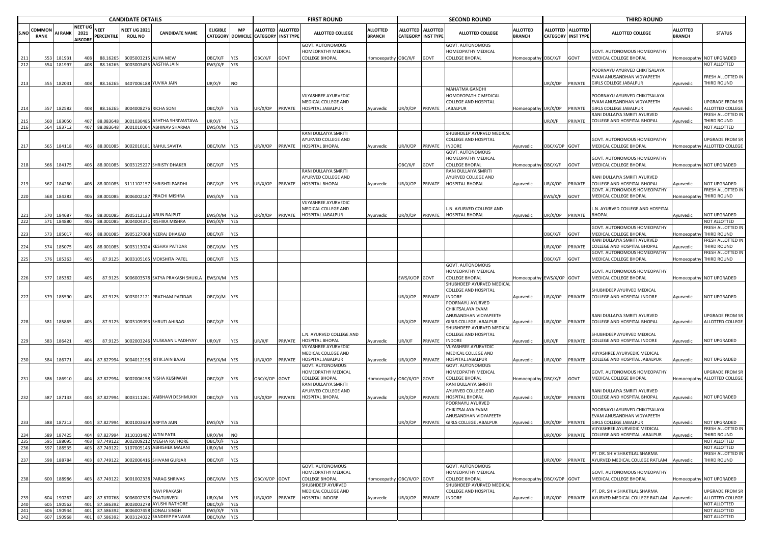| CANDIDATE DETAILS | | | | | | | | FIRST ROUND | | | | SECOND ROUND | | | | THIRD ROUND | | | | |
|---|---|---|---|---|---|---|---|---|---|---|---|---|---|---|---|---|---|---|---|---|
| S.NO | COMMON RANK | AI RANK | NEET UG 2021 AISCORE | NEET PERCENTILE | NEET UG 2021 ROLL NO | CANDIDATE NAME | ELIGIBLE CATEGORY | MP DOMICILE | ALLOTTED CATEGORY | ALLOTTED INST TYPE | ALLOTTED COLLEGE | ALLOTTED BRANCH | ALLOTTED CATEGORY | ALLOTTED INST TYPE | ALLOTTED COLLEGE | ALLOTTED BRANCH | ALLOTTED CATEGORY | ALLOTTED INST TYPE | ALLOTTED COLLEGE | ALLOTTED BRANCH | STATUS |
| 211 | 553 | 181931 | 408 | 88.16265 | 3005003215 | ALIYA MEW | OBC/X/F | YES | OBC/X/F | GOVT | GOVT. AUTONOMOUS HOMEOPATHY MEDICAL COLLEGE BHOPAL | Homoeopathy | OBC/X/F | GOVT | GOVT. AUTONOMOUS HOMEOPATHY MEDICAL COLLEGE BHOPAL | Homoeopathy | OBC/X/F | GOVT | GOVT. AUTONOMOUS HOMEOPATHY MEDICAL COLLEGE BHOPAL | Homoeopathy | NOT UPGRADED |
| 212 | 554 | 181997 | 408 | 88.16265 | 3003003455 | AASTHA JAIN | EWS/X/F | YES | | | | | | | | | | | | | NOT ALLOTTED |
| 213 | 555 | 182031 | 408 | 88.16265 | 4407006188 | YUVIKA JAIN | UR/X/F | NO | | | | | | | | | UR/X/OP | PRIVATE | POORNAYU AYURVED CHIKITSALAYA EVAM ANUSANDHAN VIDYAPEETH GIRLS COLLEGE JABALPUR | Ayurvedic | FRESH ALLOTTED IN THIRD ROUND |
| 214 | 557 | 182582 | 408 | 88.16265 | 3004008276 | RICHA SONI | OBC/X/F | YES | UR/X/OP | PRIVATE | VIJYASHREE AYURVEDIC MEDICAL COLLEGE AND HOSPITAL JABALPUR | Ayurvedic | UR/X/OP | PRIVATE | MAHATMA GANDHI HOMOEOPATHIC MEDICAL COLLEGE AND HOSPITAL JABALPUR | Homoeopathy | UR/X/OP | PRIVATE | POORNAYU AYURVED CHIKITSALAYA EVAM ANUSANDHAN VIDYAPEETH GIRLS COLLEGE JABALPUR | Ayurvedic | UPGRADE FROM SR ALLOTTED COLLEGE |
| 215 | 560 | 183050 | 407 | 88.083648 | 3001030485 | ASHTHA SHRIVASTAVA | UR/X/F | YES | | | | | | | | | UR/X/F | PRIVATE | RANI DULLAIYA SMRITI AYURVED COLLEGE AND HOSPITAL BHOPAL | Ayurvedic | FRESH ALLOTTED IN THIRD ROUND |
| 216 | 564 | 183712 | 407 | 88.083648 | 3001010064 | ABHINAV SHARMA | EWS/X/M | YES | | | | | | | | | | | | | NOT ALLOTTED |
| 217 | 565 | 184118 | 406 | 88.001085 | 3002010181 | RAHUL SAVITA | OBC/X/M | YES | UR/X/OP | PRIVATE | RANI DULLAIYA SMRITI AYURVED COLLEGE AND HOSPITAL BHOPAL | Ayurvedic | UR/X/OP | PRIVATE | SHUBHDEEP AYURVED MEDICAL COLLEGE AND HOSPITAL INDORE | Ayurvedic | OBC/X/OP | GOVT | GOVT. AUTONOMOUS HOMEOPATHY MEDICAL COLLEGE BHOPAL | Homoeopathy | UPGRADE FROM SR ALLOTTED COLLEGE |
| 218 | 566 | 184175 | 406 | 88.001085 | 3003125227 | SHRISTY DHAKER | OBC/X/F | YES | | | | | OBC/X/F | GOVT | GOVT. AUTONOMOUS HOMEOPATHY MEDICAL COLLEGE BHOPAL | Homoeopathy | OBC/X/F | GOVT | GOVT. AUTONOMOUS HOMEOPATHY MEDICAL COLLEGE BHOPAL | Homoeopathy | NOT UPGRADED |
| 219 | 567 | 184260 | 406 | 88.001085 | 3111102157 | SHRISHTI PARDHI | OBC/X/F | YES | UR/X/OP | PRIVATE | RANI DULLAIYA SMRITI AYURVED COLLEGE AND HOSPITAL BHOPAL | Ayurvedic | UR/X/OP | PRIVATE | RANI DULLAIYA SMRITI AYURVED COLLEGE AND HOSPITAL BHOPAL | Ayurvedic | UR/X/OP | PRIVATE | RANI DULLAIYA SMRITI AYURVED COLLEGE AND HOSPITAL BHOPAL | Ayurvedic | NOT UPGRADED |
| 220 | 568 | 184282 | 406 | 88.001085 | 3006002187 | PRACHI MISHRA | EWS/X/F | YES | | | | | | | | | EWS/X/F | GOVT | GOVT. AUTONOMOUS HOMEOPATHY MEDICAL COLLEGE BHOPAL | Homoeopathy | FRESH ALLOTTED IN THIRD ROUND |
| 221 | 570 | 184687 | 406 | 88.001085 | 3905112133 | ARUN RAJPUT | EWS/X/M | YES | UR/X/OP | PRIVATE | VIJYASHREE AYURVEDIC MEDICAL COLLEGE AND HOSPITAL JABALPUR | Ayurvedic | UR/X/OP | PRIVATE | L.N. AYURVED COLLEGE AND HOSPITAL BHOPAL | Ayurvedic | UR/X/OP | PRIVATE | L.N. AYURVED COLLEGE AND HOSPITAL BHOPAL | Ayurvedic | NOT UPGRADED |
| 222 | 571 | 184880 | 406 | 88.001085 | 3004004371 | RISHIKA MISHRA | EWS/X/F | YES | | | | | | | | | | | | | NOT ALLOTTED |
| 223 | 573 | 185017 | 406 | 88.001085 | 3905127068 | NEERAJ DHAKAD | OBC/X/F | YES | | | | | | | | | OBC/X/F | GOVT | GOVT. AUTONOMOUS HOMEOPATHY MEDICAL COLLEGE BHOPAL | Homoeopathy | FRESH ALLOTTED IN THIRD ROUND |
| 224 | 574 | 185075 | 406 | 88.001085 | 3003113024 | KESHAV PATIDAR | OBC/X/M | YES | | | | | | | | | UR/X/OP | PRIVATE | RANI DULLAIYA SMRITI AYURVED COLLEGE AND HOSPITAL BHOPAL | Ayurvedic | FRESH ALLOTTED IN THIRD ROUND |
| 225 | 576 | 185363 | 405 | 87.9125 | 3003105165 | MOKSHITA PATEL | OBC/X/F | YES | | | | | | | | | OBC/X/F | GOVT | GOVT. AUTONOMOUS HOMEOPATHY MEDICAL COLLEGE BHOPAL | Homoeopathy | FRESH ALLOTTED IN THIRD ROUND |
| 226 | 577 | 185382 | 405 | 87.9125 | 3006003578 | SATYA PRAKASH SHUKLA | EWS/X/M | YES | | | | | EWS/X/OP | GOVT | GOVT. AUTONOMOUS HOMEOPATHY MEDICAL COLLEGE BHOPAL | Homoeopathy | EWS/X/OP | GOVT | GOVT. AUTONOMOUS HOMEOPATHY MEDICAL COLLEGE BHOPAL | Homoeopathy | NOT UPGRADED |
| 227 | 579 | 185590 | 405 | 87.9125 | 3003012121 | PRATHAM PATIDAR | OBC/X/M | YES | | | | | UR/X/OP | PRIVATE | SHUBHDEEP AYURVED MEDICAL COLLEGE AND HOSPITAL INDORE | Ayurvedic | UR/X/OP | PRIVATE | SHUBHDEEP AYURVED MEDICAL COLLEGE AND HOSPITAL INDORE | Ayurvedic | NOT UPGRADED |
| 228 | 581 | 185865 | 405 | 87.9125 | 3003109093 | SHRUTI AHIRAO | OBC/X/F | YES | | | | | UR/X/OP | PRIVATE | POORNAYU AYURVED CHIKITSALAYA EVAM ANUSANDHAN VIDYAPEETH GIRLS COLLEGE JABALPUR | Ayurvedic | UR/X/OP | PRIVATE | RANI DULLAIYA SMRITI AYURVED COLLEGE AND HOSPITAL BHOPAL | Ayurvedic | UPGRADE FROM SR ALLOTTED COLLEGE |
| 229 | 583 | 186421 | 405 | 87.9125 | 3002003246 | MUSKAAN UPADHYAY | UR/X/F | YES | UR/X/F | PRIVATE | L.N. AYURVED COLLEGE AND HOSPITAL BHOPAL | Ayurvedic | UR/X/F | PRIVATE | SHUBHDEEP AYURVED MEDICAL COLLEGE AND HOSPITAL INDORE | Ayurvedic | UR/X/F | PRIVATE | SHUBHDEEP AYURVED MEDICAL COLLEGE AND HOSPITAL INDORE | Ayurvedic | NOT UPGRADED |
| 230 | 584 | 186771 | 404 | 87.827994 | 3004012198 | RITIK JAIN BAJAJ | EWS/X/M | YES | UR/X/OP | PRIVATE | VIJYASHREE AYURVEDIC MEDICAL COLLEGE AND HOSPITAL JABALPUR | Ayurvedic | UR/X/OP | PRIVATE | VIJYASHREE AYURVEDIC MEDICAL COLLEGE AND HOSPITAL JABALPUR | Ayurvedic | UR/X/OP | PRIVATE | VIJYASHREE AYURVEDIC MEDICAL COLLEGE AND HOSPITAL JABALPUR | Ayurvedic | NOT UPGRADED |
| 231 | 586 | 186910 | 404 | 87.827994 | 3002006158 | NISHA KUSHWAH | OBC/X/F | YES | OBC/X/OP | GOVT | GOVT. AUTONOMOUS HOMEOPATHY MEDICAL COLLEGE BHOPAL | Homoeopathy | OBC/X/OP | GOVT | GOVT. AUTONOMOUS HOMEOPATHY MEDICAL COLLEGE BHOPAL | Homoeopathy | OBC/X/F | GOVT | GOVT. AUTONOMOUS HOMEOPATHY MEDICAL COLLEGE BHOPAL | Homoeopathy | UPGRADE FROM SR ALLOTTED COLLEGE |
| 232 | 587 | 187133 | 404 | 87.827994 | 3003111261 | VAIBHAVI DESHMUKH | OBC/X/F | YES | UR/X/OP | PRIVATE | RANI DULLAIYA SMRITI AYURVED COLLEGE AND HOSPITAL BHOPAL | Ayurvedic | UR/X/OP | PRIVATE | RANI DULLAIYA SMRITI AYURVED COLLEGE AND HOSPITAL BHOPAL | Ayurvedic | UR/X/OP | PRIVATE | RANI DULLAIYA SMRITI AYURVED COLLEGE AND HOSPITAL BHOPAL | Ayurvedic | NOT UPGRADED |
| 233 | 588 | 187212 | 404 | 87.827994 | 3001003639 | ARPITA JAIN | EWS/X/F | YES | | | | | UR/X/OP | PRIVATE | POORNAYU AYURVED CHIKITSALAYA EVAM ANUSANDHAN VIDYAPEETH GIRLS COLLEGE JABALPUR | Ayurvedic | UR/X/OP | PRIVATE | POORNAYU AYURVED CHIKITSALAYA EVAM ANUSANDHAN VIDYAPEETH GIRLS COLLEGE JABALPUR | Ayurvedic | NOT UPGRADED |
| 234 | 589 | 187425 | 404 | 87.827994 | 3110101487 | JATIN PATIL | UR/X/M | NO | | | | | | | | | UR/X/OP | PRIVATE | VIJYASHREE AYURVEDIC MEDICAL COLLEGE AND HOSPITAL JABALPUR | Ayurvedic | FRESH ALLOTTED IN THIRD ROUND |
| 235 | 595 | 188095 | 403 | 87.749122 | 3002009212 | MEGHA RATHORE | OBC/X/F | YES | | | | | | | | | | | | | NOT ALLOTTED |
| 236 | 597 | 188535 | 403 | 87.749122 | 3107005143 | ABHISHEK MALANI | UR/X/M | YES | | | | | | | | | | | | | NOT ALLOTTED |
| 237 | 598 | 188784 | 403 | 87.749122 | 3002006416 | SHIVANI GURJAR | OBC/X/F | YES | | | | | | | | | UR/X/OP | PRIVATE | PT. DR. SHIV SHAKTILAL SHARMA AYURVED MEDICAL COLLEGE RATLAM | Ayurvedic | FRESH ALLOTTED IN THIRD ROUND |
| 238 | 600 | 188986 | 403 | 87.749122 | 3001002338 | PARAG SHRIVAS | OBC/X/M | YES | OBC/X/OP | GOVT | GOVT. AUTONOMOUS HOMEOPATHY MEDICAL COLLEGE BHOPAL | Homoeopathy | OBC/X/OP | GOVT | GOVT. AUTONOMOUS HOMEOPATHY MEDICAL COLLEGE BHOPAL | Homoeopathy | OBC/X/OP | GOVT | GOVT. AUTONOMOUS HOMEOPATHY MEDICAL COLLEGE BHOPAL | Homoeopathy | NOT UPGRADED |
| 239 | 604 | 190262 | 402 | 87.670768 | 3006002328 | RAVI PRAKASH CHATURVEDI | UR/X/M | YES | UR/X/OP | PRIVATE | SHUBHDEEP AYURVED MEDICAL COLLEGE AND HOSPITAL INDORE | Ayurvedic | UR/X/OP | PRIVATE | SHUBHDEEP AYURVED MEDICAL COLLEGE AND HOSPITAL INDORE | Ayurvedic | UR/X/OP | PRIVATE | PT. DR. SHIV SHAKTILAL SHARMA AYURVED MEDICAL COLLEGE RATLAM | Ayurvedic | UPGRADE FROM SR ALLOTTED COLLEGE |
| 240 | 605 | 190562 | 401 | 87.586392 | 3003003278 | AYUSHI RATHORE | OBC/X/F | YES | | | | | | | | | | | | | NOT ALLOTTED |
| 241 | 606 | 190944 | 401 | 87.586392 | 3006007458 | SONALI SINGH | EWS/X/F | YES | | | | | | | | | | | | | NOT ALLOTTED |
| 242 | 607 | 190968 | 401 | 87.586392 | 3003124022 | SANDEEP PANWAR | OBC/X/M | YES | | | | | | | | | | | | | NOT ALLOTTED |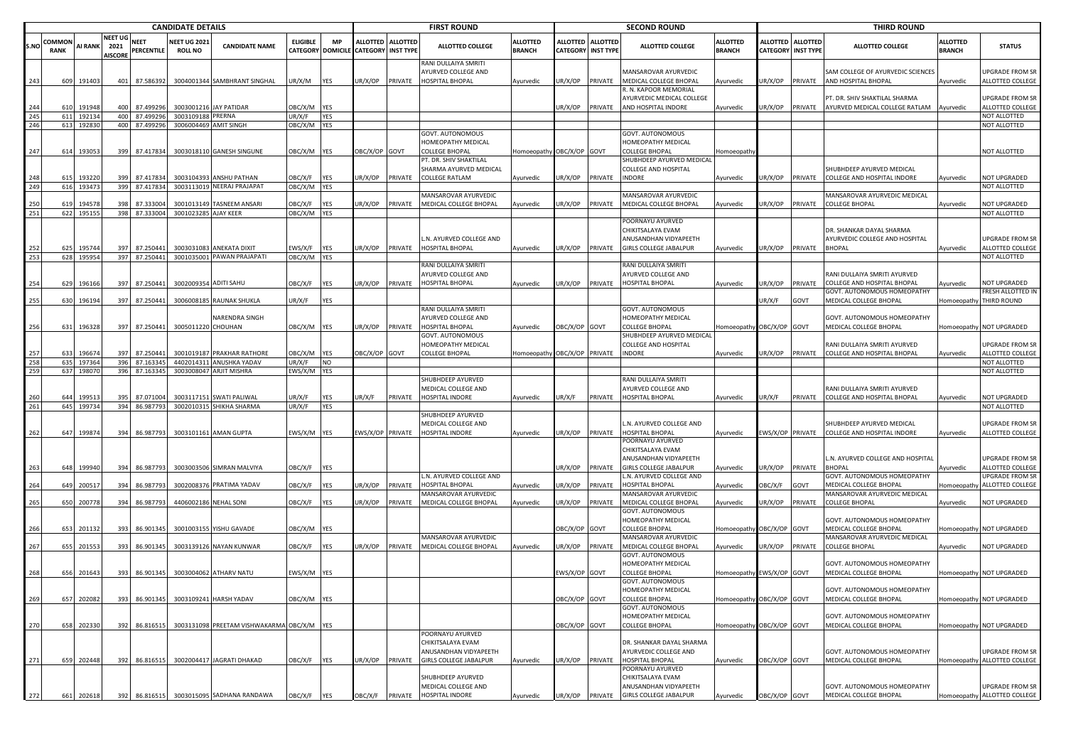| CANDIDATE DETAILS | | | | | | | | FIRST ROUND | | | | | SECOND ROUND | | | | | THIRD ROUND | | | | | |
|---|---|---|---|---|---|---|---|---|---|---|---|---|---|---|---|---|---|---|---|---|---|---|---|
| S.NO | COMMON RANK | AI RANK | NEET UG 2021 AISCORE | NEET PERCENTILE | NEET UG 2021 ROLL NO | CANDIDATE NAME | ELIGIBLE CATEGORY | MP DOMICILE | ALLOTTED CATEGORY | ALLOTTED INST TYPE | ALLOTTED COLLEGE | ALLOTTED BRANCH | ALLOTTED CATEGORY | ALLOTTED INST TYPE | ALLOTTED COLLEGE | ALLOTTED BRANCH | ALLOTTED CATEGORY | ALLOTTED INST TYPE | ALLOTTED COLLEGE | ALLOTTED BRANCH | STATUS |
| 243 | 609 | 191403 | 401 | 87.586392 | 3004001344 | SAMBHRANT SINGHAL | UR/X/M | YES | UR/X/OP | PRIVATE | RANI DULLAIYA SMRITI AYURVED COLLEGE AND HOSPITAL BHOPAL | Ayurvedic | UR/X/OP | PRIVATE | MANSAROVAR AYURVEDIC MEDICAL COLLEGE BHOPAL | Ayurvedic | UR/X/OP | PRIVATE | SAM COLLEGE OF AYURVEDIC SCIENCES AND HOSPITAL BHOPAL | Ayurvedic | UPGRADE FROM SR ALLOTTED COLLEGE |
| 244 | 610 | 191948 | 400 | 87.499296 | 3003001216 | JAY PATIDAR | OBC/X/M | YES | | | | | UR/X/OP | PRIVATE | R. N. KAPOOR MEMORIAL AYURVEDIC MEDICAL COLLEGE AND HOSPITAL INDORE | Ayurvedic | UR/X/OP | PRIVATE | PT. DR. SHIV SHAKTILAL SHARMA AYURVED MEDICAL COLLEGE RATLAM | Ayurvedic | UPGRADE FROM SR ALLOTTED COLLEGE |
| 245 | 611 | 192134 | 400 | 87.499296 | 3003109188 | PRERNA | UR/X/F | YES | | | | | | | | | | | | | NOT ALLOTTED |
| 246 | 613 | 192830 | 400 | 87.499296 | 3006004469 | AMIT SINGH | OBC/X/M | YES | | | | | | | | | | | | | NOT ALLOTTED |
| 247 | 614 | 193053 | 399 | 87.417834 | 3003018110 | GANESH SINGUNE | OBC/X/M | YES | OBC/X/OP | GOVT | GOVT. AUTONOMOUS HOMEOPATHY MEDICAL COLLEGE BHOPAL | Homoeopathy | OBC/X/OP | GOVT | GOVT. AUTONOMOUS HOMEOPATHY MEDICAL COLLEGE BHOPAL | Homoeopathy | | | | | NOT ALLOTTED |
| 248 | 615 | 193220 | 399 | 87.417834 | 3003104393 | ANSHU PATHAN | OBC/X/F | YES | UR/X/OP | PRIVATE | PT. DR. SHIV SHAKTILAL SHARMA AYURVED MEDICAL COLLEGE RATLAM | Ayurvedic | UR/X/OP | PRIVATE | SHUBHDEEP AYURVED MEDICAL COLLEGE AND HOSPITAL INDORE | Ayurvedic | UR/X/OP | PRIVATE | SHUBHDEEP AYURVED MEDICAL COLLEGE AND HOSPITAL INDORE | Ayurvedic | NOT UPGRADED |
| 249 | 616 | 193473 | 399 | 87.417834 | 3003113019 | NEERAJ PRAJAPAT | OBC/X/M | YES | | | | | | | | | | | | | NOT ALLOTTED |
| 250 | 619 | 194578 | 398 | 87.333004 | 3001013149 | TASNEEM ANSARI | OBC/X/F | YES | UR/X/OP | PRIVATE | MANSAROVAR AYURVEDIC MEDICAL COLLEGE BHOPAL | Ayurvedic | UR/X/OP | PRIVATE | MANSAROVAR AYURVEDIC MEDICAL COLLEGE BHOPAL | Ayurvedic | UR/X/OP | PRIVATE | MANSAROVAR AYURVEDIC MEDICAL COLLEGE BHOPAL | Ayurvedic | NOT UPGRADED |
| 251 | 622 | 195155 | 398 | 87.333004 | 3001023285 | AJAY KEER | OBC/X/M | YES | | | | | | | | | | | | | NOT ALLOTTED |
| 252 | 625 | 195744 | 397 | 87.250441 | 3003031083 | ANEKATA DIXIT | EWS/X/F | YES | UR/X/OP | PRIVATE | L.N. AYURVED COLLEGE AND HOSPITAL BHOPAL | Ayurvedic | UR/X/OP | PRIVATE | POORNAYU AYURVED CHIKITSALAYA EVAM ANUSANDHAN VIDYAPEETH GIRLS COLLEGE JABALPUR | Ayurvedic | UR/X/OP | PRIVATE | DR. SHANKAR DAYAL SHARMA AYURVEDIC COLLEGE AND HOSPITAL BHOPAL | Ayurvedic | UPGRADE FROM SR ALLOTTED COLLEGE |
| 253 | 628 | 195954 | 397 | 87.250441 | 3001035001 | PAWAN PRAJAPATI | OBC/X/M | YES | | | | | | | | | | | | | NOT ALLOTTED |
| 254 | 629 | 196166 | 397 | 87.250441 | 3002009354 | ADITI SAHU | OBC/X/F | YES | UR/X/OP | PRIVATE | RANI DULLAIYA SMRITI AYURVED COLLEGE AND HOSPITAL BHOPAL | Ayurvedic | UR/X/OP | PRIVATE | RANI DULLAIYA SMRITI AYURVED COLLEGE AND HOSPITAL BHOPAL | Ayurvedic | UR/X/OP | PRIVATE | RANI DULLAIYA SMRITI AYURVED COLLEGE AND HOSPITAL BHOPAL | Ayurvedic | NOT UPGRADED |
| 255 | 630 | 196194 | 397 | 87.250441 | 3006008185 | RAUNAK SHUKLA | UR/X/F | YES | | | | | | | | | UR/X/F | GOVT | GOVT. AUTONOMOUS HOMEOPATHY MEDICAL COLLEGE BHOPAL | Homoeopathy | FRESH ALLOTTED IN THIRD ROUND |
| 256 | 631 | 196328 | 397 | 87.250441 | 3005011220 | NARENDRA SINGH CHOUHAN | OBC/X/M | YES | UR/X/OP | PRIVATE | RANI DULLAIYA SMRITI AYURVED COLLEGE AND HOSPITAL BHOPAL | Ayurvedic | OBC/X/OP | GOVT | GOVT. AUTONOMOUS HOMEOPATHY MEDICAL COLLEGE BHOPAL | Homoeopathy | OBC/X/OP | GOVT | GOVT. AUTONOMOUS HOMEOPATHY MEDICAL COLLEGE BHOPAL | Homoeopathy | NOT UPGRADED |
| 257 | 633 | 196674 | 397 | 87.250441 | 3001019187 | PRAKHAR RATHORE | OBC/X/M | YES | OBC/X/OP | GOVT | GOVT. AUTONOMOUS HOMEOPATHY MEDICAL COLLEGE BHOPAL | Homoeopathy | OBC/X/OP | PRIVATE | SHUBHDEEP AYURVED MEDICAL COLLEGE AND HOSPITAL INDORE | Ayurvedic | UR/X/OP | PRIVATE | RANI DULLAIYA SMRITI AYURVED COLLEGE AND HOSPITAL BHOPAL | Ayurvedic | UPGRADE FROM SR ALLOTTED COLLEGE |
| 258 | 635 | 197364 | 396 | 87.163345 | 4402014311 | ANUSHKA YADAV | UR/X/F | NO | | | | | | | | | | | | | NOT ALLOTTED |
| 259 | 637 | 198070 | 396 | 87.163345 | 3003008047 | ARJIT MISHRA | EWS/X/M | YES | | | | | | | | | | | | | NOT ALLOTTED |
| 260 | 644 | 199513 | 395 | 87.071004 | 3003117151 | SWATI PALIWAL | UR/X/F | YES | UR/X/F | PRIVATE | SHUBHDEEP AYURVED MEDICAL COLLEGE AND HOSPITAL INDORE | Ayurvedic | UR/X/F | PRIVATE | RANI DULLAIYA SMRITI AYURVED COLLEGE AND HOSPITAL BHOPAL | Ayurvedic | UR/X/F | PRIVATE | RANI DULLAIYA SMRITI AYURVED COLLEGE AND HOSPITAL BHOPAL | Ayurvedic | NOT UPGRADED |
| 261 | 645 | 199734 | 394 | 86.987793 | 3002010315 | SHIKHA SHARMA | UR/X/F | YES | | | | | | | | | | | | | NOT ALLOTTED |
| 262 | 647 | 199874 | 394 | 86.987793 | 3003101161 | AMAN GUPTA | EWS/X/M | YES | EWS/X/OP | PRIVATE | SHUBHDEEP AYURVED MEDICAL COLLEGE AND HOSPITAL INDORE | Ayurvedic | UR/X/OP | PRIVATE | L.N. AYURVED COLLEGE AND HOSPITAL BHOPAL | Ayurvedic | EWS/X/OP | PRIVATE | SHUBHDEEP AYURVED MEDICAL COLLEGE AND HOSPITAL INDORE | Ayurvedic | UPGRADE FROM SR ALLOTTED COLLEGE |
| 263 | 648 | 199940 | 394 | 86.987793 | 3003003506 | SIMRAN MALVIYA | OBC/X/F | YES | | | | | UR/X/OP | PRIVATE | POORNAYU AYURVED CHIKITSALAYA EVAM ANUSANDHAN VIDYAPEETH GIRLS COLLEGE JABALPUR | Ayurvedic | UR/X/OP | PRIVATE | L.N. AYURVED COLLEGE AND HOSPITAL BHOPAL | Ayurvedic | UPGRADE FROM SR ALLOTTED COLLEGE |
| 264 | 649 | 200517 | 394 | 86.987793 | 3002008376 | PRATIMA YADAV | OBC/X/F | YES | UR/X/OP | PRIVATE | L.N. AYURVED COLLEGE AND HOSPITAL BHOPAL | Ayurvedic | UR/X/OP | PRIVATE | L.N. AYURVED COLLEGE AND HOSPITAL BHOPAL | Ayurvedic | OBC/X/F | GOVT | GOVT. AUTONOMOUS HOMEOPATHY MEDICAL COLLEGE BHOPAL | Homoeopathy | UPGRADE FROM SR ALLOTTED COLLEGE |
| 265 | 650 | 200778 | 394 | 86.987793 | 4406002186 | NEHAL SONI | OBC/X/F | YES | UR/X/OP | PRIVATE | MANSAROVAR AYURVEDIC MEDICAL COLLEGE BHOPAL | Ayurvedic | UR/X/OP | PRIVATE | MANSAROVAR AYURVEDIC MEDICAL COLLEGE BHOPAL | Ayurvedic | UR/X/OP | PRIVATE | MANSAROVAR AYURVEDIC MEDICAL COLLEGE BHOPAL | Ayurvedic | NOT UPGRADED |
| 266 | 653 | 201132 | 393 | 86.901345 | 3001003155 | YISHU GAVADE | OBC/X/M | YES | | | | | OBC/X/OP | GOVT | GOVT. AUTONOMOUS HOMEOPATHY MEDICAL COLLEGE BHOPAL | Homoeopathy | OBC/X/OP | GOVT | GOVT. AUTONOMOUS HOMEOPATHY MEDICAL COLLEGE BHOPAL | Homoeopathy | NOT UPGRADED |
| 267 | 655 | 201553 | 393 | 86.901345 | 3003139126 | NAYAN KUNWAR | OBC/X/F | YES | UR/X/OP | PRIVATE | MANSAROVAR AYURVEDIC MEDICAL COLLEGE BHOPAL | Ayurvedic | UR/X/OP | PRIVATE | MANSAROVAR AYURVEDIC MEDICAL COLLEGE BHOPAL | Ayurvedic | UR/X/OP | PRIVATE | MANSAROVAR AYURVEDIC MEDICAL COLLEGE BHOPAL | Ayurvedic | NOT UPGRADED |
| 268 | 656 | 201643 | 393 | 86.901345 | 3003004062 | ATHARV NATU | EWS/X/M | YES | | | | | EWS/X/OP | GOVT | GOVT. AUTONOMOUS HOMEOPATHY MEDICAL COLLEGE BHOPAL | Homoeopathy | EWS/X/OP | GOVT | GOVT. AUTONOMOUS HOMEOPATHY MEDICAL COLLEGE BHOPAL | Homoeopathy | NOT UPGRADED |
| 269 | 657 | 202082 | 393 | 86.901345 | 3003109241 | HARSH YADAV | OBC/X/M | YES | | | | | OBC/X/OP | GOVT | GOVT. AUTONOMOUS HOMEOPATHY MEDICAL COLLEGE BHOPAL | Homoeopathy | OBC/X/OP | GOVT | GOVT. AUTONOMOUS HOMEOPATHY MEDICAL COLLEGE BHOPAL | Homoeopathy | NOT UPGRADED |
| 270 | 658 | 202330 | 392 | 86.816515 | 3003131098 | PREETAM VISHWAKARMA | OBC/X/M | YES | | | | | OBC/X/OP | GOVT | GOVT. AUTONOMOUS HOMEOPATHY MEDICAL COLLEGE BHOPAL | Homoeopathy | OBC/X/OP | GOVT | GOVT. AUTONOMOUS HOMEOPATHY MEDICAL COLLEGE BHOPAL | Homoeopathy | NOT UPGRADED |
| 271 | 659 | 202448 | 392 | 86.816515 | 3002004417 | JAGRATI DHAKAD | OBC/X/F | YES | UR/X/OP | PRIVATE | POORNAYU AYURVED CHIKITSALAYA EVAM ANUSANDHAN VIDYAPEETH GIRLS COLLEGE JABALPUR | Ayurvedic | UR/X/OP | PRIVATE | DR. SHANKAR DAYAL SHARMA AYURVEDIC COLLEGE AND HOSPITAL BHOPAL | Ayurvedic | OBC/X/OP | GOVT | GOVT. AUTONOMOUS HOMEOPATHY MEDICAL COLLEGE BHOPAL | Homoeopathy | UPGRADE FROM SR ALLOTTED COLLEGE |
| 272 | 661 | 202618 | 392 | 86.816515 | 3003015095 | SADHANA RANDAWA | OBC/X/F | YES | OBC/X/F | PRIVATE | SHUBHDEEP AYURVED MEDICAL COLLEGE AND HOSPITAL INDORE | Ayurvedic | UR/X/OP | PRIVATE | POORNAYU AYURVED CHIKITSALAYA EVAM ANUSANDHAN VIDYAPEETH GIRLS COLLEGE JABALPUR | Ayurvedic | OBC/X/OP | GOVT | GOVT. AUTONOMOUS HOMEOPATHY MEDICAL COLLEGE BHOPAL | Homoeopathy | UPGRADE FROM SR ALLOTTED COLLEGE |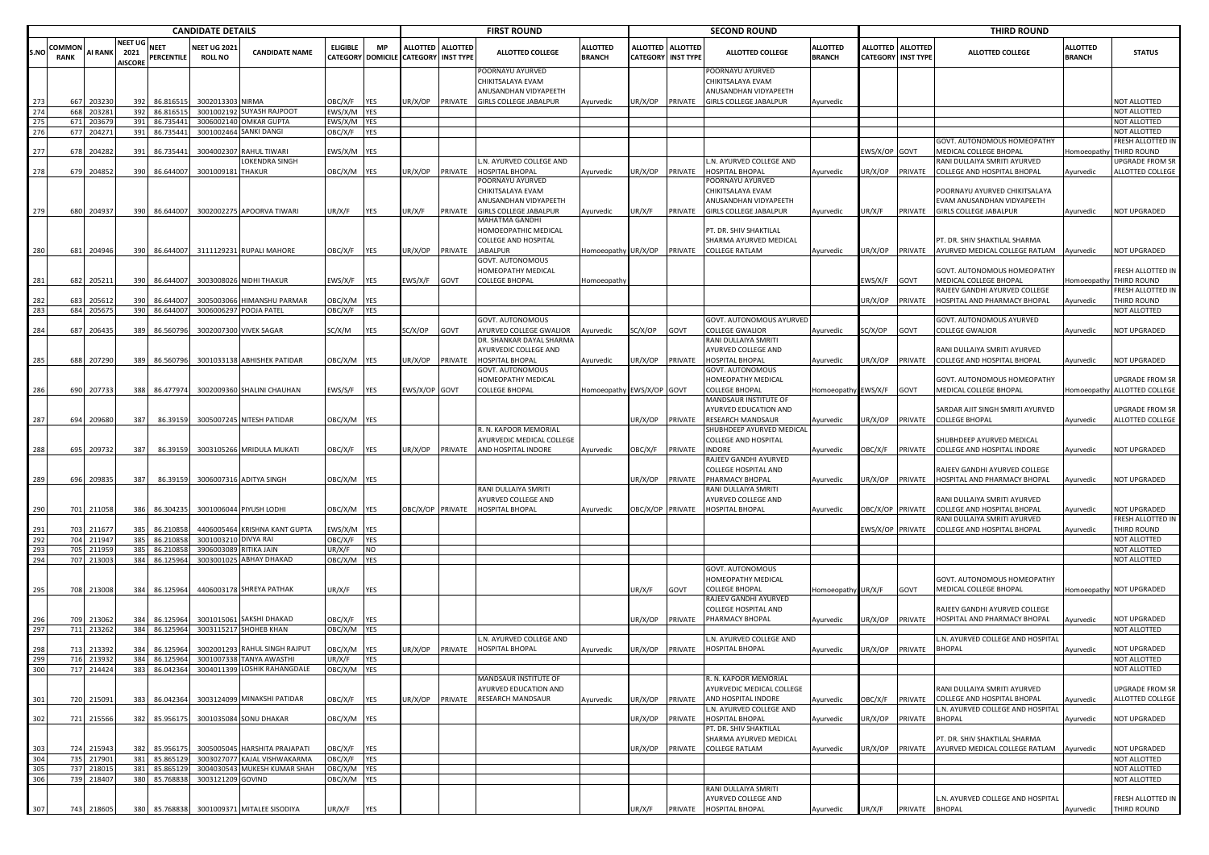| CANDIDATE DETAILS | | | | | | | | | FIRST ROUND | | | | SECOND ROUND | | | | THIRD ROUND | | | | |
|---|---|---|---|---|---|---|---|---|---|---|---|---|---|---|---|---|---|---|---|---|---|
| S.NO | COMMON RANK | AI RANK | NEET UG 2021 AISCORE | NEET PERCENTILE | NEET UG 2021 ROLL NO | CANDIDATE NAME | ELIGIBLE CATEGORY | MP DOMICILE | ALLOTTED CATEGORY | ALLOTTED INST TYPE | ALLOTTED COLLEGE | ALLOTTED BRANCH | ALLOTTED CATEGORY | ALLOTTED INST TYPE | ALLOTTED COLLEGE | ALLOTTED BRANCH | ALLOTTED CATEGORY | ALLOTTED INST TYPE | ALLOTTED COLLEGE | ALLOTTED BRANCH | STATUS |
| 273 | 667 | 203230 | 392 | 86.816515 | 3002013303 | NIRMA | OBC/X/F | YES | UR/X/OP | PRIVATE | POORNAYU AYURVED CHIKITSALAYA EVAM ANUSANDHAN VIDYAPEETH GIRLS COLLEGE JABALPUR | Ayurvedic | UR/X/OP | PRIVATE | POORNAYU AYURVED CHIKITSALAYA EVAM ANUSANDHAN VIDYAPEETH GIRLS COLLEGE JABALPUR | Ayurvedic | | | | | NOT ALLOTTED |
| 274 | 668 | 203281 | 392 | 86.816515 | 3001002192 | SUYASH RAJPOOT | EWS/X/M | YES | | | | | | | | | | | | | NOT ALLOTTED |
| 275 | 671 | 203679 | 391 | 86.735441 | 3006002140 | OMKAR GUPTA | EWS/X/M | YES | | | | | | | | | | | | | NOT ALLOTTED |
| 276 | 677 | 204271 | 391 | 86.735441 | 3001002464 | SANKI DANGI | OBC/X/F | YES | | | | | | | | | | | | | NOT ALLOTTED |
| 277 | 678 | 204282 | 391 | 86.735441 | 3004002307 | RAHUL TIWARI | EWS/X/M | YES | | | | | | | | | EWS/X/OP | GOVT | GOVT. AUTONOMOUS HOMEOPATHY MEDICAL COLLEGE BHOPAL | Homoeopathy | FRESH ALLOTTED IN THIRD ROUND |
| 278 | 679 | 204852 | 390 | 86.644007 | 3001009181 | LOKENDRA SINGH THAKUR | OBC/X/M | YES | UR/X/OP | PRIVATE | L.N. AYURVED COLLEGE AND HOSPITAL BHOPAL | Ayurvedic | UR/X/OP | PRIVATE | L.N. AYURVED COLLEGE AND HOSPITAL BHOPAL | Ayurvedic | UR/X/OP | PRIVATE | RANI DULLAIYA SMRITI AYURVED COLLEGE AND HOSPITAL BHOPAL | Ayurvedic | UPGRADE FROM SR ALLOTTED COLLEGE |
| 279 | 680 | 204937 | 390 | 86.644007 | 3002002275 | APOORVA TIWARI | UR/X/F | YES | UR/X/F | PRIVATE | POORNAYU AYURVED CHIKITSALAYA EVAM ANUSANDHAN VIDYAPEETH GIRLS COLLEGE JABALPUR | Ayurvedic | UR/X/F | PRIVATE | POORNAYU AYURVED CHIKITSALAYA EVAM ANUSANDHAN VIDYAPEETH GIRLS COLLEGE JABALPUR | Ayurvedic | UR/X/F | PRIVATE | POORNAYU AYURVED CHIKITSALAYA EVAM ANUSANDHAN VIDYAPEETH GIRLS COLLEGE JABALPUR | Ayurvedic | NOT UPGRADED |
| 280 | 681 | 204946 | 390 | 86.644007 | 3111129231 | RUPALI MAHORE | OBC/X/F | YES | UR/X/OP | PRIVATE | MAHATMA GANDHI HOMOEOPATHIC MEDICAL COLLEGE AND HOSPITAL JABALPUR | Homoeopathy | UR/X/OP | PRIVATE | PT. DR. SHIV SHAKTILAL SHARMA AYURVED MEDICAL COLLEGE RATLAM | Ayurvedic | UR/X/OP | PRIVATE | PT. DR. SHIV SHAKTILAL SHARMA AYURVED MEDICAL COLLEGE RATLAM | Ayurvedic | NOT UPGRADED |
| 281 | 682 | 205211 | 390 | 86.644007 | 3003008026 | NIDHI THAKUR | EWS/X/F | YES | EWS/X/F | GOVT | GOVT. AUTONOMOUS HOMEOPATHY MEDICAL COLLEGE BHOPAL | Homoeopathy | | | | | EWS/X/F | GOVT | GOVT. AUTONOMOUS HOMEOPATHY MEDICAL COLLEGE BHOPAL | Homoeopathy | FRESH ALLOTTED IN THIRD ROUND |
| 282 | 683 | 205612 | 390 | 86.644007 | 3005003066 | HIMANSHU PARMAR | OBC/X/M | YES | | | | | | | | | UR/X/OP | PRIVATE | RAJEEV GANDHI AYURVED COLLEGE HOSPITAL AND PHARMACY BHOPAL | Ayurvedic | FRESH ALLOTTED IN THIRD ROUND |
| 283 | 684 | 205675 | 390 | 86.644007 | 3006006297 | POOJA PATEL | OBC/X/F | YES | | | | | | | | | | | | | NOT ALLOTTED |
| 284 | 687 | 206435 | 389 | 86.560796 | 3002007300 | VIVEK SAGAR | SC/X/M | YES | SC/X/OP | GOVT | GOVT. AUTONOMOUS AYURVED COLLEGE GWALIOR | Ayurvedic | SC/X/OP | GOVT | GOVT. AUTONOMOUS AYURVED COLLEGE GWALIOR | Ayurvedic | SC/X/OP | GOVT | GOVT. AUTONOMOUS AYURVED COLLEGE GWALIOR | Ayurvedic | NOT UPGRADED |
| 285 | 688 | 207290 | 389 | 86.560796 | 3001033138 | ABHISHEK PATIDAR | OBC/X/M | YES | UR/X/OP | PRIVATE | DR. SHANKAR DAYAL SHARMA AYURVEDIC COLLEGE AND HOSPITAL BHOPAL | Ayurvedic | UR/X/OP | PRIVATE | RANI DULLAIYA SMRITI AYURVED COLLEGE AND HOSPITAL BHOPAL | Ayurvedic | UR/X/OP | PRIVATE | RANI DULLAIYA SMRITI AYURVED COLLEGE AND HOSPITAL BHOPAL | Ayurvedic | NOT UPGRADED |
| 286 | 690 | 207733 | 388 | 86.477974 | 3002009360 | SHALINI CHAUHAN | EWS/S/F | YES | EWS/X/OP | GOVT | GOVT. AUTONOMOUS HOMEOPATHY MEDICAL COLLEGE BHOPAL | Homoeopathy | EWS/X/OP | GOVT | GOVT. AUTONOMOUS HOMEOPATHY MEDICAL COLLEGE BHOPAL | Homoeopathy | EWS/X/F | GOVT | GOVT. AUTONOMOUS HOMEOPATHY MEDICAL COLLEGE BHOPAL | Homoeopathy | UPGRADE FROM SR ALLOTTED COLLEGE |
| 287 | 694 | 209680 | 387 | 86.39159 | 3005007245 | NITESH PATIDAR | OBC/X/M | YES | | | | | UR/X/OP | PRIVATE | MANDSAUR INSTITUTE OF AYURVED EDUCATION AND RESEARCH MANDSAUR | Ayurvedic | UR/X/OP | PRIVATE | SARDAR AJIT SINGH SMRITI AYURVED COLLEGE BHOPAL | Ayurvedic | UPGRADE FROM SR ALLOTTED COLLEGE |
| 288 | 695 | 209732 | 387 | 86.39159 | 3003105266 | MRIDULA MUKATI | OBC/X/F | YES | UR/X/OP | PRIVATE | R. N. KAPOOR MEMORIAL AYURVEDIC MEDICAL COLLEGE AND HOSPITAL INDORE | Ayurvedic | OBC/X/F | PRIVATE | SHUBHDEEP AYURVED MEDICAL COLLEGE AND HOSPITAL INDORE | Ayurvedic | OBC/X/F | PRIVATE | SHUBHDEEP AYURVED MEDICAL COLLEGE AND HOSPITAL INDORE | Ayurvedic | NOT UPGRADED |
| 289 | 696 | 209835 | 387 | 86.39159 | 3006007316 | ADITYA SINGH | OBC/X/M | YES | | | | | UR/X/OP | PRIVATE | RAJEEV GANDHI AYURVED COLLEGE HOSPITAL AND PHARMACY BHOPAL | Ayurvedic | UR/X/OP | PRIVATE | RAJEEV GANDHI AYURVED COLLEGE HOSPITAL AND PHARMACY BHOPAL | Ayurvedic | NOT UPGRADED |
| 290 | 701 | 211058 | 386 | 86.304235 | 3001006044 | PIYUSH LODHI | OBC/X/M | YES | OBC/X/OP | PRIVATE | RANI DULLAIYA SMRITI AYURVED COLLEGE AND HOSPITAL BHOPAL | Ayurvedic | OBC/X/OP | PRIVATE | RANI DULLAIYA SMRITI AYURVED COLLEGE AND HOSPITAL BHOPAL | Ayurvedic | OBC/X/OP | PRIVATE | RANI DULLAIYA SMRITI AYURVED COLLEGE AND HOSPITAL BHOPAL | Ayurvedic | NOT UPGRADED |
| 291 | 703 | 211677 | 385 | 86.210858 | 4406005464 | KRISHNA KANT GUPTA | EWS/X/M | YES | | | | | | | | | EWS/X/OP | PRIVATE | RANI DULLAIYA SMRITI AYURVED COLLEGE AND HOSPITAL BHOPAL | Ayurvedic | FRESH ALLOTTED IN THIRD ROUND |
| 292 | 704 | 211947 | 385 | 86.210858 | 3001003210 | DIVYA RAI | OBC/X/F | YES | | | | | | | | | | | | | NOT ALLOTTED |
| 293 | 705 | 211959 | 385 | 86.210858 | 3906003089 | RITIKA JAIN | UR/X/F | NO | | | | | | | | | | | | | NOT ALLOTTED |
| 294 | 707 | 213003 | 384 | 86.125964 | 3003001025 | ABHAY DHAKAD | OBC/X/M | YES | | | | | | | | | | | | | NOT ALLOTTED |
| 295 | 708 | 213008 | 384 | 86.125964 | 4406003178 | SHREYA PATHAK | UR/X/F | YES | | | | | UR/X/F | GOVT | GOVT. AUTONOMOUS HOMEOPATHY MEDICAL COLLEGE BHOPAL | Homoeopathy | UR/X/F | GOVT | GOVT. AUTONOMOUS HOMEOPATHY MEDICAL COLLEGE BHOPAL | Homoeopathy | NOT UPGRADED |
| 296 | 709 | 213062 | 384 | 86.125964 | 3001015061 | SAKSHI DHAKAD | OBC/X/F | YES | | | | | UR/X/OP | PRIVATE | RAJEEV GANDHI AYURVED COLLEGE HOSPITAL AND PHARMACY BHOPAL | Ayurvedic | UR/X/OP | PRIVATE | RAJEEV GANDHI AYURVED COLLEGE HOSPITAL AND PHARMACY BHOPAL | Ayurvedic | NOT UPGRADED |
| 297 | 711 | 213262 | 384 | 86.125964 | 3003115217 | SHOHEB KHAN | OBC/X/M | YES | | | | | | | | | | | | | NOT ALLOTTED |
| 298 | 713 | 213392 | 384 | 86.125964 | 3002001293 | RAHUL SINGH RAJPUT | OBC/X/M | YES | UR/X/OP | PRIVATE | L.N. AYURVED COLLEGE AND HOSPITAL BHOPAL | Ayurvedic | UR/X/OP | PRIVATE | L.N. AYURVED COLLEGE AND HOSPITAL BHOPAL | Ayurvedic | UR/X/OP | PRIVATE | L.N. AYURVED COLLEGE AND HOSPITAL BHOPAL | Ayurvedic | NOT UPGRADED |
| 299 | 716 | 213932 | 384 | 86.125964 | 3001007338 | TANYA AWASTHI | UR/X/F | YES | | | | | | | | | | | | | NOT ALLOTTED |
| 300 | 717 | 214424 | 383 | 86.042364 | 3004011399 | LOSHIK RAHANGDALE | OBC/X/M | YES | | | | | | | | | | | | | NOT ALLOTTED |
| 301 | 720 | 215091 | 383 | 86.042364 | 3003124099 | MINAKSHI PATIDAR | OBC/X/F | YES | UR/X/OP | PRIVATE | MANDSAUR INSTITUTE OF AYURVED EDUCATION AND RESEARCH MANDSAUR | Ayurvedic | UR/X/OP | PRIVATE | R. N. KAPOOR MEMORIAL AYURVEDIC MEDICAL COLLEGE AND HOSPITAL INDORE | Ayurvedic | OBC/X/F | PRIVATE | RANI DULLAIYA SMRITI AYURVED COLLEGE AND HOSPITAL BHOPAL | Ayurvedic | UPGRADE FROM SR ALLOTTED COLLEGE |
| 302 | 721 | 215566 | 382 | 85.956175 | 3001035084 | SONU DHAKAR | OBC/X/M | YES | | | | | UR/X/OP | PRIVATE | L.N. AYURVED COLLEGE AND HOSPITAL BHOPAL | Ayurvedic | UR/X/OP | PRIVATE | L.N. AYURVED COLLEGE AND HOSPITAL BHOPAL | Ayurvedic | NOT UPGRADED |
| 303 | 724 | 215943 | 382 | 85.956175 | 3005005045 | HARSHITA PRAJAPATI | OBC/X/F | YES | | | | | UR/X/OP | PRIVATE | PT. DR. SHIV SHAKTILAL SHARMA AYURVED MEDICAL COLLEGE RATLAM | Ayurvedic | UR/X/OP | PRIVATE | PT. DR. SHIV SHAKTILAL SHARMA AYURVED MEDICAL COLLEGE RATLAM | Ayurvedic | NOT UPGRADED |
| 304 | 735 | 217901 | 381 | 85.865129 | 3003027077 | KAJAL VISHWAKARMA | OBC/X/F | YES | | | | | | | | | | | | | NOT ALLOTTED |
| 305 | 737 | 218015 | 381 | 85.865129 | 3004030543 | MUKESH KUMAR SHAH | OBC/X/M | YES | | | | | | | | | | | | | NOT ALLOTTED |
| 306 | 739 | 218407 | 380 | 85.768838 | 3003121209 | GOVIND | OBC/X/M | YES | | | | | | | | | | | | | NOT ALLOTTED |
| 307 | 743 | 218605 | 380 | 85.768838 | 3001009371 | MITALEE SISODIYA | UR/X/F | YES | | | | | UR/X/F | PRIVATE | RANI DULLAIYA SMRITI AYURVED COLLEGE AND HOSPITAL BHOPAL | Ayurvedic | UR/X/F | PRIVATE | L.N. AYURVED COLLEGE AND HOSPITAL BHOPAL | Ayurvedic | FRESH ALLOTTED IN THIRD ROUND |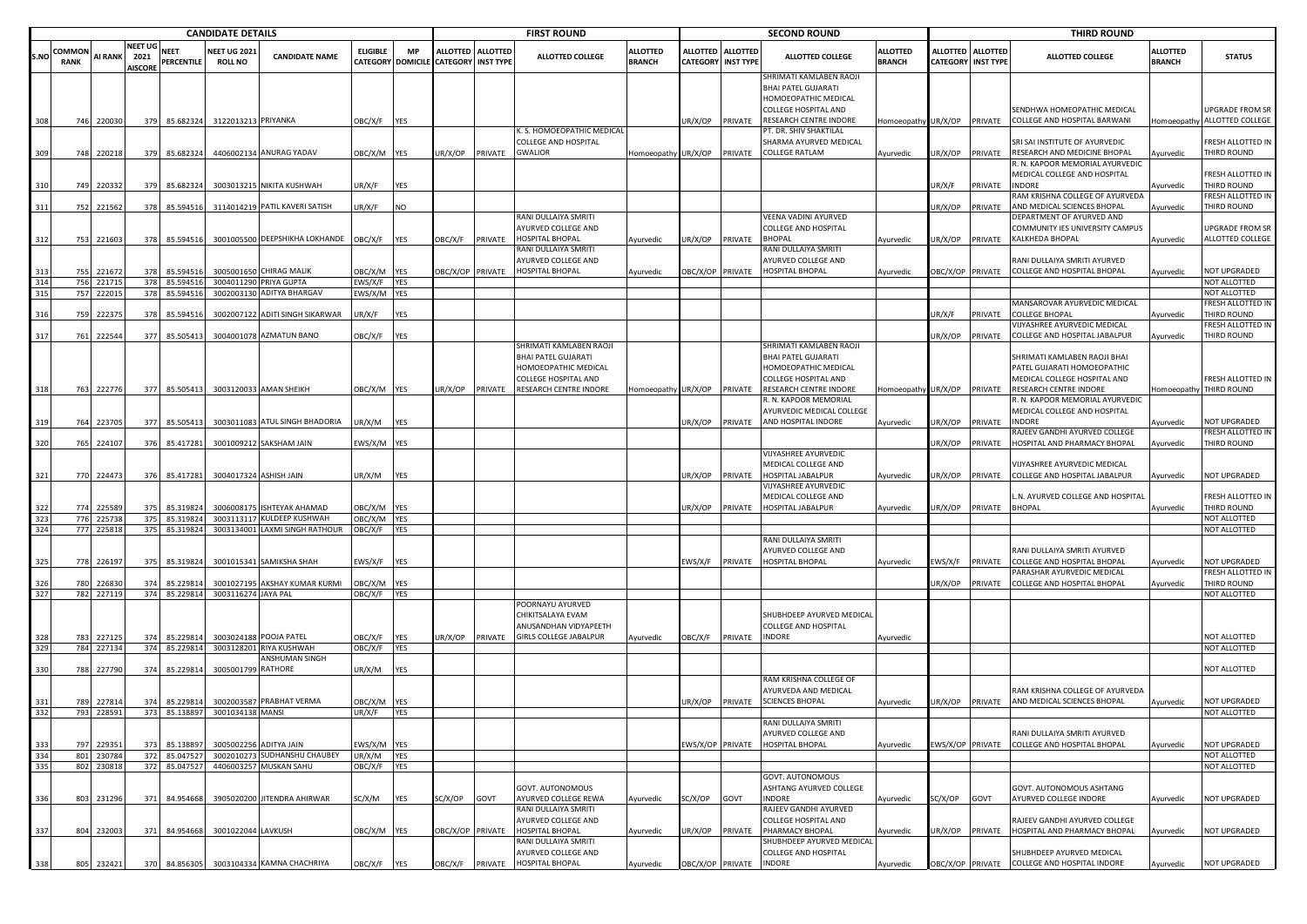| S.NO | CANDIDATE DETAILS | | | | | | | | FIRST ROUND | | | | | SECOND ROUND | | | | | THIRD ROUND | | | | | |
|---|---|---|---|---|---|---|---|---|---|---|---|---|---|---|---|---|---|---|---|---|---|---|---|---|
| | COMMON RANK | AI RANK | NEET UG 2021 AISCORE | NEET PERCENTILE | NEET UG 2021 ROLL NO | CANDIDATE NAME | ELIGIBLE CATEGORY | MP DOMICILE | ALLOTTED CATEGORY | ALLOTTED INST TYPE | ALLOTTED COLLEGE | ALLOTTED BRANCH | ALLOTTED CATEGORY | ALLOTTED INST TYPE | ALLOTTED COLLEGE | ALLOTTED BRANCH | ALLOTTED CATEGORY | ALLOTTED INST TYPE | ALLOTTED COLLEGE | ALLOTTED BRANCH | STATUS |
| 308 | 746 | 220030 | 379 | 85.682324 | 3122013213 | PRIYANKA | OBC/X/F | YES | | | | | UR/X/OP | PRIVATE | SHRIMATI KAMLABEN RAOJI BHAI PATEL GUJARATI HOMOEOPATHIC MEDICAL COLLEGE HOSPITAL AND RESEARCH CENTRE INDORE | Homoeopathy | UR/X/OP | PRIVATE | SENDHWA HOMEOPATHIC MEDICAL COLLEGE AND HOSPITAL BARWANI | Homoeopathy | UPGRADE FROM SR ALLOTTED COLLEGE |
| 309 | 748 | 220218 | 379 | 85.682324 | 4406002134 | ANURAG YADAV | OBC/X/M | YES | UR/X/OP | PRIVATE | K. S. HOMOEOPATHIC MEDICAL COLLEGE AND HOSPITAL GWALIOR | Homoeopathy | UR/X/OP | PRIVATE | PT. DR. SHIV SHAKTILAL SHARMA AYURVED MEDICAL COLLEGE RATLAM | Ayurvedic | UR/X/OP | PRIVATE | SRI SAI INSTITUTE OF AYURVEDIC RESEARCH AND MEDICINE BHOPAL | Ayurvedic | FRESH ALLOTTED IN THIRD ROUND |
| 310 | 749 | 220332 | 379 | 85.682324 | 3003013215 | NIKITA KUSHWAH | UR/X/F | YES | | | | | | | | | UR/X/F | PRIVATE | R. N. KAPOOR MEMORIAL AYURVEDIC MEDICAL COLLEGE AND HOSPITAL INDORE | Ayurvedic | FRESH ALLOTTED IN THIRD ROUND |
| 311 | 752 | 221562 | 378 | 85.594516 | 3114014219 | PATIL KAVERI SATISH | UR/X/F | NO | | | | | | | | | UR/X/OP | PRIVATE | RAM KRISHNA COLLEGE OF AYURVEDA AND MEDICAL SCIENCES BHOPAL | Ayurvedic | FRESH ALLOTTED IN THIRD ROUND |
| 312 | 753 | 221603 | 378 | 85.594516 | 3001005500 | DEEPSHIKHA LOKHANDE | OBC/X/F | YES | OBC/X/F | PRIVATE | RANI DULLAIYA SMRITI AYURVED COLLEGE AND HOSPITAL BHOPAL | Ayurvedic | UR/X/OP | PRIVATE | VEENA VADINI AYURVED COLLEGE AND HOSPITAL BHOPAL | Ayurvedic | UR/X/OP | PRIVATE | DEPARTMENT OF AYURVED AND COMMUNITY IES UNIVERSITY CAMPUS KALKHEDA BHOPAL | Ayurvedic | UPGRADE FROM SR ALLOTTED COLLEGE |
| 313 | 755 | 221672 | 378 | 85.594516 | 3005001650 | CHIRAG MALIK | OBC/X/M | YES | OBC/X/OP | PRIVATE | RANI DULLAIYA SMRITI AYURVED COLLEGE AND HOSPITAL BHOPAL | Ayurvedic | OBC/X/OP | PRIVATE | RANI DULLAIYA SMRITI AYURVED COLLEGE AND HOSPITAL BHOPAL | Ayurvedic | OBC/X/OP | PRIVATE | RANI DULLAIYA SMRITI AYURVED COLLEGE AND HOSPITAL BHOPAL | Ayurvedic | NOT UPGRADED |
| 314 | 756 | 221715 | 378 | 85.594516 | 3004011290 | PRIYA GUPTA | EWS/X/F | YES | | | | | | | | | | | | | NOT ALLOTTED |
| 315 | 757 | 222015 | 378 | 85.594516 | 3002003130 | ADITYA BHARGAV | EWS/X/M | YES | | | | | | | | | | | | | NOT ALLOTTED |
| 316 | 759 | 222375 | 378 | 85.594516 | 3002007122 | ADITI SINGH SIKARWAR | UR/X/F | YES | | | | | | | | | UR/X/F | PRIVATE | MANSAROVAR AYURVEDIC MEDICAL COLLEGE BHOPAL | Ayurvedic | FRESH ALLOTTED IN THIRD ROUND |
| 317 | 761 | 222544 | 377 | 85.505413 | 3004001078 | AZMATUN BANO | OBC/X/F | YES | | | | | | | | | UR/X/OP | PRIVATE | VIJYASHREE AYURVEDIC MEDICAL COLLEGE AND HOSPITAL JABALPUR | Ayurvedic | FRESH ALLOTTED IN THIRD ROUND |
| 318 | 763 | 222776 | 377 | 85.505413 | 3003120033 | AMAN SHEIKH | OBC/X/M | YES | UR/X/OP | PRIVATE | SHRIMATI KAMLABEN RAOJI BHAI PATEL GUJARATI HOMOEOPATHIC MEDICAL COLLEGE HOSPITAL AND RESEARCH CENTRE INDORE | Homoeopathy | UR/X/OP | PRIVATE | SHRIMATI KAMLABEN RAOJI BHAI PATEL GUJARATI HOMOEOPATHIC MEDICAL COLLEGE HOSPITAL AND RESEARCH CENTRE INDORE | Homoeopathy | UR/X/OP | PRIVATE | SHRIMATI KAMLABEN RAOJI BHAI PATEL GUJARATI HOMOEOPATHIC MEDICAL COLLEGE HOSPITAL AND RESEARCH CENTRE INDORE | Homoeopathy | FRESH ALLOTTED IN THIRD ROUND |
| 319 | 764 | 223705 | 377 | 85.505413 | 3003011083 | ATUL SINGH BHADORIA | UR/X/M | YES | | | | | UR/X/OP | PRIVATE | R. N. KAPOOR MEMORIAL AYURVEDIC MEDICAL COLLEGE AND HOSPITAL INDORE | Ayurvedic | UR/X/OP | PRIVATE | R. N. KAPOOR MEMORIAL AYURVEDIC MEDICAL COLLEGE AND HOSPITAL INDORE | Ayurvedic | NOT UPGRADED |
| 320 | 765 | 224107 | 376 | 85.417281 | 3001009212 | SAKSHAM JAIN | EWS/X/M | YES | | | | | | | | | UR/X/OP | PRIVATE | RAJEEV GANDHI AYURVED COLLEGE HOSPITAL AND PHARMACY BHOPAL | Ayurvedic | FRESH ALLOTTED IN THIRD ROUND |
| 321 | 770 | 224473 | 376 | 85.417281 | 3004017324 | ASHISH JAIN | UR/X/M | YES | | | | | UR/X/OP | PRIVATE | VIJYASHREE AYURVEDIC MEDICAL COLLEGE AND HOSPITAL JABALPUR | Ayurvedic | UR/X/OP | PRIVATE | VIJYASHREE AYURVEDIC MEDICAL COLLEGE AND HOSPITAL JABALPUR | Ayurvedic | NOT UPGRADED |
| 322 | 774 | 225589 | 375 | 85.319824 | 3006008175 | ISHTEYAK AHAMAD | OBC/X/M | YES | | | | | UR/X/OP | PRIVATE | VIJYASHREE AYURVEDIC MEDICAL COLLEGE AND HOSPITAL JABALPUR | Ayurvedic | UR/X/OP | PRIVATE | L.N. AYURVED COLLEGE AND HOSPITAL BHOPAL | Ayurvedic | FRESH ALLOTTED IN THIRD ROUND |
| 323 | 776 | 225738 | 375 | 85.319824 | 3003113117 | KULDEEP KUSHWAH | OBC/X/M | YES | | | | | | | | | | | | | NOT ALLOTTED |
| 324 | 777 | 225818 | 375 | 85.319824 | 3003134001 | LAXMI SINGH RATHOUR | OBC/X/F | YES | | | | | | | | | | | | | NOT ALLOTTED |
| 325 | 778 | 226197 | 375 | 85.319824 | 3001015341 | SAMIKSHA SHAH | EWS/X/F | YES | | | | | EWS/X/F | PRIVATE | RANI DULLAIYA SMRITI AYURVED COLLEGE AND HOSPITAL BHOPAL | Ayurvedic | EWS/X/F | PRIVATE | RANI DULLAIYA SMRITI AYURVED COLLEGE AND HOSPITAL BHOPAL | Ayurvedic | NOT UPGRADED |
| 326 | 780 | 226830 | 374 | 85.229814 | 3001027195 | AKSHAY KUMAR KURMI | OBC/X/M | YES | | | | | | | | | UR/X/OP | PRIVATE | PARASHAR AYURVEDIC MEDICAL COLLEGE AND HOSPITAL BHOPAL | Ayurvedic | FRESH ALLOTTED IN THIRD ROUND |
| 327 | 782 | 227119 | 374 | 85.229814 | 3003116274 | JAYA PAL | OBC/X/F | YES | | | | | | | | | | | | | NOT ALLOTTED |
| 328 | 783 | 227125 | 374 | 85.229814 | 3003024188 | POOJA PATEL | OBC/X/F | YES | UR/X/OP | PRIVATE | POORNAYU AYURVED CHIKITSALAYA EVAM ANUSANDHAN VIDYAPEETH GIRLS COLLEGE JABALPUR | Ayurvedic | OBC/X/F | PRIVATE | SHUBHDEEP AYURVED MEDICAL COLLEGE AND HOSPITAL INDORE | Ayurvedic | | | | | NOT ALLOTTED |
| 329 | 784 | 227134 | 374 | 85.229814 | 3003128201 | RIYA KUSHWAH | OBC/X/F | YES | | | | | | | | | | | | | NOT ALLOTTED |
| 330 | 788 | 227790 | 374 | 85.229814 | 3005001799 | ANSHUMAN SINGH RATHORE | UR/X/M | YES | | | | | | | | | | | | | NOT ALLOTTED |
| 331 | 789 | 227814 | 374 | 85.229814 | 3002003587 | PRABHAT VERMA | OBC/X/M | YES | | | | | UR/X/OP | PRIVATE | RAM KRISHNA COLLEGE OF AYURVEDA AND MEDICAL SCIENCES BHOPAL | Ayurvedic | UR/X/OP | PRIVATE | RAM KRISHNA COLLEGE OF AYURVEDA AND MEDICAL SCIENCES BHOPAL | Ayurvedic | NOT UPGRADED |
| 332 | 793 | 228591 | 373 | 85.138897 | 3001034138 | MANSI | UR/X/F | YES | | | | | | | | | | | | | NOT ALLOTTED |
| 333 | 797 | 229351 | 373 | 85.138897 | 3005002256 | ADITYA JAIN | EWS/X/M | YES | | | | | EWS/X/OP | PRIVATE | RANI DULLAIYA SMRITI AYURVED COLLEGE AND HOSPITAL BHOPAL | Ayurvedic | EWS/X/OP | PRIVATE | RANI DULLAIYA SMRITI AYURVED COLLEGE AND HOSPITAL BHOPAL | Ayurvedic | NOT UPGRADED |
| 334 | 801 | 230784 | 372 | 85.047527 | 3002010273 | SUDHANSHU CHAUBEY | UR/X/M | YES | | | | | | | | | | | | | NOT ALLOTTED |
| 335 | 802 | 230818 | 372 | 85.047527 | 4406003257 | MUSKAN SAHU | OBC/X/F | YES | | | | | | | | | | | | | NOT ALLOTTED |
| 336 | 803 | 231296 | 371 | 84.954668 | 3905020200 | JITENDRA AHIRWAR | SC/X/M | YES | SC/X/OP | GOVT | GOVT. AUTONOMOUS AYURVED COLLEGE REWA | Ayurvedic | SC/X/OP | GOVT | GOVT. AUTONOMOUS ASHTANG AYURVED COLLEGE INDORE | Ayurvedic | SC/X/OP | GOVT | GOVT. AUTONOMOUS ASHTANG AYURVED COLLEGE INDORE | Ayurvedic | NOT UPGRADED |
| 337 | 804 | 232003 | 371 | 84.954668 | 3001022044 | LAVKUSH | OBC/X/M | YES | OBC/X/OP | PRIVATE | RANI DULLAIYA SMRITI AYURVED COLLEGE AND HOSPITAL BHOPAL | Ayurvedic | UR/X/OP | PRIVATE | RAJEEV GANDHI AYURVED COLLEGE HOSPITAL AND PHARMACY BHOPAL | Ayurvedic | UR/X/OP | PRIVATE | RAJEEV GANDHI AYURVED COLLEGE HOSPITAL AND PHARMACY BHOPAL | Ayurvedic | NOT UPGRADED |
| 338 | 805 | 232421 | 370 | 84.856305 | 3003104334 | KAMNA CHACHRIYA | OBC/X/F | YES | OBC/X/F | PRIVATE | RANI DULLAIYA SMRITI AYURVED COLLEGE AND HOSPITAL BHOPAL | Ayurvedic | OBC/X/OP | PRIVATE | SHUBHDEEP AYURVED MEDICAL COLLEGE AND HOSPITAL INDORE | Ayurvedic | OBC/X/OP | PRIVATE | SHUBHDEEP AYURVED MEDICAL COLLEGE AND HOSPITAL INDORE | Ayurvedic | NOT UPGRADED |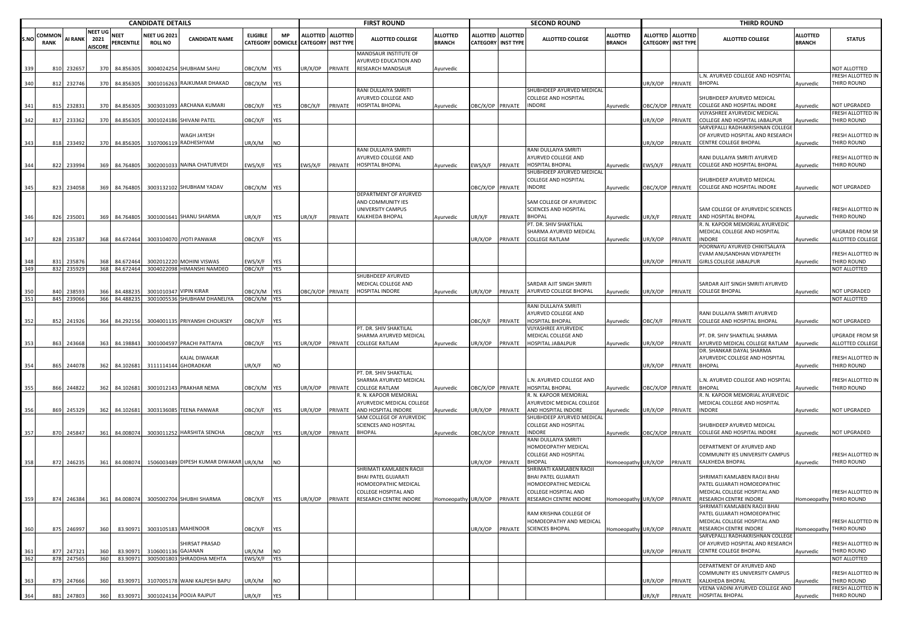| S.NO | COMMON RANK | AI RANK | NEET UG 2021 AISCORE | NEET PERCENTILE | NEET UG 2021 ROLL NO | CANDIDATE NAME | ELIGIBLE CATEGORY | MP DOMICILE | FIRST ROUND ALLOTTED CATEGORY | FIRST ROUND ALLOTTED INST TYPE | FIRST ROUND ALLOTTED COLLEGE | FIRST ROUND ALLOTTED BRANCH | SECOND ROUND ALLOTTED CATEGORY | SECOND ROUND ALLOTTED INST TYPE | SECOND ROUND ALLOTTED COLLEGE | SECOND ROUND ALLOTTED BRANCH | THIRD ROUND ALLOTTED CATEGORY | THIRD ROUND ALLOTTED INST TYPE | THIRD ROUND ALLOTTED COLLEGE | THIRD ROUND ALLOTTED BRANCH | STATUS |
|---|---|---|---|---|---|---|---|---|---|---|---|---|---|---|---|---|---|---|---|---|---|
| 339 | 810 | 232657 | 370 | 84.856305 | 3004024254 | SHUBHAM SAHU | OBC/X/M | YES | UR/X/OP | PRIVATE | MANDSAUR INSTITUTE OF AYURVED EDUCATION AND RESEARCH MANDSAUR | Ayurvedic | | | | | | | | | NOT ALLOTTED |
| 340 | 812 | 232746 | 370 | 84.856305 | 3001016263 | RAJKUMAR DHAKAD | OBC/X/M | YES | | | | | | | | | UR/X/OP | PRIVATE | L.N. AYURVED COLLEGE AND HOSPITAL BHOPAL | Ayurvedic | FRESH ALLOTTED IN THIRD ROUND |
| 341 | 815 | 232831 | 370 | 84.856305 | 3003031093 | ARCHANA KUMARI | OBC/X/F | YES | OBC/X/F | PRIVATE | RANI DULLAIYA SMRITI AYURVED COLLEGE AND HOSPITAL BHOPAL | Ayurvedic | OBC/X/OP | PRIVATE | SHUBHDEEP AYURVED MEDICAL COLLEGE AND HOSPITAL INDORE | Ayurvedic | OBC/X/OP | PRIVATE | SHUBHDEEP AYURVED MEDICAL COLLEGE AND HOSPITAL INDORE | Ayurvedic | NOT UPGRADED |
| 342 | 817 | 233362 | 370 | 84.856305 | 3001024186 | SHIVANI PATEL | OBC/X/F | YES | | | | | | | | | UR/X/OP | PRIVATE | VIJYASHREE AYURVEDIC MEDICAL COLLEGE AND HOSPITAL JABALPUR | Ayurvedic | FRESH ALLOTTED IN THIRD ROUND |
| 343 | 818 | 233492 | 370 | 84.856305 | 3107006119 | WAGH JAYESH RADHESHYAM | UR/X/M | NO | | | | | | | | | UR/X/OP | PRIVATE | SARVEPALLI RADHAKRISHNAN COLLEGE OF AYURVED HOSPITAL AND RESEARCH CENTRE COLLEGE BHOPAL | Ayurvedic | FRESH ALLOTTED IN THIRD ROUND |
| 344 | 822 | 233994 | 369 | 84.764805 | 3002001033 | NAINA CHATURVEDI | EWS/X/F | YES | EWS/X/F | PRIVATE | RANI DULLAIYA SMRITI AYURVED COLLEGE AND HOSPITAL BHOPAL | Ayurvedic | EWS/X/F | PRIVATE | RANI DULLAIYA SMRITI AYURVED COLLEGE AND HOSPITAL BHOPAL | Ayurvedic | EWS/X/F | PRIVATE | RANI DULLAIYA SMRITI AYURVED COLLEGE AND HOSPITAL BHOPAL | Ayurvedic | FRESH ALLOTTED IN THIRD ROUND |
| 345 | 823 | 234058 | 369 | 84.764805 | 3003132102 | SHUBHAM YADAV | OBC/X/M | YES | | | | | OBC/X/OP | PRIVATE | SHUBHDEEP AYURVED MEDICAL COLLEGE AND HOSPITAL INDORE | Ayurvedic | OBC/X/OP | PRIVATE | SHUBHDEEP AYURVED MEDICAL COLLEGE AND HOSPITAL INDORE | Ayurvedic | NOT UPGRADED |
| 346 | 826 | 235001 | 369 | 84.764805 | 3001001641 | SHANU SHARMA | UR/X/F | YES | UR/X/F | PRIVATE | DEPARTMENT OF AYURVED AND COMMUNITY IES UNIVERSITY CAMPUS KALKHEDA BHOPAL | Ayurvedic | UR/X/F | PRIVATE | SAM COLLEGE OF AYURVEDIC SCIENCES AND HOSPITAL BHOPAL | Ayurvedic | UR/X/F | PRIVATE | SAM COLLEGE OF AYURVEDIC SCIENCES AND HOSPITAL BHOPAL | Ayurvedic | FRESH ALLOTTED IN THIRD ROUND |
| 347 | 828 | 235387 | 368 | 84.672464 | 3003104070 | JYOTI PANWAR | OBC/X/F | YES | | | | | UR/X/OP | PRIVATE | PT. DR. SHIV SHAKTILAL SHARMA AYURVED MEDICAL COLLEGE RATLAM | Ayurvedic | UR/X/OP | PRIVATE | R. N. KAPOOR MEMORIAL AYURVEDIC MEDICAL COLLEGE AND HOSPITAL INDORE | Ayurvedic | UPGRADE FROM SR ALLOTTED COLLEGE |
| 348 | 831 | 235876 | 368 | 84.672464 | 3002012220 | MOHINI VISWAS | EWS/X/F | YES | | | | | | | | | UR/X/OP | PRIVATE | POORNAYU AYURVED CHIKITSALAYA EVAM ANUSANDHAN VIDYAPEETH GIRLS COLLEGE JABALPUR | Ayurvedic | FRESH ALLOTTED IN THIRD ROUND |
| 349 | 832 | 235929 | 368 | 84.672464 | 3004022098 | HIMANSHI NAMDEO | OBC/X/F | YES | | | | | | | | | | | | | NOT ALLOTTED |
| 350 | 840 | 238593 | 366 | 84.488235 | 3001010347 | VIPIN KIRAR | OBC/X/M | YES | OBC/X/OP | PRIVATE | SHUBHDEEP AYURVED MEDICAL COLLEGE AND HOSPITAL INDORE | Ayurvedic | UR/X/OP | PRIVATE | SARDAR AJIT SINGH SMRITI AYURVED COLLEGE BHOPAL | Ayurvedic | UR/X/OP | PRIVATE | SARDAR AJIT SINGH SMRITI AYURVED COLLEGE BHOPAL | Ayurvedic | NOT UPGRADED |
| 351 | 845 | 239066 | 366 | 84.488235 | 3001005536 | SHUBHAM DHANELIYA | OBC/X/M | YES | | | | | | | | | | | | | NOT ALLOTTED |
| 352 | 852 | 241926 | 364 | 84.292156 | 3004001135 | PRIYANSHI CHOUKSEY | OBC/X/F | YES | | | | | OBC/X/F | PRIVATE | RANI DULLAIYA SMRITI AYURVED COLLEGE AND HOSPITAL BHOPAL | Ayurvedic | OBC/X/F | PRIVATE | RANI DULLAIYA SMRITI AYURVED COLLEGE AND HOSPITAL BHOPAL | Ayurvedic | NOT UPGRADED |
| 353 | 863 | 243668 | 363 | 84.198843 | 3001004597 | PRACHI PATTAIYA | OBC/X/F | YES | UR/X/OP | PRIVATE | PT. DR. SHIV SHAKTILAL SHARMA AYURVED MEDICAL COLLEGE RATLAM | Ayurvedic | UR/X/OP | PRIVATE | VIJYASHREE AYURVEDIC MEDICAL COLLEGE AND HOSPITAL JABALPUR | Ayurvedic | UR/X/OP | PRIVATE | PT. DR. SHIV SHAKTILAL SHARMA AYURVED MEDICAL COLLEGE RATLAM | Ayurvedic | UPGRADE FROM SR ALLOTTED COLLEGE |
| 354 | 865 | 244078 | 362 | 84.102681 | 3111114144 | KAJAL DIWAKAR GHORADKAR | UR/X/F | NO | | | | | | | | | UR/X/OP | PRIVATE | DR. SHANKAR DAYAL SHARMA AYURVEDIC COLLEGE AND HOSPITAL BHOPAL | Ayurvedic | FRESH ALLOTTED IN THIRD ROUND |
| 355 | 866 | 244822 | 362 | 84.102681 | 3001012143 | PRAKHAR NEMA | OBC/X/M | YES | UR/X/OP | PRIVATE | PT. DR. SHIV SHAKTILAL SHARMA AYURVED MEDICAL COLLEGE RATLAM | Ayurvedic | OBC/X/OP | PRIVATE | L.N. AYURVED COLLEGE AND HOSPITAL BHOPAL | Ayurvedic | OBC/X/OP | PRIVATE | L.N. AYURVED COLLEGE AND HOSPITAL BHOPAL | Ayurvedic | FRESH ALLOTTED IN THIRD ROUND |
| 356 | 869 | 245329 | 362 | 84.102681 | 3003136085 | TEENA PANWAR | OBC/X/F | YES | UR/X/OP | PRIVATE | R. N. KAPOOR MEMORIAL AYURVEDIC MEDICAL COLLEGE AND HOSPITAL INDORE | Ayurvedic | UR/X/OP | PRIVATE | R. N. KAPOOR MEMORIAL AYURVEDIC MEDICAL COLLEGE AND HOSPITAL INDORE | Ayurvedic | UR/X/OP | PRIVATE | R. N. KAPOOR MEMORIAL AYURVEDIC MEDICAL COLLEGE AND HOSPITAL INDORE | Ayurvedic | NOT UPGRADED |
| 357 | 870 | 245847 | 361 | 84.008074 | 3003011252 | HARSHITA SENCHA | OBC/X/F | YES | UR/X/OP | PRIVATE | SAM COLLEGE OF AYURVEDIC SCIENCES AND HOSPITAL BHOPAL | Ayurvedic | OBC/X/OP | PRIVATE | SHUBHDEEP AYURVED MEDICAL COLLEGE AND HOSPITAL INDORE | Ayurvedic | OBC/X/OP | PRIVATE | SHUBHDEEP AYURVED MEDICAL COLLEGE AND HOSPITAL INDORE | Ayurvedic | NOT UPGRADED |
| 358 | 872 | 246235 | 361 | 84.008074 | 1506003489 | DIPESH KUMAR DIWAKAR | UR/X/M | NO | | | | | UR/X/OP | PRIVATE | RANI DULLAIYA SMRITI HOMOEOPATHY MEDICAL COLLEGE AND HOSPITAL BHOPAL | Homoeopathy | UR/X/OP | PRIVATE | DEPARTMENT OF AYURVED AND COMMUNITY IES UNIVERSITY CAMPUS KALKHEDA BHOPAL | Ayurvedic | FRESH ALLOTTED IN THIRD ROUND |
| 359 | 874 | 246384 | 361 | 84.008074 | 3005002704 | SHUBHI SHARMA | OBC/X/F | YES | UR/X/OP | PRIVATE | SHRIMATI KAMLABEN RAOJI BHAI PATEL GUJARATI HOMOEOPATHIC MEDICAL COLLEGE HOSPITAL AND RESEARCH CENTRE INDORE | Homoeopathy | UR/X/OP | PRIVATE | SHRIMATI KAMLABEN RAOJI BHAI PATEL GUJARATI HOMOEOPATHIC MEDICAL COLLEGE HOSPITAL AND RESEARCH CENTRE INDORE | Homoeopathy | UR/X/OP | PRIVATE | SHRIMATI KAMLABEN RAOJI BHAI PATEL GUJARATI HOMOEOPATHIC MEDICAL COLLEGE HOSPITAL AND RESEARCH CENTRE INDORE | Homoeopathy | FRESH ALLOTTED IN THIRD ROUND |
| 360 | 875 | 246997 | 360 | 83.90971 | 3003105183 | MAHENOOR | OBC/X/F | YES | | | | | UR/X/OP | PRIVATE | RAM KRISHNA COLLEGE OF HOMOEOPATHY AND MEDICAL SCIENCES BHOPAL | Homoeopathy | UR/X/OP | PRIVATE | SHRIMATI KAMLABEN RAOJI BHAI PATEL GUJARATI HOMOEOPATHIC MEDICAL COLLEGE HOSPITAL AND RESEARCH CENTRE INDORE | Homoeopathy | FRESH ALLOTTED IN THIRD ROUND |
| 361 | 877 | 247321 | 360 | 83.90971 | 3106001136 | SHIRSAT PRASAD GAJANAN | UR/X/M | NO | | | | | | | | | UR/X/OP | PRIVATE | SARVEPALLI RADHAKRISHNAN COLLEGE OF AYURVED HOSPITAL AND RESEARCH CENTRE COLLEGE BHOPAL | Ayurvedic | FRESH ALLOTTED IN THIRD ROUND |
| 362 | 878 | 247565 | 360 | 83.90971 | 3005001803 | SHRADDHA MEHTA | EWS/X/F | YES | | | | | | | | | | | | | NOT ALLOTTED |
| 363 | 879 | 247666 | 360 | 83.90971 | 3107005178 | WANI KALPESH BAPU | UR/X/M | NO | | | | | | | | | UR/X/OP | PRIVATE | DEPARTMENT OF AYURVED AND COMMUNITY IES UNIVERSITY CAMPUS KALKHEDA BHOPAL | Ayurvedic | FRESH ALLOTTED IN THIRD ROUND |
| 364 | 881 | 247803 | 360 | 83.90971 | 3001024134 | POOJA RAJPUT | UR/X/F | YES | | | | | | | | | UR/X/F | PRIVATE | VEENA VADINI AYURVED COLLEGE AND HOSPITAL BHOPAL | Ayurvedic | FRESH ALLOTTED IN THIRD ROUND |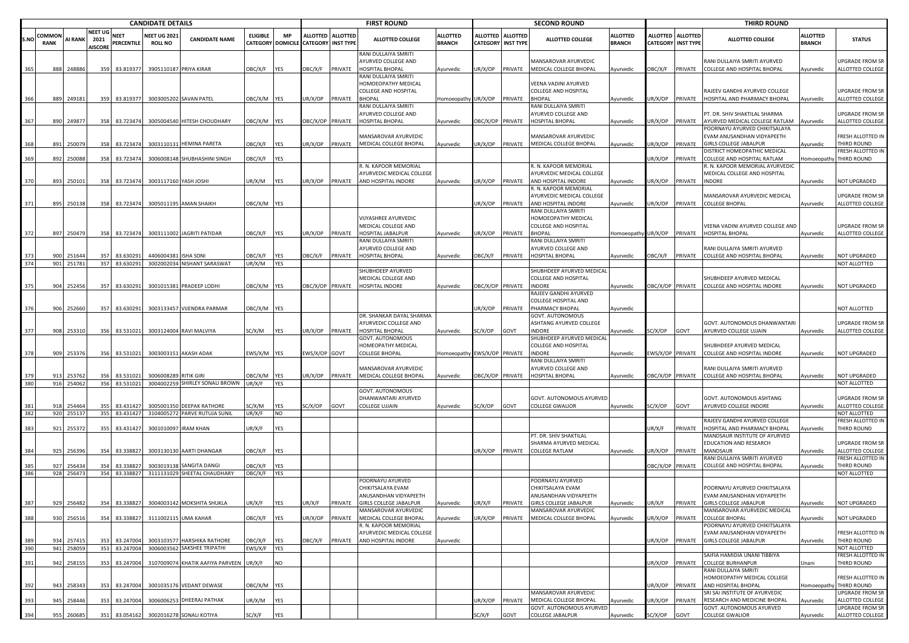| | CANDIDATE DETAILS | | | | | | | | FIRST ROUND | | | | SECOND ROUND | | | | THIRD ROUND | | | | |
|---|---|---|---|---|---|---|---|---|---|---|---|---|---|---|---|---|---|---|---|---|---|
| S.NO | COMMON RANK | AI RANK | NEET UG 2021 AISCORE | NEET PERCENTILE | NEET UG 2021 ROLL NO | CANDIDATE NAME | ELIGIBLE CATEGORY | MP DOMICILE | ALLOTTED CATEGORY | ALLOTTED INST TYPE | ALLOTTED COLLEGE | ALLOTTED BRANCH | ALLOTTED CATEGORY | ALLOTTED INST TYPE | ALLOTTED COLLEGE | ALLOTTED BRANCH | ALLOTTED CATEGORY | ALLOTTED INST TYPE | ALLOTTED COLLEGE | ALLOTTED BRANCH | STATUS |
| 365 | 888 | 248886 | 359 | 83.819377 | 3905110187 | PRIYA KIRAR | OBC/X/F | YES | OBC/X/F | PRIVATE | RANI DULLAIYA SMRITI AYURVED COLLEGE AND HOSPITAL BHOPAL | Ayurvedic | UR/X/OP | PRIVATE | MANSAROVAR AYURVEDIC MEDICAL COLLEGE BHOPAL | Ayurvedic | OBC/X/F | PRIVATE | RANI DULLAIYA SMRITI AYURVED COLLEGE AND HOSPITAL BHOPAL | Ayurvedic | UPGRADE FROM SR ALLOTTED COLLEGE |
| 366 | 889 | 249181 | 359 | 83.819377 | 3003005202 | SAVAN PATEL | OBC/X/M | YES | UR/X/OP | PRIVATE | RANI DULLAIYA SMRITI HOMOEOPATHY MEDICAL COLLEGE AND HOSPITAL BHOPAL | Homoeopathy | UR/X/OP | PRIVATE | VEENA VADINI AYURVED COLLEGE AND HOSPITAL BHOPAL | Ayurvedic | UR/X/OP | PRIVATE | RAJEEV GANDHI AYURVED COLLEGE HOSPITAL AND PHARMACY BHOPAL | Ayurvedic | UPGRADE FROM SR ALLOTTED COLLEGE |
| 367 | 890 | 249877 | 358 | 83.723474 | 3005004540 | HITESH CHOUDHARY | OBC/X/M | YES | OBC/X/OP | PRIVATE | RANI DULLAIYA SMRITI AYURVED COLLEGE AND HOSPITAL BHOPAL | Ayurvedic | OBC/X/OP | PRIVATE | RANI DULLAIYA SMRITI AYURVED COLLEGE AND HOSPITAL BHOPAL | Ayurvedic | UR/X/OP | PRIVATE | PT. DR. SHIV SHAKTILAL SHARMA AYURVED MEDICAL COLLEGE RATLAM | Ayurvedic | UPGRADE FROM SR ALLOTTED COLLEGE |
| 368 | 891 | 250079 | 358 | 83.723474 | 3003110131 | HEMINA PARETA | OBC/X/F | YES | UR/X/OP | PRIVATE | MANSAROVAR AYURVEDIC MEDICAL COLLEGE BHOPAL | Ayurvedic | UR/X/OP | PRIVATE | MANSAROVAR AYURVEDIC MEDICAL COLLEGE BHOPAL | Ayurvedic | UR/X/OP | PRIVATE | POORNAYU AYURVED CHIKITSALAYA EVAM ANUSANDHAN VIDYAPEETH GIRLS COLLEGE JABALPUR | Ayurvedic | FRESH ALLOTTED IN THIRD ROUND |
| 369 | 892 | 250088 | 358 | 83.723474 | 3006008148 | SHUBHASHINI SINGH | OBC/X/F | YES | | | | | | | | | UR/X/OP | PRIVATE | DISTRICT HOMEOPATHIC MEDICAL COLLEGE AND HOSPITAL RATLAM | Homoeopathy | FRESH ALLOTTED IN THIRD ROUND |
| 370 | 893 | 250101 | 358 | 83.723474 | 3003117160 | YASH JOSHI | UR/X/M | YES | UR/X/OP | PRIVATE | R. N. KAPOOR MEMORIAL AYURVEDIC MEDICAL COLLEGE AND HOSPITAL INDORE | Ayurvedic | UR/X/OP | PRIVATE | R. N. KAPOOR MEMORIAL AYURVEDIC MEDICAL COLLEGE AND HOSPITAL INDORE | Ayurvedic | UR/X/OP | PRIVATE | R. N. KAPOOR MEMORIAL AYURVEDIC MEDICAL COLLEGE AND HOSPITAL INDORE | Ayurvedic | NOT UPGRADED |
| 371 | 895 | 250138 | 358 | 83.723474 | 3005011195 | AMAN SHAIKH | OBC/X/M | YES | | | | | UR/X/OP | PRIVATE | R. N. KAPOOR MEMORIAL AYURVEDIC MEDICAL COLLEGE AND HOSPITAL INDORE | Ayurvedic | UR/X/OP | PRIVATE | MANSAROVAR AYURVEDIC MEDICAL COLLEGE BHOPAL | Ayurvedic | UPGRADE FROM SR ALLOTTED COLLEGE |
| 372 | 897 | 250479 | 358 | 83.723474 | 3003111002 | JAGRITI PATIDAR | OBC/X/F | YES | UR/X/OP | PRIVATE | VIJYASHREE AYURVEDIC MEDICAL COLLEGE AND HOSPITAL JABALPUR | Ayurvedic | UR/X/OP | PRIVATE | RANI DULLAIYA SMRITI HOMOEOPATHY MEDICAL COLLEGE AND HOSPITAL BHOPAL | Homoeopathy | UR/X/OP | PRIVATE | VEENA VADINI AYURVED COLLEGE AND HOSPITAL BHOPAL | Ayurvedic | UPGRADE FROM SR ALLOTTED COLLEGE |
| 373 | 900 | 251644 | 357 | 83.630291 | 4406004381 | ISHA SONI | OBC/X/F | YES | OBC/X/F | PRIVATE | RANI DULLAIYA SMRITI AYURVED COLLEGE AND HOSPITAL BHOPAL | Ayurvedic | OBC/X/F | PRIVATE | RANI DULLAIYA SMRITI AYURVED COLLEGE AND HOSPITAL BHOPAL | Ayurvedic | OBC/X/F | PRIVATE | RANI DULLAIYA SMRITI AYURVED COLLEGE AND HOSPITAL BHOPAL | Ayurvedic | NOT UPGRADED |
| 374 | 901 | 251781 | 357 | 83.630291 | 3002002034 | NISHANT SARASWAT | UR/X/M | YES | | | | | | | | | | | | | NOT ALLOTTED |
| 375 | 904 | 252456 | 357 | 83.630291 | 3001015381 | PRADEEP LODHI | OBC/X/M | YES | OBC/X/OP | PRIVATE | SHUBHDEEP AYURVED MEDICAL COLLEGE AND HOSPITAL INDORE | Ayurvedic | OBC/X/OP | PRIVATE | SHUBHDEEP AYURVED MEDICAL COLLEGE AND HOSPITAL INDORE | Ayurvedic | OBC/X/OP | PRIVATE | SHUBHDEEP AYURVED MEDICAL COLLEGE AND HOSPITAL INDORE | Ayurvedic | NOT UPGRADED |
| 376 | 906 | 252660 | 357 | 83.630291 | 3003133457 | VIJENDRA PARMAR | OBC/X/M | YES | | | | | UR/X/OP | PRIVATE | RAJEEV GANDHI AYURVED COLLEGE HOSPITAL AND PHARMACY BHOPAL | Ayurvedic | | | | | NOT ALLOTTED |
| 377 | 908 | 253310 | 356 | 83.531021 | 3003124004 | RAVI MALVIYA | SC/X/M | YES | UR/X/OP | PRIVATE | DR. SHANKAR DAYAL SHARMA AYURVEDIC COLLEGE AND HOSPITAL BHOPAL | Ayurvedic | SC/X/OP | GOVT | GOVT. AUTONOMOUS ASHTANG AYURVED COLLEGE INDORE | Ayurvedic | SC/X/OP | GOVT | GOVT. AUTONOMOUS DHANWANTARI AYURVED COLLEGE UJJAIN | Ayurvedic | UPGRADE FROM SR ALLOTTED COLLEGE |
| 378 | 909 | 253376 | 356 | 83.531021 | 3003003151 | AKASH ADAK | EWS/X/M | YES | EWS/X/OP | GOVT | GOVT. AUTONOMOUS HOMEOPATHY MEDICAL COLLEGE BHOPAL | Homoeopathy | EWS/X/OP | PRIVATE | SHUBHDEEP AYURVED MEDICAL COLLEGE AND HOSPITAL INDORE | Ayurvedic | EWS/X/OP | PRIVATE | SHUBHDEEP AYURVED MEDICAL COLLEGE AND HOSPITAL INDORE | Ayurvedic | NOT UPGRADED |
| 379 | 913 | 253762 | 356 | 83.531021 | 3006008289 | RITIK GIRI | OBC/X/M | YES | UR/X/OP | PRIVATE | MANSAROVAR AYURVEDIC MEDICAL COLLEGE BHOPAL | Ayurvedic | OBC/X/OP | PRIVATE | RANI DULLAIYA SMRITI AYURVED COLLEGE AND HOSPITAL BHOPAL | Ayurvedic | OBC/X/OP | PRIVATE | RANI DULLAIYA SMRITI AYURVED COLLEGE AND HOSPITAL BHOPAL | Ayurvedic | NOT UPGRADED |
| 380 | 916 | 254062 | 356 | 83.531021 | 3004002259 | SHIRLEY SONALI BROWN | UR/X/F | YES | | | | | | | | | | | | | NOT ALLOTTED |
| 381 | 918 | 254464 | 355 | 83.431427 | 3005001350 | DEEPAK RATHORE | SC/X/M | YES | SC/X/OP | GOVT | GOVT. AUTONOMOUS DHANWANTARI AYURVED COLLEGE UJJAIN | Ayurvedic | SC/X/OP | GOVT | GOVT. AUTONOMOUS AYURVED COLLEGE GWALIOR | Ayurvedic | SC/X/OP | GOVT | GOVT. AUTONOMOUS ASHTANG AYURVED COLLEGE INDORE | Ayurvedic | UPGRADE FROM SR ALLOTTED COLLEGE |
| 382 | 920 | 255137 | 355 | 83.431427 | 3104005272 | PARVE RUTUJA SUNIL | UR/X/F | NO | | | | | | | | | | | | | NOT ALLOTTED |
| 383 | 921 | 255372 | 355 | 83.431427 | 3001010097 | IRAM KHAN | UR/X/F | YES | | | | | | | | | UR/X/F | PRIVATE | RAJEEV GANDHI AYURVED COLLEGE HOSPITAL AND PHARMACY BHOPAL | Ayurvedic | FRESH ALLOTTED IN THIRD ROUND |
| 384 | 925 | 256396 | 354 | 83.338827 | 3003130130 | AARTI DHANGAR | OBC/X/F | YES | | | | | UR/X/OP | PRIVATE | PT. DR. SHIV SHAKTILAL SHARMA AYURVED MEDICAL COLLEGE RATLAM | Ayurvedic | UR/X/OP | PRIVATE | MANDSAUR INSTITUTE OF AYURVED EDUCATION AND RESEARCH MANDSAUR | Ayurvedic | UPGRADE FROM SR ALLOTTED COLLEGE |
| 385 | 927 | 256434 | 354 | 83.338827 | 3003019138 | SANGITA DANGI | OBC/X/F | YES | | | | | | | | | OBC/X/OP | PRIVATE | RANI DULLAIYA SMRITI AYURVED COLLEGE AND HOSPITAL BHOPAL | Ayurvedic | FRESH ALLOTTED IN THIRD ROUND |
| 386 | 928 | 256473 | 354 | 83.338827 | 3111131029 | SHEETAL CHAUDHARY | OBC/X/F | YES | | | | | | | | | | | | | NOT ALLOTTED |
| 387 | 929 | 256482 | 354 | 83.338827 | 3004003142 | MOKSHITA SHUKLA | UR/X/F | YES | UR/X/F | PRIVATE | POORNAYU AYURVED CHIKITSALAYA EVAM ANUSANDHAN VIDYAPEETH GIRLS COLLEGE JABALPUR | Ayurvedic | UR/X/F | PRIVATE | POORNAYU AYURVED CHIKITSALAYA EVAM ANUSANDHAN VIDYAPEETH GIRLS COLLEGE JABALPUR | Ayurvedic | UR/X/F | PRIVATE | POORNAYU AYURVED CHIKITSALAYA EVAM ANUSANDHAN VIDYAPEETH GIRLS COLLEGE JABALPUR | Ayurvedic | NOT UPGRADED |
| 388 | 930 | 256516 | 354 | 83.338827 | 3111002115 | UMA KAHAR | OBC/X/F | YES | UR/X/OP | PRIVATE | MANSAROVAR AYURVEDIC MEDICAL COLLEGE BHOPAL | Ayurvedic | UR/X/OP | PRIVATE | MANSAROVAR AYURVEDIC MEDICAL COLLEGE BHOPAL | Ayurvedic | UR/X/OP | PRIVATE | MANSAROVAR AYURVEDIC MEDICAL COLLEGE BHOPAL | Ayurvedic | NOT UPGRADED |
| 389 | 934 | 257415 | 353 | 83.247004 | 3003103577 | HARSHIKA RATHORE | OBC/X/F | YES | OBC/X/F | PRIVATE | R. N. KAPOOR MEMORIAL AYURVEDIC MEDICAL COLLEGE AND HOSPITAL INDORE | Ayurvedic | | | | | UR/X/OP | PRIVATE | POORNAYU AYURVED CHIKITSALAYA EVAM ANUSANDHAN VIDYAPEETH GIRLS COLLEGE JABALPUR | Ayurvedic | FRESH ALLOTTED IN THIRD ROUND |
| 390 | 941 | 258059 | 353 | 83.247004 | 3006003562 | SAKSHEE TRIPATHI | EWS/X/F | YES | | | | | | | | | | | | | NOT ALLOTTED |
| 391 | 942 | 258155 | 353 | 83.247004 | 3107009074 | KHATIK AAFIYA PARVEEN | UR/X/F | NO | | | | | | | | | UR/X/OP | PRIVATE | SAIFIA HAMIDIA UNANI TIBBIYA COLLEGE BURHANPUR | Unani | FRESH ALLOTTED IN THIRD ROUND |
| 392 | 943 | 258343 | 353 | 83.247004 | 3001035176 | VEDANT DEWASE | OBC/X/M | YES | | | | | | | | | UR/X/OP | PRIVATE | RANI DULLAIYA SMRITI HOMOEOPATHY MEDICAL COLLEGE AND HOSPITAL BHOPAL | Homoeopathy | FRESH ALLOTTED IN THIRD ROUND |
| 393 | 945 | 258446 | 353 | 83.247004 | 3006006253 | DHEERAJ PATHAK | UR/X/M | YES | | | | | UR/X/OP | PRIVATE | MANSAROVAR AYURVEDIC MEDICAL COLLEGE BHOPAL | Ayurvedic | UR/X/OP | PRIVATE | SRI SAI INSTITUTE OF AYURVEDIC RESEARCH AND MEDICINE BHOPAL | Ayurvedic | UPGRADE FROM SR ALLOTTED COLLEGE |
| 394 | 955 | 260685 | 351 | 83.054162 | 3002016278 | SONALI KOTIYA | SC/X/F | YES | | | | | SC/X/F | GOVT | GOVT. AUTONOMOUS AYURVED COLLEGE JABALPUR | Ayurvedic | SC/X/OP | GOVT | GOVT. AUTONOMOUS AYURVED COLLEGE GWALIOR | Ayurvedic | UPGRADE FROM SR ALLOTTED COLLEGE |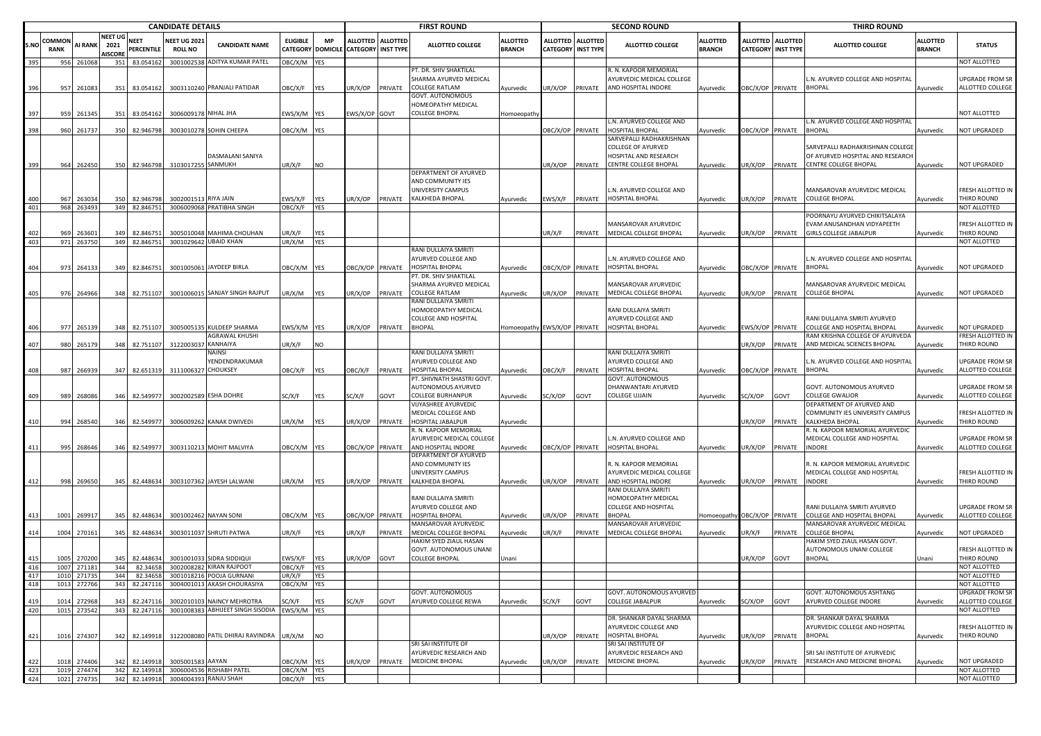| CANDIDATE DETAILS | | | | | | | | | FIRST ROUND | | | | | SECOND ROUND | | | | | THIRD ROUND | | | | | |
|---|---|---|---|---|---|---|---|---|---|---|---|---|---|---|---|---|---|---|---|---|---|---|---|---|
| S.NO | COMMON RANK | AI RANK | NEET UG 2021 AISCORE | NEET PERCENTILE | NEET UG 2021 ROLL NO | CANDIDATE NAME | ELIGIBLE CATEGORY | MP DOMICILE | ALLOTTED CATEGORY | ALLOTTED INST TYPE | ALLOTTED COLLEGE | ALLOTTED BRANCH | ALLOTTED CATEGORY | ALLOTTED INST TYPE | ALLOTTED COLLEGE | ALLOTTED BRANCH | ALLOTTED CATEGORY | ALLOTTED INST TYPE | ALLOTTED COLLEGE | ALLOTTED BRANCH | STATUS |
| 395 | 956 | 261068 | 351 | 83.054162 | 3001002538 | ADITYA KUMAR PATEL | OBC/X/M | YES | | | | | | | | | | | | | NOT ALLOTTED |
| 396 | 957 | 261083 | 351 | 83.054162 | 3003110240 | PRANJALI PATIDAR | OBC/X/F | YES | UR/X/OP | PRIVATE | PT. DR. SHIV SHAKTILAL SHARMA AYURVED MEDICAL COLLEGE RATLAM | Ayurvedic | UR/X/OP | PRIVATE | R. N. KAPOOR MEMORIAL AYURVEDIC MEDICAL COLLEGE AND HOSPITAL INDORE | Ayurvedic | OBC/X/OP | PRIVATE | L.N. AYURVED COLLEGE AND HOSPITAL BHOPAL | Ayurvedic | UPGRADE FROM SR ALLOTTED COLLEGE |
| 397 | 959 | 261345 | 351 | 83.054162 | 3006009178 | NIHAL JHA | EWS/X/M | YES | EWS/X/OP | GOVT | GOVT. AUTONOMOUS HOMEOPATHY MEDICAL COLLEGE BHOPAL | Homoeopathy | | | | | | | | | NOT ALLOTTED |
| 398 | 960 | 261737 | 350 | 82.946798 | 3003010278 | SOHIN CHEEPA | OBC/X/M | YES | | | | | OBC/X/OP | PRIVATE | L.N. AYURVED COLLEGE AND HOSPITAL BHOPAL | Ayurvedic | OBC/X/OP | PRIVATE | L.N. AYURVED COLLEGE AND HOSPITAL BHOPAL | Ayurvedic | NOT UPGRADED |
| 399 | 964 | 262450 | 350 | 82.946798 | 3103017255 | DASMALANI SANIYA SANMUKH | UR/X/F | NO | | | | | UR/X/OP | PRIVATE | SARVEPALLI RADHAKRISHNAN COLLEGE OF AYURVED HOSPITAL AND RESEARCH CENTRE COLLEGE BHOPAL | Ayurvedic | UR/X/OP | PRIVATE | SARVEPALLI RADHAKRISHNAN COLLEGE OF AYURVED HOSPITAL AND RESEARCH CENTRE COLLEGE BHOPAL | Ayurvedic | NOT UPGRADED |
| 400 | 967 | 263034 | 350 | 82.946798 | 3002001513 | RIYA JAIN | EWS/X/F | YES | UR/X/OP | PRIVATE | DEPARTMENT OF AYURVED AND COMMUNITY IES UNIVERSITY CAMPUS KALKHEDA BHOPAL | Ayurvedic | EWS/X/F | PRIVATE | L.N. AYURVED COLLEGE AND HOSPITAL BHOPAL | Ayurvedic | UR/X/OP | PRIVATE | MANSAROVAR AYURVEDIC MEDICAL COLLEGE BHOPAL | Ayurvedic | FRESH ALLOTTED IN THIRD ROUND |
| 401 | 968 | 263493 | 349 | 82.846751 | 3006009068 | PRATIBHA SINGH | OBC/X/F | YES | | | | | | | | | | | | | NOT ALLOTTED |
| 402 | 969 | 263601 | 349 | 82.846751 | 3005010048 | MAHIMA CHOUHAN | UR/X/F | YES | | | | | UR/X/F | PRIVATE | MANSAROVAR AYURVEDIC MEDICAL COLLEGE BHOPAL | Ayurvedic | UR/X/OP | PRIVATE | POORNAYU AYURVED CHIKITSALAYA EVAM ANUSANDHAN VIDYAPEETH GIRLS COLLEGE JABALPUR | Ayurvedic | FRESH ALLOTTED IN THIRD ROUND |
| 403 | 971 | 263750 | 349 | 82.846751 | 3001029642 | UBAID KHAN | UR/X/M | YES | | | | | | | | | | | | | NOT ALLOTTED |
| 404 | 973 | 264133 | 349 | 82.846751 | 3001005061 | JAYDEEP BIRLA | OBC/X/M | YES | OBC/X/OP | PRIVATE | RANI DULLAIYA SMRITI AYURVED COLLEGE AND HOSPITAL BHOPAL | Ayurvedic | OBC/X/OP | PRIVATE | L.N. AYURVED COLLEGE AND HOSPITAL BHOPAL | Ayurvedic | OBC/X/OP | PRIVATE | L.N. AYURVED COLLEGE AND HOSPITAL BHOPAL | Ayurvedic | NOT UPGRADED |
| 405 | 976 | 264966 | 348 | 82.751107 | 3001006015 | SANJAY SINGH RAJPUT | UR/X/M | YES | UR/X/OP | PRIVATE | PT. DR. SHIV SHAKTILAL SHARMA AYURVED MEDICAL COLLEGE RATLAM | Ayurvedic | UR/X/OP | PRIVATE | MANSAROVAR AYURVEDIC MEDICAL COLLEGE BHOPAL | Ayurvedic | UR/X/OP | PRIVATE | MANSAROVAR AYURVEDIC MEDICAL COLLEGE BHOPAL | Ayurvedic | NOT UPGRADED |
| 406 | 977 | 265139 | 348 | 82.751107 | 3005005135 | KULDEEP SHARMA | EWS/X/M | YES | UR/X/OP | PRIVATE | RANI DULLAIYA SMRITI HOMOEOPATHY MEDICAL COLLEGE AND HOSPITAL BHOPAL | Homoeopathy | EWS/X/OP | PRIVATE | RANI DULLAIYA SMRITI AYURVED COLLEGE AND HOSPITAL BHOPAL | Ayurvedic | EWS/X/OP | PRIVATE | RANI DULLAIYA SMRITI AYURVED COLLEGE AND HOSPITAL BHOPAL | Ayurvedic | NOT UPGRADED |
| 407 | 980 | 265179 | 348 | 82.751107 | 3122003037 | AGRAWAL KHUSHI KANHAIYA | UR/X/F | NO | | | | | | | | | UR/X/OP | PRIVATE | RAM KRISHNA COLLEGE OF AYURVEDA AND MEDICAL SCIENCES BHOPAL | Ayurvedic | FRESH ALLOTTED IN THIRD ROUND |
| 408 | 987 | 266939 | 347 | 82.651319 | 3111006327 | NAINSI YENDENDRAKUMAR CHOUKSEY | OBC/X/F | YES | OBC/X/F | PRIVATE | RANI DULLAIYA SMRITI AYURVED COLLEGE AND HOSPITAL BHOPAL | Ayurvedic | OBC/X/F | PRIVATE | RANI DULLAIYA SMRITI AYURVED COLLEGE AND HOSPITAL BHOPAL | Ayurvedic | OBC/X/OP | PRIVATE | L.N. AYURVED COLLEGE AND HOSPITAL BHOPAL | Ayurvedic | UPGRADE FROM SR ALLOTTED COLLEGE |
| 409 | 989 | 268086 | 346 | 82.549977 | 3002002589 | ESHA DOHRE | SC/X/F | YES | SC/X/F | GOVT | PT. SHIVNATH SHASTRI GOVT. AUTONOMOUS AYURVED COLLEGE BURHANPUR | Ayurvedic | SC/X/OP | GOVT | GOVT. AUTONOMOUS DHANWANTARI AYURVED COLLEGE UJJAIN | Ayurvedic | SC/X/OP | GOVT | GOVT. AUTONOMOUS AYURVED COLLEGE GWALIOR | Ayurvedic | UPGRADE FROM SR ALLOTTED COLLEGE |
| 410 | 994 | 268540 | 346 | 82.549977 | 3006009262 | KANAK DWIVEDI | UR/X/M | YES | UR/X/OP | PRIVATE | VIJYASHREE AYURVEDIC MEDICAL COLLEGE AND HOSPITAL JABALPUR | Ayurvedic | | | | | UR/X/OP | PRIVATE | DEPARTMENT OF AYURVED AND COMMUNITY IES UNIVERSITY CAMPUS KALKHEDA BHOPAL | Ayurvedic | FRESH ALLOTTED IN THIRD ROUND |
| 411 | 995 | 268646 | 346 | 82.549977 | 3003110213 | MOHIT MALVIYA | OBC/X/M | YES | OBC/X/OP | PRIVATE | R. N. KAPOOR MEMORIAL AYURVEDIC MEDICAL COLLEGE AND HOSPITAL INDORE | Ayurvedic | OBC/X/OP | PRIVATE | L.N. AYURVED COLLEGE AND HOSPITAL BHOPAL | Ayurvedic | UR/X/OP | PRIVATE | R. N. KAPOOR MEMORIAL AYURVEDIC MEDICAL COLLEGE AND HOSPITAL INDORE | Ayurvedic | UPGRADE FROM SR ALLOTTED COLLEGE |
| 412 | 998 | 269650 | 345 | 82.448634 | 3003107362 | JAYESH LALWANI | UR/X/M | YES | UR/X/OP | PRIVATE | DEPARTMENT OF AYURVED AND COMMUNITY IES UNIVERSITY CAMPUS KALKHEDA BHOPAL | Ayurvedic | UR/X/OP | PRIVATE | R. N. KAPOOR MEMORIAL AYURVEDIC MEDICAL COLLEGE AND HOSPITAL INDORE | Ayurvedic | UR/X/OP | PRIVATE | R. N. KAPOOR MEMORIAL AYURVEDIC MEDICAL COLLEGE AND HOSPITAL INDORE | Ayurvedic | FRESH ALLOTTED IN THIRD ROUND |
| 413 | 1001 | 269917 | 345 | 82.448634 | 3001002462 | NAYAN SONI | OBC/X/M | YES | OBC/X/OP | PRIVATE | RANI DULLAIYA SMRITI AYURVED COLLEGE AND HOSPITAL BHOPAL | Ayurvedic | UR/X/OP | PRIVATE | RANI DULLAIYA SMRITI HOMOEOPATHY MEDICAL COLLEGE AND HOSPITAL BHOPAL | Homoeopathy | OBC/X/OP | PRIVATE | RANI DULLAIYA SMRITI AYURVED COLLEGE AND HOSPITAL BHOPAL | Ayurvedic | UPGRADE FROM SR ALLOTTED COLLEGE |
| 414 | 1004 | 270161 | 345 | 82.448634 | 3003011037 | SHRUTI PATWA | UR/X/F | YES | UR/X/F | PRIVATE | MANSAROVAR AYURVEDIC MEDICAL COLLEGE BHOPAL | Ayurvedic | UR/X/F | PRIVATE | MANSAROVAR AYURVEDIC MEDICAL COLLEGE BHOPAL | Ayurvedic | UR/X/F | PRIVATE | MANSAROVAR AYURVEDIC MEDICAL COLLEGE BHOPAL | Ayurvedic | NOT UPGRADED |
| 415 | 1005 | 270200 | 345 | 82.448634 | 3001001033 | SIDRA SIDDIQUI | EWS/X/F | YES | UR/X/OP | GOVT | HAKIM SYED ZIAUL HASAN GOVT. AUTONOMOUS UNANI COLLEGE BHOPAL | Unani | | | | | UR/X/OP | GOVT | HAKIM SYED ZIAUL HASAN GOVT. AUTONOMOUS UNANI COLLEGE BHOPAL | Unani | FRESH ALLOTTED IN THIRD ROUND |
| 416 | 1007 | 271181 | 344 | 82.34658 | 3002008282 | KIRAN RAJPOOT | OBC/X/F | YES | | | | | | | | | | | | | NOT ALLOTTED |
| 417 | 1010 | 271735 | 344 | 82.34658 | 3001018216 | POOJA GURNANI | UR/X/F | YES | | | | | | | | | | | | | NOT ALLOTTED |
| 418 | 1013 | 272766 | 343 | 82.247116 | 3004001013 | AKASH CHOURASIYA | OBC/X/M | YES | | | | | | | | | | | | | NOT ALLOTTED |
| 419 | 1014 | 272968 | 343 | 82.247116 | 3002010103 | NAINCY MEHROTRA | SC/X/F | YES | SC/X/F | GOVT | GOVT. AUTONOMOUS AYURVED COLLEGE REWA | Ayurvedic | SC/X/F | GOVT | GOVT. AUTONOMOUS AYURVED COLLEGE JABALPUR | Ayurvedic | SC/X/OP | GOVT | GOVT. AUTONOMOUS ASHTANG AYURVED COLLEGE INDORE | Ayurvedic | UPGRADE FROM SR ALLOTTED COLLEGE |
| 420 | 1015 | 273542 | 343 | 82.247116 | 3001008383 | ABHIJEET SINGH SISODIA | EWS/X/M | YES | | | | | | | | | | | | | NOT ALLOTTED |
| 421 | 1016 | 274307 | 342 | 82.149918 | 3122008080 | PATIL DHIRAJ RAVINDRA | UR/X/M | NO | | | | | UR/X/OP | PRIVATE | DR. SHANKAR DAYAL SHARMA AYURVEDIC COLLEGE AND HOSPITAL BHOPAL | Ayurvedic | UR/X/OP | PRIVATE | DR. SHANKAR DAYAL SHARMA AYURVEDIC COLLEGE AND HOSPITAL BHOPAL | Ayurvedic | FRESH ALLOTTED IN THIRD ROUND |
| 422 | 1018 | 274406 | 342 | 82.149918 | 3005001583 | AAYAN | OBC/X/M | YES | UR/X/OP | PRIVATE | SRI SAI INSTITUTE OF AYURVEDIC RESEARCH AND MEDICINE BHOPAL | Ayurvedic | UR/X/OP | PRIVATE | SRI SAI INSTITUTE OF AYURVEDIC RESEARCH AND MEDICINE BHOPAL | Ayurvedic | UR/X/OP | PRIVATE | SRI SAI INSTITUTE OF AYURVEDIC RESEARCH AND MEDICINE BHOPAL | Ayurvedic | NOT UPGRADED |
| 423 | 1019 | 274474 | 342 | 82.149918 | 3006004536 | RISHABH PATEL | OBC/X/M | YES | | | | | | | | | | | | | NOT ALLOTTED |
| 424 | 1021 | 274735 | 342 | 82.149918 | 3004004393 | RANJU SHAH | OBC/X/F | YES | | | | | | | | | | | | | NOT ALLOTTED |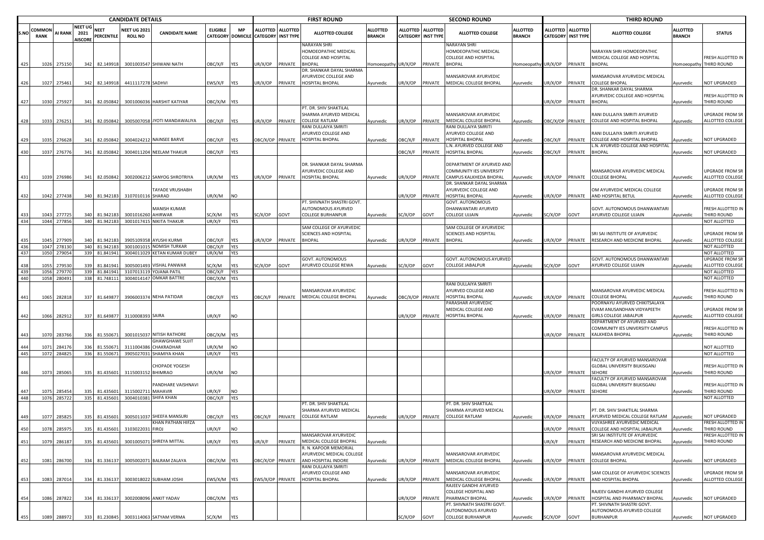| CANDIDATE DETAILS | | | | | | | | FIRST ROUND | | | | | SECOND ROUND | | | | | THIRD ROUND | | | | | |
|---|---|---|---|---|---|---|---|---|---|---|---|---|---|---|---|---|---|---|---|---|---|---|---|
| S.NO | COMMON RANK | AI RANK | NEET UG 2021 AISCORE | NEET PERCENTILE | NEET UG 2021 ROLL NO | CANDIDATE NAME | ELIGIBLE CATEGORY | MP DOMICILE | ALLOTTED CATEGORY | ALLOTTED INST TYPE | ALLOTTED COLLEGE | ALLOTTED BRANCH | ALLOTTED CATEGORY | ALLOTTED INST TYPE | ALLOTTED COLLEGE | ALLOTTED BRANCH | ALLOTTED CATEGORY | ALLOTTED INST TYPE | ALLOTTED COLLEGE | ALLOTTED BRANCH | STATUS |
| 425 | 1026 | 275150 | 342 | 82.149918 | 3001003547 | SHIWANI NATH | OBC/X/F | YES | UR/X/OP | PRIVATE | NARAYAN SHRI HOMOEOPATHIC MEDICAL COLLEGE AND HOSPITAL BHOPAL | Homoeopathy | UR/X/OP | PRIVATE | NARAYAN SHRI HOMOEOPATHIC MEDICAL COLLEGE AND HOSPITAL BHOPAL | Homoeopathy | UR/X/OP | PRIVATE | NARAYAN SHRI HOMOEOPATHIC MEDICAL COLLEGE AND HOSPITAL BHOPAL | Homoeopathy | FRESH ALLOTTED IN THIRD ROUND |
| 426 | 1027 | 275461 | 342 | 82.149918 | 4411117278 | SADHVI | EWS/X/F | YES | UR/X/OP | PRIVATE | DR. SHANKAR DAYAL SHARMA AYURVEDIC COLLEGE AND HOSPITAL BHOPAL | Ayurvedic | UR/X/OP | PRIVATE | MANSAROVAR AYURVEDIC MEDICAL COLLEGE BHOPAL | Ayurvedic | UR/X/OP | PRIVATE | MANSAROVAR AYURVEDIC MEDICAL COLLEGE BHOPAL | Ayurvedic | NOT UPGRADED |
| 427 | 1030 | 275927 | 341 | 82.050842 | 3001006036 | HARSHIT KATIYAR | OBC/X/M | YES | | | | | | | | | UR/X/OP | PRIVATE | DR. SHANKAR DAYAL SHARMA AYURVEDIC COLLEGE AND HOSPITAL BHOPAL | Ayurvedic | FRESH ALLOTTED IN THIRD ROUND |
| 428 | 1033 | 276251 | 341 | 82.050842 | 3005007058 | JYOTI MANDAWALIYA | OBC/X/F | YES | UR/X/OP | PRIVATE | PT. DR. SHIV SHAKTILAL SHARMA AYURVED MEDICAL COLLEGE RATLAM | Ayurvedic | UR/X/OP | PRIVATE | MANSAROVAR AYURVEDIC MEDICAL COLLEGE BHOPAL | Ayurvedic | OBC/X/OP | PRIVATE | RANI DULLAIYA SMRITI AYURVED COLLEGE AND HOSPITAL BHOPAL | Ayurvedic | UPGRADE FROM SR ALLOTTED COLLEGE |
| 429 | 1035 | 276628 | 341 | 82.050842 | 3004024212 | NAINSEE BARVE | OBC/X/F | YES | OBC/X/OP | PRIVATE | RANI DULLAIYA SMRITI AYURVED COLLEGE AND HOSPITAL BHOPAL | Ayurvedic | OBC/X/F | PRIVATE | RANI DULLAIYA SMRITI AYURVED COLLEGE AND HOSPITAL BHOPAL | Ayurvedic | OBC/X/F | PRIVATE | RANI DULLAIYA SMRITI AYURVED COLLEGE AND HOSPITAL BHOPAL | Ayurvedic | NOT UPGRADED |
| 430 | 1037 | 276776 | 341 | 82.050842 | 3004011204 | NEELAM THAKUR | OBC/X/F | YES | | | | | OBC/X/F | PRIVATE | L.N. AYURVED COLLEGE AND HOSPITAL BHOPAL | Ayurvedic | OBC/X/F | PRIVATE | L.N. AYURVED COLLEGE AND HOSPITAL BHOPAL | Ayurvedic | NOT UPGRADED |
| 431 | 1039 | 276986 | 341 | 82.050842 | 3002006212 | SANYOG SHROTRIYA | UR/X/M | YES | UR/X/OP | PRIVATE | DR. SHANKAR DAYAL SHARMA AYURVEDIC COLLEGE AND HOSPITAL BHOPAL | Ayurvedic | UR/X/OP | PRIVATE | DEPARTMENT OF AYURVED AND COMMUNITY IES UNIVERSITY CAMPUS KALKHEDA BHOPAL | Ayurvedic | UR/X/OP | PRIVATE | MANSAROVAR AYURVEDIC MEDICAL COLLEGE BHOPAL | Ayurvedic | UPGRADE FROM SR ALLOTTED COLLEGE |
| 432 | 1042 | 277438 | 340 | 81.942183 | 3107010116 | TAYADE VRUSHABH SHARAD | UR/X/M | NO | | | | | UR/X/OP | PRIVATE | DR. SHANKAR DAYAL SHARMA AYURVEDIC COLLEGE AND HOSPITAL BHOPAL | Ayurvedic | UR/X/OP | PRIVATE | OM AYURVEDIC MEDICAL COLLEGE AND HOSPITAL BETUL | Ayurvedic | UPGRADE FROM SR ALLOTTED COLLEGE |
| 433 | 1043 | 277725 | 340 | 81.942183 | 3001016260 | MANISH KUMAR AHIRWAR | SC/X/M | YES | SC/X/OP | GOVT | PT. SHIVNATH SHASTRI GOVT. AUTONOMOUS AYURVED COLLEGE BURHANPUR | Ayurvedic | SC/X/OP | GOVT | GOVT. AUTONOMOUS DHANWANTARI AYURVED COLLEGE UJJAIN | Ayurvedic | SC/X/OP | GOVT | GOVT. AUTONOMOUS DHANWANTARI AYURVED COLLEGE UJJAIN | Ayurvedic | FRESH ALLOTTED IN THIRD ROUND |
| 434 | 1044 | 277856 | 340 | 81.942183 | 3001017415 | NIKITA THAKUR | UR/X/F | YES | | | | | | | | | | | | | NOT ALLOTTED |
| 435 | 1045 | 277909 | 340 | 81.942183 | 3905109358 | AYUSHI KURMI | OBC/X/F | YES | UR/X/OP | PRIVATE | SAM COLLEGE OF AYURVEDIC SCIENCES AND HOSPITAL BHOPAL | Ayurvedic | UR/X/OP | PRIVATE | SAM COLLEGE OF AYURVEDIC SCIENCES AND HOSPITAL BHOPAL | Ayurvedic | UR/X/OP | PRIVATE | SRI SAI INSTITUTE OF AYURVEDIC RESEARCH AND MEDICINE BHOPAL | Ayurvedic | UPGRADE FROM SR ALLOTTED COLLEGE |
| 436 | 1047 | 278130 | 340 | 81.942183 | 3001001015 | NOMISH TURKAR | OBC/X/F | YES | | | | | | | | | | | | | NOT ALLOTTED |
| 437 | 1050 | 279054 | 339 | 81.841941 | 3004011029 | KETAN KUMAR DUBEY | UR/X/M | YES | | | | | | | | | | | | | NOT ALLOTTED |
| 438 | 1055 | 279530 | 339 | 81.841941 | 3005001493 | VISHAL PANWAR | SC/X/M | YES | SC/X/OP | GOVT | GOVT. AUTONOMOUS AYURVED COLLEGE REWA | Ayurvedic | SC/X/OP | GOVT | GOVT. AUTONOMOUS AYURVED COLLEGE JABALPUR | Ayurvedic | SC/X/OP | GOVT | GOVT. AUTONOMOUS DHANWANTARI AYURVED COLLEGE UJJAIN | Ayurvedic | UPGRADE FROM SR ALLOTTED COLLEGE |
| 439 | 1056 | 279770 | 339 | 81.841941 | 3107013119 | YOJANA PATIL | OBC/X/F | YES | | | | | | | | | | | | | NOT ALLOTTED |
| 440 | 1058 | 280491 | 338 | 81.748111 | 3004014147 | OMKAR BATTRE | OBC/X/M | YES | | | | | | | | | | | | | NOT ALLOTTED |
| 441 | 1065 | 282818 | 337 | 81.649877 | 3906003374 | NEHA PATIDAR | OBC/X/F | YES | OBC/X/F | PRIVATE | MANSAROVAR AYURVEDIC MEDICAL COLLEGE BHOPAL | Ayurvedic | OBC/X/OP | PRIVATE | RANI DULLAIYA SMRITI AYURVED COLLEGE AND HOSPITAL BHOPAL | Ayurvedic | UR/X/OP | PRIVATE | MANSAROVAR AYURVEDIC MEDICAL COLLEGE BHOPAL | Ayurvedic | FRESH ALLOTTED IN THIRD ROUND |
| 442 | 1066 | 282912 | 337 | 81.649877 | 3110008393 | SAIRA | UR/X/F | NO | | | | | UR/X/OP | PRIVATE | PARASHAR AYURVEDIC MEDICAL COLLEGE AND HOSPITAL BHOPAL | Ayurvedic | UR/X/OP | PRIVATE | POORNAYU AYURVED CHIKITSALAYA EVAM ANUSANDHAN VIDYAPEETH GIRLS COLLEGE JABALPUR | Ayurvedic | UPGRADE FROM SR ALLOTTED COLLEGE |
| 443 | 1070 | 283766 | 336 | 81.550671 | 3001015037 | NITISH RATHORE | OBC/X/M | YES | | | | | | | | | UR/X/OP | PRIVATE | DEPARTMENT OF AYURVED AND COMMUNITY IES UNIVERSITY CAMPUS KALKHEDA BHOPAL | Ayurvedic | FRESH ALLOTTED IN THIRD ROUND |
| 444 | 1071 | 284176 | 336 | 81.550671 | 3111004386 | GHAWGHAWE SUJIT CHAKRADHAR | UR/X/M | NO | | | | | | | | | | | | | NOT ALLOTTED |
| 445 | 1072 | 284825 | 336 | 81.550671 | 3905027031 | SHAMIYA KHAN | UR/X/F | YES | | | | | | | | | | | | | NOT ALLOTTED |
| 446 | 1073 | 285065 | 335 | 81.435601 | 3115003152 | CHOPADE YOGESH BHIMRAO | UR/X/M | NO | | | | | | | | | UR/X/OP | PRIVATE | FACULTY OF AYURVED MANSAROVAR GLOBAL UNIVERSITY BILKISGANJ SEHORE | Ayurvedic | FRESH ALLOTTED IN THIRD ROUND |
| 447 | 1075 | 285454 | 335 | 81.435601 | 3115002711 | PANDHARE VAISHNAVI MAHAVIR | UR/X/F | NO | | | | | | | | | UR/X/OP | PRIVATE | FACULTY OF AYURVED MANSAROVAR GLOBAL UNIVERSITY BILKISGANJ SEHORE | Ayurvedic | FRESH ALLOTTED IN THIRD ROUND |
| 448 | 1076 | 285722 | 335 | 81.435601 | 3004010381 | SHIFA KHAN | OBC/X/F | YES | | | | | | | | | | | | | NOT ALLOTTED |
| 449 | 1077 | 285825 | 335 | 81.435601 | 3005011037 | SHEEFA MANSURI | OBC/X/F | YES | OBC/X/F | PRIVATE | PT. DR. SHIV SHAKTILAL SHARMA AYURVED MEDICAL COLLEGE RATLAM | Ayurvedic | UR/X/OP | PRIVATE | PT. DR. SHIV SHAKTILAL SHARMA AYURVED MEDICAL COLLEGE RATLAM | Ayurvedic | UR/X/OP | PRIVATE | PT. DR. SHIV SHAKTILAL SHARMA AYURVED MEDICAL COLLEGE RATLAM | Ayurvedic | NOT UPGRADED |
| 450 | 1078 | 285975 | 335 | 81.435601 | 3103022031 | KHAN PATHAN HIFZA FIROJ | UR/X/F | NO | | | | | | | | | UR/X/OP | PRIVATE | VIJYASHREE AYURVEDIC MEDICAL COLLEGE AND HOSPITAL JABALPUR | Ayurvedic | FRESH ALLOTTED IN THIRD ROUND |
| 451 | 1079 | 286187 | 335 | 81.435601 | 3001005071 | SHREYA MITTAL | UR/X/F | YES | UR/X/F | PRIVATE | MANSAROVAR AYURVEDIC MEDICAL COLLEGE BHOPAL | Ayurvedic | | | | | UR/X/F | PRIVATE | SRI SAI INSTITUTE OF AYURVEDIC RESEARCH AND MEDICINE BHOPAL | Ayurvedic | FRESH ALLOTTED IN THIRD ROUND |
| 452 | 1081 | 286700 | 334 | 81.336137 | 3005002071 | BALRAM ZALAYA | OBC/X/M | YES | OBC/X/OP | PRIVATE | R. N. KAPOOR MEMORIAL AYURVEDIC MEDICAL COLLEGE AND HOSPITAL INDORE | Ayurvedic | UR/X/OP | PRIVATE | MANSAROVAR AYURVEDIC MEDICAL COLLEGE BHOPAL | Ayurvedic | UR/X/OP | PRIVATE | MANSAROVAR AYURVEDIC MEDICAL COLLEGE BHOPAL | Ayurvedic | NOT UPGRADED |
| 453 | 1083 | 287014 | 334 | 81.336137 | 3003018022 | SUBHAM JOSHI | EWS/X/M | YES | EWS/X/OP | PRIVATE | RANI DULLAIYA SMRITI AYURVED COLLEGE AND HOSPITAL BHOPAL | Ayurvedic | UR/X/OP | PRIVATE | MANSAROVAR AYURVEDIC MEDICAL COLLEGE BHOPAL | Ayurvedic | UR/X/OP | PRIVATE | SAM COLLEGE OF AYURVEDIC SCIENCES AND HOSPITAL BHOPAL | Ayurvedic | UPGRADE FROM SR ALLOTTED COLLEGE |
| 454 | 1086 | 287822 | 334 | 81.336137 | 3002008096 | ANKIT YADAV | OBC/X/M | YES | | | | | UR/X/OP | PRIVATE | RAJEEV GANDHI AYURVED COLLEGE HOSPITAL AND PHARMACY BHOPAL | Ayurvedic | UR/X/OP | PRIVATE | RAJEEV GANDHI AYURVED COLLEGE HOSPITAL AND PHARMACY BHOPAL | Ayurvedic | NOT UPGRADED |
| 455 | 1089 | 288972 | 333 | 81.230845 | 3003114063 | SATYAM VERMA | SC/X/M | YES | | | | | SC/X/OP | GOVT | PT. SHIVNATH SHASTRI GOVT. AUTONOMOUS AYURVED COLLEGE BURHANPUR | Ayurvedic | SC/X/OP | GOVT | PT. SHIVNATH SHASTRI GOVT. AUTONOMOUS AYURVED COLLEGE BURHANPUR | Ayurvedic | NOT UPGRADED |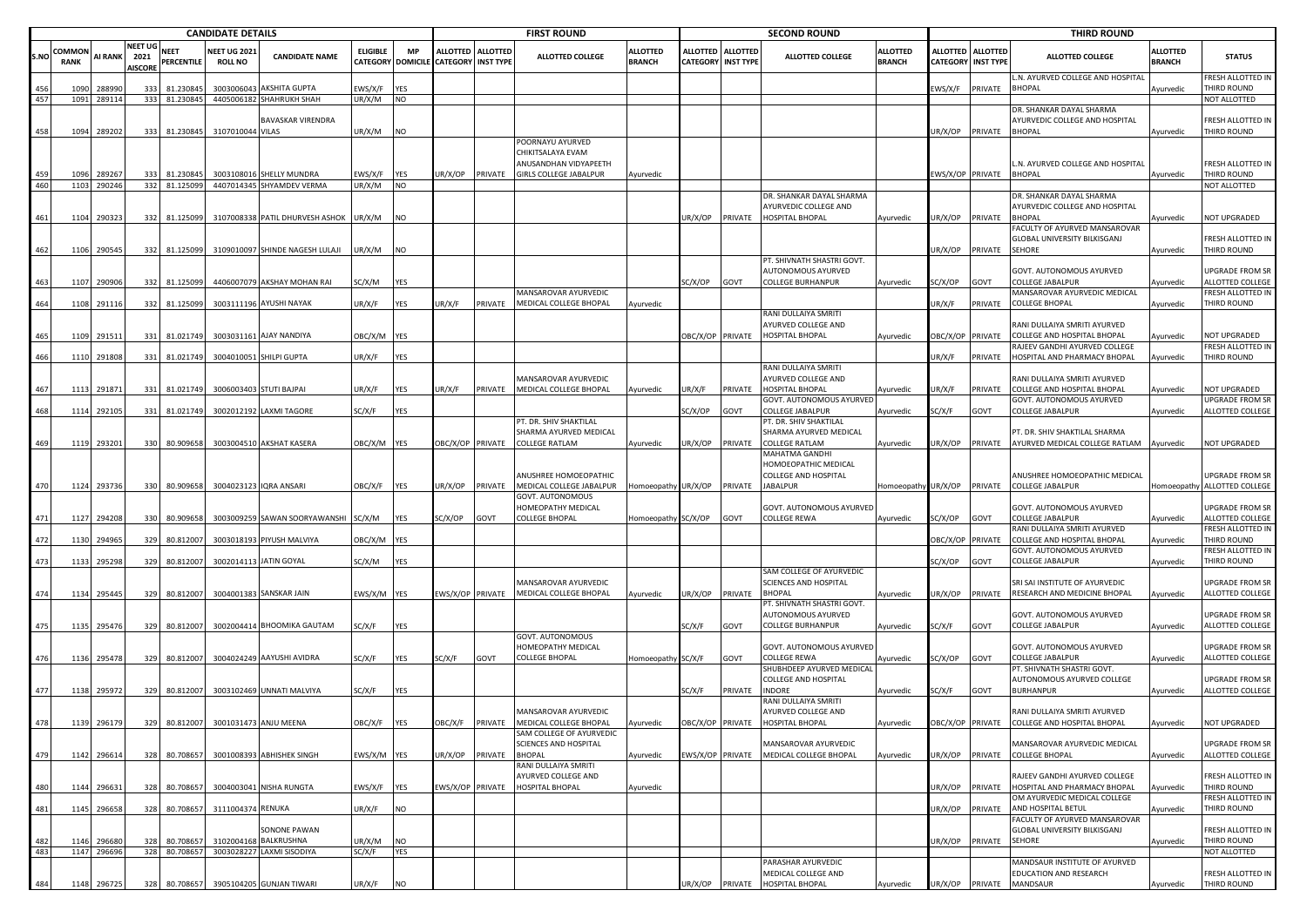| CANDIDATE DETAILS | | | | | | | | | FIRST ROUND | | | | SECOND ROUND | | | | THIRD ROUND | | | | |
|---|---|---|---|---|---|---|---|---|---|---|---|---|---|---|---|---|---|---|---|---|---|
| S.NO | COMMON RANK | AI RANK | NEET UG 2021 AISCORE | NEET PERCENTILE | NEET UG 2021 ROLL NO | CANDIDATE NAME | ELIGIBLE CATEGORY | MP DOMICILE | ALLOTTED CATEGORY | ALLOTTED INST TYPE | ALLOTTED COLLEGE | ALLOTTED BRANCH | ALLOTTED CATEGORY | ALLOTTED INST TYPE | ALLOTTED COLLEGE | ALLOTTED BRANCH | ALLOTTED CATEGORY | ALLOTTED INST TYPE | ALLOTTED COLLEGE | ALLOTTED BRANCH | STATUS |
| 456 | 1090 | 288990 | 333 | 81.230845 | 3003006043 | AKSHITA GUPTA | EWS/X/F | YES | | | | | | | | | EWS/X/F | PRIVATE | L.N. AYURVED COLLEGE AND HOSPITAL BHOPAL | Ayurvedic | FRESH ALLOTTED IN THIRD ROUND |
| 457 | 1091 | 289114 | 333 | 81.230845 | 4405006182 | SHAHRUKH SHAH | UR/X/M | NO | | | | | | | | | | | | | NOT ALLOTTED |
| 458 | 1094 | 289202 | 333 | 81.230845 | 3107010044 | BAVASKAR VIRENDRA VILAS | UR/X/M | NO | | | | | | | | | UR/X/OP | PRIVATE | DR. SHANKAR DAYAL SHARMA AYURVEDIC COLLEGE AND HOSPITAL BHOPAL | Ayurvedic | FRESH ALLOTTED IN THIRD ROUND |
| 459 | 1096 | 289267 | 333 | 81.230845 | 3003108016 | SHELLY MUNDRA | EWS/X/F | YES | UR/X/OP | PRIVATE | POORNAYU AYURVED CHIKITSALAYA EVAM ANUSANDHAN VIDYAPEETH GIRLS COLLEGE JABALPUR | Ayurvedic | | | | | EWS/X/OP | PRIVATE | L.N. AYURVED COLLEGE AND HOSPITAL BHOPAL | Ayurvedic | FRESH ALLOTTED IN THIRD ROUND |
| 460 | 1103 | 290246 | 332 | 81.125099 | 4407014345 | SHYAMDEV VERMA | UR/X/M | NO | | | | | | | | | | | | | NOT ALLOTTED |
| 461 | 1104 | 290323 | 332 | 81.125099 | 3107008338 | PATIL DHURVESH ASHOK | UR/X/M | NO | | | | | UR/X/OP | PRIVATE | DR. SHANKAR DAYAL SHARMA AYURVEDIC COLLEGE AND HOSPITAL BHOPAL | Ayurvedic | UR/X/OP | PRIVATE | DR. SHANKAR DAYAL SHARMA AYURVEDIC COLLEGE AND HOSPITAL BHOPAL | Ayurvedic | NOT UPGRADED |
| 462 | 1106 | 290545 | 332 | 81.125099 | 3109010097 | SHINDE NAGESH LULAJI | UR/X/M | NO | | | | | | | | | UR/X/OP | PRIVATE | FACULTY OF AYURVED MANSAROVAR GLOBAL UNIVERSITY BILKISGANJ SEHORE | Ayurvedic | FRESH ALLOTTED IN THIRD ROUND |
| 463 | 1107 | 290906 | 332 | 81.125099 | 4406007079 | AKSHAY MOHAN RAI | SC/X/M | YES | | | | | SC/X/OP | GOVT | PT. SHIVNATH SHASTRI GOVT. AUTONOMOUS AYURVED COLLEGE BURHANPUR | Ayurvedic | SC/X/OP | GOVT | GOVT. AUTONOMOUS AYURVED COLLEGE JABALPUR | Ayurvedic | UPGRADE FROM SR ALLOTTED COLLEGE |
| 464 | 1108 | 291116 | 332 | 81.125099 | 3003111196 | AYUSHI NAYAK | UR/X/F | YES | UR/X/F | PRIVATE | MANSAROVAR AYURVEDIC MEDICAL COLLEGE BHOPAL | Ayurvedic | | | | | UR/X/F | PRIVATE | MANSAROVAR AYURVEDIC MEDICAL COLLEGE BHOPAL | Ayurvedic | FRESH ALLOTTED IN THIRD ROUND |
| 465 | 1109 | 291511 | 331 | 81.021749 | 3003031161 | AJAY NANDIYA | OBC/X/M | YES | | | | | OBC/X/OP | PRIVATE | RANI DULLAIYA SMRITI AYURVED COLLEGE AND HOSPITAL BHOPAL | Ayurvedic | OBC/X/OP | PRIVATE | RANI DULLAIYA SMRITI AYURVED COLLEGE AND HOSPITAL BHOPAL | Ayurvedic | NOT UPGRADED |
| 466 | 1110 | 291808 | 331 | 81.021749 | 3004010051 | SHILPI GUPTA | UR/X/F | YES | | | | | | | | | UR/X/F | PRIVATE | RAJEEV GANDHI AYURVED COLLEGE HOSPITAL AND PHARMACY BHOPAL | Ayurvedic | FRESH ALLOTTED IN THIRD ROUND |
| 467 | 1113 | 291871 | 331 | 81.021749 | 3006003403 | STUTI BAJPAI | UR/X/F | YES | UR/X/F | PRIVATE | MANSAROVAR AYURVEDIC MEDICAL COLLEGE BHOPAL | Ayurvedic | UR/X/F | PRIVATE | RANI DULLAIYA SMRITI AYURVED COLLEGE AND HOSPITAL BHOPAL | Ayurvedic | UR/X/F | PRIVATE | RANI DULLAIYA SMRITI AYURVED COLLEGE AND HOSPITAL BHOPAL | Ayurvedic | NOT UPGRADED |
| 468 | 1114 | 292105 | 331 | 81.021749 | 3002012192 | LAXMI TAGORE | SC/X/F | YES | | | | | SC/X/OP | GOVT | GOVT. AUTONOMOUS AYURVED COLLEGE JABALPUR | Ayurvedic | SC/X/F | GOVT | GOVT. AUTONOMOUS AYURVED COLLEGE JABALPUR | Ayurvedic | UPGRADE FROM SR ALLOTTED COLLEGE |
| 469 | 1119 | 293201 | 330 | 80.909658 | 3003004510 | AKSHAT KASERA | OBC/X/M | YES | OBC/X/OP | PRIVATE | PT. DR. SHIV SHAKTILAL SHARMA AYURVED MEDICAL COLLEGE RATLAM | Ayurvedic | UR/X/OP | PRIVATE | PT. DR. SHIV SHAKTILAL SHARMA AYURVED MEDICAL COLLEGE RATLAM | Ayurvedic | UR/X/OP | PRIVATE | PT. DR. SHIV SHAKTILAL SHARMA AYURVED MEDICAL COLLEGE RATLAM | Ayurvedic | NOT UPGRADED |
| 470 | 1124 | 293736 | 330 | 80.909658 | 3004023123 | IQRA ANSARI | OBC/X/F | YES | UR/X/OP | PRIVATE | ANUSHREE HOMOEOPATHIC MEDICAL COLLEGE JABALPUR | Homoeopathy | UR/X/OP | PRIVATE | MAHATMA GANDHI HOMOEOPATHIC MEDICAL COLLEGE AND HOSPITAL JABALPUR | Homoeopathy | UR/X/OP | PRIVATE | ANUSHREE HOMOEOPATHIC MEDICAL COLLEGE JABALPUR | Homoeopathy | UPGRADE FROM SR ALLOTTED COLLEGE |
| 471 | 1127 | 294208 | 330 | 80.909658 | 3003009259 | SAWAN SOORYAWANSHI | SC/X/M | YES | SC/X/OP | GOVT | GOVT. AUTONOMOUS HOMEOPATHY MEDICAL COLLEGE BHOPAL | Homoeopathy | SC/X/OP | GOVT | GOVT. AUTONOMOUS AYURVED COLLEGE REWA | Ayurvedic | SC/X/OP | GOVT | GOVT. AUTONOMOUS AYURVED COLLEGE JABALPUR | Ayurvedic | UPGRADE FROM SR ALLOTTED COLLEGE |
| 472 | 1130 | 294965 | 329 | 80.812007 | 3003018193 | PIYUSH MALVIYA | OBC/X/M | YES | | | | | | | | | OBC/X/OP | PRIVATE | RANI DULLAIYA SMRITI AYURVED COLLEGE AND HOSPITAL BHOPAL | Ayurvedic | FRESH ALLOTTED IN THIRD ROUND |
| 473 | 1133 | 295298 | 329 | 80.812007 | 3002014113 | JATIN GOYAL | SC/X/M | YES | | | | | | | | | SC/X/OP | GOVT | GOVT. AUTONOMOUS AYURVED COLLEGE JABALPUR | Ayurvedic | FRESH ALLOTTED IN THIRD ROUND |
| 474 | 1134 | 295445 | 329 | 80.812007 | 3004001383 | SANSKAR JAIN | EWS/X/M | YES | EWS/X/OP | PRIVATE | MANSAROVAR AYURVEDIC MEDICAL COLLEGE BHOPAL | Ayurvedic | UR/X/OP | PRIVATE | SAM COLLEGE OF AYURVEDIC SCIENCES AND HOSPITAL BHOPAL | Ayurvedic | UR/X/OP | PRIVATE | SRI SAI INSTITUTE OF AYURVEDIC RESEARCH AND MEDICINE BHOPAL | Ayurvedic | UPGRADE FROM SR ALLOTTED COLLEGE |
| 475 | 1135 | 295476 | 329 | 80.812007 | 3002004414 | BHOOMIKA GAUTAM | SC/X/F | YES | | | | | SC/X/F | GOVT | PT. SHIVNATH SHASTRI GOVT. AUTONOMOUS AYURVED COLLEGE BURHANPUR | Ayurvedic | SC/X/F | GOVT | GOVT. AUTONOMOUS AYURVED COLLEGE JABALPUR | Ayurvedic | UPGRADE FROM SR ALLOTTED COLLEGE |
| 476 | 1136 | 295478 | 329 | 80.812007 | 3004024249 | AAYUSHI AVIDRA | SC/X/F | YES | SC/X/F | GOVT | GOVT. AUTONOMOUS HOMEOPATHY MEDICAL COLLEGE BHOPAL | Homoeopathy | SC/X/F | GOVT | GOVT. AUTONOMOUS AYURVED COLLEGE REWA | Ayurvedic | SC/X/OP | GOVT | GOVT. AUTONOMOUS AYURVED COLLEGE JABALPUR | Ayurvedic | UPGRADE FROM SR ALLOTTED COLLEGE |
| 477 | 1138 | 295972 | 329 | 80.812007 | 3003102469 | UNNATI MALVIYA | SC/X/F | YES | | | | | SC/X/F | PRIVATE | SHUBHDEEP AYURVED MEDICAL COLLEGE AND HOSPITAL INDORE | Ayurvedic | SC/X/F | GOVT | PT. SHIVNATH SHASTRI GOVT. AUTONOMOUS AYURVED COLLEGE BURHANPUR | Ayurvedic | UPGRADE FROM SR ALLOTTED COLLEGE |
| 478 | 1139 | 296179 | 329 | 80.812007 | 3001031473 | ANJU MEENA | OBC/X/F | YES | OBC/X/F | PRIVATE | MANSAROVAR AYURVEDIC MEDICAL COLLEGE BHOPAL | Ayurvedic | OBC/X/OP | PRIVATE | RANI DULLAIYA SMRITI AYURVED COLLEGE AND HOSPITAL BHOPAL | Ayurvedic | OBC/X/OP | PRIVATE | RANI DULLAIYA SMRITI AYURVED COLLEGE AND HOSPITAL BHOPAL | Ayurvedic | NOT UPGRADED |
| 479 | 1142 | 296614 | 328 | 80.708657 | 3001008393 | ABHISHEK SINGH | EWS/X/M | YES | UR/X/OP | PRIVATE | SAM COLLEGE OF AYURVEDIC SCIENCES AND HOSPITAL BHOPAL | Ayurvedic | EWS/X/OP | PRIVATE | MANSAROVAR AYURVEDIC MEDICAL COLLEGE BHOPAL | Ayurvedic | UR/X/OP | PRIVATE | MANSAROVAR AYURVEDIC MEDICAL COLLEGE BHOPAL | Ayurvedic | UPGRADE FROM SR ALLOTTED COLLEGE |
| 480 | 1144 | 296631 | 328 | 80.708657 | 3004003041 | NISHA RUNGTA | EWS/X/F | YES | EWS/X/OP | PRIVATE | RANI DULLAIYA SMRITI AYURVED COLLEGE AND HOSPITAL BHOPAL | Ayurvedic | | | | | UR/X/OP | PRIVATE | RAJEEV GANDHI AYURVED COLLEGE HOSPITAL AND PHARMACY BHOPAL | Ayurvedic | FRESH ALLOTTED IN THIRD ROUND |
| 481 | 1145 | 296658 | 328 | 80.708657 | 3111004374 | RENUKA | UR/X/F | NO | | | | | | | | | UR/X/OP | PRIVATE | OM AYURVEDIC MEDICAL COLLEGE AND HOSPITAL BETUL | Ayurvedic | FRESH ALLOTTED IN THIRD ROUND |
| 482 | 1146 | 296680 | 328 | 80.708657 | 3102004168 | SONONE PAWAN BALKRUSHNA | UR/X/M | NO | | | | | | | | | UR/X/OP | PRIVATE | FACULTY OF AYURVED MANSAROVAR GLOBAL UNIVERSITY BILKISGANJ SEHORE | Ayurvedic | FRESH ALLOTTED IN THIRD ROUND |
| 483 | 1147 | 296696 | 328 | 80.708657 | 3003028227 | LAXMI SISODIYA | SC/X/F | YES | | | | | | | | | | | | | NOT ALLOTTED |
| 484 | 1148 | 296725 | 328 | 80.708657 | 3905104205 | GUNJAN TIWARI | UR/X/F | NO | | | | | UR/X/OP | PRIVATE | PARASHAR AYURVEDIC MEDICAL COLLEGE AND HOSPITAL BHOPAL | Ayurvedic | UR/X/OP | PRIVATE | MANDSAUR INSTITUTE OF AYURVED EDUCATION AND RESEARCH MANDSAUR | Ayurvedic | FRESH ALLOTTED IN THIRD ROUND |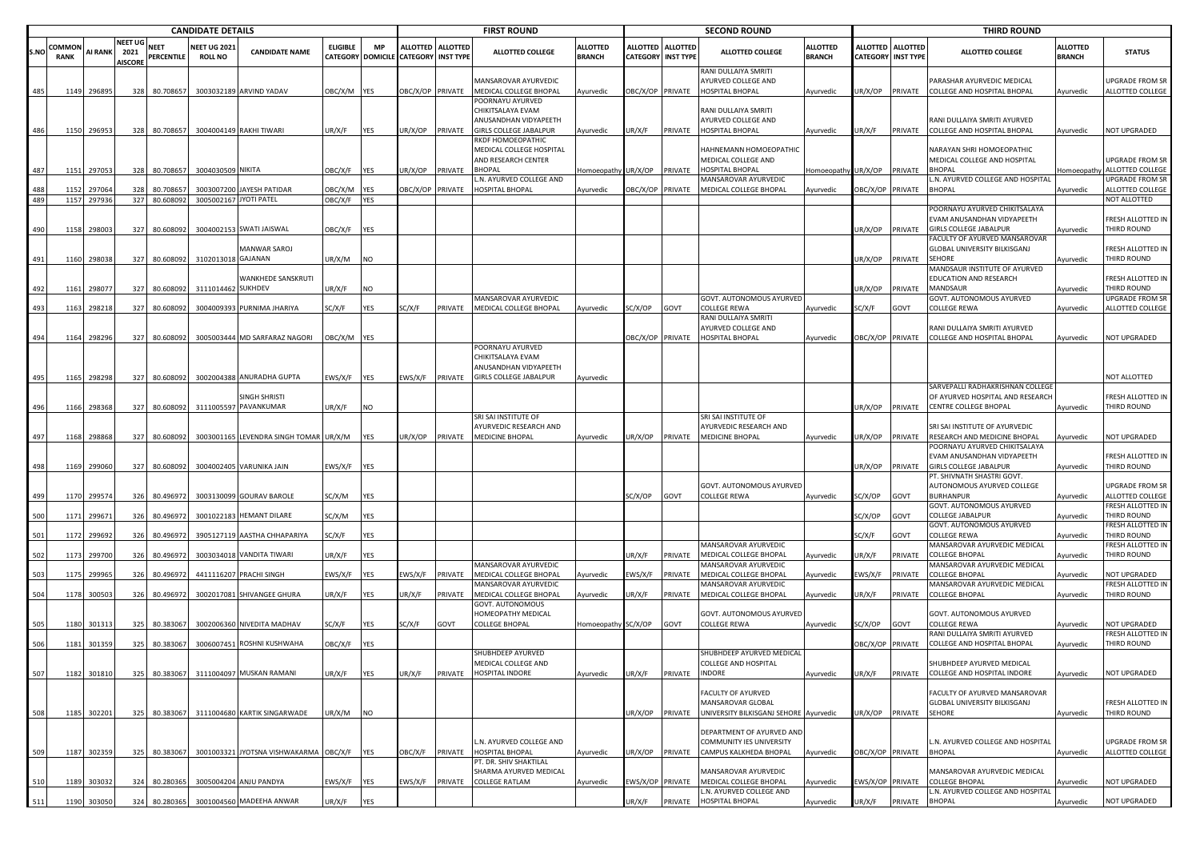| CANDIDATE DETAILS | | | | | | | | | FIRST ROUND | | | | SECOND ROUND | | | | THIRD ROUND | | | | |
|---|---|---|---|---|---|---|---|---|---|---|---|---|---|---|---|---|---|---|---|---|---|
| S.NO | COMMON RANK | AI RANK | NEET UG 2021 AISCORE | NEET PERCENTILE | NEET UG 2021 ROLL NO | CANDIDATE NAME | ELIGIBLE CATEGORY | MP DOMICILE | ALLOTTED CATEGORY | ALLOTTED INST TYPE | ALLOTTED COLLEGE | ALLOTTED BRANCH | ALLOTTED CATEGORY | ALLOTTED INST TYPE | ALLOTTED COLLEGE | ALLOTTED BRANCH | ALLOTTED CATEGORY | ALLOTTED INST TYPE | ALLOTTED COLLEGE | ALLOTTED BRANCH | STATUS |
| 485 | 1149 | 296895 | 328 | 80.708657 | 3003032189 | ARVIND YADAV | OBC/X/M | YES | OBC/X/OP | PRIVATE | MANSAROVAR AYURVEDIC MEDICAL COLLEGE BHOPAL | Ayurvedic | OBC/X/OP | PRIVATE | RANI DULLAIYA SMRITI AYURVED COLLEGE AND HOSPITAL BHOPAL | Ayurvedic | UR/X/OP | PRIVATE | PARASHAR AYURVEDIC MEDICAL COLLEGE AND HOSPITAL BHOPAL | Ayurvedic | UPGRADE FROM SR ALLOTTED COLLEGE |
| 486 | 1150 | 296953 | 328 | 80.708657 | 3004004149 | RAKHI TIWARI | UR/X/F | YES | UR/X/OP | PRIVATE | POORNAYU AYURVED CHIKITSALAYA EVAM ANUSANDHAN VIDYAPEETH GIRLS COLLEGE JABALPUR | Ayurvedic | UR/X/F | PRIVATE | RANI DULLAIYA SMRITI AYURVED COLLEGE AND HOSPITAL BHOPAL | Ayurvedic | UR/X/F | PRIVATE | RANI DULLAIYA SMRITI AYURVED COLLEGE AND HOSPITAL BHOPAL | Ayurvedic | NOT UPGRADED |
| 487 | 1151 | 297053 | 328 | 80.708657 | 3004030509 | NIKITA | OBC/X/F | YES | UR/X/OP | PRIVATE | RKDF HOMOEOPATHIC MEDICAL COLLEGE HOSPITAL AND RESEARCH CENTER BHOPAL | Homoeopathy | UR/X/OP | PRIVATE | HAHNEMANN HOMOEOPATHIC MEDICAL COLLEGE AND HOSPITAL BHOPAL | Homoeopathy | UR/X/OP | PRIVATE | NARAYAN SHRI HOMOEOPATHIC MEDICAL COLLEGE AND HOSPITAL BHOPAL | Homoeopathy | UPGRADE FROM SR ALLOTTED COLLEGE |
| 488 | 1152 | 297064 | 328 | 80.708657 | 3003007200 | JAYESH PATIDAR | OBC/X/M | YES | OBC/X/OP | PRIVATE | L.N. AYURVED COLLEGE AND HOSPITAL BHOPAL | Ayurvedic | OBC/X/OP | PRIVATE | MANSAROVAR AYURVEDIC MEDICAL COLLEGE BHOPAL | Ayurvedic | OBC/X/OP | PRIVATE | L.N. AYURVED COLLEGE AND HOSPITAL BHOPAL | Ayurvedic | UPGRADE FROM SR ALLOTTED COLLEGE |
| 489 | 1157 | 297936 | 327 | 80.608092 | 3005002167 | JYOTI PATEL | OBC/X/F | YES | | | | | | | | | | | | | NOT ALLOTTED |
| 490 | 1158 | 298003 | 327 | 80.608092 | 3004002153 | SWATI JAISWAL | OBC/X/F | YES | | | | | | | | | UR/X/OP | PRIVATE | POORNAYU AYURVED CHIKITSALAYA EVAM ANUSANDHAN VIDYAPEETH GIRLS COLLEGE JABALPUR | Ayurvedic | FRESH ALLOTTED IN THIRD ROUND |
| 491 | 1160 | 298038 | 327 | 80.608092 | 3102013018 | MANWAR SAROJ GAJANAN | UR/X/M | NO | | | | | | | | | UR/X/OP | PRIVATE | FACULTY OF AYURVED MANSAROVAR GLOBAL UNIVERSITY BILKISGANJ SEHORE | Ayurvedic | FRESH ALLOTTED IN THIRD ROUND |
| 492 | 1161 | 298077 | 327 | 80.608092 | 3111014462 | WANKHEDE SANSKRUTI SUKHDEV | UR/X/F | NO | | | | | | | | | UR/X/OP | PRIVATE | MANDSAUR INSTITUTE OF AYURVED EDUCATION AND RESEARCH MANDSAUR | Ayurvedic | FRESH ALLOTTED IN THIRD ROUND |
| 493 | 1163 | 298218 | 327 | 80.608092 | 3004009393 | PURNIMA JHARIYA | SC/X/F | YES | SC/X/F | PRIVATE | MANSAROVAR AYURVEDIC MEDICAL COLLEGE BHOPAL | Ayurvedic | SC/X/OP | GOVT | GOVT. AUTONOMOUS AYURVED COLLEGE REWA | Ayurvedic | SC/X/F | GOVT | GOVT. AUTONOMOUS AYURVED COLLEGE REWA | Ayurvedic | UPGRADE FROM SR ALLOTTED COLLEGE |
| 494 | 1164 | 298296 | 327 | 80.608092 | 3005003444 | MD SARFARAZ NAGORI | OBC/X/M | YES | | | | | OBC/X/OP | PRIVATE | RANI DULLAIYA SMRITI AYURVED COLLEGE AND HOSPITAL BHOPAL | Ayurvedic | OBC/X/OP | PRIVATE | RANI DULLAIYA SMRITI AYURVED COLLEGE AND HOSPITAL BHOPAL | Ayurvedic | NOT UPGRADED |
| 495 | 1165 | 298298 | 327 | 80.608092 | 3002004388 | ANURADHA GUPTA | EWS/X/F | YES | EWS/X/F | PRIVATE | POORNAYU AYURVED CHIKITSALAYA EVAM ANUSANDHAN VIDYAPEETH GIRLS COLLEGE JABALPUR | Ayurvedic | | | | | | | | | NOT ALLOTTED |
| 496 | 1166 | 298368 | 327 | 80.608092 | 3111005597 | SINGH SHRISTI PAVANKUMAR | UR/X/F | NO | | | | | | | | | UR/X/OP | PRIVATE | SARVEPALLI RADHAKRISHNAN COLLEGE OF AYURVED HOSPITAL AND RESEARCH CENTRE COLLEGE BHOPAL | Ayurvedic | FRESH ALLOTTED IN THIRD ROUND |
| 497 | 1168 | 298868 | 327 | 80.608092 | 3003001165 | LEVENDRA SINGH TOMAR | UR/X/M | YES | UR/X/OP | PRIVATE | SRI SAI INSTITUTE OF AYURVEDIC RESEARCH AND MEDICINE BHOPAL | Ayurvedic | UR/X/OP | PRIVATE | SRI SAI INSTITUTE OF AYURVEDIC RESEARCH AND MEDICINE BHOPAL | Ayurvedic | UR/X/OP | PRIVATE | SRI SAI INSTITUTE OF AYURVEDIC RESEARCH AND MEDICINE BHOPAL | Ayurvedic | NOT UPGRADED |
| 498 | 1169 | 299060 | 327 | 80.608092 | 3004002405 | VARUNIKA JAIN | EWS/X/F | YES | | | | | | | | | UR/X/OP | PRIVATE | POORNAYU AYURVED CHIKITSALAYA EVAM ANUSANDHAN VIDYAPEETH GIRLS COLLEGE JABALPUR | Ayurvedic | FRESH ALLOTTED IN THIRD ROUND |
| 499 | 1170 | 299574 | 326 | 80.496972 | 3003130099 | GOURAV BAROLE | SC/X/M | YES | | | | | SC/X/OP | GOVT | GOVT. AUTONOMOUS AYURVED COLLEGE REWA | Ayurvedic | SC/X/OP | GOVT | PT. SHIVNATH SHASTRI GOVT. AUTONOMOUS AYURVED COLLEGE BURHANPUR | Ayurvedic | UPGRADE FROM SR ALLOTTED COLLEGE |
| 500 | 1171 | 299671 | 326 | 80.496972 | 3001022183 | HEMANT DILARE | SC/X/M | YES | | | | | | | | | SC/X/OP | GOVT | GOVT. AUTONOMOUS AYURVED COLLEGE JABALPUR | Ayurvedic | FRESH ALLOTTED IN THIRD ROUND |
| 501 | 1172 | 299692 | 326 | 80.496972 | 3905127119 | AASTHA CHHAPARIYA | SC/X/F | YES | | | | | | | | | SC/X/F | GOVT | GOVT. AUTONOMOUS AYURVED COLLEGE REWA | Ayurvedic | FRESH ALLOTTED IN THIRD ROUND |
| 502 | 1173 | 299700 | 326 | 80.496972 | 3003034018 | VANDITA TIWARI | UR/X/F | YES | | | | | UR/X/F | PRIVATE | MANSAROVAR AYURVEDIC MEDICAL COLLEGE BHOPAL | Ayurvedic | UR/X/F | PRIVATE | MANSAROVAR AYURVEDIC MEDICAL COLLEGE BHOPAL | Ayurvedic | FRESH ALLOTTED IN THIRD ROUND |
| 503 | 1175 | 299965 | 326 | 80.496972 | 4411116207 | PRACHI SINGH | EWS/X/F | YES | EWS/X/F | PRIVATE | MANSAROVAR AYURVEDIC MEDICAL COLLEGE BHOPAL | Ayurvedic | EWS/X/F | PRIVATE | MANSAROVAR AYURVEDIC MEDICAL COLLEGE BHOPAL | Ayurvedic | EWS/X/F | PRIVATE | MANSAROVAR AYURVEDIC MEDICAL COLLEGE BHOPAL | Ayurvedic | NOT UPGRADED |
| 504 | 1178 | 300503 | 326 | 80.496972 | 3002017081 | SHIVANGEE GHURA | UR/X/F | YES | UR/X/F | PRIVATE | MANSAROVAR AYURVEDIC MEDICAL COLLEGE BHOPAL | Ayurvedic | UR/X/F | PRIVATE | MANSAROVAR AYURVEDIC MEDICAL COLLEGE BHOPAL | Ayurvedic | UR/X/F | PRIVATE | MANSAROVAR AYURVEDIC MEDICAL COLLEGE BHOPAL | Ayurvedic | FRESH ALLOTTED IN THIRD ROUND |
| 505 | 1180 | 301313 | 325 | 80.383067 | 3002006360 | NIVEDITA MADHAV | SC/X/F | YES | SC/X/F | GOVT | GOVT. AUTONOMOUS HOMEOPATHY MEDICAL COLLEGE BHOPAL | Homoeopathy | SC/X/OP | GOVT | GOVT. AUTONOMOUS AYURVED COLLEGE REWA | Ayurvedic | SC/X/OP | GOVT | GOVT. AUTONOMOUS AYURVED COLLEGE REWA | Ayurvedic | NOT UPGRADED |
| 506 | 1181 | 301359 | 325 | 80.383067 | 3006007451 | ROSHNI KUSHWAHA | OBC/X/F | YES | | | | | | | | | OBC/X/OP | PRIVATE | RANI DULLAIYA SMRITI AYURVED COLLEGE AND HOSPITAL BHOPAL | Ayurvedic | FRESH ALLOTTED IN THIRD ROUND |
| 507 | 1182 | 301810 | 325 | 80.383067 | 3111004097 | MUSKAN RAMANI | UR/X/F | YES | UR/X/F | PRIVATE | SHUBHDEEP AYURVED MEDICAL COLLEGE AND HOSPITAL INDORE | Ayurvedic | UR/X/F | PRIVATE | SHUBHDEEP AYURVED MEDICAL COLLEGE AND HOSPITAL INDORE | Ayurvedic | UR/X/F | PRIVATE | SHUBHDEEP AYURVED MEDICAL COLLEGE AND HOSPITAL INDORE | Ayurvedic | NOT UPGRADED |
| 508 | 1185 | 302201 | 325 | 80.383067 | 3111004680 | KARTIK SINGARWADE | UR/X/M | NO | | | | | UR/X/OP | PRIVATE | FACULTY OF AYURVED MANSAROVAR GLOBAL UNIVERSITY BILKISGANJ SEHORE | Ayurvedic | UR/X/OP | PRIVATE | FACULTY OF AYURVED MANSAROVAR GLOBAL UNIVERSITY BILKISGANJ SEHORE | Ayurvedic | FRESH ALLOTTED IN THIRD ROUND |
| 509 | 1187 | 302359 | 325 | 80.383067 | 3001003321 | JYOTSNA VISHWAKARMA | OBC/X/F | YES | OBC/X/F | PRIVATE | L.N. AYURVED COLLEGE AND HOSPITAL BHOPAL | Ayurvedic | UR/X/OP | PRIVATE | DEPARTMENT OF AYURVED AND COMMUNITY IES UNIVERSITY CAMPUS KALKHEDA BHOPAL | Ayurvedic | OBC/X/OP | PRIVATE | L.N. AYURVED COLLEGE AND HOSPITAL BHOPAL | Ayurvedic | UPGRADE FROM SR ALLOTTED COLLEGE |
| 510 | 1189 | 303032 | 324 | 80.280365 | 3005004204 | ANJU PANDYA | EWS/X/F | YES | EWS/X/F | PRIVATE | PT. DR. SHIV SHAKTILAL SHARMA AYURVED MEDICAL COLLEGE RATLAM | Ayurvedic | EWS/X/OP | PRIVATE | MANSAROVAR AYURVEDIC MEDICAL COLLEGE BHOPAL | Ayurvedic | EWS/X/OP | PRIVATE | MANSAROVAR AYURVEDIC MEDICAL COLLEGE BHOPAL | Ayurvedic | NOT UPGRADED |
| 511 | 1190 | 303050 | 324 | 80.280365 | 3001004560 | MADEEHA ANWAR | UR/X/F | YES | | | | | UR/X/F | PRIVATE | L.N. AYURVED COLLEGE AND HOSPITAL BHOPAL | Ayurvedic | UR/X/F | PRIVATE | L.N. AYURVED COLLEGE AND HOSPITAL BHOPAL | Ayurvedic | NOT UPGRADED |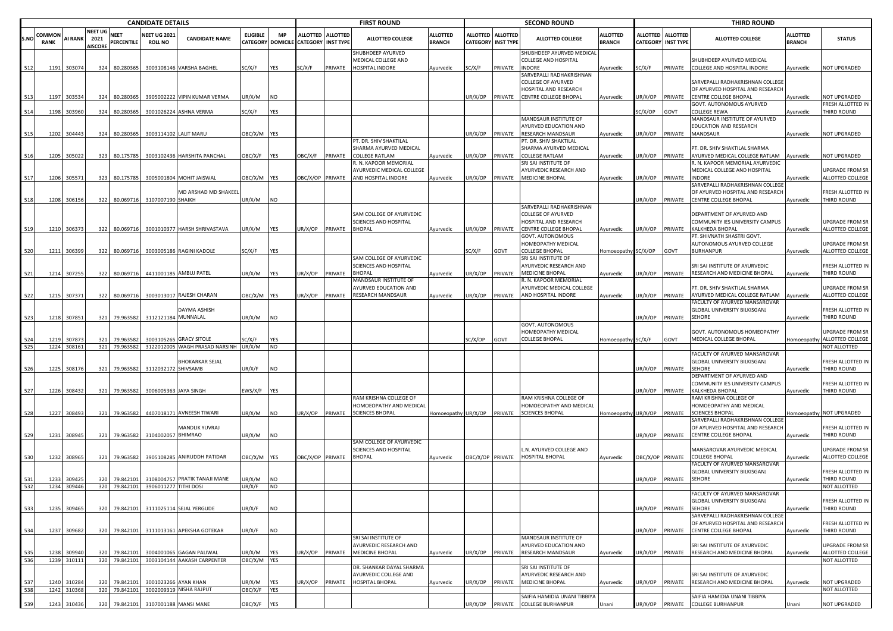| | CANDIDATE DETAILS | | | | | | | | FIRST ROUND | | | | | SECOND ROUND | | | | | THIRD ROUND | | | | | |
|---|---|---|---|---|---|---|---|---|---|---|---|---|---|---|---|---|---|---|---|---|---|---|---|---|
| S.NO | COMMON RANK | AI RANK | NEET UG 2021 AISCORE | NEET PERCENTILE | NEET UG 2021 ROLL NO | CANDIDATE NAME | ELIGIBLE CATEGORY | MP DOMICILE | ALLOTTED CATEGORY | ALLOTTED INST TYPE | ALLOTTED COLLEGE | ALLOTTED BRANCH | ALLOTTED CATEGORY | ALLOTTED INST TYPE | ALLOTTED COLLEGE | ALLOTTED BRANCH | ALLOTTED CATEGORY | ALLOTTED INST TYPE | ALLOTTED COLLEGE | ALLOTTED BRANCH | STATUS |
| 512 | 1191 | 303074 | 324 | 80.280365 | 3003108146 | VARSHA BAGHEL | SC/X/F | YES | SC/X/F | PRIVATE | SHUBHDEEP AYURVED MEDICAL COLLEGE AND HOSPITAL INDORE | Ayurvedic | SC/X/F | PRIVATE | SHUBHDEEP AYURVED MEDICAL COLLEGE AND HOSPITAL INDORE | Ayurvedic | SC/X/F | PRIVATE | SHUBHDEEP AYURVED MEDICAL COLLEGE AND HOSPITAL INDORE | Ayurvedic | NOT UPGRADED |
| 513 | 1197 | 303534 | 324 | 80.280365 | 3905002222 | VIPIN KUMAR VERMA | UR/X/M | NO | | | | | UR/X/OP | PRIVATE | SARVEPALLI RADHAKRISHNAN COLLEGE OF AYURVED HOSPITAL AND RESEARCH CENTRE COLLEGE BHOPAL | Ayurvedic | UR/X/OP | PRIVATE | SARVEPALLI RADHAKRISHNAN COLLEGE OF AYURVED HOSPITAL AND RESEARCH CENTRE COLLEGE BHOPAL | Ayurvedic | NOT UPGRADED |
| 514 | 1198 | 303960 | 324 | 80.280365 | 3001026224 | ASHNA VERMA | SC/X/F | YES | | | | | | | | | SC/X/OP | GOVT | GOVT. AUTONOMOUS AYURVED COLLEGE REWA | Ayurvedic | FRESH ALLOTTED IN THIRD ROUND |
| 515 | 1202 | 304443 | 324 | 80.280365 | 3003114102 | LALIT MARU | OBC/X/M | YES | | | | | UR/X/OP | PRIVATE | MANDSAUR INSTITUTE OF AYURVED EDUCATION AND RESEARCH MANDSAUR | Ayurvedic | UR/X/OP | PRIVATE | MANDSAUR INSTITUTE OF AYURVED EDUCATION AND RESEARCH MANDSAUR | Ayurvedic | NOT UPGRADED |
| 516 | 1205 | 305022 | 323 | 80.175785 | 3003102436 | HARSHITA PANCHAL | OBC/X/F | YES | OBC/X/F | PRIVATE | PT. DR. SHIV SHAKTILAL SHARMA AYURVED MEDICAL COLLEGE RATLAM | Ayurvedic | UR/X/OP | PRIVATE | PT. DR. SHIV SHAKTILAL SHARMA AYURVED MEDICAL COLLEGE RATLAM | Ayurvedic | UR/X/OP | PRIVATE | PT. DR. SHIV SHAKTILAL SHARMA AYURVED MEDICAL COLLEGE RATLAM | Ayurvedic | NOT UPGRADED |
| 517 | 1206 | 305571 | 323 | 80.175785 | 3005001804 | MOHIT JAISWAL | OBC/X/M | YES | OBC/X/OP | PRIVATE | R. N. KAPOOR MEMORIAL AYURVEDIC MEDICAL COLLEGE AND HOSPITAL INDORE | Ayurvedic | UR/X/OP | PRIVATE | SRI SAI INSTITUTE OF AYURVEDIC RESEARCH AND MEDICINE BHOPAL | Ayurvedic | UR/X/OP | PRIVATE | R. N. KAPOOR MEMORIAL AYURVEDIC MEDICAL COLLEGE AND HOSPITAL INDORE | Ayurvedic | UPGRADE FROM SR ALLOTTED COLLEGE |
| 518 | 1208 | 306156 | 322 | 80.069716 | 3107007190 | MD ARSHAD MD SHAKEEL SHAIKH | UR/X/M | NO | | | | | | | | | UR/X/OP | PRIVATE | SARVEPALLI RADHAKRISHNAN COLLEGE OF AYURVED HOSPITAL AND RESEARCH CENTRE COLLEGE BHOPAL | Ayurvedic | FRESH ALLOTTED IN THIRD ROUND |
| 519 | 1210 | 306373 | 322 | 80.069716 | 3001010377 | HARSH SHRIVASTAVA | UR/X/M | YES | UR/X/OP | PRIVATE | SAM COLLEGE OF AYURVEDIC SCIENCES AND HOSPITAL BHOPAL | Ayurvedic | UR/X/OP | PRIVATE | SARVEPALLI RADHAKRISHNAN COLLEGE OF AYURVED HOSPITAL AND RESEARCH CENTRE COLLEGE BHOPAL | Ayurvedic | UR/X/OP | PRIVATE | DEPARTMENT OF AYURVED AND COMMUNITY IES UNIVERSITY CAMPUS KALKHEDA BHOPAL | Ayurvedic | UPGRADE FROM SR ALLOTTED COLLEGE |
| 520 | 1211 | 306399 | 322 | 80.069716 | 3003005186 | RAGINI KADOLE | SC/X/F | YES | | | | | SC/X/F | GOVT | GOVT. AUTONOMOUS HOMEOPATHY MEDICAL COLLEGE BHOPAL | Homoeopathy | SC/X/OP | GOVT | PT. SHIVNATH SHASTRI GOVT. AUTONOMOUS AYURVED COLLEGE BURHANPUR | Ayurvedic | UPGRADE FROM SR ALLOTTED COLLEGE |
| 521 | 1214 | 307255 | 322 | 80.069716 | 4411001185 | AMBUJ PATEL | UR/X/M | YES | UR/X/OP | PRIVATE | SAM COLLEGE OF AYURVEDIC SCIENCES AND HOSPITAL BHOPAL | Ayurvedic | UR/X/OP | PRIVATE | SRI SAI INSTITUTE OF AYURVEDIC RESEARCH AND MEDICINE BHOPAL | Ayurvedic | UR/X/OP | PRIVATE | SRI SAI INSTITUTE OF AYURVEDIC RESEARCH AND MEDICINE BHOPAL | Ayurvedic | FRESH ALLOTTED IN THIRD ROUND |
| 522 | 1215 | 307371 | 322 | 80.069716 | 3003013017 | RAJESH CHARAN | OBC/X/M | YES | UR/X/OP | PRIVATE | MANDSAUR INSTITUTE OF AYURVED EDUCATION AND RESEARCH MANDSAUR | Ayurvedic | UR/X/OP | PRIVATE | R. N. KAPOOR MEMORIAL AYURVEDIC MEDICAL COLLEGE AND HOSPITAL INDORE | Ayurvedic | UR/X/OP | PRIVATE | PT. DR. SHIV SHAKTILAL SHARMA AYURVED MEDICAL COLLEGE RATLAM | Ayurvedic | UPGRADE FROM SR ALLOTTED COLLEGE |
| 523 | 1218 | 307851 | 321 | 79.963582 | 3112121184 | DAYMA ASHISH MUNNALAL | UR/X/M | NO | | | | | | | | | UR/X/OP | PRIVATE | FACULTY OF AYURVED MANSAROVAR GLOBAL UNIVERSITY BILKISGANJ SEHORE | Ayurvedic | FRESH ALLOTTED IN THIRD ROUND |
| 524 | 1219 | 307873 | 321 | 79.963582 | 3003105265 | GRACY SITOLE | SC/X/F | YES | | | | | SC/X/OP | GOVT | GOVT. AUTONOMOUS HOMEOPATHY MEDICAL COLLEGE BHOPAL | Homoeopathy | SC/X/F | GOVT | GOVT. AUTONOMOUS HOMEOPATHY MEDICAL COLLEGE BHOPAL | Homoeopathy | UPGRADE FROM SR ALLOTTED COLLEGE |
| 525 | 1224 | 308161 | 321 | 79.963582 | 3122012005 | WAGH PRASAD NARSINH | UR/X/M | NO | | | | | | | | | | | | | NOT ALLOTTED |
| 526 | 1225 | 308176 | 321 | 79.963582 | 3112032172 | BHOKARKAR SEJAL SHIVSAMB | UR/X/F | NO | | | | | | | | | UR/X/OP | PRIVATE | FACULTY OF AYURVED MANSAROVAR GLOBAL UNIVERSITY BILKISGANJ SEHORE | Ayurvedic | FRESH ALLOTTED IN THIRD ROUND |
| 527 | 1226 | 308432 | 321 | 79.963582 | 3006005363 | JAYA SINGH | EWS/X/F | YES | | | | | | | | | UR/X/OP | PRIVATE | DEPARTMENT OF AYURVED AND COMMUNITY IES UNIVERSITY CAMPUS KALKHEDA BHOPAL | Ayurvedic | FRESH ALLOTTED IN THIRD ROUND |
| 528 | 1227 | 308493 | 321 | 79.963582 | 4407018171 | AVNEESH TIWARI | UR/X/M | NO | UR/X/OP | PRIVATE | RAM KRISHNA COLLEGE OF HOMOEOPATHY AND MEDICAL SCIENCES BHOPAL | Homoeopathy | UR/X/OP | PRIVATE | RAM KRISHNA COLLEGE OF HOMOEOPATHY AND MEDICAL SCIENCES BHOPAL | Homoeopathy | UR/X/OP | PRIVATE | RAM KRISHNA COLLEGE OF HOMOEOPATHY AND MEDICAL SCIENCES BHOPAL | Homoeopathy | NOT UPGRADED |
| 529 | 1231 | 308945 | 321 | 79.963582 | 3104002057 | MANDLIK YUVRAJ BHIMRAO | UR/X/M | NO | | | | | | | | | UR/X/OP | PRIVATE | SARVEPALLI RADHAKRISHNAN COLLEGE OF AYURVED HOSPITAL AND RESEARCH CENTRE COLLEGE BHOPAL | Ayurvedic | FRESH ALLOTTED IN THIRD ROUND |
| 530 | 1232 | 308965 | 321 | 79.963582 | 3905108285 | ANIRUDDH PATIDAR | OBC/X/M | YES | OBC/X/OP | PRIVATE | SAM COLLEGE OF AYURVEDIC SCIENCES AND HOSPITAL BHOPAL | Ayurvedic | OBC/X/OP | PRIVATE | L.N. AYURVED COLLEGE AND HOSPITAL BHOPAL | Ayurvedic | OBC/X/OP | PRIVATE | MANSAROVAR AYURVEDIC MEDICAL COLLEGE BHOPAL | Ayurvedic | UPGRADE FROM SR ALLOTTED COLLEGE |
| 531 | 1233 | 309425 | 320 | 79.842101 | 3108004757 | PRATIK TANAJI MANE | UR/X/M | NO | | | | | | | | | UR/X/OP | PRIVATE | FACULTY OF AYURVED MANSAROVAR GLOBAL UNIVERSITY BILKISGANJ SEHORE | Ayurvedic | FRESH ALLOTTED IN THIRD ROUND |
| 532 | 1234 | 309446 | 320 | 79.842101 | 3906011277 | TITHI DOSI | UR/X/F | NO | | | | | | | | | | | | | NOT ALLOTTED |
| 533 | 1235 | 309465 | 320 | 79.842101 | 3111025114 | SEJAL YERGUDE | UR/X/F | NO | | | | | | | | | UR/X/OP | PRIVATE | FACULTY OF AYURVED MANSAROVAR GLOBAL UNIVERSITY BILKISGANJ SEHORE | Ayurvedic | FRESH ALLOTTED IN THIRD ROUND |
| 534 | 1237 | 309682 | 320 | 79.842101 | 3111013161 | APEKSHA GOTEKAR | UR/X/F | NO | | | | | | | | | UR/X/OP | PRIVATE | SARVEPALLI RADHAKRISHNAN COLLEGE OF AYURVED HOSPITAL AND RESEARCH CENTRE COLLEGE BHOPAL | Ayurvedic | FRESH ALLOTTED IN THIRD ROUND |
| 535 | 1238 | 309940 | 320 | 79.842101 | 3004001065 | GAGAN PALIWAL | UR/X/M | YES | UR/X/OP | PRIVATE | SRI SAI INSTITUTE OF AYURVEDIC RESEARCH AND MEDICINE BHOPAL | Ayurvedic | UR/X/OP | PRIVATE | MANDSAUR INSTITUTE OF AYURVED EDUCATION AND RESEARCH MANDSAUR | Ayurvedic | UR/X/OP | PRIVATE | SRI SAI INSTITUTE OF AYURVEDIC RESEARCH AND MEDICINE BHOPAL | Ayurvedic | UPGRADE FROM SR ALLOTTED COLLEGE |
| 536 | 1239 | 310111 | 320 | 79.842101 | 3003104144 | AAKASH CARPENTER | OBC/X/M | YES | | | | | | | | | | | | | NOT ALLOTTED |
| 537 | 1240 | 310284 | 320 | 79.842101 | 3001023266 | AYAN KHAN | UR/X/M | YES | UR/X/OP | PRIVATE | DR. SHANKAR DAYAL SHARMA AYURVEDIC COLLEGE AND HOSPITAL BHOPAL | Ayurvedic | UR/X/OP | PRIVATE | SRI SAI INSTITUTE OF AYURVEDIC RESEARCH AND MEDICINE BHOPAL | Ayurvedic | UR/X/OP | PRIVATE | SRI SAI INSTITUTE OF AYURVEDIC RESEARCH AND MEDICINE BHOPAL | Ayurvedic | NOT UPGRADED |
| 538 | 1242 | 310368 | 320 | 79.842101 | 3002009319 | NISHA RAJPUT | OBC/X/F | YES | | | | | | | | | | | | | NOT ALLOTTED |
| 539 | 1243 | 310436 | 320 | 79.842101 | 3107001188 | MANSI MANE | OBC/X/F | YES | | | | | UR/X/OP | PRIVATE | SAIFIA HAMIDIA UNANI TIBBIYA COLLEGE BURHANPUR | Unani | UR/X/OP | PRIVATE | SAIFIA HAMIDIA UNANI TIBBIYA COLLEGE BURHANPUR | Unani | NOT UPGRADED |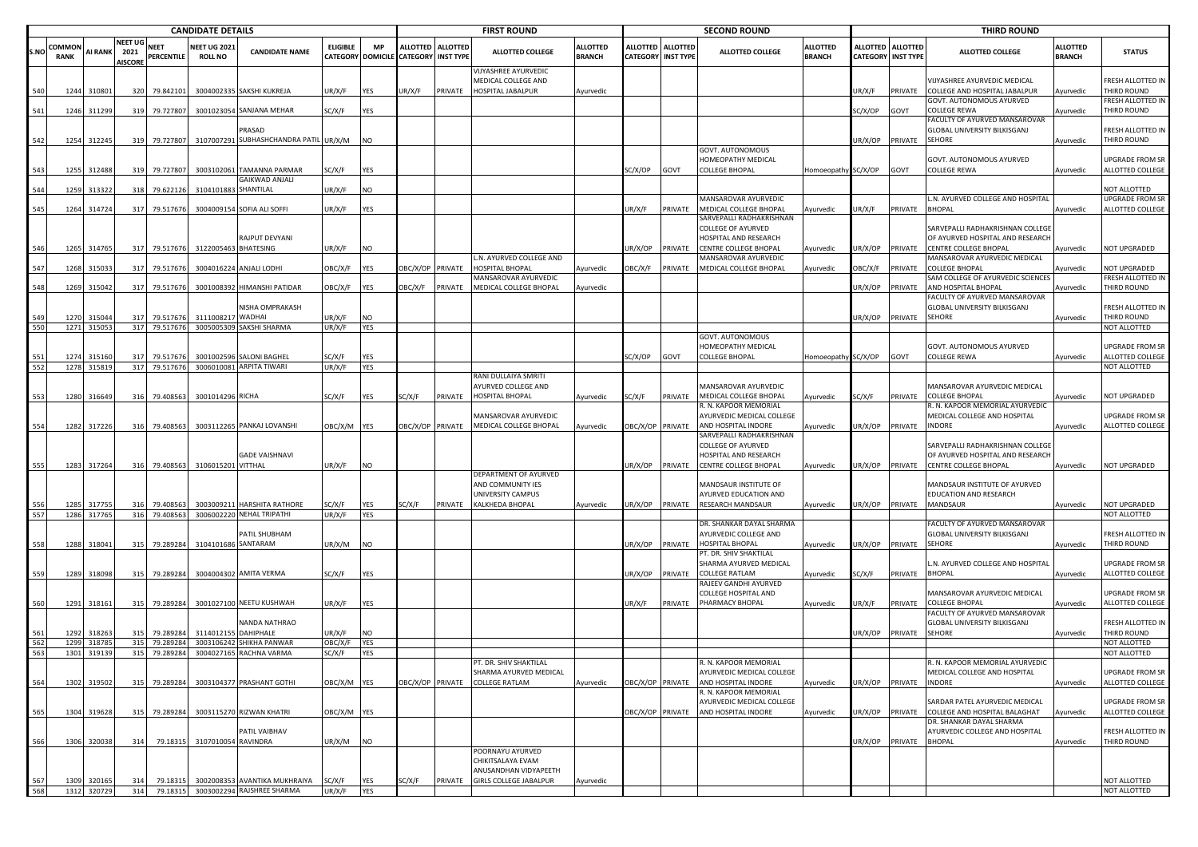| CANDIDATE DETAILS | | | | | | | | | FIRST ROUND | | | | SECOND ROUND | | | | THIRD ROUND | | | | |
|---|---|---|---|---|---|---|---|---|---|---|---|---|---|---|---|---|---|---|---|---|---|
| S.NO | COMMON RANK | AI RANK | NEET UG 2021 AISCORE | NEET PERCENTILE | NEET UG 2021 ROLL NO | CANDIDATE NAME | ELIGIBLE CATEGORY | MP DOMICILE | ALLOTTED CATEGORY | ALLOTTED INST TYPE | ALLOTTED COLLEGE | ALLOTTED BRANCH | ALLOTTED CATEGORY | ALLOTTED INST TYPE | ALLOTTED COLLEGE | ALLOTTED BRANCH | ALLOTTED CATEGORY | ALLOTTED INST TYPE | ALLOTTED COLLEGE | ALLOTTED BRANCH | STATUS |
| 540 | 1244 | 310801 | 320 | 79.842101 | 3004002335 | SAKSHI KUKREJA | UR/X/F | YES | UR/X/F | PRIVATE | VIJYASHREE AYURVEDIC MEDICAL COLLEGE AND HOSPITAL JABALPUR | Ayurvedic | | | | | UR/X/F | PRIVATE | VIJYASHREE AYURVEDIC MEDICAL COLLEGE AND HOSPITAL JABALPUR | Ayurvedic | FRESH ALLOTTED IN THIRD ROUND |
| 541 | 1246 | 311299 | 319 | 79.727807 | 3001023054 | SANJANA MEHAR | SC/X/F | YES | | | | | | | | | SC/X/OP | GOVT | GOVT. AUTONOMOUS AYURVED COLLEGE REWA | Ayurvedic | FRESH ALLOTTED IN THIRD ROUND |
| 542 | 1254 | 312245 | 319 | 79.727807 | 3107007291 | PRASAD SUBHASHCHANDRA PATIL | UR/X/M | NO | | | | | | | | | UR/X/OP | PRIVATE | FACULTY OF AYURVED MANSAROVAR GLOBAL UNIVERSITY BILKISGANJ SEHORE | Ayurvedic | FRESH ALLOTTED IN THIRD ROUND |
| 543 | 1255 | 312488 | 319 | 79.727807 | 3003102061 | TAMANNA PARMAR | SC/X/F | YES | | | | | SC/X/OP | GOVT | GOVT. AUTONOMOUS HOMEOPATHY MEDICAL COLLEGE BHOPAL | Homoeopathy | SC/X/OP | GOVT | GOVT. AUTONOMOUS AYURVED COLLEGE REWA | Ayurvedic | UPGRADE FROM SR ALLOTTED COLLEGE |
| 544 | 1259 | 313322 | 318 | 79.622126 | 3104101883 | GAIKWAD ANJALI SHANTILAL | UR/X/F | NO | | | | | | | | | | | | | NOT ALLOTTED |
| 545 | 1264 | 314724 | 317 | 79.517676 | 3004009154 | SOFIA ALI SOFFI | UR/X/F | YES | | | | | UR/X/F | PRIVATE | MANSAROVAR AYURVEDIC MEDICAL COLLEGE BHOPAL | Ayurvedic | UR/X/F | PRIVATE | L.N. AYURVED COLLEGE AND HOSPITAL BHOPAL | Ayurvedic | UPGRADE FROM SR ALLOTTED COLLEGE |
| 546 | 1265 | 314765 | 317 | 79.517676 | 3122005463 | RAJPUT DEVYANI BHATESING | UR/X/F | NO | | | | | UR/X/OP | PRIVATE | SARVEPALLI RADHAKRISHNAN COLLEGE OF AYURVED HOSPITAL AND RESEARCH CENTRE COLLEGE BHOPAL | Ayurvedic | UR/X/OP | PRIVATE | SARVEPALLI RADHAKRISHNAN COLLEGE OF AYURVED HOSPITAL AND RESEARCH CENTRE COLLEGE BHOPAL | Ayurvedic | NOT UPGRADED |
| 547 | 1268 | 315033 | 317 | 79.517676 | 3004016224 | ANJALI LODHI | OBC/X/F | YES | OBC/X/OP | PRIVATE | L.N. AYURVED COLLEGE AND HOSPITAL BHOPAL | Ayurvedic | OBC/X/F | PRIVATE | MANSAROVAR AYURVEDIC MEDICAL COLLEGE BHOPAL | Ayurvedic | OBC/X/F | PRIVATE | MANSAROVAR AYURVEDIC MEDICAL COLLEGE BHOPAL | Ayurvedic | NOT UPGRADED |
| 548 | 1269 | 315042 | 317 | 79.517676 | 3001008392 | HIMANSHI PATIDAR | OBC/X/F | YES | OBC/X/F | PRIVATE | MANSAROVAR AYURVEDIC MEDICAL COLLEGE BHOPAL | Ayurvedic | | | | | UR/X/OP | PRIVATE | SAM COLLEGE OF AYURVEDIC SCIENCES AND HOSPITAL BHOPAL | Ayurvedic | FRESH ALLOTTED IN THIRD ROUND |
| 549 | 1270 | 315044 | 317 | 79.517676 | 3111008217 | NISHA OMPRAKASH WADHAI | UR/X/F | NO | | | | | | | | | UR/X/OP | PRIVATE | FACULTY OF AYURVED MANSAROVAR GLOBAL UNIVERSITY BILKISGANJ SEHORE | Ayurvedic | FRESH ALLOTTED IN THIRD ROUND |
| 550 | 1271 | 315053 | 317 | 79.517676 | 3005005309 | SAKSHI SHARMA | UR/X/F | YES | | | | | | | | | | | | | NOT ALLOTTED |
| 551 | 1274 | 315160 | 317 | 79.517676 | 3001002596 | SALONI BAGHEL | SC/X/F | YES | | | | | SC/X/OP | GOVT | GOVT. AUTONOMOUS HOMEOPATHY MEDICAL COLLEGE BHOPAL | Homoeopathy | SC/X/OP | GOVT | GOVT. AUTONOMOUS AYURVED COLLEGE REWA | Ayurvedic | UPGRADE FROM SR ALLOTTED COLLEGE |
| 552 | 1278 | 315819 | 317 | 79.517676 | 3006010081 | ARPITA TIWARI | UR/X/F | YES | | | | | | | | | | | | | NOT ALLOTTED |
| 553 | 1280 | 316649 | 316 | 79.408563 | 3001014296 | RICHA | SC/X/F | YES | SC/X/F | PRIVATE | RANI DULLAIYA SMRITI AYURVED COLLEGE AND HOSPITAL BHOPAL | Ayurvedic | SC/X/F | PRIVATE | MANSAROVAR AYURVEDIC MEDICAL COLLEGE BHOPAL | Ayurvedic | SC/X/F | PRIVATE | MANSAROVAR AYURVEDIC MEDICAL COLLEGE BHOPAL | Ayurvedic | NOT UPGRADED |
| 554 | 1282 | 317226 | 316 | 79.408563 | 3003112265 | PANKAJ LOVANSHI | OBC/X/M | YES | OBC/X/OP | PRIVATE | MANSAROVAR AYURVEDIC MEDICAL COLLEGE BHOPAL | Ayurvedic | OBC/X/OP | PRIVATE | R. N. KAPOOR MEMORIAL AYURVEDIC MEDICAL COLLEGE AND HOSPITAL INDORE | Ayurvedic | UR/X/OP | PRIVATE | R. N. KAPOOR MEMORIAL AYURVEDIC MEDICAL COLLEGE AND HOSPITAL INDORE | Ayurvedic | UPGRADE FROM SR ALLOTTED COLLEGE |
| 555 | 1283 | 317264 | 316 | 79.408563 | 3106015201 | GADE VAISHNAVI VITTHAL | UR/X/F | NO | | | | | UR/X/OP | PRIVATE | SARVEPALLI RADHAKRISHNAN COLLEGE OF AYURVED HOSPITAL AND RESEARCH CENTRE COLLEGE BHOPAL | Ayurvedic | UR/X/OP | PRIVATE | SARVEPALLI RADHAKRISHNAN COLLEGE OF AYURVED HOSPITAL AND RESEARCH CENTRE COLLEGE BHOPAL | Ayurvedic | NOT UPGRADED |
| 556 | 1285 | 317755 | 316 | 79.408563 | 3003009211 | HARSHITA RATHORE | SC/X/F | YES | SC/X/F | PRIVATE | DEPARTMENT OF AYURVED AND COMMUNITY IES UNIVERSITY CAMPUS KALKHEDA BHOPAL | Ayurvedic | UR/X/OP | PRIVATE | MANDSAUR INSTITUTE OF AYURVED EDUCATION AND RESEARCH MANDSAUR | Ayurvedic | UR/X/OP | PRIVATE | MANDSAUR INSTITUTE OF AYURVED EDUCATION AND RESEARCH MANDSAUR | Ayurvedic | NOT UPGRADED |
| 557 | 1286 | 317765 | 316 | 79.408563 | 3006002220 | NEHAL TRIPATHI | UR/X/F | YES | | | | | | | | | | | | | NOT ALLOTTED |
| 558 | 1288 | 318041 | 315 | 79.289284 | 3104101686 | PATIL SHUBHAM SANTARAM | UR/X/M | NO | | | | | UR/X/OP | PRIVATE | DR. SHANKAR DAYAL SHARMA AYURVEDIC COLLEGE AND HOSPITAL BHOPAL | Ayurvedic | UR/X/OP | PRIVATE | FACULTY OF AYURVED MANSAROVAR GLOBAL UNIVERSITY BILKISGANJ SEHORE | Ayurvedic | FRESH ALLOTTED IN THIRD ROUND |
| 559 | 1289 | 318098 | 315 | 79.289284 | 3004004302 | AMITA VERMA | SC/X/F | YES | | | | | UR/X/OP | PRIVATE | PT. DR. SHIV SHAKTILAL SHARMA AYURVED MEDICAL COLLEGE RATLAM | Ayurvedic | SC/X/F | PRIVATE | L.N. AYURVED COLLEGE AND HOSPITAL BHOPAL | Ayurvedic | UPGRADE FROM SR ALLOTTED COLLEGE |
| 560 | 1291 | 318161 | 315 | 79.289284 | 3001027100 | NEETU KUSHWAH | UR/X/F | YES | | | | | UR/X/F | PRIVATE | RAJEEV GANDHI AYURVED COLLEGE HOSPITAL AND PHARMACY BHOPAL | Ayurvedic | UR/X/F | PRIVATE | MANSAROVAR AYURVEDIC MEDICAL COLLEGE BHOPAL | Ayurvedic | UPGRADE FROM SR ALLOTTED COLLEGE |
| 561 | 1292 | 318263 | 315 | 79.289284 | 3114012155 | NANDA NATHRAO DAHIPHALE | UR/X/F | NO | | | | | | | | | UR/X/OP | PRIVATE | FACULTY OF AYURVED MANSAROVAR GLOBAL UNIVERSITY BILKISGANJ SEHORE | Ayurvedic | FRESH ALLOTTED IN THIRD ROUND |
| 562 | 1299 | 318785 | 315 | 79.289284 | 3003106242 | SHIKHA PANWAR | OBC/X/F | YES | | | | | | | | | | | | | NOT ALLOTTED |
| 563 | 1301 | 319139 | 315 | 79.289284 | 3004027165 | RACHNA VARMA | SC/X/F | YES | | | | | | | | | | | | | NOT ALLOTTED |
| 564 | 1302 | 319502 | 315 | 79.289284 | 3003104377 | PRASHANT GOTHI | OBC/X/M | YES | OBC/X/OP | PRIVATE | PT. DR. SHIV SHAKTILAL SHARMA AYURVED MEDICAL COLLEGE RATLAM | Ayurvedic | OBC/X/OP | PRIVATE | R. N. KAPOOR MEMORIAL AYURVEDIC MEDICAL COLLEGE AND HOSPITAL INDORE | Ayurvedic | UR/X/OP | PRIVATE | R. N. KAPOOR MEMORIAL AYURVEDIC MEDICAL COLLEGE AND HOSPITAL INDORE | Ayurvedic | UPGRADE FROM SR ALLOTTED COLLEGE |
| 565 | 1304 | 319628 | 315 | 79.289284 | 3003115270 | RIZWAN KHATRI | OBC/X/M | YES | | | | | OBC/X/OP | PRIVATE | R. N. KAPOOR MEMORIAL AYURVEDIC MEDICAL COLLEGE AND HOSPITAL INDORE | Ayurvedic | UR/X/OP | PRIVATE | SARDAR PATEL AYURVEDIC MEDICAL COLLEGE AND HOSPITAL BALAGHAT | Ayurvedic | UPGRADE FROM SR ALLOTTED COLLEGE |
| 566 | 1306 | 320038 | 314 | 79.18315 | 3107010054 | PATIL VAIBHAV RAVINDRA | UR/X/M | NO | | | | | | | | | UR/X/OP | PRIVATE | DR. SHANKAR DAYAL SHARMA AYURVEDIC COLLEGE AND HOSPITAL BHOPAL | Ayurvedic | FRESH ALLOTTED IN THIRD ROUND |
| 567 | 1309 | 320165 | 314 | 79.18315 | 3002008353 | AVANTIKA MUKHRAIYA | SC/X/F | YES | SC/X/F | PRIVATE | POORNAYU AYURVED CHIKITSALAYA EVAM ANUSANDHAN VIDYAPEETH GIRLS COLLEGE JABALPUR | Ayurvedic | | | | | | | | | NOT ALLOTTED |
| 568 | 1312 | 320729 | 314 | 79.18315 | 3003002294 | RAJSHREE SHARMA | UR/X/F | YES | | | | | | | | | | | | | NOT ALLOTTED |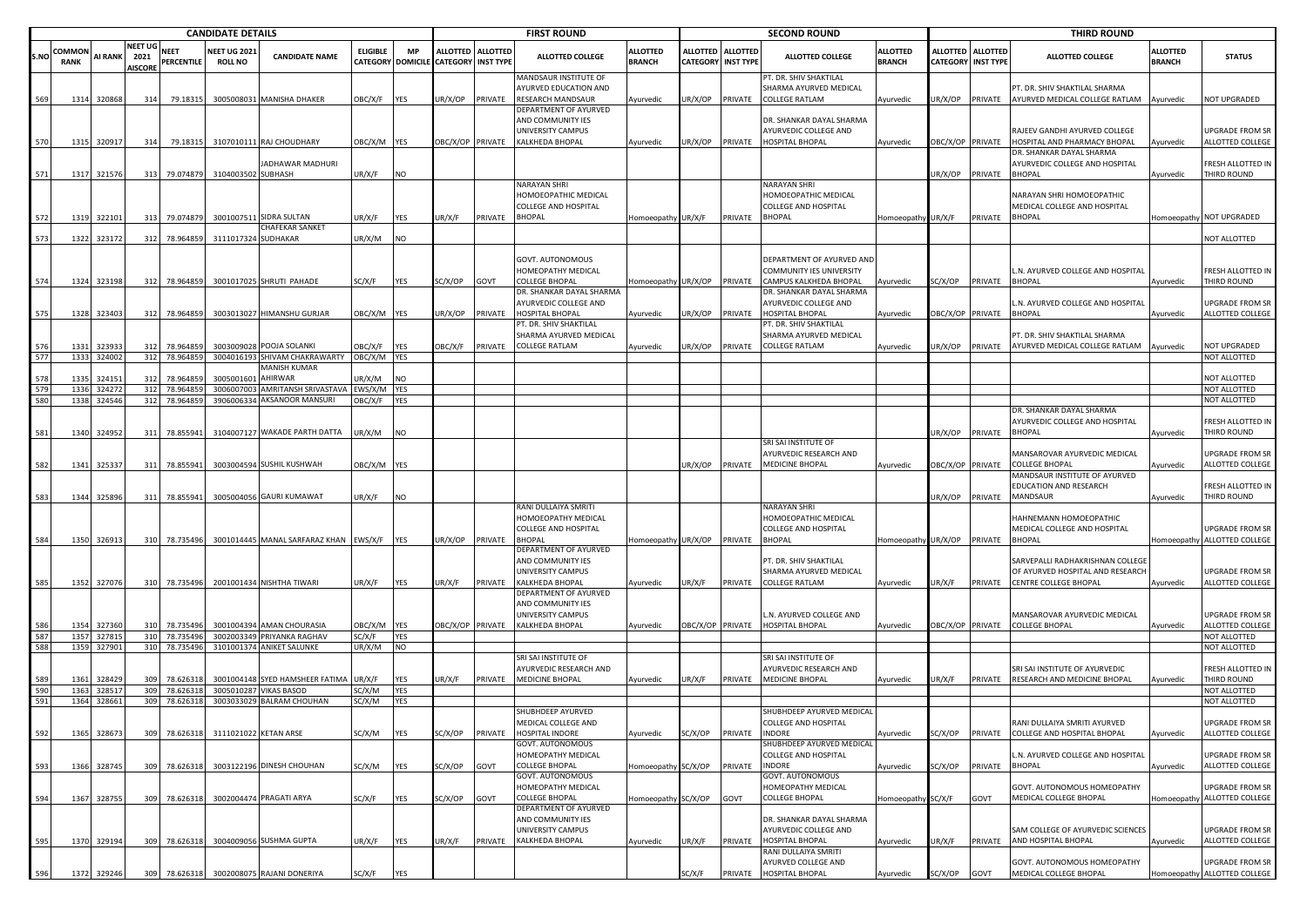| | CANDIDATE DETAILS | | | | | | | | FIRST ROUND | | | | SECOND ROUND | | | | THIRD ROUND | | | | |
|---|---|---|---|---|---|---|---|---|---|---|---|---|---|---|---|---|---|---|---|---|---|
| S.NO | COMMON RANK | AI RANK | NEET UG 2021 AISCORE | NEET PERCENTILE | NEET UG 2021 ROLL NO | CANDIDATE NAME | ELIGIBLE CATEGORY | MP DOMICILE | ALLOTTED CATEGORY | ALLOTTED INST TYPE | ALLOTTED COLLEGE | ALLOTTED BRANCH | ALLOTTED CATEGORY | ALLOTTED INST TYPE | ALLOTTED COLLEGE | ALLOTTED BRANCH | ALLOTTED CATEGORY | ALLOTTED INST TYPE | ALLOTTED COLLEGE | ALLOTTED BRANCH | STATUS |
| 569 | 1314 | 320868 | 314 | 79.18315 | 3005008031 | MANISHA DHAKER | OBC/X/F | YES | UR/X/OP | PRIVATE | MANDSAUR INSTITUTE OF AYURVED EDUCATION AND RESEARCH MANDSAUR | Ayurvedic | UR/X/OP | PRIVATE | PT. DR. SHIV SHAKTILAL SHARMA AYURVED MEDICAL COLLEGE RATLAM | Ayurvedic | UR/X/OP | PRIVATE | PT. DR. SHIV SHAKTILAL SHARMA AYURVED MEDICAL COLLEGE RATLAM | Ayurvedic | NOT UPGRADED |
| 570 | 1315 | 320917 | 314 | 79.18315 | 3107010111 | RAJ CHOUDHARY | OBC/X/M | YES | OBC/X/OP | PRIVATE | DEPARTMENT OF AYURVED AND COMMUNITY IES UNIVERSITY CAMPUS KALKHEDA BHOPAL | Ayurvedic | UR/X/OP | PRIVATE | DR. SHANKAR DAYAL SHARMA AYURVEDIC COLLEGE AND HOSPITAL BHOPAL | Ayurvedic | OBC/X/OP | PRIVATE | RAJEEV GANDHI AYURVED COLLEGE HOSPITAL AND PHARMACY BHOPAL | Ayurvedic | UPGRADE FROM SR ALLOTTED COLLEGE |
| 571 | 1317 | 321576 | 313 | 79.074879 | 3104003502 | JADHAWAR MADHURI SUBHASH | UR/X/F | NO | | | | | | | | | UR/X/OP | PRIVATE | DR. SHANKAR DAYAL SHARMA AYURVEDIC COLLEGE AND HOSPITAL BHOPAL | Ayurvedic | FRESH ALLOTTED IN THIRD ROUND |
| 572 | 1319 | 322101 | 313 | 79.074879 | 3001007511 | SIDRA SULTAN | UR/X/F | YES | UR/X/F | PRIVATE | NARAYAN SHRI HOMOEOPATHIC MEDICAL COLLEGE AND HOSPITAL BHOPAL | Homoeopathy | UR/X/F | PRIVATE | NARAYAN SHRI HOMOEOPATHIC MEDICAL COLLEGE AND HOSPITAL BHOPAL | Homoeopathy | UR/X/F | PRIVATE | NARAYAN SHRI HOMOEOPATHIC MEDICAL COLLEGE AND HOSPITAL BHOPAL | Homoeopathy | NOT UPGRADED |
| 573 | 1322 | 323172 | 312 | 78.964859 | 3111017324 | CHAFEKAR SANKET SUDHAKAR | UR/X/M | NO | | | | | | | | | | | | | NOT ALLOTTED |
| 574 | 1324 | 323198 | 312 | 78.964859 | 3001017025 | SHRUTI PAHADE | SC/X/F | YES | SC/X/OP | GOVT | GOVT. AUTONOMOUS HOMEOPATHY MEDICAL COLLEGE BHOPAL | Homoeopathy | UR/X/OP | PRIVATE | DEPARTMENT OF AYURVED AND COMMUNITY IES UNIVERSITY CAMPUS KALKHEDA BHOPAL | Ayurvedic | SC/X/OP | PRIVATE | L.N. AYURVED COLLEGE AND HOSPITAL BHOPAL | Ayurvedic | FRESH ALLOTTED IN THIRD ROUND |
| 575 | 1328 | 323403 | 312 | 78.964859 | 3003013027 | HIMANSHU GURJAR | OBC/X/M | YES | UR/X/OP | PRIVATE | DR. SHANKAR DAYAL SHARMA AYURVEDIC COLLEGE AND HOSPITAL BHOPAL | Ayurvedic | UR/X/OP | PRIVATE | DR. SHANKAR DAYAL SHARMA AYURVEDIC COLLEGE AND HOSPITAL BHOPAL | Ayurvedic | OBC/X/OP | PRIVATE | L.N. AYURVED COLLEGE AND HOSPITAL BHOPAL | Ayurvedic | UPGRADE FROM SR ALLOTTED COLLEGE |
| 576 | 1331 | 323933 | 312 | 78.964859 | 3003009028 | POOJA SOLANKI | OBC/X/F | YES | OBC/X/F | PRIVATE | PT. DR. SHIV SHAKTILAL SHARMA AYURVED MEDICAL COLLEGE RATLAM | Ayurvedic | UR/X/OP | PRIVATE | PT. DR. SHIV SHAKTILAL SHARMA AYURVED MEDICAL COLLEGE RATLAM | Ayurvedic | UR/X/OP | PRIVATE | PT. DR. SHIV SHAKTILAL SHARMA AYURVED MEDICAL COLLEGE RATLAM | Ayurvedic | NOT UPGRADED |
| 577 | 1333 | 324002 | 312 | 78.964859 | 3004016193 | SHIVAM CHAKRAWARTY | OBC/X/M | YES | | | | | | | | | | | | | NOT ALLOTTED |
| 578 | 1335 | 324151 | 312 | 78.964859 | 3005001601 | MANISH KUMAR AHIRWAR | UR/X/M | NO | | | | | | | | | | | | | NOT ALLOTTED |
| 579 | 1336 | 324272 | 312 | 78.964859 | 3006007003 | AMRITANSH SRIVASTAVA | EWS/X/M | YES | | | | | | | | | | | | | NOT ALLOTTED |
| 580 | 1338 | 324546 | 312 | 78.964859 | 3906006334 | AKSANOOR MANSURI | OBC/X/F | YES | | | | | | | | | | | | | NOT ALLOTTED |
| 581 | 1340 | 324952 | 311 | 78.855941 | 3104007127 | WAKADE PARTH DATTA | UR/X/M | NO | | | | | | | | | UR/X/OP | PRIVATE | DR. SHANKAR DAYAL SHARMA AYURVEDIC COLLEGE AND HOSPITAL BHOPAL | Ayurvedic | FRESH ALLOTTED IN THIRD ROUND |
| 582 | 1341 | 325337 | 311 | 78.855941 | 3003004594 | SUSHIL KUSHWAH | OBC/X/M | YES | | | | | UR/X/OP | PRIVATE | SRI SAI INSTITUTE OF AYURVEDIC RESEARCH AND MEDICINE BHOPAL | Ayurvedic | OBC/X/OP | PRIVATE | MANSAROVAR AYURVEDIC MEDICAL COLLEGE BHOPAL | Ayurvedic | UPGRADE FROM SR ALLOTTED COLLEGE |
| 583 | 1344 | 325896 | 311 | 78.855941 | 3005004056 | GAURI KUMAWAT | UR/X/F | NO | | | | | | | | | UR/X/OP | PRIVATE | MANDSAUR INSTITUTE OF AYURVED EDUCATION AND RESEARCH MANDSAUR | Ayurvedic | FRESH ALLOTTED IN THIRD ROUND |
| 584 | 1350 | 326913 | 310 | 78.735496 | 3001014445 | MANAL SARFARAZ KHAN | EWS/X/F | YES | UR/X/OP | PRIVATE | RANI DULLAIYA SMRITI HOMOEOPATHY MEDICAL COLLEGE AND HOSPITAL BHOPAL | Homoeopathy | UR/X/OP | PRIVATE | NARAYAN SHRI HOMOEOPATHIC MEDICAL COLLEGE AND HOSPITAL BHOPAL | Homoeopathy | UR/X/OP | PRIVATE | HAHNEMANN HOMOEOPATHIC MEDICAL COLLEGE AND HOSPITAL BHOPAL | Homoeopathy | UPGRADE FROM SR ALLOTTED COLLEGE |
| 585 | 1352 | 327076 | 310 | 78.735496 | 2001001434 | NISHTHA TIWARI | UR/X/F | YES | UR/X/F | PRIVATE | DEPARTMENT OF AYURVED AND COMMUNITY IES UNIVERSITY CAMPUS KALKHEDA BHOPAL | Ayurvedic | UR/X/F | PRIVATE | PT. DR. SHIV SHAKTILAL SHARMA AYURVED MEDICAL COLLEGE RATLAM | Ayurvedic | UR/X/F | PRIVATE | SARVEPALLI RADHAKRISHNAN COLLEGE OF AYURVED HOSPITAL AND RESEARCH CENTRE COLLEGE BHOPAL | Ayurvedic | UPGRADE FROM SR ALLOTTED COLLEGE |
| 586 | 1354 | 327360 | 310 | 78.735496 | 3001004394 | AMAN CHOURASIA | OBC/X/M | YES | OBC/X/OP | PRIVATE | DEPARTMENT OF AYURVED AND COMMUNITY IES UNIVERSITY CAMPUS KALKHEDA BHOPAL | Ayurvedic | OBC/X/OP | PRIVATE | L.N. AYURVED COLLEGE AND HOSPITAL BHOPAL | Ayurvedic | OBC/X/OP | PRIVATE | MANSAROVAR AYURVEDIC MEDICAL COLLEGE BHOPAL | Ayurvedic | UPGRADE FROM SR ALLOTTED COLLEGE |
| 587 | 1357 | 327815 | 310 | 78.735496 | 3002003349 | PRIYANKA RAGHAV | SC/X/F | YES | | | | | | | | | | | | | NOT ALLOTTED |
| 588 | 1359 | 327901 | 310 | 78.735496 | 3101001374 | ANIKET SALUNKE | UR/X/M | NO | | | | | | | | | | | | | NOT ALLOTTED |
| 589 | 1361 | 328429 | 309 | 78.626318 | 3001004148 | SYED HAMSHEER FATIMA | UR/X/F | YES | UR/X/F | PRIVATE | SRI SAI INSTITUTE OF AYURVEDIC RESEARCH AND MEDICINE BHOPAL | Ayurvedic | UR/X/F | PRIVATE | SRI SAI INSTITUTE OF AYURVEDIC RESEARCH AND MEDICINE BHOPAL | Ayurvedic | UR/X/F | PRIVATE | SRI SAI INSTITUTE OF AYURVEDIC RESEARCH AND MEDICINE BHOPAL | Ayurvedic | FRESH ALLOTTED IN THIRD ROUND |
| 590 | 1363 | 328517 | 309 | 78.626318 | 3005010287 | VIKAS BASOD | SC/X/M | YES | | | | | | | | | | | | | NOT ALLOTTED |
| 591 | 1364 | 328661 | 309 | 78.626318 | 3003033029 | BALRAM CHOUHAN | SC/X/M | YES | | | | | | | | | | | | | NOT ALLOTTED |
| 592 | 1365 | 328673 | 309 | 78.626318 | 3111021022 | KETAN ARSE | SC/X/M | YES | SC/X/OP | PRIVATE | SHUBHDEEP AYURVED MEDICAL COLLEGE AND HOSPITAL INDORE | Ayurvedic | SC/X/OP | PRIVATE | SHUBHDEEP AYURVED MEDICAL COLLEGE AND HOSPITAL INDORE | Ayurvedic | SC/X/OP | PRIVATE | RANI DULLAIYA SMRITI AYURVED COLLEGE AND HOSPITAL BHOPAL | Ayurvedic | UPGRADE FROM SR ALLOTTED COLLEGE |
| 593 | 1366 | 328745 | 309 | 78.626318 | 3003122196 | DINESH CHOUHAN | SC/X/M | YES | SC/X/OP | GOVT | GOVT. AUTONOMOUS HOMEOPATHY MEDICAL COLLEGE BHOPAL | Homoeopathy | SC/X/OP | PRIVATE | SHUBHDEEP AYURVED MEDICAL COLLEGE AND HOSPITAL INDORE | Ayurvedic | SC/X/OP | PRIVATE | L.N. AYURVED COLLEGE AND HOSPITAL BHOPAL | Ayurvedic | UPGRADE FROM SR ALLOTTED COLLEGE |
| 594 | 1367 | 328755 | 309 | 78.626318 | 3002004474 | PRAGATI ARYA | SC/X/F | YES | SC/X/OP | GOVT | GOVT. AUTONOMOUS HOMEOPATHY MEDICAL COLLEGE BHOPAL | Homoeopathy | SC/X/OP | GOVT | GOVT. AUTONOMOUS HOMEOPATHY MEDICAL COLLEGE BHOPAL | Homoeopathy | SC/X/F | GOVT | GOVT. AUTONOMOUS HOMEOPATHY MEDICAL COLLEGE BHOPAL | Homoeopathy | UPGRADE FROM SR ALLOTTED COLLEGE |
| 595 | 1370 | 329194 | 309 | 78.626318 | 3004009056 | SUSHMA GUPTA | UR/X/F | YES | UR/X/F | PRIVATE | DEPARTMENT OF AYURVED AND COMMUNITY IES UNIVERSITY CAMPUS KALKHEDA BHOPAL | Ayurvedic | UR/X/F | PRIVATE | DR. SHANKAR DAYAL SHARMA AYURVEDIC COLLEGE AND HOSPITAL BHOPAL | Ayurvedic | UR/X/F | PRIVATE | SAM COLLEGE OF AYURVEDIC SCIENCES AND HOSPITAL BHOPAL | Ayurvedic | UPGRADE FROM SR ALLOTTED COLLEGE |
| 596 | 1372 | 329246 | 309 | 78.626318 | 3002008075 | RAJANI DONERIYA | SC/X/F | YES | | | | | SC/X/F | PRIVATE | RANI DULLAIYA SMRITI AYURVED COLLEGE AND HOSPITAL BHOPAL | Ayurvedic | SC/X/OP | GOVT | GOVT. AUTONOMOUS HOMEOPATHY MEDICAL COLLEGE BHOPAL | Homoeopathy | UPGRADE FROM SR ALLOTTED COLLEGE |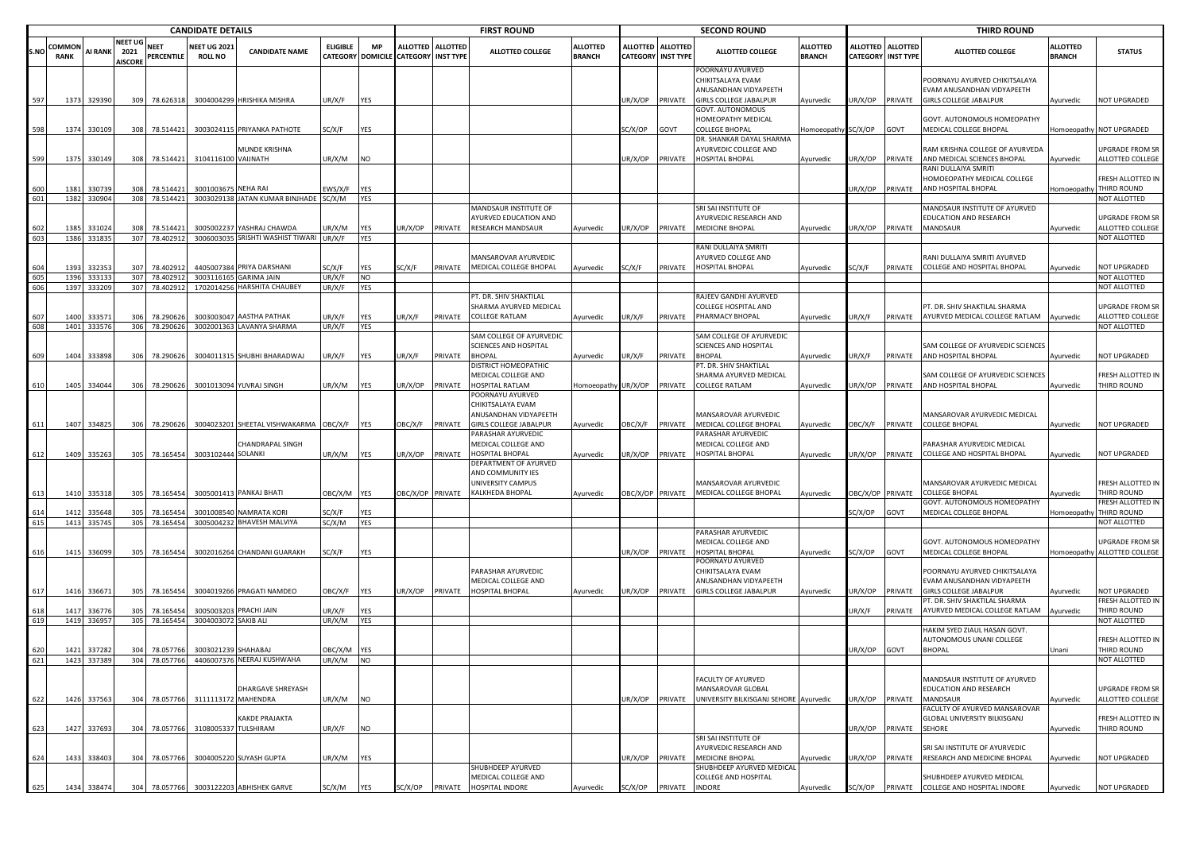| | | | | | CANDIDATE DETAILS | | | | FIRST ROUND | | | | | SECOND ROUND | | | | | THIRD ROUND | | | | |
|---|---|---|---|---|---|---|---|---|---|---|---|---|---|---|---|---|---|---|---|---|---|---|---|
| S.NO | COMMON RANK | AI RANK | NEET UG 2021 AISCORE | NEET PERCENTILE | NEET UG 2021 ROLL NO | CANDIDATE NAME | ELIGIBLE CATEGORY | MP DOMICILE | ALLOTTED CATEGORY | ALLOTTED INST TYPE | ALLOTTED COLLEGE | ALLOTTED BRANCH | ALLOTTED CATEGORY | ALLOTTED INST TYPE | ALLOTTED COLLEGE | ALLOTTED BRANCH | ALLOTTED CATEGORY | ALLOTTED INST TYPE | ALLOTTED COLLEGE | ALLOTTED BRANCH | STATUS |
| 597 | 1373 | 329390 | 309 | 78.626318 | 3004004299 | HRISHIKA MISHRA | UR/X/F | YES | | | | | UR/X/OP | PRIVATE | POORNAYU AYURVED CHIKITSALAYA EVAM ANUSANDHAN VIDYAPEETH GIRLS COLLEGE JABALPUR | Ayurvedic | UR/X/OP | PRIVATE | POORNAYU AYURVED CHIKITSALAYA EVAM ANUSANDHAN VIDYAPEETH GIRLS COLLEGE JABALPUR | Ayurvedic | NOT UPGRADED |
| 598 | 1374 | 330109 | 308 | 78.514421 | 3003024115 | PRIYANKA PATHOTE | SC/X/F | YES | | | | | SC/X/OP | GOVT | GOVT. AUTONOMOUS HOMEOPATHY MEDICAL COLLEGE BHOPAL | Homoeopathy | SC/X/OP | GOVT | GOVT. AUTONOMOUS HOMEOPATHY MEDICAL COLLEGE BHOPAL | Homoeopathy | NOT UPGRADED |
| 599 | 1375 | 330149 | 308 | 78.514421 | 3104116100 | MUNDE KRISHNA VAIJNATH | UR/X/M | NO | | | | | UR/X/OP | PRIVATE | DR. SHANKAR DAYAL SHARMA AYURVEDIC COLLEGE AND HOSPITAL BHOPAL | Ayurvedic | UR/X/OP | PRIVATE | RAM KRISHNA COLLEGE OF AYURVEDA AND MEDICAL SCIENCES BHOPAL | Ayurvedic | UPGRADE FROM SR ALLOTTED COLLEGE |
| 600 | 1381 | 330739 | 308 | 78.514421 | 3001003675 | NEHA RAI | EWS/X/F | YES | | | | | | | | | UR/X/OP | PRIVATE | RANI DULLAIYA SMRITI HOMOEOPATHY MEDICAL COLLEGE AND HOSPITAL BHOPAL | Homoeopathy | FRESH ALLOTTED IN THIRD ROUND |
| 601 | 1382 | 330904 | 308 | 78.514421 | 3003029138 | JATAN KUMAR BINJHADE | SC/X/M | YES | | | | | | | | | | | | | NOT ALLOTTED |
| 602 | 1385 | 331024 | 308 | 78.514421 | 3005002237 | YASHRAJ CHAWDA | UR/X/M | YES | UR/X/OP | PRIVATE | MANDSAUR INSTITUTE OF AYURVED EDUCATION AND RESEARCH MANDSAUR | Ayurvedic | UR/X/OP | PRIVATE | SRI SAI INSTITUTE OF AYURVEDIC RESEARCH AND MEDICINE BHOPAL | Ayurvedic | UR/X/OP | PRIVATE | MANDSAUR INSTITUTE OF AYURVED EDUCATION AND RESEARCH MANDSAUR | Ayurvedic | UPGRADE FROM SR ALLOTTED COLLEGE |
| 603 | 1386 | 331835 | 307 | 78.402912 | 3006003035 | SRISHTI WASHIST TIWARI | UR/X/F | YES | | | | | | | | | | | | | NOT ALLOTTED |
| 604 | 1393 | 332353 | 307 | 78.402912 | 4405007384 | PRIYA DARSHANI | SC/X/F | YES | SC/X/F | PRIVATE | MANSAROVAR AYURVEDIC MEDICAL COLLEGE BHOPAL | Ayurvedic | SC/X/F | PRIVATE | RANI DULLAIYA SMRITI AYURVED COLLEGE AND HOSPITAL BHOPAL | Ayurvedic | SC/X/F | PRIVATE | RANI DULLAIYA SMRITI AYURVED COLLEGE AND HOSPITAL BHOPAL | Ayurvedic | NOT UPGRADED |
| 605 | 1396 | 333133 | 307 | 78.402912 | 3003116165 | GARIMA JAIN | UR/X/F | NO | | | | | | | | | | | | | NOT ALLOTTED |
| 606 | 1397 | 333209 | 307 | 78.402912 | 1702014256 | HARSHITA CHAUBEY | UR/X/F | YES | | | | | | | | | | | | | NOT ALLOTTED |
| 607 | 1400 | 333571 | 306 | 78.290626 | 3003003047 | AASTHA PATHAK | UR/X/F | YES | UR/X/F | PRIVATE | PT. DR. SHIV SHAKTILAL SHARMA AYURVED MEDICAL COLLEGE RATLAM | Ayurvedic | UR/X/F | PRIVATE | RAJEEV GANDHI AYURVED COLLEGE HOSPITAL AND PHARMACY BHOPAL | Ayurvedic | UR/X/F | PRIVATE | PT. DR. SHIV SHAKTILAL SHARMA AYURVED MEDICAL COLLEGE RATLAM | Ayurvedic | UPGRADE FROM SR ALLOTTED COLLEGE |
| 608 | 1401 | 333576 | 306 | 78.290626 | 3002001363 | LAVANYA SHARMA | UR/X/F | YES | | | | | | | | | | | | | NOT ALLOTTED |
| 609 | 1404 | 333898 | 306 | 78.290626 | 3004011315 | SHUBHI BHARADWAJ | UR/X/F | YES | UR/X/F | PRIVATE | SAM COLLEGE OF AYURVEDIC SCIENCES AND HOSPITAL BHOPAL | Ayurvedic | UR/X/F | PRIVATE | SAM COLLEGE OF AYURVEDIC SCIENCES AND HOSPITAL BHOPAL | Ayurvedic | UR/X/F | PRIVATE | SAM COLLEGE OF AYURVEDIC SCIENCES AND HOSPITAL BHOPAL | Ayurvedic | NOT UPGRADED |
| 610 | 1405 | 334044 | 306 | 78.290626 | 3001013094 | YUVRAJ SINGH | UR/X/M | YES | UR/X/OP | PRIVATE | DISTRICT HOMOEOPATHIC MEDICAL COLLEGE AND HOSPITAL RATLAM | Homoeopathy | UR/X/OP | PRIVATE | PT. DR. SHIV SHAKTILAL SHARMA AYURVED MEDICAL COLLEGE RATLAM | Ayurvedic | UR/X/OP | PRIVATE | SAM COLLEGE OF AYURVEDIC SCIENCES AND HOSPITAL BHOPAL | Ayurvedic | FRESH ALLOTTED IN THIRD ROUND |
| 611 | 1407 | 334825 | 306 | 78.290626 | 3004023201 | SHEETAL VISHWAKARMA | OBC/X/F | YES | OBC/X/F | PRIVATE | POORNAYU AYURVED CHIKITSALAYA EVAM ANUSANDHAN VIDYAPEETH GIRLS COLLEGE JABALPUR | Ayurvedic | OBC/X/F | PRIVATE | MANSAROVAR AYURVEDIC MEDICAL COLLEGE BHOPAL | Ayurvedic | OBC/X/F | PRIVATE | MANSAROVAR AYURVEDIC MEDICAL COLLEGE BHOPAL | Ayurvedic | NOT UPGRADED |
| 612 | 1409 | 335263 | 305 | 78.165454 | 3003102444 | CHANDRAPAL SINGH SOLANKI | UR/X/M | YES | UR/X/OP | PRIVATE | PARASHAR AYURVEDIC MEDICAL COLLEGE AND HOSPITAL BHOPAL | Ayurvedic | UR/X/OP | PRIVATE | PARASHAR AYURVEDIC MEDICAL COLLEGE AND HOSPITAL BHOPAL | Ayurvedic | UR/X/OP | PRIVATE | PARASHAR AYURVEDIC MEDICAL COLLEGE AND HOSPITAL BHOPAL | Ayurvedic | NOT UPGRADED |
| 613 | 1410 | 335318 | 305 | 78.165454 | 3005001413 | PANKAJ BHATI | OBC/X/M | YES | OBC/X/OP | PRIVATE | DEPARTMENT OF AYURVED AND COMMUNITY IES UNIVERSITY CAMPUS KALKHEDA BHOPAL | Ayurvedic | OBC/X/OP | PRIVATE | MANSAROVAR AYURVEDIC MEDICAL COLLEGE BHOPAL | Ayurvedic | OBC/X/OP | PRIVATE | MANSAROVAR AYURVEDIC MEDICAL COLLEGE BHOPAL | Ayurvedic | FRESH ALLOTTED IN THIRD ROUND |
| 614 | 1412 | 335648 | 305 | 78.165454 | 3001008540 | NAMRATA KORI | SC/X/F | YES | | | | | | | | | SC/X/OP | GOVT | GOVT. AUTONOMOUS HOMEOPATHY MEDICAL COLLEGE BHOPAL | Homoeopathy | FRESH ALLOTTED IN THIRD ROUND |
| 615 | 1413 | 335745 | 305 | 78.165454 | 3005004232 | BHAVESH MALVIYA | SC/X/M | YES | | | | | | | | | | | | | NOT ALLOTTED |
| 616 | 1415 | 336099 | 305 | 78.165454 | 3002016264 | CHANDANI GUARAKH | SC/X/F | YES | | | | | UR/X/OP | PRIVATE | PARASHAR AYURVEDIC MEDICAL COLLEGE AND HOSPITAL BHOPAL | Ayurvedic | SC/X/OP | GOVT | GOVT. AUTONOMOUS HOMEOPATHY MEDICAL COLLEGE BHOPAL | Homoeopathy | UPGRADE FROM SR ALLOTTED COLLEGE |
| 617 | 1416 | 336671 | 305 | 78.165454 | 3004019266 | PRAGATI NAMDEO | OBC/X/F | YES | UR/X/OP | PRIVATE | PARASHAR AYURVEDIC MEDICAL COLLEGE AND HOSPITAL BHOPAL | Ayurvedic | UR/X/OP | PRIVATE | POORNAYU AYURVED CHIKITSALAYA EVAM ANUSANDHAN VIDYAPEETH GIRLS COLLEGE JABALPUR | Ayurvedic | UR/X/OP | PRIVATE | POORNAYU AYURVED CHIKITSALAYA EVAM ANUSANDHAN VIDYAPEETH GIRLS COLLEGE JABALPUR | Ayurvedic | NOT UPGRADED |
| 618 | 1417 | 336776 | 305 | 78.165454 | 3005003203 | PRACHI JAIN | UR/X/F | YES | | | | | | | | | UR/X/F | PRIVATE | PT. DR. SHIV SHAKTILAL SHARMA AYURVED MEDICAL COLLEGE RATLAM | Ayurvedic | FRESH ALLOTTED IN THIRD ROUND |
| 619 | 1419 | 336957 | 305 | 78.165454 | 3004003072 | SAKIB ALI | UR/X/M | YES | | | | | | | | | | | | | NOT ALLOTTED |
| 620 | 1421 | 337282 | 304 | 78.057766 | 3003021239 | SHAHABAJ | OBC/X/M | YES | | | | | | | | | UR/X/OP | GOVT | HAKIM SYED ZIAUL HASAN GOVT. AUTONOMOUS UNANI COLLEGE BHOPAL | Unani | FRESH ALLOTTED IN THIRD ROUND |
| 621 | 1423 | 337389 | 304 | 78.057766 | 4406007376 | NEERAJ KUSHWAHA | UR/X/M | NO | | | | | | | | | | | | | NOT ALLOTTED |
| 622 | 1426 | 337563 | 304 | 78.057766 | 3111113172 | DHARGAVE SHREYASH MAHENDRA | UR/X/M | NO | | | | | UR/X/OP | PRIVATE | FACULTY OF AYURVED MANSAROVAR GLOBAL UNIVERSITY BILKISGANJ SEHORE | Ayurvedic | UR/X/OP | PRIVATE | MANDSAUR INSTITUTE OF AYURVED EDUCATION AND RESEARCH MANDSAUR | Ayurvedic | UPGRADE FROM SR ALLOTTED COLLEGE |
| 623 | 1427 | 337693 | 304 | 78.057766 | 3108005337 | KAKDE PRAJAKTA TULSHIRAM | UR/X/F | NO | | | | | | | | | UR/X/OP | PRIVATE | FACULTY OF AYURVED MANSAROVAR GLOBAL UNIVERSITY BILKISGANJ SEHORE | Ayurvedic | FRESH ALLOTTED IN THIRD ROUND |
| 624 | 1433 | 338403 | 304 | 78.057766 | 3004005220 | SUYASH GUPTA | UR/X/M | YES | | | | | UR/X/OP | PRIVATE | SRI SAI INSTITUTE OF AYURVEDIC RESEARCH AND MEDICINE BHOPAL | Ayurvedic | UR/X/OP | PRIVATE | SRI SAI INSTITUTE OF AYURVEDIC RESEARCH AND MEDICINE BHOPAL | Ayurvedic | NOT UPGRADED |
| 625 | 1434 | 338474 | 304 | 78.057766 | 3003122203 | ABHISHEK GARVE | SC/X/M | YES | SC/X/OP | PRIVATE | SHUBHDEEP AYURVED MEDICAL COLLEGE AND HOSPITAL INDORE | Ayurvedic | SC/X/OP | PRIVATE | SHUBHDEEP AYURVED MEDICAL COLLEGE AND HOSPITAL INDORE | Ayurvedic | SC/X/OP | PRIVATE | SHUBHDEEP AYURVED MEDICAL COLLEGE AND HOSPITAL INDORE | Ayurvedic | NOT UPGRADED |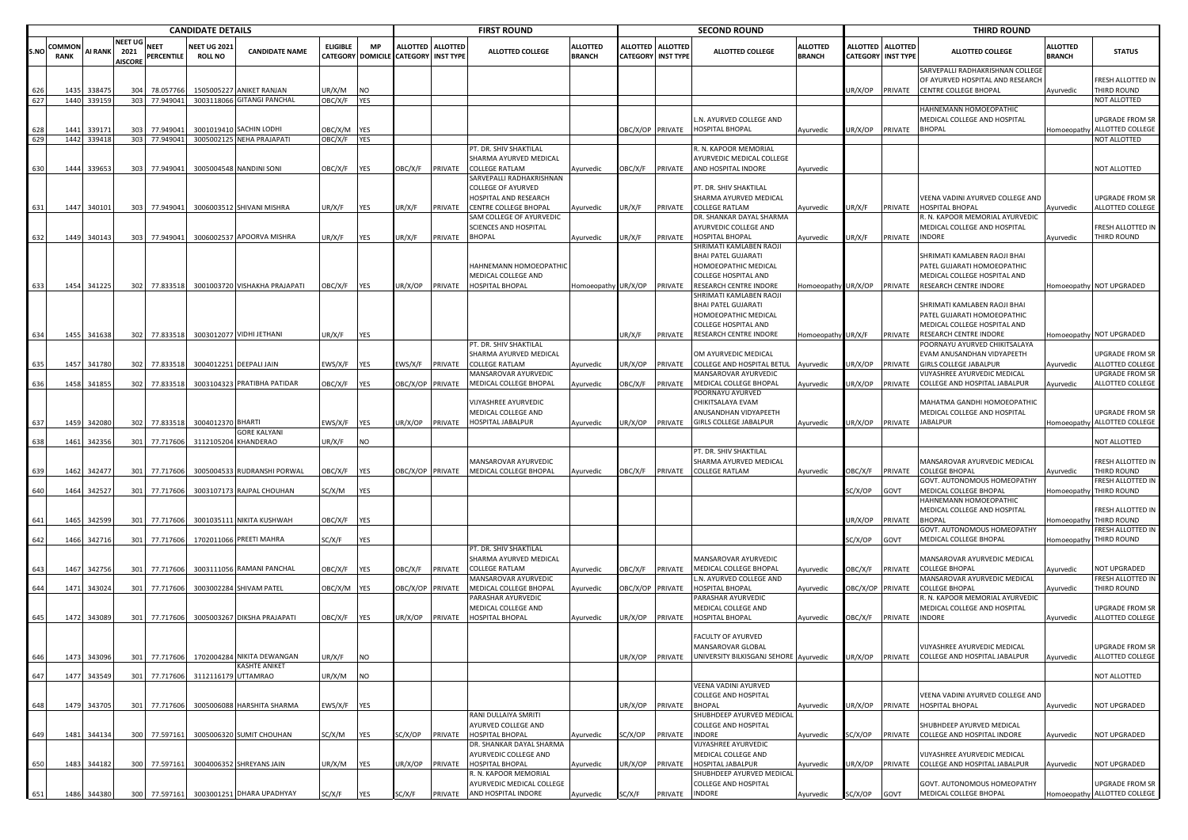| | CANDIDATE DETAILS | | | | | | | | FIRST ROUND | | | | SECOND ROUND | | | | THIRD ROUND | | | | |
|---|---|---|---|---|---|---|---|---|---|---|---|---|---|---|---|---|---|---|---|---|---|
| S.NO | COMMON RANK | AI RANK | NEET UG 2021 AISCORE | NEET PERCENTILE | NEET UG 2021 ROLL NO | CANDIDATE NAME | ELIGIBLE CATEGORY | MP DOMICILE | ALLOTTED CATEGORY | ALLOTTED INST TYPE | ALLOTTED COLLEGE | ALLOTTED BRANCH | ALLOTTED CATEGORY | ALLOTTED INST TYPE | ALLOTTED COLLEGE | ALLOTTED BRANCH | ALLOTTED CATEGORY | ALLOTTED INST TYPE | ALLOTTED COLLEGE | ALLOTTED BRANCH | STATUS |
| 626 | 1435 | 338475 | 304 | 78.057766 | 1505005227 | ANIKET RANJAN | UR/X/M | NO | | | | | | | | | UR/X/OP | PRIVATE | SARVEPALLI RADHAKRISHNAN COLLEGE OF AYURVED HOSPITAL AND RESEARCH CENTRE COLLEGE BHOPAL | Ayurvedic | FRESH ALLOTTED IN THIRD ROUND |
| 627 | 1440 | 339159 | 303 | 77.949041 | 3003118066 | GITANGI PANCHAL | OBC/X/F | YES | | | | | | | | | | | | | NOT ALLOTTED |
| 628 | 1441 | 339171 | 303 | 77.949041 | 3001019410 | SACHIN LODHI | OBC/X/M | YES | | | | | OBC/X/OP | PRIVATE | L.N. AYURVED COLLEGE AND HOSPITAL BHOPAL | Ayurvedic | UR/X/OP | PRIVATE | HAHNEMANN HOMOEOPATHIC MEDICAL COLLEGE AND HOSPITAL BHOPAL | Homoeopathy | UPGRADE FROM SR ALLOTTED COLLEGE |
| 629 | 1442 | 339418 | 303 | 77.949041 | 3005002125 | NEHA PRAJAPATI | OBC/X/F | YES | | | | | | | | | | | | | NOT ALLOTTED |
| 630 | 1444 | 339653 | 303 | 77.949041 | 3005004548 | NANDINI SONI | OBC/X/F | YES | OBC/X/F | PRIVATE | PT. DR. SHIV SHAKTILAL SHARMA AYURVED MEDICAL COLLEGE RATLAM | Ayurvedic | OBC/X/F | PRIVATE | R. N. KAPOOR MEMORIAL AYURVEDIC MEDICAL COLLEGE AND HOSPITAL INDORE | Ayurvedic | | | | | NOT ALLOTTED |
| 631 | 1447 | 340101 | 303 | 77.949041 | 3006003512 | SHIVANI MISHRA | UR/X/F | YES | UR/X/F | PRIVATE | SARVEPALLI RADHAKRISHNAN COLLEGE OF AYURVED HOSPITAL AND RESEARCH CENTRE COLLEGE BHOPAL | Ayurvedic | UR/X/F | PRIVATE | PT. DR. SHIV SHAKTILAL SHARMA AYURVED MEDICAL COLLEGE RATLAM | Ayurvedic | UR/X/F | PRIVATE | VEENA VADINI AYURVED COLLEGE AND HOSPITAL BHOPAL | Ayurvedic | UPGRADE FROM SR ALLOTTED COLLEGE |
| 632 | 1449 | 340143 | 303 | 77.949041 | 3006002537 | APOORVA MISHRA | UR/X/F | YES | UR/X/F | PRIVATE | SAM COLLEGE OF AYURVEDIC SCIENCES AND HOSPITAL BHOPAL | Ayurvedic | UR/X/F | PRIVATE | DR. SHANKAR DAYAL SHARMA AYURVEDIC COLLEGE AND HOSPITAL BHOPAL | Ayurvedic | UR/X/F | PRIVATE | R. N. KAPOOR MEMORIAL AYURVEDIC MEDICAL COLLEGE AND HOSPITAL INDORE | Ayurvedic | FRESH ALLOTTED IN THIRD ROUND |
| 633 | 1454 | 341225 | 302 | 77.833518 | 3001003720 | VISHAKHA PRAJAPATI | OBC/X/F | YES | UR/X/OP | PRIVATE | HAHNEMANN HOMOEOPATHIC MEDICAL COLLEGE AND HOSPITAL BHOPAL | Homoeopathy | UR/X/OP | PRIVATE | SHRIMATI KAMLABEN RAOJI BHAI PATEL GUJARATI HOMOEOPATHIC MEDICAL COLLEGE HOSPITAL AND RESEARCH CENTRE INDORE | Homoeopathy | UR/X/OP | PRIVATE | SHRIMATI KAMLABEN RAOJI BHAI PATEL GUJARATI HOMOEOPATHIC MEDICAL COLLEGE HOSPITAL AND RESEARCH CENTRE INDORE | Homoeopathy | NOT UPGRADED |
| 634 | 1455 | 341638 | 302 | 77.833518 | 3003012077 | VIDHI JETHANI | UR/X/F | YES | | | | | UR/X/F | PRIVATE | SHRIMATI KAMLABEN RAOJI BHAI PATEL GUJARATI HOMOEOPATHIC MEDICAL COLLEGE HOSPITAL AND RESEARCH CENTRE INDORE | Homoeopathy | UR/X/F | PRIVATE | SHRIMATI KAMLABEN RAOJI BHAI PATEL GUJARATI HOMOEOPATHIC MEDICAL COLLEGE HOSPITAL AND RESEARCH CENTRE INDORE | Homoeopathy | NOT UPGRADED |
| 635 | 1457 | 341780 | 302 | 77.833518 | 3004012251 | DEEPALI JAIN | EWS/X/F | YES | EWS/X/F | PRIVATE | PT. DR. SHIV SHAKTILAL SHARMA AYURVED MEDICAL COLLEGE RATLAM | Ayurvedic | UR/X/OP | PRIVATE | OM AYURVEDIC MEDICAL COLLEGE AND HOSPITAL BETUL | Ayurvedic | UR/X/OP | PRIVATE | POORNAYU AYURVED CHIKITSALAYA EVAM ANUSANDHAN VIDYAPEETH GIRLS COLLEGE JABALPUR | Ayurvedic | UPGRADE FROM SR ALLOTTED COLLEGE |
| 636 | 1458 | 341855 | 302 | 77.833518 | 3003104323 | PRATIBHA PATIDAR | OBC/X/F | YES | OBC/X/OP | PRIVATE | MANSAROVAR AYURVEDIC MEDICAL COLLEGE BHOPAL | Ayurvedic | OBC/X/F | PRIVATE | MANSAROVAR AYURVEDIC MEDICAL COLLEGE BHOPAL | Ayurvedic | UR/X/OP | PRIVATE | VIJYASHREE AYURVEDIC MEDICAL COLLEGE AND HOSPITAL JABALPUR | Ayurvedic | UPGRADE FROM SR ALLOTTED COLLEGE |
| 637 | 1459 | 342080 | 302 | 77.833518 | 3004012370 | BHARTI | EWS/X/F | YES | UR/X/OP | PRIVATE | VIJYASHREE AYURVEDIC MEDICAL COLLEGE AND HOSPITAL JABALPUR | Ayurvedic | UR/X/OP | PRIVATE | POORNAYU AYURVED CHIKITSALAYA EVAM ANUSANDHAN VIDYAPEETH GIRLS COLLEGE JABALPUR | Ayurvedic | UR/X/OP | PRIVATE | MAHATMA GANDHI HOMOEOPATHIC MEDICAL COLLEGE AND HOSPITAL JABALPUR | Homoeopathy | UPGRADE FROM SR ALLOTTED COLLEGE |
| 638 | 1461 | 342356 | 301 | 77.717606 | 3112105204 | GORE KALYANI KHANDERAO | UR/X/F | NO | | | | | | | | | | | | | NOT ALLOTTED |
| 639 | 1462 | 342477 | 301 | 77.717606 | 3005004533 | RUDRANSHI PORWAL | OBC/X/F | YES | OBC/X/OP | PRIVATE | MANSAROVAR AYURVEDIC MEDICAL COLLEGE BHOPAL | Ayurvedic | OBC/X/F | PRIVATE | PT. DR. SHIV SHAKTILAL SHARMA AYURVED MEDICAL COLLEGE RATLAM | Ayurvedic | OBC/X/F | PRIVATE | MANSAROVAR AYURVEDIC MEDICAL COLLEGE BHOPAL | Ayurvedic | FRESH ALLOTTED IN THIRD ROUND |
| 640 | 1464 | 342527 | 301 | 77.717606 | 3003107173 | RAJPAL CHOUHAN | SC/X/M | YES | | | | | | | | | SC/X/OP | GOVT | GOVT. AUTONOMOUS HOMEOPATHY MEDICAL COLLEGE BHOPAL | Homoeopathy | FRESH ALLOTTED IN THIRD ROUND |
| 641 | 1465 | 342599 | 301 | 77.717606 | 3001035111 | NIKITA KUSHWAH | OBC/X/F | YES | | | | | | | | | UR/X/OP | PRIVATE | HAHNEMANN HOMOEOPATHIC MEDICAL COLLEGE AND HOSPITAL BHOPAL | Homoeopathy | FRESH ALLOTTED IN THIRD ROUND |
| 642 | 1466 | 342716 | 301 | 77.717606 | 1702011066 | PREETI MAHRA | SC/X/F | YES | | | | | | | | | SC/X/OP | GOVT | GOVT. AUTONOMOUS HOMEOPATHY MEDICAL COLLEGE BHOPAL | Homoeopathy | FRESH ALLOTTED IN THIRD ROUND |
| 643 | 1467 | 342756 | 301 | 77.717606 | 3003111056 | RAMANI PANCHAL | OBC/X/F | YES | OBC/X/F | PRIVATE | PT. DR. SHIV SHAKTILAL SHARMA AYURVED MEDICAL COLLEGE RATLAM | Ayurvedic | OBC/X/F | PRIVATE | MANSAROVAR AYURVEDIC MEDICAL COLLEGE BHOPAL | Ayurvedic | OBC/X/F | PRIVATE | MANSAROVAR AYURVEDIC MEDICAL COLLEGE BHOPAL | Ayurvedic | NOT UPGRADED |
| 644 | 1471 | 343024 | 301 | 77.717606 | 3003002284 | SHIVAM PATEL | OBC/X/M | YES | OBC/X/OP | PRIVATE | MANSAROVAR AYURVEDIC MEDICAL COLLEGE BHOPAL | Ayurvedic | OBC/X/OP | PRIVATE | L.N. AYURVED COLLEGE AND HOSPITAL BHOPAL | Ayurvedic | OBC/X/OP | PRIVATE | MANSAROVAR AYURVEDIC MEDICAL COLLEGE BHOPAL | Ayurvedic | FRESH ALLOTTED IN THIRD ROUND |
| 645 | 1472 | 343089 | 301 | 77.717606 | 3005003267 | DIKSHA PRAJAPATI | OBC/X/F | YES | UR/X/OP | PRIVATE | PARASHAR AYURVEDIC MEDICAL COLLEGE AND HOSPITAL BHOPAL | Ayurvedic | UR/X/OP | PRIVATE | PARASHAR AYURVEDIC MEDICAL COLLEGE AND HOSPITAL BHOPAL | Ayurvedic | OBC/X/F | PRIVATE | R. N. KAPOOR MEMORIAL AYURVEDIC MEDICAL COLLEGE AND HOSPITAL INDORE | Ayurvedic | UPGRADE FROM SR ALLOTTED COLLEGE |
| 646 | 1473 | 343096 | 301 | 77.717606 | 1702004284 | NIKITA DEWANGAN | UR/X/F | NO | | | | | UR/X/OP | PRIVATE | FACULTY OF AYURVED MANSAROVAR GLOBAL UNIVERSITY BILKISGANJ SEHORE | Ayurvedic | UR/X/OP | PRIVATE | VIJYASHREE AYURVEDIC MEDICAL COLLEGE AND HOSPITAL JABALPUR | Ayurvedic | UPGRADE FROM SR ALLOTTED COLLEGE |
| 647 | 1477 | 343549 | 301 | 77.717606 | 3112116179 | KASHTE ANIKET UTTAMRAO | UR/X/M | NO | | | | | | | | | | | | | NOT ALLOTTED |
| 648 | 1479 | 343705 | 301 | 77.717606 | 3005006088 | HARSHITA SHARMA | EWS/X/F | YES | | | | | UR/X/OP | PRIVATE | VEENA VADINI AYURVED COLLEGE AND HOSPITAL BHOPAL | Ayurvedic | UR/X/OP | PRIVATE | VEENA VADINI AYURVED COLLEGE AND HOSPITAL BHOPAL | Ayurvedic | NOT UPGRADED |
| 649 | 1481 | 344134 | 300 | 77.597161 | 3005006320 | SUMIT CHOUHAN | SC/X/M | YES | SC/X/OP | PRIVATE | RANI DULLAIYA SMRITI AYURVED COLLEGE AND HOSPITAL BHOPAL | Ayurvedic | SC/X/OP | PRIVATE | SHUBHDEEP AYURVED MEDICAL COLLEGE AND HOSPITAL INDORE | Ayurvedic | SC/X/OP | PRIVATE | SHUBHDEEP AYURVED MEDICAL COLLEGE AND HOSPITAL INDORE | Ayurvedic | NOT UPGRADED |
| 650 | 1483 | 344182 | 300 | 77.597161 | 3004006352 | SHREYANS JAIN | UR/X/M | YES | UR/X/OP | PRIVATE | DR. SHANKAR DAYAL SHARMA AYURVEDIC COLLEGE AND HOSPITAL BHOPAL | Ayurvedic | UR/X/OP | PRIVATE | VIJYASHREE AYURVEDIC MEDICAL COLLEGE AND HOSPITAL JABALPUR | Ayurvedic | UR/X/OP | PRIVATE | VIJYASHREE AYURVEDIC MEDICAL COLLEGE AND HOSPITAL JABALPUR | Ayurvedic | NOT UPGRADED |
| 651 | 1486 | 344380 | 300 | 77.597161 | 3003001251 | DHARA UPADHYAY | SC/X/F | YES | SC/X/F | PRIVATE | R. N. KAPOOR MEMORIAL AYURVEDIC MEDICAL COLLEGE AND HOSPITAL INDORE | Ayurvedic | SC/X/F | PRIVATE | SHUBHDEEP AYURVED MEDICAL COLLEGE AND HOSPITAL INDORE | Ayurvedic | SC/X/OP | GOVT | GOVT. AUTONOMOUS HOMEOPATHY MEDICAL COLLEGE BHOPAL | Homoeopathy | UPGRADE FROM SR ALLOTTED COLLEGE |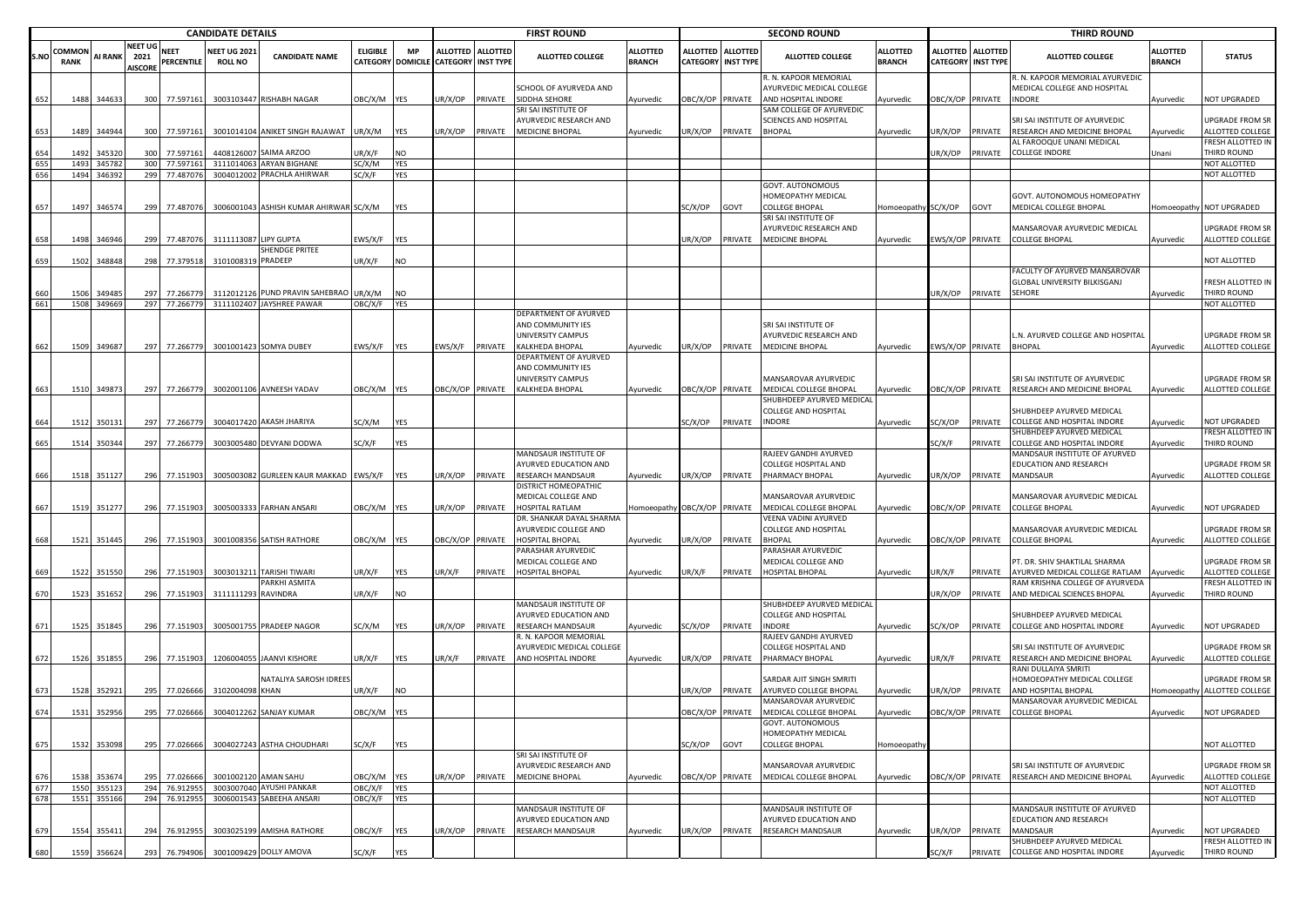| | CANDIDATE DETAILS | | | | | | | | FIRST ROUND | | | | SECOND ROUND | | | | THIRD ROUND | | | | |
|---|---|---|---|---|---|---|---|---|---|---|---|---|---|---|---|---|---|---|---|---|---|
| S.NO | COMMON RANK | AI RANK | NEET UG 2021 AISCORE | NEET PERCENTILE | NEET UG 2021 ROLL NO | CANDIDATE NAME | ELIGIBLE CATEGORY | MP DOMICILE | ALLOTTED CATEGORY | ALLOTTED INST TYPE | ALLOTTED COLLEGE | ALLOTTED BRANCH | ALLOTTED CATEGORY | ALLOTTED INST TYPE | ALLOTTED COLLEGE | ALLOTTED BRANCH | ALLOTTED CATEGORY | ALLOTTED INST TYPE | ALLOTTED COLLEGE | ALLOTTED BRANCH | STATUS |
| 652 | 1488 | 344633 | 300 | 77.597161 | 3003103447 | RISHABH NAGAR | OBC/X/M | YES | UR/X/OP | PRIVATE | SCHOOL OF AYURVEDA AND SIDDHA SEHORE | Ayurvedic | OBC/X/OP | PRIVATE | R. N. KAPOOR MEMORIAL AYURVEDIC MEDICAL COLLEGE AND HOSPITAL INDORE | Ayurvedic | OBC/X/OP | PRIVATE | R. N. KAPOOR MEMORIAL AYURVEDIC MEDICAL COLLEGE AND HOSPITAL INDORE | Ayurvedic | NOT UPGRADED |
| 653 | 1489 | 344944 | 300 | 77.597161 | 3001014104 | ANIKET SINGH RAJAWAT | UR/X/M | YES | UR/X/OP | PRIVATE | SRI SAI INSTITUTE OF AYURVEDIC RESEARCH AND MEDICINE BHOPAL | Ayurvedic | UR/X/OP | PRIVATE | SAM COLLEGE OF AYURVEDIC SCIENCES AND HOSPITAL BHOPAL | Ayurvedic | UR/X/OP | PRIVATE | SRI SAI INSTITUTE OF AYURVEDIC RESEARCH AND MEDICINE BHOPAL | Ayurvedic | UPGRADE FROM SR ALLOTTED COLLEGE |
| 654 | 1492 | 345320 | 300 | 77.597161 | 4408126007 | SAIMA ARZOO | UR/X/F | NO | | | | | | | | | UR/X/OP | PRIVATE | AL FAROOQUE UNANI MEDICAL COLLEGE INDORE | Unani | FRESH ALLOTTED IN THIRD ROUND |
| 655 | 1493 | 345782 | 300 | 77.597161 | 3111014063 | ARYAN BIGHANE | SC/X/M | YES | | | | | | | | | | | | | NOT ALLOTTED |
| 656 | 1494 | 346392 | 299 | 77.487076 | 3004012002 | PRACHLA AHIRWAR | SC/X/F | YES | | | | | | | | | | | | | NOT ALLOTTED |
| 657 | 1497 | 346574 | 299 | 77.487076 | 3006001043 | ASHISH KUMAR AHIRWAR | SC/X/M | YES | | | | | SC/X/OP | GOVT | GOVT. AUTONOMOUS HOMEOPATHY MEDICAL COLLEGE BHOPAL | Homoeopathy | SC/X/OP | GOVT | GOVT. AUTONOMOUS HOMEOPATHY MEDICAL COLLEGE BHOPAL | Homoeopathy | NOT UPGRADED |
| 658 | 1498 | 346946 | 299 | 77.487076 | 3111113087 | LIPY GUPTA | EWS/X/F | YES | | | | | UR/X/OP | PRIVATE | SRI SAI INSTITUTE OF AYURVEDIC RESEARCH AND MEDICINE BHOPAL | Ayurvedic | EWS/X/OP | PRIVATE | MANSAROVAR AYURVEDIC MEDICAL COLLEGE BHOPAL | Ayurvedic | UPGRADE FROM SR ALLOTTED COLLEGE |
| 659 | 1502 | 348848 | 298 | 77.379518 | 3101008319 | SHENDGE PRITEE PRADEEP | UR/X/F | NO | | | | | | | | | | | | | NOT ALLOTTED |
| 660 | 1506 | 349485 | 297 | 77.266779 | 3112012126 | PUND PRAVIN SAHEBRAO | UR/X/M | NO | | | | | | | | | UR/X/OP | PRIVATE | FACULTY OF AYURVED MANSAROVAR GLOBAL UNIVERSITY BILKISGANJ SEHORE | Ayurvedic | FRESH ALLOTTED IN THIRD ROUND |
| 661 | 1508 | 349669 | 297 | 77.266779 | 3111102407 | JAYSHREE PAWAR | OBC/X/F | YES | | | | | | | | | | | | | NOT ALLOTTED |
| 662 | 1509 | 349687 | 297 | 77.266779 | 3001001423 | SOMYA DUBEY | EWS/X/F | YES | EWS/X/F | PRIVATE | DEPARTMENT OF AYURVED AND COMMUNITY IES UNIVERSITY CAMPUS KALKHEDA BHOPAL | Ayurvedic | UR/X/OP | PRIVATE | SRI SAI INSTITUTE OF AYURVEDIC RESEARCH AND MEDICINE BHOPAL | Ayurvedic | EWS/X/OP | PRIVATE | L.N. AYURVED COLLEGE AND HOSPITAL BHOPAL | Ayurvedic | UPGRADE FROM SR ALLOTTED COLLEGE |
| 663 | 1510 | 349873 | 297 | 77.266779 | 3002001106 | AVNEESH YADAV | OBC/X/M | YES | OBC/X/OP | PRIVATE | DEPARTMENT OF AYURVED AND COMMUNITY IES UNIVERSITY CAMPUS KALKHEDA BHOPAL | Ayurvedic | OBC/X/OP | PRIVATE | MANSAROVAR AYURVEDIC MEDICAL COLLEGE BHOPAL | Ayurvedic | OBC/X/OP | PRIVATE | SRI SAI INSTITUTE OF AYURVEDIC RESEARCH AND MEDICINE BHOPAL | Ayurvedic | UPGRADE FROM SR ALLOTTED COLLEGE |
| 664 | 1512 | 350131 | 297 | 77.266779 | 3004017420 | AKASH JHARIYA | SC/X/M | YES | | | | | SC/X/OP | PRIVATE | SHUBHDEEP AYURVED MEDICAL COLLEGE AND HOSPITAL INDORE | Ayurvedic | SC/X/OP | PRIVATE | SHUBHDEEP AYURVED MEDICAL COLLEGE AND HOSPITAL INDORE | Ayurvedic | NOT UPGRADED |
| 665 | 1514 | 350344 | 297 | 77.266779 | 3003005480 | DEVYANI DODWA | SC/X/F | YES | | | | | | | | | SC/X/F | PRIVATE | SHUBHDEEP AYURVED MEDICAL COLLEGE AND HOSPITAL INDORE | Ayurvedic | FRESH ALLOTTED IN THIRD ROUND |
| 666 | 1518 | 351127 | 296 | 77.151903 | 3005003082 | GURLEEN KAUR MAKKAD | EWS/X/F | YES | UR/X/OP | PRIVATE | MANDSAUR INSTITUTE OF AYURVED EDUCATION AND RESEARCH MANDSAUR | Ayurvedic | UR/X/OP | PRIVATE | RAJEEV GANDHI AYURVED COLLEGE HOSPITAL AND PHARMACY BHOPAL | Ayurvedic | UR/X/OP | PRIVATE | MANDSAUR INSTITUTE OF AYURVED EDUCATION AND RESEARCH MANDSAUR | Ayurvedic | UPGRADE FROM SR ALLOTTED COLLEGE |
| 667 | 1519 | 351277 | 296 | 77.151903 | 3005003333 | FARHAN ANSARI | OBC/X/M | YES | UR/X/OP | PRIVATE | DISTRICT HOMEOPATHIC MEDICAL COLLEGE AND HOSPITAL RATLAM | Homoeopathy | OBC/X/OP | PRIVATE | MANSAROVAR AYURVEDIC MEDICAL COLLEGE BHOPAL | Ayurvedic | OBC/X/OP | PRIVATE | MANSAROVAR AYURVEDIC MEDICAL COLLEGE BHOPAL | Ayurvedic | NOT UPGRADED |
| 668 | 1521 | 351445 | 296 | 77.151903 | 3001008356 | SATISH RATHORE | OBC/X/M | YES | OBC/X/OP | PRIVATE | DR. SHANKAR DAYAL SHARMA AYURVEDIC COLLEGE AND HOSPITAL BHOPAL | Ayurvedic | UR/X/OP | PRIVATE | VEENA VADINI AYURVED COLLEGE AND HOSPITAL BHOPAL | Ayurvedic | OBC/X/OP | PRIVATE | MANSAROVAR AYURVEDIC MEDICAL COLLEGE BHOPAL | Ayurvedic | UPGRADE FROM SR ALLOTTED COLLEGE |
| 669 | 1522 | 351550 | 296 | 77.151903 | 3003013211 | TARISHI TIWARI | UR/X/F | YES | UR/X/F | PRIVATE | PARASHAR AYURVEDIC MEDICAL COLLEGE AND HOSPITAL BHOPAL | Ayurvedic | UR/X/F | PRIVATE | PARASHAR AYURVEDIC MEDICAL COLLEGE AND HOSPITAL BHOPAL | Ayurvedic | UR/X/F | PRIVATE | PT. DR. SHIV SHAKTILAL SHARMA AYURVED MEDICAL COLLEGE RATLAM | Ayurvedic | UPGRADE FROM SR ALLOTTED COLLEGE |
| 670 | 1523 | 351652 | 296 | 77.151903 | 3111111293 | PARKHI ASMITA RAVINDRA | UR/X/F | NO | | | | | | | | | UR/X/OP | PRIVATE | RAM KRISHNA COLLEGE OF AYURVEDA AND MEDICAL SCIENCES BHOPAL | Ayurvedic | FRESH ALLOTTED IN THIRD ROUND |
| 671 | 1525 | 351845 | 296 | 77.151903 | 3005001755 | PRADEEP NAGOR | SC/X/M | YES | UR/X/OP | PRIVATE | MANDSAUR INSTITUTE OF AYURVED EDUCATION AND RESEARCH MANDSAUR | Ayurvedic | SC/X/OP | PRIVATE | SHUBHDEEP AYURVED MEDICAL COLLEGE AND HOSPITAL INDORE | Ayurvedic | SC/X/OP | PRIVATE | SHUBHDEEP AYURVED MEDICAL COLLEGE AND HOSPITAL INDORE | Ayurvedic | NOT UPGRADED |
| 672 | 1526 | 351855 | 296 | 77.151903 | 1206004055 | JAANVI KISHORE | UR/X/F | YES | UR/X/F | PRIVATE | R. N. KAPOOR MEMORIAL AYURVEDIC MEDICAL COLLEGE AND HOSPITAL INDORE | Ayurvedic | UR/X/OP | PRIVATE | RAJEEV GANDHI AYURVED COLLEGE HOSPITAL AND PHARMACY BHOPAL | Ayurvedic | UR/X/F | PRIVATE | SRI SAI INSTITUTE OF AYURVEDIC RESEARCH AND MEDICINE BHOPAL | Ayurvedic | UPGRADE FROM SR ALLOTTED COLLEGE |
| 673 | 1528 | 352921 | 295 | 77.026666 | 3102004098 | NATALIYA SAROSH IDREES KHAN | UR/X/F | NO | | | | | UR/X/OP | PRIVATE | SARDAR AJIT SINGH SMRITI AYURVED COLLEGE BHOPAL | Ayurvedic | UR/X/OP | PRIVATE | RANI DULLAIYA SMRITI HOMOEOPATHY MEDICAL COLLEGE AND HOSPITAL BHOPAL | Homoeopathy | UPGRADE FROM SR ALLOTTED COLLEGE |
| 674 | 1531 | 352956 | 295 | 77.026666 | 3004012262 | SANJAY KUMAR | OBC/X/M | YES | | | | | OBC/X/OP | PRIVATE | MANSAROVAR AYURVEDIC MEDICAL COLLEGE BHOPAL | Ayurvedic | OBC/X/OP | PRIVATE | MANSAROVAR AYURVEDIC MEDICAL COLLEGE BHOPAL | Ayurvedic | NOT UPGRADED |
| 675 | 1532 | 353098 | 295 | 77.026666 | 3004027243 | ASTHA CHOUDHARI | SC/X/F | YES | | | | | SC/X/OP | GOVT | GOVT. AUTONOMOUS HOMEOPATHY MEDICAL COLLEGE BHOPAL | Homoeopathy | | | | | NOT ALLOTTED |
| 676 | 1538 | 353674 | 295 | 77.026666 | 3001002120 | AMAN SAHU | OBC/X/M | YES | UR/X/OP | PRIVATE | SRI SAI INSTITUTE OF AYURVEDIC RESEARCH AND MEDICINE BHOPAL | Ayurvedic | OBC/X/OP | PRIVATE | MANSAROVAR AYURVEDIC MEDICAL COLLEGE BHOPAL | Ayurvedic | OBC/X/OP | PRIVATE | SRI SAI INSTITUTE OF AYURVEDIC RESEARCH AND MEDICINE BHOPAL | Ayurvedic | UPGRADE FROM SR ALLOTTED COLLEGE |
| 677 | 1550 | 355123 | 294 | 76.912955 | 3003007040 | AYUSHI PANKAR | OBC/X/F | YES | | | | | | | | | | | | | NOT ALLOTTED |
| 678 | 1551 | 355166 | 294 | 76.912955 | 3006001543 | SABEEHA ANSARI | OBC/X/F | YES | | | | | | | | | | | | | NOT ALLOTTED |
| 679 | 1554 | 355411 | 294 | 76.912955 | 3003025199 | AMISHA RATHORE | OBC/X/F | YES | UR/X/OP | PRIVATE | MANDSAUR INSTITUTE OF AYURVED EDUCATION AND RESEARCH MANDSAUR | Ayurvedic | UR/X/OP | PRIVATE | MANDSAUR INSTITUTE OF AYURVED EDUCATION AND RESEARCH MANDSAUR | Ayurvedic | UR/X/OP | PRIVATE | MANDSAUR INSTITUTE OF AYURVED EDUCATION AND RESEARCH MANDSAUR | Ayurvedic | NOT UPGRADED |
| 680 | 1559 | 356624 | 293 | 76.794906 | 3001009429 | DOLLY AMOVA | SC/X/F | YES | | | | | | | | | SC/X/F | PRIVATE | SHUBHDEEP AYURVED MEDICAL COLLEGE AND HOSPITAL INDORE | Ayurvedic | FRESH ALLOTTED IN THIRD ROUND |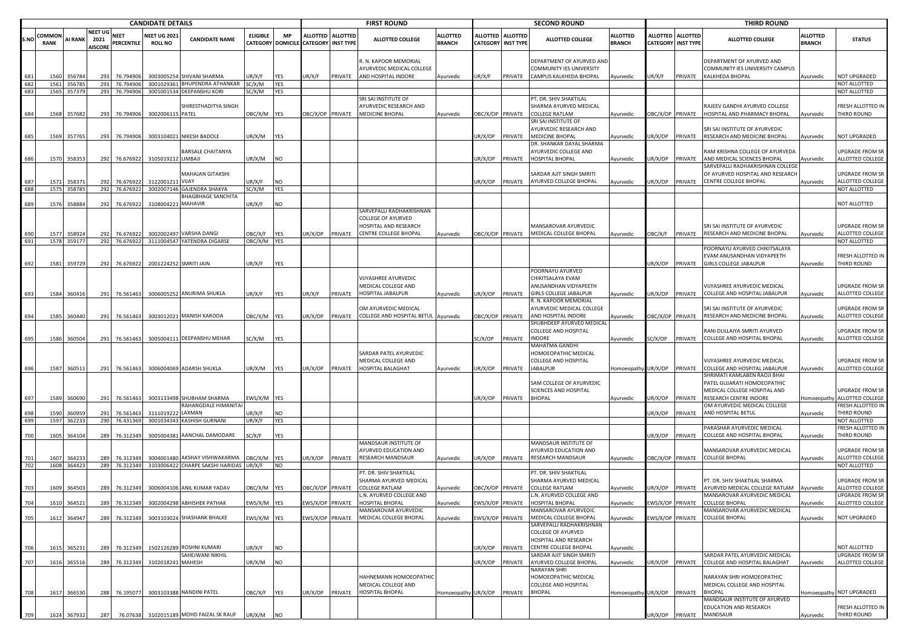| CANDIDATE DETAILS | | | | | | | | | FIRST ROUND | | | | | SECOND ROUND | | | | | THIRD ROUND | | | | | |
|---|---|---|---|---|---|---|---|---|---|---|---|---|---|---|---|---|---|---|---|---|---|---|---|---|
| S.NO | COMMON RANK | AI RANK | NEET UG 2021 AISCORE | NEET PERCENTILE | NEET UG 2021 ROLL NO | CANDIDATE NAME | ELIGIBLE CATEGORY | MP DOMICILE | ALLOTTED CATEGORY | ALLOTTED INST TYPE | ALLOTTED COLLEGE | ALLOTTED BRANCH | ALLOTTED CATEGORY | ALLOTTED INST TYPE | ALLOTTED COLLEGE | ALLOTTED BRANCH | ALLOTTED CATEGORY | ALLOTTED INST TYPE | ALLOTTED COLLEGE | ALLOTTED BRANCH | STATUS |
| 681 | 1560 | 356784 | 293 | 76.794906 | 3003005254 | SHIVANI SHARMA | UR/X/F | YES | UR/X/F | PRIVATE | R. N. KAPOOR MEMORIAL AYURVEDIC MEDICAL COLLEGE AND HOSPITAL INDORE | Ayurvedic | UR/X/F | PRIVATE | DEPARTMENT OF AYURVED AND COMMUNITY IES UNIVERSITY CAMPUS KALKHEDA BHOPAL | Ayurvedic | UR/X/F | PRIVATE | DEPARTMENT OF AYURVED AND COMMUNITY IES UNIVERSITY CAMPUS KALKHEDA BHOPAL | Ayurvedic | NOT UPGRADED |
| 682 | 1561 | 356785 | 293 | 76.794906 | 3001029361 | BHUPENDRA ATHANKAR | SC/X/M | YES | | | | | | | | | | | | | NOT ALLOTTED |
| 683 | 1565 | 357379 | 293 | 76.794906 | 3001001534 | DEEPANSHU KORI | SC/X/M | YES | | | | | | | | | | | | | NOT ALLOTTED |
| 684 | 1568 | 357682 | 293 | 76.794906 | 3002006115 | SHIRESTHADITYA SINGH PATEL | OBC/X/M | YES | OBC/X/OP | PRIVATE | SRI SAI INSTITUTE OF AYURVEDIC RESEARCH AND MEDICINE BHOPAL | Ayurvedic | OBC/X/OP | PRIVATE | PT. DR. SHIV SHAKTILAL SHARMA AYURVED MEDICAL COLLEGE RATLAM | Ayurvedic | OBC/X/OP | PRIVATE | RAJEEV GANDHI AYURVED COLLEGE HOSPITAL AND PHARMACY BHOPAL | Ayurvedic | FRESH ALLOTTED IN THIRD ROUND |
| 685 | 1569 | 357765 | 293 | 76.794906 | 3003104021 | NIKESH BADOLE | UR/X/M | YES | | | | | UR/X/OP | PRIVATE | SRI SAI INSTITUTE OF AYURVEDIC RESEARCH AND MEDICINE BHOPAL | Ayurvedic | UR/X/OP | PRIVATE | SRI SAI INSTITUTE OF AYURVEDIC RESEARCH AND MEDICINE BHOPAL | Ayurvedic | NOT UPGRADED |
| 686 | 1570 | 358353 | 292 | 76.676922 | 3105019212 | BARSALE CHAITANYA LIMBAJI | UR/X/M | NO | | | | | UR/X/OP | PRIVATE | DR. SHANKAR DAYAL SHARMA AYURVEDIC COLLEGE AND HOSPITAL BHOPAL | Ayurvedic | UR/X/OP | PRIVATE | RAM KRISHNA COLLEGE OF AYURVEDA AND MEDICAL SCIENCES BHOPAL | Ayurvedic | UPGRADE FROM SR ALLOTTED COLLEGE |
| 687 | 1571 | 358371 | 292 | 76.676922 | 3122001211 | MAHAJAN GITAKSHI VIJAY | UR/X/F | NO | | | | | UR/X/OP | PRIVATE | SARDAR AJIT SINGH SMRITI AYURVED COLLEGE BHOPAL | Ayurvedic | UR/X/OP | PRIVATE | SARVEPALLI RADHAKRISHNAN COLLEGE OF AYURVED HOSPITAL AND RESEARCH CENTRE COLLEGE BHOPAL | Ayurvedic | UPGRADE FROM SR ALLOTTED COLLEGE |
| 688 | 1575 | 358785 | 292 | 76.676922 | 3002007146 | GAJENDRA SHAKYA | SC/X/M | YES | | | | | | | | | | | | | NOT ALLOTTED |
| 689 | 1576 | 358884 | 292 | 76.676922 | 3108004221 | BHAGBHAGE SANCHITA MAHAVIR | UR/X/F | NO | | | | | | | | | | | | | NOT ALLOTTED |
| 690 | 1577 | 358924 | 292 | 76.676922 | 3002002497 | VARSHA DANGI | OBC/X/F | YES | UR/X/OP | PRIVATE | SARVEPALLI RADHAKRISHNAN COLLEGE OF AYURVED HOSPITAL AND RESEARCH CENTRE COLLEGE BHOPAL | Ayurvedic | OBC/X/OP | PRIVATE | MANSAROVAR AYURVEDIC MEDICAL COLLEGE BHOPAL | Ayurvedic | OBC/X/F | PRIVATE | SRI SAI INSTITUTE OF AYURVEDIC RESEARCH AND MEDICINE BHOPAL | Ayurvedic | UPGRADE FROM SR ALLOTTED COLLEGE |
| 691 | 1578 | 359177 | 292 | 76.676922 | 3111004547 | YATENDRA DIGARSE | OBC/X/M | YES | | | | | | | | | | | | | NOT ALLOTTED |
| 692 | 1581 | 359729 | 292 | 76.676922 | 2001224252 | SMRITI JAIN | UR/X/F | YES | | | | | | | | | UR/X/OP | PRIVATE | POORNAYU AYURVED CHIKITSALAYA EVAM ANUSANDHAN VIDYAPEETH GIRLS COLLEGE JABALPUR | Ayurvedic | FRESH ALLOTTED IN THIRD ROUND |
| 693 | 1584 | 360416 | 291 | 76.561463 | 3006005252 | ANURIMA SHUKLA | UR/X/F | YES | UR/X/F | PRIVATE | VIJYASHREE AYURVEDIC MEDICAL COLLEGE AND HOSPITAL JABALPUR | Ayurvedic | UR/X/OP | PRIVATE | POORNAYU AYURVED CHIKITSALAYA EVAM ANUSANDHAN VIDYAPEETH GIRLS COLLEGE JABALPUR | Ayurvedic | UR/X/OP | PRIVATE | VIJYASHREE AYURVEDIC MEDICAL COLLEGE AND HOSPITAL JABALPUR | Ayurvedic | UPGRADE FROM SR ALLOTTED COLLEGE |
| 694 | 1585 | 360440 | 291 | 76.561463 | 3003012021 | MANISH KARODA | OBC/X/M | YES | UR/X/OP | PRIVATE | OM AYURVEDIC MEDICAL COLLEGE AND HOSPITAL BETUL | Ayurvedic | OBC/X/OP | PRIVATE | R. N. KAPOOR MEMORIAL AYURVEDIC MEDICAL COLLEGE AND HOSPITAL INDORE | Ayurvedic | OBC/X/OP | PRIVATE | SRI SAI INSTITUTE OF AYURVEDIC RESEARCH AND MEDICINE BHOPAL | Ayurvedic | UPGRADE FROM SR ALLOTTED COLLEGE |
| 695 | 1586 | 360504 | 291 | 76.561463 | 3005004111 | DEEPANSHU MEHAR | SC/X/M | YES | | | | | SC/X/OP | PRIVATE | SHUBHDEEP AYURVED MEDICAL COLLEGE AND HOSPITAL INDORE | Ayurvedic | SC/X/OP | PRIVATE | RANI DULLAIYA SMRITI AYURVED COLLEGE AND HOSPITAL BHOPAL | Ayurvedic | UPGRADE FROM SR ALLOTTED COLLEGE |
| 696 | 1587 | 360511 | 291 | 76.561463 | 3006004069 | ADARSH SHUKLA | UR/X/M | YES | UR/X/OP | PRIVATE | SARDAR PATEL AYURVEDIC MEDICAL COLLEGE AND HOSPITAL BALAGHAT | Ayurvedic | UR/X/OP | PRIVATE | MAHATMA GANDHI HOMOEOPATHIC MEDICAL COLLEGE AND HOSPITAL JABALPUR | Homoeopathy | UR/X/OP | PRIVATE | VIJYASHREE AYURVEDIC MEDICAL COLLEGE AND HOSPITAL JABALPUR | Ayurvedic | UPGRADE FROM SR ALLOTTED COLLEGE |
| 697 | 1589 | 360690 | 291 | 76.561463 | 3003133498 | SHUBHAM SHARMA | EWS/X/M | YES | | | | | UR/X/OP | PRIVATE | SAM COLLEGE OF AYURVEDIC SCIENCES AND HOSPITAL BHOPAL | Ayurvedic | UR/X/OP | PRIVATE | SHRIMATI KAMLABEN RAOJI BHAI PATEL GUJARATI HOMOEOPATHIC MEDICAL COLLEGE HOSPITAL AND RESEARCH CENTRE INDORE | Homoeopathy | UPGRADE FROM SR ALLOTTED COLLEGE |
| 698 | 1590 | 360959 | 291 | 76.561463 | 3111019222 | RAHANGDALE HIMANITAI LAXMAN | UR/X/F | NO | | | | | | | | | UR/X/OP | PRIVATE | OM AYURVEDIC MEDICAL COLLEGE AND HOSPITAL BETUL | Ayurvedic | FRESH ALLOTTED IN THIRD ROUND |
| 699 | 1597 | 362233 | 290 | 76.431369 | 3001034343 | KASHISH GURNANI | UR/X/F | YES | | | | | | | | | | | | | NOT ALLOTTED |
| 700 | 1605 | 364104 | 289 | 76.312349 | 3005004381 | AANCHAL DAMODARE | SC/X/F | YES | | | | | | | | | UR/X/OP | PRIVATE | PARASHAR AYURVEDIC MEDICAL COLLEGE AND HOSPITAL BHOPAL | Ayurvedic | FRESH ALLOTTED IN THIRD ROUND |
| 701 | 1607 | 364233 | 289 | 76.312349 | 3004001480 | AKSHAY VISHWAKARMA | OBC/X/M | YES | UR/X/OP | PRIVATE | MANDSAUR INSTITUTE OF AYURVED EDUCATION AND RESEARCH MANDSAUR | Ayurvedic | UR/X/OP | PRIVATE | MANDSAUR INSTITUTE OF AYURVED EDUCATION AND RESEARCH MANDSAUR | Ayurvedic | OBC/X/OP | PRIVATE | MANSAROVAR AYURVEDIC MEDICAL COLLEGE BHOPAL | Ayurvedic | UPGRADE FROM SR ALLOTTED COLLEGE |
| 702 | 1608 | 364423 | 289 | 76.312349 | 3103006422 | CHARPE SAKSHI HARIDAS | UR/X/F | NO | | | | | | | | | | | | | NOT ALLOTTED |
| 703 | 1609 | 364503 | 289 | 76.312349 | 3006004106 | ANIL KUMAR YADAV | OBC/X/M | YES | OBC/X/OP | PRIVATE | PT. DR. SHIV SHAKTILAL SHARMA AYURVED MEDICAL COLLEGE RATLAM | Ayurvedic | OBC/X/OP | PRIVATE | PT. DR. SHIV SHAKTILAL SHARMA AYURVED MEDICAL COLLEGE RATLAM | Ayurvedic | UR/X/OP | PRIVATE | PT. DR. SHIV SHAKTILAL SHARMA AYURVED MEDICAL COLLEGE RATLAM | Ayurvedic | UPGRADE FROM SR ALLOTTED COLLEGE |
| 704 | 1610 | 364521 | 289 | 76.312349 | 3002004298 | ABHISHEK PATHAK | EWS/X/M | YES | EWS/X/OP | PRIVATE | L.N. AYURVED COLLEGE AND HOSPITAL BHOPAL | Ayurvedic | EWS/X/OP | PRIVATE | L.N. AYURVED COLLEGE AND HOSPITAL BHOPAL | Ayurvedic | EWS/X/OP | PRIVATE | MANSAROVAR AYURVEDIC MEDICAL COLLEGE BHOPAL | Ayurvedic | UPGRADE FROM SR ALLOTTED COLLEGE |
| 705 | 1612 | 364947 | 289 | 76.312349 | 3003103024 | SHASHANK BHALKE | EWS/X/M | YES | EWS/X/OP | PRIVATE | MANSAROVAR AYURVEDIC MEDICAL COLLEGE BHOPAL | Ayurvedic | EWS/X/OP | PRIVATE | MANSAROVAR AYURVEDIC MEDICAL COLLEGE BHOPAL | Ayurvedic | EWS/X/OP | PRIVATE | MANSAROVAR AYURVEDIC MEDICAL COLLEGE BHOPAL | Ayurvedic | NOT UPGRADED |
| 706 | 1615 | 365231 | 289 | 76.312349 | 1502126289 | ROSHNI KUMARI | UR/X/F | NO | | | | | UR/X/OP | PRIVATE | SARVEPALLI RADHAKRISHNAN COLLEGE OF AYURVED HOSPITAL AND RESEARCH CENTRE COLLEGE BHOPAL | Ayurvedic | | | | | NOT ALLOTTED |
| 707 | 1616 | 365516 | 289 | 76.312349 | 3102018241 | SAHEJWANI NIKHIL MAHESH | UR/X/M | NO | | | | | UR/X/OP | PRIVATE | SARDAR AJIT SINGH SMRITI AYURVED COLLEGE BHOPAL | Ayurvedic | UR/X/OP | PRIVATE | SARDAR PATEL AYURVEDIC MEDICAL COLLEGE AND HOSPITAL BALAGHAT | Ayurvedic | UPGRADE FROM SR ALLOTTED COLLEGE |
| 708 | 1617 | 366530 | 288 | 76.195077 | 3003133388 | NANDINI PATEL | OBC/X/F | YES | UR/X/OP | PRIVATE | HAHNEMANN HOMOEOPATHIC MEDICAL COLLEGE AND HOSPITAL BHOPAL | Homoeopathy | UR/X/OP | PRIVATE | NARAYAN SHRI HOMOEOPATHIC MEDICAL COLLEGE AND HOSPITAL BHOPAL | Homoeopathy | UR/X/OP | PRIVATE | NARAYAN SHRI HOMOEOPATHIC MEDICAL COLLEGE AND HOSPITAL BHOPAL | Homoeopathy | NOT UPGRADED |
| 709 | 1624 | 367932 | 287 | 76.07638 | 3102015189 | MOHD FAIZAL SK RAUF | UR/X/M | NO | | | | | | | | | UR/X/OP | PRIVATE | MANDSAUR INSTITUTE OF AYURVED EDUCATION AND RESEARCH MANDSAUR | Ayurvedic | FRESH ALLOTTED IN THIRD ROUND |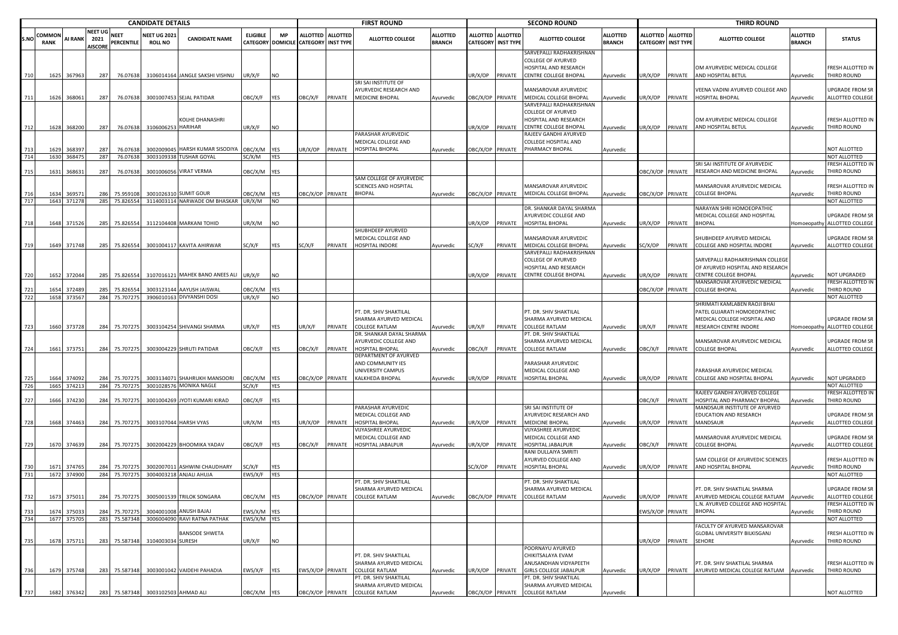| CANDIDATE DETAILS | | | | | | | | | FIRST ROUND | | | | | SECOND ROUND | | | | | THIRD ROUND | | | | |
|---|---|---|---|---|---|---|---|---|---|---|---|---|---|---|---|---|---|---|---|---|---|---|---|
| S.NO | COMMON RANK | AI RANK | NEET UG 2021 AISCORE | NEET PERCENTILE | NEET UG 2021 ROLL NO | CANDIDATE NAME | ELIGIBLE CATEGORY | MP DOMICILE | ALLOTTED CATEGORY | ALLOTTED INST TYPE | ALLOTTED COLLEGE | ALLOTTED BRANCH | ALLOTTED CATEGORY | ALLOTTED INST TYPE | ALLOTTED COLLEGE | ALLOTTED BRANCH | ALLOTTED CATEGORY | ALLOTTED INST TYPE | ALLOTTED COLLEGE | ALLOTTED BRANCH | STATUS |
| 710 | 1625 | 367963 | 287 | 76.07638 | 3106014164 | JANGLE SAKSHI VISHNU | UR/X/F | NO | | | | | UR/X/OP | PRIVATE | SARVEPALLI RADHAKRISHNAN COLLEGE OF AYURVED HOSPITAL AND RESEARCH CENTRE COLLEGE BHOPAL | Ayurvedic | UR/X/OP | PRIVATE | OM AYURVEDIC MEDICAL COLLEGE AND HOSPITAL BETUL | Ayurvedic | FRESH ALLOTTED IN THIRD ROUND |
| 711 | 1626 | 368061 | 287 | 76.07638 | 3001007453 | SEJAL PATIDAR | OBC/X/F | YES | OBC/X/F | PRIVATE | SRI SAI INSTITUTE OF AYURVEDIC RESEARCH AND MEDICINE BHOPAL | Ayurvedic | OBC/X/OP | PRIVATE | MANSAROVAR AYURVEDIC MEDICAL COLLEGE BHOPAL | Ayurvedic | UR/X/OP | PRIVATE | VEENA VADINI AYURVED COLLEGE AND HOSPITAL BHOPAL | Ayurvedic | UPGRADE FROM SR ALLOTTED COLLEGE |
| 712 | 1628 | 368200 | 287 | 76.07638 | 3106065253 | KOLHE DHANASHRI HARIHAR | UR/X/F | NO | | | | | UR/X/OP | PRIVATE | SARVEPALLI RADHAKRISHNAN COLLEGE OF AYURVED HOSPITAL AND RESEARCH CENTRE COLLEGE BHOPAL | Ayurvedic | UR/X/OP | PRIVATE | OM AYURVEDIC MEDICAL COLLEGE AND HOSPITAL BETUL | Ayurvedic | FRESH ALLOTTED IN THIRD ROUND |
| 713 | 1629 | 368397 | 287 | 76.07638 | 3002009045 | HARSH KUMAR SISODIYA | OBC/X/M | YES | UR/X/OP | PRIVATE | PARASHAR AYURVEDIC MEDICAL COLLEGE AND HOSPITAL BHOPAL | Ayurvedic | OBC/X/OP | PRIVATE | RAJEEV GANDHI AYURVED COLLEGE HOSPITAL AND PHARMACY BHOPAL | Ayurvedic | | | | | NOT ALLOTTED |
| 714 | 1630 | 368475 | 287 | 76.07638 | 3003109338 | TUSHAR GOYAL | SC/X/M | YES | | | | | | | | | | | | | NOT ALLOTTED |
| 715 | 1631 | 368631 | 287 | 76.07638 | 3001006056 | VIRAT VERMA | OBC/X/M | YES | | | | | | | | | OBC/X/OP | PRIVATE | SRI SAI INSTITUTE OF AYURVEDIC RESEARCH AND MEDICINE BHOPAL | Ayurvedic | FRESH ALLOTTED IN THIRD ROUND |
| 716 | 1634 | 369571 | 286 | 75.959108 | 3001026310 | SUMIT GOUR | OBC/X/M | YES | OBC/X/OP | PRIVATE | SAM COLLEGE OF AYURVEDIC SCIENCES AND HOSPITAL BHOPAL | Ayurvedic | OBC/X/OP | PRIVATE | MANSAROVAR AYURVEDIC MEDICAL COLLEGE BHOPAL | Ayurvedic | OBC/X/OP | PRIVATE | MANSAROVAR AYURVEDIC MEDICAL COLLEGE BHOPAL | Ayurvedic | FRESH ALLOTTED IN THIRD ROUND |
| 717 | 1643 | 371278 | 285 | 75.826554 | 3114003114 | NARWADE OM BHASKAR | UR/X/M | NO | | | | | | | | | | | | | NOT ALLOTTED |
| 718 | 1648 | 371526 | 285 | 75.826554 | 3112104408 | MARKANI TOHID | UR/X/M | NO | | | | | UR/X/OP | PRIVATE | DR. SHANKAR DAYAL SHARMA AYURVEDIC COLLEGE AND HOSPITAL BHOPAL | Ayurvedic | UR/X/OP | PRIVATE | NARAYAN SHRI HOMOEOPATHIC MEDICAL COLLEGE AND HOSPITAL BHOPAL | Homoeopathy | UPGRADE FROM SR ALLOTTED COLLEGE |
| 719 | 1649 | 371748 | 285 | 75.826554 | 3001004117 | KAVITA AHIRWAR | SC/X/F | YES | SC/X/F | PRIVATE | SHUBHDEEP AYURVED MEDICAL COLLEGE AND HOSPITAL INDORE | Ayurvedic | SC/X/F | PRIVATE | MANSAROVAR AYURVEDIC MEDICAL COLLEGE BHOPAL | Ayurvedic | SC/X/OP | PRIVATE | SHUBHDEEP AYURVED MEDICAL COLLEGE AND HOSPITAL INDORE | Ayurvedic | UPGRADE FROM SR ALLOTTED COLLEGE |
| 720 | 1652 | 372044 | 285 | 75.826554 | 3107016121 | MAHEK BANO ANEES ALI | UR/X/F | NO | | | | | UR/X/OP | PRIVATE | SARVEPALLI RADHAKRISHNAN COLLEGE OF AYURVED HOSPITAL AND RESEARCH CENTRE COLLEGE BHOPAL | Ayurvedic | UR/X/OP | PRIVATE | SARVEPALLI RADHAKRISHNAN COLLEGE OF AYURVED HOSPITAL AND RESEARCH CENTRE COLLEGE BHOPAL | Ayurvedic | NOT UPGRADED |
| 721 | 1654 | 372489 | 285 | 75.826554 | 3003123144 | AAYUSH JAISWAL | OBC/X/M | YES | | | | | | | | | OBC/X/OP | PRIVATE | MANSAROVAR AYURVEDIC MEDICAL COLLEGE BHOPAL | Ayurvedic | FRESH ALLOTTED IN THIRD ROUND |
| 722 | 1658 | 373567 | 284 | 75.707275 | 3906010163 | DIVYANSHI DOSI | UR/X/F | NO | | | | | | | | | | | | | NOT ALLOTTED |
| 723 | 1660 | 373728 | 284 | 75.707275 | 3003104254 | SHIVANGI SHARMA | UR/X/F | YES | UR/X/F | PRIVATE | PT. DR. SHIV SHAKTILAL SHARMA AYURVED MEDICAL COLLEGE RATLAM | Ayurvedic | UR/X/F | PRIVATE | PT. DR. SHIV SHAKTILAL SHARMA AYURVED MEDICAL COLLEGE RATLAM | Ayurvedic | UR/X/F | PRIVATE | SHRIMATI KAMLABEN RAOJI BHAI PATEL GUJARATI HOMOEOPATHIC MEDICAL COLLEGE HOSPITAL AND RESEARCH CENTRE INDORE | Homoeopathy | UPGRADE FROM SR ALLOTTED COLLEGE |
| 724 | 1661 | 373751 | 284 | 75.707275 | 3003004229 | SHRUTI PATIDAR | OBC/X/F | YES | OBC/X/F | PRIVATE | DR. SHANKAR DAYAL SHARMA AYURVEDIC COLLEGE AND HOSPITAL BHOPAL | Ayurvedic | OBC/X/F | PRIVATE | PT. DR. SHIV SHAKTILAL SHARMA AYURVED MEDICAL COLLEGE RATLAM | Ayurvedic | OBC/X/F | PRIVATE | MANSAROVAR AYURVEDIC MEDICAL COLLEGE BHOPAL | Ayurvedic | UPGRADE FROM SR ALLOTTED COLLEGE |
| 725 | 1664 | 374092 | 284 | 75.707275 | 3003134071 | SHAHRUKH MANSOORI | OBC/X/M | YES | OBC/X/OP | PRIVATE | DEPARTMENT OF AYURVED AND COMMUNITY IES UNIVERSITY CAMPUS KALKHEDA BHOPAL | Ayurvedic | UR/X/OP | PRIVATE | PARASHAR AYURVEDIC MEDICAL COLLEGE AND HOSPITAL BHOPAL | Ayurvedic | UR/X/OP | PRIVATE | PARASHAR AYURVEDIC MEDICAL COLLEGE AND HOSPITAL BHOPAL | Ayurvedic | NOT UPGRADED |
| 726 | 1665 | 374213 | 284 | 75.707275 | 3001028576 | MONIKA NAGLE | SC/X/F | YES | | | | | | | | | | | | | NOT ALLOTTED |
| 727 | 1666 | 374230 | 284 | 75.707275 | 3001004269 | JYOTI KUMARI KIRAD | OBC/X/F | YES | | | | | | | | | OBC/X/F | PRIVATE | RAJEEV GANDHI AYURVED COLLEGE HOSPITAL AND PHARMACY BHOPAL | Ayurvedic | FRESH ALLOTTED IN THIRD ROUND |
| 728 | 1668 | 374463 | 284 | 75.707275 | 3003107044 | HARSH VYAS | UR/X/M | YES | UR/X/OP | PRIVATE | PARASHAR AYURVEDIC MEDICAL COLLEGE AND HOSPITAL BHOPAL | Ayurvedic | UR/X/OP | PRIVATE | SRI SAI INSTITUTE OF AYURVEDIC RESEARCH AND MEDICINE BHOPAL | Ayurvedic | UR/X/OP | PRIVATE | MANDSAUR INSTITUTE OF AYURVED EDUCATION AND RESEARCH MANDSAUR | Ayurvedic | UPGRADE FROM SR ALLOTTED COLLEGE |
| 729 | 1670 | 374639 | 284 | 75.707275 | 3002004229 | BHOOMIKA YADAV | OBC/X/F | YES | OBC/X/F | PRIVATE | VIJYASHREE AYURVEDIC MEDICAL COLLEGE AND HOSPITAL JABALPUR | Ayurvedic | UR/X/OP | PRIVATE | VIJYASHREE AYURVEDIC MEDICAL COLLEGE AND HOSPITAL JABALPUR | Ayurvedic | OBC/X/F | PRIVATE | MANSAROVAR AYURVEDIC MEDICAL COLLEGE BHOPAL | Ayurvedic | UPGRADE FROM SR ALLOTTED COLLEGE |
| 730 | 1671 | 374765 | 284 | 75.707275 | 3002007011 | ASHWINI CHAUDHARY | SC/X/F | YES | | | | | SC/X/OP | PRIVATE | RANI DULLAIYA SMRITI AYURVED COLLEGE AND HOSPITAL BHOPAL | Ayurvedic | UR/X/OP | PRIVATE | SAM COLLEGE OF AYURVEDIC SCIENCES AND HOSPITAL BHOPAL | Ayurvedic | FRESH ALLOTTED IN THIRD ROUND |
| 731 | 1672 | 374900 | 284 | 75.707275 | 3004003218 | ANJALI AHUJA | EWS/X/F | YES | | | | | | | | | | | | | NOT ALLOTTED |
| 732 | 1673 | 375011 | 284 | 75.707275 | 3005001539 | TRILOK SONGARA | OBC/X/M | YES | OBC/X/OP | PRIVATE | PT. DR. SHIV SHAKTILAL SHARMA AYURVED MEDICAL COLLEGE RATLAM | Ayurvedic | OBC/X/OP | PRIVATE | PT. DR. SHIV SHAKTILAL SHARMA AYURVED MEDICAL COLLEGE RATLAM | Ayurvedic | UR/X/OP | PRIVATE | PT. DR. SHIV SHAKTILAL SHARMA AYURVED MEDICAL COLLEGE RATLAM | Ayurvedic | UPGRADE FROM SR ALLOTTED COLLEGE |
| 733 | 1674 | 375033 | 284 | 75.707275 | 3004001008 | ANUSH BAJAJ | EWS/X/M | YES | | | | | | | | | EWS/X/OP | PRIVATE | L.N. AYURVED COLLEGE AND HOSPITAL BHOPAL | Ayurvedic | FRESH ALLOTTED IN THIRD ROUND |
| 734 | 1677 | 375705 | 283 | 75.587348 | 3006004090 | RAVI RATNA PATHAK | EWS/X/M | YES | | | | | | | | | | | | | NOT ALLOTTED |
| 735 | 1678 | 375711 | 283 | 75.587348 | 3104003034 | BANSODE SHWETA SURESH | UR/X/F | NO | | | | | | | | | UR/X/OP | PRIVATE | FACULTY OF AYURVED MANSAROVAR GLOBAL UNIVERSITY BILKISGANJ SEHORE | Ayurvedic | FRESH ALLOTTED IN THIRD ROUND |
| 736 | 1679 | 375748 | 283 | 75.587348 | 3003001042 | VAIDEHI PAHADIA | EWS/X/F | YES | EWS/X/OP | PRIVATE | PT. DR. SHIV SHAKTILAL SHARMA AYURVED MEDICAL COLLEGE RATLAM | Ayurvedic | UR/X/OP | PRIVATE | POORNAYU AYURVED CHIKITSALAYA EVAM ANUSANDHAN VIDYAPEETH GIRLS COLLEGE JABALPUR | Ayurvedic | UR/X/OP | PRIVATE | PT. DR. SHIV SHAKTILAL SHARMA AYURVED MEDICAL COLLEGE RATLAM | Ayurvedic | FRESH ALLOTTED IN THIRD ROUND |
| 737 | 1682 | 376342 | 283 | 75.587348 | 3003102503 | AHMAD ALI | OBC/X/M | YES | OBC/X/OP | PRIVATE | PT. DR. SHIV SHAKTILAL SHARMA AYURVED MEDICAL COLLEGE RATLAM | Ayurvedic | OBC/X/OP | PRIVATE | PT. DR. SHIV SHAKTILAL SHARMA AYURVED MEDICAL COLLEGE RATLAM | Ayurvedic | | | | | NOT ALLOTTED |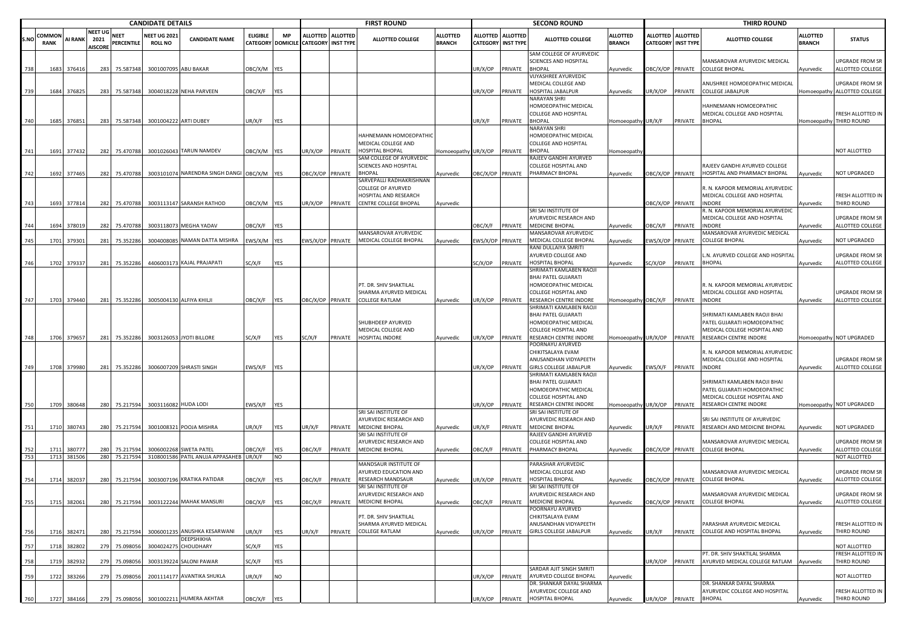| CANDIDATE DETAILS | | | | | | | | | FIRST ROUND | | | | | SECOND ROUND | | | | | THIRD ROUND | | | | | |
|---|---|---|---|---|---|---|---|---|---|---|---|---|---|---|---|---|---|---|---|---|---|---|---|---|
| S.NO | COMMON RANK | AI RANK | NEET UG 2021 AISCORE | NEET PERCENTILE | NEET UG 2021 ROLL NO | CANDIDATE NAME | ELIGIBLE CATEGORY | MP DOMICILE | ALLOTTED CATEGORY | ALLOTTED INST TYPE | ALLOTTED COLLEGE | ALLOTTED BRANCH | ALLOTTED CATEGORY | ALLOTTED INST TYPE | ALLOTTED COLLEGE | ALLOTTED BRANCH | ALLOTTED CATEGORY | ALLOTTED INST TYPE | ALLOTTED COLLEGE | ALLOTTED BRANCH | STATUS |
| 738 | 1683 | 376416 | 283 | 75.587348 | 3001007095 | ABU BAKAR | OBC/X/M | YES | | | | | UR/X/OP | PRIVATE | SAM COLLEGE OF AYURVEDIC SCIENCES AND HOSPITAL BHOPAL | Ayurvedic | OBC/X/OP | PRIVATE | MANSAROVAR AYURVEDIC MEDICAL COLLEGE BHOPAL | Ayurvedic | UPGRADE FROM SR ALLOTTED COLLEGE |
| 739 | 1684 | 376825 | 283 | 75.587348 | 3004018228 | NEHA PARVEEN | OBC/X/F | YES | | | | | UR/X/OP | PRIVATE | VIJYASHREE AYURVEDIC MEDICAL COLLEGE AND HOSPITAL JABALPUR | Ayurvedic | UR/X/OP | PRIVATE | ANUSHREE HOMOEOPATHIC MEDICAL COLLEGE JABALPUR | Homoeopathy | UPGRADE FROM SR ALLOTTED COLLEGE |
| 740 | 1685 | 376851 | 283 | 75.587348 | 3001004222 | ARTI DUBEY | UR/X/F | YES | | | | | UR/X/F | PRIVATE | NARAYAN SHRI HOMOEOPATHIC MEDICAL COLLEGE AND HOSPITAL BHOPAL | Homoeopathy | UR/X/F | PRIVATE | HAHNEMANN HOMOEOPATHIC MEDICAL COLLEGE AND HOSPITAL BHOPAL | Homoeopathy | FRESH ALLOTTED IN THIRD ROUND |
| 741 | 1691 | 377432 | 282 | 75.470788 | 3001026043 | TARUN NAMDEV | OBC/X/M | YES | UR/X/OP | PRIVATE | HAHNEMANN HOMOEOPATHIC MEDICAL COLLEGE AND HOSPITAL BHOPAL | Homoeopathy | UR/X/OP | PRIVATE | NARAYAN SHRI HOMOEOPATHIC MEDICAL COLLEGE AND HOSPITAL BHOPAL | Homoeopathy | | | | | NOT ALLOTTED |
| 742 | 1692 | 377465 | 282 | 75.470788 | 3003101074 | NARENDRA SINGH DANGI | OBC/X/M | YES | OBC/X/OP | PRIVATE | SAM COLLEGE OF AYURVEDIC SCIENCES AND HOSPITAL BHOPAL | Ayurvedic | OBC/X/OP | PRIVATE | RAJEEV GANDHI AYURVED COLLEGE HOSPITAL AND PHARMACY BHOPAL | Ayurvedic | OBC/X/OP | PRIVATE | RAJEEV GANDHI AYURVED COLLEGE HOSPITAL AND PHARMACY BHOPAL | Ayurvedic | NOT UPGRADED |
| 743 | 1693 | 377814 | 282 | 75.470788 | 3003113147 | SARANSH RATHOD | OBC/X/M | YES | UR/X/OP | PRIVATE | SARVEPALLI RADHAKRISHNAN COLLEGE OF AYURVED HOSPITAL AND RESEARCH CENTRE COLLEGE BHOPAL | Ayurvedic | | | | | OBC/X/OP | PRIVATE | R. N. KAPOOR MEMORIAL AYURVEDIC MEDICAL COLLEGE AND HOSPITAL INDORE | Ayurvedic | FRESH ALLOTTED IN THIRD ROUND |
| 744 | 1694 | 378019 | 282 | 75.470788 | 3003118073 | MEGHA YADAV | OBC/X/F | YES | | | | | OBC/X/F | PRIVATE | SRI SAI INSTITUTE OF AYURVEDIC RESEARCH AND MEDICINE BHOPAL | Ayurvedic | OBC/X/F | PRIVATE | R. N. KAPOOR MEMORIAL AYURVEDIC MEDICAL COLLEGE AND HOSPITAL INDORE | Ayurvedic | UPGRADE FROM SR ALLOTTED COLLEGE |
| 745 | 1701 | 379301 | 281 | 75.352286 | 3004008085 | NAMAN DATTA MISHRA | EWS/X/M | YES | EWS/X/OP | PRIVATE | MANSAROVAR AYURVEDIC MEDICAL COLLEGE BHOPAL | Ayurvedic | EWS/X/OP | PRIVATE | MANSAROVAR AYURVEDIC MEDICAL COLLEGE BHOPAL | Ayurvedic | EWS/X/OP | PRIVATE | MANSAROVAR AYURVEDIC MEDICAL COLLEGE BHOPAL | Ayurvedic | NOT UPGRADED |
| 746 | 1702 | 379337 | 281 | 75.352286 | 4406003173 | KAJAL PRAJAPATI | SC/X/F | YES | | | | | SC/X/OP | PRIVATE | RANI DULLAIYA SMRITI AYURVED COLLEGE AND HOSPITAL BHOPAL | Ayurvedic | SC/X/OP | PRIVATE | L.N. AYURVED COLLEGE AND HOSPITAL BHOPAL | Ayurvedic | UPGRADE FROM SR ALLOTTED COLLEGE |
| 747 | 1703 | 379440 | 281 | 75.352286 | 3005004130 | ALFIYA KHILJI | OBC/X/F | YES | OBC/X/OP | PRIVATE | PT. DR. SHIV SHAKTILAL SHARMA AYURVED MEDICAL COLLEGE RATLAM | Ayurvedic | UR/X/OP | PRIVATE | SHRIMATI KAMLABEN RAOJI BHAI PATEL GUJARATI HOMOEOPATHIC MEDICAL COLLEGE HOSPITAL AND RESEARCH CENTRE INDORE | Homoeopathy | OBC/X/F | PRIVATE | R. N. KAPOOR MEMORIAL AYURVEDIC MEDICAL COLLEGE AND HOSPITAL INDORE | Ayurvedic | UPGRADE FROM SR ALLOTTED COLLEGE |
| 748 | 1706 | 379657 | 281 | 75.352286 | 3003126053 | JYOTI BILLORE | SC/X/F | YES | SC/X/F | PRIVATE | SHUBHDEEP AYURVED MEDICAL COLLEGE AND HOSPITAL INDORE | Ayurvedic | UR/X/OP | PRIVATE | SHRIMATI KAMLABEN RAOJI BHAI PATEL GUJARATI HOMOEOPATHIC MEDICAL COLLEGE HOSPITAL AND RESEARCH CENTRE INDORE | Homoeopathy | UR/X/OP | PRIVATE | SHRIMATI KAMLABEN RAOJI BHAI PATEL GUJARATI HOMOEOPATHIC MEDICAL COLLEGE HOSPITAL AND RESEARCH CENTRE INDORE | Homoeopathy | NOT UPGRADED |
| 749 | 1708 | 379980 | 281 | 75.352286 | 3006007209 | SHRASTI SINGH | EWS/X/F | YES | | | | | UR/X/OP | PRIVATE | POORNAYU AYURVED CHIKITSALAYA EVAM ANUSANDHAN VIDYAPEETH GIRLS COLLEGE JABALPUR | Ayurvedic | EWS/X/F | PRIVATE | R. N. KAPOOR MEMORIAL AYURVEDIC MEDICAL COLLEGE AND HOSPITAL INDORE | Ayurvedic | UPGRADE FROM SR ALLOTTED COLLEGE |
| 750 | 1709 | 380648 | 280 | 75.217594 | 3003116082 | HUDA LODI | EWS/X/F | YES | | | | | UR/X/OP | PRIVATE | SHRIMATI KAMLABEN RAOJI BHAI PATEL GUJARATI HOMOEOPATHIC MEDICAL COLLEGE HOSPITAL AND RESEARCH CENTRE INDORE | Homoeopathy | UR/X/OP | PRIVATE | SHRIMATI KAMLABEN RAOJI BHAI PATEL GUJARATI HOMOEOPATHIC MEDICAL COLLEGE HOSPITAL AND RESEARCH CENTRE INDORE | Homoeopathy | NOT UPGRADED |
| 751 | 1710 | 380743 | 280 | 75.217594 | 3001008321 | POOJA MISHRA | UR/X/F | YES | UR/X/F | PRIVATE | SRI SAI INSTITUTE OF AYURVEDIC RESEARCH AND MEDICINE BHOPAL | Ayurvedic | UR/X/F | PRIVATE | SRI SAI INSTITUTE OF AYURVEDIC RESEARCH AND MEDICINE BHOPAL | Ayurvedic | UR/X/F | PRIVATE | SRI SAI INSTITUTE OF AYURVEDIC RESEARCH AND MEDICINE BHOPAL | Ayurvedic | NOT UPGRADED |
| 752 | 1711 | 380777 | 280 | 75.217594 | 3006002268 | SWETA PATEL | OBC/X/F | YES | OBC/X/F | PRIVATE | SRI SAI INSTITUTE OF AYURVEDIC RESEARCH AND MEDICINE BHOPAL | Ayurvedic | OBC/X/F | PRIVATE | RAJEEV GANDHI AYURVED COLLEGE HOSPITAL AND PHARMACY BHOPAL | Ayurvedic | OBC/X/OP | PRIVATE | MANSAROVAR AYURVEDIC MEDICAL COLLEGE BHOPAL | Ayurvedic | UPGRADE FROM SR ALLOTTED COLLEGE |
| 753 | 1713 | 381506 | 280 | 75.217594 | 3108001586 | PATIL ANUJA APPASAHEB | UR/X/F | NO | | | | | | | | | | | | | NOT ALLOTTED |
| 754 | 1714 | 382037 | 280 | 75.217594 | 3003007196 | KRATIKA PATIDAR | OBC/X/F | YES | OBC/X/F | PRIVATE | MANDSAUR INSTITUTE OF AYURVED EDUCATION AND RESEARCH MANDSAUR | Ayurvedic | UR/X/OP | PRIVATE | PARASHAR AYURVEDIC MEDICAL COLLEGE AND HOSPITAL BHOPAL | Ayurvedic | OBC/X/OP | PRIVATE | MANSAROVAR AYURVEDIC MEDICAL COLLEGE BHOPAL | Ayurvedic | UPGRADE FROM SR ALLOTTED COLLEGE |
| 755 | 1715 | 382061 | 280 | 75.217594 | 3003122244 | MAHAK MANSURI | OBC/X/F | YES | OBC/X/F | PRIVATE | SRI SAI INSTITUTE OF AYURVEDIC RESEARCH AND MEDICINE BHOPAL | Ayurvedic | OBC/X/F | PRIVATE | SRI SAI INSTITUTE OF AYURVEDIC RESEARCH AND MEDICINE BHOPAL | Ayurvedic | OBC/X/OP | PRIVATE | MANSAROVAR AYURVEDIC MEDICAL COLLEGE BHOPAL | Ayurvedic | UPGRADE FROM SR ALLOTTED COLLEGE |
| 756 | 1716 | 382471 | 280 | 75.217594 | 3006001235 | ANUSHKA KESARWANI | UR/X/F | YES | UR/X/F | PRIVATE | PT. DR. SHIV SHAKTILAL SHARMA AYURVED MEDICAL COLLEGE RATLAM | Ayurvedic | UR/X/OP | PRIVATE | POORNAYU AYURVED CHIKITSALAYA EVAM ANUSANDHAN VIDYAPEETH GIRLS COLLEGE JABALPUR | Ayurvedic | UR/X/F | PRIVATE | PARASHAR AYURVEDIC MEDICAL COLLEGE AND HOSPITAL BHOPAL | Ayurvedic | FRESH ALLOTTED IN THIRD ROUND |
| 757 | 1718 | 382802 | 279 | 75.098056 | 3004024275 | DEEPSHIKHA CHOUDHARY | SC/X/F | YES | | | | | | | | | | | | | NOT ALLOTTED |
| 758 | 1719 | 382932 | 279 | 75.098056 | 3003139224 | SALONI PAWAR | SC/X/F | YES | | | | | | | | | UR/X/OP | PRIVATE | PT. DR. SHIV SHAKTILAL SHARMA AYURVED MEDICAL COLLEGE RATLAM | Ayurvedic | FRESH ALLOTTED IN THIRD ROUND |
| 759 | 1722 | 383266 | 279 | 75.098056 | 2001114177 | AVANTIKA SHUKLA | UR/X/F | NO | | | | | UR/X/OP | PRIVATE | SARDAR AJIT SINGH SMRITI AYURVED COLLEGE BHOPAL | Ayurvedic | | | | | NOT ALLOTTED |
| 760 | 1727 | 384166 | 279 | 75.098056 | 3001002211 | HUMERA AKHTAR | OBC/X/F | YES | | | | | UR/X/OP | PRIVATE | DR. SHANKAR DAYAL SHARMA AYURVEDIC COLLEGE AND HOSPITAL BHOPAL | Ayurvedic | UR/X/OP | PRIVATE | DR. SHANKAR DAYAL SHARMA AYURVEDIC COLLEGE AND HOSPITAL BHOPAL | Ayurvedic | FRESH ALLOTTED IN THIRD ROUND |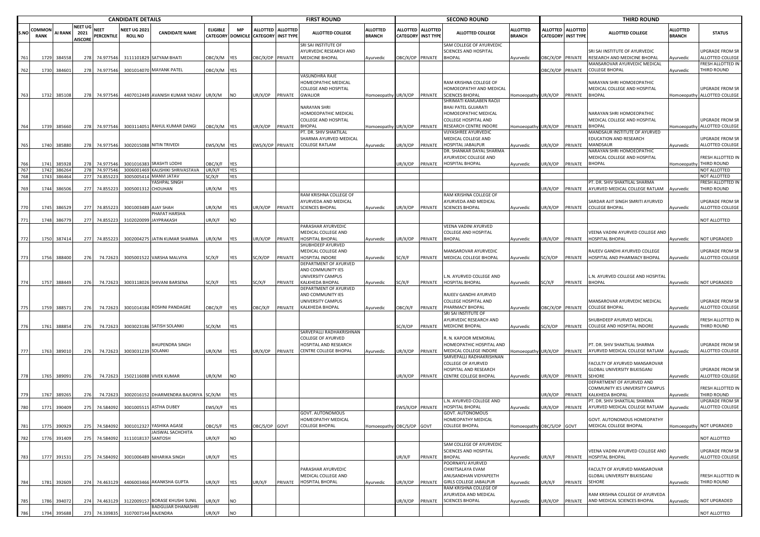| | CANDIDATE DETAILS | | | | | | | | | FIRST ROUND | | | | SECOND ROUND | | | | THIRD ROUND | | | | |
|---|---|---|---|---|---|---|---|---|---|---|---|---|---|---|---|---|---|---|---|---|---|---|
| S.NO | COMMON RANK | AI RANK | NEET UG 2021 AISCORE | NEET PERCENTILE | NEET UG 2021 ROLL NO | CANDIDATE NAME | ELIGIBLE CATEGORY | MP DOMICILE | ALLOTTED CATEGORY | ALLOTTED INST TYPE | ALLOTTED COLLEGE | ALLOTTED BRANCH | ALLOTTED CATEGORY | ALLOTTED INST TYPE | ALLOTTED COLLEGE | ALLOTTED BRANCH | ALLOTTED CATEGORY | ALLOTTED INST TYPE | ALLOTTED COLLEGE | ALLOTTED BRANCH | STATUS |
| 761 | 1729 | 384558 | 278 | 74.977546 | 3111101829 | SATYAM BHATI | OBC/X/M | YES | OBC/X/OP | PRIVATE | SRI SAI INSTITUTE OF AYURVEDIC RESEARCH AND MEDICINE BHOPAL | Ayurvedic | OBC/X/OP | PRIVATE | SAM COLLEGE OF AYURVEDIC SCIENCES AND HOSPITAL BHOPAL | Ayurvedic | OBC/X/OP | PRIVATE | SRI SAI INSTITUTE OF AYURVEDIC RESEARCH AND MEDICINE BHOPAL | Ayurvedic | UPGRADE FROM SR ALLOTTED COLLEGE |
| 762 | 1730 | 384601 | 278 | 74.977546 | 3001014070 | MAYANK PATEL | OBC/X/M | YES | | | | | | | | | OBC/X/OP | PRIVATE | MANSAROVAR AYURVEDIC MEDICAL COLLEGE BHOPAL | Ayurvedic | FRESH ALLOTTED IN THIRD ROUND |
| 763 | 1732 | 385108 | 278 | 74.977546 | 4407012449 | AVANISH KUMAR YADAV | UR/X/M | NO | UR/X/OP | PRIVATE | VASUNDHRA RAJE HOMEOPATHIC MEDICAL COLLEGE AND HOSPITAL GWALIOR | Homoeopathy | UR/X/OP | PRIVATE | RAM KRISHNA COLLEGE OF HOMOEOPATHY AND MEDICAL SCIENCES BHOPAL | Homoeopathy | UR/X/OP | PRIVATE | NARAYAN SHRI HOMOEOPATHIC MEDICAL COLLEGE AND HOSPITAL BHOPAL | Homoeopathy | UPGRADE FROM SR ALLOTTED COLLEGE |
| 764 | 1739 | 385660 | 278 | 74.977546 | 3003114051 | RAHUL KUMAR DANGI | OBC/X/M | YES | UR/X/OP | PRIVATE | NARAYAN SHRI HOMOEOPATHIC MEDICAL COLLEGE AND HOSPITAL BHOPAL | Homoeopathy | UR/X/OP | PRIVATE | SHRIMATI KAMLABEN RAOJI BHAI PATEL GUJARATI HOMOEOPATHIC MEDICAL COLLEGE HOSPITAL AND RESEARCH CENTRE INDORE | Homoeopathy | UR/X/OP | PRIVATE | NARAYAN SHRI HOMOEOPATHIC MEDICAL COLLEGE AND HOSPITAL BHOPAL | Homoeopathy | UPGRADE FROM SR ALLOTTED COLLEGE |
| 765 | 1740 | 385880 | 278 | 74.977546 | 3002015088 | NITIN TRIVEDI | EWS/X/M | YES | EWS/X/OP | PRIVATE | PT. DR. SHIV SHAKTILAL SHARMA AYURVED MEDICAL COLLEGE RATLAM | Ayurvedic | UR/X/OP | PRIVATE | VIJYASHREE AYURVEDIC MEDICAL COLLEGE AND HOSPITAL JABALPUR | Ayurvedic | UR/X/OP | PRIVATE | MANDSAUR INSTITUTE OF AYURVED EDUCATION AND RESEARCH MANDSAUR | Ayurvedic | UPGRADE FROM SR ALLOTTED COLLEGE |
| 766 | 1741 | 385928 | 278 | 74.977546 | 3001016383 | SRASHTI LODHI | OBC/X/F | YES | | | | | UR/X/OP | PRIVATE | DR. SHANKAR DAYAL SHARMA AYURVEDIC COLLEGE AND HOSPITAL BHOPAL | Ayurvedic | UR/X/OP | PRIVATE | NARAYAN SHRI HOMOEOPATHIC MEDICAL COLLEGE AND HOSPITAL BHOPAL | Homoeopathy | FRESH ALLOTTED IN THIRD ROUND |
| 767 | 1742 | 386264 | 278 | 74.977546 | 3006001469 | KAUSHIKI SHRIVASTAVA | UR/X/F | YES | | | | | | | | | | | | | NOT ALLOTTED |
| 768 | 1743 | 386464 | 277 | 74.855223 | 3005005414 | MANVI JATAV | SC/X/F | YES | | | | | | | | | | | | | NOT ALLOTTED |
| 769 | 1744 | 386506 | 277 | 74.855223 | 3005001312 | YASHPAL SINGH CHOUHAN | UR/X/M | YES | | | | | | | | | UR/X/OP | PRIVATE | PT. DR. SHIV SHAKTILAL SHARMA AYURVED MEDICAL COLLEGE RATLAM | Ayurvedic | FRESH ALLOTTED IN THIRD ROUND |
| 770 | 1745 | 386529 | 277 | 74.855223 | 3001003489 | AJAY SHAH | UR/X/M | YES | UR/X/OP | PRIVATE | RAM KRISHNA COLLEGE OF AYURVEDA AND MEDICAL SCIENCES BHOPAL | Ayurvedic | UR/X/OP | PRIVATE | RAM KRISHNA COLLEGE OF AYURVEDA AND MEDICAL SCIENCES BHOPAL | Ayurvedic | UR/X/OP | PRIVATE | SARDAR AJIT SINGH SMRITI AYURVED COLLEGE BHOPAL | Ayurvedic | UPGRADE FROM SR ALLOTTED COLLEGE |
| 771 | 1748 | 386779 | 277 | 74.855223 | 3102020099 | PHAFAT HARSHA JAYPRAKASH | UR/X/F | NO | | | | | | | | | | | | | NOT ALLOTTED |
| 772 | 1750 | 387414 | 277 | 74.855223 | 3002004275 | JATIN KUMAR SHARMA | UR/X/M | YES | UR/X/OP | PRIVATE | PARASHAR AYURVEDIC MEDICAL COLLEGE AND HOSPITAL BHOPAL | Ayurvedic | UR/X/OP | PRIVATE | VEENA VADINI AYURVED COLLEGE AND HOSPITAL BHOPAL | Ayurvedic | UR/X/OP | PRIVATE | VEENA VADINI AYURVED COLLEGE AND HOSPITAL BHOPAL | Ayurvedic | NOT UPGRADED |
| 773 | 1756 | 388400 | 276 | 74.72623 | 3005001522 | VARSHA MALVIYA | SC/X/F | YES | SC/X/OP | PRIVATE | SHUBHDEEP AYURVED MEDICAL COLLEGE AND HOSPITAL INDORE | Ayurvedic | SC/X/F | PRIVATE | MANSAROVAR AYURVEDIC MEDICAL COLLEGE BHOPAL | Ayurvedic | SC/X/OP | PRIVATE | RAJEEV GANDHI AYURVED COLLEGE HOSPITAL AND PHARMACY BHOPAL | Ayurvedic | UPGRADE FROM SR ALLOTTED COLLEGE |
| 774 | 1757 | 388449 | 276 | 74.72623 | 3003118026 | SHIVANI BARSENA | SC/X/F | YES | SC/X/F | PRIVATE | DEPARTMENT OF AYURVED AND COMMUNITY IES UNIVERSITY CAMPUS KALKHEDA BHOPAL | Ayurvedic | SC/X/F | PRIVATE | L.N. AYURVED COLLEGE AND HOSPITAL BHOPAL | Ayurvedic | SC/X/F | PRIVATE | L.N. AYURVED COLLEGE AND HOSPITAL BHOPAL | Ayurvedic | NOT UPGRADED |
| 775 | 1759 | 388571 | 276 | 74.72623 | 3001014184 | ROSHNI PANDAGRE | OBC/X/F | YES | OBC/X/F | PRIVATE | DEPARTMENT OF AYURVED AND COMMUNITY IES UNIVERSITY CAMPUS KALKHEDA BHOPAL | Ayurvedic | OBC/X/F | PRIVATE | RAJEEV GANDHI AYURVED COLLEGE HOSPITAL AND PHARMACY BHOPAL | Ayurvedic | OBC/X/OP | PRIVATE | MANSAROVAR AYURVEDIC MEDICAL COLLEGE BHOPAL | Ayurvedic | UPGRADE FROM SR ALLOTTED COLLEGE |
| 776 | 1761 | 388854 | 276 | 74.72623 | 3003023186 | SATISH SOLANKI | SC/X/M | YES | | | | | SC/X/OP | PRIVATE | SRI SAI INSTITUTE OF AYURVEDIC RESEARCH AND MEDICINE BHOPAL | Ayurvedic | SC/X/OP | PRIVATE | SHUBHDEEP AYURVED MEDICAL COLLEGE AND HOSPITAL INDORE | Ayurvedic | FRESH ALLOTTED IN THIRD ROUND |
| 777 | 1763 | 389010 | 276 | 74.72623 | 3003031239 | BHUPENDRA SINGH SOLANKI | UR/X/M | YES | UR/X/OP | PRIVATE | SARVEPALLI RADHAKRISHNAN COLLEGE OF AYURVED HOSPITAL AND RESEARCH CENTRE COLLEGE BHOPAL | Ayurvedic | UR/X/OP | PRIVATE | R. N. KAPOOR MEMORIAL HOMEOPATHIC HOSPITAL AND MEDICAL COLLEGE INDORE | Homoeopathy | UR/X/OP | PRIVATE | PT. DR. SHIV SHAKTILAL SHARMA AYURVED MEDICAL COLLEGE RATLAM | Ayurvedic | UPGRADE FROM SR ALLOTTED COLLEGE |
| 778 | 1765 | 389091 | 276 | 74.72623 | 1502116088 | VIVEK KUMAR | UR/X/M | NO | | | | | UR/X/OP | PRIVATE | SARVEPALLI RADHAKRISHNAN COLLEGE OF AYURVED HOSPITAL AND RESEARCH CENTRE COLLEGE BHOPAL | Ayurvedic | UR/X/OP | PRIVATE | FACULTY OF AYURVED MANSAROVAR GLOBAL UNIVERSITY BILKISGANJ SEHORE | Ayurvedic | UPGRADE FROM SR ALLOTTED COLLEGE |
| 779 | 1767 | 389265 | 276 | 74.72623 | 3002016152 | DHARMENDRA BAJORIYA | SC/X/M | YES | | | | | | | | | UR/X/OP | PRIVATE | DEPARTMENT OF AYURVED AND COMMUNITY IES UNIVERSITY CAMPUS KALKHEDA BHOPAL | Ayurvedic | FRESH ALLOTTED IN THIRD ROUND |
| 780 | 1771 | 390409 | 275 | 74.584092 | 3001005515 | ASTHA DUBEY | EWS/X/F | YES | | | | | EWS/X/OP | PRIVATE | L.N. AYURVED COLLEGE AND HOSPITAL BHOPAL | Ayurvedic | UR/X/OP | PRIVATE | PT. DR. SHIV SHAKTILAL SHARMA AYURVED MEDICAL COLLEGE RATLAM | Ayurvedic | UPGRADE FROM SR ALLOTTED COLLEGE |
| 781 | 1775 | 390929 | 275 | 74.584092 | 3001012327 | YASHIKA AGASE | OBC/S/F | YES | OBC/S/OP | GOVT | GOVT. AUTONOMOUS HOMEOPATHY MEDICAL COLLEGE BHOPAL | Homoeopathy | OBC/S/OP | GOVT | GOVT. AUTONOMOUS HOMEOPATHY MEDICAL COLLEGE BHOPAL | Homoeopathy | OBC/S/OP | GOVT | GOVT. AUTONOMOUS HOMEOPATHY MEDICAL COLLEGE BHOPAL | Homoeopathy | NOT UPGRADED |
| 782 | 1776 | 391409 | 275 | 74.584092 | 3111018137 | JAISWAL SACHCHITA SANTOSH | UR/X/F | NO | | | | | | | | | | | | | NOT ALLOTTED |
| 783 | 1777 | 391531 | 275 | 74.584092 | 3001006489 | NIHARIKA SINGH | UR/X/F | YES | | | | | UR/X/F | PRIVATE | SAM COLLEGE OF AYURVEDIC SCIENCES AND HOSPITAL BHOPAL | Ayurvedic | UR/X/F | PRIVATE | VEENA VADINI AYURVED COLLEGE AND HOSPITAL BHOPAL | Ayurvedic | UPGRADE FROM SR ALLOTTED COLLEGE |
| 784 | 1781 | 392609 | 274 | 74.463129 | 4406003466 | AKANKSHA GUPTA | UR/X/F | YES | UR/X/F | PRIVATE | PARASHAR AYURVEDIC MEDICAL COLLEGE AND HOSPITAL BHOPAL | Ayurvedic | UR/X/OP | PRIVATE | POORNAYU AYURVED CHIKITSALAYA EVAM ANUSANDHAN VIDYAPEETH GIRLS COLLEGE JABALPUR | Ayurvedic | UR/X/F | PRIVATE | FACULTY OF AYURVED MANSAROVAR GLOBAL UNIVERSITY BILKISGANJ SEHORE | Ayurvedic | FRESH ALLOTTED IN THIRD ROUND |
| 785 | 1786 | 394072 | 274 | 74.463129 | 3122009157 | BORASE KHUSHI SUNIL | UR/X/F | NO | | | | | UR/X/OP | PRIVATE | RAM KRISHNA COLLEGE OF AYURVEDA AND MEDICAL SCIENCES BHOPAL | Ayurvedic | UR/X/OP | PRIVATE | RAM KRISHNA COLLEGE OF AYURVEDA AND MEDICAL SCIENCES BHOPAL | Ayurvedic | NOT UPGRADED |
| 786 | 1794 | 395688 | 273 | 74.339835 | 3107007144 | BADGUJAR DHANASHRI RAJENDRA | UR/X/F | NO | | | | | | | | | | | | | NOT ALLOTTED |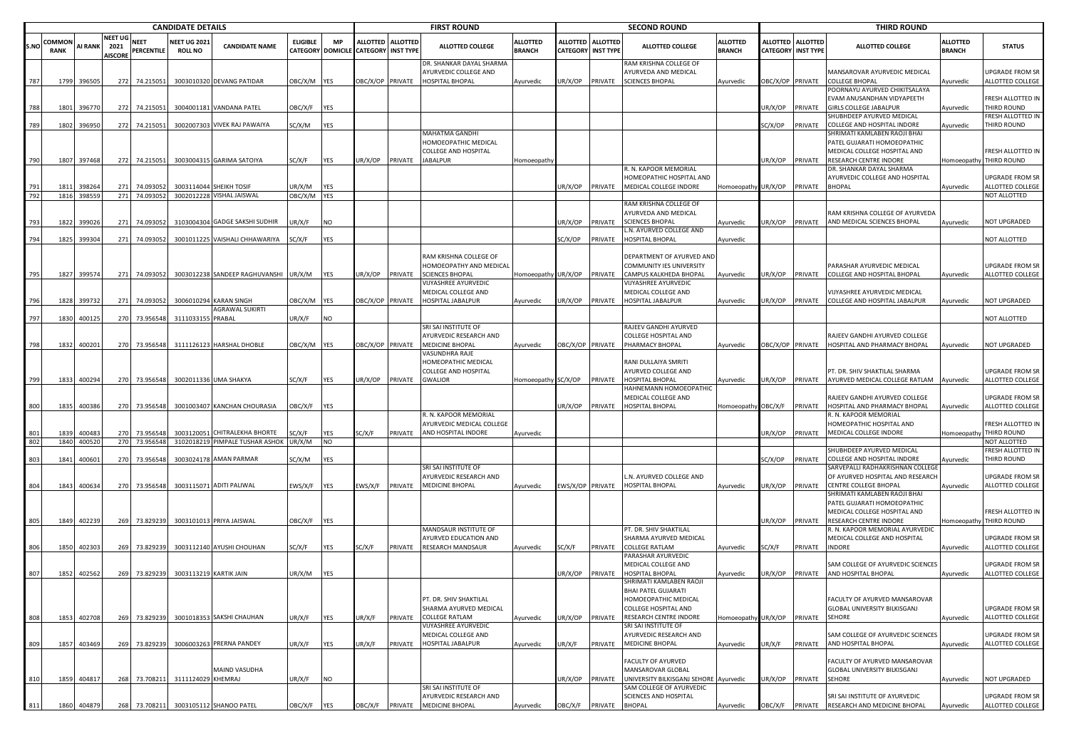| CANDIDATE DETAILS | | | | | | | | | FIRST ROUND | | | | SECOND ROUND | | | | THIRD ROUND | | | | |
|---|---|---|---|---|---|---|---|---|---|---|---|---|---|---|---|---|---|---|---|---|---|
| S.NO | COMMON RANK | AI RANK | NEET UG 2021 AISCORE | NEET PERCENTILE | NEET UG 2021 ROLL NO | CANDIDATE NAME | ELIGIBLE CATEGORY | MP DOMICILE | ALLOTTED CATEGORY | ALLOTTED INST TYPE | ALLOTTED COLLEGE | ALLOTTED BRANCH | ALLOTTED CATEGORY | ALLOTTED INST TYPE | ALLOTTED COLLEGE | ALLOTTED BRANCH | ALLOTTED CATEGORY | ALLOTTED INST TYPE | ALLOTTED COLLEGE | ALLOTTED BRANCH | STATUS |
| 787 | 1799 | 396505 | 272 | 74.215051 | 3003010320 | DEVANG PATIDAR | OBC/X/M | YES | OBC/X/OP | PRIVATE | DR. SHANKAR DAYAL SHARMA AYURVEDIC COLLEGE AND HOSPITAL BHOPAL | Ayurvedic | UR/X/OP | PRIVATE | RAM KRISHNA COLLEGE OF AYURVEDA AND MEDICAL SCIENCES BHOPAL | Ayurvedic | OBC/X/OP | PRIVATE | MANSAROVAR AYURVEDIC MEDICAL COLLEGE BHOPAL | Ayurvedic | UPGRADE FROM SR ALLOTTED COLLEGE |
| 788 | 1801 | 396770 | 272 | 74.215051 | 3004001181 | VANDANA PATEL | OBC/X/F | YES | | | | | | | | | UR/X/OP | PRIVATE | POORNAYU AYURVED CHIKITSALAYA EVAM ANUSANDHAN VIDYAPEETH GIRLS COLLEGE JABALPUR | Ayurvedic | FRESH ALLOTTED IN THIRD ROUND |
| 789 | 1802 | 396950 | 272 | 74.215051 | 3002007303 | VIVEK RAJ PAWAIYA | SC/X/M | YES | | | | | | | | | SC/X/OP | PRIVATE | SHUBHDEEP AYURVED MEDICAL COLLEGE AND HOSPITAL INDORE | Ayurvedic | FRESH ALLOTTED IN THIRD ROUND |
| 790 | 1807 | 397468 | 272 | 74.215051 | 3003004315 | GARIMA SATOIYA | SC/X/F | YES | UR/X/OP | PRIVATE | MAHATMA GANDHI HOMOEOPATHIC MEDICAL COLLEGE AND HOSPITAL JABALPUR | Homoeopathy | | | | | UR/X/OP | PRIVATE | SHRIMATI KAMLABEN RAOJI BHAI PATEL GUJARATI HOMOEOPATHIC MEDICAL COLLEGE HOSPITAL AND RESEARCH CENTRE INDORE | Homoeopathy | FRESH ALLOTTED IN THIRD ROUND |
| 791 | 1811 | 398264 | 271 | 74.093052 | 3003114044 | SHEIKH TOSIF | UR/X/M | YES | | | | | UR/X/OP | PRIVATE | R. N. KAPOOR MEMORIAL HOMEOPATHIC HOSPITAL AND MEDICAL COLLEGE INDORE | Homoeopathy | UR/X/OP | PRIVATE | DR. SHANKAR DAYAL SHARMA AYURVEDIC COLLEGE AND HOSPITAL BHOPAL | Ayurvedic | UPGRADE FROM SR ALLOTTED COLLEGE |
| 792 | 1816 | 398559 | 271 | 74.093052 | 3002012228 | VISHAL JAISWAL | OBC/X/M | YES | | | | | | | | | | | | | NOT ALLOTTED |
| 793 | 1822 | 399026 | 271 | 74.093052 | 3103004304 | GADGE SAKSHI SUDHIR | UR/X/F | NO | | | | | UR/X/OP | PRIVATE | RAM KRISHNA COLLEGE OF AYURVEDA AND MEDICAL SCIENCES BHOPAL | Ayurvedic | UR/X/OP | PRIVATE | RAM KRISHNA COLLEGE OF AYURVEDA AND MEDICAL SCIENCES BHOPAL | Ayurvedic | NOT UPGRADED |
| 794 | 1825 | 399304 | 271 | 74.093052 | 3001011225 | VAISHALI CHHAWARIYA | SC/X/F | YES | | | | | SC/X/OP | PRIVATE | L.N. AYURVED COLLEGE AND HOSPITAL BHOPAL | Ayurvedic | | | | | NOT ALLOTTED |
| 795 | 1827 | 399574 | 271 | 74.093052 | 3003012238 | SANDEEP RAGHUVANSHI | UR/X/M | YES | UR/X/OP | PRIVATE | RAM KRISHNA COLLEGE OF HOMOEOPATHY AND MEDICAL SCIENCES BHOPAL | Homoeopathy | UR/X/OP | PRIVATE | DEPARTMENT OF AYURVED AND COMMUNITY IES UNIVERSITY CAMPUS KALKHEDA BHOPAL | Ayurvedic | UR/X/OP | PRIVATE | PARASHAR AYURVEDIC MEDICAL COLLEGE AND HOSPITAL BHOPAL | Ayurvedic | UPGRADE FROM SR ALLOTTED COLLEGE |
| 796 | 1828 | 399732 | 271 | 74.093052 | 3006010294 | KARAN SINGH | OBC/X/M | YES | OBC/X/OP | PRIVATE | VIJYASHREE AYURVEDIC MEDICAL COLLEGE AND HOSPITAL JABALPUR | Ayurvedic | UR/X/OP | PRIVATE | VIJYASHREE AYURVEDIC MEDICAL COLLEGE AND HOSPITAL JABALPUR | Ayurvedic | UR/X/OP | PRIVATE | VIJYASHREE AYURVEDIC MEDICAL COLLEGE AND HOSPITAL JABALPUR | Ayurvedic | NOT UPGRADED |
| 797 | 1830 | 400125 | 270 | 73.956548 | 3111033155 | AGRAWAL SUKIRTI PRABAL | UR/X/F | NO | | | | | | | | | | | | | NOT ALLOTTED |
| 798 | 1832 | 400201 | 270 | 73.956548 | 3111126123 | HARSHAL DHOBLE | OBC/X/M | YES | OBC/X/OP | PRIVATE | SRI SAI INSTITUTE OF AYURVEDIC RESEARCH AND MEDICINE BHOPAL | Ayurvedic | OBC/X/OP | PRIVATE | RAJEEV GANDHI AYURVED COLLEGE HOSPITAL AND PHARMACY BHOPAL | Ayurvedic | OBC/X/OP | PRIVATE | RAJEEV GANDHI AYURVED COLLEGE HOSPITAL AND PHARMACY BHOPAL | Ayurvedic | NOT UPGRADED |
| 799 | 1833 | 400294 | 270 | 73.956548 | 3002011336 | UMA SHAKYA | SC/X/F | YES | UR/X/OP | PRIVATE | VASUNDHRA RAJE HOMEOPATHIC MEDICAL COLLEGE AND HOSPITAL GWALIOR | Homoeopathy | SC/X/OP | PRIVATE | RANI DULLAIYA SMRITI AYURVED COLLEGE AND HOSPITAL BHOPAL | Ayurvedic | UR/X/OP | PRIVATE | PT. DR. SHIV SHAKTILAL SHARMA AYURVED MEDICAL COLLEGE RATLAM | Ayurvedic | UPGRADE FROM SR ALLOTTED COLLEGE |
| 800 | 1835 | 400386 | 270 | 73.956548 | 3001003407 | KANCHAN CHOURASIA | OBC/X/F | YES | | | | | UR/X/OP | PRIVATE | HAHNEMANN HOMOEOPATHIC MEDICAL COLLEGE AND HOSPITAL BHOPAL | Homoeopathy | OBC/X/F | PRIVATE | RAJEEV GANDHI AYURVED COLLEGE HOSPITAL AND PHARMACY BHOPAL | Ayurvedic | UPGRADE FROM SR ALLOTTED COLLEGE |
| 801 | 1839 | 400483 | 270 | 73.956548 | 3003120051 | CHITRALEKHA BHORTE | SC/X/F | YES | SC/X/F | PRIVATE | R. N. KAPOOR MEMORIAL AYURVEDIC MEDICAL COLLEGE AND HOSPITAL INDORE | Ayurvedic | | | | | UR/X/OP | PRIVATE | R. N. KAPOOR MEMORIAL HOMEOPATHIC HOSPITAL AND MEDICAL COLLEGE INDORE | Homoeopathy | FRESH ALLOTTED IN THIRD ROUND |
| 802 | 1840 | 400520 | 270 | 73.956548 | 3102018219 | PIMPALE TUSHAR ASHOK | UR/X/M | NO | | | | | | | | | | | | | NOT ALLOTTED |
| 803 | 1841 | 400601 | 270 | 73.956548 | 3003024178 | AMAN PARMAR | SC/X/M | YES | | | | | | | | | SC/X/OP | PRIVATE | SHUBHDEEP AYURVED MEDICAL COLLEGE AND HOSPITAL INDORE | Ayurvedic | FRESH ALLOTTED IN THIRD ROUND |
| 804 | 1843 | 400634 | 270 | 73.956548 | 3003115071 | ADITI PALIWAL | EWS/X/F | YES | EWS/X/F | PRIVATE | SRI SAI INSTITUTE OF AYURVEDIC RESEARCH AND MEDICINE BHOPAL | Ayurvedic | EWS/X/OP | PRIVATE | L.N. AYURVED COLLEGE AND HOSPITAL BHOPAL | Ayurvedic | UR/X/OP | PRIVATE | SARVEPALLI RADHAKRISHNAN COLLEGE OF AYURVED HOSPITAL AND RESEARCH CENTRE COLLEGE BHOPAL | Ayurvedic | UPGRADE FROM SR ALLOTTED COLLEGE |
| 805 | 1849 | 402239 | 269 | 73.829239 | 3003101013 | PRIYA JAISWAL | OBC/X/F | YES | | | | | | | | | UR/X/OP | PRIVATE | SHRIMATI KAMLABEN RAOJI BHAI PATEL GUJARATI HOMOEOPATHIC MEDICAL COLLEGE HOSPITAL AND RESEARCH CENTRE INDORE | Homoeopathy | FRESH ALLOTTED IN THIRD ROUND |
| 806 | 1850 | 402303 | 269 | 73.829239 | 3003112140 | AYUSHI CHOUHAN | SC/X/F | YES | SC/X/F | PRIVATE | MANDSAUR INSTITUTE OF AYURVED EDUCATION AND RESEARCH MANDSAUR | Ayurvedic | SC/X/F | PRIVATE | PT. DR. SHIV SHAKTILAL SHARMA AYURVED MEDICAL COLLEGE RATLAM | Ayurvedic | SC/X/F | PRIVATE | R. N. KAPOOR MEMORIAL AYURVEDIC MEDICAL COLLEGE AND HOSPITAL INDORE | Ayurvedic | UPGRADE FROM SR ALLOTTED COLLEGE |
| 807 | 1852 | 402562 | 269 | 73.829239 | 3003113219 | KARTIK JAIN | UR/X/M | YES | | | | | UR/X/OP | PRIVATE | PARASHAR AYURVEDIC MEDICAL COLLEGE AND HOSPITAL BHOPAL | Ayurvedic | UR/X/OP | PRIVATE | SAM COLLEGE OF AYURVEDIC SCIENCES AND HOSPITAL BHOPAL | Ayurvedic | UPGRADE FROM SR ALLOTTED COLLEGE |
| 808 | 1853 | 402708 | 269 | 73.829239 | 3001018353 | SAKSHI CHAUHAN | UR/X/F | YES | UR/X/F | PRIVATE | PT. DR. SHIV SHAKTILAL SHARMA AYURVED MEDICAL COLLEGE RATLAM | Ayurvedic | UR/X/OP | PRIVATE | SHRIMATI KAMLABEN RAOJI BHAI PATEL GUJARATI HOMOEOPATHIC MEDICAL COLLEGE HOSPITAL AND RESEARCH CENTRE INDORE | Homoeopathy | UR/X/OP | PRIVATE | FACULTY OF AYURVED MANSAROVAR GLOBAL UNIVERSITY BILKISGANJ SEHORE | Ayurvedic | UPGRADE FROM SR ALLOTTED COLLEGE |
| 809 | 1857 | 403469 | 269 | 73.829239 | 3006003263 | PRERNA PANDEY | UR/X/F | YES | UR/X/F | PRIVATE | VIJYASHREE AYURVEDIC MEDICAL COLLEGE AND HOSPITAL JABALPUR | Ayurvedic | UR/X/F | PRIVATE | SRI SAI INSTITUTE OF AYURVEDIC RESEARCH AND MEDICINE BHOPAL | Ayurvedic | UR/X/F | PRIVATE | SAM COLLEGE OF AYURVEDIC SCIENCES AND HOSPITAL BHOPAL | Ayurvedic | UPGRADE FROM SR ALLOTTED COLLEGE |
| 810 | 1859 | 404817 | 268 | 73.708211 | 3111124029 | MAIND VASUDHA KHEMRAJ | UR/X/F | NO | | | | | UR/X/OP | PRIVATE | FACULTY OF AYURVED MANSAROVAR GLOBAL UNIVERSITY BILKISGANJ SEHORE | Ayurvedic | UR/X/OP | PRIVATE | FACULTY OF AYURVED MANSAROVAR GLOBAL UNIVERSITY BILKISGANJ SEHORE | Ayurvedic | NOT UPGRADED |
| 811 | 1860 | 404879 | 268 | 73.708211 | 3003105112 | SHANOO PATEL | OBC/X/F | YES | OBC/X/F | PRIVATE | SRI SAI INSTITUTE OF AYURVEDIC RESEARCH AND MEDICINE BHOPAL | Ayurvedic | OBC/X/F | PRIVATE | SAM COLLEGE OF AYURVEDIC SCIENCES AND HOSPITAL BHOPAL | Ayurvedic | OBC/X/F | PRIVATE | SRI SAI INSTITUTE OF AYURVEDIC RESEARCH AND MEDICINE BHOPAL | Ayurvedic | UPGRADE FROM SR ALLOTTED COLLEGE |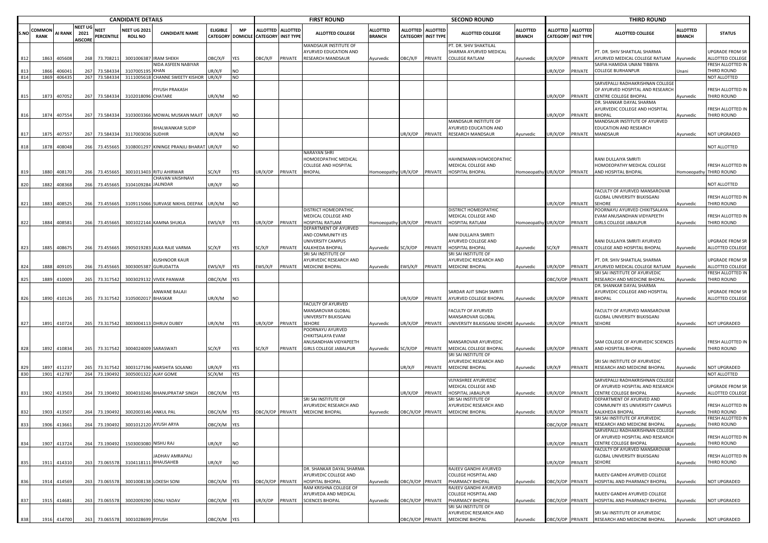| CANDIDATE DETAILS | | | | | | | | | FIRST ROUND | | | | SECOND ROUND | | | | THIRD ROUND | | | | |
|---|---|---|---|---|---|---|---|---|---|---|---|---|---|---|---|---|---|---|---|---|---|
| S.NO | COMMON RANK | AI RANK | NEET UG 2021 AISCORE | NEET PERCENTILE | NEET UG 2021 ROLL NO | CANDIDATE NAME | ELIGIBLE CATEGORY | MP DOMICILE | ALLOTTED CATEGORY | ALLOTTED INST TYPE | ALLOTTED COLLEGE | ALLOTTED BRANCH | ALLOTTED CATEGORY | ALLOTTED INST TYPE | ALLOTTED COLLEGE | ALLOTTED BRANCH | ALLOTTED CATEGORY | ALLOTTED INST TYPE | ALLOTTED COLLEGE | ALLOTTED BRANCH | STATUS |
| 812 | 1863 | 405608 | 268 | 73.708211 | 3001006387 | IRAM SHEKH | OBC/X/F | YES | OBC/X/F | PRIVATE | MANDSAUR INSTITUTE OF AYURVED EDUCATION AND RESEARCH MANDSAUR | Ayurvedic | OBC/X/F | PRIVATE | PT. DR. SHIV SHAKTILAL SHARMA AYURVED MEDICAL COLLEGE RATLAM | Ayurvedic | UR/X/OP | PRIVATE | PT. DR. SHIV SHAKTILAL SHARMA AYURVED MEDICAL COLLEGE RATLAM | Ayurvedic | UPGRADE FROM SR ALLOTTED COLLEGE |
| 813 | 1866 | 406041 | 267 | 73.584334 | 3107005195 | NIDA ASFEEN NABIYAR KHAN | UR/X/F | NO | | | | | | | | | UR/X/OP | PRIVATE | SAIFIA HAMIDIA UNANI TIBBIYA COLLEGE BURHANPUR | Unani | FRESH ALLOTTED IN THIRD ROUND |
| 814 | 1869 | 406435 | 267 | 73.584334 | 3111005618 | CHANNE SWEETY KISHOR | UR/X/F | NO | | | | | | | | | | | | | NOT ALLOTTED |
| 815 | 1873 | 407052 | 267 | 73.584334 | 3102018096 | PIYUSH PRAKASH CHATARE | UR/X/M | NO | | | | | | | | | UR/X/OP | PRIVATE | SARVEPALLI RADHAKRISHNAN COLLEGE OF AYURVED HOSPITAL AND RESEARCH CENTRE COLLEGE BHOPAL | Ayurvedic | FRESH ALLOTTED IN THIRD ROUND |
| 816 | 1874 | 407554 | 267 | 73.584334 | 3103003366 | MOWAL MUSKAN MAJIT | UR/X/F | NO | | | | | | | | | UR/X/OP | PRIVATE | DR. SHANKAR DAYAL SHARMA AYURVEDIC COLLEGE AND HOSPITAL BHOPAL | Ayurvedic | FRESH ALLOTTED IN THIRD ROUND |
| 817 | 1875 | 407557 | 267 | 73.584334 | 3117003036 | BHALWANKAR SUDIP SUDHIR | UR/X/M | NO | | | | | UR/X/OP | PRIVATE | MANDSAUR INSTITUTE OF AYURVED EDUCATION AND RESEARCH MANDSAUR | Ayurvedic | UR/X/OP | PRIVATE | MANDSAUR INSTITUTE OF AYURVED EDUCATION AND RESEARCH MANDSAUR | Ayurvedic | NOT UPGRADED |
| 818 | 1878 | 408048 | 266 | 73.455665 | 3108001297 | KININGE PRANJLI BHARAT | UR/X/F | NO | | | | | | | | | | | | | NOT ALLOTTED |
| 819 | 1880 | 408170 | 266 | 73.455665 | 3001013403 | RITU AHIRWAR | SC/X/F | YES | UR/X/OP | PRIVATE | NARAYAN SHRI HOMOEOPATHIC MEDICAL COLLEGE AND HOSPITAL BHOPAL | Homoeopathy | UR/X/OP | PRIVATE | HAHNEMANN HOMOEOPATHIC MEDICAL COLLEGE AND HOSPITAL BHOPAL | Homoeopathy | UR/X/OP | PRIVATE | RANI DULLAIYA SMRITI HOMOEOPATHY MEDICAL COLLEGE AND HOSPITAL BHOPAL | Homoeopathy | FRESH ALLOTTED IN THIRD ROUND |
| 820 | 1882 | 408368 | 266 | 73.455665 | 3104109284 | CHAVAN VAISHNAVI JALINDAR | UR/X/F | NO | | | | | | | | | | | | | NOT ALLOTTED |
| 821 | 1883 | 408525 | 266 | 73.455665 | 3109115066 | SURVASE NIKHIL DEEPAK | UR/X/M | NO | | | | | | | | | UR/X/OP | PRIVATE | FACULTY OF AYURVED MANSAROVAR GLOBAL UNIVERSITY BILKISGANJ SEHORE | Ayurvedic | FRESH ALLOTTED IN THIRD ROUND |
| 822 | 1884 | 408581 | 266 | 73.455665 | 3001022144 | KAMNA SHUKLA | EWS/X/F | YES | UR/X/OP | PRIVATE | DISTRICT HOMEOPATHIC MEDICAL COLLEGE AND HOSPITAL RATLAM | Homoeopathy | UR/X/OP | PRIVATE | DISTRICT HOMEOPATHIC MEDICAL COLLEGE AND HOSPITAL RATLAM | Homoeopathy | UR/X/OP | PRIVATE | POORNAYU AYURVED CHIKITSALAYA EVAM ANUSANDHAN VIDYAPEETH GIRLS COLLEGE JABALPUR | Ayurvedic | FRESH ALLOTTED IN THIRD ROUND |
| 823 | 1885 | 408675 | 266 | 73.455665 | 3905019283 | ALKA RAJE VARMA | SC/X/F | YES | SC/X/F | PRIVATE | DEPARTMENT OF AYURVED AND COMMUNITY IES UNIVERSITY CAMPUS KALKHEDA BHOPAL | Ayurvedic | SC/X/OP | PRIVATE | RANI DULLAIYA SMRITI AYURVED COLLEGE AND HOSPITAL BHOPAL | Ayurvedic | SC/X/F | PRIVATE | RANI DULLAIYA SMRITI AYURVED COLLEGE AND HOSPITAL BHOPAL | Ayurvedic | UPGRADE FROM SR ALLOTTED COLLEGE |
| 824 | 1888 | 409105 | 266 | 73.455665 | 3003005387 | KUSHNOOR KAUR GURUDATTA | EWS/X/F | YES | EWS/X/F | PRIVATE | SRI SAI INSTITUTE OF AYURVEDIC RESEARCH AND MEDICINE BHOPAL | Ayurvedic | EWS/X/F | PRIVATE | SRI SAI INSTITUTE OF AYURVEDIC RESEARCH AND MEDICINE BHOPAL | Ayurvedic | UR/X/OP | PRIVATE | PT. DR. SHIV SHAKTILAL SHARMA AYURVED MEDICAL COLLEGE RATLAM | Ayurvedic | UPGRADE FROM SR ALLOTTED COLLEGE |
| 825 | 1889 | 410009 | 265 | 73.317542 | 3003029132 | VIVEK PANWAR | OBC/X/M | YES | | | | | | | | | OBC/X/OP | PRIVATE | SRI SAI INSTITUTE OF AYURVEDIC RESEARCH AND MEDICINE BHOPAL | Ayurvedic | FRESH ALLOTTED IN THIRD ROUND |
| 826 | 1890 | 410126 | 265 | 73.317542 | 3105002017 | ANWANE BALAJI BHASKAR | UR/X/M | NO | | | | | UR/X/OP | PRIVATE | SARDAR AJIT SINGH SMRITI AYURVED COLLEGE BHOPAL | Ayurvedic | UR/X/OP | PRIVATE | DR. SHANKAR DAYAL SHARMA AYURVEDIC COLLEGE AND HOSPITAL BHOPAL | Ayurvedic | UPGRADE FROM SR ALLOTTED COLLEGE |
| 827 | 1891 | 410724 | 265 | 73.317542 | 3003004113 | DHRUV DUBEY | UR/X/M | YES | UR/X/OP | PRIVATE | FACULTY OF AYURVED MANSAROVAR GLOBAL UNIVERSITY BILKISGANJ SEHORE | Ayurvedic | UR/X/OP | PRIVATE | FACULTY OF AYURVED MANSAROVAR GLOBAL UNIVERSITY BILKISGANJ SEHORE | Ayurvedic | UR/X/OP | PRIVATE | FACULTY OF AYURVED MANSAROVAR GLOBAL UNIVERSITY BILKISGANJ SEHORE | Ayurvedic | NOT UPGRADED |
| 828 | 1892 | 410834 | 265 | 73.317542 | 3004024009 | SARASWATI | SC/X/F | YES | SC/X/F | PRIVATE | POORNAYU AYURVED CHIKITSALAYA EVAM ANUSANDHAN VIDYAPEETH GIRLS COLLEGE JABALPUR | Ayurvedic | SC/X/OP | PRIVATE | MANSAROVAR AYURVEDIC MEDICAL COLLEGE BHOPAL | Ayurvedic | UR/X/OP | PRIVATE | SAM COLLEGE OF AYURVEDIC SCIENCES AND HOSPITAL BHOPAL | Ayurvedic | FRESH ALLOTTED IN THIRD ROUND |
| 829 | 1897 | 411237 | 265 | 73.317542 | 3003127196 | HARSHITA SOLANKI | UR/X/F | YES | | | | | UR/X/F | PRIVATE | SRI SAI INSTITUTE OF AYURVEDIC RESEARCH AND MEDICINE BHOPAL | Ayurvedic | UR/X/F | PRIVATE | SRI SAI INSTITUTE OF AYURVEDIC RESEARCH AND MEDICINE BHOPAL | Ayurvedic | NOT UPGRADED |
| 830 | 1901 | 412787 | 264 | 73.190492 | 3005001322 | AJAY GOME | SC/X/M | YES | | | | | | | | | | | | | NOT ALLOTTED |
| 831 | 1902 | 413503 | 264 | 73.190492 | 3004010246 | BHANUPRATAP SINGH | OBC/X/M | YES | | | | | UR/X/OP | PRIVATE | VIJYASHREE AYURVEDIC MEDICAL COLLEGE AND HOSPITAL JABALPUR | Ayurvedic | UR/X/OP | PRIVATE | SARVEPALLI RADHAKRISHNAN COLLEGE OF AYURVED HOSPITAL AND RESEARCH CENTRE COLLEGE BHOPAL | Ayurvedic | UPGRADE FROM SR ALLOTTED COLLEGE |
| 832 | 1903 | 413507 | 264 | 73.190492 | 3002003146 | ANKUL PAL | OBC/X/M | YES | OBC/X/OP | PRIVATE | SRI SAI INSTITUTE OF AYURVEDIC RESEARCH AND MEDICINE BHOPAL | Ayurvedic | OBC/X/OP | PRIVATE | SRI SAI INSTITUTE OF AYURVEDIC RESEARCH AND MEDICINE BHOPAL | Ayurvedic | UR/X/OP | PRIVATE | DEPARTMENT OF AYURVED AND COMMUNITY IES UNIVERSITY CAMPUS KALKHEDA BHOPAL | Ayurvedic | FRESH ALLOTTED IN THIRD ROUND |
| 833 | 1906 | 413661 | 264 | 73.190492 | 3001012120 | AYUSH ARYA | OBC/X/M | YES | | | | | | | | | OBC/X/OP | PRIVATE | SRI SAI INSTITUTE OF AYURVEDIC RESEARCH AND MEDICINE BHOPAL | Ayurvedic | FRESH ALLOTTED IN THIRD ROUND |
| 834 | 1907 | 413724 | 264 | 73.190492 | 1503003080 | NISHU RAJ | UR/X/F | NO | | | | | | | | | UR/X/OP | PRIVATE | SARVEPALLI RADHAKRISHNAN COLLEGE OF AYURVED HOSPITAL AND RESEARCH CENTRE COLLEGE BHOPAL | Ayurvedic | FRESH ALLOTTED IN THIRD ROUND |
| 835 | 1911 | 414310 | 263 | 73.065578 | 3104118111 | JADHAV AMRAPALI BHAUSAHEB | UR/X/F | NO | | | | | | | | | UR/X/OP | PRIVATE | FACULTY OF AYURVED MANSAROVAR GLOBAL UNIVERSITY BILKISGANJ SEHORE | Ayurvedic | FRESH ALLOTTED IN THIRD ROUND |
| 836 | 1914 | 414569 | 263 | 73.065578 | 3001008138 | LOKESH SONI | OBC/X/M | YES | OBC/X/OP | PRIVATE | DR. SHANKAR DAYAL SHARMA AYURVEDIC COLLEGE AND HOSPITAL BHOPAL | Ayurvedic | OBC/X/OP | PRIVATE | RAJEEV GANDHI AYURVED COLLEGE HOSPITAL AND PHARMACY BHOPAL | Ayurvedic | OBC/X/OP | PRIVATE | RAJEEV GANDHI AYURVED COLLEGE HOSPITAL AND PHARMACY BHOPAL | Ayurvedic | NOT UPGRADED |
| 837 | 1915 | 414681 | 263 | 73.065578 | 3002009290 | SONU YADAV | OBC/X/M | YES | UR/X/OP | PRIVATE | RAM KRISHNA COLLEGE OF AYURVEDA AND MEDICAL SCIENCES BHOPAL | Ayurvedic | OBC/X/OP | PRIVATE | RAJEEV GANDHI AYURVED COLLEGE HOSPITAL AND PHARMACY BHOPAL | Ayurvedic | OBC/X/OP | PRIVATE | RAJEEV GANDHI AYURVED COLLEGE HOSPITAL AND PHARMACY BHOPAL | Ayurvedic | NOT UPGRADED |
| 838 | 1916 | 414700 | 263 | 73.065578 | 3001028699 | PIYUSH | OBC/X/M | YES | | | | | OBC/X/OP | PRIVATE | SRI SAI INSTITUTE OF AYURVEDIC RESEARCH AND MEDICINE BHOPAL | Ayurvedic | OBC/X/OP | PRIVATE | SRI SAI INSTITUTE OF AYURVEDIC RESEARCH AND MEDICINE BHOPAL | Ayurvedic | NOT UPGRADED |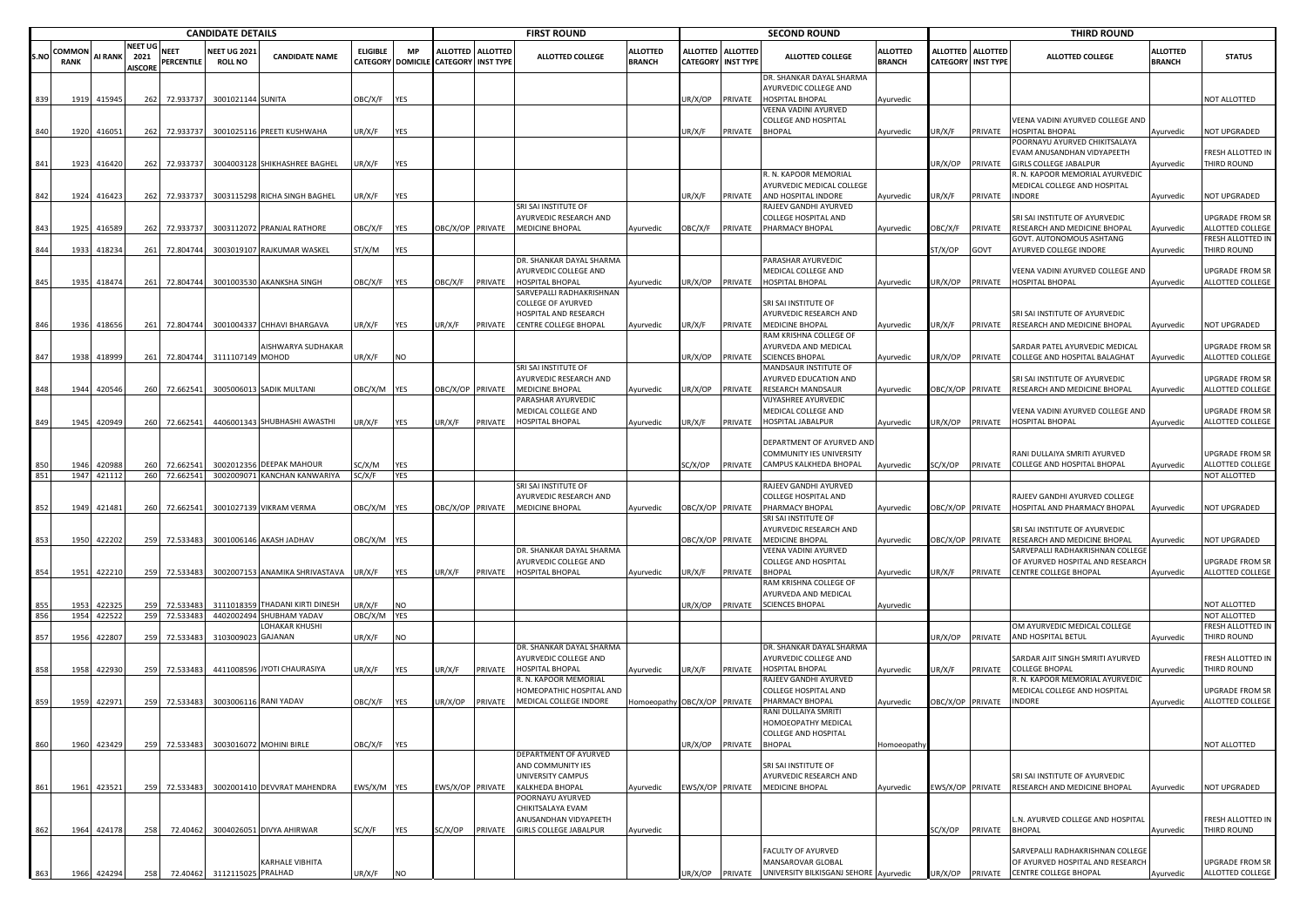| CANDIDATE DETAILS | | | | | | | | | FIRST ROUND | | | | SECOND ROUND | | | | THIRD ROUND | | | | |
|---|---|---|---|---|---|---|---|---|---|---|---|---|---|---|---|---|---|---|---|---|---|
| S.NO | COMMON RANK | AI RANK | NEET UG 2021 AISCORE | NEET PERCENTILE | NEET UG 2021 ROLL NO | CANDIDATE NAME | ELIGIBLE CATEGORY | MP DOMICILE | ALLOTTED CATEGORY | ALLOTTED INST TYPE | ALLOTTED COLLEGE | ALLOTTED BRANCH | ALLOTTED CATEGORY | ALLOTTED INST TYPE | ALLOTTED COLLEGE | ALLOTTED BRANCH | ALLOTTED CATEGORY | ALLOTTED INST TYPE | ALLOTTED COLLEGE | ALLOTTED BRANCH | STATUS |
| 839 | 1919 | 415945 | 262 | 72.933737 | 3001021144 | SUNITA | OBC/X/F | YES | | | | | UR/X/OP | PRIVATE | DR. SHANKAR DAYAL SHARMA AYURVEDIC COLLEGE AND HOSPITAL BHOPAL | Ayurvedic | | | | | NOT ALLOTTED |
| 840 | 1920 | 416051 | 262 | 72.933737 | 3001025116 | PREETI KUSHWAHA | UR/X/F | YES | | | | | UR/X/F | PRIVATE | VEENA VADINI AYURVED COLLEGE AND HOSPITAL BHOPAL | Ayurvedic | UR/X/F | PRIVATE | VEENA VADINI AYURVED COLLEGE AND HOSPITAL BHOPAL | Ayurvedic | NOT UPGRADED |
| 841 | 1923 | 416420 | 262 | 72.933737 | 3004003128 | SHIKHASHREE BAGHEL | UR/X/F | YES | | | | | | | | | UR/X/OP | PRIVATE | POORNAYU AYURVED CHIKITSALAYA EVAM ANUSANDHAN VIDYAPEETH GIRLS COLLEGE JABALPUR | Ayurvedic | FRESH ALLOTTED IN THIRD ROUND |
| 842 | 1924 | 416423 | 262 | 72.933737 | 3003115298 | RICHA SINGH BAGHEL | UR/X/F | YES | | | | | UR/X/F | PRIVATE | R. N. KAPOOR MEMORIAL AYURVEDIC MEDICAL COLLEGE AND HOSPITAL INDORE | Ayurvedic | UR/X/F | PRIVATE | R. N. KAPOOR MEMORIAL AYURVEDIC MEDICAL COLLEGE AND HOSPITAL INDORE | Ayurvedic | NOT UPGRADED |
| 843 | 1925 | 416589 | 262 | 72.933737 | 3003112072 | PRANJAL RATHORE | OBC/X/F | YES | OBC/X/OP | PRIVATE | SRI SAI INSTITUTE OF AYURVEDIC RESEARCH AND MEDICINE BHOPAL | Ayurvedic | OBC/X/F | PRIVATE | RAJEEV GANDHI AYURVED COLLEGE HOSPITAL AND PHARMACY BHOPAL | Ayurvedic | OBC/X/F | PRIVATE | SRI SAI INSTITUTE OF AYURVEDIC RESEARCH AND MEDICINE BHOPAL | Ayurvedic | UPGRADE FROM SR ALLOTTED COLLEGE |
| 844 | 1933 | 418234 | 261 | 72.804744 | 3003019107 | RAJKUMAR WASKEL | ST/X/M | YES | | | | | | | | | ST/X/OP | GOVT | GOVT. AUTONOMOUS ASHTANG AYURVED COLLEGE INDORE | Ayurvedic | FRESH ALLOTTED IN THIRD ROUND |
| 845 | 1935 | 418474 | 261 | 72.804744 | 3001003530 | AKANKSHA SINGH | OBC/X/F | YES | OBC/X/F | PRIVATE | DR. SHANKAR DAYAL SHARMA AYURVEDIC COLLEGE AND HOSPITAL BHOPAL | Ayurvedic | UR/X/OP | PRIVATE | PARASHAR AYURVEDIC MEDICAL COLLEGE AND HOSPITAL BHOPAL | Ayurvedic | UR/X/OP | PRIVATE | VEENA VADINI AYURVED COLLEGE AND HOSPITAL BHOPAL | Ayurvedic | UPGRADE FROM SR ALLOTTED COLLEGE |
| 846 | 1936 | 418656 | 261 | 72.804744 | 3001004337 | CHHAVI BHARGAVA | UR/X/F | YES | UR/X/F | PRIVATE | SARVEPALLI RADHAKRISHNAN COLLEGE OF AYURVED HOSPITAL AND RESEARCH CENTRE COLLEGE BHOPAL | Ayurvedic | UR/X/F | PRIVATE | SRI SAI INSTITUTE OF AYURVEDIC RESEARCH AND MEDICINE BHOPAL | Ayurvedic | UR/X/F | PRIVATE | SRI SAI INSTITUTE OF AYURVEDIC RESEARCH AND MEDICINE BHOPAL | Ayurvedic | NOT UPGRADED |
| 847 | 1938 | 418999 | 261 | 72.804744 | 3111107149 | AISHWARYA SUDHAKAR MOHOD | UR/X/F | NO | | | | | UR/X/OP | PRIVATE | RAM KRISHNA COLLEGE OF AYURVEDA AND MEDICAL SCIENCES BHOPAL | Ayurvedic | UR/X/OP | PRIVATE | SARDAR PATEL AYURVEDIC MEDICAL COLLEGE AND HOSPITAL BALAGHAT | Ayurvedic | UPGRADE FROM SR ALLOTTED COLLEGE |
| 848 | 1944 | 420546 | 260 | 72.662541 | 3005006013 | SADIK MULTANI | OBC/X/M | YES | OBC/X/OP | PRIVATE | SRI SAI INSTITUTE OF AYURVEDIC RESEARCH AND MEDICINE BHOPAL | Ayurvedic | UR/X/OP | PRIVATE | MANDSAUR INSTITUTE OF AYURVED EDUCATION AND RESEARCH MANDSAUR | Ayurvedic | OBC/X/OP | PRIVATE | SRI SAI INSTITUTE OF AYURVEDIC RESEARCH AND MEDICINE BHOPAL | Ayurvedic | UPGRADE FROM SR ALLOTTED COLLEGE |
| 849 | 1945 | 420949 | 260 | 72.662541 | 4406001343 | SHUBHASHI AWASTHI | UR/X/F | YES | UR/X/F | PRIVATE | PARASHAR AYURVEDIC MEDICAL COLLEGE AND HOSPITAL BHOPAL | Ayurvedic | UR/X/F | PRIVATE | VIJYASHREE AYURVEDIC MEDICAL COLLEGE AND HOSPITAL JABALPUR | Ayurvedic | UR/X/OP | PRIVATE | VEENA VADINI AYURVED COLLEGE AND HOSPITAL BHOPAL | Ayurvedic | UPGRADE FROM SR ALLOTTED COLLEGE |
| 850 | 1946 | 420988 | 260 | 72.662541 | 3002012356 | DEEPAK MAHOUR | SC/X/M | YES | | | | | SC/X/OP | PRIVATE | DEPARTMENT OF AYURVED AND COMMUNITY IES UNIVERSITY CAMPUS KALKHEDA BHOPAL | Ayurvedic | SC/X/OP | PRIVATE | RANI DULLAIYA SMRITI AYURVED COLLEGE AND HOSPITAL BHOPAL | Ayurvedic | UPGRADE FROM SR ALLOTTED COLLEGE |
| 851 | 1947 | 421112 | 260 | 72.662541 | 3002009071 | KANCHAN KANWARIYA | SC/X/F | YES | | | | | | | | | | | | | NOT ALLOTTED |
| 852 | 1949 | 421481 | 260 | 72.662541 | 3001027139 | VIKRAM VERMA | OBC/X/M | YES | OBC/X/OP | PRIVATE | SRI SAI INSTITUTE OF AYURVEDIC RESEARCH AND MEDICINE BHOPAL | Ayurvedic | OBC/X/OP | PRIVATE | RAJEEV GANDHI AYURVED COLLEGE HOSPITAL AND PHARMACY BHOPAL | Ayurvedic | OBC/X/OP | PRIVATE | RAJEEV GANDHI AYURVED COLLEGE HOSPITAL AND PHARMACY BHOPAL | Ayurvedic | NOT UPGRADED |
| 853 | 1950 | 422202 | 259 | 72.533483 | 3001006146 | AKASH JADHAV | OBC/X/M | YES | | | | | OBC/X/OP | PRIVATE | SRI SAI INSTITUTE OF AYURVEDIC RESEARCH AND MEDICINE BHOPAL | Ayurvedic | OBC/X/OP | PRIVATE | SRI SAI INSTITUTE OF AYURVEDIC RESEARCH AND MEDICINE BHOPAL | Ayurvedic | NOT UPGRADED |
| 854 | 1951 | 422210 | 259 | 72.533483 | 3002007153 | ANAMIKA SHRIVASTAVA | UR/X/F | YES | UR/X/F | PRIVATE | DR. SHANKAR DAYAL SHARMA AYURVEDIC COLLEGE AND HOSPITAL BHOPAL | Ayurvedic | UR/X/F | PRIVATE | VEENA VADINI AYURVED COLLEGE AND HOSPITAL BHOPAL | Ayurvedic | UR/X/F | PRIVATE | SARVEPALLI RADHAKRISHNAN COLLEGE OF AYURVED HOSPITAL AND RESEARCH CENTRE COLLEGE BHOPAL | Ayurvedic | UPGRADE FROM SR ALLOTTED COLLEGE |
| 855 | 1953 | 422325 | 259 | 72.533483 | 3111018359 | THADANI KIRTI DINESH | UR/X/F | NO | | | | | UR/X/OP | PRIVATE | RAM KRISHNA COLLEGE OF AYURVEDA AND MEDICAL SCIENCES BHOPAL | Ayurvedic | | | | | NOT ALLOTTED |
| 856 | 1954 | 422522 | 259 | 72.533483 | 4402002494 | SHUBHAM YADAV | OBC/X/M | YES | | | | | | | | | | | | | NOT ALLOTTED |
| 857 | 1956 | 422807 | 259 | 72.533483 | 3103009023 | LOHAKAR KHUSHI GAJANAN | UR/X/F | NO | | | | | | | | | UR/X/OP | PRIVATE | OM AYURVEDIC MEDICAL COLLEGE AND HOSPITAL BETUL | Ayurvedic | FRESH ALLOTTED IN THIRD ROUND |
| 858 | 1958 | 422930 | 259 | 72.533483 | 4411008596 | JYOTI CHAURASIYA | UR/X/F | YES | UR/X/F | PRIVATE | DR. SHANKAR DAYAL SHARMA AYURVEDIC COLLEGE AND HOSPITAL BHOPAL | Ayurvedic | UR/X/F | PRIVATE | DR. SHANKAR DAYAL SHARMA AYURVEDIC COLLEGE AND HOSPITAL BHOPAL | Ayurvedic | UR/X/F | PRIVATE | SARDAR AJIT SINGH SMRITI AYURVED COLLEGE BHOPAL | Ayurvedic | FRESH ALLOTTED IN THIRD ROUND |
| 859 | 1959 | 422971 | 259 | 72.533483 | 3003006116 | RANI YADAV | OBC/X/F | YES | UR/X/OP | PRIVATE | R. N. KAPOOR MEMORIAL HOMEOPATHIC HOSPITAL AND MEDICAL COLLEGE INDORE | Homoeopathy | OBC/X/OP | PRIVATE | RAJEEV GANDHI AYURVED COLLEGE HOSPITAL AND PHARMACY BHOPAL | Ayurvedic | OBC/X/OP | PRIVATE | R. N. KAPOOR MEMORIAL AYURVEDIC MEDICAL COLLEGE AND HOSPITAL INDORE | Ayurvedic | UPGRADE FROM SR ALLOTTED COLLEGE |
| 860 | 1960 | 423429 | 259 | 72.533483 | 3003016072 | MOHINI BIRLE | OBC/X/F | YES | | | | | UR/X/OP | PRIVATE | RANI DULLAIYA SMRITI HOMOEOPATHY MEDICAL COLLEGE AND HOSPITAL BHOPAL | Homoeopathy | | | | | NOT ALLOTTED |
| 861 | 1961 | 423521 | 259 | 72.533483 | 3002001410 | DEVVRAT MAHENDRA | EWS/X/M | YES | EWS/X/OP | PRIVATE | DEPARTMENT OF AYURVED AND COMMUNITY IES UNIVERSITY CAMPUS KALKHEDA BHOPAL | Ayurvedic | EWS/X/OP | PRIVATE | SRI SAI INSTITUTE OF AYURVEDIC RESEARCH AND MEDICINE BHOPAL | Ayurvedic | EWS/X/OP | PRIVATE | SRI SAI INSTITUTE OF AYURVEDIC RESEARCH AND MEDICINE BHOPAL | Ayurvedic | NOT UPGRADED |
| 862 | 1964 | 424178 | 258 | 72.40462 | 3004026051 | DIVYA AHIRWAR | SC/X/F | YES | SC/X/OP | PRIVATE | POORNAYU AYURVED CHIKITSALAYA EVAM ANUSANDHAN VIDYAPEETH GIRLS COLLEGE JABALPUR | Ayurvedic | | | | | SC/X/OP | PRIVATE | L.N. AYURVED COLLEGE AND HOSPITAL BHOPAL | Ayurvedic | FRESH ALLOTTED IN THIRD ROUND |
| 863 | 1966 | 424294 | 258 | 72.40462 | 3112115025 | KARHALE VIBHITA PRALHAD | UR/X/F | NO | | | | | UR/X/OP | PRIVATE | FACULTY OF AYURVED MANSAROVAR GLOBAL UNIVERSITY BILKISGANJ SEHORE | Ayurvedic | UR/X/OP | PRIVATE | SARVEPALLI RADHAKRISHNAN COLLEGE OF AYURVED HOSPITAL AND RESEARCH CENTRE COLLEGE BHOPAL | Ayurvedic | UPGRADE FROM SR ALLOTTED COLLEGE |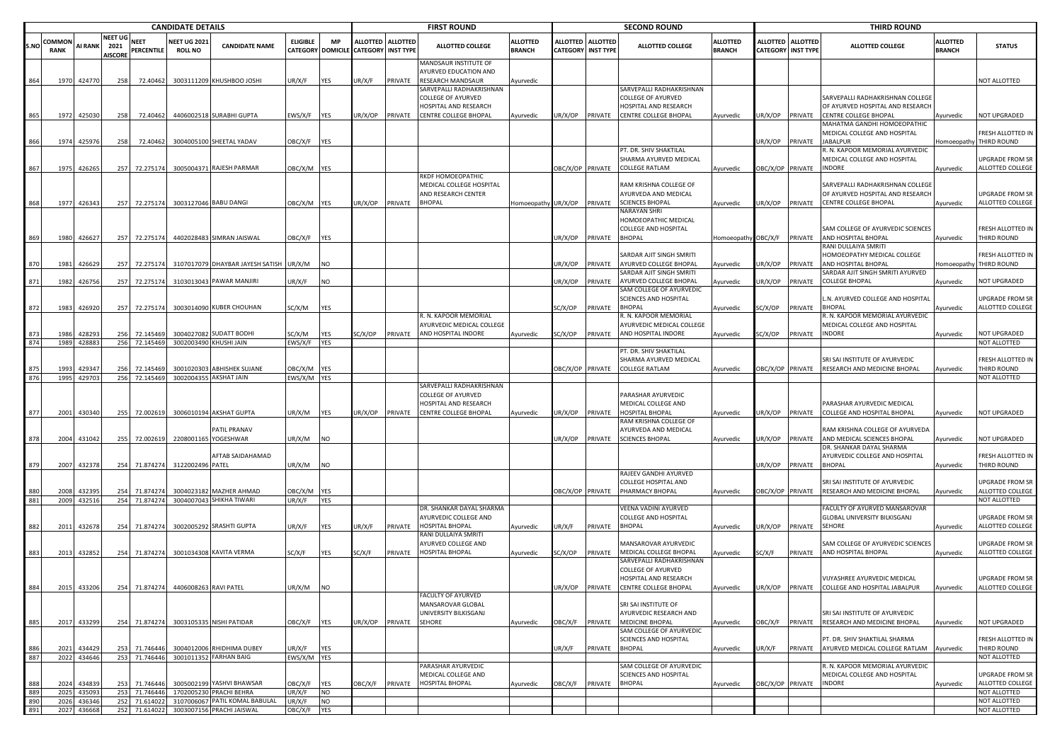| CANDIDATE DETAILS | | | | | | | | FIRST ROUND | | | | SECOND ROUND | | | | THIRD ROUND | | | | |
|---|---|---|---|---|---|---|---|---|---|---|---|---|---|---|---|---|---|---|---|---|
| S.NO | COMMON RANK | AI RANK | NEET UG 2021 AISCORE | NEET PERCENTILE | NEET UG 2021 ROLL NO | CANDIDATE NAME | ELIGIBLE CATEGORY | MP DOMICILE | ALLOTTED CATEGORY | ALLOTTED INST TYPE | ALLOTTED COLLEGE | ALLOTTED BRANCH | ALLOTTED CATEGORY | ALLOTTED INST TYPE | ALLOTTED COLLEGE | ALLOTTED BRANCH | ALLOTTED CATEGORY | ALLOTTED INST TYPE | ALLOTTED COLLEGE | ALLOTTED BRANCH | STATUS |
| 864 | 1970 | 424770 | 258 | 72.40462 | 3003111209 | KHUSHBOO JOSHI | UR/X/F | YES | UR/X/F | PRIVATE | MANDSAUR INSTITUTE OF AYURVED EDUCATION AND RESEARCH MANDSAUR | Ayurvedic | | | | | | | | | NOT ALLOTTED |
| 865 | 1972 | 425030 | 258 | 72.40462 | 4406002518 | SURABHI GUPTA | EWS/X/F | YES | UR/X/OP | PRIVATE | SARVEPALLI RADHAKRISHNAN COLLEGE OF AYURVED HOSPITAL AND RESEARCH CENTRE COLLEGE BHOPAL | Ayurvedic | UR/X/OP | PRIVATE | SARVEPALLI RADHAKRISHNAN COLLEGE OF AYURVED HOSPITAL AND RESEARCH CENTRE COLLEGE BHOPAL | Ayurvedic | UR/X/OP | PRIVATE | SARVEPALLI RADHAKRISHNAN COLLEGE OF AYURVED HOSPITAL AND RESEARCH CENTRE COLLEGE BHOPAL | Ayurvedic | NOT UPGRADED |
| 866 | 1974 | 425976 | 258 | 72.40462 | 3004005100 | SHEETAL YADAV | OBC/X/F | YES | | | | | | | | | UR/X/OP | PRIVATE | MAHATMA GANDHI HOMOEOPATHIC MEDICAL COLLEGE AND HOSPITAL JABALPUR | Homoeopathy | FRESH ALLOTTED IN THIRD ROUND |
| 867 | 1975 | 426265 | 257 | 72.275174 | 3005004371 | RAJESH PARMAR | OBC/X/M | YES | | | | | OBC/X/OP | PRIVATE | PT. DR. SHIV SHAKTILAL SHARMA AYURVED MEDICAL COLLEGE RATLAM | Ayurvedic | OBC/X/OP | PRIVATE | R. N. KAPOOR MEMORIAL AYURVEDIC MEDICAL COLLEGE AND HOSPITAL INDORE | Ayurvedic | UPGRADE FROM SR ALLOTTED COLLEGE |
| 868 | 1977 | 426343 | 257 | 72.275174 | 3003127046 | BABU DANGI | OBC/X/M | YES | UR/X/OP | PRIVATE | RKDF HOMOEOPATHIC MEDICAL COLLEGE HOSPITAL AND RESEARCH CENTER BHOPAL | Homoeopathy | UR/X/OP | PRIVATE | RAM KRISHNA COLLEGE OF AYURVEDA AND MEDICAL SCIENCES BHOPAL | Ayurvedic | UR/X/OP | PRIVATE | SARVEPALLI RADHAKRISHNAN COLLEGE OF AYURVED HOSPITAL AND RESEARCH CENTRE COLLEGE BHOPAL | Ayurvedic | UPGRADE FROM SR ALLOTTED COLLEGE |
| 869 | 1980 | 426627 | 257 | 72.275174 | 4402028483 | SIMRAN JAISWAL | OBC/X/F | YES | | | | | UR/X/OP | PRIVATE | NARAYAN SHRI HOMOEOPATHIC MEDICAL COLLEGE AND HOSPITAL BHOPAL | Homoeopathy | OBC/X/F | PRIVATE | SAM COLLEGE OF AYURVEDIC SCIENCES AND HOSPITAL BHOPAL | Ayurvedic | FRESH ALLOTTED IN THIRD ROUND |
| 870 | 1981 | 426629 | 257 | 72.275174 | 3107017079 | DHAYBAR JAYESH SATISH | UR/X/M | NO | | | | | UR/X/OP | PRIVATE | SARDAR AJIT SINGH SMRITI AYURVED COLLEGE BHOPAL | Ayurvedic | UR/X/OP | PRIVATE | RANI DULLAIYA SMRITI HOMOEOPATHY MEDICAL COLLEGE AND HOSPITAL BHOPAL | Homoeopathy | FRESH ALLOTTED IN THIRD ROUND |
| 871 | 1982 | 426756 | 257 | 72.275174 | 3103013043 | PAWAR MANJIRI | UR/X/F | NO | | | | | UR/X/OP | PRIVATE | SARDAR AJIT SINGH SMRITI AYURVED COLLEGE BHOPAL | Ayurvedic | UR/X/OP | PRIVATE | SARDAR AJIT SINGH SMRITI AYURVED COLLEGE BHOPAL | Ayurvedic | NOT UPGRADED |
| 872 | 1983 | 426920 | 257 | 72.275174 | 3003014090 | KUBER CHOUHAN | SC/X/M | YES | | | | | SC/X/OP | PRIVATE | SAM COLLEGE OF AYURVEDIC SCIENCES AND HOSPITAL BHOPAL | Ayurvedic | SC/X/OP | PRIVATE | L.N. AYURVED COLLEGE AND HOSPITAL BHOPAL | Ayurvedic | UPGRADE FROM SR ALLOTTED COLLEGE |
| 873 | 1986 | 428293 | 256 | 72.145469 | 3004027082 | SUDATT BODHI | SC/X/M | YES | SC/X/OP | PRIVATE | R. N. KAPOOR MEMORIAL AYURVEDIC MEDICAL COLLEGE AND HOSPITAL INDORE | Ayurvedic | SC/X/OP | PRIVATE | R. N. KAPOOR MEMORIAL AYURVEDIC MEDICAL COLLEGE AND HOSPITAL INDORE | Ayurvedic | SC/X/OP | PRIVATE | R. N. KAPOOR MEMORIAL AYURVEDIC MEDICAL COLLEGE AND HOSPITAL INDORE | Ayurvedic | NOT UPGRADED |
| 874 | 1989 | 428883 | 256 | 72.145469 | 3002003490 | KHUSHI JAIN | EWS/X/F | YES | | | | | | | | | | | | | NOT ALLOTTED |
| 875 | 1993 | 429347 | 256 | 72.145469 | 3001020303 | ABHISHEK SUJANE | OBC/X/M | YES | | | | | OBC/X/OP | PRIVATE | PT. DR. SHIV SHAKTILAL SHARMA AYURVED MEDICAL COLLEGE RATLAM | Ayurvedic | OBC/X/OP | PRIVATE | SRI SAI INSTITUTE OF AYURVEDIC RESEARCH AND MEDICINE BHOPAL | Ayurvedic | FRESH ALLOTTED IN THIRD ROUND |
| 876 | 1995 | 429703 | 256 | 72.145469 | 3002004355 | AKSHAT JAIN | EWS/X/M | YES | | | | | | | | | | | | | NOT ALLOTTED |
| 877 | 2001 | 430340 | 255 | 72.002619 | 3006010194 | AKSHAT GUPTA | UR/X/M | YES | UR/X/OP | PRIVATE | SARVEPALLI RADHAKRISHNAN COLLEGE OF AYURVED HOSPITAL AND RESEARCH CENTRE COLLEGE BHOPAL | Ayurvedic | UR/X/OP | PRIVATE | PARASHAR AYURVEDIC MEDICAL COLLEGE AND HOSPITAL BHOPAL | Ayurvedic | UR/X/OP | PRIVATE | PARASHAR AYURVEDIC MEDICAL COLLEGE AND HOSPITAL BHOPAL | Ayurvedic | NOT UPGRADED |
| 878 | 2004 | 431042 | 255 | 72.002619 | 2208001165 | PATIL PRANAV YOGESHWAR | UR/X/M | NO | | | | | UR/X/OP | PRIVATE | RAM KRISHNA COLLEGE OF AYURVEDA AND MEDICAL SCIENCES BHOPAL | Ayurvedic | UR/X/OP | PRIVATE | RAM KRISHNA COLLEGE OF AYURVEDA AND MEDICAL SCIENCES BHOPAL | Ayurvedic | NOT UPGRADED |
| 879 | 2007 | 432378 | 254 | 71.874274 | 3122002496 | AFTAB SAIDAHAMAD PATEL | UR/X/M | NO | | | | | | | | | UR/X/OP | PRIVATE | DR. SHANKAR DAYAL SHARMA AYURVEDIC COLLEGE AND HOSPITAL BHOPAL | Ayurvedic | FRESH ALLOTTED IN THIRD ROUND |
| 880 | 2008 | 432395 | 254 | 71.874274 | 3004023182 | MAZHER AHMAD | OBC/X/M | YES | | | | | OBC/X/OP | PRIVATE | RAJEEV GANDHI AYURVED COLLEGE HOSPITAL AND PHARMACY BHOPAL | Ayurvedic | OBC/X/OP | PRIVATE | SRI SAI INSTITUTE OF AYURVEDIC RESEARCH AND MEDICINE BHOPAL | Ayurvedic | UPGRADE FROM SR ALLOTTED COLLEGE |
| 881 | 2009 | 432516 | 254 | 71.874274 | 3004007043 | SHIKHA TIWARI | UR/X/F | YES | | | | | | | | | | | | | NOT ALLOTTED |
| 882 | 2011 | 432678 | 254 | 71.874274 | 3002005292 | SRASHTI GUPTA | UR/X/F | YES | UR/X/F | PRIVATE | DR. SHANKAR DAYAL SHARMA AYURVEDIC COLLEGE AND HOSPITAL BHOPAL | Ayurvedic | UR/X/F | PRIVATE | VEENA VADINI AYURVED COLLEGE AND HOSPITAL BHOPAL | Ayurvedic | UR/X/OP | PRIVATE | FACULTY OF AYURVED MANSAROVAR GLOBAL UNIVERSITY BILKISGANJ SEHORE | Ayurvedic | UPGRADE FROM SR ALLOTTED COLLEGE |
| 883 | 2013 | 432852 | 254 | 71.874274 | 3001034308 | KAVITA VERMA | SC/X/F | YES | SC/X/F | PRIVATE | RANI DULLAIYA SMRITI AYURVED COLLEGE AND HOSPITAL BHOPAL | Ayurvedic | SC/X/OP | PRIVATE | MANSAROVAR AYURVEDIC MEDICAL COLLEGE BHOPAL | Ayurvedic | SC/X/F | PRIVATE | SAM COLLEGE OF AYURVEDIC SCIENCES AND HOSPITAL BHOPAL | Ayurvedic | UPGRADE FROM SR ALLOTTED COLLEGE |
| 884 | 2015 | 433206 | 254 | 71.874274 | 4406008263 | RAVI PATEL | UR/X/M | NO | | | | | UR/X/OP | PRIVATE | SARVEPALLI RADHAKRISHNAN COLLEGE OF AYURVED HOSPITAL AND RESEARCH CENTRE COLLEGE BHOPAL | Ayurvedic | UR/X/OP | PRIVATE | VIJYASHREE AYURVEDIC MEDICAL COLLEGE AND HOSPITAL JABALPUR | Ayurvedic | UPGRADE FROM SR ALLOTTED COLLEGE |
| 885 | 2017 | 433299 | 254 | 71.874274 | 3003105335 | NISHI PATIDAR | OBC/X/F | YES | UR/X/OP | PRIVATE | FACULTY OF AYURVED MANSAROVAR GLOBAL UNIVERSITY BILKISGANJ SEHORE | Ayurvedic | OBC/X/F | PRIVATE | SRI SAI INSTITUTE OF AYURVEDIC RESEARCH AND MEDICINE BHOPAL | Ayurvedic | OBC/X/F | PRIVATE | SRI SAI INSTITUTE OF AYURVEDIC RESEARCH AND MEDICINE BHOPAL | Ayurvedic | NOT UPGRADED |
| 886 | 2021 | 434429 | 253 | 71.746446 | 3004012006 | RHIDHIMA DUBEY | UR/X/F | YES | | | | | UR/X/F | PRIVATE | SAM COLLEGE OF AYURVEDIC SCIENCES AND HOSPITAL BHOPAL | Ayurvedic | UR/X/F | PRIVATE | PT. DR. SHIV SHAKTILAL SHARMA AYURVED MEDICAL COLLEGE RATLAM | Ayurvedic | FRESH ALLOTTED IN THIRD ROUND |
| 887 | 2022 | 434646 | 253 | 71.746446 | 3001011352 | FARHAN BAIG | EWS/X/M | YES | | | | | | | | | | | | | NOT ALLOTTED |
| 888 | 2024 | 434839 | 253 | 71.746446 | 3005002199 | YASHVI BHAWSAR | OBC/X/F | YES | OBC/X/F | PRIVATE | PARASHAR AYURVEDIC MEDICAL COLLEGE AND HOSPITAL BHOPAL | Ayurvedic | OBC/X/F | PRIVATE | SAM COLLEGE OF AYURVEDIC SCIENCES AND HOSPITAL BHOPAL | Ayurvedic | OBC/X/OP | PRIVATE | R. N. KAPOOR MEMORIAL AYURVEDIC MEDICAL COLLEGE AND HOSPITAL INDORE | Ayurvedic | UPGRADE FROM SR ALLOTTED COLLEGE |
| 889 | 2025 | 435093 | 253 | 71.746446 | 1702005230 | PRACHI BEHRA | UR/X/F | NO | | | | | | | | | | | | | NOT ALLOTTED |
| 890 | 2026 | 436346 | 252 | 71.614022 | 3107006067 | PATIL KOMAL BABULAL | UR/X/F | NO | | | | | | | | | | | | | NOT ALLOTTED |
| 891 | 2027 | 436668 | 252 | 71.614022 | 3003007156 | PRACHI JAISWAL | OBC/X/F | YES | | | | | | | | | | | | | NOT ALLOTTED |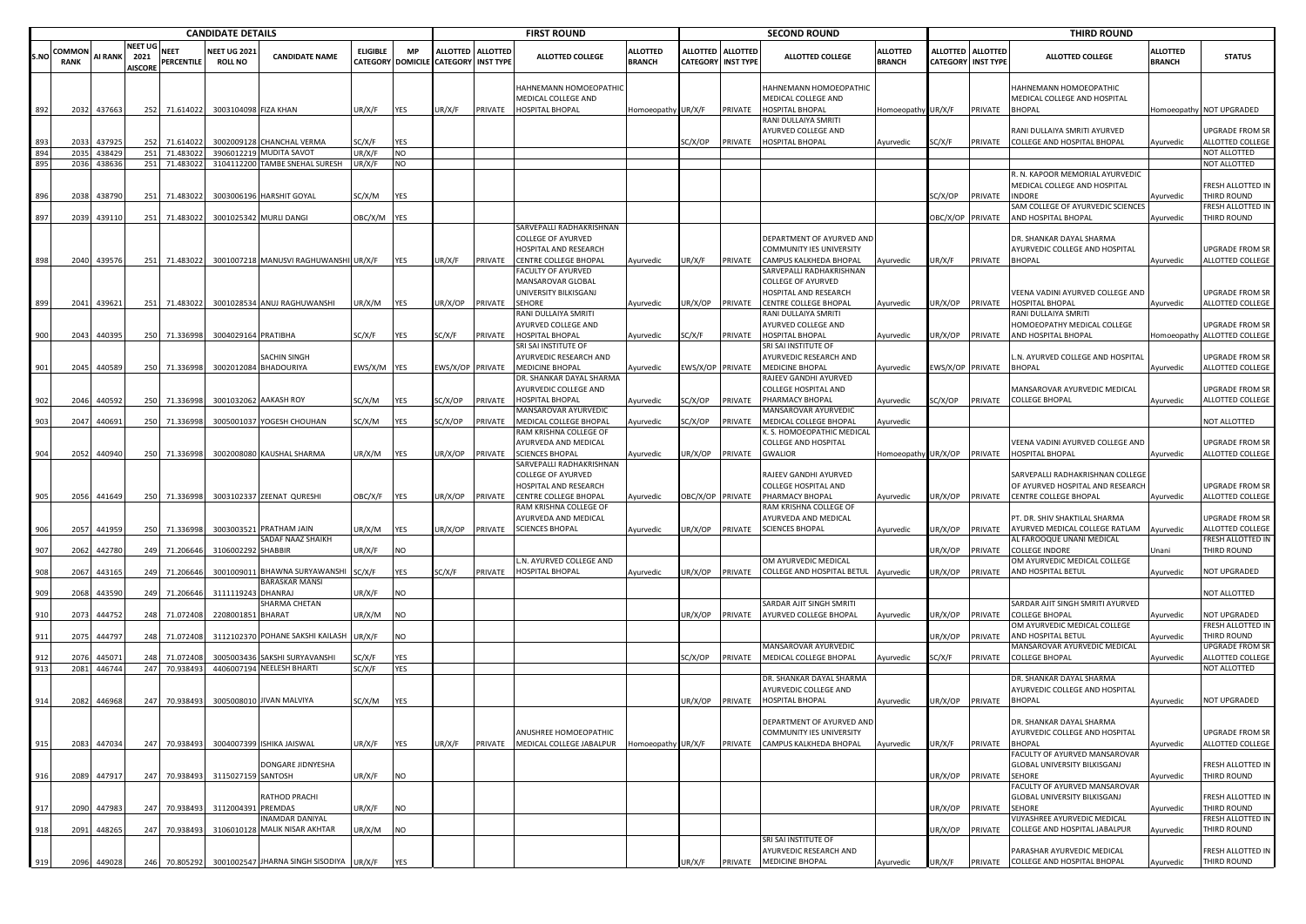| | CANDIDATE DETAILS | | | | | | | | | FIRST ROUND | | | | SECOND ROUND | | | | THIRD ROUND | | | | |
|---|---|---|---|---|---|---|---|---|---|---|---|---|---|---|---|---|---|---|---|---|---|---|
| S.NO | COMMON RANK | AI RANK | NEET UG 2021 AISCORE | NEET PERCENTILE | NEET UG 2021 ROLL NO | CANDIDATE NAME | ELIGIBLE CATEGORY | MP DOMICILE | ALLOTTED CATEGORY | ALLOTTED INST TYPE | ALLOTTED COLLEGE | ALLOTTED BRANCH | ALLOTTED CATEGORY | ALLOTTED INST TYPE | ALLOTTED COLLEGE | ALLOTTED BRANCH | ALLOTTED CATEGORY | ALLOTTED INST TYPE | ALLOTTED COLLEGE | ALLOTTED BRANCH | STATUS |
| 892 | 2032 | 437663 | 252 | 71.614022 | 3003104098 | FIZA KHAN | UR/X/F | YES | UR/X/F | PRIVATE | HAHNEMANN HOMOEOPATHIC MEDICAL COLLEGE AND HOSPITAL BHOPAL | Homoeopathy | UR/X/F | PRIVATE | HAHNEMANN HOMOEOPATHIC MEDICAL COLLEGE AND HOSPITAL BHOPAL | Homoeopathy | UR/X/F | PRIVATE | HAHNEMANN HOMOEOPATHIC MEDICAL COLLEGE AND HOSPITAL BHOPAL | Homoeopathy | NOT UPGRADED |
| 893 | 2033 | 437925 | 252 | 71.614022 | 3002009128 | CHANCHAL VERMA | SC/X/F | YES | | | | | SC/X/OP | PRIVATE | RANI DULLAIYA SMRITI AYURVED COLLEGE AND HOSPITAL BHOPAL | Ayurvedic | SC/X/F | PRIVATE | RANI DULLAIYA SMRITI AYURVED COLLEGE AND HOSPITAL BHOPAL | Ayurvedic | UPGRADE FROM SR ALLOTTED COLLEGE |
| 894 | 2035 | 438429 | 251 | 71.483022 | 3906012219 | MUDITA SAVOT | UR/X/F | NO | | | | | | | | | | | | | NOT ALLOTTED |
| 895 | 2036 | 438636 | 251 | 71.483022 | 3104112200 | TAMBE SNEHAL SURESH | UR/X/F | NO | | | | | | | | | | | | | NOT ALLOTTED |
| 896 | 2038 | 438790 | 251 | 71.483022 | 3003006196 | HARSHIT GOYAL | SC/X/M | YES | | | | | | | | | SC/X/OP | PRIVATE | R. N. KAPOOR MEMORIAL AYURVEDIC MEDICAL COLLEGE AND HOSPITAL INDORE | Ayurvedic | FRESH ALLOTTED IN THIRD ROUND |
| 897 | 2039 | 439110 | 251 | 71.483022 | 3001025342 | MURLI DANGI | OBC/X/M | YES | | | | | | | | | OBC/X/OP | PRIVATE | SAM COLLEGE OF AYURVEDIC SCIENCES AND HOSPITAL BHOPAL | Ayurvedic | FRESH ALLOTTED IN THIRD ROUND |
| 898 | 2040 | 439576 | 251 | 71.483022 | 3001007218 | MANUSVI RAGHUWANSHI | UR/X/F | YES | UR/X/F | PRIVATE | SARVEPALLI RADHAKRISHNAN COLLEGE OF AYURVED HOSPITAL AND RESEARCH CENTRE COLLEGE BHOPAL | Ayurvedic | UR/X/F | PRIVATE | DEPARTMENT OF AYURVED AND COMMUNITY IES UNIVERSITY CAMPUS KALKHEDA BHOPAL | Ayurvedic | UR/X/F | PRIVATE | DR. SHANKAR DAYAL SHARMA AYURVEDIC COLLEGE AND HOSPITAL BHOPAL | Ayurvedic | UPGRADE FROM SR ALLOTTED COLLEGE |
| 899 | 2041 | 439621 | 251 | 71.483022 | 3001028534 | ANUJ RAGHUWANSHI | UR/X/M | YES | UR/X/OP | PRIVATE | FACULTY OF AYURVED MANSAROVAR GLOBAL UNIVERSITY BILKISGANJ SEHORE | Ayurvedic | UR/X/OP | PRIVATE | SARVEPALLI RADHAKRISHNAN COLLEGE OF AYURVED HOSPITAL AND RESEARCH CENTRE COLLEGE BHOPAL | Ayurvedic | UR/X/OP | PRIVATE | VEENA VADINI AYURVED COLLEGE AND HOSPITAL BHOPAL | Ayurvedic | UPGRADE FROM SR ALLOTTED COLLEGE |
| 900 | 2043 | 440395 | 250 | 71.336998 | 3004029164 | PRATIBHA | SC/X/F | YES | SC/X/F | PRIVATE | RANI DULLAIYA SMRITI AYURVED COLLEGE AND HOSPITAL BHOPAL | Ayurvedic | SC/X/F | PRIVATE | RANI DULLAIYA SMRITI AYURVED COLLEGE AND HOSPITAL BHOPAL | Ayurvedic | UR/X/OP | PRIVATE | RANI DULLAIYA SMRITI HOMOEOPATHY MEDICAL COLLEGE AND HOSPITAL BHOPAL | Homoeopathy | UPGRADE FROM SR ALLOTTED COLLEGE |
| 901 | 2045 | 440589 | 250 | 71.336998 | 3002012084 | SACHIN SINGH BHADOURIYA | EWS/X/M | YES | EWS/X/OP | PRIVATE | SRI SAI INSTITUTE OF AYURVEDIC RESEARCH AND MEDICINE BHOPAL | Ayurvedic | EWS/X/OP | PRIVATE | SRI SAI INSTITUTE OF AYURVEDIC RESEARCH AND MEDICINE BHOPAL | Ayurvedic | EWS/X/OP | PRIVATE | L.N. AYURVED COLLEGE AND HOSPITAL BHOPAL | Ayurvedic | UPGRADE FROM SR ALLOTTED COLLEGE |
| 902 | 2046 | 440592 | 250 | 71.336998 | 3001032062 | AAKASH ROY | SC/X/M | YES | SC/X/OP | PRIVATE | DR. SHANKAR DAYAL SHARMA AYURVEDIC COLLEGE AND HOSPITAL BHOPAL | Ayurvedic | SC/X/OP | PRIVATE | RAJEEV GANDHI AYURVED COLLEGE HOSPITAL AND PHARMACY BHOPAL | Ayurvedic | SC/X/OP | PRIVATE | MANSAROVAR AYURVEDIC MEDICAL COLLEGE BHOPAL | Ayurvedic | UPGRADE FROM SR ALLOTTED COLLEGE |
| 903 | 2047 | 440691 | 250 | 71.336998 | 3005001037 | YOGESH CHOUHAN | SC/X/M | YES | SC/X/OP | PRIVATE | MANSAROVAR AYURVEDIC MEDICAL COLLEGE BHOPAL | Ayurvedic | SC/X/OP | PRIVATE | MANSAROVAR AYURVEDIC MEDICAL COLLEGE BHOPAL | Ayurvedic | | | | | NOT ALLOTTED |
| 904 | 2052 | 440940 | 250 | 71.336998 | 3002008080 | KAUSHAL SHARMA | UR/X/M | YES | UR/X/OP | PRIVATE | RAM KRISHNA COLLEGE OF AYURVEDA AND MEDICAL SCIENCES BHOPAL | Ayurvedic | UR/X/OP | PRIVATE | K. S. HOMOEOPATHIC MEDICAL COLLEGE AND HOSPITAL GWALIOR | Homoeopathy | UR/X/OP | PRIVATE | VEENA VADINI AYURVED COLLEGE AND HOSPITAL BHOPAL | Ayurvedic | UPGRADE FROM SR ALLOTTED COLLEGE |
| 905 | 2056 | 441649 | 250 | 71.336998 | 3003102337 | ZEENAT QURESHI | OBC/X/F | YES | UR/X/OP | PRIVATE | SARVEPALLI RADHAKRISHNAN COLLEGE OF AYURVED HOSPITAL AND RESEARCH CENTRE COLLEGE BHOPAL | Ayurvedic | OBC/X/OP | PRIVATE | RAJEEV GANDHI AYURVED COLLEGE HOSPITAL AND PHARMACY BHOPAL | Ayurvedic | UR/X/OP | PRIVATE | SARVEPALLI RADHAKRISHNAN COLLEGE OF AYURVED HOSPITAL AND RESEARCH CENTRE COLLEGE BHOPAL | Ayurvedic | UPGRADE FROM SR ALLOTTED COLLEGE |
| 906 | 2057 | 441959 | 250 | 71.336998 | 3003003521 | PRATHAM JAIN | UR/X/M | YES | UR/X/OP | PRIVATE | RAM KRISHNA COLLEGE OF AYURVEDA AND MEDICAL SCIENCES BHOPAL | Ayurvedic | UR/X/OP | PRIVATE | RAM KRISHNA COLLEGE OF AYURVEDA AND MEDICAL SCIENCES BHOPAL | Ayurvedic | UR/X/OP | PRIVATE | PT. DR. SHIV SHAKTILAL SHARMA AYURVED MEDICAL COLLEGE RATLAM | Ayurvedic | UPGRADE FROM SR ALLOTTED COLLEGE |
| 907 | 2062 | 442780 | 249 | 71.206646 | 3106022292 | SADAF NAAZ SHAIKH SHABBIR | UR/X/F | NO | | | | | | | | | UR/X/OP | PRIVATE | AL FAROOQUE UNANI MEDICAL COLLEGE INDORE | Unani | FRESH ALLOTTED IN THIRD ROUND |
| 908 | 2067 | 443165 | 249 | 71.206646 | 3001009011 | BHAWNA SURYAWANSHI | SC/X/F | YES | SC/X/F | PRIVATE | L.N. AYURVED COLLEGE AND HOSPITAL BHOPAL | Ayurvedic | UR/X/OP | PRIVATE | OM AYURVEDIC MEDICAL COLLEGE AND HOSPITAL BETUL | Ayurvedic | UR/X/OP | PRIVATE | OM AYURVEDIC MEDICAL COLLEGE AND HOSPITAL BETUL | Ayurvedic | NOT UPGRADED |
| 909 | 2068 | 443590 | 249 | 71.206646 | 3111119243 | BARASKAR MANSI DHANRAJ | UR/X/F | NO | | | | | | | | | | | | | NOT ALLOTTED |
| 910 | 2073 | 444752 | 248 | 71.072408 | 2208001851 | SHARMA CHETAN BHARAT | UR/X/M | NO | | | | | UR/X/OP | PRIVATE | SARDAR AJIT SINGH SMRITI AYURVED COLLEGE BHOPAL | Ayurvedic | UR/X/OP | PRIVATE | SARDAR AJIT SINGH SMRITI AYURVED COLLEGE BHOPAL | Ayurvedic | NOT UPGRADED |
| 911 | 2075 | 444797 | 248 | 71.072408 | 3112102370 | POHANE SAKSHI KAILASH | UR/X/F | NO | | | | | | | | | UR/X/OP | PRIVATE | OM AYURVEDIC MEDICAL COLLEGE AND HOSPITAL BETUL | Ayurvedic | FRESH ALLOTTED IN THIRD ROUND |
| 912 | 2076 | 445071 | 248 | 71.072408 | 3005003436 | SAKSHI SURYAVANSHI | SC/X/F | YES | | | | | SC/X/OP | PRIVATE | MANSAROVAR AYURVEDIC MEDICAL COLLEGE BHOPAL | Ayurvedic | SC/X/F | PRIVATE | MANSAROVAR AYURVEDIC MEDICAL COLLEGE BHOPAL | Ayurvedic | UPGRADE FROM SR ALLOTTED COLLEGE |
| 913 | 2081 | 446744 | 247 | 70.938493 | 4406007194 | NEELESH BHARTI | SC/X/F | YES | | | | | | | | | | | | | NOT ALLOTTED |
| 914 | 2082 | 446968 | 247 | 70.938493 | 3005008010 | JIVAN MALVIYA | SC/X/M | YES | | | | | UR/X/OP | PRIVATE | DR. SHANKAR DAYAL SHARMA AYURVEDIC COLLEGE AND HOSPITAL BHOPAL | Ayurvedic | UR/X/OP | PRIVATE | DR. SHANKAR DAYAL SHARMA AYURVEDIC COLLEGE AND HOSPITAL BHOPAL | Ayurvedic | NOT UPGRADED |
| 915 | 2083 | 447034 | 247 | 70.938493 | 3004007399 | ISHIKA JAISWAL | UR/X/F | YES | UR/X/F | PRIVATE | ANUSHREE HOMOEOPATHIC MEDICAL COLLEGE JABALPUR | Homoeopathy | UR/X/F | PRIVATE | DEPARTMENT OF AYURVED AND COMMUNITY IES UNIVERSITY CAMPUS KALKHEDA BHOPAL | Ayurvedic | UR/X/F | PRIVATE | DR. SHANKAR DAYAL SHARMA AYURVEDIC COLLEGE AND HOSPITAL BHOPAL | Ayurvedic | UPGRADE FROM SR ALLOTTED COLLEGE |
| 916 | 2089 | 447917 | 247 | 70.938493 | 3115027159 | DONGARE JIDNYESHA SANTOSH | UR/X/F | NO | | | | | | | | | UR/X/OP | PRIVATE | FACULTY OF AYURVED MANSAROVAR GLOBAL UNIVERSITY BILKISGANJ SEHORE | Ayurvedic | FRESH ALLOTTED IN THIRD ROUND |
| 917 | 2090 | 447983 | 247 | 70.938493 | 3112004391 | RATHOD PRACHI PREMDAS | UR/X/F | NO | | | | | | | | | UR/X/OP | PRIVATE | FACULTY OF AYURVED MANSAROVAR GLOBAL UNIVERSITY BILKISGANJ SEHORE | Ayurvedic | FRESH ALLOTTED IN THIRD ROUND |
| 918 | 2091 | 448265 | 247 | 70.938493 | 3106010128 | INAMDAR DANIYAL MALIK NISAR AKHTAR | UR/X/M | NO | | | | | | | | | UR/X/OP | PRIVATE | VIJYASHREE AYURVEDIC MEDICAL COLLEGE AND HOSPITAL JABALPUR | Ayurvedic | FRESH ALLOTTED IN THIRD ROUND |
| 919 | 2096 | 449028 | 246 | 70.805292 | 3001002547 | JHARNA SINGH SISODIYA | UR/X/F | YES | | | | | UR/X/F | PRIVATE | SRI SAI INSTITUTE OF AYURVEDIC RESEARCH AND MEDICINE BHOPAL | Ayurvedic | UR/X/F | PRIVATE | PARASHAR AYURVEDIC MEDICAL COLLEGE AND HOSPITAL BHOPAL | Ayurvedic | FRESH ALLOTTED IN THIRD ROUND |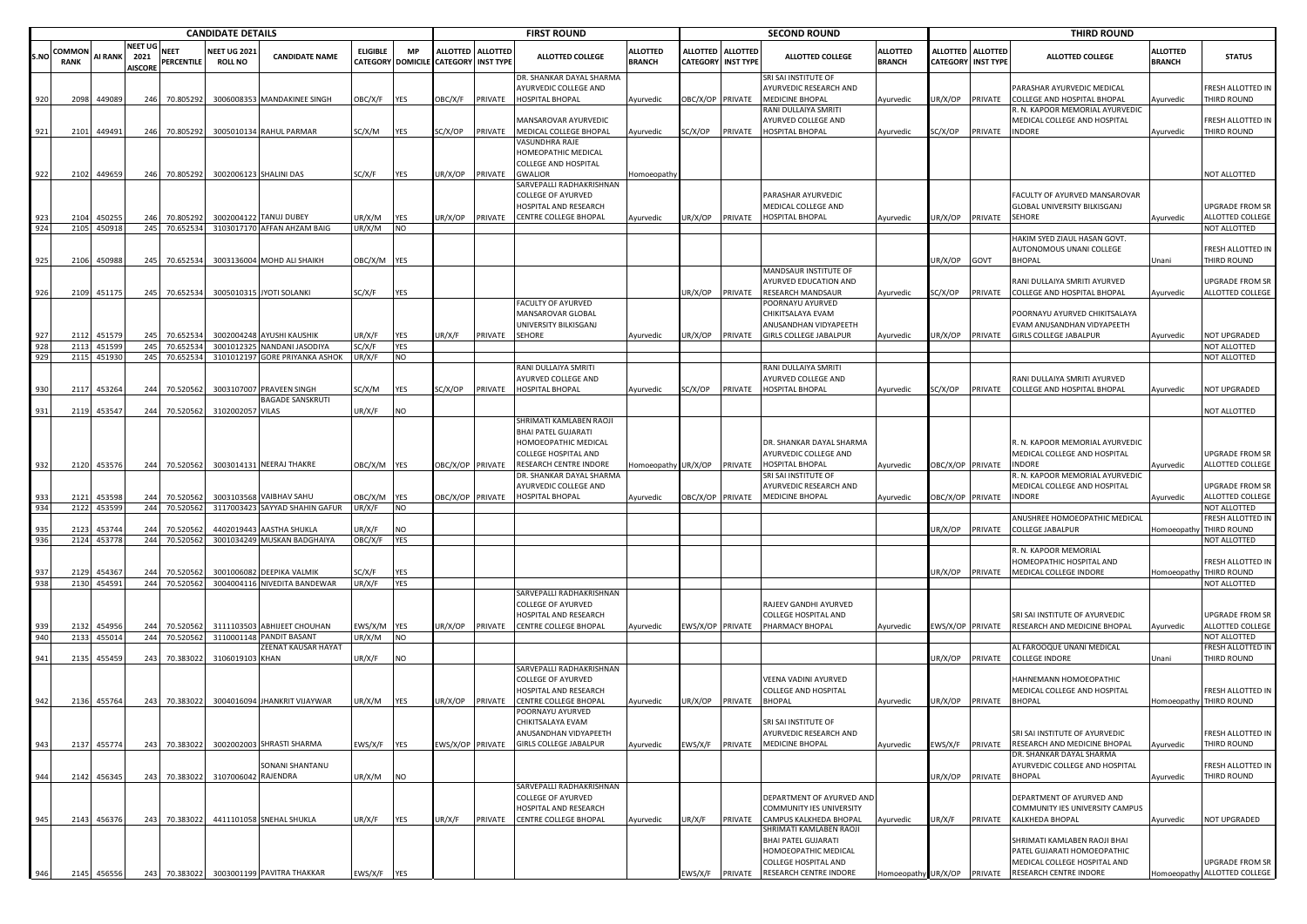| CANDIDATE DETAILS | | | | | | | | FIRST ROUND | | | | | SECOND ROUND | | | | | THIRD ROUND | | | | | |
|---|---|---|---|---|---|---|---|---|---|---|---|---|---|---|---|---|---|---|---|---|---|---|---|
| S.NO | COMMON RANK | AI RANK | NEET UG 2021 AISCORE | NEET PERCENTILE | NEET UG 2021 ROLL NO | CANDIDATE NAME | ELIGIBLE CATEGORY | MP DOMICILE | ALLOTTED CATEGORY | ALLOTTED INST TYPE | ALLOTTED COLLEGE | ALLOTTED BRANCH | ALLOTTED CATEGORY | ALLOTTED INST TYPE | ALLOTTED COLLEGE | ALLOTTED BRANCH | ALLOTTED CATEGORY | ALLOTTED INST TYPE | ALLOTTED COLLEGE | ALLOTTED BRANCH | STATUS |
| 920 | 2098 | 449089 | 246 | 70.805292 | 3006008353 | MANDAKINEE SINGH | OBC/X/F | YES | OBC/X/F | PRIVATE | DR. SHANKAR DAYAL SHARMA AYURVEDIC COLLEGE AND HOSPITAL BHOPAL | Ayurvedic | OBC/X/OP | PRIVATE | SRI SAI INSTITUTE OF AYURVEDIC RESEARCH AND MEDICINE BHOPAL | Ayurvedic | UR/X/OP | PRIVATE | PARASHAR AYURVEDIC MEDICAL COLLEGE AND HOSPITAL BHOPAL | Ayurvedic | FRESH ALLOTTED IN THIRD ROUND |
| 921 | 2101 | 449491 | 246 | 70.805292 | 3005010134 | RAHUL PARMAR | SC/X/M | YES | SC/X/OP | PRIVATE | MANSAROVAR AYURVEDIC MEDICAL COLLEGE BHOPAL | Ayurvedic | SC/X/OP | PRIVATE | RANI DULLAIYA SMRITI AYURVED COLLEGE AND HOSPITAL BHOPAL | Ayurvedic | SC/X/OP | PRIVATE | R. N. KAPOOR MEMORIAL AYURVEDIC MEDICAL COLLEGE AND HOSPITAL INDORE | Ayurvedic | FRESH ALLOTTED IN THIRD ROUND |
| 922 | 2102 | 449659 | 246 | 70.805292 | 3002006123 | SHALINI DAS | SC/X/F | YES | UR/X/OP | PRIVATE | VASUNDHRA RAJE HOMEOPATHIC MEDICAL COLLEGE AND HOSPITAL GWALIOR | Homoeopathy | | | | | | | | | NOT ALLOTTED |
| 923 | 2104 | 450255 | 246 | 70.805292 | 3002004122 | TANUJ DUBEY | UR/X/M | YES | UR/X/OP | PRIVATE | SARVEPALLI RADHAKRISHNAN COLLEGE OF AYURVED HOSPITAL AND RESEARCH CENTRE COLLEGE BHOPAL | Ayurvedic | UR/X/OP | PRIVATE | PARASHAR AYURVEDIC MEDICAL COLLEGE AND HOSPITAL BHOPAL | Ayurvedic | UR/X/OP | PRIVATE | FACULTY OF AYURVED MANSAROVAR GLOBAL UNIVERSITY BILKISGANJ SEHORE | Ayurvedic | UPGRADE FROM SR ALLOTTED COLLEGE |
| 924 | 2105 | 450918 | 245 | 70.652534 | 3103017170 | AFFAN AHZAM BAIG | UR/X/M | NO | | | | | | | | | | | | | NOT ALLOTTED |
| 925 | 2106 | 450988 | 245 | 70.652534 | 3003136004 | MOHD ALI SHAIKH | OBC/X/M | YES | | | | | | | | | UR/X/OP | GOVT | HAKIM SYED ZIAUL HASAN GOVT. AUTONOMOUS UNANI COLLEGE BHOPAL | Unani | FRESH ALLOTTED IN THIRD ROUND |
| 926 | 2109 | 451175 | 245 | 70.652534 | 3005010315 | JYOTI SOLANKI | SC/X/F | YES | | | | | UR/X/OP | PRIVATE | MANDSAUR INSTITUTE OF AYURVED EDUCATION AND RESEARCH MANDSAUR | Ayurvedic | SC/X/OP | PRIVATE | RANI DULLAIYA SMRITI AYURVED COLLEGE AND HOSPITAL BHOPAL | Ayurvedic | UPGRADE FROM SR ALLOTTED COLLEGE |
| 927 | 2112 | 451579 | 245 | 70.652534 | 3002004248 | AYUSHI KAUSHIK | UR/X/F | YES | UR/X/F | PRIVATE | FACULTY OF AYURVED MANSAROVAR GLOBAL UNIVERSITY BILKISGANJ SEHORE | Ayurvedic | UR/X/OP | PRIVATE | POORNAYU AYURVED CHIKITSALAYA EVAM ANUSANDHAN VIDYAPEETH GIRLS COLLEGE JABALPUR | Ayurvedic | UR/X/OP | PRIVATE | POORNAYU AYURVED CHIKITSALAYA EVAM ANUSANDHAN VIDYAPEETH GIRLS COLLEGE JABALPUR | Ayurvedic | NOT UPGRADED |
| 928 | 2113 | 451599 | 245 | 70.652534 | 3001012325 | NANDANI JASODIYA | SC/X/F | YES | | | | | | | | | | | | | NOT ALLOTTED |
| 929 | 2115 | 451930 | 245 | 70.652534 | 3101012197 | GORE PRIYANKA ASHOK | UR/X/F | NO | | | | | | | | | | | | | NOT ALLOTTED |
| 930 | 2117 | 453264 | 244 | 70.520562 | 3003107007 | PRAVEEN SINGH | SC/X/M | YES | SC/X/OP | PRIVATE | RANI DULLAIYA SMRITI AYURVED COLLEGE AND HOSPITAL BHOPAL | Ayurvedic | SC/X/OP | PRIVATE | RANI DULLAIYA SMRITI AYURVED COLLEGE AND HOSPITAL BHOPAL | Ayurvedic | SC/X/OP | PRIVATE | RANI DULLAIYA SMRITI AYURVED COLLEGE AND HOSPITAL BHOPAL | Ayurvedic | NOT UPGRADED |
| 931 | 2119 | 453547 | 244 | 70.520562 | 3102002057 | BAGADE SANSKRUTI VILAS | UR/X/F | NO | | | | | | | | | | | | | NOT ALLOTTED |
| 932 | 2120 | 453576 | 244 | 70.520562 | 3003014131 | NEERAJ THAKRE | OBC/X/M | YES | OBC/X/OP | PRIVATE | SHRIMATI KAMLABEN RAOJI BHAI PATEL GUJARATI HOMOEOPATHIC MEDICAL COLLEGE HOSPITAL AND RESEARCH CENTRE INDORE | Homoeopathy | UR/X/OP | PRIVATE | DR. SHANKAR DAYAL SHARMA AYURVEDIC COLLEGE AND HOSPITAL BHOPAL | Ayurvedic | OBC/X/OP | PRIVATE | R. N. KAPOOR MEMORIAL AYURVEDIC MEDICAL COLLEGE AND HOSPITAL INDORE | Ayurvedic | UPGRADE FROM SR ALLOTTED COLLEGE |
| 933 | 2121 | 453598 | 244 | 70.520562 | 3003103568 | VAIBHAV SAHU | OBC/X/M | YES | OBC/X/OP | PRIVATE | DR. SHANKAR DAYAL SHARMA AYURVEDIC COLLEGE AND HOSPITAL BHOPAL | Ayurvedic | OBC/X/OP | PRIVATE | SRI SAI INSTITUTE OF AYURVEDIC RESEARCH AND MEDICINE BHOPAL | Ayurvedic | OBC/X/OP | PRIVATE | R. N. KAPOOR MEMORIAL AYURVEDIC MEDICAL COLLEGE AND HOSPITAL INDORE | Ayurvedic | UPGRADE FROM SR ALLOTTED COLLEGE |
| 934 | 2122 | 453599 | 244 | 70.520562 | 3117003423 | SAYYAD SHAHIN GAFUR | UR/X/F | NO | | | | | | | | | | | | | NOT ALLOTTED |
| 935 | 2123 | 453744 | 244 | 70.520562 | 4402019443 | AASTHA SHUKLA | UR/X/F | NO | | | | | | | | | UR/X/OP | PRIVATE | ANUSHREE HOMOEOPATHIC MEDICAL COLLEGE JABALPUR | Homoeopathy | FRESH ALLOTTED IN THIRD ROUND |
| 936 | 2124 | 453778 | 244 | 70.520562 | 3001034249 | MUSKAN BADGHAIYA | OBC/X/F | YES | | | | | | | | | | | | | NOT ALLOTTED |
| 937 | 2129 | 454367 | 244 | 70.520562 | 3001006082 | DEEPIKA VALMIK | SC/X/F | YES | | | | | | | | | UR/X/OP | PRIVATE | R. N. KAPOOR MEMORIAL HOMEOPATHIC HOSPITAL AND MEDICAL COLLEGE INDORE | Homoeopathy | FRESH ALLOTTED IN THIRD ROUND |
| 938 | 2130 | 454591 | 244 | 70.520562 | 3004004116 | NIVEDITA BANDEWAR | UR/X/F | YES | | | | | | | | | | | | | NOT ALLOTTED |
| 939 | 2132 | 454956 | 244 | 70.520562 | 3111103503 | ABHIJEET CHOUHAN | EWS/X/M | YES | UR/X/OP | PRIVATE | SARVEPALLI RADHAKRISHNAN COLLEGE OF AYURVED HOSPITAL AND RESEARCH CENTRE COLLEGE BHOPAL | Ayurvedic | EWS/X/OP | PRIVATE | RAJEEV GANDHI AYURVED COLLEGE HOSPITAL AND PHARMACY BHOPAL | Ayurvedic | EWS/X/OP | PRIVATE | SRI SAI INSTITUTE OF AYURVEDIC RESEARCH AND MEDICINE BHOPAL | Ayurvedic | UPGRADE FROM SR ALLOTTED COLLEGE |
| 940 | 2133 | 455014 | 244 | 70.520562 | 3110001148 | PANDIT BASANT | UR/X/M | NO | | | | | | | | | | | | | NOT ALLOTTED |
| 941 | 2135 | 455459 | 243 | 70.383022 | 3106019103 | ZEENAT KAUSAR HAYAT KHAN | UR/X/F | NO | | | | | | | | | UR/X/OP | PRIVATE | AL FAROOQUE UNANI MEDICAL COLLEGE INDORE | Unani | FRESH ALLOTTED IN THIRD ROUND |
| 942 | 2136 | 455764 | 243 | 70.383022 | 3004016094 | JHANKRIT VIJAYWAR | UR/X/M | YES | UR/X/OP | PRIVATE | SARVEPALLI RADHAKRISHNAN COLLEGE OF AYURVED HOSPITAL AND RESEARCH CENTRE COLLEGE BHOPAL | Ayurvedic | UR/X/OP | PRIVATE | VEENA VADINI AYURVED COLLEGE AND HOSPITAL BHOPAL | Ayurvedic | UR/X/OP | PRIVATE | HAHNEMANN HOMOEOPATHIC MEDICAL COLLEGE AND HOSPITAL BHOPAL | Homoeopathy | FRESH ALLOTTED IN THIRD ROUND |
| 943 | 2137 | 455774 | 243 | 70.383022 | 3002002003 | SHRASTI SHARMA | EWS/X/F | YES | EWS/X/OP | PRIVATE | POORNAYU AYURVED CHIKITSALAYA EVAM ANUSANDHAN VIDYAPEETH GIRLS COLLEGE JABALPUR | Ayurvedic | EWS/X/F | PRIVATE | SRI SAI INSTITUTE OF AYURVEDIC RESEARCH AND MEDICINE BHOPAL | Ayurvedic | EWS/X/F | PRIVATE | SRI SAI INSTITUTE OF AYURVEDIC RESEARCH AND MEDICINE BHOPAL | Ayurvedic | FRESH ALLOTTED IN THIRD ROUND |
| 944 | 2142 | 456345 | 243 | 70.383022 | 3107006042 | SONANI SHANTANU RAJENDRA | UR/X/M | NO | | | | | | | | | UR/X/OP | PRIVATE | DR. SHANKAR DAYAL SHARMA AYURVEDIC COLLEGE AND HOSPITAL BHOPAL | Ayurvedic | FRESH ALLOTTED IN THIRD ROUND |
| 945 | 2143 | 456376 | 243 | 70.383022 | 4411101058 | SNEHAL SHUKLA | UR/X/F | YES | UR/X/F | PRIVATE | SARVEPALLI RADHAKRISHNAN COLLEGE OF AYURVED HOSPITAL AND RESEARCH CENTRE COLLEGE BHOPAL | Ayurvedic | UR/X/F | PRIVATE | DEPARTMENT OF AYURVED AND COMMUNITY IES UNIVERSITY CAMPUS KALKHEDA BHOPAL | Ayurvedic | UR/X/F | PRIVATE | DEPARTMENT OF AYURVED AND COMMUNITY IES UNIVERSITY CAMPUS KALKHEDA BHOPAL | Ayurvedic | NOT UPGRADED |
| 946 | 2145 | 456556 | 243 | 70.383022 | 3003001199 | PAVITRA THAKKAR | EWS/X/F | YES | | | | | EWS/X/F | PRIVATE | SHRIMATI KAMLABEN RAOJI BHAI PATEL GUJARATI HOMOEOPATHIC MEDICAL COLLEGE HOSPITAL AND RESEARCH CENTRE INDORE | Homoeopathy | UR/X/OP | PRIVATE | SHRIMATI KAMLABEN RAOJI BHAI PATEL GUJARATI HOMOEOPATHIC MEDICAL COLLEGE HOSPITAL AND RESEARCH CENTRE INDORE | Homoeopathy | UPGRADE FROM SR ALLOTTED COLLEGE |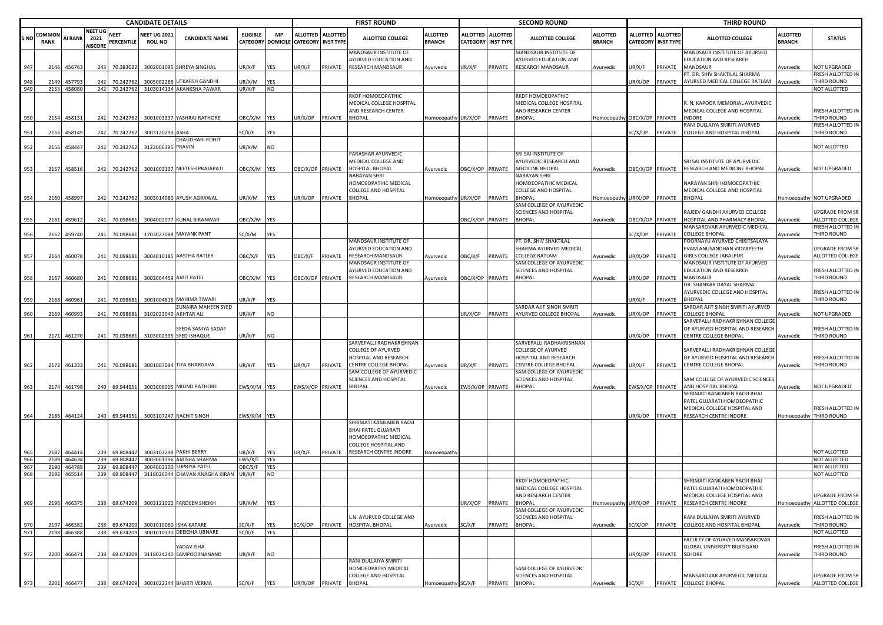| CANDIDATE DETAILS | | | | | | | | | FIRST ROUND | | | | SECOND ROUND | | | | THIRD ROUND | | | | |
|---|---|---|---|---|---|---|---|---|---|---|---|---|---|---|---|---|---|---|---|---|---|
| S.NO | COMMON RANK | AI RANK | NEET UG 2021 AISCORE | NEET PERCENTILE | NEET UG 2021 ROLL NO | CANDIDATE NAME | ELIGIBLE CATEGORY | MP DOMICILE | ALLOTTED CATEGORY | ALLOTTED INST TYPE | ALLOTTED COLLEGE | ALLOTTED BRANCH | ALLOTTED CATEGORY | ALLOTTED INST TYPE | ALLOTTED COLLEGE | ALLOTTED BRANCH | ALLOTTED CATEGORY | ALLOTTED INST TYPE | ALLOTTED COLLEGE | ALLOTTED BRANCH | STATUS |
| 947 | 2146 | 456763 | 243 | 70.383022 | 3002001095 | SHREYA SINGHAL | UR/X/F | YES | UR/X/F | PRIVATE | MANDSAUR INSTITUTE OF AYURVED EDUCATION AND RESEARCH MANDSAUR | Ayurvedic | UR/X/F | PRIVATE | MANDSAUR INSTITUTE OF AYURVED EDUCATION AND RESEARCH MANDSAUR | Ayurvedic | UR/X/F | PRIVATE | MANDSAUR INSTITUTE OF AYURVED EDUCATION AND RESEARCH MANDSAUR | Ayurvedic | NOT UPGRADED |
| 948 | 2149 | 457793 | 242 | 70.242762 | 3005002286 | UTKARSH GANDHI | UR/X/M | YES | | | | | | | | | UR/X/OP | PRIVATE | PT. DR. SHIV SHAKTILAL SHARMA AYURVED MEDICAL COLLEGE RATLAM | Ayurvedic | FRESH ALLOTTED IN THIRD ROUND |
| 949 | 2153 | 458080 | 242 | 70.242762 | 3103014134 | AKANKSHA PAWAR | UR/X/F | NO | | | | | | | | | | | | | NOT ALLOTTED |
| 950 | 2154 | 458131 | 242 | 70.242762 | 3001003337 | YASHRAJ RATHORE | OBC/X/M | YES | UR/X/OP | PRIVATE | RKDF HOMOEOPATHIC MEDICAL COLLEGE HOSPITAL AND RESEARCH CENTER BHOPAL | Homoeopathy | UR/X/OP | PRIVATE | RKDF HOMOEOPATHIC MEDICAL COLLEGE HOSPITAL AND RESEARCH CENTER BHOPAL | Homoeopathy | OBC/X/OP | PRIVATE | R. N. KAPOOR MEMORIAL AYURVEDIC MEDICAL COLLEGE AND HOSPITAL INDORE | Ayurvedic | FRESH ALLOTTED IN THIRD ROUND |
| 951 | 2155 | 458149 | 242 | 70.242762 | 3003120293 | ASHA | SC/X/F | YES | | | | | | | | | SC/X/OP | PRIVATE | RANI DULLAIYA SMRITI AYURVED COLLEGE AND HOSPITAL BHOPAL | Ayurvedic | FRESH ALLOTTED IN THIRD ROUND |
| 952 | 2156 | 458447 | 242 | 70.242762 | 3122006395 | CHAUDHARI ROHIT PRAVIN | UR/X/M | NO | | | | | | | | | | | | | NOT ALLOTTED |
| 953 | 2157 | 458516 | 242 | 70.242762 | 3001003137 | NEETESH PRAJAPATI | OBC/X/M | YES | OBC/X/OP | PRIVATE | PARASHAR AYURVEDIC MEDICAL COLLEGE AND HOSPITAL BHOPAL | Ayurvedic | OBC/X/OP | PRIVATE | SRI SAI INSTITUTE OF AYURVEDIC RESEARCH AND MEDICINE BHOPAL | Ayurvedic | OBC/X/OP | PRIVATE | SRI SAI INSTITUTE OF AYURVEDIC RESEARCH AND MEDICINE BHOPAL | Ayurvedic | NOT UPGRADED |
| 954 | 2160 | 458997 | 242 | 70.242762 | 3003014080 | AYUSH AGRAWAL | UR/X/M | YES | UR/X/OP | PRIVATE | NARAYAN SHRI HOMOEOPATHIC MEDICAL COLLEGE AND HOSPITAL BHOPAL | Homoeopathy | UR/X/OP | PRIVATE | NARAYAN SHRI HOMOEOPATHIC MEDICAL COLLEGE AND HOSPITAL BHOPAL | Homoeopathy | UR/X/OP | PRIVATE | NARAYAN SHRI HOMOEOPATHIC MEDICAL COLLEGE AND HOSPITAL BHOPAL | Homoeopathy | NOT UPGRADED |
| 955 | 2161 | 459612 | 241 | 70.098681 | 3004002077 | KUNAL BIRANWAR | OBC/X/M | YES | | | | | OBC/X/OP | PRIVATE | SAM COLLEGE OF AYURVEDIC SCIENCES AND HOSPITAL BHOPAL | Ayurvedic | OBC/X/OP | PRIVATE | RAJEEV GANDHI AYURVED COLLEGE HOSPITAL AND PHARMACY BHOPAL | Ayurvedic | UPGRADE FROM SR ALLOTTED COLLEGE |
| 956 | 2162 | 459740 | 241 | 70.098681 | 1703027088 | MAYANK PANT | SC/X/M | YES | | | | | | | | | SC/X/OP | PRIVATE | MANSAROVAR AYURVEDIC MEDICAL COLLEGE BHOPAL | Ayurvedic | FRESH ALLOTTED IN THIRD ROUND |
| 957 | 2164 | 460070 | 241 | 70.098681 | 3004010185 | AASTHA RATLEY | OBC/X/F | YES | OBC/X/F | PRIVATE | MANDSAUR INSTITUTE OF AYURVED EDUCATION AND RESEARCH MANDSAUR | Ayurvedic | OBC/X/F | PRIVATE | PT. DR. SHIV SHAKTILAL SHARMA AYURVED MEDICAL COLLEGE RATLAM | Ayurvedic | UR/X/OP | PRIVATE | POORNAYU AYURVED CHIKITSALAYA EVAM ANUSANDHAN VIDYAPEETH GIRLS COLLEGE JABALPUR | Ayurvedic | UPGRADE FROM SR ALLOTTED COLLEGE |
| 958 | 2167 | 460680 | 241 | 70.098681 | 3003004459 | AMIT PATEL | OBC/X/M | YES | OBC/X/OP | PRIVATE | MANDSAUR INSTITUTE OF AYURVED EDUCATION AND RESEARCH MANDSAUR | Ayurvedic | OBC/X/OP | PRIVATE | SAM COLLEGE OF AYURVEDIC SCIENCES AND HOSPITAL BHOPAL | Ayurvedic | UR/X/OP | PRIVATE | MANDSAUR INSTITUTE OF AYURVED EDUCATION AND RESEARCH MANDSAUR | Ayurvedic | FRESH ALLOTTED IN THIRD ROUND |
| 959 | 2168 | 460961 | 241 | 70.098681 | 3001004615 | MAHIMA TIWARI | UR/X/F | YES | | | | | | | | | UR/X/F | PRIVATE | DR. SHANKAR DAYAL SHARMA AYURVEDIC COLLEGE AND HOSPITAL BHOPAL | Ayurvedic | FRESH ALLOTTED IN THIRD ROUND |
| 960 | 2169 | 460993 | 241 | 70.098681 | 3102023040 | ZUNAIRA MAHEEN SYED AKHTAR ALI | UR/X/F | NO | | | | | UR/X/OP | PRIVATE | SARDAR AJIT SINGH SMRITI AYURVED COLLEGE BHOPAL | Ayurvedic | UR/X/OP | PRIVATE | SARDAR AJIT SINGH SMRITI AYURVED COLLEGE BHOPAL | Ayurvedic | NOT UPGRADED |
| 961 | 2171 | 461270 | 241 | 70.098681 | 3103002395 | SYEDA SANIYA SADAF SYED ISHAQUE | UR/X/F | NO | | | | | | | | | UR/X/OP | PRIVATE | SARVEPALLI RADHAKRISHNAN COLLEGE OF AYURVED HOSPITAL AND RESEARCH CENTRE COLLEGE BHOPAL | Ayurvedic | FRESH ALLOTTED IN THIRD ROUND |
| 962 | 2172 | 461333 | 241 | 70.098681 | 3001007094 | TIYA BHARGAVA | UR/X/F | YES | UR/X/F | PRIVATE | SARVEPALLI RADHAKRISHNAN COLLEGE OF AYURVED HOSPITAL AND RESEARCH CENTRE COLLEGE BHOPAL | Ayurvedic | UR/X/F | PRIVATE | SARVEPALLI RADHAKRISHNAN COLLEGE OF AYURVED HOSPITAL AND RESEARCH CENTRE COLLEGE BHOPAL | Ayurvedic | UR/X/F | PRIVATE | SARVEPALLI RADHAKRISHNAN COLLEGE OF AYURVED HOSPITAL AND RESEARCH CENTRE COLLEGE BHOPAL | Ayurvedic | FRESH ALLOTTED IN THIRD ROUND |
| 963 | 2174 | 461798 | 240 | 69.944951 | 3003006005 | MILIND RATHORE | EWS/X/M | YES | EWS/X/OP | PRIVATE | SAM COLLEGE OF AYURVEDIC SCIENCES AND HOSPITAL BHOPAL | Ayurvedic | EWS/X/OP | PRIVATE | SAM COLLEGE OF AYURVEDIC SCIENCES AND HOSPITAL BHOPAL | Ayurvedic | EWS/X/OP | PRIVATE | SAM COLLEGE OF AYURVEDIC SCIENCES AND HOSPITAL BHOPAL | Ayurvedic | NOT UPGRADED |
| 964 | 2186 | 464124 | 240 | 69.944951 | 3003107247 | RACHIT SINGH | EWS/X/M | YES | | | | | | | | | UR/X/OP | PRIVATE | SHRIMATI KAMLABEN RAOJI BHAI PATEL GUJARATI HOMOEOPATHIC MEDICAL COLLEGE HOSPITAL AND RESEARCH CENTRE INDORE | Homoeopathy | FRESH ALLOTTED IN THIRD ROUND |
| 965 | 2187 | 464414 | 239 | 69.808447 | 3003103299 | PAKHI BERRY | UR/X/F | YES | UR/X/F | PRIVATE | SHRIMATI KAMLABEN RAOJI BHAI PATEL GUJARATI HOMOEOPATHIC MEDICAL COLLEGE HOSPITAL AND RESEARCH CENTRE INDORE | Homoeopathy | | | | | | | | | NOT ALLOTTED |
| 966 | 2189 | 464634 | 239 | 69.808447 | 3003001396 | AMISHA SHARMA | EWS/X/F | YES | | | | | | | | | | | | | NOT ALLOTTED |
| 967 | 2190 | 464789 | 239 | 69.808447 | 3004002300 | SUPRIYA PATEL | OBC/S/F | YES | | | | | | | | | | | | | NOT ALLOTTED |
| 968 | 2192 | 465514 | 239 | 69.808447 | 3118026044 | CHAVAN ANAGHA KIRAN | UR/X/F | NO | | | | | | | | | | | | | NOT ALLOTTED |
| 969 | 2196 | 466375 | 238 | 69.674209 | 3003121022 | FARDEEN SHEIKH | UR/X/M | YES | | | | | UR/X/OP | PRIVATE | RKDF HOMOEOPATHIC MEDICAL COLLEGE HOSPITAL AND RESEARCH CENTER BHOPAL | Homoeopathy | UR/X/OP | PRIVATE | SHRIMATI KAMLABEN RAOJI BHAI PATEL GUJARATI HOMOEOPATHIC MEDICAL COLLEGE HOSPITAL AND RESEARCH CENTRE INDORE | Homoeopathy | UPGRADE FROM SR ALLOTTED COLLEGE |
| 970 | 2197 | 466382 | 238 | 69.674209 | 3001010060 | ISHA KATARE | SC/X/F | YES | SC/X/OP | PRIVATE | L.N. AYURVED COLLEGE AND HOSPITAL BHOPAL | Ayurvedic | SC/X/F | PRIVATE | SAM COLLEGE OF AYURVEDIC SCIENCES AND HOSPITAL BHOPAL | Ayurvedic | SC/X/OP | PRIVATE | RANI DULLAIYA SMRITI AYURVED COLLEGE AND HOSPITAL BHOPAL | Ayurvedic | FRESH ALLOTTED IN THIRD ROUND |
| 971 | 2198 | 466388 | 238 | 69.674209 | 3001010330 | DEEKSHA UBNARE | SC/X/F | YES | | | | | | | | | | | | | NOT ALLOTTED |
| 972 | 2200 | 466471 | 238 | 69.674209 | 3118024240 | YADAV ISHA SAMPOORNANAND | UR/X/F | NO | | | | | | | | | UR/X/OP | PRIVATE | FACULTY OF AYURVED MANSAROVAR GLOBAL UNIVERSITY BILKISGANJ SEHORE | Ayurvedic | FRESH ALLOTTED IN THIRD ROUND |
| 973 | 2201 | 466477 | 238 | 69.674209 | 3001022344 | BHARTI VERMA | SC/X/F | YES | UR/X/OP | PRIVATE | RANI DULLAIYA SMRITI HOMOEOPATHY MEDICAL COLLEGE AND HOSPITAL BHOPAL | Homoeopathy | SC/X/F | PRIVATE | SAM COLLEGE OF AYURVEDIC SCIENCES AND HOSPITAL BHOPAL | Ayurvedic | SC/X/F | PRIVATE | MANSAROVAR AYURVEDIC MEDICAL COLLEGE BHOPAL | Ayurvedic | UPGRADE FROM SR ALLOTTED COLLEGE |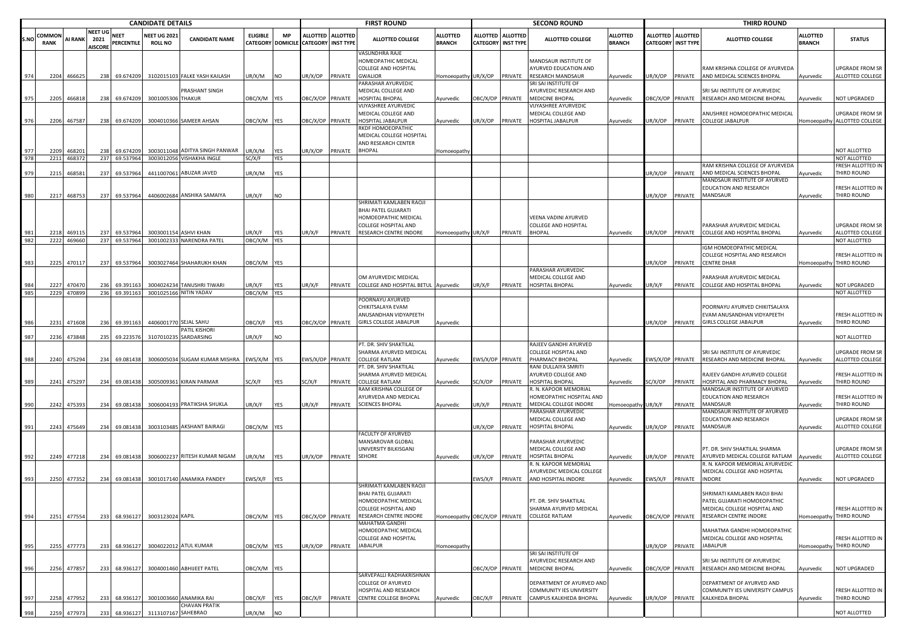| | CANDIDATE DETAILS | | | | | | | | FIRST ROUND | | | | | SECOND ROUND | | | | | THIRD ROUND | | | | | |
|---|---|---|---|---|---|---|---|---|---|---|---|---|---|---|---|---|---|---|---|---|---|---|---|---|
| S.NO | COMMON RANK | AI RANK | NEET UG 2021 AISCORE | NEET PERCENTILE | NEET UG 2021 ROLL NO | CANDIDATE NAME | ELIGIBLE CATEGORY | MP DOMICILE | ALLOTTED CATEGORY | ALLOTTED INST TYPE | ALLOTTED COLLEGE | ALLOTTED BRANCH | ALLOTTED CATEGORY | ALLOTTED INST TYPE | ALLOTTED COLLEGE | ALLOTTED BRANCH | ALLOTTED CATEGORY | ALLOTTED INST TYPE | ALLOTTED COLLEGE | ALLOTTED BRANCH | STATUS |
| 974 | 2204 | 466625 | 238 | 69.674209 | 3102015103 | FALKE YASH KAILASH | UR/X/M | NO | UR/X/OP | PRIVATE | VASUNDHRA RAJE HOMEOPATHIC MEDICAL COLLEGE AND HOSPITAL GWALIOR | Homoeopathy | UR/X/OP | PRIVATE | MANDSAUR INSTITUTE OF AYURVED EDUCATION AND RESEARCH MANDSAUR | Ayurvedic | UR/X/OP | PRIVATE | RAM KRISHNA COLLEGE OF AYURVEDA AND MEDICAL SCIENCES BHOPAL | Ayurvedic | UPGRADE FROM SR ALLOTTED COLLEGE |
| 975 | 2205 | 466818 | 238 | 69.674209 | 3001005306 | PRASHANT SINGH THAKUR | OBC/X/M | YES | OBC/X/OP | PRIVATE | PARASHAR AYURVEDIC MEDICAL COLLEGE AND HOSPITAL BHOPAL | Ayurvedic | OBC/X/OP | PRIVATE | SRI SAI INSTITUTE OF AYURVEDIC RESEARCH AND MEDICINE BHOPAL | Ayurvedic | OBC/X/OP | PRIVATE | SRI SAI INSTITUTE OF AYURVEDIC RESEARCH AND MEDICINE BHOPAL | Ayurvedic | NOT UPGRADED |
| 976 | 2206 | 467587 | 238 | 69.674209 | 3004010366 | SAMEER AHSAN | OBC/X/M | YES | OBC/X/OP | PRIVATE | VIJYASHREE AYURVEDIC MEDICAL COLLEGE AND HOSPITAL JABALPUR | Ayurvedic | UR/X/OP | PRIVATE | VIJYASHREE AYURVEDIC MEDICAL COLLEGE AND HOSPITAL JABALPUR | Ayurvedic | UR/X/OP | PRIVATE | ANUSHREE HOMOEOPATHIC MEDICAL COLLEGE JABALPUR | Homoeopathy | UPGRADE FROM SR ALLOTTED COLLEGE |
| 977 | 2209 | 468201 | 238 | 69.674209 | 3003011048 | ADITYA SINGH PANWAR | UR/X/M | YES | UR/X/OP | PRIVATE | RKDF HOMOEOPATHIC MEDICAL COLLEGE HOSPITAL AND RESEARCH CENTER BHOPAL | Homoeopathy | | | | | | | | | NOT ALLOTTED |
| 978 | 2211 | 468372 | 237 | 69.537964 | 3003012056 | VISHAKHA INGLE | SC/X/F | YES | | | | | | | | | | | | | NOT ALLOTTED |
| 979 | 2215 | 468581 | 237 | 69.537964 | 4411007061 | ABUZAR JAVED | UR/X/M | YES | | | | | | | | | UR/X/OP | PRIVATE | RAM KRISHNA COLLEGE OF AYURVEDA AND MEDICAL SCIENCES BHOPAL | Ayurvedic | FRESH ALLOTTED IN THIRD ROUND |
| 980 | 2217 | 468753 | 237 | 69.537964 | 4406002684 | ANSHIKA SAMAIYA | UR/X/F | NO | | | | | | | | | UR/X/OP | PRIVATE | MANDSAUR INSTITUTE OF AYURVED EDUCATION AND RESEARCH MANDSAUR | Ayurvedic | FRESH ALLOTTED IN THIRD ROUND |
| 981 | 2218 | 469115 | 237 | 69.537964 | 3003001154 | ASHVI KHAN | UR/X/F | YES | UR/X/F | PRIVATE | SHRIMATI KAMLABEN RAOJI BHAI PATEL GUJARATI HOMOEOPATHIC MEDICAL COLLEGE HOSPITAL AND RESEARCH CENTRE INDORE | Homoeopathy | UR/X/F | PRIVATE | VEENA VADINI AYURVED COLLEGE AND HOSPITAL BHOPAL | Ayurvedic | UR/X/OP | PRIVATE | PARASHAR AYURVEDIC MEDICAL COLLEGE AND HOSPITAL BHOPAL | Ayurvedic | UPGRADE FROM SR ALLOTTED COLLEGE |
| 982 | 2222 | 469660 | 237 | 69.537964 | 3001002333 | NARENDRA PATEL | OBC/X/M | YES | | | | | | | | | | | | | NOT ALLOTTED |
| 983 | 2225 | 470117 | 237 | 69.537964 | 3003027464 | SHAHARUKH KHAN | OBC/X/M | YES | | | | | | | | | UR/X/OP | PRIVATE | IGM HOMOEOPATHIC MEDICAL COLLEGE HOSPITAL AND RESEARCH CENTRE DHAR | Homoeopathy | FRESH ALLOTTED IN THIRD ROUND |
| 984 | 2227 | 470470 | 236 | 69.391163 | 3004024234 | TANUSHRI TIWARI | UR/X/F | YES | UR/X/F | PRIVATE | OM AYURVEDIC MEDICAL COLLEGE AND HOSPITAL BETUL | Ayurvedic | UR/X/F | PRIVATE | PARASHAR AYURVEDIC MEDICAL COLLEGE AND HOSPITAL BHOPAL | Ayurvedic | UR/X/F | PRIVATE | PARASHAR AYURVEDIC MEDICAL COLLEGE AND HOSPITAL BHOPAL | Ayurvedic | NOT UPGRADED |
| 985 | 2229 | 470899 | 236 | 69.391163 | 3001025166 | NITIN YADAV | OBC/X/M | YES | | | | | | | | | | | | | NOT ALLOTTED |
| 986 | 2231 | 471608 | 236 | 69.391163 | 4406001770 | SEJAL SAHU | OBC/X/F | YES | OBC/X/OP | PRIVATE | POORNAYU AYURVED CHIKITSALAYA EVAM ANUSANDHAN VIDYAPEETH GIRLS COLLEGE JABALPUR | Ayurvedic | | | | | UR/X/OP | PRIVATE | POORNAYU AYURVED CHIKITSALAYA EVAM ANUSANDHAN VIDYAPEETH GIRLS COLLEGE JABALPUR | Ayurvedic | FRESH ALLOTTED IN THIRD ROUND |
| 987 | 2236 | 473848 | 235 | 69.223576 | 3107010235 | PATIL KISHORI SARDARSING | UR/X/F | NO | | | | | | | | | | | | | NOT ALLOTTED |
| 988 | 2240 | 475294 | 234 | 69.081438 | 3006005034 | SUGAM KUMAR MISHRA | EWS/X/M | YES | EWS/X/OP | PRIVATE | PT. DR. SHIV SHAKTILAL SHARMA AYURVED MEDICAL COLLEGE RATLAM | Ayurvedic | EWS/X/OP | PRIVATE | RAJEEV GANDHI AYURVED COLLEGE HOSPITAL AND PHARMACY BHOPAL | Ayurvedic | EWS/X/OP | PRIVATE | SRI SAI INSTITUTE OF AYURVEDIC RESEARCH AND MEDICINE BHOPAL | Ayurvedic | UPGRADE FROM SR ALLOTTED COLLEGE |
| 989 | 2241 | 475297 | 234 | 69.081438 | 3005009361 | KIRAN PARMAR | SC/X/F | YES | SC/X/F | PRIVATE | PT. DR. SHIV SHAKTILAL SHARMA AYURVED MEDICAL COLLEGE RATLAM | Ayurvedic | SC/X/OP | PRIVATE | RANI DULLAIYA SMRITI AYURVED COLLEGE AND HOSPITAL BHOPAL | Ayurvedic | SC/X/OP | PRIVATE | RAJEEV GANDHI AYURVED COLLEGE HOSPITAL AND PHARMACY BHOPAL | Ayurvedic | FRESH ALLOTTED IN THIRD ROUND |
| 990 | 2242 | 475393 | 234 | 69.081438 | 3006004193 | PRATIKSHA SHUKLA | UR/X/F | YES | UR/X/F | PRIVATE | RAM KRISHNA COLLEGE OF AYURVEDA AND MEDICAL SCIENCES BHOPAL | Ayurvedic | UR/X/F | PRIVATE | R. N. KAPOOR MEMORIAL HOMEOPATHIC HOSPITAL AND MEDICAL COLLEGE INDORE | Homoeopathy | UR/X/F | PRIVATE | MANDSAUR INSTITUTE OF AYURVED EDUCATION AND RESEARCH MANDSAUR | Ayurvedic | FRESH ALLOTTED IN THIRD ROUND |
| 991 | 2243 | 475649 | 234 | 69.081438 | 3003103485 | AKSHANT BAIRAGI | OBC/X/M | YES | | | | | UR/X/OP | PRIVATE | PARASHAR AYURVEDIC MEDICAL COLLEGE AND HOSPITAL BHOPAL | Ayurvedic | UR/X/OP | PRIVATE | MANDSAUR INSTITUTE OF AYURVED EDUCATION AND RESEARCH MANDSAUR | Ayurvedic | UPGRADE FROM SR ALLOTTED COLLEGE |
| 992 | 2249 | 477218 | 234 | 69.081438 | 3006002237 | RITESH KUMAR NIGAM | UR/X/M | YES | UR/X/OP | PRIVATE | FACULTY OF AYURVED MANSAROVAR GLOBAL UNIVERSITY BILKISGANJ SEHORE | Ayurvedic | UR/X/OP | PRIVATE | PARASHAR AYURVEDIC MEDICAL COLLEGE AND HOSPITAL BHOPAL | Ayurvedic | UR/X/OP | PRIVATE | PT. DR. SHIV SHAKTILAL SHARMA AYURVED MEDICAL COLLEGE RATLAM | Ayurvedic | UPGRADE FROM SR ALLOTTED COLLEGE |
| 993 | 2250 | 477352 | 234 | 69.081438 | 3001017140 | ANAMIKA PANDEY | EWS/X/F | YES | | | | | EWS/X/F | PRIVATE | R. N. KAPOOR MEMORIAL AYURVEDIC MEDICAL COLLEGE AND HOSPITAL INDORE | Ayurvedic | EWS/X/F | PRIVATE | R. N. KAPOOR MEMORIAL AYURVEDIC MEDICAL COLLEGE AND HOSPITAL INDORE | Ayurvedic | NOT UPGRADED |
| 994 | 2251 | 477554 | 233 | 68.936127 | 3003123024 | KAPIL | OBC/X/M | YES | OBC/X/OP | PRIVATE | SHRIMATI KAMLABEN RAOJI BHAI PATEL GUJARATI HOMOEOPATHIC MEDICAL COLLEGE HOSPITAL AND RESEARCH CENTRE INDORE | Homoeopathy | OBC/X/OP | PRIVATE | PT. DR. SHIV SHAKTILAL SHARMA AYURVED MEDICAL COLLEGE RATLAM | Ayurvedic | OBC/X/OP | PRIVATE | SHRIMATI KAMLABEN RAOJI BHAI PATEL GUJARATI HOMOEOPATHIC MEDICAL COLLEGE HOSPITAL AND RESEARCH CENTRE INDORE | Homoeopathy | FRESH ALLOTTED IN THIRD ROUND |
| 995 | 2255 | 477773 | 233 | 68.936127 | 3004022012 | ATUL KUMAR | OBC/X/M | YES | UR/X/OP | PRIVATE | MAHATMA GANDHI HOMOEOPATHIC MEDICAL COLLEGE AND HOSPITAL JABALPUR | Homoeopathy | | | | | UR/X/OP | PRIVATE | MAHATMA GANDHI HOMOEOPATHIC MEDICAL COLLEGE AND HOSPITAL JABALPUR | Homoeopathy | FRESH ALLOTTED IN THIRD ROUND |
| 996 | 2256 | 477857 | 233 | 68.936127 | 3004001460 | ABHIJEET PATEL | OBC/X/M | YES | | | | | OBC/X/OP | PRIVATE | SRI SAI INSTITUTE OF AYURVEDIC RESEARCH AND MEDICINE BHOPAL | Ayurvedic | OBC/X/OP | PRIVATE | SRI SAI INSTITUTE OF AYURVEDIC RESEARCH AND MEDICINE BHOPAL | Ayurvedic | NOT UPGRADED |
| 997 | 2258 | 477952 | 233 | 68.936127 | 3001003660 | ANAMIKA RAI | OBC/X/F | YES | OBC/X/F | PRIVATE | SARVEPALLI RADHAKRISHNAN COLLEGE OF AYURVED HOSPITAL AND RESEARCH CENTRE COLLEGE BHOPAL | Ayurvedic | OBC/X/F | PRIVATE | DEPARTMENT OF AYURVED AND COMMUNITY IES UNIVERSITY CAMPUS KALKHEDA BHOPAL | Ayurvedic | UR/X/OP | PRIVATE | DEPARTMENT OF AYURVED AND COMMUNITY IES UNIVERSITY CAMPUS KALKHEDA BHOPAL | Ayurvedic | FRESH ALLOTTED IN THIRD ROUND |
| 998 | 2259 | 477973 | 233 | 68.936127 | 3113107167 | CHAVAN PRATIK SAHEBRAO | UR/X/M | NO | | | | | | | | | | | | | NOT ALLOTTED |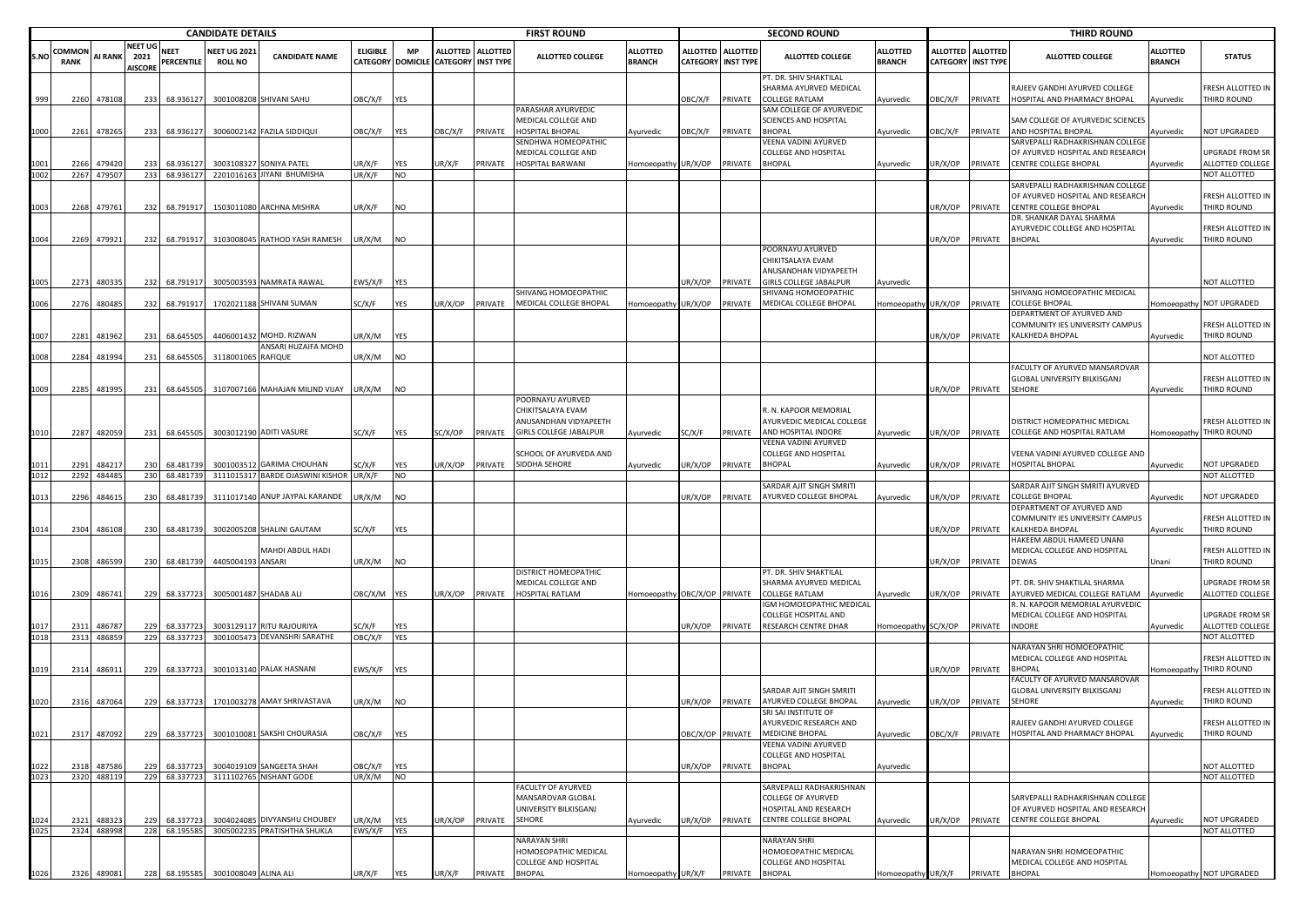| CANDIDATE DETAILS | | | | | | | | | FIRST ROUND | | | | SECOND ROUND | | | | THIRD ROUND | | | | |
|---|---|---|---|---|---|---|---|---|---|---|---|---|---|---|---|---|---|---|---|---|---|
| S.NO | COMMON RANK | AI RANK | NEET UG 2021 AISCORE | NEET PERCENTILE | NEET UG 2021 ROLL NO | CANDIDATE NAME | ELIGIBLE CATEGORY | MP DOMICILE | ALLOTTED CATEGORY | ALLOTTED INST TYPE | ALLOTTED COLLEGE | ALLOTTED BRANCH | ALLOTTED CATEGORY | ALLOTTED INST TYPE | ALLOTTED COLLEGE | ALLOTTED BRANCH | ALLOTTED CATEGORY | ALLOTTED INST TYPE | ALLOTTED COLLEGE | ALLOTTED BRANCH | STATUS |
| 999 | 2260 | 478108 | 233 | 68.936127 | 3001008208 | SHIVANI SAHU | OBC/X/F | YES | | | | | OBC/X/F | PRIVATE | PT. DR. SHIV SHAKTILAL SHARMA AYURVED MEDICAL COLLEGE RATLAM | Ayurvedic | OBC/X/F | PRIVATE | RAJEEV GANDHI AYURVED COLLEGE HOSPITAL AND PHARMACY BHOPAL | Ayurvedic | FRESH ALLOTTED IN THIRD ROUND |
| 1000 | 2261 | 478265 | 233 | 68.936127 | 3006002142 | FAZILA SIDDIQUI | OBC/X/F | YES | OBC/X/F | PRIVATE | PARASHAR AYURVEDIC MEDICAL COLLEGE AND HOSPITAL BHOPAL | Ayurvedic | OBC/X/F | PRIVATE | SAM COLLEGE OF AYURVEDIC SCIENCES AND HOSPITAL BHOPAL | Ayurvedic | OBC/X/F | PRIVATE | SAM COLLEGE OF AYURVEDIC SCIENCES AND HOSPITAL BHOPAL | Ayurvedic | NOT UPGRADED |
| 1001 | 2266 | 479420 | 233 | 68.936127 | 3003108327 | SONIYA PATEL | UR/X/F | YES | UR/X/F | PRIVATE | SENDHWA HOMEOPATHIC MEDICAL COLLEGE AND HOSPITAL BARWANI | Homoeopathy | UR/X/OP | PRIVATE | VEENA VADINI AYURVED COLLEGE AND HOSPITAL BHOPAL | Ayurvedic | UR/X/OP | PRIVATE | SARVEPALLI RADHAKRISHNAN COLLEGE OF AYURVED HOSPITAL AND RESEARCH CENTRE COLLEGE BHOPAL | Ayurvedic | UPGRADE FROM SR ALLOTTED COLLEGE |
| 1002 | 2267 | 479507 | 233 | 68.936127 | 2201016163 | JIYANI BHUMISHA | UR/X/F | NO | | | | | | | | | | | | | NOT ALLOTTED |
| 1003 | 2268 | 479761 | 232 | 68.791917 | 1503011080 | ARCHNA MISHRA | UR/X/F | NO | | | | | | | | | UR/X/OP | PRIVATE | SARVEPALLI RADHAKRISHNAN COLLEGE OF AYURVED HOSPITAL AND RESEARCH CENTRE COLLEGE BHOPAL | Ayurvedic | FRESH ALLOTTED IN THIRD ROUND |
| 1004 | 2269 | 479921 | 232 | 68.791917 | 3103008045 | RATHOD YASH RAMESH | UR/X/M | NO | | | | | | | | | UR/X/OP | PRIVATE | DR. SHANKAR DAYAL SHARMA AYURVEDIC COLLEGE AND HOSPITAL BHOPAL | Ayurvedic | FRESH ALLOTTED IN THIRD ROUND |
| 1005 | 2273 | 480335 | 232 | 68.791917 | 3005003593 | NAMRATA RAWAL | EWS/X/F | YES | | | | | UR/X/OP | PRIVATE | POORNAYU AYURVED CHIKITSALAYA EVAM ANUSANDHAN VIDYAPEETH GIRLS COLLEGE JABALPUR | Ayurvedic | | | | | NOT ALLOTTED |
| 1006 | 2276 | 480485 | 232 | 68.791917 | 1702021188 | SHIVANI SUMAN | SC/X/F | YES | UR/X/OP | PRIVATE | SHIVANG HOMOEOPATHIC MEDICAL COLLEGE BHOPAL | Homoeopathy | UR/X/OP | PRIVATE | SHIVANG HOMOEOPATHIC MEDICAL COLLEGE BHOPAL | Homoeopathy | UR/X/OP | PRIVATE | SHIVANG HOMOEOPATHIC MEDICAL COLLEGE BHOPAL | Homoeopathy | NOT UPGRADED |
| 1007 | 2281 | 481962 | 231 | 68.645505 | 4406001432 | MOHD. RIZWAN | UR/X/M | YES | | | | | | | | | UR/X/OP | PRIVATE | DEPARTMENT OF AYURVED AND COMMUNITY IES UNIVERSITY CAMPUS KALKHEDA BHOPAL | Ayurvedic | FRESH ALLOTTED IN THIRD ROUND |
| 1008 | 2284 | 481994 | 231 | 68.645505 | 3118001065 | ANSARI HUZAIFA MOHD RAFIQUE | UR/X/M | NO | | | | | | | | | | | | | NOT ALLOTTED |
| 1009 | 2285 | 481995 | 231 | 68.645505 | 3107007166 | MAHAJAN MILIND VIJAY | UR/X/M | NO | | | | | | | | | UR/X/OP | PRIVATE | FACULTY OF AYURVED MANSAROVAR GLOBAL UNIVERSITY BILKISGANJ SEHORE | Ayurvedic | FRESH ALLOTTED IN THIRD ROUND |
| 1010 | 2287 | 482059 | 231 | 68.645505 | 3003012190 | ADITI VASURE | SC/X/F | YES | SC/X/OP | PRIVATE | POORNAYU AYURVED CHIKITSALAYA EVAM ANUSANDHAN VIDYAPEETH GIRLS COLLEGE JABALPUR | Ayurvedic | SC/X/F | PRIVATE | R. N. KAPOOR MEMORIAL AYURVEDIC MEDICAL COLLEGE AND HOSPITAL INDORE | Ayurvedic | UR/X/OP | PRIVATE | DISTRICT HOMEOPATHIC MEDICAL COLLEGE AND HOSPITAL RATLAM | Homoeopathy | FRESH ALLOTTED IN THIRD ROUND |
| 1011 | 2291 | 484217 | 230 | 68.481739 | 3001003512 | GARIMA CHOUHAN | SC/X/F | YES | UR/X/OP | PRIVATE | SCHOOL OF AYURVEDA AND SIDDHA SEHORE | Ayurvedic | UR/X/OP | PRIVATE | VEENA VADINI AYURVED COLLEGE AND HOSPITAL BHOPAL | Ayurvedic | UR/X/OP | PRIVATE | VEENA VADINI AYURVED COLLEGE AND HOSPITAL BHOPAL | Ayurvedic | NOT UPGRADED |
| 1012 | 2292 | 484485 | 230 | 68.481739 | 3111015317 | BARDE OJASWINI KISHOR | UR/X/F | NO | | | | | | | | | | | | | NOT ALLOTTED |
| 1013 | 2296 | 484615 | 230 | 68.481739 | 3111017140 | ANUP JAYPAL KARANDE | UR/X/M | NO | | | | | UR/X/OP | PRIVATE | SARDAR AJIT SINGH SMRITI AYURVED COLLEGE BHOPAL | Ayurvedic | UR/X/OP | PRIVATE | SARDAR AJIT SINGH SMRITI AYURVED COLLEGE BHOPAL | Ayurvedic | NOT UPGRADED |
| 1014 | 2304 | 486108 | 230 | 68.481739 | 3002005208 | SHALINI GAUTAM | SC/X/F | YES | | | | | | | | | UR/X/OP | PRIVATE | DEPARTMENT OF AYURVED AND COMMUNITY IES UNIVERSITY CAMPUS KALKHEDA BHOPAL | Ayurvedic | FRESH ALLOTTED IN THIRD ROUND |
| 1015 | 2308 | 486599 | 230 | 68.481739 | 4405004193 | MAHDI ABDUL HADI ANSARI | UR/X/M | NO | | | | | | | | | UR/X/OP | PRIVATE | HAKEEM ABDUL HAMEED UNANI MEDICAL COLLEGE AND HOSPITAL DEWAS | Unani | FRESH ALLOTTED IN THIRD ROUND |
| 1016 | 2309 | 486741 | 229 | 68.337723 | 3005001487 | SHADAB ALI | OBC/X/M | YES | UR/X/OP | PRIVATE | DISTRICT HOMEOPATHIC MEDICAL COLLEGE AND HOSPITAL RATLAM | Homoeopathy | OBC/X/OP | PRIVATE | PT. DR. SHIV SHAKTILAL SHARMA AYURVED MEDICAL COLLEGE RATLAM | Ayurvedic | UR/X/OP | PRIVATE | PT. DR. SHIV SHAKTILAL SHARMA AYURVED MEDICAL COLLEGE RATLAM | Ayurvedic | UPGRADE FROM SR ALLOTTED COLLEGE |
| 1017 | 2311 | 486787 | 229 | 68.337723 | 3003129117 | RITU RAJOURIYA | SC/X/F | YES | | | | | UR/X/OP | PRIVATE | IGM HOMOEOPATHIC MEDICAL COLLEGE HOSPITAL AND RESEARCH CENTRE DHAR | Homoeopathy | SC/X/OP | PRIVATE | R. N. KAPOOR MEMORIAL AYURVEDIC MEDICAL COLLEGE AND HOSPITAL INDORE | Ayurvedic | UPGRADE FROM SR ALLOTTED COLLEGE |
| 1018 | 2313 | 486859 | 229 | 68.337723 | 3001005473 | DEVANSHRI SARATHE | OBC/X/F | YES | | | | | | | | | | | | | NOT ALLOTTED |
| 1019 | 2314 | 486911 | 229 | 68.337723 | 3001013140 | PALAK HASNANI | EWS/X/F | YES | | | | | | | | | UR/X/OP | PRIVATE | NARAYAN SHRI HOMOEOPATHIC MEDICAL COLLEGE AND HOSPITAL BHOPAL | Homoeopathy | FRESH ALLOTTED IN THIRD ROUND |
| 1020 | 2316 | 487064 | 229 | 68.337723 | 1701003278 | AMAY SHRIVASTAVA | UR/X/M | NO | | | | | UR/X/OP | PRIVATE | SARDAR AJIT SINGH SMRITI AYURVED COLLEGE BHOPAL | Ayurvedic | UR/X/OP | PRIVATE | FACULTY OF AYURVED MANSAROVAR GLOBAL UNIVERSITY BILKISGANJ SEHORE | Ayurvedic | FRESH ALLOTTED IN THIRD ROUND |
| 1021 | 2317 | 487092 | 229 | 68.337723 | 3001010081 | SAKSHI CHOURASIA | OBC/X/F | YES | | | | | OBC/X/OP | PRIVATE | SRI SAI INSTITUTE OF AYURVEDIC RESEARCH AND MEDICINE BHOPAL | Ayurvedic | OBC/X/F | PRIVATE | RAJEEV GANDHI AYURVED COLLEGE HOSPITAL AND PHARMACY BHOPAL | Ayurvedic | FRESH ALLOTTED IN THIRD ROUND |
| 1022 | 2318 | 487586 | 229 | 68.337723 | 3004019109 | SANGEETA SHAH | OBC/X/F | YES | | | | | UR/X/OP | PRIVATE | VEENA VADINI AYURVED COLLEGE AND HOSPITAL BHOPAL | Ayurvedic | | | | | NOT ALLOTTED |
| 1023 | 2320 | 488119 | 229 | 68.337723 | 3111102765 | NISHANT GODE | UR/X/M | NO | | | | | | | | | | | | | NOT ALLOTTED |
| 1024 | 2321 | 488323 | 229 | 68.337723 | 3004024085 | DIVYANSHU CHOUBEY | UR/X/M | YES | UR/X/OP | PRIVATE | FACULTY OF AYURVED MANSAROVAR GLOBAL UNIVERSITY BILKISGANJ SEHORE | Ayurvedic | UR/X/OP | PRIVATE | SARVEPALLI RADHAKRISHNAN COLLEGE OF AYURVED HOSPITAL AND RESEARCH CENTRE COLLEGE BHOPAL | Ayurvedic | UR/X/OP | PRIVATE | SARVEPALLI RADHAKRISHNAN COLLEGE OF AYURVED HOSPITAL AND RESEARCH CENTRE COLLEGE BHOPAL | Ayurvedic | NOT UPGRADED |
| 1025 | 2324 | 488998 | 228 | 68.195585 | 3005002235 | PRATISHTHA SHUKLA | EWS/X/F | YES | | | | | | | | | | | | | NOT ALLOTTED |
| 1026 | 2326 | 489081 | 228 | 68.195585 | 3001008049 | ALINA ALI | UR/X/F | YES | UR/X/F | PRIVATE | NARAYAN SHRI HOMOEOPATHIC MEDICAL COLLEGE AND HOSPITAL BHOPAL | Homoeopathy | UR/X/F | PRIVATE | NARAYAN SHRI HOMOEOPATHIC MEDICAL COLLEGE AND HOSPITAL BHOPAL | Homoeopathy | UR/X/F | PRIVATE | NARAYAN SHRI HOMOEOPATHIC MEDICAL COLLEGE AND HOSPITAL BHOPAL | Homoeopathy | NOT UPGRADED |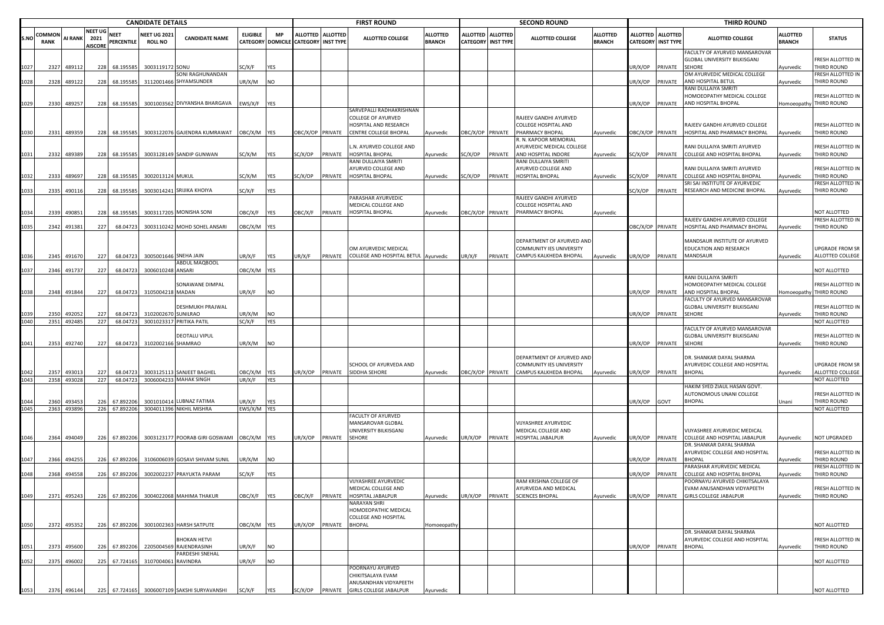| CANDIDATE DETAILS | | | | | | | | | FIRST ROUND | | | | SECOND ROUND | | | | THIRD ROUND | | | | |
|---|---|---|---|---|---|---|---|---|---|---|---|---|---|---|---|---|---|---|---|---|---|
| S.NO | COMMON RANK | AI RANK | NEET UG 2021 AISCORE | NEET PERCENTILE | NEET UG 2021 ROLL NO | CANDIDATE NAME | ELIGIBLE CATEGORY | MP DOMICILE | ALLOTTED CATEGORY | ALLOTTED INST TYPE | ALLOTTED COLLEGE | ALLOTTED BRANCH | ALLOTTED CATEGORY | ALLOTTED INST TYPE | ALLOTTED COLLEGE | ALLOTTED BRANCH | ALLOTTED CATEGORY | ALLOTTED INST TYPE | ALLOTTED COLLEGE | ALLOTTED BRANCH | STATUS |
| 1027 | 2327 | 489112 | 228 | 68.195585 | 3003119172 | SONU | SC/X/F | YES | | | | | | | | | UR/X/OP | PRIVATE | FACULTY OF AYURVED MANSAROVAR GLOBAL UNIVERSITY BILKISGANJ SEHORE | Ayurvedic | FRESH ALLOTTED IN THIRD ROUND |
| 1028 | 2328 | 489122 | 228 | 68.195585 | 3112001466 | SONI RAGHUNANDAN SHYAMSUNDER | UR/X/M | NO | | | | | | | | | UR/X/OP | PRIVATE | OM AYURVEDIC MEDICAL COLLEGE AND HOSPITAL BETUL | Ayurvedic | FRESH ALLOTTED IN THIRD ROUND |
| 1029 | 2330 | 489257 | 228 | 68.195585 | 3001003562 | DIVYANSHA BHARGAVA | EWS/X/F | YES | | | | | | | | | UR/X/OP | PRIVATE | RANI DULLAIYA SMRITI HOMOEOPATHY MEDICAL COLLEGE AND HOSPITAL BHOPAL | Homoeopathy | FRESH ALLOTTED IN THIRD ROUND |
| 1030 | 2331 | 489359 | 228 | 68.195585 | 3003122076 | GAJENDRA KUMRAWAT | OBC/X/M | YES | OBC/X/OP | PRIVATE | SARVEPALLI RADHAKRISHNAN COLLEGE OF AYURVED HOSPITAL AND RESEARCH CENTRE COLLEGE BHOPAL | Ayurvedic | OBC/X/OP | PRIVATE | RAJEEV GANDHI AYURVED COLLEGE HOSPITAL AND PHARMACY BHOPAL | Ayurvedic | OBC/X/OP | PRIVATE | RAJEEV GANDHI AYURVED COLLEGE HOSPITAL AND PHARMACY BHOPAL | Ayurvedic | FRESH ALLOTTED IN THIRD ROUND |
| 1031 | 2332 | 489389 | 228 | 68.195585 | 3003128149 | SANDIP GUNWAN | SC/X/M | YES | SC/X/OP | PRIVATE | L.N. AYURVED COLLEGE AND HOSPITAL BHOPAL | Ayurvedic | SC/X/OP | PRIVATE | R. N. KAPOOR MEMORIAL AYURVEDIC MEDICAL COLLEGE AND HOSPITAL INDORE | Ayurvedic | SC/X/OP | PRIVATE | RANI DULLAIYA SMRITI AYURVED COLLEGE AND HOSPITAL BHOPAL | Ayurvedic | FRESH ALLOTTED IN THIRD ROUND |
| 1032 | 2333 | 489697 | 228 | 68.195585 | 3002013124 | MUKUL | SC/X/M | YES | SC/X/OP | PRIVATE | RANI DULLAIYA SMRITI AYURVED COLLEGE AND HOSPITAL BHOPAL | Ayurvedic | SC/X/OP | PRIVATE | RANI DULLAIYA SMRITI AYURVED COLLEGE AND HOSPITAL BHOPAL | Ayurvedic | SC/X/OP | PRIVATE | RANI DULLAIYA SMRITI AYURVED COLLEGE AND HOSPITAL BHOPAL | Ayurvedic | FRESH ALLOTTED IN THIRD ROUND |
| 1033 | 2335 | 490116 | 228 | 68.195585 | 3003014241 | SRIJIKA KHOIYA | SC/X/F | YES | | | | | | | | | SC/X/OP | PRIVATE | SRI SAI INSTITUTE OF AYURVEDIC RESEARCH AND MEDICINE BHOPAL | Ayurvedic | FRESH ALLOTTED IN THIRD ROUND |
| 1034 | 2339 | 490851 | 228 | 68.195585 | 3003117205 | MONISHA SONI | OBC/X/F | YES | OBC/X/F | PRIVATE | PARASHAR AYURVEDIC MEDICAL COLLEGE AND HOSPITAL BHOPAL | Ayurvedic | OBC/X/OP | PRIVATE | RAJEEV GANDHI AYURVED COLLEGE HOSPITAL AND PHARMACY BHOPAL | Ayurvedic | | | | | NOT ALLOTTED |
| 1035 | 2342 | 491381 | 227 | 68.04723 | 3003110242 | MOHD SOHEL ANSARI | OBC/X/M | YES | | | | | | | | | OBC/X/OP | PRIVATE | RAJEEV GANDHI AYURVED COLLEGE HOSPITAL AND PHARMACY BHOPAL | Ayurvedic | FRESH ALLOTTED IN THIRD ROUND |
| 1036 | 2345 | 491670 | 227 | 68.04723 | 3005001646 | SNEHA JAIN | UR/X/F | YES | UR/X/F | PRIVATE | OM AYURVEDIC MEDICAL COLLEGE AND HOSPITAL BETUL | Ayurvedic | UR/X/F | PRIVATE | DEPARTMENT OF AYURVED AND COMMUNITY IES UNIVERSITY CAMPUS KALKHEDA BHOPAL | Ayurvedic | UR/X/OP | PRIVATE | MANDSAUR INSTITUTE OF AYURVED EDUCATION AND RESEARCH MANDSAUR | Ayurvedic | UPGRADE FROM SR ALLOTTED COLLEGE |
| 1037 | 2346 | 491737 | 227 | 68.04723 | 3006010248 | ABDUL MAQBOOL ANSARI | OBC/X/M | YES | | | | | | | | | | | | | NOT ALLOTTED |
| 1038 | 2348 | 491844 | 227 | 68.04723 | 3105004218 | SONAWANE DIMPAL MADAN | UR/X/F | NO | | | | | | | | | UR/X/OP | PRIVATE | RANI DULLAIYA SMRITI HOMOEOPATHY MEDICAL COLLEGE AND HOSPITAL BHOPAL | Homoeopathy | FRESH ALLOTTED IN THIRD ROUND |
| 1039 | 2350 | 492052 | 227 | 68.04723 | 3102002670 | DESHMUKH PRAJWAL SUNILRAO | UR/X/M | NO | | | | | | | | | UR/X/OP | PRIVATE | FACULTY OF AYURVED MANSAROVAR GLOBAL UNIVERSITY BILKISGANJ SEHORE | Ayurvedic | FRESH ALLOTTED IN THIRD ROUND |
| 1040 | 2351 | 492485 | 227 | 68.04723 | 3001023317 | PRITIKA PATIL | SC/X/F | YES | | | | | | | | | | | | | NOT ALLOTTED |
| 1041 | 2353 | 492740 | 227 | 68.04723 | 3102002166 | DEOTALU VIPUL SHAMRAO | UR/X/M | NO | | | | | | | | | UR/X/OP | PRIVATE | FACULTY OF AYURVED MANSAROVAR GLOBAL UNIVERSITY BILKISGANJ SEHORE | Ayurvedic | FRESH ALLOTTED IN THIRD ROUND |
| 1042 | 2357 | 493013 | 227 | 68.04723 | 3003125113 | SANJEET BAGHEL | OBC/X/M | YES | UR/X/OP | PRIVATE | SCHOOL OF AYURVEDA AND SIDDHA SEHORE | Ayurvedic | OBC/X/OP | PRIVATE | DEPARTMENT OF AYURVED AND COMMUNITY IES UNIVERSITY CAMPUS KALKHEDA BHOPAL | Ayurvedic | UR/X/OP | PRIVATE | DR. SHANKAR DAYAL SHARMA AYURVEDIC COLLEGE AND HOSPITAL BHOPAL | Ayurvedic | UPGRADE FROM SR ALLOTTED COLLEGE |
| 1043 | 2358 | 493028 | 227 | 68.04723 | 3006004233 | MAHAK SINGH | UR/X/F | YES | | | | | | | | | | | | | NOT ALLOTTED |
| 1044 | 2360 | 493453 | 226 | 67.892206 | 3001010414 | LUBNAZ FATIMA | UR/X/F | YES | | | | | | | | | UR/X/OP | GOVT | HAKIM SYED ZIAUL HASAN GOVT. AUTONOMOUS UNANI COLLEGE BHOPAL | Unani | FRESH ALLOTTED IN THIRD ROUND |
| 1045 | 2363 | 493896 | 226 | 67.892206 | 3004011396 | NIKHIL MISHRA | EWS/X/M | YES | | | | | | | | | | | | | NOT ALLOTTED |
| 1046 | 2364 | 494049 | 226 | 67.892206 | 3003123177 | POORAB GIRI GOSWAMI | OBC/X/M | YES | UR/X/OP | PRIVATE | FACULTY OF AYURVED MANSAROVAR GLOBAL UNIVERSITY BILKISGANJ SEHORE | Ayurvedic | UR/X/OP | PRIVATE | VIJYASHREE AYURVEDIC MEDICAL COLLEGE AND HOSPITAL JABALPUR | Ayurvedic | UR/X/OP | PRIVATE | VIJYASHREE AYURVEDIC MEDICAL COLLEGE AND HOSPITAL JABALPUR | Ayurvedic | NOT UPGRADED |
| 1047 | 2366 | 494255 | 226 | 67.892206 | 3106006039 | GOSAVI SHIVAM SUNIL | UR/X/M | NO | | | | | | | | | UR/X/OP | PRIVATE | DR. SHANKAR DAYAL SHARMA AYURVEDIC COLLEGE AND HOSPITAL BHOPAL | Ayurvedic | FRESH ALLOTTED IN THIRD ROUND |
| 1048 | 2368 | 494558 | 226 | 67.892206 | 3002002237 | PRAYUKTA PARAM | SC/X/F | YES | | | | | | | | | UR/X/OP | PRIVATE | PARASHAR AYURVEDIC MEDICAL COLLEGE AND HOSPITAL BHOPAL | Ayurvedic | FRESH ALLOTTED IN THIRD ROUND |
| 1049 | 2371 | 495243 | 226 | 67.892206 | 3004022068 | MAHIMA THAKUR | OBC/X/F | YES | OBC/X/F | PRIVATE | VIJYASHREE AYURVEDIC MEDICAL COLLEGE AND HOSPITAL JABALPUR | Ayurvedic | UR/X/OP | PRIVATE | RAM KRISHNA COLLEGE OF AYURVEDA AND MEDICAL SCIENCES BHOPAL | Ayurvedic | UR/X/OP | PRIVATE | POORNAYU AYURVED CHIKITSALAYA EVAM ANUSANDHAN VIDYAPEETH GIRLS COLLEGE JABALPUR | Ayurvedic | FRESH ALLOTTED IN THIRD ROUND |
| 1050 | 2372 | 495352 | 226 | 67.892206 | 3001002363 | HARSH SATPUTE | OBC/X/M | YES | UR/X/OP | PRIVATE | NARAYAN SHRI HOMOEOPATHIC MEDICAL COLLEGE AND HOSPITAL BHOPAL | Homoeopathy | | | | | | | | | NOT ALLOTTED |
| 1051 | 2373 | 495600 | 226 | 67.892206 | 2205004569 | BHOKAN HETVI RAJENDRASINH | UR/X/F | NO | | | | | | | | | UR/X/OP | PRIVATE | DR. SHANKAR DAYAL SHARMA AYURVEDIC COLLEGE AND HOSPITAL BHOPAL | Ayurvedic | FRESH ALLOTTED IN THIRD ROUND |
| 1052 | 2375 | 496002 | 225 | 67.724165 | 3107004061 | PARDESHI SNEHAL RAVINDRA | UR/X/F | NO | | | | | | | | | | | | | NOT ALLOTTED |
| 1053 | 2376 | 496144 | 225 | 67.724165 | 3006007109 | SAKSHI SURYAVANSHI | SC/X/F | YES | SC/X/OP | PRIVATE | POORNAYU AYURVED CHIKITSALAYA EVAM ANUSANDHAN VIDYAPEETH GIRLS COLLEGE JABALPUR | Ayurvedic | | | | | | | | | NOT ALLOTTED |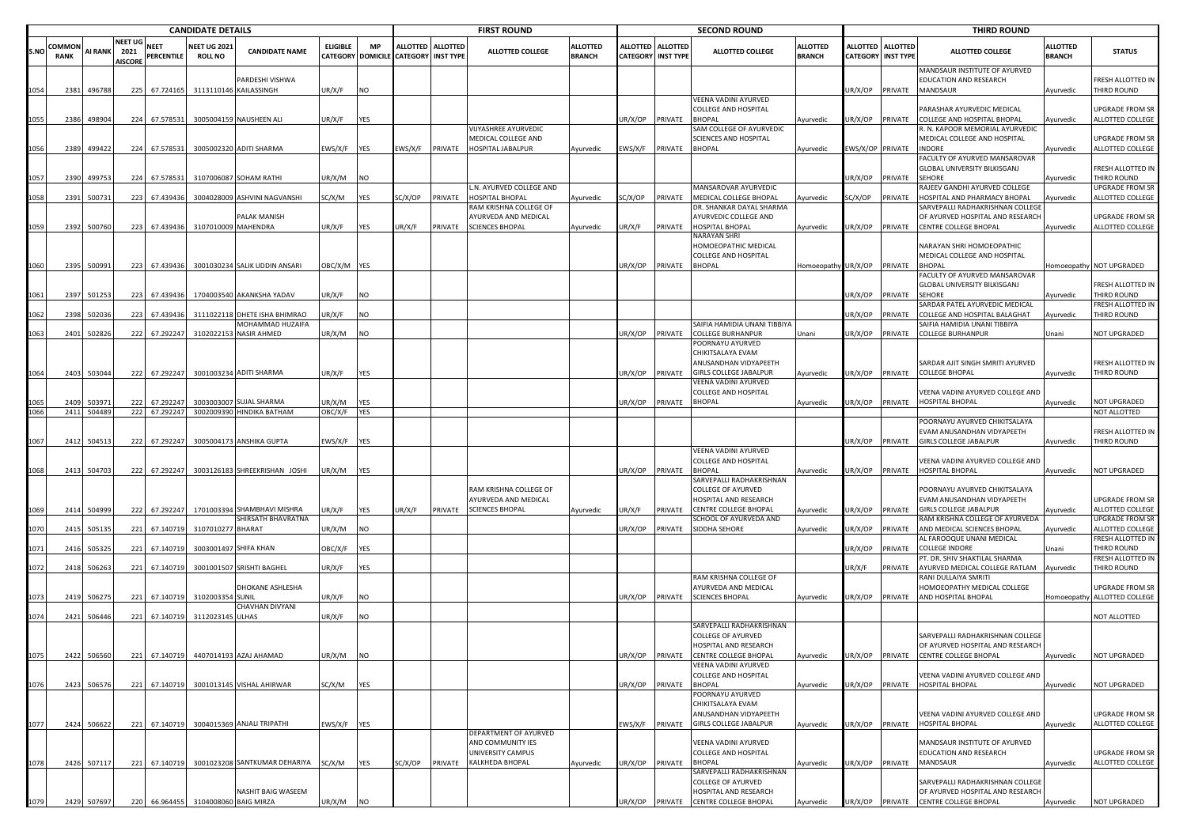| CANDIDATE DETAILS | | | | | | | | | FIRST ROUND | | | | SECOND ROUND | | | | THIRD ROUND | | | | |
|---|---|---|---|---|---|---|---|---|---|---|---|---|---|---|---|---|---|---|---|---|---|
| S.NO | COMMON RANK | AI RANK | NEET UG 2021 AISCORE | NEET PERCENTILE | NEET UG 2021 ROLL NO | CANDIDATE NAME | ELIGIBLE CATEGORY | MP DOMICILE | ALLOTTED CATEGORY | ALLOTTED INST TYPE | ALLOTTED COLLEGE | ALLOTTED BRANCH | ALLOTTED CATEGORY | ALLOTTED INST TYPE | ALLOTTED COLLEGE | ALLOTTED BRANCH | ALLOTTED CATEGORY | ALLOTTED INST TYPE | ALLOTTED COLLEGE | ALLOTTED BRANCH | STATUS |
| 1054 | 2381 | 496788 | 225 | 67.724165 | 3113110146 | PARDESHI VISHWA KAILASSINGH | UR/X/F | NO | | | | | | | | | UR/X/OP | PRIVATE | MANDSAUR INSTITUTE OF AYURVED EDUCATION AND RESEARCH MANDSAUR | Ayurvedic | FRESH ALLOTTED IN THIRD ROUND |
| 1055 | 2386 | 498904 | 224 | 67.578531 | 3005004159 | NAUSHEEN ALI | UR/X/F | YES | | | | | UR/X/OP | PRIVATE | VEENA VADINI AYURVED COLLEGE AND HOSPITAL BHOPAL | Ayurvedic | UR/X/OP | PRIVATE | PARASHAR AYURVEDIC MEDICAL COLLEGE AND HOSPITAL BHOPAL | Ayurvedic | UPGRADE FROM SR ALLOTTED COLLEGE |
| 1056 | 2389 | 499422 | 224 | 67.578531 | 3005002320 | ADITI SHARMA | EWS/X/F | YES | EWS/X/F | PRIVATE | VIJYASHREE AYURVEDIC MEDICAL COLLEGE AND HOSPITAL JABALPUR | Ayurvedic | EWS/X/F | PRIVATE | SAM COLLEGE OF AYURVEDIC SCIENCES AND HOSPITAL BHOPAL | Ayurvedic | EWS/X/OP | PRIVATE | R. N. KAPOOR MEMORIAL AYURVEDIC MEDICAL COLLEGE AND HOSPITAL INDORE | Ayurvedic | UPGRADE FROM SR ALLOTTED COLLEGE |
| 1057 | 2390 | 499753 | 224 | 67.578531 | 3107006087 | SOHAM RATHI | UR/X/M | NO | | | | | | | | | UR/X/OP | PRIVATE | FACULTY OF AYURVED MANSAROVAR GLOBAL UNIVERSITY BILKISGANJ SEHORE | Ayurvedic | FRESH ALLOTTED IN THIRD ROUND |
| 1058 | 2391 | 500731 | 223 | 67.439436 | 3004028009 | ASHVINI NAGVANSHI | SC/X/M | YES | SC/X/OP | PRIVATE | L.N. AYURVED COLLEGE AND HOSPITAL BHOPAL | Ayurvedic | SC/X/OP | PRIVATE | MANSAROVAR AYURVEDIC MEDICAL COLLEGE BHOPAL | Ayurvedic | SC/X/OP | PRIVATE | RAJEEV GANDHI AYURVED COLLEGE HOSPITAL AND PHARMACY BHOPAL | Ayurvedic | UPGRADE FROM SR ALLOTTED COLLEGE |
| 1059 | 2392 | 500760 | 223 | 67.439436 | 3107010009 | PALAK MANISH MAHENDRA | UR/X/F | YES | UR/X/F | PRIVATE | RAM KRISHNA COLLEGE OF AYURVEDA AND MEDICAL SCIENCES BHOPAL | Ayurvedic | UR/X/F | PRIVATE | DR. SHANKAR DAYAL SHARMA AYURVEDIC COLLEGE AND HOSPITAL BHOPAL | Ayurvedic | UR/X/OP | PRIVATE | SARVEPALLI RADHAKRISHNAN COLLEGE OF AYURVED HOSPITAL AND RESEARCH CENTRE COLLEGE BHOPAL | Ayurvedic | UPGRADE FROM SR ALLOTTED COLLEGE |
| 1060 | 2395 | 500991 | 223 | 67.439436 | 3001030234 | SALIK UDDIN ANSARI | OBC/X/M | YES | | | | | UR/X/OP | PRIVATE | NARAYAN SHRI HOMOEOPATHIC MEDICAL COLLEGE AND HOSPITAL BHOPAL | Homoeopathy | UR/X/OP | PRIVATE | NARAYAN SHRI HOMOEOPATHIC MEDICAL COLLEGE AND HOSPITAL BHOPAL | Homoeopathy | NOT UPGRADED |
| 1061 | 2397 | 501253 | 223 | 67.439436 | 1704003540 | AKANKSHA YADAV | UR/X/F | NO | | | | | | | | | UR/X/OP | PRIVATE | FACULTY OF AYURVED MANSAROVAR GLOBAL UNIVERSITY BILKISGANJ SEHORE | Ayurvedic | FRESH ALLOTTED IN THIRD ROUND |
| 1062 | 2398 | 502036 | 223 | 67.439436 | 3111022118 | DHETE ISHA BHIMRAO | UR/X/F | NO | | | | | | | | | UR/X/OP | PRIVATE | SARDAR PATEL AYURVEDIC MEDICAL COLLEGE AND HOSPITAL BALAGHAT | Ayurvedic | FRESH ALLOTTED IN THIRD ROUND |
| 1063 | 2401 | 502826 | 222 | 67.292247 | 3102022153 | MOHAMMAD HUZAIFA NASIR AHMED | UR/X/M | NO | | | | | UR/X/OP | PRIVATE | SAIFIA HAMIDIA UNANI TIBBIYA COLLEGE BURHANPUR | Unani | UR/X/OP | PRIVATE | SAIFIA HAMIDIA UNANI TIBBIYA COLLEGE BURHANPUR | Unani | NOT UPGRADED |
| 1064 | 2403 | 503044 | 222 | 67.292247 | 3001003234 | ADITI SHARMA | UR/X/F | YES | | | | | UR/X/OP | PRIVATE | POORNAYU AYURVED CHIKITSALAYA EVAM ANUSANDHAN VIDYAPEETH GIRLS COLLEGE JABALPUR | Ayurvedic | UR/X/OP | PRIVATE | SARDAR AJIT SINGH SMRITI AYURVED COLLEGE BHOPAL | Ayurvedic | FRESH ALLOTTED IN THIRD ROUND |
| 1065 | 2409 | 503971 | 222 | 67.292247 | 3003003007 | SUJAL SHARMA | UR/X/M | YES | | | | | UR/X/OP | PRIVATE | VEENA VADINI AYURVED COLLEGE AND HOSPITAL BHOPAL | Ayurvedic | UR/X/OP | PRIVATE | VEENA VADINI AYURVED COLLEGE AND HOSPITAL BHOPAL | Ayurvedic | NOT UPGRADED |
| 1066 | 2411 | 504489 | 222 | 67.292247 | 3002009390 | HINDIKA BATHAM | OBC/X/F | YES | | | | | | | | | | | | | NOT ALLOTTED |
| 1067 | 2412 | 504513 | 222 | 67.292247 | 3005004173 | ANSHIKA GUPTA | EWS/X/F | YES | | | | | | | | | UR/X/OP | PRIVATE | POORNAYU AYURVED CHIKITSALAYA EVAM ANUSANDHAN VIDYAPEETH GIRLS COLLEGE JABALPUR | Ayurvedic | FRESH ALLOTTED IN THIRD ROUND |
| 1068 | 2413 | 504703 | 222 | 67.292247 | 3003126183 | SHREEKRISHAN JOSHI | UR/X/M | YES | | | | | UR/X/OP | PRIVATE | VEENA VADINI AYURVED COLLEGE AND HOSPITAL BHOPAL | Ayurvedic | UR/X/OP | PRIVATE | VEENA VADINI AYURVED COLLEGE AND HOSPITAL BHOPAL | Ayurvedic | NOT UPGRADED |
| 1069 | 2414 | 504999 | 222 | 67.292247 | 1701003394 | SHAMBHAVI MISHRA | UR/X/F | YES | UR/X/F | PRIVATE | RAM KRISHNA COLLEGE OF AYURVEDA AND MEDICAL SCIENCES BHOPAL | Ayurvedic | UR/X/F | PRIVATE | SARVEPALLI RADHAKRISHNAN COLLEGE OF AYURVED HOSPITAL AND RESEARCH CENTRE COLLEGE BHOPAL | Ayurvedic | UR/X/OP | PRIVATE | POORNAYU AYURVED CHIKITSALAYA EVAM ANUSANDHAN VIDYAPEETH GIRLS COLLEGE JABALPUR | Ayurvedic | UPGRADE FROM SR ALLOTTED COLLEGE |
| 1070 | 2415 | 505135 | 221 | 67.140719 | 3107010277 | SHIRSATH BHAVRATNA BHARAT | UR/X/M | NO | | | | | UR/X/OP | PRIVATE | SCHOOL OF AYURVEDA AND SIDDHA SEHORE | Ayurvedic | UR/X/OP | PRIVATE | RAM KRISHNA COLLEGE OF AYURVEDA AND MEDICAL SCIENCES BHOPAL | Ayurvedic | UPGRADE FROM SR ALLOTTED COLLEGE |
| 1071 | 2416 | 505325 | 221 | 67.140719 | 3003001497 | SHIFA KHAN | OBC/X/F | YES | | | | | | | | | UR/X/OP | PRIVATE | AL FAROOQUE UNANI MEDICAL COLLEGE INDORE | Unani | FRESH ALLOTTED IN THIRD ROUND |
| 1072 | 2418 | 506263 | 221 | 67.140719 | 3001001507 | SRISHTI BAGHEL | UR/X/F | YES | | | | | | | | | UR/X/F | PRIVATE | PT. DR. SHIV SHAKTILAL SHARMA AYURVED MEDICAL COLLEGE RATLAM | Ayurvedic | FRESH ALLOTTED IN THIRD ROUND |
| 1073 | 2419 | 506275 | 221 | 67.140719 | 3102003354 | DHOKANE ASHLESHA SUNIL | UR/X/F | NO | | | | | UR/X/OP | PRIVATE | RAM KRISHNA COLLEGE OF AYURVEDA AND MEDICAL SCIENCES BHOPAL | Ayurvedic | UR/X/OP | PRIVATE | RANI DULLAIYA SMRITI HOMOEOPATHY MEDICAL COLLEGE AND HOSPITAL BHOPAL | Homoeopathy | UPGRADE FROM SR ALLOTTED COLLEGE |
| 1074 | 2421 | 506446 | 221 | 67.140719 | 3112023145 | CHAVHAN DIVYANI ULHAS | UR/X/F | NO | | | | | | | | | | | | | NOT ALLOTTED |
| 1075 | 2422 | 506560 | 221 | 67.140719 | 4407014193 | AZAJ AHAMAD | UR/X/M | NO | | | | | UR/X/OP | PRIVATE | SARVEPALLI RADHAKRISHNAN COLLEGE OF AYURVED HOSPITAL AND RESEARCH CENTRE COLLEGE BHOPAL | Ayurvedic | UR/X/OP | PRIVATE | SARVEPALLI RADHAKRISHNAN COLLEGE OF AYURVED HOSPITAL AND RESEARCH CENTRE COLLEGE BHOPAL | Ayurvedic | NOT UPGRADED |
| 1076 | 2423 | 506576 | 221 | 67.140719 | 3001013145 | VISHAL AHIRWAR | SC/X/M | YES | | | | | UR/X/OP | PRIVATE | VEENA VADINI AYURVED COLLEGE AND HOSPITAL BHOPAL | Ayurvedic | UR/X/OP | PRIVATE | VEENA VADINI AYURVED COLLEGE AND HOSPITAL BHOPAL | Ayurvedic | NOT UPGRADED |
| 1077 | 2424 | 506622 | 221 | 67.140719 | 3004015369 | ANJALI TRIPATHI | EWS/X/F | YES | | | | | EWS/X/F | PRIVATE | POORNAYU AYURVED CHIKITSALAYA EVAM ANUSANDHAN VIDYAPEETH GIRLS COLLEGE JABALPUR | Ayurvedic | UR/X/OP | PRIVATE | VEENA VADINI AYURVED COLLEGE AND HOSPITAL BHOPAL | Ayurvedic | UPGRADE FROM SR ALLOTTED COLLEGE |
| 1078 | 2426 | 507117 | 221 | 67.140719 | 3001023208 | SANTKUMAR DEHARIYA | SC/X/M | YES | SC/X/OP | PRIVATE | DEPARTMENT OF AYURVED AND COMMUNITY IES UNIVERSITY CAMPUS KALKHEDA BHOPAL | Ayurvedic | UR/X/OP | PRIVATE | VEENA VADINI AYURVED COLLEGE AND HOSPITAL BHOPAL | Ayurvedic | UR/X/OP | PRIVATE | MANDSAUR INSTITUTE OF AYURVED EDUCATION AND RESEARCH MANDSAUR | Ayurvedic | UPGRADE FROM SR ALLOTTED COLLEGE |
| 1079 | 2429 | 507697 | 220 | 66.964455 | 3104008060 | NASHIT BAIG WASEEM BAIG MIRZA | UR/X/M | NO | | | | | UR/X/OP | PRIVATE | SARVEPALLI RADHAKRISHNAN COLLEGE OF AYURVED HOSPITAL AND RESEARCH CENTRE COLLEGE BHOPAL | Ayurvedic | UR/X/OP | PRIVATE | SARVEPALLI RADHAKRISHNAN COLLEGE OF AYURVED HOSPITAL AND RESEARCH CENTRE COLLEGE BHOPAL | Ayurvedic | NOT UPGRADED |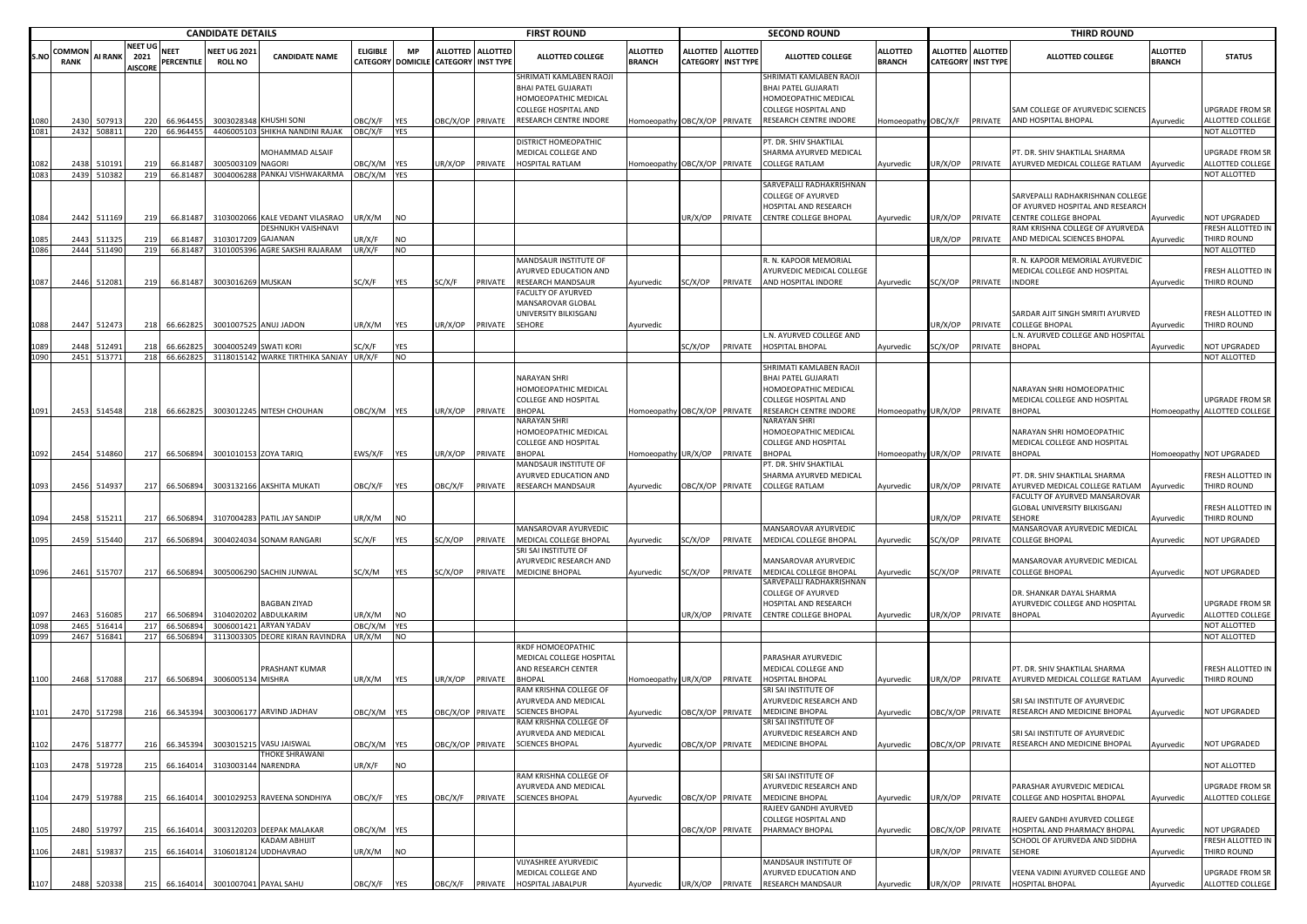| CANDIDATE DETAILS | | | | | | | | | FIRST ROUND | | | | SECOND ROUND | | | | THIRD ROUND | | | | |
|---|---|---|---|---|---|---|---|---|---|---|---|---|---|---|---|---|---|---|---|---|---|
| S.NO | COMMON RANK | AI RANK | NEET UG 2021 AISCORE | NEET PERCENTILE | NEET UG 2021 ROLL NO | CANDIDATE NAME | ELIGIBLE CATEGORY | MP DOMICILE | ALLOTTED CATEGORY | ALLOTTED INST TYPE | ALLOTTED COLLEGE | ALLOTTED BRANCH | ALLOTTED CATEGORY | ALLOTTED INST TYPE | ALLOTTED COLLEGE | ALLOTTED BRANCH | ALLOTTED CATEGORY | ALLOTTED INST TYPE | ALLOTTED COLLEGE | ALLOTTED BRANCH | STATUS |
| 1080 | 2430 | 507913 | 220 | 66.964455 | 3003028348 | KHUSHI SONI | OBC/X/F | YES | OBC/X/OP | PRIVATE | SHRIMATI KAMLABEN RAOJI BHAI PATEL GUJARATI HOMOEOPATHIC MEDICAL COLLEGE HOSPITAL AND RESEARCH CENTRE INDORE | Homoeopathy | OBC/X/OP | PRIVATE | SHRIMATI KAMLABEN RAOJI BHAI PATEL GUJARATI HOMOEOPATHIC MEDICAL COLLEGE HOSPITAL AND RESEARCH CENTRE INDORE | Homoeopathy | OBC/X/F | PRIVATE | SAM COLLEGE OF AYURVEDIC SCIENCES AND HOSPITAL BHOPAL | Ayurvedic | UPGRADE FROM SR ALLOTTED COLLEGE |
| 1081 | 2432 | 508811 | 220 | 66.964455 | 4406005103 | SHIKHA NANDINI RAJAK | OBC/X/F | YES | | | | | | | | | | | | | NOT ALLOTTED |
| 1082 | 2438 | 510191 | 219 | 66.81487 | 3005003109 | MOHAMMAD ALSAIF NAGORI | OBC/X/M | YES | UR/X/OP | PRIVATE | DISTRICT HOMEOPATHIC MEDICAL COLLEGE AND HOSPITAL RATLAM | Homoeopathy | OBC/X/OP | PRIVATE | PT. DR. SHIV SHAKTILAL SHARMA AYURVED MEDICAL COLLEGE RATLAM | Ayurvedic | UR/X/OP | PRIVATE | PT. DR. SHIV SHAKTILAL SHARMA AYURVED MEDICAL COLLEGE RATLAM | Ayurvedic | UPGRADE FROM SR ALLOTTED COLLEGE |
| 1083 | 2439 | 510382 | 219 | 66.81487 | 3004006288 | PANKAJ VISHWAKARMA | OBC/X/M | YES | | | | | | | | | | | | | NOT ALLOTTED |
| 1084 | 2442 | 511169 | 219 | 66.81487 | 3103002066 | KALE VEDANT VILASRAO | UR/X/M | NO | | | | | UR/X/OP | PRIVATE | SARVEPALLI RADHAKRISHNAN COLLEGE OF AYURVED HOSPITAL AND RESEARCH CENTRE COLLEGE BHOPAL | Ayurvedic | UR/X/OP | PRIVATE | SARVEPALLI RADHAKRISHNAN COLLEGE OF AYURVED HOSPITAL AND RESEARCH CENTRE COLLEGE BHOPAL | Ayurvedic | NOT UPGRADED |
| 1085 | 2443 | 511325 | 219 | 66.81487 | 3103017209 | DESHNUKH VAISHNAVI GAJANAN | UR/X/F | NO | | | | | | | | | UR/X/OP | PRIVATE | RAM KRISHNA COLLEGE OF AYURVEDA AND MEDICAL SCIENCES BHOPAL | Ayurvedic | FRESH ALLOTTED IN THIRD ROUND |
| 1086 | 2444 | 511490 | 219 | 66.81487 | 3101005396 | AGRE SAKSHI RAJARAM | UR/X/F | NO | | | | | | | | | | | | | NOT ALLOTTED |
| 1087 | 2446 | 512081 | 219 | 66.81487 | 3003016269 | MUSKAN | SC/X/F | YES | SC/X/F | PRIVATE | MANDSAUR INSTITUTE OF AYURVED EDUCATION AND RESEARCH MANDSAUR | Ayurvedic | SC/X/OP | PRIVATE | R. N. KAPOOR MEMORIAL AYURVEDIC MEDICAL COLLEGE AND HOSPITAL INDORE | Ayurvedic | SC/X/OP | PRIVATE | R. N. KAPOOR MEMORIAL AYURVEDIC MEDICAL COLLEGE AND HOSPITAL INDORE | Ayurvedic | FRESH ALLOTTED IN THIRD ROUND |
| 1088 | 2447 | 512473 | 218 | 66.662825 | 3001007525 | ANUJ JADON | UR/X/M | YES | UR/X/OP | PRIVATE | FACULTY OF AYURVED MANSAROVAR GLOBAL UNIVERSITY BILKISGANJ SEHORE | Ayurvedic | | | | | UR/X/OP | PRIVATE | SARDAR AJIT SINGH SMRITI AYURVED COLLEGE BHOPAL | Ayurvedic | FRESH ALLOTTED IN THIRD ROUND |
| 1089 | 2448 | 512491 | 218 | 66.662825 | 3004005249 | SWATI KORI | SC/X/F | YES | | | | | SC/X/OP | PRIVATE | L.N. AYURVED COLLEGE AND HOSPITAL BHOPAL | Ayurvedic | SC/X/OP | PRIVATE | L.N. AYURVED COLLEGE AND HOSPITAL BHOPAL | Ayurvedic | NOT UPGRADED |
| 1090 | 2451 | 513771 | 218 | 66.662825 | 3118015142 | WARKE TIRTHIKA SANJAY | UR/X/F | NO | | | | | | | | | | | | | NOT ALLOTTED |
| 1091 | 2453 | 514548 | 218 | 66.662825 | 3003012245 | NITESH CHOUHAN | OBC/X/M | YES | UR/X/OP | PRIVATE | NARAYAN SHRI HOMOEOPATHIC MEDICAL COLLEGE AND HOSPITAL BHOPAL | Homoeopathy | OBC/X/OP | PRIVATE | SHRIMATI KAMLABEN RAOJI BHAI PATEL GUJARATI HOMOEOPATHIC MEDICAL COLLEGE HOSPITAL AND RESEARCH CENTRE INDORE | Homoeopathy | UR/X/OP | PRIVATE | NARAYAN SHRI HOMOEOPATHIC MEDICAL COLLEGE AND HOSPITAL BHOPAL | Homoeopathy | UPGRADE FROM SR ALLOTTED COLLEGE |
| 1092 | 2454 | 514860 | 217 | 66.506894 | 3001010153 | ZOYA TARIQ | EWS/X/F | YES | UR/X/OP | PRIVATE | NARAYAN SHRI HOMOEOPATHIC MEDICAL COLLEGE AND HOSPITAL BHOPAL | Homoeopathy | UR/X/OP | PRIVATE | NARAYAN SHRI HOMOEOPATHIC MEDICAL COLLEGE AND HOSPITAL BHOPAL | Homoeopathy | UR/X/OP | PRIVATE | NARAYAN SHRI HOMOEOPATHIC MEDICAL COLLEGE AND HOSPITAL BHOPAL | Homoeopathy | NOT UPGRADED |
| 1093 | 2456 | 514937 | 217 | 66.506894 | 3003132166 | AKSHITA MUKATI | OBC/X/F | YES | OBC/X/F | PRIVATE | MANDSAUR INSTITUTE OF AYURVED EDUCATION AND RESEARCH MANDSAUR | Ayurvedic | OBC/X/OP | PRIVATE | PT. DR. SHIV SHAKTILAL SHARMA AYURVED MEDICAL COLLEGE RATLAM | Ayurvedic | UR/X/OP | PRIVATE | PT. DR. SHIV SHAKTILAL SHARMA AYURVED MEDICAL COLLEGE RATLAM | Ayurvedic | FRESH ALLOTTED IN THIRD ROUND |
| 1094 | 2458 | 515211 | 217 | 66.506894 | 3107004283 | PATIL JAY SANDIP | UR/X/M | NO | | | | | | | | | UR/X/OP | PRIVATE | FACULTY OF AYURVED MANSAROVAR GLOBAL UNIVERSITY BILKISGANJ SEHORE | Ayurvedic | FRESH ALLOTTED IN THIRD ROUND |
| 1095 | 2459 | 515440 | 217 | 66.506894 | 3004024034 | SONAM RANGARI | SC/X/F | YES | SC/X/OP | PRIVATE | MANSAROVAR AYURVEDIC MEDICAL COLLEGE BHOPAL | Ayurvedic | SC/X/OP | PRIVATE | MANSAROVAR AYURVEDIC MEDICAL COLLEGE BHOPAL | Ayurvedic | SC/X/OP | PRIVATE | MANSAROVAR AYURVEDIC MEDICAL COLLEGE BHOPAL | Ayurvedic | NOT UPGRADED |
| 1096 | 2461 | 515707 | 217 | 66.506894 | 3005006290 | SACHIN JUNWAL | SC/X/M | YES | SC/X/OP | PRIVATE | SRI SAI INSTITUTE OF AYURVEDIC RESEARCH AND MEDICINE BHOPAL | Ayurvedic | SC/X/OP | PRIVATE | MANSAROVAR AYURVEDIC MEDICAL COLLEGE BHOPAL | Ayurvedic | SC/X/OP | PRIVATE | MANSAROVAR AYURVEDIC MEDICAL COLLEGE BHOPAL | Ayurvedic | NOT UPGRADED |
| 1097 | 2463 | 516085 | 217 | 66.506894 | 3104020202 | BAGBAN ZIYAD ABDULKARIM | UR/X/M | NO | | | | | UR/X/OP | PRIVATE | SARVEPALLI RADHAKRISHNAN COLLEGE OF AYURVED HOSPITAL AND RESEARCH CENTRE COLLEGE BHOPAL | Ayurvedic | UR/X/OP | PRIVATE | DR. SHANKAR DAYAL SHARMA AYURVEDIC COLLEGE AND HOSPITAL BHOPAL | Ayurvedic | UPGRADE FROM SR ALLOTTED COLLEGE |
| 1098 | 2465 | 516414 | 217 | 66.506894 | 3006001421 | ARYAN YADAV | OBC/X/M | YES | | | | | | | | | | | | | NOT ALLOTTED |
| 1099 | 2467 | 516841 | 217 | 66.506894 | 3113003305 | DEORE KIRAN RAVINDRA | UR/X/M | NO | | | | | | | | | | | | | NOT ALLOTTED |
| 1100 | 2468 | 517088 | 217 | 66.506894 | 3006005134 | PRASHANT KUMAR MISHRA | UR/X/M | YES | UR/X/OP | PRIVATE | RKDF HOMOEOPATHIC MEDICAL COLLEGE HOSPITAL AND RESEARCH CENTER BHOPAL | Homoeopathy | UR/X/OP | PRIVATE | PARASHAR AYURVEDIC MEDICAL COLLEGE AND HOSPITAL BHOPAL | Ayurvedic | UR/X/OP | PRIVATE | PT. DR. SHIV SHAKTILAL SHARMA AYURVED MEDICAL COLLEGE RATLAM | Ayurvedic | FRESH ALLOTTED IN THIRD ROUND |
| 1101 | 2470 | 517298 | 216 | 66.345394 | 3003006177 | ARVIND JADHAV | OBC/X/M | YES | OBC/X/OP | PRIVATE | RAM KRISHNA COLLEGE OF AYURVEDA AND MEDICAL SCIENCES BHOPAL | Ayurvedic | OBC/X/OP | PRIVATE | SRI SAI INSTITUTE OF AYURVEDIC RESEARCH AND MEDICINE BHOPAL | Ayurvedic | OBC/X/OP | PRIVATE | SRI SAI INSTITUTE OF AYURVEDIC RESEARCH AND MEDICINE BHOPAL | Ayurvedic | NOT UPGRADED |
| 1102 | 2476 | 518777 | 216 | 66.345394 | 3003015215 | VASU JAISWAL | OBC/X/M | YES | OBC/X/OP | PRIVATE | RAM KRISHNA COLLEGE OF AYURVEDA AND MEDICAL SCIENCES BHOPAL | Ayurvedic | OBC/X/OP | PRIVATE | SRI SAI INSTITUTE OF AYURVEDIC RESEARCH AND MEDICINE BHOPAL | Ayurvedic | OBC/X/OP | PRIVATE | SRI SAI INSTITUTE OF AYURVEDIC RESEARCH AND MEDICINE BHOPAL | Ayurvedic | NOT UPGRADED |
| 1103 | 2478 | 519728 | 215 | 66.164014 | 3103003144 | THOKE SHRAWANI NARENDRA | UR/X/F | NO | | | | | | | | | | | | | NOT ALLOTTED |
| 1104 | 2479 | 519788 | 215 | 66.164014 | 3001029253 | RAVEENA SONDHIYA | OBC/X/F | YES | OBC/X/F | PRIVATE | RAM KRISHNA COLLEGE OF AYURVEDA AND MEDICAL SCIENCES BHOPAL | Ayurvedic | OBC/X/OP | PRIVATE | SRI SAI INSTITUTE OF AYURVEDIC RESEARCH AND MEDICINE BHOPAL | Ayurvedic | UR/X/OP | PRIVATE | PARASHAR AYURVEDIC MEDICAL COLLEGE AND HOSPITAL BHOPAL | Ayurvedic | UPGRADE FROM SR ALLOTTED COLLEGE |
| 1105 | 2480 | 519797 | 215 | 66.164014 | 3003120203 | DEEPAK MALAKAR | OBC/X/M | YES | | | | | OBC/X/OP | PRIVATE | RAJEEV GANDHI AYURVED COLLEGE HOSPITAL AND PHARMACY BHOPAL | Ayurvedic | OBC/X/OP | PRIVATE | RAJEEV GANDHI AYURVED COLLEGE HOSPITAL AND PHARMACY BHOPAL | Ayurvedic | NOT UPGRADED |
| 1106 | 2481 | 519837 | 215 | 66.164014 | 3106018124 | KADAM ABHIJIT UDDHAVRAO | UR/X/M | NO | | | | | | | | | UR/X/OP | PRIVATE | SCHOOL OF AYURVEDA AND SIDDHA SEHORE | Ayurvedic | FRESH ALLOTTED IN THIRD ROUND |
| 1107 | 2488 | 520338 | 215 | 66.164014 | 3001007041 | PAYAL SAHU | OBC/X/F | YES | OBC/X/F | PRIVATE | VIJYASHREE AYURVEDIC MEDICAL COLLEGE AND HOSPITAL JABALPUR | Ayurvedic | UR/X/OP | PRIVATE | MANDSAUR INSTITUTE OF AYURVED EDUCATION AND RESEARCH MANDSAUR | Ayurvedic | UR/X/OP | PRIVATE | VEENA VADINI AYURVED COLLEGE AND HOSPITAL BHOPAL | Ayurvedic | UPGRADE FROM SR ALLOTTED COLLEGE |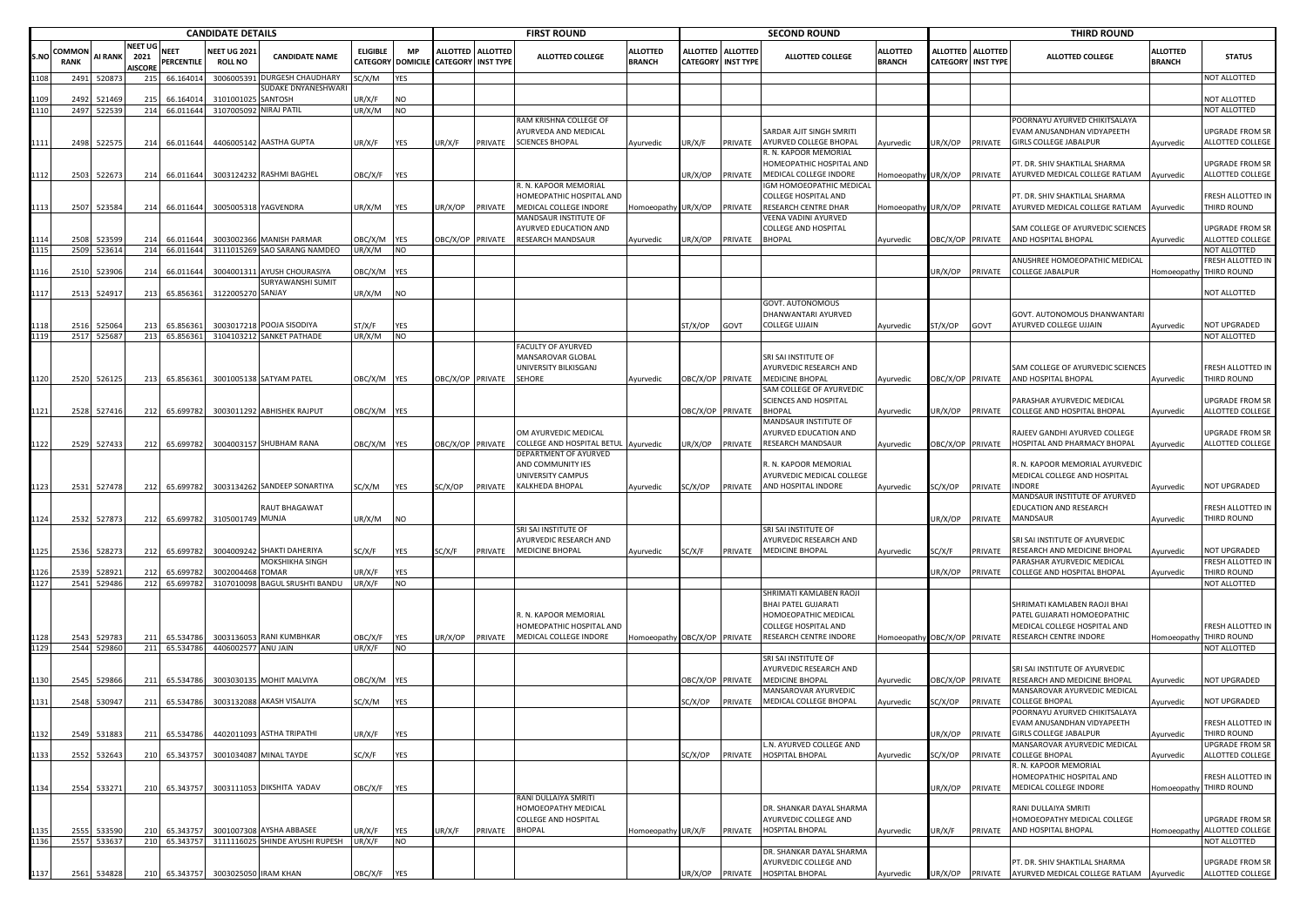| CANDIDATE DETAILS | | | | | | | | | FIRST ROUND | | | | SECOND ROUND | | | | THIRD ROUND | | | | |
|---|---|---|---|---|---|---|---|---|---|---|---|---|---|---|---|---|---|---|---|---|---|
| S.NO | COMMON RANK | AI RANK | NEET UG 2021 AISCORE | NEET PERCENTILE | NEET UG 2021 ROLL NO | CANDIDATE NAME | ELIGIBLE CATEGORY | MP DOMICILE | ALLOTTED CATEGORY | ALLOTTED INST TYPE | ALLOTTED COLLEGE | ALLOTTED BRANCH | ALLOTTED CATEGORY | ALLOTTED INST TYPE | ALLOTTED COLLEGE | ALLOTTED BRANCH | ALLOTTED CATEGORY | ALLOTTED INST TYPE | ALLOTTED COLLEGE | ALLOTTED BRANCH | STATUS |
| 1108 | 2491 | 520873 | 215 | 66.164014 | 3006005391 | DURGESH CHAUDHARY | SC/X/M | YES | | | | | | | | | | | | | NOT ALLOTTED |
| 1109 | 2492 | 521469 | 215 | 66.164014 | 3101001025 | SUDAKE DNYANESHWARI SANTOSH | UR/X/F | NO | | | | | | | | | | | | | NOT ALLOTTED |
| 1110 | 2497 | 522539 | 214 | 66.011644 | 3107005092 | NIRAJ PATIL | UR/X/M | NO | | | | | | | | | | | | | NOT ALLOTTED |
| 1111 | 2498 | 522575 | 214 | 66.011644 | 4406005142 | AASTHA GUPTA | UR/X/F | YES | UR/X/F | PRIVATE | RAM KRISHNA COLLEGE OF AYURVEDA AND MEDICAL SCIENCES BHOPAL | Ayurvedic | UR/X/F | PRIVATE | SARDAR AJIT SINGH SMRITI AYURVED COLLEGE BHOPAL | Ayurvedic | UR/X/OP | PRIVATE | POORNAYU AYURVED CHIKITSALAYA EVAM ANUSANDHAN VIDYAPEETH GIRLS COLLEGE JABALPUR | Ayurvedic | UPGRADE FROM SR ALLOTTED COLLEGE |
| 1112 | 2503 | 522673 | 214 | 66.011644 | 3003124232 | RASHMI BAGHEL | OBC/X/F | YES | | | | | UR/X/OP | PRIVATE | R. N. KAPOOR MEMORIAL HOMEOPATHIC HOSPITAL AND MEDICAL COLLEGE INDORE | Homoeopathy | UR/X/OP | PRIVATE | PT. DR. SHIV SHAKTILAL SHARMA AYURVED MEDICAL COLLEGE RATLAM | Ayurvedic | UPGRADE FROM SR ALLOTTED COLLEGE |
| 1113 | 2507 | 523584 | 214 | 66.011644 | 3005005318 | YAGVENDRA | UR/X/M | YES | UR/X/OP | PRIVATE | R. N. KAPOOR MEMORIAL HOMEOPATHIC HOSPITAL AND MEDICAL COLLEGE INDORE | Homoeopathy | UR/X/OP | PRIVATE | IGM HOMOEOPATHIC MEDICAL COLLEGE HOSPITAL AND RESEARCH CENTRE DHAR | Homoeopathy | UR/X/OP | PRIVATE | PT. DR. SHIV SHAKTILAL SHARMA AYURVED MEDICAL COLLEGE RATLAM | Ayurvedic | FRESH ALLOTTED IN THIRD ROUND |
| 1114 | 2508 | 523599 | 214 | 66.011644 | 3003002366 | MANISH PARMAR | OBC/X/M | YES | OBC/X/OP | PRIVATE | MANDSAUR INSTITUTE OF AYURVED EDUCATION AND RESEARCH MANDSAUR | Ayurvedic | UR/X/OP | PRIVATE | VEENA VADINI AYURVED COLLEGE AND HOSPITAL BHOPAL | Ayurvedic | OBC/X/OP | PRIVATE | SAM COLLEGE OF AYURVEDIC SCIENCES AND HOSPITAL BHOPAL | Ayurvedic | UPGRADE FROM SR ALLOTTED COLLEGE |
| 1115 | 2509 | 523614 | 214 | 66.011644 | 3111015269 | SAO SARANG NAMDEO | UR/X/M | NO | | | | | | | | | | | | | NOT ALLOTTED |
| 1116 | 2510 | 523906 | 214 | 66.011644 | 3004001311 | AYUSH CHOURASIYA | OBC/X/M | YES | | | | | | | | | UR/X/OP | PRIVATE | ANUSHREE HOMOEOPATHIC MEDICAL COLLEGE JABALPUR | Homoeopathy | FRESH ALLOTTED IN THIRD ROUND |
| 1117 | 2513 | 524917 | 213 | 65.856361 | 3122005270 | SURYAWANSHI SUMIT SANJAY | UR/X/M | NO | | | | | | | | | | | | | NOT ALLOTTED |
| 1118 | 2516 | 525064 | 213 | 65.856361 | 3003017218 | POOJA SISODIYA | ST/X/F | YES | | | | | ST/X/OP | GOVT | GOVT. AUTONOMOUS DHANWANTARI AYURVED COLLEGE UJJAIN | Ayurvedic | ST/X/OP | GOVT | GOVT. AUTONOMOUS DHANWANTARI AYURVED COLLEGE UJJAIN | Ayurvedic | NOT UPGRADED |
| 1119 | 2517 | 525687 | 213 | 65.856361 | 3104103212 | SANKET PATHADE | UR/X/M | NO | | | | | | | | | | | | | NOT ALLOTTED |
| 1120 | 2520 | 526125 | 213 | 65.856361 | 3001005138 | SATYAM PATEL | OBC/X/M | YES | OBC/X/OP | PRIVATE | FACULTY OF AYURVED MANSAROVAR GLOBAL UNIVERSITY BILKISGANJ SEHORE | Ayurvedic | OBC/X/OP | PRIVATE | SRI SAI INSTITUTE OF AYURVEDIC RESEARCH AND MEDICINE BHOPAL | Ayurvedic | OBC/X/OP | PRIVATE | SAM COLLEGE OF AYURVEDIC SCIENCES AND HOSPITAL BHOPAL | Ayurvedic | FRESH ALLOTTED IN THIRD ROUND |
| 1121 | 2528 | 527416 | 212 | 65.699782 | 3003011292 | ABHISHEK RAJPUT | OBC/X/M | YES | | | | | OBC/X/OP | PRIVATE | SAM COLLEGE OF AYURVEDIC SCIENCES AND HOSPITAL BHOPAL | Ayurvedic | UR/X/OP | PRIVATE | PARASHAR AYURVEDIC MEDICAL COLLEGE AND HOSPITAL BHOPAL | Ayurvedic | UPGRADE FROM SR ALLOTTED COLLEGE |
| 1122 | 2529 | 527433 | 212 | 65.699782 | 3004003157 | SHUBHAM RANA | OBC/X/M | YES | OBC/X/OP | PRIVATE | OM AYURVEDIC MEDICAL COLLEGE AND HOSPITAL BETUL | Ayurvedic | UR/X/OP | PRIVATE | MANDSAUR INSTITUTE OF AYURVED EDUCATION AND RESEARCH MANDSAUR | Ayurvedic | OBC/X/OP | PRIVATE | RAJEEV GANDHI AYURVED COLLEGE HOSPITAL AND PHARMACY BHOPAL | Ayurvedic | UPGRADE FROM SR ALLOTTED COLLEGE |
| 1123 | 2531 | 527478 | 212 | 65.699782 | 3003134262 | SANDEEP SONARTIYA | SC/X/M | YES | SC/X/OP | PRIVATE | DEPARTMENT OF AYURVED AND COMMUNITY IES UNIVERSITY CAMPUS KALKHEDA BHOPAL | Ayurvedic | SC/X/OP | PRIVATE | R. N. KAPOOR MEMORIAL AYURVEDIC MEDICAL COLLEGE AND HOSPITAL INDORE | Ayurvedic | SC/X/OP | PRIVATE | R. N. KAPOOR MEMORIAL AYURVEDIC MEDICAL COLLEGE AND HOSPITAL INDORE | Ayurvedic | NOT UPGRADED |
| 1124 | 2532 | 527873 | 212 | 65.699782 | 3105001749 | RAUT BHAGAWAT MUNJA | UR/X/M | NO | | | | | | | | | UR/X/OP | PRIVATE | MANDSAUR INSTITUTE OF AYURVED EDUCATION AND RESEARCH MANDSAUR | Ayurvedic | FRESH ALLOTTED IN THIRD ROUND |
| 1125 | 2536 | 528273 | 212 | 65.699782 | 3004009242 | SHAKTI DAHERIYA | SC/X/F | YES | SC/X/F | PRIVATE | SRI SAI INSTITUTE OF AYURVEDIC RESEARCH AND MEDICINE BHOPAL | Ayurvedic | SC/X/F | PRIVATE | SRI SAI INSTITUTE OF AYURVEDIC RESEARCH AND MEDICINE BHOPAL | Ayurvedic | SC/X/F | PRIVATE | SRI SAI INSTITUTE OF AYURVEDIC RESEARCH AND MEDICINE BHOPAL | Ayurvedic | NOT UPGRADED |
| 1126 | 2539 | 528921 | 212 | 65.699782 | 3002004468 | MOKSHIKHA SINGH TOMAR | UR/X/F | YES | | | | | | | | | UR/X/OP | PRIVATE | PARASHAR AYURVEDIC MEDICAL COLLEGE AND HOSPITAL BHOPAL | Ayurvedic | FRESH ALLOTTED IN THIRD ROUND |
| 1127 | 2541 | 529486 | 212 | 65.699782 | 3107010098 | BAGUL SRUSHTI BANDU | UR/X/F | NO | | | | | | | | | | | | | NOT ALLOTTED |
| 1128 | 2543 | 529783 | 211 | 65.534786 | 3003136053 | RANI KUMBHKAR | OBC/X/F | YES | UR/X/OP | PRIVATE | R. N. KAPOOR MEMORIAL HOMEOPATHIC HOSPITAL AND MEDICAL COLLEGE INDORE | Homoeopathy | OBC/X/OP | PRIVATE | SHRIMATI KAMLABEN RAOJI BHAI PATEL GUJARATI HOMOEOPATHIC MEDICAL COLLEGE HOSPITAL AND RESEARCH CENTRE INDORE | Homoeopathy | OBC/X/OP | PRIVATE | SHRIMATI KAMLABEN RAOJI BHAI PATEL GUJARATI HOMOEOPATHIC MEDICAL COLLEGE HOSPITAL AND RESEARCH CENTRE INDORE | Homoeopathy | FRESH ALLOTTED IN THIRD ROUND |
| 1129 | 2544 | 529860 | 211 | 65.534786 | 4406002577 | ANU JAIN | UR/X/F | NO | | | | | | | | | | | | | NOT ALLOTTED |
| 1130 | 2545 | 529866 | 211 | 65.534786 | 3003030135 | MOHIT MALVIYA | OBC/X/M | YES | | | | | OBC/X/OP | PRIVATE | SRI SAI INSTITUTE OF AYURVEDIC RESEARCH AND MEDICINE BHOPAL | Ayurvedic | OBC/X/OP | PRIVATE | SRI SAI INSTITUTE OF AYURVEDIC RESEARCH AND MEDICINE BHOPAL | Ayurvedic | NOT UPGRADED |
| 1131 | 2548 | 530947 | 211 | 65.534786 | 3003132088 | AKASH VISALIYA | SC/X/M | YES | | | | | SC/X/OP | PRIVATE | MANSAROVAR AYURVEDIC MEDICAL COLLEGE BHOPAL | Ayurvedic | SC/X/OP | PRIVATE | MANSAROVAR AYURVEDIC MEDICAL COLLEGE BHOPAL | Ayurvedic | NOT UPGRADED |
| 1132 | 2549 | 531883 | 211 | 65.534786 | 4402011093 | ASTHA TRIPATHI | UR/X/F | YES | | | | | | | | | UR/X/OP | PRIVATE | POORNAYU AYURVED CHIKITSALAYA EVAM ANUSANDHAN VIDYAPEETH GIRLS COLLEGE JABALPUR | Ayurvedic | FRESH ALLOTTED IN THIRD ROUND |
| 1133 | 2552 | 532643 | 210 | 65.343757 | 3001034087 | MINAL TAYDE | SC/X/F | YES | | | | | SC/X/OP | PRIVATE | L.N. AYURVED COLLEGE AND HOSPITAL BHOPAL | Ayurvedic | SC/X/OP | PRIVATE | MANSAROVAR AYURVEDIC MEDICAL COLLEGE BHOPAL | Ayurvedic | UPGRADE FROM SR ALLOTTED COLLEGE |
| 1134 | 2554 | 533271 | 210 | 65.343757 | 3003111053 | DIKSHITA YADAV | OBC/X/F | YES | | | | | | | | | UR/X/OP | PRIVATE | R. N. KAPOOR MEMORIAL HOMEOPATHIC HOSPITAL AND MEDICAL COLLEGE INDORE | Homoeopathy | FRESH ALLOTTED IN THIRD ROUND |
| 1135 | 2555 | 533590 | 210 | 65.343757 | 3001007308 | AYSHA ABBASEE | UR/X/F | YES | UR/X/F | PRIVATE | RANI DULLAIYA SMRITI HOMOEOPATHY MEDICAL COLLEGE AND HOSPITAL BHOPAL | Homoeopathy | UR/X/F | PRIVATE | DR. SHANKAR DAYAL SHARMA AYURVEDIC COLLEGE AND HOSPITAL BHOPAL | Ayurvedic | UR/X/F | PRIVATE | RANI DULLAIYA SMRITI HOMOEOPATHY MEDICAL COLLEGE AND HOSPITAL BHOPAL | Homoeopathy | UPGRADE FROM SR ALLOTTED COLLEGE |
| 1136 | 2557 | 533637 | 210 | 65.343757 | 3111116025 | SHINDE AYUSHI RUPESH | UR/X/F | NO | | | | | | | | | | | | | NOT ALLOTTED |
| 1137 | 2561 | 534828 | 210 | 65.343757 | 3003025050 | IRAM KHAN | OBC/X/F | YES | | | | | UR/X/OP | PRIVATE | DR. SHANKAR DAYAL SHARMA AYURVEDIC COLLEGE AND HOSPITAL BHOPAL | Ayurvedic | UR/X/OP | PRIVATE | PT. DR. SHIV SHAKTILAL SHARMA AYURVED MEDICAL COLLEGE RATLAM | Ayurvedic | UPGRADE FROM SR ALLOTTED COLLEGE |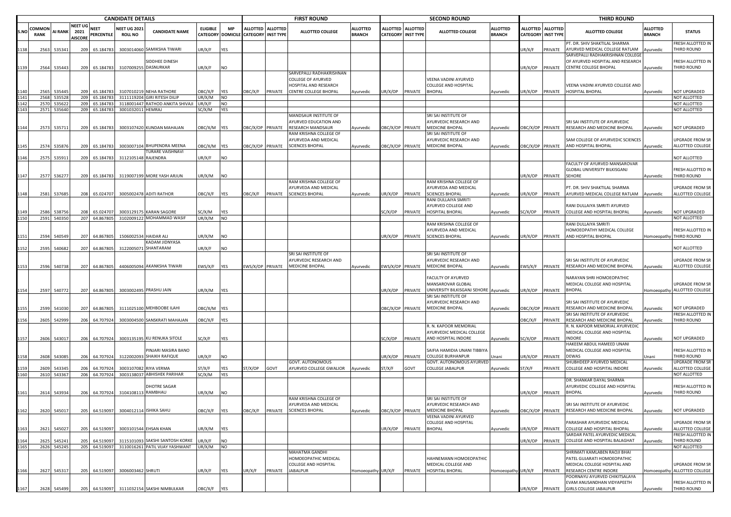| CANDIDATE DETAILS | | | | | | | | FIRST ROUND | | | | | SECOND ROUND | | | | | THIRD ROUND | | | | | |
|---|---|---|---|---|---|---|---|---|---|---|---|---|---|---|---|---|---|---|---|---|---|---|---|
| S.NO | COMMON RANK | AI RANK | NEET UG 2021 AISCORE | NEET PERCENTILE | NEET UG 2021 ROLL NO | CANDIDATE NAME | ELIGIBLE CATEGORY | MP DOMICILE | ALLOTTED CATEGORY | ALLOTTED INST TYPE | ALLOTTED COLLEGE | ALLOTTED BRANCH | ALLOTTED CATEGORY | ALLOTTED INST TYPE | ALLOTTED COLLEGE | ALLOTTED BRANCH | ALLOTTED CATEGORY | ALLOTTED INST TYPE | ALLOTTED COLLEGE | ALLOTTED BRANCH | STATUS |
| 1138 | 2563 | 535341 | 209 | 65.184783 | 3003014060 | SAMIKSHA TIWARI | UR/X/F | YES | | | | | | | | | UR/X/F | PRIVATE | PT. DR. SHIV SHAKTILAL SHARMA AYURVED MEDICAL COLLEGE RATLAM | Ayurvedic | FRESH ALLOTTED IN THIRD ROUND |
| 1139 | 2564 | 535443 | 209 | 65.184783 | 3107009255 | SIDDHEE DINESH DASNURKAR | UR/X/F | NO | | | | | | | | | UR/X/OP | PRIVATE | SARVEPALLI RADHAKRISHNAN COLLEGE OF AYURVED HOSPITAL AND RESEARCH CENTRE COLLEGE BHOPAL | Ayurvedic | FRESH ALLOTTED IN THIRD ROUND |
| 1140 | 2565 | 535445 | 209 | 65.184783 | 3107010219 | NEHA RATHORE | OBC/X/F | YES | OBC/X/F | PRIVATE | SARVEPALLI RADHAKRISHNAN COLLEGE OF AYURVED HOSPITAL AND RESEARCH CENTRE COLLEGE BHOPAL | Ayurvedic | UR/X/OP | PRIVATE | VEENA VADINI AYURVED COLLEGE AND HOSPITAL BHOPAL | Ayurvedic | UR/X/OP | PRIVATE | VEENA VADINI AYURVED COLLEGE AND HOSPITAL BHOPAL | Ayurvedic | NOT UPGRADED |
| 1141 | 2568 | 535528 | 209 | 65.184783 | 3111119204 | GIRI RITESH DILIP | UR/X/M | NO | | | | | | | | | | | | | NOT ALLOTTED |
| 1142 | 2570 | 535622 | 209 | 65.184783 | 3118001447 | RATHOD ANKITA SHIVAJI | UR/X/F | NO | | | | | | | | | | | | | NOT ALLOTTED |
| 1143 | 2571 | 535640 | 209 | 65.184783 | 3001032011 | HEMRAJ | SC/X/M | YES | | | | | | | | | | | | | NOT ALLOTTED |
| 1144 | 2573 | 535711 | 209 | 65.184783 | 3003107420 | KUNDAN MAHAJAN | OBC/X/M | YES | OBC/X/OP | PRIVATE | MANDSAUR INSTITUTE OF AYURVED EDUCATION AND RESEARCH MANDSAUR | Ayurvedic | OBC/X/OP | PRIVATE | SRI SAI INSTITUTE OF AYURVEDIC RESEARCH AND MEDICINE BHOPAL | Ayurvedic | OBC/X/OP | PRIVATE | SRI SAI INSTITUTE OF AYURVEDIC RESEARCH AND MEDICINE BHOPAL | Ayurvedic | NOT UPGRADED |
| 1145 | 2574 | 535876 | 209 | 65.184783 | 3003007104 | BHUPENDRA MEENA | OBC/X/M | YES | OBC/X/OP | PRIVATE | RAM KRISHNA COLLEGE OF AYURVEDA AND MEDICAL SCIENCES BHOPAL | Ayurvedic | OBC/X/OP | PRIVATE | SRI SAI INSTITUTE OF AYURVEDIC RESEARCH AND MEDICINE BHOPAL | Ayurvedic | OBC/X/OP | PRIVATE | SAM COLLEGE OF AYURVEDIC SCIENCES AND HOSPITAL BHOPAL | Ayurvedic | UPGRADE FROM SR ALLOTTED COLLEGE |
| 1146 | 2575 | 535911 | 209 | 65.184783 | 3112105148 | TURARE VAISHNAVI RAJENDRA | UR/X/F | NO | | | | | | | | | | | | | NOT ALLOTTED |
| 1147 | 2577 | 536277 | 209 | 65.184783 | 3119007199 | MORE YASH ARJUN | UR/X/M | NO | | | | | | | | | UR/X/OP | PRIVATE | FACULTY OF AYURVED MANSAROVAR GLOBAL UNIVERSITY BILKISGANJ SEHORE | Ayurvedic | FRESH ALLOTTED IN THIRD ROUND |
| 1148 | 2581 | 537685 | 208 | 65.024707 | 3005002478 | ADITI RATHOR | OBC/X/F | YES | OBC/X/F | PRIVATE | RAM KRISHNA COLLEGE OF AYURVEDA AND MEDICAL SCIENCES BHOPAL | Ayurvedic | UR/X/OP | PRIVATE | RAM KRISHNA COLLEGE OF AYURVEDA AND MEDICAL SCIENCES BHOPAL | Ayurvedic | UR/X/OP | PRIVATE | PT. DR. SHIV SHAKTILAL SHARMA AYURVED MEDICAL COLLEGE RATLAM | Ayurvedic | UPGRADE FROM SR ALLOTTED COLLEGE |
| 1149 | 2586 | 538756 | 208 | 65.024707 | 3003129175 | KARAN SAGORE | SC/X/M | YES | | | | | SC/X/OP | PRIVATE | RANI DULLAIYA SMRITI AYURVED COLLEGE AND HOSPITAL BHOPAL | Ayurvedic | SC/X/OP | PRIVATE | RANI DULLAIYA SMRITI AYURVED COLLEGE AND HOSPITAL BHOPAL | Ayurvedic | NOT UPGRADED |
| 1150 | 2591 | 540350 | 207 | 64.867805 | 3102009122 | MOHAMMAD WASIF | UR/X/M | NO | | | | | | | | | | | | | NOT ALLOTTED |
| 1151 | 2594 | 540549 | 207 | 64.867805 | 1506002534 | HAIDAR ALI | UR/X/M | NO | | | | | UR/X/OP | PRIVATE | RAM KRISHNA COLLEGE OF AYURVEDA AND MEDICAL SCIENCES BHOPAL | Ayurvedic | UR/X/OP | PRIVATE | RANI DULLAIYA SMRITI HOMOEOPATHY MEDICAL COLLEGE AND HOSPITAL BHOPAL | Homoeopathy | FRESH ALLOTTED IN THIRD ROUND |
| 1152 | 2595 | 540682 | 207 | 64.867805 | 3122005071 | KADAM JIDNYASA SHANTARAM | UR/X/F | NO | | | | | | | | | | | | | NOT ALLOTTED |
| 1153 | 2596 | 540738 | 207 | 64.867805 | 4406005094 | AKANKSHA TIWARI | EWS/X/F | YES | EWS/X/OP | PRIVATE | SRI SAI INSTITUTE OF AYURVEDIC RESEARCH AND MEDICINE BHOPAL | Ayurvedic | EWS/X/OP | PRIVATE | SRI SAI INSTITUTE OF AYURVEDIC RESEARCH AND MEDICINE BHOPAL | Ayurvedic | EWS/X/F | PRIVATE | SRI SAI INSTITUTE OF AYURVEDIC RESEARCH AND MEDICINE BHOPAL | Ayurvedic | UPGRADE FROM SR ALLOTTED COLLEGE |
| 1154 | 2597 | 540772 | 207 | 64.867805 | 3003002495 | PRASHU JAIN | UR/X/M | YES | | | | | UR/X/OP | PRIVATE | FACULTY OF AYURVED MANSAROVAR GLOBAL UNIVERSITY BILKISGANJ SEHORE | Ayurvedic | UR/X/OP | PRIVATE | NARAYAN SHRI HOMOEOPATHIC MEDICAL COLLEGE AND HOSPITAL BHOPAL | Homoeopathy | UPGRADE FROM SR ALLOTTED COLLEGE |
| 1155 | 2599 | 541030 | 207 | 64.867805 | 3111025100 | MEHBOOBE ILAHI | OBC/X/M | YES | | | | | OBC/X/OP | PRIVATE | SRI SAI INSTITUTE OF AYURVEDIC RESEARCH AND MEDICINE BHOPAL | Ayurvedic | OBC/X/OP | PRIVATE | SRI SAI INSTITUTE OF AYURVEDIC RESEARCH AND MEDICINE BHOPAL | Ayurvedic | NOT UPGRADED |
| 1156 | 2605 | 542999 | 206 | 64.707924 | 3003004500 | SANSKRATI MAHAJAN | OBC/X/F | YES | | | | | | | | | OBC/X/F | PRIVATE | SRI SAI INSTITUTE OF AYURVEDIC RESEARCH AND MEDICINE BHOPAL | Ayurvedic | FRESH ALLOTTED IN THIRD ROUND |
| 1157 | 2606 | 543017 | 206 | 64.707924 | 3003135195 | KU RENUKA SITOLE | SC/X/F | YES | | | | | SC/X/OP | PRIVATE | R. N. KAPOOR MEMORIAL AYURVEDIC MEDICAL COLLEGE AND HOSPITAL INDORE | Ayurvedic | SC/X/OP | PRIVATE | R. N. KAPOOR MEMORIAL AYURVEDIC MEDICAL COLLEGE AND HOSPITAL INDORE | Ayurvedic | NOT UPGRADED |
| 1158 | 2608 | 543085 | 206 | 64.707924 | 3122002093 | PINJARI MASIRA BANO SHAIKH RAFIQUE | UR/X/F | NO | | | | | UR/X/OP | PRIVATE | SAIFIA HAMIDIA UNANI TIBBIYA COLLEGE BURHANPUR | Unani | UR/X/OP | PRIVATE | HAKEEM ABDUL HAMEED UNANI MEDICAL COLLEGE AND HOSPITAL DEWAS | Unani | FRESH ALLOTTED IN THIRD ROUND |
| 1159 | 2609 | 543345 | 206 | 64.707924 | 3003107082 | RIYA VERMA | ST/X/F | YES | ST/X/OP | GOVT | GOVT. AUTONOMOUS AYURVED COLLEGE GWALIOR | Ayurvedic | ST/X/F | GOVT | GOVT. AUTONOMOUS AYURVED COLLEGE JABALPUR | Ayurvedic | ST/X/F | PRIVATE | SHUBHDEEP AYURVED MEDICAL COLLEGE AND HOSPITAL INDORE | Ayurvedic | UPGRADE FROM SR ALLOTTED COLLEGE |
| 1160 | 2610 | 543367 | 206 | 64.707924 | 3003138037 | ABHISHEK PARIHAR | SC/X/M | YES | | | | | | | | | | | | | NOT ALLOTTED |
| 1161 | 2614 | 543934 | 206 | 64.707924 | 3104108113 | DHOTRE SAGAR RAMBHAU | UR/X/M | NO | | | | | | | | | UR/X/OP | PRIVATE | DR. SHANKAR DAYAL SHARMA AYURVEDIC COLLEGE AND HOSPITAL BHOPAL | Ayurvedic | FRESH ALLOTTED IN THIRD ROUND |
| 1162 | 2620 | 545017 | 205 | 64.519097 | 3004012114 | ISHIKA SAHU | OBC/X/F | YES | OBC/X/F | PRIVATE | RAM KRISHNA COLLEGE OF AYURVEDA AND MEDICAL SCIENCES BHOPAL | Ayurvedic | OBC/X/OP | PRIVATE | SRI SAI INSTITUTE OF AYURVEDIC RESEARCH AND MEDICINE BHOPAL | Ayurvedic | OBC/X/OP | PRIVATE | SRI SAI INSTITUTE OF AYURVEDIC RESEARCH AND MEDICINE BHOPAL | Ayurvedic | NOT UPGRADED |
| 1163 | 2621 | 545027 | 205 | 64.519097 | 3003101544 | EHSAN KHAN | UR/X/M | YES | | | | | UR/X/OP | PRIVATE | VEENA VADINI AYURVED COLLEGE AND HOSPITAL BHOPAL | Ayurvedic | UR/X/OP | PRIVATE | PARASHAR AYURVEDIC MEDICAL COLLEGE AND HOSPITAL BHOPAL | Ayurvedic | UPGRADE FROM SR ALLOTTED COLLEGE |
| 1164 | 2625 | 545241 | 205 | 64.519097 | 3115101093 | SAKSHI SANTOSH KORKE | UR/X/F | NO | | | | | | | | | UR/X/OP | PRIVATE | SARDAR PATEL AYURVEDIC MEDICAL COLLEGE AND HOSPITAL BALAGHAT | Ayurvedic | FRESH ALLOTTED IN THIRD ROUND |
| 1165 | 2626 | 545245 | 205 | 64.519097 | 3110016261 | PATIL VIJAY YASHWANT | UR/X/M | NO | | | | | | | | | | | | | NOT ALLOTTED |
| 1166 | 2627 | 545317 | 205 | 64.519097 | 3006003462 | SHRUTI | UR/X/F | YES | UR/X/F | PRIVATE | MAHATMA GANDHI HOMOEOPATHIC MEDICAL COLLEGE AND HOSPITAL JABALPUR | Homoeopathy | UR/X/F | PRIVATE | HAHNEMANN HOMOEOPATHIC MEDICAL COLLEGE AND HOSPITAL BHOPAL | Homoeopathy | UR/X/F | PRIVATE | SHRIMATI KAMLABEN RAOJI BHAI PATEL GUJARATI HOMOEOPATHIC MEDICAL COLLEGE HOSPITAL AND RESEARCH CENTRE INDORE | Homoeopathy | UPGRADE FROM SR ALLOTTED COLLEGE |
| 1167 | 2628 | 545499 | 205 | 64.519097 | 3111032154 | SAKSHI NIMBULKAR | OBC/X/F | YES | | | | | | | | | UR/X/OP | PRIVATE | POORNAYU AYURVED CHIKITSALAYA EVAM ANUSANDHAN VIDYAPEETH GIRLS COLLEGE JABALPUR | Ayurvedic | FRESH ALLOTTED IN THIRD ROUND |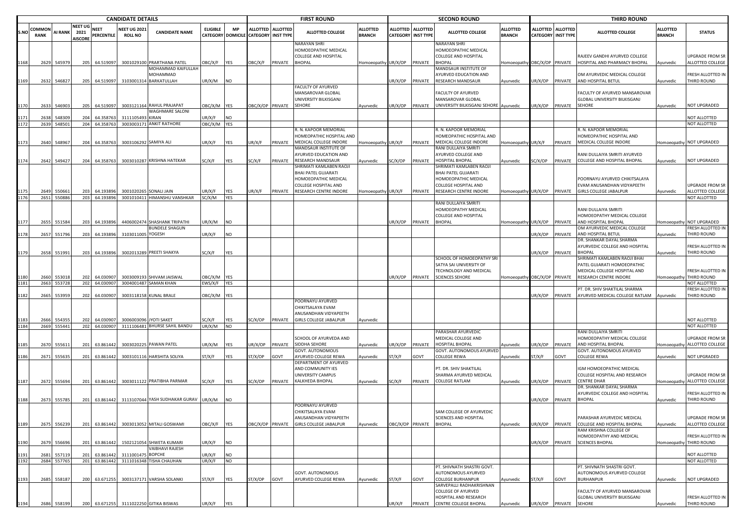| CANDIDATE DETAILS | | | | | | | | | FIRST ROUND | | | | SECOND ROUND | | | | THIRD ROUND | | | | |
|---|---|---|---|---|---|---|---|---|---|---|---|---|---|---|---|---|---|---|---|---|---|
| S.NO | COMMON RANK | AI RANK | NEET UG 2021 AISCORE | NEET PERCENTILE | NEET UG 2021 ROLL NO | CANDIDATE NAME | ELIGIBLE CATEGORY | MP DOMICILE | ALLOTTED CATEGORY | ALLOTTED INST TYPE | ALLOTTED COLLEGE | ALLOTTED BRANCH | ALLOTTED CATEGORY | ALLOTTED INST TYPE | ALLOTTED COLLEGE | ALLOTTED BRANCH | ALLOTTED CATEGORY | ALLOTTED INST TYPE | ALLOTTED COLLEGE | ALLOTTED BRANCH | STATUS |
| 1168 | 2629 | 545979 | 205 | 64.519097 | 3001029100 | PRARTHANA PATEL | OBC/X/F | YES | OBC/X/F | PRIVATE | NARAYAN SHRI HOMOEOPATHIC MEDICAL COLLEGE AND HOSPITAL BHOPAL | Homoeopathy | UR/X/OP | PRIVATE | NARAYAN SHRI HOMOEOPATHIC MEDICAL COLLEGE AND HOSPITAL BHOPAL | Homoeopathy | OBC/X/OP | PRIVATE | RAJEEV GANDHI AYURVED COLLEGE HOSPITAL AND PHARMACY BHOPAL | Ayurvedic | UPGRADE FROM SR ALLOTTED COLLEGE |
| 1169 | 2632 | 546827 | 205 | 64.519097 | 3103001314 | MOHAMMAD KAIFULLAH MOHAMMAD BARKATULLAH | UR/X/M | NO | | | | | UR/X/OP | PRIVATE | MANDSAUR INSTITUTE OF AYURVED EDUCATION AND RESEARCH MANDSAUR | Ayurvedic | UR/X/OP | PRIVATE | OM AYURVEDIC MEDICAL COLLEGE AND HOSPITAL BETUL | Ayurvedic | FRESH ALLOTTED IN THIRD ROUND |
| 1170 | 2633 | 546903 | 205 | 64.519097 | 3003121164 | RAHUL PRAJAPAT | OBC/X/M | YES | OBC/X/OP | PRIVATE | FACULTY OF AYURVED MANSAROVAR GLOBAL UNIVERSITY BILKISGANJ SEHORE | Ayurvedic | UR/X/OP | PRIVATE | FACULTY OF AYURVED MANSAROVAR GLOBAL UNIVERSITY BILKISGANJ SEHORE | Ayurvedic | UR/X/OP | PRIVATE | FACULTY OF AYURVED MANSAROVAR GLOBAL UNIVERSITY BILKISGANJ SEHORE | Ayurvedic | NOT UPGRADED |
| 1171 | 2638 | 548309 | 204 | 64.358763 | 3111105493 | WAGHMARE SALONI KIRAN | UR/X/F | NO | | | | | | | | | | | | | NOT ALLOTTED |
| 1172 | 2639 | 548501 | 204 | 64.358763 | 3003003171 | ANKIT RATHORE | OBC/X/M | YES | | | | | | | | | | | | | NOT ALLOTTED |
| 1173 | 2640 | 548967 | 204 | 64.358763 | 3003106292 | SAMIYA ALI | UR/X/F | YES | UR/X/F | PRIVATE | R. N. KAPOOR MEMORIAL HOMEOPATHIC HOSPITAL AND MEDICAL COLLEGE INDORE | Homoeopathy | UR/X/F | PRIVATE | R. N. KAPOOR MEMORIAL HOMEOPATHIC HOSPITAL AND MEDICAL COLLEGE INDORE | Homoeopathy | UR/X/F | PRIVATE | R. N. KAPOOR MEMORIAL HOMEOPATHIC HOSPITAL AND MEDICAL COLLEGE INDORE | Homoeopathy | NOT UPGRADED |
| 1174 | 2642 | 549427 | 204 | 64.358763 | 3003010287 | KRISHNA HATEKAR | SC/X/F | YES | SC/X/F | PRIVATE | MANDSAUR INSTITUTE OF AYURVED EDUCATION AND RESEARCH MANDSAUR | Ayurvedic | SC/X/OP | PRIVATE | RANI DULLAIYA SMRITI AYURVED COLLEGE AND HOSPITAL BHOPAL | Ayurvedic | SC/X/OP | PRIVATE | RANI DULLAIYA SMRITI AYURVED COLLEGE AND HOSPITAL BHOPAL | Ayurvedic | NOT UPGRADED |
| 1175 | 2649 | 550661 | 203 | 64.193896 | 3001020265 | SONALI JAIN | UR/X/F | YES | UR/X/F | PRIVATE | SHRIMATI KAMLABEN RAOJI BHAI PATEL GUJARATI HOMOEOPATHIC MEDICAL COLLEGE HOSPITAL AND RESEARCH CENTRE INDORE | Homoeopathy | UR/X/F | PRIVATE | SHRIMATI KAMLABEN RAOJI BHAI PATEL GUJARATI HOMOEOPATHIC MEDICAL COLLEGE HOSPITAL AND RESEARCH CENTRE INDORE | Homoeopathy | UR/X/OP | PRIVATE | POORNAYU AYURVED CHIKITSALAYA EVAM ANUSANDHAN VIDYAPEETH GIRLS COLLEGE JABALPUR | Ayurvedic | UPGRADE FROM SR ALLOTTED COLLEGE |
| 1176 | 2651 | 550886 | 203 | 64.193896 | 3001010411 | HIMANSHU VANSHKAR | SC/X/M | YES | | | | | | | | | | | | | NOT ALLOTTED |
| 1177 | 2655 | 551584 | 203 | 64.193896 | 4406002474 | SHASHANK TRIPATHI | UR/X/M | NO | | | | | UR/X/OP | PRIVATE | RANI DULLAIYA SMRITI HOMOEOPATHY MEDICAL COLLEGE AND HOSPITAL BHOPAL | Homoeopathy | UR/X/OP | PRIVATE | RANI DULLAIYA SMRITI HOMOEOPATHY MEDICAL COLLEGE AND HOSPITAL BHOPAL | Homoeopathy | NOT UPGRADED |
| 1178 | 2657 | 551796 | 203 | 64.193896 | 3103011005 | BUNDELE SHAGUN YOGESH | UR/X/F | NO | | | | | | | | | UR/X/OP | PRIVATE | OM AYURVEDIC MEDICAL COLLEGE AND HOSPITAL BETUL | Ayurvedic | FRESH ALLOTTED IN THIRD ROUND |
| 1179 | 2658 | 551991 | 203 | 64.193896 | 3002013289 | PREETI SHAKYA | SC/X/F | YES | | | | | | | | | UR/X/OP | PRIVATE | DR. SHANKAR DAYAL SHARMA AYURVEDIC COLLEGE AND HOSPITAL BHOPAL | Ayurvedic | FRESH ALLOTTED IN THIRD ROUND |
| 1180 | 2660 | 553018 | 202 | 64.030907 | 3003009193 | SHIVAM JAISWAL | OBC/X/M | YES | | | | | UR/X/OP | PRIVATE | SCHOOL OF HOMOEOPATHY SRI SATYA SAI UNIVERSITY OF TECHNOLOGY AND MEDICAL SCIENCES SEHORE | Homoeopathy | OBC/X/OP | PRIVATE | SHRIMATI KAMLABEN RAOJI BHAI PATEL GUJARATI HOMOEOPATHIC MEDICAL COLLEGE HOSPITAL AND RESEARCH CENTRE INDORE | Homoeopathy | FRESH ALLOTTED IN THIRD ROUND |
| 1181 | 2663 | 553728 | 202 | 64.030907 | 3004001487 | SAMAN KHAN | EWS/X/F | YES | | | | | | | | | | | | | NOT ALLOTTED |
| 1182 | 2665 | 553959 | 202 | 64.030907 | 3003118158 | KUNAL BRALE | OBC/X/M | YES | | | | | | | | | UR/X/OP | PRIVATE | PT. DR. SHIV SHAKTILAL SHARMA AYURVED MEDICAL COLLEGE RATLAM | Ayurvedic | FRESH ALLOTTED IN THIRD ROUND |
| 1183 | 2666 | 554355 | 202 | 64.030907 | 3006003096 | JYOTI SAKET | SC/X/F | YES | SC/X/OP | PRIVATE | POORNAYU AYURVED CHIKITSALAYA EVAM ANUSANDHAN VIDYAPEETH GIRLS COLLEGE JABALPUR | Ayurvedic | | | | | | | | | NOT ALLOTTED |
| 1184 | 2669 | 555441 | 202 | 64.030907 | 3111106481 | BHURSE SAHIL BANDU | UR/X/M | NO | | | | | | | | | | | | | NOT ALLOTTED |
| 1185 | 2670 | 555611 | 201 | 63.861442 | 3003020225 | PAWAN PATEL | UR/X/M | YES | UR/X/OP | PRIVATE | SCHOOL OF AYURVEDA AND SIDDHA SEHORE | Ayurvedic | UR/X/OP | PRIVATE | PARASHAR AYURVEDIC MEDICAL COLLEGE AND HOSPITAL BHOPAL | Ayurvedic | UR/X/OP | PRIVATE | RANI DULLAIYA SMRITI HOMOEOPATHY MEDICAL COLLEGE AND HOSPITAL BHOPAL | Homoeopathy | UPGRADE FROM SR ALLOTTED COLLEGE |
| 1186 | 2671 | 555635 | 201 | 63.861442 | 3003101116 | HARSHITA SOLIYA | ST/X/F | YES | ST/X/OP | GOVT | GOVT. AUTONOMOUS AYURVED COLLEGE REWA | Ayurvedic | ST/X/F | GOVT | GOVT. AUTONOMOUS AYURVED COLLEGE REWA | Ayurvedic | ST/X/F | GOVT | GOVT. AUTONOMOUS AYURVED COLLEGE REWA | Ayurvedic | NOT UPGRADED |
| 1187 | 2672 | 555694 | 201 | 63.861442 | 3003011122 | PRATIBHA PARMAR | SC/X/F | YES | SC/X/OP | PRIVATE | DEPARTMENT OF AYURVED AND COMMUNITY IES UNIVERSITY CAMPUS KALKHEDA BHOPAL | Ayurvedic | SC/X/F | PRIVATE | PT. DR. SHIV SHAKTILAL SHARMA AYURVED MEDICAL COLLEGE RATLAM | Ayurvedic | UR/X/OP | PRIVATE | IGM HOMOEOPATHIC MEDICAL COLLEGE HOSPITAL AND RESEARCH CENTRE DHAR | Homoeopathy | UPGRADE FROM SR ALLOTTED COLLEGE |
| 1188 | 2673 | 555785 | 201 | 63.861442 | 3113107044 | YASH SUDHAKAR GAURAV | UR/X/M | NO | | | | | | | | | UR/X/OP | PRIVATE | DR. SHANKAR DAYAL SHARMA AYURVEDIC COLLEGE AND HOSPITAL BHOPAL | Ayurvedic | FRESH ALLOTTED IN THIRD ROUND |
| 1189 | 2675 | 556239 | 201 | 63.861442 | 3003013052 | MITALI GOSWAMI | OBC/X/F | YES | OBC/X/OP | PRIVATE | POORNAYU AYURVED CHIKITSALAYA EVAM ANUSANDHAN VIDYAPEETH GIRLS COLLEGE JABALPUR | Ayurvedic | OBC/X/OP | PRIVATE | SAM COLLEGE OF AYURVEDIC SCIENCES AND HOSPITAL BHOPAL | Ayurvedic | UR/X/OP | PRIVATE | PARASHAR AYURVEDIC MEDICAL COLLEGE AND HOSPITAL BHOPAL | Ayurvedic | UPGRADE FROM SR ALLOTTED COLLEGE |
| 1190 | 2679 | 556696 | 201 | 63.861442 | 1502121054 | SHWETA KUMARI | UR/X/F | NO | | | | | | | | | UR/X/OP | PRIVATE | RAM KRISHNA COLLEGE OF HOMOEOPATHY AND MEDICAL SCIENCES BHOPAL | Homoeopathy | FRESH ALLOTTED IN THIRD ROUND |
| 1191 | 2681 | 557119 | 201 | 63.861442 | 3111001475 | VAIBHAVI RAJESH BOPCHE | UR/X/F | NO | | | | | | | | | | | | | NOT ALLOTTED |
| 1192 | 2684 | 557765 | 201 | 63.861442 | 3111016348 | TISHA CHAUHAN | UR/X/F | NO | | | | | | | | | | | | | NOT ALLOTTED |
| 1193 | 2685 | 558187 | 200 | 63.671255 | 3003137171 | VARSHA SOLANKI | ST/X/F | YES | ST/X/OP | GOVT | GOVT. AUTONOMOUS AYURVED COLLEGE REWA | Ayurvedic | ST/X/F | GOVT | PT. SHIVNATH SHASTRI GOVT. AUTONOMOUS AYURVED COLLEGE BURHANPUR | Ayurvedic | ST/X/F | GOVT | PT. SHIVNATH SHASTRI GOVT. AUTONOMOUS AYURVED COLLEGE BURHANPUR | Ayurvedic | NOT UPGRADED |
| 1194 | 2686 | 558199 | 200 | 63.671255 | 3111022250 | GITIKA BISWAS | UR/X/F | YES | | | | | UR/X/F | PRIVATE | SARVEPALLI RADHAKRISHNAN COLLEGE OF AYURVED HOSPITAL AND RESEARCH CENTRE COLLEGE BHOPAL | Ayurvedic | UR/X/OP | PRIVATE | FACULTY OF AYURVED MANSAROVAR GLOBAL UNIVERSITY BILKISGANJ SEHORE | Ayurvedic | FRESH ALLOTTED IN THIRD ROUND |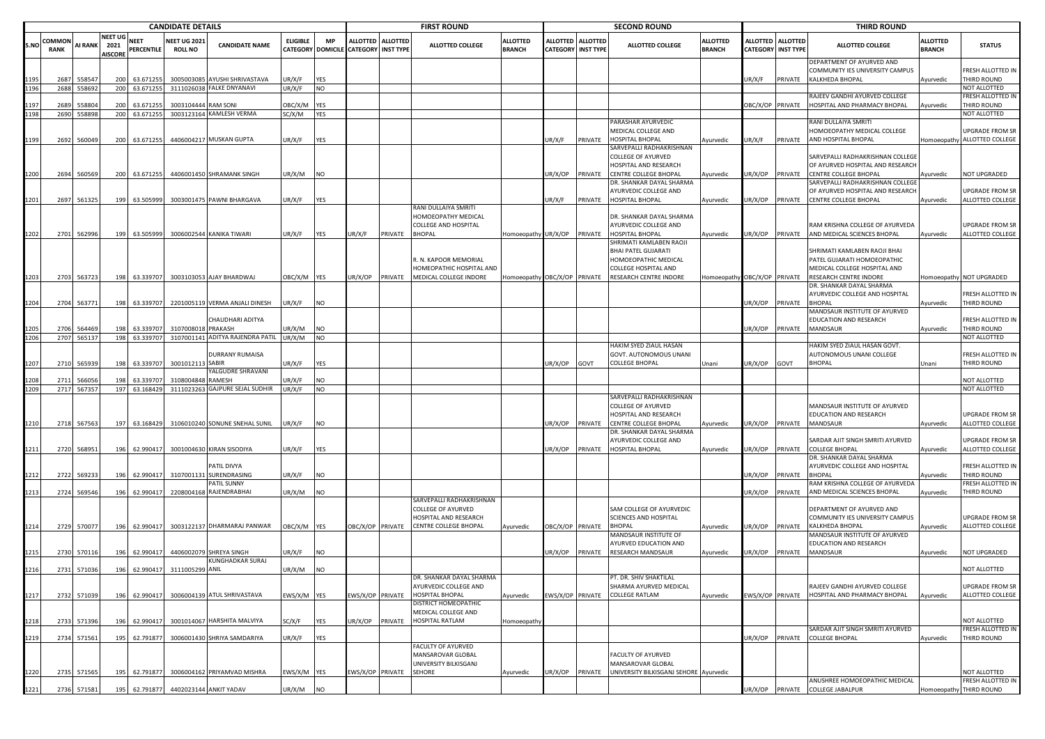| | CANDIDATE DETAILS | | | | | | | | | FIRST ROUND | | | | | SECOND ROUND | | | | | THIRD ROUND | | | | | |
|---|---|---|---|---|---|---|---|---|---|---|---|---|---|---|---|---|---|---|---|---|---|---|---|---|---|
| S.NO | COMMON RANK | AI RANK | NEET UG 2021 AISCORE | NEET PERCENTILE | NEET UG 2021 ROLL NO | CANDIDATE NAME | ELIGIBLE CATEGORY | MP DOMICILE | ALLOTTED CATEGORY | ALLOTTED INST TYPE | ALLOTTED COLLEGE | ALLOTTED BRANCH | ALLOTTED CATEGORY | ALLOTTED INST TYPE | ALLOTTED COLLEGE | ALLOTTED BRANCH | ALLOTTED CATEGORY | ALLOTTED INST TYPE | ALLOTTED COLLEGE | ALLOTTED BRANCH | STATUS |
| 1195 | 2687 | 558547 | 200 | 63.671255 | 3005003085 | AYUSHI SHRIVASTAVA | UR/X/F | YES | | | | | | | | | UR/X/F | PRIVATE | DEPARTMENT OF AYURVED AND COMMUNITY IES UNIVERSITY CAMPUS KALKHEDA BHOPAL | Ayurvedic | FRESH ALLOTTED IN THIRD ROUND |
| 1196 | 2688 | 558692 | 200 | 63.671255 | 3111026038 | FALKE DNYANAVI | UR/X/F | NO | | | | | | | | | | | | | NOT ALLOTTED |
| 1197 | 2689 | 558804 | 200 | 63.671255 | 3003104444 | RAM SONI | OBC/X/M | YES | | | | | | | | | OBC/X/OP | PRIVATE | RAJEEV GANDHI AYURVED COLLEGE HOSPITAL AND PHARMACY BHOPAL | Ayurvedic | FRESH ALLOTTED IN THIRD ROUND |
| 1198 | 2690 | 558898 | 200 | 63.671255 | 3003123164 | KAMLESH VERMA | SC/X/M | YES | | | | | | | | | | | | | NOT ALLOTTED |
| 1199 | 2692 | 560049 | 200 | 63.671255 | 4406004217 | MUSKAN GUPTA | UR/X/F | YES | | | | | UR/X/F | PRIVATE | PARASHAR AYURVEDIC MEDICAL COLLEGE AND HOSPITAL BHOPAL | Ayurvedic | UR/X/F | PRIVATE | RANI DULLAIYA SMRITI HOMOEOPATHY MEDICAL COLLEGE AND HOSPITAL BHOPAL | Homoeopathy | UPGRADE FROM SR ALLOTTED COLLEGE |
| 1200 | 2694 | 560569 | 200 | 63.671255 | 4406001450 | SHRAMANK SINGH | UR/X/M | NO | | | | | UR/X/OP | PRIVATE | SARVEPALLI RADHAKRISHNAN COLLEGE OF AYURVED HOSPITAL AND RESEARCH CENTRE COLLEGE BHOPAL | Ayurvedic | UR/X/OP | PRIVATE | SARVEPALLI RADHAKRISHNAN COLLEGE OF AYURVED HOSPITAL AND RESEARCH CENTRE COLLEGE BHOPAL | Ayurvedic | NOT UPGRADED |
| 1201 | 2697 | 561325 | 199 | 63.505999 | 3003001475 | PAWNI BHARGAVA | UR/X/F | YES | | | | | UR/X/F | PRIVATE | DR. SHANKAR DAYAL SHARMA AYURVEDIC COLLEGE AND HOSPITAL BHOPAL | Ayurvedic | UR/X/OP | PRIVATE | SARVEPALLI RADHAKRISHNAN COLLEGE OF AYURVED HOSPITAL AND RESEARCH CENTRE COLLEGE BHOPAL | Ayurvedic | UPGRADE FROM SR ALLOTTED COLLEGE |
| 1202 | 2701 | 562996 | 199 | 63.505999 | 3006002544 | KANIKA TIWARI | UR/X/F | YES | UR/X/F | PRIVATE | RANI DULLAIYA SMRITI HOMOEOPATHY MEDICAL COLLEGE AND HOSPITAL BHOPAL | Homoeopathy | UR/X/OP | PRIVATE | DR. SHANKAR DAYAL SHARMA AYURVEDIC COLLEGE AND HOSPITAL BHOPAL | Ayurvedic | UR/X/OP | PRIVATE | RAM KRISHNA COLLEGE OF AYURVEDA AND MEDICAL SCIENCES BHOPAL | Ayurvedic | UPGRADE FROM SR ALLOTTED COLLEGE |
| 1203 | 2703 | 563723 | 198 | 63.339707 | 3003103053 | AJAY BHARDWAJ | OBC/X/M | YES | UR/X/OP | PRIVATE | R. N. KAPOOR MEMORIAL HOMEOPATHIC HOSPITAL AND MEDICAL COLLEGE INDORE | Homoeopathy | OBC/X/OP | PRIVATE | SHRIMATI KAMLABEN RAOJI BHAI PATEL GUJARATI HOMOEOPATHIC MEDICAL COLLEGE HOSPITAL AND RESEARCH CENTRE INDORE | Homoeopathy | OBC/X/OP | PRIVATE | SHRIMATI KAMLABEN RAOJI BHAI PATEL GUJARATI HOMOEOPATHIC MEDICAL COLLEGE HOSPITAL AND RESEARCH CENTRE INDORE | Homoeopathy | NOT UPGRADED |
| 1204 | 2704 | 563771 | 198 | 63.339707 | 2201005119 | VERMA ANJALI DINESH | UR/X/F | NO | | | | | | | | | UR/X/OP | PRIVATE | DR. SHANKAR DAYAL SHARMA AYURVEDIC COLLEGE AND HOSPITAL BHOPAL | Ayurvedic | FRESH ALLOTTED IN THIRD ROUND |
| 1205 | 2706 | 564469 | 198 | 63.339707 | 3107008018 | CHAUDHARI ADITYA PRAKASH | UR/X/M | NO | | | | | | | | | UR/X/OP | PRIVATE | MANDSAUR INSTITUTE OF AYURVED EDUCATION AND RESEARCH MANDSAUR | Ayurvedic | FRESH ALLOTTED IN THIRD ROUND |
| 1206 | 2707 | 565137 | 198 | 63.339707 | 3107001141 | ADITYA RAJENDRA PATIL | UR/X/M | NO | | | | | | | | | | | | | NOT ALLOTTED |
| 1207 | 2710 | 565939 | 198 | 63.339707 | 3001012113 | DURRANY RUMAISA SABIR | UR/X/F | YES | | | | | UR/X/OP | GOVT | HAKIM SYED ZIAUL HASAN GOVT. AUTONOMOUS UNANI COLLEGE BHOPAL | Unani | UR/X/OP | GOVT | HAKIM SYED ZIAUL HASAN GOVT. AUTONOMOUS UNANI COLLEGE BHOPAL | Unani | FRESH ALLOTTED IN THIRD ROUND |
| 1208 | 2711 | 566056 | 198 | 63.339707 | 3108004848 | YALGUDRE SHRAVANI RAMESH | UR/X/F | NO | | | | | | | | | | | | | NOT ALLOTTED |
| 1209 | 2717 | 567357 | 197 | 63.168429 | 3111023263 | GAJPURE SEJAL SUDHIR | UR/X/F | NO | | | | | | | | | | | | | NOT ALLOTTED |
| 1210 | 2718 | 567563 | 197 | 63.168429 | 3106010240 | SONUNE SNEHAL SUNIL | UR/X/F | NO | | | | | UR/X/OP | PRIVATE | SARVEPALLI RADHAKRISHNAN COLLEGE OF AYURVED HOSPITAL AND RESEARCH CENTRE COLLEGE BHOPAL | Ayurvedic | UR/X/OP | PRIVATE | MANDSAUR INSTITUTE OF AYURVED EDUCATION AND RESEARCH MANDSAUR | Ayurvedic | UPGRADE FROM SR ALLOTTED COLLEGE |
| 1211 | 2720 | 568951 | 196 | 62.990417 | 3001004630 | KIRAN SISODIYA | UR/X/F | YES | | | | | UR/X/OP | PRIVATE | DR. SHANKAR DAYAL SHARMA AYURVEDIC COLLEGE AND HOSPITAL BHOPAL | Ayurvedic | UR/X/OP | PRIVATE | SARDAR AJIT SINGH SMRITI AYURVED COLLEGE BHOPAL | Ayurvedic | UPGRADE FROM SR ALLOTTED COLLEGE |
| 1212 | 2722 | 569233 | 196 | 62.990417 | 3107001131 | PATIL DIVYA SURENDRASING | UR/X/F | NO | | | | | | | | | UR/X/OP | PRIVATE | DR. SHANKAR DAYAL SHARMA AYURVEDIC COLLEGE AND HOSPITAL BHOPAL | Ayurvedic | FRESH ALLOTTED IN THIRD ROUND |
| 1213 | 2724 | 569546 | 196 | 62.990417 | 2208004168 | PATIL SUNNY RAJENDRABHAI | UR/X/M | NO | | | | | | | | | UR/X/OP | PRIVATE | RAM KRISHNA COLLEGE OF AYURVEDA AND MEDICAL SCIENCES BHOPAL | Ayurvedic | FRESH ALLOTTED IN THIRD ROUND |
| 1214 | 2729 | 570077 | 196 | 62.990417 | 3003122137 | DHARMARAJ PANWAR | OBC/X/M | YES | OBC/X/OP | PRIVATE | SARVEPALLI RADHAKRISHNAN COLLEGE OF AYURVED HOSPITAL AND RESEARCH CENTRE COLLEGE BHOPAL | Ayurvedic | OBC/X/OP | PRIVATE | SAM COLLEGE OF AYURVEDIC SCIENCES AND HOSPITAL BHOPAL | Ayurvedic | UR/X/OP | PRIVATE | DEPARTMENT OF AYURVED AND COMMUNITY IES UNIVERSITY CAMPUS KALKHEDA BHOPAL | Ayurvedic | UPGRADE FROM SR ALLOTTED COLLEGE |
| 1215 | 2730 | 570116 | 196 | 62.990417 | 4406002079 | SHREYA SINGH | UR/X/F | NO | | | | | UR/X/OP | PRIVATE | MANDSAUR INSTITUTE OF AYURVED EDUCATION AND RESEARCH MANDSAUR | Ayurvedic | UR/X/OP | PRIVATE | MANDSAUR INSTITUTE OF AYURVED EDUCATION AND RESEARCH MANDSAUR | Ayurvedic | NOT UPGRADED |
| 1216 | 2731 | 571036 | 196 | 62.990417 | 3111005299 | KUNGHADKAR SURAJ ANIL | UR/X/M | NO | | | | | | | | | | | | | NOT ALLOTTED |
| 1217 | 2732 | 571039 | 196 | 62.990417 | 3006004139 | ATUL SHRIVASTAVA | EWS/X/M | YES | EWS/X/OP | PRIVATE | DR. SHANKAR DAYAL SHARMA AYURVEDIC COLLEGE AND HOSPITAL BHOPAL | Ayurvedic | EWS/X/OP | PRIVATE | PT. DR. SHIV SHAKTILAL SHARMA AYURVED MEDICAL COLLEGE RATLAM | Ayurvedic | EWS/X/OP | PRIVATE | RAJEEV GANDHI AYURVED COLLEGE HOSPITAL AND PHARMACY BHOPAL | Ayurvedic | UPGRADE FROM SR ALLOTTED COLLEGE |
| 1218 | 2733 | 571396 | 196 | 62.990417 | 3001014067 | HARSHITA MALVIYA | SC/X/F | YES | UR/X/OP | PRIVATE | DISTRICT HOMEOPATHIC MEDICAL COLLEGE AND HOSPITAL RATLAM | Homoeopathy | | | | | | | | | NOT ALLOTTED |
| 1219 | 2734 | 571561 | 195 | 62.791877 | 3006001430 | SHRIYA SAMDARIYA | UR/X/F | YES | | | | | | | | | UR/X/OP | PRIVATE | SARDAR AJIT SINGH SMRITI AYURVED COLLEGE BHOPAL | Ayurvedic | FRESH ALLOTTED IN THIRD ROUND |
| 1220 | 2735 | 571565 | 195 | 62.791877 | 3006004162 | PRIYAMVAD MISHRA | EWS/X/M | YES | EWS/X/OP | PRIVATE | FACULTY OF AYURVED MANSAROVAR GLOBAL UNIVERSITY BILKISGANJ SEHORE | Ayurvedic | UR/X/OP | PRIVATE | FACULTY OF AYURVED MANSAROVAR GLOBAL UNIVERSITY BILKISGANJ SEHORE | Ayurvedic | | | | | NOT ALLOTTED |
| 1221 | 2736 | 571581 | 195 | 62.791877 | 4402023144 | ANKIT YADAV | UR/X/M | NO | | | | | | | | | UR/X/OP | PRIVATE | ANUSHREE HOMOEOPATHIC MEDICAL COLLEGE JABALPUR | Homoeopathy | FRESH ALLOTTED IN THIRD ROUND |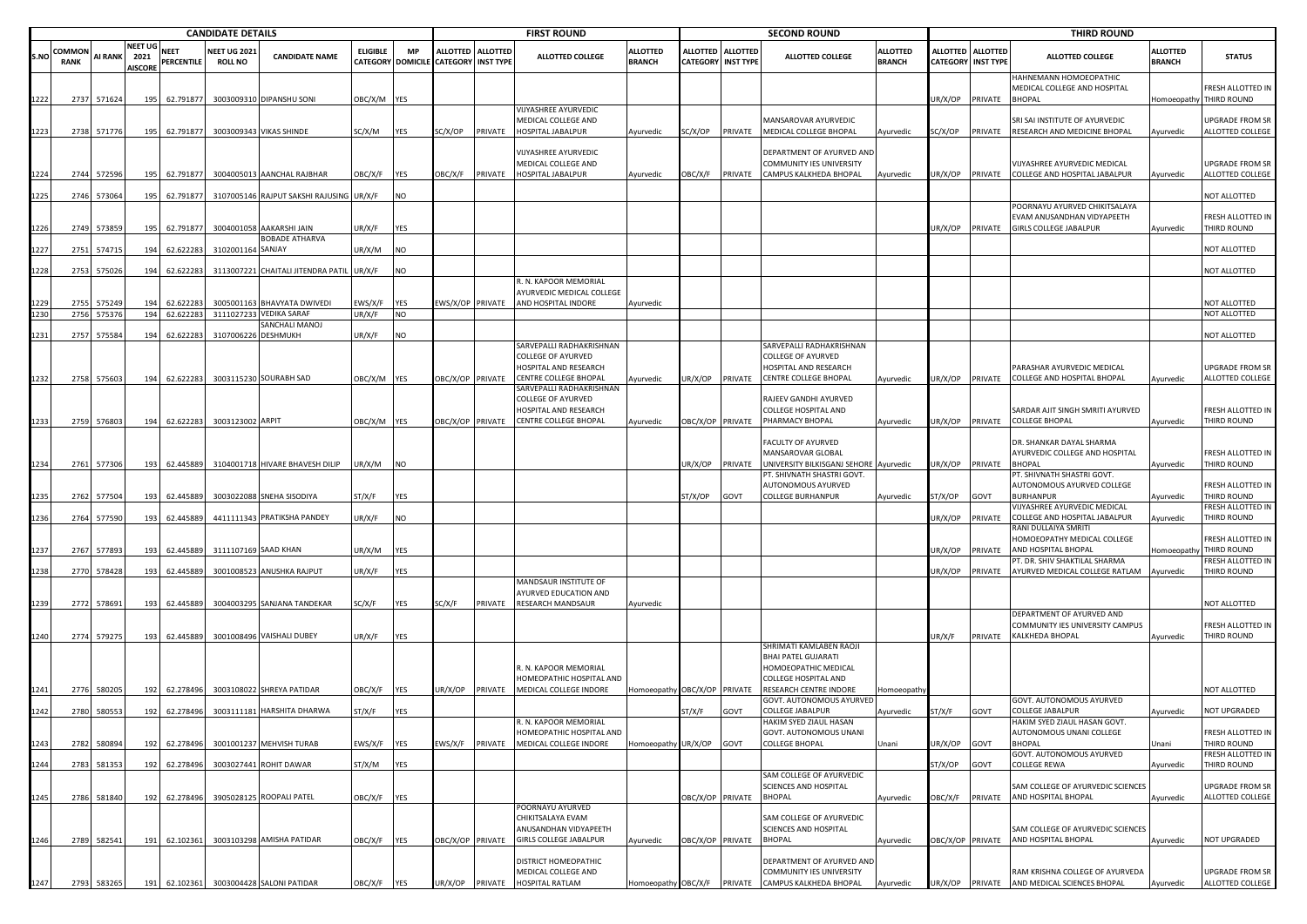| | CANDIDATE DETAILS | | | | | | | | FIRST ROUND | | | | SECOND ROUND | | | | THIRD ROUND | | | | |
|---|---|---|---|---|---|---|---|---|---|---|---|---|---|---|---|---|---|---|---|---|---|
| S.NO | COMMON RANK | AI RANK | NEET UG 2021 AISCORE | NEET PERCENTILE | NEET UG 2021 ROLL NO | CANDIDATE NAME | ELIGIBLE CATEGORY | MP DOMICILE | ALLOTTED CATEGORY | ALLOTTED INST TYPE | ALLOTTED COLLEGE | ALLOTTED BRANCH | ALLOTTED CATEGORY | ALLOTTED INST TYPE | ALLOTTED COLLEGE | ALLOTTED BRANCH | ALLOTTED CATEGORY | ALLOTTED INST TYPE | ALLOTTED COLLEGE | ALLOTTED BRANCH | STATUS |
| 1222 | 2737 | 571624 | 195 | 62.791877 | 3003009310 | DIPANSHU SONI | OBC/X/M | YES | | | | | | | | | UR/X/OP | PRIVATE | HAHNEMANN HOMOEOPATHIC MEDICAL COLLEGE AND HOSPITAL BHOPAL | Homoeopathy | FRESH ALLOTTED IN THIRD ROUND |
| 1223 | 2738 | 571776 | 195 | 62.791877 | 3003009343 | VIKAS SHINDE | SC/X/M | YES | SC/X/OP | PRIVATE | VIJYASHREE AYURVEDIC MEDICAL COLLEGE AND HOSPITAL JABALPUR | Ayurvedic | SC/X/OP | PRIVATE | MANSAROVAR AYURVEDIC MEDICAL COLLEGE BHOPAL | Ayurvedic | SC/X/OP | PRIVATE | SRI SAI INSTITUTE OF AYURVEDIC RESEARCH AND MEDICINE BHOPAL | Ayurvedic | UPGRADE FROM SR ALLOTTED COLLEGE |
| 1224 | 2744 | 572596 | 195 | 62.791877 | 3004005013 | AANCHAL RAJBHAR | OBC/X/F | YES | OBC/X/F | PRIVATE | VIJYASHREE AYURVEDIC MEDICAL COLLEGE AND HOSPITAL JABALPUR | Ayurvedic | OBC/X/F | PRIVATE | DEPARTMENT OF AYURVED AND COMMUNITY IES UNIVERSITY CAMPUS KALKHEDA BHOPAL | Ayurvedic | UR/X/OP | PRIVATE | VIJYASHREE AYURVEDIC MEDICAL COLLEGE AND HOSPITAL JABALPUR | Ayurvedic | UPGRADE FROM SR ALLOTTED COLLEGE |
| 1225 | 2746 | 573064 | 195 | 62.791877 | 3107005146 | RAJPUT SAKSHI RAJUSING | UR/X/F | NO | | | | | | | | | | | | | NOT ALLOTTED |
| 1226 | 2749 | 573859 | 195 | 62.791877 | 3004001058 | AAKARSHI JAIN | UR/X/F | YES | | | | | | | | | UR/X/OP | PRIVATE | POORNAYU AYURVED CHIKITSALAYA EVAM ANUSANDHAN VIDYAPEETH GIRLS COLLEGE JABALPUR | Ayurvedic | FRESH ALLOTTED IN THIRD ROUND |
| 1227 | 2751 | 574715 | 194 | 62.622283 | 3102001164 | BOBADE ATHARVA SANJAY | UR/X/M | NO | | | | | | | | | | | | | NOT ALLOTTED |
| 1228 | 2753 | 575026 | 194 | 62.622283 | 3113007221 | CHAITALI JITENDRA PATIL | UR/X/F | NO | | | | | | | | | | | | | NOT ALLOTTED |
| 1229 | 2755 | 575249 | 194 | 62.622283 | 3005001163 | BHAVYATA DWIVEDI | EWS/X/F | YES | EWS/X/OP | PRIVATE | R. N. KAPOOR MEMORIAL AYURVEDIC MEDICAL COLLEGE AND HOSPITAL INDORE | Ayurvedic | | | | | | | | | NOT ALLOTTED |
| 1230 | 2756 | 575376 | 194 | 62.622283 | 3111027233 | VEDIKA SARAF | UR/X/F | NO | | | | | | | | | | | | | NOT ALLOTTED |
| 1231 | 2757 | 575584 | 194 | 62.622283 | 3107006226 | SANCHALI MANOJ DESHMUKH | UR/X/F | NO | | | | | | | | | | | | | NOT ALLOTTED |
| 1232 | 2758 | 575603 | 194 | 62.622283 | 3003115230 | SOURABH SAD | OBC/X/M | YES | OBC/X/OP | PRIVATE | SARVEPALLI RADHAKRISHNAN COLLEGE OF AYURVED HOSPITAL AND RESEARCH CENTRE COLLEGE BHOPAL | Ayurvedic | UR/X/OP | PRIVATE | SARVEPALLI RADHAKRISHNAN COLLEGE OF AYURVED HOSPITAL AND RESEARCH CENTRE COLLEGE BHOPAL | Ayurvedic | UR/X/OP | PRIVATE | PARASHAR AYURVEDIC MEDICAL COLLEGE AND HOSPITAL BHOPAL | Ayurvedic | UPGRADE FROM SR ALLOTTED COLLEGE |
| 1233 | 2759 | 576803 | 194 | 62.622283 | 3003123002 | ARPIT | OBC/X/M | YES | OBC/X/OP | PRIVATE | SARVEPALLI RADHAKRISHNAN COLLEGE OF AYURVED HOSPITAL AND RESEARCH CENTRE COLLEGE BHOPAL | Ayurvedic | OBC/X/OP | PRIVATE | RAJEEV GANDHI AYURVED COLLEGE HOSPITAL AND PHARMACY BHOPAL | Ayurvedic | UR/X/OP | PRIVATE | SARDAR AJIT SINGH SMRITI AYURVED COLLEGE BHOPAL | Ayurvedic | FRESH ALLOTTED IN THIRD ROUND |
| 1234 | 2761 | 577306 | 193 | 62.445889 | 3104001718 | HIVARE BHAVESH DILIP | UR/X/M | NO | | | | | UR/X/OP | PRIVATE | FACULTY OF AYURVED MANSAROVAR GLOBAL UNIVERSITY BILKISGANJ SEHORE | Ayurvedic | UR/X/OP | PRIVATE | DR. SHANKAR DAYAL SHARMA AYURVEDIC COLLEGE AND HOSPITAL BHOPAL | Ayurvedic | FRESH ALLOTTED IN THIRD ROUND |
| 1235 | 2762 | 577504 | 193 | 62.445889 | 3003022088 | SNEHA SISODIYA | ST/X/F | YES | | | | | ST/X/OP | GOVT | PT. SHIVNATH SHASTRI GOVT. AUTONOMOUS AYURVED COLLEGE BURHANPUR | Ayurvedic | ST/X/OP | GOVT | PT. SHIVNATH SHASTRI GOVT. AUTONOMOUS AYURVED COLLEGE BURHANPUR | Ayurvedic | FRESH ALLOTTED IN THIRD ROUND |
| 1236 | 2764 | 577590 | 193 | 62.445889 | 4411111343 | PRATIKSHA PANDEY | UR/X/F | NO | | | | | | | | | UR/X/OP | PRIVATE | VIJYASHREE AYURVEDIC MEDICAL COLLEGE AND HOSPITAL JABALPUR | Ayurvedic | FRESH ALLOTTED IN THIRD ROUND |
| 1237 | 2767 | 577893 | 193 | 62.445889 | 3111107169 | SAAD KHAN | UR/X/M | YES | | | | | | | | | UR/X/OP | PRIVATE | RANI DULLAIYA SMRITI HOMOEOPATHY MEDICAL COLLEGE AND HOSPITAL BHOPAL | Homoeopathy | FRESH ALLOTTED IN THIRD ROUND |
| 1238 | 2770 | 578428 | 193 | 62.445889 | 3001008523 | ANUSHKA RAJPUT | UR/X/F | YES | | | | | | | | | UR/X/OP | PRIVATE | PT. DR. SHIV SHAKTILAL SHARMA AYURVED MEDICAL COLLEGE RATLAM | Ayurvedic | FRESH ALLOTTED IN THIRD ROUND |
| 1239 | 2772 | 578691 | 193 | 62.445889 | 3004003295 | SANJANA TANDEKAR | SC/X/F | YES | SC/X/F | PRIVATE | MANDSAUR INSTITUTE OF AYURVED EDUCATION AND RESEARCH MANDSAUR | Ayurvedic | | | | | | | | | NOT ALLOTTED |
| 1240 | 2774 | 579275 | 193 | 62.445889 | 3001008496 | VAISHALI DUBEY | UR/X/F | YES | | | | | | | | | UR/X/F | PRIVATE | DEPARTMENT OF AYURVED AND COMMUNITY IES UNIVERSITY CAMPUS KALKHEDA BHOPAL | Ayurvedic | FRESH ALLOTTED IN THIRD ROUND |
| 1241 | 2776 | 580205 | 192 | 62.278496 | 3003108022 | SHREYA PATIDAR | OBC/X/F | YES | UR/X/OP | PRIVATE | R. N. KAPOOR MEMORIAL HOMOEOPATHIC HOSPITAL AND MEDICAL COLLEGE INDORE | Homoeopathy | OBC/X/OP | PRIVATE | SHRIMATI KAMLABEN RAOJI BHAI PATEL GUJARATI HOMOEOPATHIC MEDICAL COLLEGE HOSPITAL AND RESEARCH CENTRE INDORE | Homoeopathy | | | | | NOT ALLOTTED |
| 1242 | 2780 | 580553 | 192 | 62.278496 | 3003111181 | HARSHITA DHARWA | ST/X/F | YES | | | | | ST/X/F | GOVT | GOVT. AUTONOMOUS AYURVED COLLEGE JABALPUR | Ayurvedic | ST/X/F | GOVT | GOVT. AUTONOMOUS AYURVED COLLEGE JABALPUR | Ayurvedic | NOT UPGRADED |
| 1243 | 2782 | 580894 | 192 | 62.278496 | 3001001237 | MEHVISH TURAB | EWS/X/F | YES | EWS/X/F | PRIVATE | R. N. KAPOOR MEMORIAL HOMOEOPATHIC HOSPITAL AND MEDICAL COLLEGE INDORE | Homoeopathy | UR/X/OP | GOVT | HAKIM SYED ZIAUL HASAN GOVT. AUTONOMOUS UNANI COLLEGE BHOPAL | Unani | UR/X/OP | GOVT | HAKIM SYED ZIAUL HASAN GOVT. AUTONOMOUS UNANI COLLEGE BHOPAL | Unani | FRESH ALLOTTED IN THIRD ROUND |
| 1244 | 2783 | 581353 | 192 | 62.278496 | 3003027441 | ROHIT DAWAR | ST/X/M | YES | | | | | | | | | ST/X/OP | GOVT | GOVT. AUTONOMOUS AYURVED COLLEGE REWA | Ayurvedic | FRESH ALLOTTED IN THIRD ROUND |
| 1245 | 2786 | 581840 | 192 | 62.278496 | 3905028125 | ROOPALI PATEL | OBC/X/F | YES | | | | | OBC/X/OP | PRIVATE | SAM COLLEGE OF AYURVEDIC SCIENCES AND HOSPITAL BHOPAL | Ayurvedic | OBC/X/F | PRIVATE | SAM COLLEGE OF AYURVEDIC SCIENCES AND HOSPITAL BHOPAL | Ayurvedic | UPGRADE FROM SR ALLOTTED COLLEGE |
| 1246 | 2789 | 582541 | 191 | 62.102361 | 3003103298 | AMISHA PATIDAR | OBC/X/F | YES | OBC/X/OP | PRIVATE | POORNAYU AYURVED CHIKITSALAYA EVAM ANUSANDHAN VIDYAPEETH GIRLS COLLEGE JABALPUR | Ayurvedic | OBC/X/OP | PRIVATE | SAM COLLEGE OF AYURVEDIC SCIENCES AND HOSPITAL BHOPAL | Ayurvedic | OBC/X/OP | PRIVATE | SAM COLLEGE OF AYURVEDIC SCIENCES AND HOSPITAL BHOPAL | Ayurvedic | NOT UPGRADED |
| 1247 | 2793 | 583265 | 191 | 62.102361 | 3003004428 | SALONI PATIDAR | OBC/X/F | YES | UR/X/OP | PRIVATE | DISTRICT HOMEOPATHIC MEDICAL COLLEGE AND HOSPITAL RATLAM | Homoeopathy | OBC/X/F | PRIVATE | DEPARTMENT OF AYURVED AND COMMUNITY IES UNIVERSITY CAMPUS KALKHEDA BHOPAL | Ayurvedic | UR/X/OP | PRIVATE | RAM KRISHNA COLLEGE OF AYURVEDA AND MEDICAL SCIENCES BHOPAL | Ayurvedic | UPGRADE FROM SR ALLOTTED COLLEGE |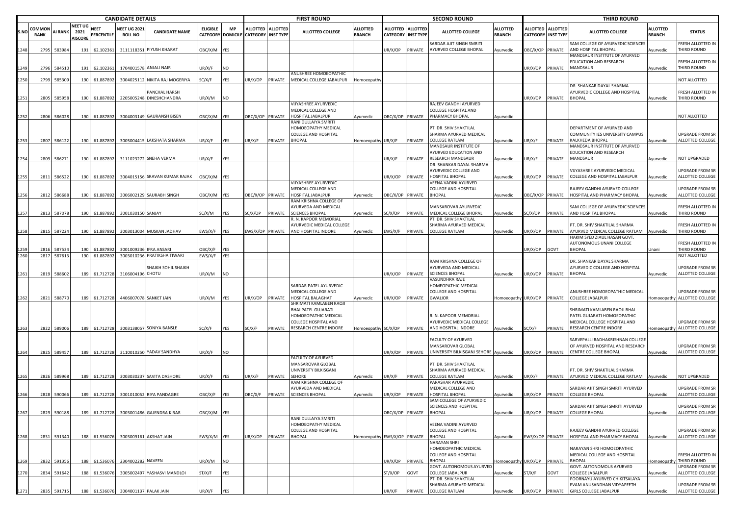| CANDIDATE DETAILS | | | | | | | | | FIRST ROUND | | | | SECOND ROUND | | | | THIRD ROUND | | | | |
|---|---|---|---|---|---|---|---|---|---|---|---|---|---|---|---|---|---|---|---|---|---|
| S.NO | COMMON RANK | AI RANK | NEET UG 2021 AISCORE | NEET PERCENTILE | NEET UG 2021 ROLL NO | CANDIDATE NAME | ELIGIBLE CATEGORY | MP DOMICILE | ALLOTTED CATEGORY | ALLOTTED INST TYPE | ALLOTTED COLLEGE | ALLOTTED BRANCH | ALLOTTED CATEGORY | ALLOTTED INST TYPE | ALLOTTED COLLEGE | ALLOTTED BRANCH | ALLOTTED CATEGORY | ALLOTTED INST TYPE | ALLOTTED COLLEGE | ALLOTTED BRANCH | STATUS |
| 1248 | 2795 | 583984 | 191 | 62.102361 | 3111118351 | PIYUSH KHARAT | OBC/X/M | YES | | | | | UR/X/OP | PRIVATE | SARDAR AJIT SINGH SMRITI AYURVED COLLEGE BHOPAL | Ayurvedic | OBC/X/OP | PRIVATE | SAM COLLEGE OF AYURVEDIC SCIENCES AND HOSPITAL BHOPAL | Ayurvedic | FRESH ALLOTTED IN THIRD ROUND |
| 1249 | 2796 | 584510 | 191 | 62.102361 | 1704001578 | ANJALI NAIR | UR/X/F | NO | | | | | | | | | UR/X/OP | PRIVATE | MANDSAUR INSTITUTE OF AYURVED EDUCATION AND RESEARCH MANDSAUR | Ayurvedic | FRESH ALLOTTED IN THIRD ROUND |
| 1250 | 2799 | 585309 | 190 | 61.887892 | 3004025112 | NIKITA RAJ MOGERIYA | SC/X/F | YES | UR/X/OP | PRIVATE | ANUSHREE HOMOEOPATHIC MEDICAL COLLEGE JABALPUR | Homoeopathy | | | | | | | | | NOT ALLOTTED |
| 1251 | 2805 | 585958 | 190 | 61.887892 | 2205005248 | PANCHAL HARSH DINESHCHANDRA | UR/X/M | NO | | | | | | | | | UR/X/OP | PRIVATE | DR. SHANKAR DAYAL SHARMA AYURVEDIC COLLEGE AND HOSPITAL BHOPAL | Ayurvedic | FRESH ALLOTTED IN THIRD ROUND |
| 1252 | 2806 | 586028 | 190 | 61.887892 | 3004003149 | GAURANSH BISEN | OBC/X/M | YES | OBC/X/OP | PRIVATE | VIJYASHREE AYURVEDIC MEDICAL COLLEGE AND HOSPITAL JABALPUR | Ayurvedic | OBC/X/OP | PRIVATE | RAJEEV GANDHI AYURVED COLLEGE HOSPITAL AND PHARMACY BHOPAL | Ayurvedic | | | | | NOT ALLOTTED |
| 1253 | 2807 | 586122 | 190 | 61.887892 | 3005004415 | LAKSHATA SHARMA | UR/X/F | YES | UR/X/F | PRIVATE | RANI DULLAIYA SMRITI HOMOEOPATHY MEDICAL COLLEGE AND HOSPITAL BHOPAL | Homoeopathy | UR/X/F | PRIVATE | PT. DR. SHIV SHAKTILAL SHARMA AYURVED MEDICAL COLLEGE RATLAM | Ayurvedic | UR/X/F | PRIVATE | DEPARTMENT OF AYURVED AND COMMUNITY IES UNIVERSITY CAMPUS KALKHEDA BHOPAL | Ayurvedic | UPGRADE FROM SR ALLOTTED COLLEGE |
| 1254 | 2809 | 586271 | 190 | 61.887892 | 3111023272 | SNEHA VERMA | UR/X/F | YES | | | | | UR/X/F | PRIVATE | MANDSAUR INSTITUTE OF AYURVED EDUCATION AND RESEARCH MANDSAUR | Ayurvedic | UR/X/F | PRIVATE | MANDSAUR INSTITUTE OF AYURVED EDUCATION AND RESEARCH MANDSAUR | Ayurvedic | NOT UPGRADED |
| 1255 | 2811 | 586522 | 190 | 61.887892 | 3004015156 | SRAVAN KUMAR RAJAK | OBC/X/M | YES | | | | | UR/X/OP | PRIVATE | DR. SHANKAR DAYAL SHARMA AYURVEDIC COLLEGE AND HOSPITAL BHOPAL | Ayurvedic | UR/X/OP | PRIVATE | VIJYASHREE AYURVEDIC MEDICAL COLLEGE AND HOSPITAL JABALPUR | Ayurvedic | UPGRADE FROM SR ALLOTTED COLLEGE |
| 1256 | 2812 | 586688 | 190 | 61.887892 | 3006002129 | SAURABH SINGH | OBC/X/M | YES | OBC/X/OP | PRIVATE | VIJYASHREE AYURVEDIC MEDICAL COLLEGE AND HOSPITAL JABALPUR | Ayurvedic | OBC/X/OP | PRIVATE | VEENA VADINI AYURVED COLLEGE AND HOSPITAL BHOPAL | Ayurvedic | OBC/X/OP | PRIVATE | RAJEEV GANDHI AYURVED COLLEGE HOSPITAL AND PHARMACY BHOPAL | Ayurvedic | UPGRADE FROM SR ALLOTTED COLLEGE |
| 1257 | 2813 | 587078 | 190 | 61.887892 | 3001030150 | SANJAY | SC/X/M | YES | SC/X/OP | PRIVATE | RAM KRISHNA COLLEGE OF AYURVEDA AND MEDICAL SCIENCES BHOPAL | Ayurvedic | SC/X/OP | PRIVATE | MANSAROVAR AYURVEDIC MEDICAL COLLEGE BHOPAL | Ayurvedic | SC/X/OP | PRIVATE | SAM COLLEGE OF AYURVEDIC SCIENCES AND HOSPITAL BHOPAL | Ayurvedic | FRESH ALLOTTED IN THIRD ROUND |
| 1258 | 2815 | 587224 | 190 | 61.887892 | 3003013004 | MUSKAN JADHAV | EWS/X/F | YES | EWS/X/OP | PRIVATE | R. N. KAPOOR MEMORIAL AYURVEDIC MEDICAL COLLEGE AND HOSPITAL INDORE | Ayurvedic | EWS/X/F | PRIVATE | PT. DR. SHIV SHAKTILAL SHARMA AYURVED MEDICAL COLLEGE RATLAM | Ayurvedic | UR/X/OP | PRIVATE | PT. DR. SHIV SHAKTILAL SHARMA AYURVED MEDICAL COLLEGE RATLAM | Ayurvedic | FRESH ALLOTTED IN THIRD ROUND |
| 1259 | 2816 | 587534 | 190 | 61.887892 | 3001009236 | IFRA ANSARI | OBC/X/F | YES | | | | | | | | | UR/X/OP | GOVT | HAKIM SYED ZIAUL HASAN GOVT. AUTONOMOUS UNANI COLLEGE BHOPAL | Unani | FRESH ALLOTTED IN THIRD ROUND |
| 1260 | 2817 | 587613 | 190 | 61.887892 | 3003010236 | PRATIKSHA TIWARI | EWS/X/F | YES | | | | | | | | | | | | | NOT ALLOTTED |
| 1261 | 2819 | 588602 | 189 | 61.712728 | 3106004196 | SHAIKH SOHIL SHAIKH CHOTU | UR/X/M | NO | | | | | UR/X/OP | PRIVATE | RAM KRISHNA COLLEGE OF AYURVEDA AND MEDICAL SCIENCES BHOPAL | Ayurvedic | UR/X/OP | PRIVATE | DR. SHANKAR DAYAL SHARMA AYURVEDIC COLLEGE AND HOSPITAL BHOPAL | Ayurvedic | UPGRADE FROM SR ALLOTTED COLLEGE |
| 1262 | 2821 | 588770 | 189 | 61.712728 | 4406007078 | SANKET JAIN | UR/X/M | YES | UR/X/OP | PRIVATE | SARDAR PATEL AYURVEDIC MEDICAL COLLEGE AND HOSPITAL BALAGHAT | Ayurvedic | UR/X/OP | PRIVATE | VASUNDHRA RAJE HOMOEOPATHIC MEDICAL COLLEGE AND HOSPITAL GWALIOR | Homoeopathy | UR/X/OP | PRIVATE | ANUSHREE HOMOEOPATHIC MEDICAL COLLEGE JABALPUR | Homoeopathy | UPGRADE FROM SR ALLOTTED COLLEGE |
| 1263 | 2822 | 589006 | 189 | 61.712728 | 3003138057 | SONIYA BANSLE | SC/X/F | YES | SC/X/F | PRIVATE | SHRIMATI KAMLABEN RAOJI BHAI PATEL GUJARATI HOMOEOPATHIC MEDICAL COLLEGE HOSPITAL AND RESEARCH CENTRE INDORE | Homoeopathy | SC/X/OP | PRIVATE | R. N. KAPOOR MEMORIAL AYURVEDIC MEDICAL COLLEGE AND HOSPITAL INDORE | Ayurvedic | SC/X/F | PRIVATE | SHRIMATI KAMLABEN RAOJI BHAI PATEL GUJARATI HOMOEOPATHIC MEDICAL COLLEGE HOSPITAL AND RESEARCH CENTRE INDORE | Homoeopathy | UPGRADE FROM SR ALLOTTED COLLEGE |
| 1264 | 2825 | 589457 | 189 | 61.712728 | 3110010250 | YADAV SANDHYA | UR/X/F | NO | | | | | UR/X/OP | PRIVATE | FACULTY OF AYURVED MANSAROVAR GLOBAL UNIVERSITY BILKISGANJ SEHORE | Ayurvedic | UR/X/OP | PRIVATE | SARVEPALLI RADHAKRISHNAN COLLEGE OF AYURVED HOSPITAL AND RESEARCH CENTRE COLLEGE BHOPAL | Ayurvedic | UPGRADE FROM SR ALLOTTED COLLEGE |
| 1265 | 2826 | 589968 | 189 | 61.712728 | 3003030237 | SAVITA DASHORE | UR/X/F | YES | UR/X/F | PRIVATE | FACULTY OF AYURVED MANSAROVAR GLOBAL UNIVERSITY BILKISGANJ SEHORE | Ayurvedic | UR/X/F | PRIVATE | PT. DR. SHIV SHAKTILAL SHARMA AYURVED MEDICAL COLLEGE RATLAM | Ayurvedic | UR/X/F | PRIVATE | PT. DR. SHIV SHAKTILAL SHARMA AYURVED MEDICAL COLLEGE RATLAM | Ayurvedic | NOT UPGRADED |
| 1266 | 2828 | 590066 | 189 | 61.712728 | 3001010052 | RIYA PANDAGRE | OBC/X/F | YES | OBC/X/F | PRIVATE | RAM KRISHNA COLLEGE OF AYURVEDA AND MEDICAL SCIENCES BHOPAL | Ayurvedic | UR/X/OP | PRIVATE | PARASHAR AYURVEDIC MEDICAL COLLEGE AND HOSPITAL BHOPAL | Ayurvedic | UR/X/OP | PRIVATE | SARDAR AJIT SINGH SMRITI AYURVED COLLEGE BHOPAL | Ayurvedic | UPGRADE FROM SR ALLOTTED COLLEGE |
| 1267 | 2829 | 590188 | 189 | 61.712728 | 3003001486 | GAJENDRA KIRAR | OBC/X/M | YES | | | | | OBC/X/OP | PRIVATE | SAM COLLEGE OF AYURVEDIC SCIENCES AND HOSPITAL BHOPAL | Ayurvedic | UR/X/OP | PRIVATE | SARDAR AJIT SINGH SMRITI AYURVED COLLEGE BHOPAL | Ayurvedic | UPGRADE FROM SR ALLOTTED COLLEGE |
| 1268 | 2831 | 591340 | 188 | 61.536076 | 3003009161 | AKSHAT JAIN | EWS/X/M | YES | UR/X/OP | PRIVATE | RANI DULLAIYA SMRITI HOMOEOPATHY MEDICAL COLLEGE AND HOSPITAL BHOPAL | Homoeopathy | EWS/X/OP | PRIVATE | VEENA VADINI AYURVED COLLEGE AND HOSPITAL BHOPAL | Ayurvedic | EWS/X/OP | PRIVATE | RAJEEV GANDHI AYURVED COLLEGE HOSPITAL AND PHARMACY BHOPAL | Ayurvedic | UPGRADE FROM SR ALLOTTED COLLEGE |
| 1269 | 2832 | 591356 | 188 | 61.536076 | 2304002282 | NAVEEN | UR/X/M | NO | | | | | UR/X/OP | PRIVATE | NARAYAN SHRI HOMOEOPATHIC MEDICAL COLLEGE AND HOSPITAL BHOPAL | Homoeopathy | UR/X/OP | PRIVATE | NARAYAN SHRI HOMOEOPATHIC MEDICAL COLLEGE AND HOSPITAL BHOPAL | Homoeopathy | FRESH ALLOTTED IN THIRD ROUND |
| 1270 | 2834 | 591642 | 188 | 61.536076 | 3005002497 | YASHASVI MANDLOI | ST/X/F | YES | | | | | ST/X/OP | GOVT | GOVT. AUTONOMOUS AYURVED COLLEGE JABALPUR | Ayurvedic | ST/X/F | GOVT | GOVT. AUTONOMOUS AYURVED COLLEGE JABALPUR | Ayurvedic | UPGRADE FROM SR ALLOTTED COLLEGE |
| 1271 | 2835 | 591715 | 188 | 61.536076 | 3004001137 | PALAK JAIN | UR/X/F | YES | | | | | UR/X/F | PRIVATE | PT. DR. SHIV SHAKTILAL SHARMA AYURVED MEDICAL COLLEGE RATLAM | Ayurvedic | UR/X/OP | PRIVATE | POORNAYU AYURVED CHIKITSALAYA EVAM ANUSANDHAN VIDYAPEETH GIRLS COLLEGE JABALPUR | Ayurvedic | UPGRADE FROM SR ALLOTTED COLLEGE |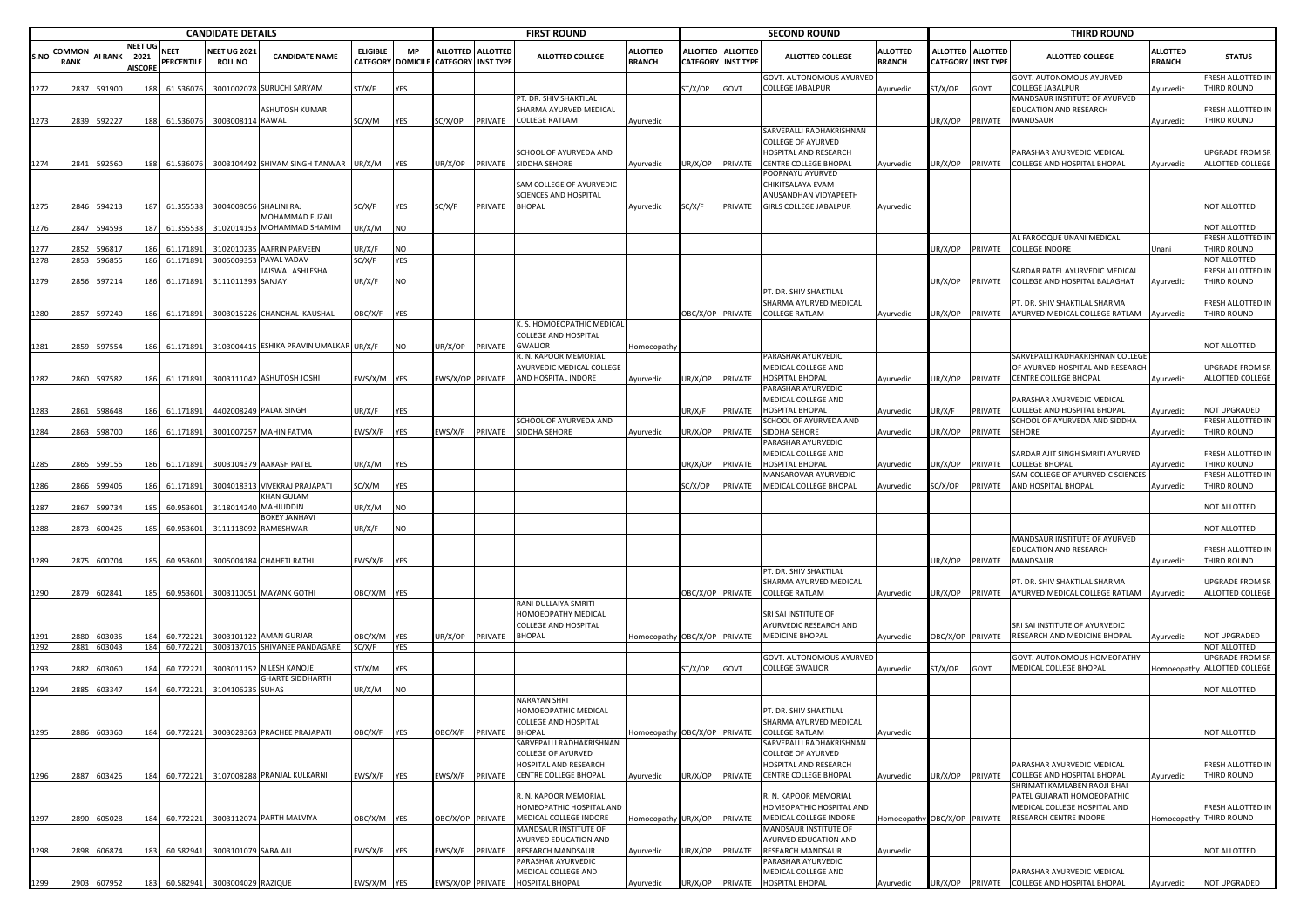| CANDIDATE DETAILS | | | | | | | | | FIRST ROUND | | | | SECOND ROUND | | | | THIRD ROUND | | | | |
|---|---|---|---|---|---|---|---|---|---|---|---|---|---|---|---|---|---|---|---|---|---|
| S.NO | COMMON RANK | AI RANK | NEET UG 2021 AISCORE | NEET PERCENTILE | NEET UG 2021 ROLL NO | CANDIDATE NAME | ELIGIBLE CATEGORY | MP DOMICILE | ALLOTTED CATEGORY | ALLOTTED INST TYPE | ALLOTTED COLLEGE | ALLOTTED BRANCH | ALLOTTED CATEGORY | ALLOTTED INST TYPE | ALLOTTED COLLEGE | ALLOTTED BRANCH | ALLOTTED CATEGORY | ALLOTTED INST TYPE | ALLOTTED COLLEGE | ALLOTTED BRANCH | STATUS |
| 1272 | 2837 | 591900 | 188 | 61.536076 | 3001002078 | SURUCHI SARYAM | ST/X/F | YES | | | | | ST/X/OP | GOVT | GOVT. AUTONOMOUS AYURVED COLLEGE JABALPUR | Ayurvedic | ST/X/OP | GOVT | GOVT. AUTONOMOUS AYURVED COLLEGE JABALPUR | Ayurvedic | FRESH ALLOTTED IN THIRD ROUND |
| 1273 | 2839 | 592227 | 188 | 61.536076 | 3003008114 | ASHUTOSH KUMAR RAWAL | SC/X/M | YES | SC/X/OP | PRIVATE | PT. DR. SHIV SHAKTILAL SHARMA AYURVED MEDICAL COLLEGE RATLAM | Ayurvedic | | | | | UR/X/OP | PRIVATE | MANDSAUR INSTITUTE OF AYURVED EDUCATION AND RESEARCH MANDSAUR | Ayurvedic | FRESH ALLOTTED IN THIRD ROUND |
| 1274 | 2841 | 592560 | 188 | 61.536076 | 3003104492 | SHIVAM SINGH TANWAR | UR/X/M | YES | UR/X/OP | PRIVATE | SCHOOL OF AYURVEDA AND SIDDHA SEHORE | Ayurvedic | UR/X/OP | PRIVATE | SARVEPALLI RADHAKRISHNAN COLLEGE OF AYURVED HOSPITAL AND RESEARCH CENTRE COLLEGE BHOPAL | Ayurvedic | UR/X/OP | PRIVATE | PARASHAR AYURVEDIC MEDICAL COLLEGE AND HOSPITAL BHOPAL | Ayurvedic | UPGRADE FROM SR ALLOTTED COLLEGE |
| 1275 | 2846 | 594213 | 187 | 61.355538 | 3004008056 | SHALINI RAJ | SC/X/F | YES | SC/X/F | PRIVATE | SAM COLLEGE OF AYURVEDIC SCIENCES AND HOSPITAL BHOPAL | Ayurvedic | SC/X/F | PRIVATE | POORNAYU AYURVED CHIKITSALAYA EVAM ANUSANDHAN VIDYAPEETH GIRLS COLLEGE JABALPUR | Ayurvedic | | | | | NOT ALLOTTED |
| 1276 | 2847 | 594593 | 187 | 61.355538 | 3102014153 | MOHAMMAD FUZAIL MOHAMMAD SHAMIM | UR/X/M | NO | | | | | | | | | | | | | NOT ALLOTTED |
| 1277 | 2852 | 596817 | 186 | 61.171891 | 3102010235 | AAFRIN PARVEEN | UR/X/F | NO | | | | | | | | | UR/X/OP | PRIVATE | AL FAROOQUE UNANI MEDICAL COLLEGE INDORE | Unani | FRESH ALLOTTED IN THIRD ROUND |
| 1278 | 2853 | 596855 | 186 | 61.171891 | 3005009353 | PAYAL YADAV | SC/X/F | YES | | | | | | | | | | | | | NOT ALLOTTED |
| 1279 | 2856 | 597214 | 186 | 61.171891 | 3111011393 | JAISWAL ASHLESHA SANJAY | UR/X/F | NO | | | | | | | | | UR/X/OP | PRIVATE | SARDAR PATEL AYURVEDIC MEDICAL COLLEGE AND HOSPITAL BALAGHAT | Ayurvedic | FRESH ALLOTTED IN THIRD ROUND |
| 1280 | 2857 | 597240 | 186 | 61.171891 | 3003015226 | CHANCHAL KAUSHAL | OBC/X/F | YES | | | | | OBC/X/OP | PRIVATE | PT. DR. SHIV SHAKTILAL SHARMA AYURVED MEDICAL COLLEGE RATLAM | Ayurvedic | UR/X/OP | PRIVATE | PT. DR. SHIV SHAKTILAL SHARMA AYURVED MEDICAL COLLEGE RATLAM | Ayurvedic | FRESH ALLOTTED IN THIRD ROUND |
| 1281 | 2859 | 597554 | 186 | 61.171891 | 3103004415 | ESHIKA PRAVIN UMALKAR | UR/X/F | NO | UR/X/OP | PRIVATE | K. S. HOMOEOPATHIC MEDICAL COLLEGE AND HOSPITAL GWALIOR | Homoeopathy | | | | | | | | | NOT ALLOTTED |
| 1282 | 2860 | 597582 | 186 | 61.171891 | 3003111042 | ASHUTOSH JOSHI | EWS/X/M | YES | EWS/X/OP | PRIVATE | R. N. KAPOOR MEMORIAL AYURVEDIC MEDICAL COLLEGE AND HOSPITAL INDORE | Ayurvedic | UR/X/OP | PRIVATE | PARASHAR AYURVEDIC MEDICAL COLLEGE AND HOSPITAL BHOPAL | Ayurvedic | UR/X/OP | PRIVATE | SARVEPALLI RADHAKRISHNAN COLLEGE OF AYURVED HOSPITAL AND RESEARCH CENTRE COLLEGE BHOPAL | Ayurvedic | UPGRADE FROM SR ALLOTTED COLLEGE |
| 1283 | 2861 | 598648 | 186 | 61.171891 | 4402008249 | PALAK SINGH | UR/X/F | YES | | | | | UR/X/F | PRIVATE | PARASHAR AYURVEDIC MEDICAL COLLEGE AND HOSPITAL BHOPAL | Ayurvedic | UR/X/F | PRIVATE | PARASHAR AYURVEDIC MEDICAL COLLEGE AND HOSPITAL BHOPAL | Ayurvedic | NOT UPGRADED |
| 1284 | 2863 | 598700 | 186 | 61.171891 | 3001007257 | MAHIN FATMA | EWS/X/F | YES | EWS/X/F | PRIVATE | SCHOOL OF AYURVEDA AND SIDDHA SEHORE | Ayurvedic | UR/X/OP | PRIVATE | SCHOOL OF AYURVEDA AND SIDDHA SEHORE | Ayurvedic | UR/X/OP | PRIVATE | SCHOOL OF AYURVEDA AND SIDDHA SEHORE | Ayurvedic | FRESH ALLOTTED IN THIRD ROUND |
| 1285 | 2865 | 599155 | 186 | 61.171891 | 3003104379 | AAKASH PATEL | UR/X/M | YES | | | | | UR/X/OP | PRIVATE | PARASHAR AYURVEDIC MEDICAL COLLEGE AND HOSPITAL BHOPAL | Ayurvedic | UR/X/OP | PRIVATE | SARDAR AJIT SINGH SMRITI AYURVED COLLEGE BHOPAL | Ayurvedic | FRESH ALLOTTED IN THIRD ROUND |
| 1286 | 2866 | 599405 | 186 | 61.171891 | 3004018313 | VIVEKRAJ PRAJAPATI | SC/X/M | YES | | | | | SC/X/OP | PRIVATE | MANSAROVAR AYURVEDIC MEDICAL COLLEGE BHOPAL | Ayurvedic | SC/X/OP | PRIVATE | SAM COLLEGE OF AYURVEDIC SCIENCES AND HOSPITAL BHOPAL | Ayurvedic | FRESH ALLOTTED IN THIRD ROUND |
| 1287 | 2867 | 599734 | 185 | 60.953601 | 3118014240 | KHAN GULAM MAHIUDDIN | UR/X/M | NO | | | | | | | | | | | | | NOT ALLOTTED |
| 1288 | 2873 | 600425 | 185 | 60.953601 | 3111118092 | BOKEY JANHAVI RAMESHWAR | UR/X/F | NO | | | | | | | | | | | | | NOT ALLOTTED |
| 1289 | 2875 | 600704 | 185 | 60.953601 | 3005004184 | CHAHETI RATHI | EWS/X/F | YES | | | | | | | | | UR/X/OP | PRIVATE | MANDSAUR INSTITUTE OF AYURVED EDUCATION AND RESEARCH MANDSAUR | Ayurvedic | FRESH ALLOTTED IN THIRD ROUND |
| 1290 | 2879 | 602841 | 185 | 60.953601 | 3003110051 | MAYANK GOTHI | OBC/X/M | YES | | | | | OBC/X/OP | PRIVATE | PT. DR. SHIV SHAKTILAL SHARMA AYURVED MEDICAL COLLEGE RATLAM | Ayurvedic | UR/X/OP | PRIVATE | PT. DR. SHIV SHAKTILAL SHARMA AYURVED MEDICAL COLLEGE RATLAM | Ayurvedic | UPGRADE FROM SR ALLOTTED COLLEGE |
| 1291 | 2880 | 603035 | 184 | 60.772221 | 3003101122 | AMAN GURJAR | OBC/X/M | YES | UR/X/OP | PRIVATE | RANI DULLAIYA SMRITI HOMOEOPATHY MEDICAL COLLEGE AND HOSPITAL BHOPAL | Homoeopathy | OBC/X/OP | PRIVATE | SRI SAI INSTITUTE OF AYURVEDIC RESEARCH AND MEDICINE BHOPAL | Ayurvedic | OBC/X/OP | PRIVATE | SRI SAI INSTITUTE OF AYURVEDIC RESEARCH AND MEDICINE BHOPAL | Ayurvedic | NOT UPGRADED |
| 1292 | 2881 | 603043 | 184 | 60.772221 | 3003137015 | SHIVANEE PANDAGARE | SC/X/F | YES | | | | | | | | | | | | | NOT ALLOTTED |
| 1293 | 2882 | 603060 | 184 | 60.772221 | 3003011152 | NILESH KANOJE | ST/X/M | YES | | | | | ST/X/OP | GOVT | GOVT. AUTONOMOUS AYURVED COLLEGE GWALIOR | Ayurvedic | ST/X/OP | GOVT | GOVT. AUTONOMOUS HOMEOPATHY MEDICAL COLLEGE BHOPAL | Homoeopathy | UPGRADE FROM SR ALLOTTED COLLEGE |
| 1294 | 2885 | 603347 | 184 | 60.772221 | 3104106235 | GHARTE SIDDHARTH SUHAS | UR/X/M | NO | | | | | | | | | | | | | NOT ALLOTTED |
| 1295 | 2886 | 603360 | 184 | 60.772221 | 3003028363 | PRACHEE PRAJAPATI | OBC/X/F | YES | OBC/X/F | PRIVATE | NARAYAN SHRI HOMOEOPATHIC MEDICAL COLLEGE AND HOSPITAL BHOPAL | Homoeopathy | OBC/X/OP | PRIVATE | PT. DR. SHIV SHAKTILAL SHARMA AYURVED MEDICAL COLLEGE RATLAM | Ayurvedic | | | | | NOT ALLOTTED |
| 1296 | 2887 | 603425 | 184 | 60.772221 | 3107008288 | PRANJAL KULKARNI | EWS/X/F | YES | EWS/X/F | PRIVATE | SARVEPALLI RADHAKRISHNAN COLLEGE OF AYURVED HOSPITAL AND RESEARCH CENTRE COLLEGE BHOPAL | Ayurvedic | UR/X/OP | PRIVATE | SARVEPALLI RADHAKRISHNAN COLLEGE OF AYURVED HOSPITAL AND RESEARCH CENTRE COLLEGE BHOPAL | Ayurvedic | UR/X/OP | PRIVATE | PARASHAR AYURVEDIC MEDICAL COLLEGE AND HOSPITAL BHOPAL | Ayurvedic | FRESH ALLOTTED IN THIRD ROUND |
| 1297 | 2890 | 605028 | 184 | 60.772221 | 3003112074 | PARTH MALVIYA | OBC/X/M | YES | OBC/X/OP | PRIVATE | R. N. KAPOOR MEMORIAL HOMOEOPATHIC HOSPITAL AND MEDICAL COLLEGE INDORE | Homoeopathy | UR/X/OP | PRIVATE | R. N. KAPOOR MEMORIAL HOMOEOPATHIC HOSPITAL AND MEDICAL COLLEGE INDORE | Homoeopathy | OBC/X/OP | PRIVATE | SHRIMATI KAMLABEN RAOJI BHAI PATEL GUJARATI HOMOEOPATHIC MEDICAL COLLEGE HOSPITAL AND RESEARCH CENTRE INDORE | Homoeopathy | FRESH ALLOTTED IN THIRD ROUND |
| 1298 | 2898 | 606874 | 183 | 60.582941 | 3003101079 | SABA ALI | EWS/X/F | YES | EWS/X/F | PRIVATE | MANDSAUR INSTITUTE OF AYURVED EDUCATION AND RESEARCH MANDSAUR | Ayurvedic | UR/X/OP | PRIVATE | MANDSAUR INSTITUTE OF AYURVED EDUCATION AND RESEARCH MANDSAUR | Ayurvedic | | | | | NOT ALLOTTED |
| 1299 | 2903 | 607952 | 183 | 60.582941 | 3003004029 | RAZIQUE | EWS/X/M | YES | EWS/X/OP | PRIVATE | PARASHAR AYURVEDIC MEDICAL COLLEGE AND HOSPITAL BHOPAL | Ayurvedic | UR/X/OP | PRIVATE | PARASHAR AYURVEDIC MEDICAL COLLEGE AND HOSPITAL BHOPAL | Ayurvedic | UR/X/OP | PRIVATE | PARASHAR AYURVEDIC MEDICAL COLLEGE AND HOSPITAL BHOPAL | Ayurvedic | NOT UPGRADED |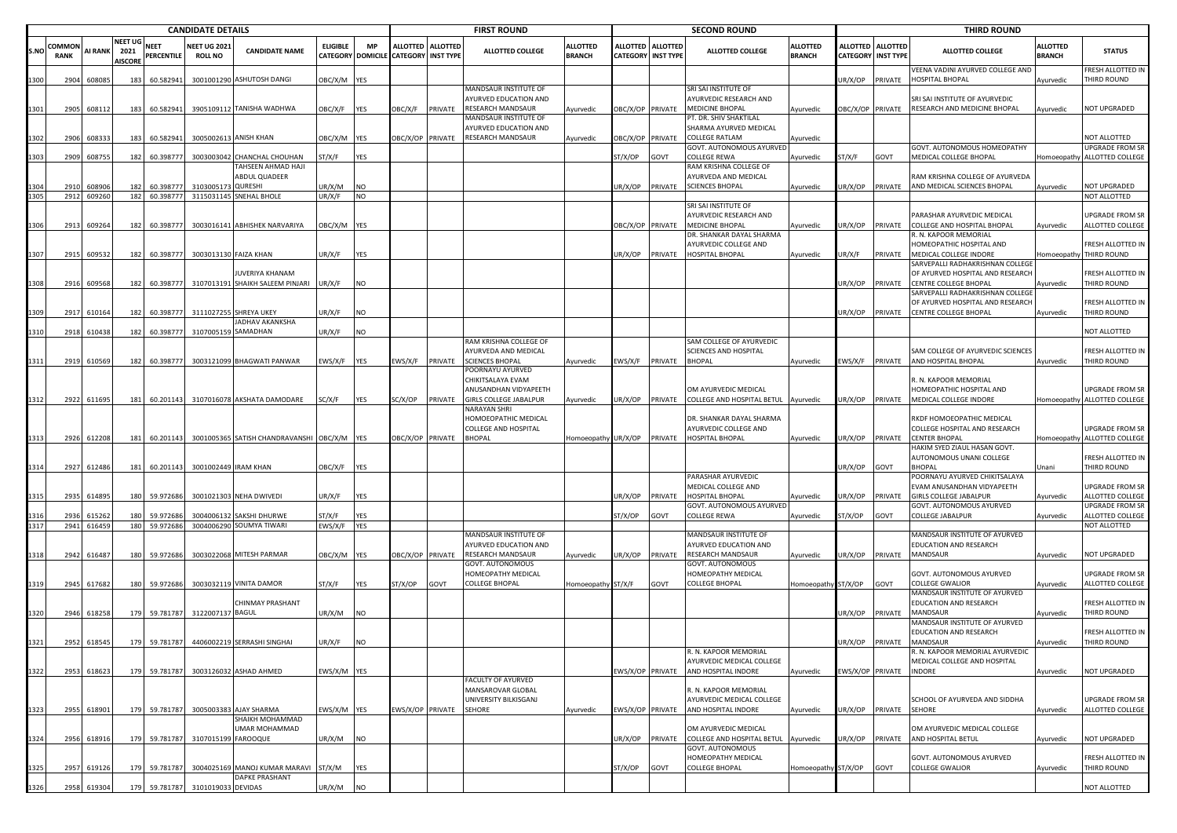| CANDIDATE DETAILS | | | | | | | | | FIRST ROUND | | | | SECOND ROUND | | | | THIRD ROUND | | | | |
|---|---|---|---|---|---|---|---|---|---|---|---|---|---|---|---|---|---|---|---|---|---|
| S.NO | COMMON RANK | AI RANK | NEET UG 2021 AISCORE | NEET PERCENTILE | NEET UG 2021 ROLL NO | CANDIDATE NAME | ELIGIBLE CATEGORY | MP DOMICILE | ALLOTTED CATEGORY | ALLOTTED INST TYPE | ALLOTTED COLLEGE | ALLOTTED BRANCH | ALLOTTED CATEGORY | ALLOTTED INST TYPE | ALLOTTED COLLEGE | ALLOTTED BRANCH | ALLOTTED CATEGORY | ALLOTTED INST TYPE | ALLOTTED COLLEGE | ALLOTTED BRANCH | STATUS |
| 1300 | 2904 | 608085 | 183 | 60.582941 | 3001001290 | ASHUTOSH DANGI | OBC/X/M | YES | | | | | | | | | UR/X/OP | PRIVATE | VEENA VADINI AYURVED COLLEGE AND HOSPITAL BHOPAL | Ayurvedic | FRESH ALLOTTED IN THIRD ROUND |
| 1301 | 2905 | 608112 | 183 | 60.582941 | 3905109112 | TANISHA WADHWA | OBC/X/F | YES | OBC/X/F | PRIVATE | MANDSAUR INSTITUTE OF AYURVED EDUCATION AND RESEARCH MANDSAUR | Ayurvedic | OBC/X/OP | PRIVATE | SRI SAI INSTITUTE OF AYURVEDIC RESEARCH AND MEDICINE BHOPAL | Ayurvedic | OBC/X/OP | PRIVATE | SRI SAI INSTITUTE OF AYURVEDIC RESEARCH AND MEDICINE BHOPAL | Ayurvedic | NOT UPGRADED |
| 1302 | 2906 | 608333 | 183 | 60.582941 | 3005002613 | ANISH KHAN | OBC/X/M | YES | OBC/X/OP | PRIVATE | MANDSAUR INSTITUTE OF AYURVED EDUCATION AND RESEARCH MANDSAUR | Ayurvedic | OBC/X/OP | PRIVATE | PT. DR. SHIV SHAKTILAL SHARMA AYURVED MEDICAL COLLEGE RATLAM | Ayurvedic | | | | | NOT ALLOTTED |
| 1303 | 2909 | 608755 | 182 | 60.398777 | 3003003042 | CHANCHAL CHOUHAN | ST/X/F | YES | | | | | ST/X/OP | GOVT | GOVT. AUTONOMOUS AYURVED COLLEGE REWA | Ayurvedic | ST/X/F | GOVT | GOVT. AUTONOMOUS HOMEOPATHY MEDICAL COLLEGE BHOPAL | Homoeopathy | UPGRADE FROM SR ALLOTTED COLLEGE |
| 1304 | 2910 | 608906 | 182 | 60.398777 | 3103005173 | TAHSEEN AHMAD HAJI ABDUL QUADEER QURESHI | UR/X/M | NO | | | | | UR/X/OP | PRIVATE | RAM KRISHNA COLLEGE OF AYURVEDA AND MEDICAL SCIENCES BHOPAL | Ayurvedic | UR/X/OP | PRIVATE | RAM KRISHNA COLLEGE OF AYURVEDA AND MEDICAL SCIENCES BHOPAL | Ayurvedic | NOT UPGRADED |
| 1305 | 2912 | 609260 | 182 | 60.398777 | 3115031145 | SNEHAL BHOLE | UR/X/F | NO | | | | | | | | | | | | | NOT ALLOTTED |
| 1306 | 2913 | 609264 | 182 | 60.398777 | 3003016141 | ABHISHEK NARVARIYA | OBC/X/M | YES | | | | | OBC/X/OP | PRIVATE | SRI SAI INSTITUTE OF AYURVEDIC RESEARCH AND MEDICINE BHOPAL | Ayurvedic | UR/X/OP | PRIVATE | PARASHAR AYURVEDIC MEDICAL COLLEGE AND HOSPITAL BHOPAL | Ayurvedic | UPGRADE FROM SR ALLOTTED COLLEGE |
| 1307 | 2915 | 609532 | 182 | 60.398777 | 3003013130 | FAIZA KHAN | UR/X/F | YES | | | | | UR/X/OP | PRIVATE | DR. SHANKAR DAYAL SHARMA AYURVEDIC COLLEGE AND HOSPITAL BHOPAL | Ayurvedic | UR/X/F | PRIVATE | R. N. KAPOOR MEMORIAL HOMEOPATHIC HOSPITAL AND MEDICAL COLLEGE INDORE | Homoeopathy | FRESH ALLOTTED IN THIRD ROUND |
| 1308 | 2916 | 609568 | 182 | 60.398777 | 3107013191 | JUVERIYA KHANAM SHAIKH SALEEM PINJARI | UR/X/F | NO | | | | | | | | | UR/X/OP | PRIVATE | SARVEPALLI RADHAKRISHNAN COLLEGE OF AYURVED HOSPITAL AND RESEARCH CENTRE COLLEGE BHOPAL | Ayurvedic | FRESH ALLOTTED IN THIRD ROUND |
| 1309 | 2917 | 610164 | 182 | 60.398777 | 3111027255 | SHREYA UKEY | UR/X/F | NO | | | | | | | | | UR/X/OP | PRIVATE | SARVEPALLI RADHAKRISHNAN COLLEGE OF AYURVED HOSPITAL AND RESEARCH CENTRE COLLEGE BHOPAL | Ayurvedic | FRESH ALLOTTED IN THIRD ROUND |
| 1310 | 2918 | 610438 | 182 | 60.398777 | 3107005159 | JADHAV AKANKSHA SAMADHAN | UR/X/F | NO | | | | | | | | | | | | | NOT ALLOTTED |
| 1311 | 2919 | 610569 | 182 | 60.398777 | 3003121099 | BHAGWATI PANWAR | EWS/X/F | YES | EWS/X/F | PRIVATE | RAM KRISHNA COLLEGE OF AYURVEDA AND MEDICAL SCIENCES BHOPAL | Ayurvedic | EWS/X/F | PRIVATE | SAM COLLEGE OF AYURVEDIC SCIENCES AND HOSPITAL BHOPAL | Ayurvedic | EWS/X/F | PRIVATE | SAM COLLEGE OF AYURVEDIC SCIENCES AND HOSPITAL BHOPAL | Ayurvedic | FRESH ALLOTTED IN THIRD ROUND |
| 1312 | 2922 | 611695 | 181 | 60.201143 | 3107016078 | AKSHATA DAMODARE | SC/X/F | YES | SC/X/OP | PRIVATE | POORNAYU AYURVED CHIKITSALAYA EVAM ANUSANDHAN VIDYAPEETH GIRLS COLLEGE JABALPUR | Ayurvedic | UR/X/OP | PRIVATE | OM AYURVEDIC MEDICAL COLLEGE AND HOSPITAL BETUL | Ayurvedic | UR/X/OP | PRIVATE | R. N. KAPOOR MEMORIAL HOMEOPATHIC HOSPITAL AND MEDICAL COLLEGE INDORE | Homoeopathy | UPGRADE FROM SR ALLOTTED COLLEGE |
| 1313 | 2926 | 612208 | 181 | 60.201143 | 3001005365 | SATISH CHANDRAVANSHI | OBC/X/M | YES | OBC/X/OP | PRIVATE | NARAYAN SHRI HOMOEOPATHIC MEDICAL COLLEGE AND HOSPITAL BHOPAL | Homoeopathy | UR/X/OP | PRIVATE | DR. SHANKAR DAYAL SHARMA AYURVEDIC COLLEGE AND HOSPITAL BHOPAL | Ayurvedic | UR/X/OP | PRIVATE | RKDF HOMOEOPATHIC MEDICAL COLLEGE HOSPITAL AND RESEARCH CENTER BHOPAL | Homoeopathy | UPGRADE FROM SR ALLOTTED COLLEGE |
| 1314 | 2927 | 612486 | 181 | 60.201143 | 3001002449 | IRAM KHAN | OBC/X/F | YES | | | | | | | | | UR/X/OP | GOVT | HAKIM SYED ZIAUL HASAN GOVT. AUTONOMOUS UNANI COLLEGE BHOPAL | Unani | FRESH ALLOTTED IN THIRD ROUND |
| 1315 | 2935 | 614895 | 180 | 59.972686 | 3001021303 | NEHA DWIVEDI | UR/X/F | YES | | | | | UR/X/OP | PRIVATE | PARASHAR AYURVEDIC MEDICAL COLLEGE AND HOSPITAL BHOPAL | Ayurvedic | UR/X/OP | PRIVATE | POORNAYU AYURVED CHIKITSALAYA EVAM ANUSANDHAN VIDYAPEETH GIRLS COLLEGE JABALPUR | Ayurvedic | UPGRADE FROM SR ALLOTTED COLLEGE |
| 1316 | 2936 | 615262 | 180 | 59.972686 | 3004006132 | SAKSHI DHURWE | ST/X/F | YES | | | | | ST/X/OP | GOVT | GOVT. AUTONOMOUS AYURVED COLLEGE REWA | Ayurvedic | ST/X/OP | GOVT | GOVT. AUTONOMOUS AYURVED COLLEGE JABALPUR | Ayurvedic | UPGRADE FROM SR ALLOTTED COLLEGE |
| 1317 | 2941 | 616459 | 180 | 59.972686 | 3004006290 | SOUMYA TIWARI | EWS/X/F | YES | | | | | | | | | | | | | NOT ALLOTTED |
| 1318 | 2942 | 616487 | 180 | 59.972686 | 3003022068 | MITESH PARMAR | OBC/X/M | YES | OBC/X/OP | PRIVATE | MANDSAUR INSTITUTE OF AYURVED EDUCATION AND RESEARCH MANDSAUR | Ayurvedic | UR/X/OP | PRIVATE | MANDSAUR INSTITUTE OF AYURVED EDUCATION AND RESEARCH MANDSAUR | Ayurvedic | UR/X/OP | PRIVATE | MANDSAUR INSTITUTE OF AYURVED EDUCATION AND RESEARCH MANDSAUR | Ayurvedic | NOT UPGRADED |
| 1319 | 2945 | 617682 | 180 | 59.972686 | 3003032119 | VINITA DAMOR | ST/X/F | YES | ST/X/OP | GOVT | GOVT. AUTONOMOUS HOMEOPATHY MEDICAL COLLEGE BHOPAL | Homoeopathy | ST/X/F | GOVT | GOVT. AUTONOMOUS HOMEOPATHY MEDICAL COLLEGE BHOPAL | Homoeopathy | ST/X/OP | GOVT | GOVT. AUTONOMOUS AYURVED COLLEGE GWALIOR | Ayurvedic | UPGRADE FROM SR ALLOTTED COLLEGE |
| 1320 | 2946 | 618258 | 179 | 59.781787 | 3122007137 | CHINMAY PRASHANT BAGUL | UR/X/M | NO | | | | | | | | | UR/X/OP | PRIVATE | MANDSAUR INSTITUTE OF AYURVED EDUCATION AND RESEARCH MANDSAUR | Ayurvedic | FRESH ALLOTTED IN THIRD ROUND |
| 1321 | 2952 | 618545 | 179 | 59.781787 | 4406002219 | SERRASHI SINGHAI | UR/X/F | NO | | | | | | | | | UR/X/OP | PRIVATE | MANDSAUR INSTITUTE OF AYURVED EDUCATION AND RESEARCH MANDSAUR | Ayurvedic | FRESH ALLOTTED IN THIRD ROUND |
| 1322 | 2953 | 618623 | 179 | 59.781787 | 3003126032 | ASHAD AHMED | EWS/X/M | YES | | | | | EWS/X/OP | PRIVATE | R. N. KAPOOR MEMORIAL AYURVEDIC MEDICAL COLLEGE AND HOSPITAL INDORE | Ayurvedic | EWS/X/OP | PRIVATE | R. N. KAPOOR MEMORIAL AYURVEDIC MEDICAL COLLEGE AND HOSPITAL INDORE | Ayurvedic | NOT UPGRADED |
| 1323 | 2955 | 618901 | 179 | 59.781787 | 3005003383 | AJAY SHARMA | EWS/X/M | YES | EWS/X/OP | PRIVATE | FACULTY OF AYURVED MANSAROVAR GLOBAL UNIVERSITY BILKISGANJ SEHORE | Ayurvedic | EWS/X/OP | PRIVATE | R. N. KAPOOR MEMORIAL AYURVEDIC MEDICAL COLLEGE AND HOSPITAL INDORE | Ayurvedic | UR/X/OP | PRIVATE | SCHOOL OF AYURVEDA AND SIDDHA SEHORE | Ayurvedic | UPGRADE FROM SR ALLOTTED COLLEGE |
| 1324 | 2956 | 618916 | 179 | 59.781787 | 3107015199 | SHAIKH MOHAMMAD UMAR MOHAMMAD FAROOQUE | UR/X/M | NO | | | | | UR/X/OP | PRIVATE | OM AYURVEDIC MEDICAL COLLEGE AND HOSPITAL BETUL | Ayurvedic | UR/X/OP | PRIVATE | OM AYURVEDIC MEDICAL COLLEGE AND HOSPITAL BETUL | Ayurvedic | NOT UPGRADED |
| 1325 | 2957 | 619126 | 179 | 59.781787 | 3004025169 | MANOJ KUMAR MARAVI | ST/X/M | YES | | | | | ST/X/OP | GOVT | GOVT. AUTONOMOUS HOMEOPATHY MEDICAL COLLEGE BHOPAL | Homoeopathy | ST/X/OP | GOVT | GOVT. AUTONOMOUS AYURVED COLLEGE GWALIOR | Ayurvedic | FRESH ALLOTTED IN THIRD ROUND |
| 1326 | 2958 | 619304 | 179 | 59.781787 | 3101019033 | DAPKE PRASHANT DEVIDAS | UR/X/M | NO | | | | | | | | | | | | | NOT ALLOTTED |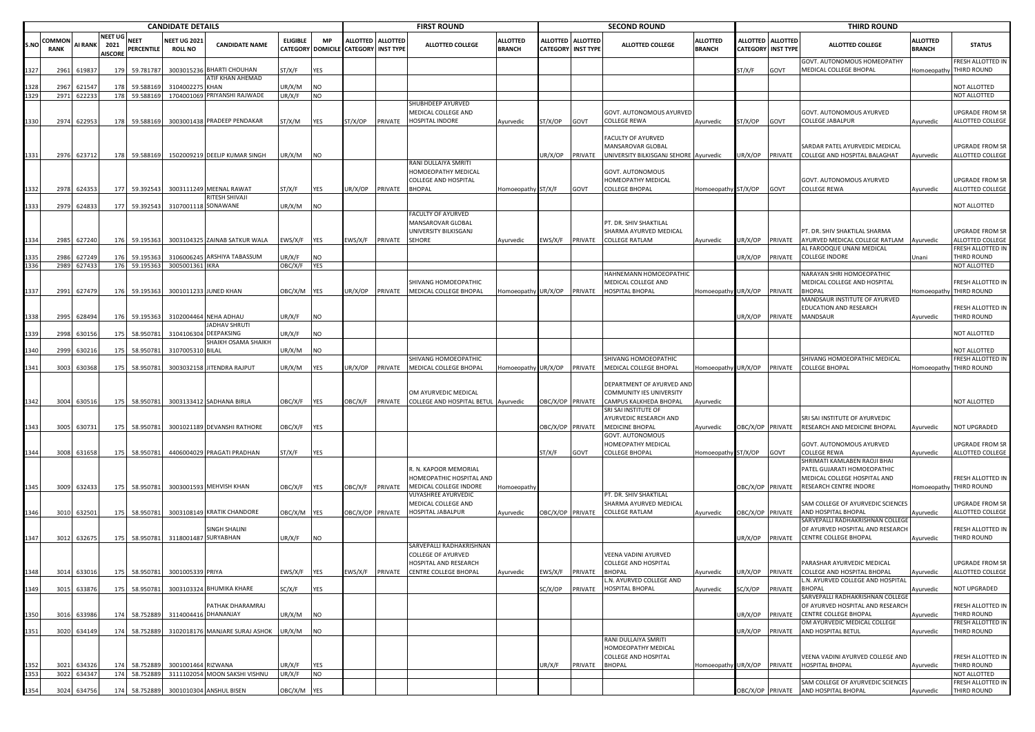| S.NO | COMMON RANK | AI RANK | NEET UG 2021 AISCORE | NEET PERCENTILE | NEET UG 2021 ROLL NO | CANDIDATE NAME | ELIGIBLE CATEGORY | MP DOMICILE | FIRST ROUND | | | | SECOND ROUND | | | | THIRD ROUND | | | | STATUS |
|---|---|---|---|---|---|---|---|---|---|---|---|---|---|---|---|---|---|---|---|---|---|
| | | | | | | | | | ALLOTTED CATEGORY | ALLOTTED INST TYPE | ALLOTTED COLLEGE | ALLOTTED BRANCH | ALLOTTED CATEGORY | ALLOTTED INST TYPE | ALLOTTED COLLEGE | ALLOTTED BRANCH | ALLOTTED CATEGORY | ALLOTTED INST TYPE | ALLOTTED COLLEGE | ALLOTTED BRANCH | |
| 1327 | 2961 | 619837 | 179 | 59.781787 | 3003015236 | BHARTI CHOUHAN | ST/X/F | YES | | | | | | | | | ST/X/F | GOVT | GOVT. AUTONOMOUS HOMEOPATHY MEDICAL COLLEGE BHOPAL | Homoeopathy | FRESH ALLOTTED IN THIRD ROUND |
| 1328 | 2967 | 621547 | 178 | 59.588169 | 3104002275 | ATIF KHAN AHEMAD KHAN | UR/X/M | NO | | | | | | | | | | | | | NOT ALLOTTED |
| 1329 | 2971 | 622233 | 178 | 59.588169 | 1704001069 | PRIYANSHI RAJWADE | UR/X/F | NO | | | | | | | | | | | | | NOT ALLOTTED |
| 1330 | 2974 | 622953 | 178 | 59.588169 | 3003001438 | PRADEEP PENDAKAR | ST/X/M | YES | ST/X/OP | PRIVATE | SHUBHDEEP AYURVED MEDICAL COLLEGE AND HOSPITAL INDORE | Ayurvedic | ST/X/OP | GOVT | GOVT. AUTONOMOUS AYURVED COLLEGE REWA | Ayurvedic | ST/X/OP | GOVT | GOVT. AUTONOMOUS AYURVED COLLEGE JABALPUR | Ayurvedic | UPGRADE FROM SR ALLOTTED COLLEGE |
| 1331 | 2976 | 623712 | 178 | 59.588169 | 1502009219 | DEELIP KUMAR SINGH | UR/X/M | NO | | | | | UR/X/OP | PRIVATE | FACULTY OF AYURVED MANSAROVAR GLOBAL UNIVERSITY BILKISGANJ SEHORE | Ayurvedic | UR/X/OP | PRIVATE | SARDAR PATEL AYURVEDIC MEDICAL COLLEGE AND HOSPITAL BALAGHAT | Ayurvedic | UPGRADE FROM SR ALLOTTED COLLEGE |
| 1332 | 2978 | 624353 | 177 | 59.392543 | 3003111249 | MEENAL RAWAT | ST/X/F | YES | UR/X/OP | PRIVATE | RANI DULLAIYA SMRITI HOMOEOPATHY MEDICAL COLLEGE AND HOSPITAL BHOPAL | Homoeopathy | ST/X/F | GOVT | GOVT. AUTONOMOUS HOMEOPATHY MEDICAL COLLEGE BHOPAL | Homoeopathy | ST/X/OP | GOVT | GOVT. AUTONOMOUS AYURVED COLLEGE REWA | Ayurvedic | UPGRADE FROM SR ALLOTTED COLLEGE |
| 1333 | 2979 | 624833 | 177 | 59.392543 | 3107001118 | RITESH SHIVAJI SONAWANE | UR/X/M | NO | | | | | | | | | | | | | NOT ALLOTTED |
| 1334 | 2985 | 627240 | 176 | 59.195363 | 3003104325 | ZAINAB SATKUR WALA | EWS/X/F | YES | EWS/X/F | PRIVATE | FACULTY OF AYURVED MANSAROVAR GLOBAL UNIVERSITY BILKISGANJ SEHORE | Ayurvedic | EWS/X/F | PRIVATE | PT. DR. SHIV SHAKTILAL SHARMA AYURVED MEDICAL COLLEGE RATLAM | Ayurvedic | UR/X/OP | PRIVATE | PT. DR. SHIV SHAKTILAL SHARMA AYURVED MEDICAL COLLEGE RATLAM | Ayurvedic | UPGRADE FROM SR ALLOTTED COLLEGE |
| 1335 | 2986 | 627249 | 176 | 59.195363 | 3106006245 | ARSHIYA TABASSUM | UR/X/F | NO | | | | | | | | | UR/X/OP | PRIVATE | AL FAROOQUE UNANI MEDICAL COLLEGE INDORE | Unani | FRESH ALLOTTED IN THIRD ROUND |
| 1336 | 2989 | 627433 | 176 | 59.195363 | 3005001361 | IKRA | OBC/X/F | YES | | | | | | | | | | | | | NOT ALLOTTED |
| 1337 | 2991 | 627479 | 176 | 59.195363 | 3001011233 | JUNED KHAN | OBC/X/M | YES | UR/X/OP | PRIVATE | SHIVANG HOMOEOPATHIC MEDICAL COLLEGE BHOPAL | Homoeopathy | UR/X/OP | PRIVATE | HAHNEMANN HOMOEOPATHIC MEDICAL COLLEGE AND HOSPITAL BHOPAL | Homoeopathy | UR/X/OP | PRIVATE | NARAYAN SHRI HOMOEOPATHIC MEDICAL COLLEGE AND HOSPITAL BHOPAL | Homoeopathy | FRESH ALLOTTED IN THIRD ROUND |
| 1338 | 2995 | 628494 | 176 | 59.195363 | 3102004464 | NEHA ADHAU | UR/X/F | NO | | | | | | | | | UR/X/OP | PRIVATE | MANDSAUR INSTITUTE OF AYURVED EDUCATION AND RESEARCH MANDSAUR | Ayurvedic | FRESH ALLOTTED IN THIRD ROUND |
| 1339 | 2998 | 630156 | 175 | 58.950781 | 3104106304 | JADHAV SHRUTI DEEPAKSING | UR/X/F | NO | | | | | | | | | | | | | NOT ALLOTTED |
| 1340 | 2999 | 630216 | 175 | 58.950781 | 3107005310 | SHAIKH OSAMA SHAIKH BILAL | UR/X/M | NO | | | | | | | | | | | | | NOT ALLOTTED |
| 1341 | 3003 | 630368 | 175 | 58.950781 | 3003032158 | JITENDRA RAJPUT | UR/X/M | YES | UR/X/OP | PRIVATE | SHIVANG HOMOEOPATHIC MEDICAL COLLEGE BHOPAL | Homoeopathy | UR/X/OP | PRIVATE | SHIVANG HOMOEOPATHIC MEDICAL COLLEGE BHOPAL | Homoeopathy | UR/X/OP | PRIVATE | SHIVANG HOMOEOPATHIC MEDICAL COLLEGE BHOPAL | Homoeopathy | FRESH ALLOTTED IN THIRD ROUND |
| 1342 | 3004 | 630516 | 175 | 58.950781 | 3003133412 | SADHANA BIRLA | OBC/X/F | YES | OBC/X/F | PRIVATE | OM AYURVEDIC MEDICAL COLLEGE AND HOSPITAL BETUL | Ayurvedic | OBC/X/OP | PRIVATE | DEPARTMENT OF AYURVED AND COMMUNITY IES UNIVERSITY CAMPUS KALKHEDA BHOPAL | Ayurvedic | | | | | NOT ALLOTTED |
| 1343 | 3005 | 630731 | 175 | 58.950781 | 3001021189 | DEVANSHI RATHORE | OBC/X/F | YES | | | | | OBC/X/OP | PRIVATE | SRI SAI INSTITUTE OF AYURVEDIC RESEARCH AND MEDICINE BHOPAL | Ayurvedic | OBC/X/OP | PRIVATE | SRI SAI INSTITUTE OF AYURVEDIC RESEARCH AND MEDICINE BHOPAL | Ayurvedic | NOT UPGRADED |
| 1344 | 3008 | 631658 | 175 | 58.950781 | 4406004029 | PRAGATI PRADHAN | ST/X/F | YES | | | | | ST/X/F | GOVT | GOVT. AUTONOMOUS HOMEOPATHY MEDICAL COLLEGE BHOPAL | Homoeopathy | ST/X/OP | GOVT | GOVT. AUTONOMOUS AYURVED COLLEGE REWA | Ayurvedic | UPGRADE FROM SR ALLOTTED COLLEGE |
| 1345 | 3009 | 632433 | 175 | 58.950781 | 3003001593 | MEHVISH KHAN | OBC/X/F | YES | OBC/X/F | PRIVATE | R. N. KAPOOR MEMORIAL HOMEOPATHIC HOSPITAL AND MEDICAL COLLEGE INDORE | Homoeopathy | | | | | OBC/X/OP | PRIVATE | SHRIMATI KAMLABEN RAOJI BHAI PATEL GUJARATI HOMOEOPATHIC MEDICAL COLLEGE HOSPITAL AND RESEARCH CENTRE INDORE | Homoeopathy | FRESH ALLOTTED IN THIRD ROUND |
| 1346 | 3010 | 632501 | 175 | 58.950781 | 3003108149 | KRATIK CHANDORE | OBC/X/M | YES | OBC/X/OP | PRIVATE | VIJYASHREE AYURVEDIC MEDICAL COLLEGE AND HOSPITAL JABALPUR | Ayurvedic | OBC/X/OP | PRIVATE | PT. DR. SHIV SHAKTILAL SHARMA AYURVED MEDICAL COLLEGE RATLAM | Ayurvedic | OBC/X/OP | PRIVATE | SAM COLLEGE OF AYURVEDIC SCIENCES AND HOSPITAL BHOPAL | Ayurvedic | UPGRADE FROM SR ALLOTTED COLLEGE |
| 1347 | 3012 | 632675 | 175 | 58.950781 | 3118001487 | SINGH SHALINI SURYABHAN | UR/X/F | NO | | | | | | | | | UR/X/OP | PRIVATE | SARVEPALLI RADHAKRISHNAN COLLEGE OF AYURVED HOSPITAL AND RESEARCH CENTRE COLLEGE BHOPAL | Ayurvedic | FRESH ALLOTTED IN THIRD ROUND |
| 1348 | 3014 | 633016 | 175 | 58.950781 | 3001005339 | PRIYA | EWS/X/F | YES | EWS/X/F | PRIVATE | SARVEPALLI RADHAKRISHNAN COLLEGE OF AYURVED HOSPITAL AND RESEARCH CENTRE COLLEGE BHOPAL | Ayurvedic | EWS/X/F | PRIVATE | VEENA VADINI AYURVED COLLEGE AND HOSPITAL BHOPAL | Ayurvedic | UR/X/OP | PRIVATE | PARASHAR AYURVEDIC MEDICAL COLLEGE AND HOSPITAL BHOPAL | Ayurvedic | UPGRADE FROM SR ALLOTTED COLLEGE |
| 1349 | 3015 | 633876 | 175 | 58.950781 | 3003103324 | BHUMIKA KHARE | SC/X/F | YES | | | | | SC/X/OP | PRIVATE | L.N. AYURVED COLLEGE AND HOSPITAL BHOPAL | Ayurvedic | SC/X/OP | PRIVATE | L.N. AYURVED COLLEGE AND HOSPITAL BHOPAL | Ayurvedic | NOT UPGRADED |
| 1350 | 3016 | 633986 | 174 | 58.752889 | 3114004416 | PATHAK DHARAMRAJ DHANANJAY | UR/X/M | NO | | | | | | | | | UR/X/OP | PRIVATE | SARVEPALLI RADHAKRISHNAN COLLEGE OF AYURVED HOSPITAL AND RESEARCH CENTRE COLLEGE BHOPAL | Ayurvedic | FRESH ALLOTTED IN THIRD ROUND |
| 1351 | 3020 | 634149 | 174 | 58.752889 | 3102018176 | MANJARE SURAJ ASHOK | UR/X/M | NO | | | | | | | | | UR/X/OP | PRIVATE | OM AYURVEDIC MEDICAL COLLEGE AND HOSPITAL BETUL | Ayurvedic | FRESH ALLOTTED IN THIRD ROUND |
| 1352 | 3021 | 634326 | 174 | 58.752889 | 3001001464 | RIZWANA | UR/X/F | YES | | | | | UR/X/F | PRIVATE | RANI DULLAIYA SMRITI HOMOEOPATHY MEDICAL COLLEGE AND HOSPITAL BHOPAL | Homoeopathy | UR/X/OP | PRIVATE | VEENA VADINI AYURVED COLLEGE AND HOSPITAL BHOPAL | Ayurvedic | FRESH ALLOTTED IN THIRD ROUND |
| 1353 | 3022 | 634347 | 174 | 58.752889 | 3111102054 | MOON SAKSHI VISHNU | UR/X/F | NO | | | | | | | | | | | | | NOT ALLOTTED |
| 1354 | 3024 | 634756 | 174 | 58.752889 | 3001010304 | ANSHUL BISEN | OBC/X/M | YES | | | | | | | | | OBC/X/OP | PRIVATE | SAM COLLEGE OF AYURVEDIC SCIENCES AND HOSPITAL BHOPAL | Ayurvedic | FRESH ALLOTTED IN THIRD ROUND |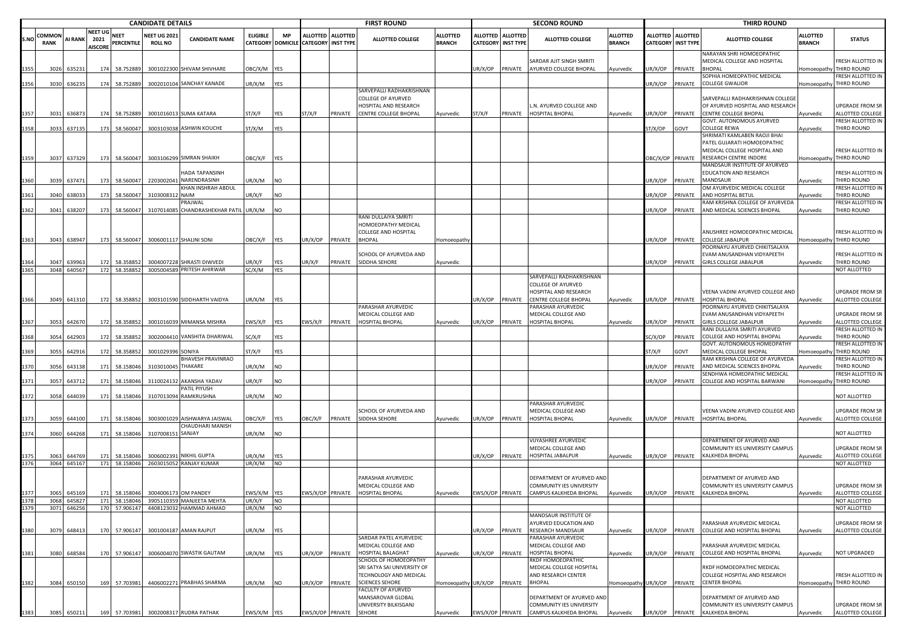| CANDIDATE DETAILS | | | | | | | | | FIRST ROUND | | | | SECOND ROUND | | | | THIRD ROUND | | | | |
|---|---|---|---|---|---|---|---|---|---|---|---|---|---|---|---|---|---|---|---|---|---|
| S.NO | COMMON RANK | AI RANK | NEET UG 2021 AISCORE | NEET PERCENTILE | NEET UG 2021 ROLL NO | CANDIDATE NAME | ELIGIBLE CATEGORY | MP DOMICILE | ALLOTTED CATEGORY | ALLOTTED INST TYPE | ALLOTTED COLLEGE | ALLOTTED BRANCH | ALLOTTED CATEGORY | ALLOTTED INST TYPE | ALLOTTED COLLEGE | ALLOTTED BRANCH | ALLOTTED CATEGORY | ALLOTTED INST TYPE | ALLOTTED COLLEGE | ALLOTTED BRANCH | STATUS |
| 1355 | 3026 | 635231 | 174 | 58.752889 | 3001022300 | SHIVAM SHIVHARE | OBC/X/M | YES | | | | | UR/X/OP | PRIVATE | SARDAR AJIT SINGH SMRITI AYURVED COLLEGE BHOPAL | Ayurvedic | UR/X/OP | PRIVATE | NARAYAN SHRI HOMOEOPATHIC MEDICAL COLLEGE AND HOSPITAL BHOPAL | Homoeopathy | FRESH ALLOTTED IN THIRD ROUND |
| 1356 | 3030 | 636235 | 174 | 58.752889 | 3002010104 | SANCHAY KANADE | UR/X/M | YES | | | | | | | | | UR/X/OP | PRIVATE | SOPHIA HOMOEOPATHIC MEDICAL COLLEGE GWALIOR | Homoeopathy | FRESH ALLOTTED IN THIRD ROUND |
| 1357 | 3031 | 636873 | 174 | 58.752889 | 3001016013 | SUMA KATARA | ST/X/F | YES | ST/X/F | PRIVATE | SARVEPALLI RADHAKRISHNAN COLLEGE OF AYURVED HOSPITAL AND RESEARCH CENTRE COLLEGE BHOPAL | Ayurvedic | ST/X/F | PRIVATE | L.N. AYURVED COLLEGE AND HOSPITAL BHOPAL | Ayurvedic | UR/X/OP | PRIVATE | SARVEPALLI RADHAKRISHNAN COLLEGE OF AYURVED HOSPITAL AND RESEARCH CENTRE COLLEGE BHOPAL | Ayurvedic | UPGRADE FROM SR ALLOTTED COLLEGE |
| 1358 | 3033 | 637135 | 173 | 58.560047 | 3003103038 | ASHWIN KOUCHE | ST/X/M | YES | | | | | | | | | ST/X/OP | GOVT | GOVT. AUTONOMOUS AYURVED COLLEGE REWA | Ayurvedic | FRESH ALLOTTED IN THIRD ROUND |
| 1359 | 3037 | 637329 | 173 | 58.560047 | 3003106299 | SIMRAN SHAIKH | OBC/X/F | YES | | | | | | | | | OBC/X/OP | PRIVATE | SHRIMATI KAMLABEN RAOJI BHAI PATEL GUJARATI HOMOEOPATHIC MEDICAL COLLEGE HOSPITAL AND RESEARCH CENTRE INDORE | Homoeopathy | FRESH ALLOTTED IN THIRD ROUND |
| 1360 | 3039 | 637471 | 173 | 58.560047 | 2203002041 | HADA TAPANSINH NARENDRASINH | UR/X/M | NO | | | | | | | | | UR/X/OP | PRIVATE | MANDSAUR INSTITUTE OF AYURVED EDUCATION AND RESEARCH MANDSAUR | Ayurvedic | FRESH ALLOTTED IN THIRD ROUND |
| 1361 | 3040 | 638033 | 173 | 58.560047 | 3103008312 | KHAN INSHRAH ABDUL NAIM | UR/X/F | NO | | | | | | | | | UR/X/OP | PRIVATE | OM AYURVEDIC MEDICAL COLLEGE AND HOSPITAL BETUL | Ayurvedic | FRESH ALLOTTED IN THIRD ROUND |
| 1362 | 3041 | 638207 | 173 | 58.560047 | 3107014085 | PRAJWAL CHANDRASHEKHAR PATIL | UR/X/M | NO | | | | | | | | | UR/X/OP | PRIVATE | RAM KRISHNA COLLEGE OF AYURVEDA AND MEDICAL SCIENCES BHOPAL | Ayurvedic | FRESH ALLOTTED IN THIRD ROUND |
| 1363 | 3043 | 638947 | 173 | 58.560047 | 3006001117 | SHALINI SONI | OBC/X/F | YES | UR/X/OP | PRIVATE | RANI DULLAIYA SMRITI HOMOEOPATHY MEDICAL COLLEGE AND HOSPITAL BHOPAL | Homoeopathy | | | | | UR/X/OP | PRIVATE | ANUSHREE HOMOEOPATHIC MEDICAL COLLEGE JABALPUR | Homoeopathy | FRESH ALLOTTED IN THIRD ROUND |
| 1364 | 3047 | 639963 | 172 | 58.358852 | 3004007228 | SHRASTI DIWVEDI | UR/X/F | YES | UR/X/F | PRIVATE | SCHOOL OF AYURVEDA AND SIDDHA SEHORE | Ayurvedic | | | | | UR/X/OP | PRIVATE | POORNAYU AYURVED CHIKITSALAYA EVAM ANUSANDHAN VIDYAPEETH GIRLS COLLEGE JABALPUR | Ayurvedic | FRESH ALLOTTED IN THIRD ROUND |
| 1365 | 3048 | 640567 | 172 | 58.358852 | 3005004589 | PRITESH AHIRWAR | SC/X/M | YES | | | | | | | | | | | | | NOT ALLOTTED |
| 1366 | 3049 | 641310 | 172 | 58.358852 | 3003101590 | SIDDHARTH VAIDYA | UR/X/M | YES | | | | | UR/X/OP | PRIVATE | SARVEPALLI RADHAKRISHNAN COLLEGE OF AYURVED HOSPITAL AND RESEARCH CENTRE COLLEGE BHOPAL | Ayurvedic | UR/X/OP | PRIVATE | VEENA VADINI AYURVED COLLEGE AND HOSPITAL BHOPAL | Ayurvedic | UPGRADE FROM SR ALLOTTED COLLEGE |
| 1367 | 3053 | 642670 | 172 | 58.358852 | 3001016039 | MIMANSA MISHRA | EWS/X/F | YES | EWS/X/F | PRIVATE | PARASHAR AYURVEDIC MEDICAL COLLEGE AND HOSPITAL BHOPAL | Ayurvedic | UR/X/OP | PRIVATE | PARASHAR AYURVEDIC MEDICAL COLLEGE AND HOSPITAL BHOPAL | Ayurvedic | UR/X/OP | PRIVATE | POORNAYU AYURVED CHIKITSALAYA EVAM ANUSANDHAN VIDYAPEETH GIRLS COLLEGE JABALPUR | Ayurvedic | UPGRADE FROM SR ALLOTTED COLLEGE |
| 1368 | 3054 | 642903 | 172 | 58.358852 | 3002004410 | VANSHITA DHARIWAL | SC/X/F | YES | | | | | | | | | SC/X/OP | PRIVATE | RANI DULLAIYA SMRITI AYURVED COLLEGE AND HOSPITAL BHOPAL | Ayurvedic | FRESH ALLOTTED IN THIRD ROUND |
| 1369 | 3055 | 642916 | 172 | 58.358852 | 3001029396 | SONIYA | ST/X/F | YES | | | | | | | | | ST/X/F | GOVT | GOVT. AUTONOMOUS HOMEOPATHY MEDICAL COLLEGE BHOPAL | Homoeopathy | FRESH ALLOTTED IN THIRD ROUND |
| 1370 | 3056 | 643138 | 171 | 58.158046 | 3103010045 | BHAVESH PRAVINRAO THAKARE | UR/X/M | NO | | | | | | | | | UR/X/OP | PRIVATE | RAM KRISHNA COLLEGE OF AYURVEDA AND MEDICAL SCIENCES BHOPAL | Ayurvedic | FRESH ALLOTTED IN THIRD ROUND |
| 1371 | 3057 | 643712 | 171 | 58.158046 | 3110024132 | AKANSHA YADAV | UR/X/F | NO | | | | | | | | | UR/X/OP | PRIVATE | SENDHWA HOMOEOPATHIC MEDICAL COLLEGE AND HOSPITAL BARWANI | Homoeopathy | FRESH ALLOTTED IN THIRD ROUND |
| 1372 | 3058 | 644039 | 171 | 58.158046 | 3107013094 | PATIL PIYUSH RAMKRUSHNA | UR/X/M | NO | | | | | | | | | | | | | NOT ALLOTTED |
| 1373 | 3059 | 644100 | 171 | 58.158046 | 3003001029 | AISHWARYA JAISWAL | OBC/X/F | YES | OBC/X/F | PRIVATE | SCHOOL OF AYURVEDA AND SIDDHA SEHORE | Ayurvedic | UR/X/OP | PRIVATE | PARASHAR AYURVEDIC MEDICAL COLLEGE AND HOSPITAL BHOPAL | Ayurvedic | UR/X/OP | PRIVATE | VEENA VADINI AYURVED COLLEGE AND HOSPITAL BHOPAL | Ayurvedic | UPGRADE FROM SR ALLOTTED COLLEGE |
| 1374 | 3060 | 644268 | 171 | 58.158046 | 3107008151 | CHAUDHARI MANISH SANJAY | UR/X/M | NO | | | | | | | | | | | | | NOT ALLOTTED |
| 1375 | 3063 | 644769 | 171 | 58.158046 | 3006002391 | NIKHIL GUPTA | UR/X/M | YES | | | | | UR/X/OP | PRIVATE | VIJYASHREE AYURVEDIC MEDICAL COLLEGE AND HOSPITAL JABALPUR | Ayurvedic | UR/X/OP | PRIVATE | DEPARTMENT OF AYURVED AND COMMUNITY IES UNIVERSITY CAMPUS KALKHEDA BHOPAL | Ayurvedic | UPGRADE FROM SR ALLOTTED COLLEGE |
| 1376 | 3064 | 645167 | 171 | 58.158046 | 2603015052 | RANJAY KUMAR | UR/X/M | NO | | | | | | | | | | | | | NOT ALLOTTED |
| 1377 | 3065 | 645169 | 171 | 58.158046 | 3004006173 | OM PANDEY | EWS/X/M | YES | EWS/X/OP | PRIVATE | PARASHAR AYURVEDIC MEDICAL COLLEGE AND HOSPITAL BHOPAL | Ayurvedic | EWS/X/OP | PRIVATE | DEPARTMENT OF AYURVED AND COMMUNITY IES UNIVERSITY CAMPUS KALKHEDA BHOPAL | Ayurvedic | UR/X/OP | PRIVATE | DEPARTMENT OF AYURVED AND COMMUNITY IES UNIVERSITY CAMPUS KALKHEDA BHOPAL | Ayurvedic | UPGRADE FROM SR ALLOTTED COLLEGE |
| 1378 | 3068 | 645827 | 171 | 58.158046 | 3905110359 | MANJEETA MEHTA | UR/X/F | NO | | | | | | | | | | | | | NOT ALLOTTED |
| 1379 | 3071 | 646256 | 170 | 57.906147 | 4408123032 | HAMMAD AHMAD | UR/X/M | NO | | | | | | | | | | | | | NOT ALLOTTED |
| 1380 | 3079 | 648413 | 170 | 57.906147 | 3001004187 | AMAN RAJPUT | UR/X/M | YES | | | | | UR/X/OP | PRIVATE | MANDSAUR INSTITUTE OF AYURVED EDUCATION AND RESEARCH MANDSAUR | Ayurvedic | UR/X/OP | PRIVATE | PARASHAR AYURVEDIC MEDICAL COLLEGE AND HOSPITAL BHOPAL | Ayurvedic | UPGRADE FROM SR ALLOTTED COLLEGE |
| 1381 | 3080 | 648584 | 170 | 57.906147 | 3006004070 | SWASTIK GAUTAM | UR/X/M | YES | UR/X/OP | PRIVATE | SARDAR PATEL AYURVEDIC MEDICAL COLLEGE AND HOSPITAL BALAGHAT | Ayurvedic | UR/X/OP | PRIVATE | PARASHAR AYURVEDIC MEDICAL COLLEGE AND HOSPITAL BHOPAL | Ayurvedic | UR/X/OP | PRIVATE | PARASHAR AYURVEDIC MEDICAL COLLEGE AND HOSPITAL BHOPAL | Ayurvedic | NOT UPGRADED |
| 1382 | 3084 | 650150 | 169 | 57.703981 | 4406002271 | PRABHAS SHARMA | UR/X/M | NO | UR/X/OP | PRIVATE | SCHOOL OF HOMOEOPATHY SRI SATYA SAI UNIVERSITY OF TECHNOLOGY AND MEDICAL SCIENCES SEHORE | Homoeopathy | UR/X/OP | PRIVATE | RKDF HOMOEOPATHIC MEDICAL COLLEGE HOSPITAL AND RESEARCH CENTER BHOPAL | Homoeopathy | UR/X/OP | PRIVATE | RKDF HOMOEOPATHIC MEDICAL COLLEGE HOSPITAL AND RESEARCH CENTER BHOPAL | Homoeopathy | FRESH ALLOTTED IN THIRD ROUND |
| 1383 | 3085 | 650211 | 169 | 57.703981 | 3002008317 | RUDRA PATHAK | EWS/X/M | YES | EWS/X/OP | PRIVATE | FACULTY OF AYURVED MANSAROVAR GLOBAL UNIVERSITY BILKISGANJ SEHORE | Ayurvedic | EWS/X/OP | PRIVATE | DEPARTMENT OF AYURVED AND COMMUNITY IES UNIVERSITY CAMPUS KALKHEDA BHOPAL | Ayurvedic | UR/X/OP | PRIVATE | DEPARTMENT OF AYURVED AND COMMUNITY IES UNIVERSITY CAMPUS KALKHEDA BHOPAL | Ayurvedic | UPGRADE FROM SR ALLOTTED COLLEGE |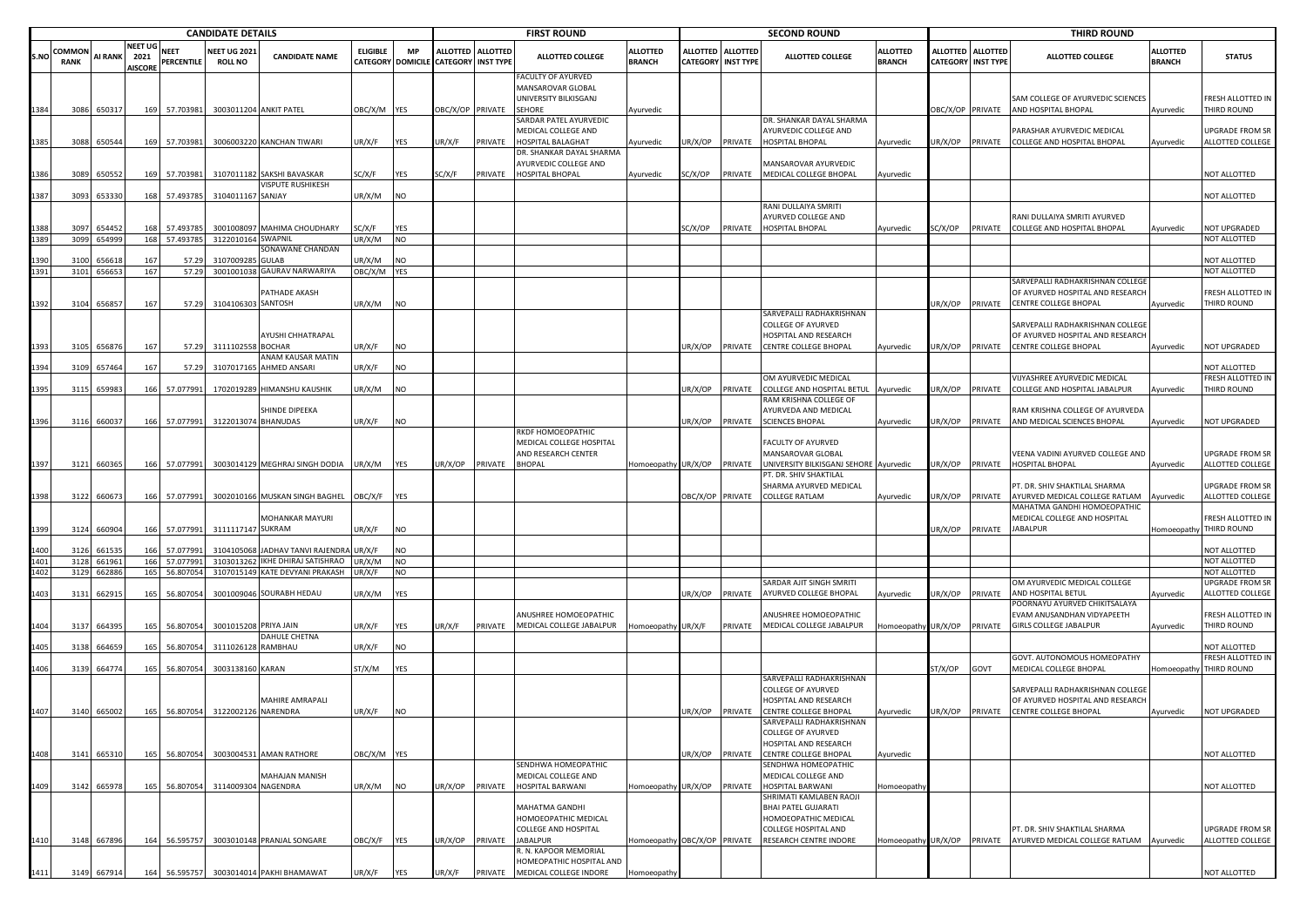| CANDIDATE DETAILS | | | | | | | | | FIRST ROUND | | | | | SECOND ROUND | | | | | THIRD ROUND | | | | | |
|---|---|---|---|---|---|---|---|---|---|---|---|---|---|---|---|---|---|---|---|---|---|---|---|---|
| S.NO | COMMON RANK | AI RANK | NEET UG 2021 AISCORE | NEET PERCENTILE | NEET UG 2021 ROLL NO | CANDIDATE NAME | ELIGIBLE CATEGORY | MP DOMICILE | ALLOTTED CATEGORY | ALLOTTED INST TYPE | ALLOTTED COLLEGE | ALLOTTED BRANCH | ALLOTTED CATEGORY | ALLOTTED INST TYPE | ALLOTTED COLLEGE | ALLOTTED BRANCH | ALLOTTED CATEGORY | ALLOTTED INST TYPE | ALLOTTED COLLEGE | ALLOTTED BRANCH | STATUS |
| 1384 | 3086 | 650317 | 169 | 57.703981 | 3003011204 | ANKIT PATEL | OBC/X/M | YES | OBC/X/OP | PRIVATE | FACULTY OF AYURVED MANSAROVAR GLOBAL UNIVERSITY BILKISGANJ SEHORE | Ayurvedic | | | | | OBC/X/OP | PRIVATE | SAM COLLEGE OF AYURVEDIC SCIENCES AND HOSPITAL BHOPAL | Ayurvedic | FRESH ALLOTTED IN THIRD ROUND |
| 1385 | 3088 | 650544 | 169 | 57.703981 | 3006003220 | KANCHAN TIWARI | UR/X/F | YES | UR/X/F | PRIVATE | SARDAR PATEL AYURVEDIC MEDICAL COLLEGE AND HOSPITAL BALAGHAT | Ayurvedic | UR/X/OP | PRIVATE | DR. SHANKAR DAYAL SHARMA AYURVEDIC COLLEGE AND HOSPITAL BHOPAL | Ayurvedic | UR/X/OP | PRIVATE | PARASHAR AYURVEDIC MEDICAL COLLEGE AND HOSPITAL BHOPAL | Ayurvedic | UPGRADE FROM SR ALLOTTED COLLEGE |
| 1386 | 3089 | 650552 | 169 | 57.703981 | 3107011182 | SAKSHI BAVASKAR | SC/X/F | YES | SC/X/F | PRIVATE | DR. SHANKAR DAYAL SHARMA AYURVEDIC COLLEGE AND HOSPITAL BHOPAL | Ayurvedic | SC/X/OP | PRIVATE | MANSAROVAR AYURVEDIC MEDICAL COLLEGE BHOPAL | Ayurvedic | | | | | NOT ALLOTTED |
| 1387 | 3093 | 653330 | 168 | 57.493785 | 3104011167 | VISPUTE RUSHIKESH SANJAY | UR/X/M | NO | | | | | | | | | | | | | NOT ALLOTTED |
| 1388 | 3097 | 654452 | 168 | 57.493785 | 3001008097 | MAHIMA CHOUDHARY | SC/X/F | YES | | | | | SC/X/OP | PRIVATE | RANI DULLAIYA SMRITI AYURVED COLLEGE AND HOSPITAL BHOPAL | Ayurvedic | SC/X/OP | PRIVATE | RANI DULLAIYA SMRITI AYURVED COLLEGE AND HOSPITAL BHOPAL | Ayurvedic | NOT UPGRADED |
| 1389 | 3099 | 654999 | 168 | 57.493785 | 3122010164 | SWAPNIL | UR/X/M | NO | | | | | | | | | | | | | NOT ALLOTTED |
| 1390 | 3100 | 656618 | 167 | 57.29 | 3107009285 | SONAWANE CHANDAN GULAB | UR/X/M | NO | | | | | | | | | | | | | NOT ALLOTTED |
| 1391 | 3101 | 656653 | 167 | 57.29 | 3001001038 | GAURAV NARWARIYA | OBC/X/M | YES | | | | | | | | | | | | | NOT ALLOTTED |
| 1392 | 3104 | 656857 | 167 | 57.29 | 3104106303 | PATHADE AKASH SANTOSH | UR/X/M | NO | | | | | | | | | UR/X/OP | PRIVATE | SARVEPALLI RADHAKRISHNAN COLLEGE OF AYURVED HOSPITAL AND RESEARCH CENTRE COLLEGE BHOPAL | Ayurvedic | FRESH ALLOTTED IN THIRD ROUND |
| 1393 | 3105 | 656876 | 167 | 57.29 | 3111102558 | AYUSHI CHHATRAPAL BOCHAR | UR/X/F | NO | | | | | UR/X/OP | PRIVATE | SARVEPALLI RADHAKRISHNAN COLLEGE OF AYURVED HOSPITAL AND RESEARCH CENTRE COLLEGE BHOPAL | Ayurvedic | UR/X/OP | PRIVATE | SARVEPALLI RADHAKRISHNAN COLLEGE OF AYURVED HOSPITAL AND RESEARCH CENTRE COLLEGE BHOPAL | Ayurvedic | NOT UPGRADED |
| 1394 | 3109 | 657464 | 167 | 57.29 | 3107017165 | ANAM KAUSAR MATIN AHMED ANSARI | UR/X/F | NO | | | | | | | | | | | | | NOT ALLOTTED |
| 1395 | 3115 | 659983 | 166 | 57.077991 | 1702019289 | HIMANSHU KAUSHIK | UR/X/M | NO | | | | | UR/X/OP | PRIVATE | OM AYURVEDIC MEDICAL COLLEGE AND HOSPITAL BETUL | Ayurvedic | UR/X/OP | PRIVATE | VIJYASHREE AYURVEDIC MEDICAL COLLEGE AND HOSPITAL JABALPUR | Ayurvedic | FRESH ALLOTTED IN THIRD ROUND |
| 1396 | 3116 | 660037 | 166 | 57.077991 | 3122013074 | SHINDE DIPEEKA BHANUDAS | UR/X/F | NO | | | | | UR/X/OP | PRIVATE | RAM KRISHNA COLLEGE OF AYURVEDA AND MEDICAL SCIENCES BHOPAL | Ayurvedic | UR/X/OP | PRIVATE | RAM KRISHNA COLLEGE OF AYURVEDA AND MEDICAL SCIENCES BHOPAL | Ayurvedic | NOT UPGRADED |
| 1397 | 3121 | 660365 | 166 | 57.077991 | 3003014129 | MEGHRAJ SINGH DODIA | UR/X/M | YES | UR/X/OP | PRIVATE | RKDF HOMOEOPATHIC MEDICAL COLLEGE HOSPITAL AND RESEARCH CENTER BHOPAL | Homoeopathy | UR/X/OP | PRIVATE | FACULTY OF AYURVED MANSAROVAR GLOBAL UNIVERSITY BILKISGANJ SEHORE | Ayurvedic | UR/X/OP | PRIVATE | VEENA VADINI AYURVED COLLEGE AND HOSPITAL BHOPAL | Ayurvedic | UPGRADE FROM SR ALLOTTED COLLEGE |
| 1398 | 3122 | 660673 | 166 | 57.077991 | 3002010166 | MUSKAN SINGH BAGHEL | OBC/X/F | YES | | | | | OBC/X/OP | PRIVATE | PT. DR. SHIV SHAKTILAL SHARMA AYURVED MEDICAL COLLEGE RATLAM | Ayurvedic | UR/X/OP | PRIVATE | PT. DR. SHIV SHAKTILAL SHARMA AYURVED MEDICAL COLLEGE RATLAM | Ayurvedic | UPGRADE FROM SR ALLOTTED COLLEGE |
| 1399 | 3124 | 660904 | 166 | 57.077991 | 3111117147 | MOHANKAR MAYURI SUKRAM | UR/X/F | NO | | | | | | | | | UR/X/OP | PRIVATE | MAHATMA GANDHI HOMOEOPATHIC MEDICAL COLLEGE AND HOSPITAL JABALPUR | Homoeopathy | FRESH ALLOTTED IN THIRD ROUND |
| 1400 | 3126 | 661535 | 166 | 57.077991 | 3104105068 | JADHAV TANVI RAJENDRA | UR/X/F | NO | | | | | | | | | | | | | NOT ALLOTTED |
| 1401 | 3128 | 661961 | 166 | 57.077991 | 3103013262 | IKHE DHIRAJ SATISHRAO | UR/X/M | NO | | | | | | | | | | | | | NOT ALLOTTED |
| 1402 | 3129 | 662886 | 165 | 56.807054 | 3107015149 | KATE DEVYANI PRAKASH | UR/X/F | NO | | | | | | | | | | | | | NOT ALLOTTED |
| 1403 | 3131 | 662915 | 165 | 56.807054 | 3001009046 | SOURABH HEDAU | UR/X/M | YES | | | | | UR/X/OP | PRIVATE | SARDAR AJIT SINGH SMRITI AYURVED COLLEGE BHOPAL | Ayurvedic | UR/X/OP | PRIVATE | OM AYURVEDIC MEDICAL COLLEGE AND HOSPITAL BETUL | Ayurvedic | UPGRADE FROM SR ALLOTTED COLLEGE |
| 1404 | 3137 | 664395 | 165 | 56.807054 | 3001015208 | PRIYA JAIN | UR/X/F | YES | UR/X/F | PRIVATE | ANUSHREE HOMOEOPATHIC MEDICAL COLLEGE JABALPUR | Homoeopathy | UR/X/F | PRIVATE | ANUSHREE HOMOEOPATHIC MEDICAL COLLEGE JABALPUR | Homoeopathy | UR/X/OP | PRIVATE | POORNAYU AYURVED CHIKITSALAYA EVAM ANUSANDHAN VIDYAPEETH GIRLS COLLEGE JABALPUR | Ayurvedic | FRESH ALLOTTED IN THIRD ROUND |
| 1405 | 3138 | 664659 | 165 | 56.807054 | 3111026128 | DAHULE CHETNA RAMBHAU | UR/X/F | NO | | | | | | | | | | | | | NOT ALLOTTED |
| 1406 | 3139 | 664774 | 165 | 56.807054 | 3003138160 | KARAN | ST/X/M | YES | | | | | | | | | ST/X/OP | GOVT | GOVT. AUTONOMOUS HOMEOPATHY MEDICAL COLLEGE BHOPAL | Homoeopathy | FRESH ALLOTTED IN THIRD ROUND |
| 1407 | 3140 | 665002 | 165 | 56.807054 | 3122002126 | MAHIRE AMRAPALI NARENDRA | UR/X/F | NO | | | | | UR/X/OP | PRIVATE | SARVEPALLI RADHAKRISHNAN COLLEGE OF AYURVED HOSPITAL AND RESEARCH CENTRE COLLEGE BHOPAL | Ayurvedic | UR/X/OP | PRIVATE | SARVEPALLI RADHAKRISHNAN COLLEGE OF AYURVED HOSPITAL AND RESEARCH CENTRE COLLEGE BHOPAL | Ayurvedic | NOT UPGRADED |
| 1408 | 3141 | 665310 | 165 | 56.807054 | 3003004531 | AMAN RATHORE | OBC/X/M | YES | | | | | UR/X/OP | PRIVATE | SARVEPALLI RADHAKRISHNAN COLLEGE OF AYURVED HOSPITAL AND RESEARCH CENTRE COLLEGE BHOPAL | Ayurvedic | | | | | NOT ALLOTTED |
| 1409 | 3142 | 665978 | 165 | 56.807054 | 3114009304 | MAHAJAN MANISH NAGENDRA | UR/X/M | NO | UR/X/OP | PRIVATE | SENDHWA HOMOEOPATHIC MEDICAL COLLEGE AND HOSPITAL BARWANI | Homoeopathy | UR/X/OP | PRIVATE | SENDHWA HOMOEOPATHIC MEDICAL COLLEGE AND HOSPITAL BARWANI | Homoeopathy | | | | | NOT ALLOTTED |
| 1410 | 3148 | 667896 | 164 | 56.595757 | 3003010148 | PRANJAL SONGARE | OBC/X/F | YES | UR/X/OP | PRIVATE | MAHATMA GANDHI HOMOEOPATHIC MEDICAL COLLEGE AND HOSPITAL JABALPUR | Homoeopathy | OBC/X/OP | PRIVATE | SHRIMATI KAMLABEN RAOJI BHAI PATEL GUJARATI HOMOEOPATHIC MEDICAL COLLEGE HOSPITAL AND RESEARCH CENTRE INDORE | Homoeopathy | UR/X/OP | PRIVATE | PT. DR. SHIV SHAKTILAL SHARMA AYURVED MEDICAL COLLEGE RATLAM | Ayurvedic | UPGRADE FROM SR ALLOTTED COLLEGE |
| 1411 | 3149 | 667914 | 164 | 56.595757 | 3003014014 | PAKHI BHAMAWAT | UR/X/F | YES | UR/X/F | PRIVATE | R. N. KAPOOR MEMORIAL HOMEOPATHIC HOSPITAL AND MEDICAL COLLEGE INDORE | Homoeopathy | | | | | | | | | NOT ALLOTTED |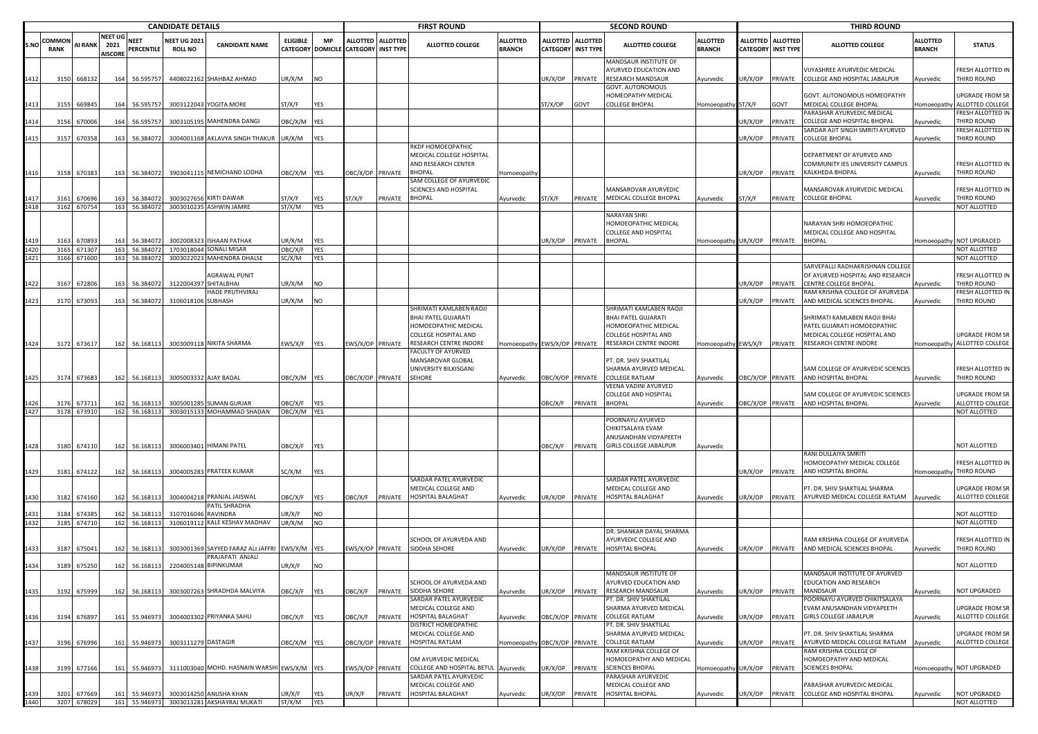| CANDIDATE DETAILS | | | | | | | | | FIRST ROUND | | | | SECOND ROUND | | | | THIRD ROUND | | | | |
|---|---|---|---|---|---|---|---|---|---|---|---|---|---|---|---|---|---|---|---|---|---|
| S.NO | COMMON RANK | AI RANK | NEET UG 2021 AISCORE | NEET PERCENTILE | NEET UG 2021 ROLL NO | CANDIDATE NAME | ELIGIBLE CATEGORY | MP DOMICILE | ALLOTTED CATEGORY | ALLOTTED INST TYPE | ALLOTTED COLLEGE | ALLOTTED BRANCH | ALLOTTED CATEGORY | ALLOTTED INST TYPE | ALLOTTED COLLEGE | ALLOTTED BRANCH | ALLOTTED CATEGORY | ALLOTTED INST TYPE | ALLOTTED COLLEGE | ALLOTTED BRANCH | STATUS |
| 1412 | 3150 | 668132 | 164 | 56.595757 | 4408022162 | SHAHBAZ AHMAD | UR/X/M | NO | | | | | UR/X/OP | PRIVATE | MANDSAUR INSTITUTE OF AYURVED EDUCATION AND RESEARCH MANDSAUR | Ayurvedic | UR/X/OP | PRIVATE | VIJYASHREE AYURVEDIC MEDICAL COLLEGE AND HOSPITAL JABALPUR | Ayurvedic | FRESH ALLOTTED IN THIRD ROUND |
| 1413 | 3155 | 669845 | 164 | 56.595757 | 3003122043 | YOGITA MORE | ST/X/F | YES | | | | | ST/X/OP | GOVT | GOVT. AUTONOMOUS HOMEOPATHY MEDICAL COLLEGE BHOPAL | Homoeopathy | ST/X/F | GOVT | GOVT. AUTONOMOUS HOMEOPATHY MEDICAL COLLEGE BHOPAL | Homoeopathy | UPGRADE FROM SR ALLOTTED COLLEGE |
| 1414 | 3156 | 670006 | 164 | 56.595757 | 3003105195 | MAHENDRA DANGI | OBC/X/M | YES | | | | | | | | | UR/X/OP | PRIVATE | PARASHAR AYURVEDIC MEDICAL COLLEGE AND HOSPITAL BHOPAL | Ayurvedic | FRESH ALLOTTED IN THIRD ROUND |
| 1415 | 3157 | 670358 | 163 | 56.384072 | 3004001168 | AKLAVYA SINGH THAKUR | UR/X/M | YES | | | | | | | | | UR/X/OP | PRIVATE | SARDAR AJIT SINGH SMRITI AYURVED COLLEGE BHOPAL | Ayurvedic | FRESH ALLOTTED IN THIRD ROUND |
| 1416 | 3158 | 670383 | 163 | 56.384072 | 3903041115 | NEMICHAND LODHA | OBC/X/M | YES | OBC/X/OP | PRIVATE | RKDF HOMOEOPATHIC MEDICAL COLLEGE HOSPITAL AND RESEARCH CENTER BHOPAL | Homoeopathy | | | | | UR/X/OP | PRIVATE | DEPARTMENT OF AYURVED AND COMMUNITY IES UNIVERSITY CAMPUS KALKHEDA BHOPAL | Ayurvedic | FRESH ALLOTTED IN THIRD ROUND |
| 1417 | 3161 | 670696 | 163 | 56.384072 | 3003027656 | KIRTI DAWAR | ST/X/F | YES | ST/X/F | PRIVATE | SAM COLLEGE OF AYURVEDIC SCIENCES AND HOSPITAL BHOPAL | Ayurvedic | ST/X/F | PRIVATE | MANSAROVAR AYURVEDIC MEDICAL COLLEGE BHOPAL | Ayurvedic | ST/X/F | PRIVATE | MANSAROVAR AYURVEDIC MEDICAL COLLEGE BHOPAL | Ayurvedic | FRESH ALLOTTED IN THIRD ROUND |
| 1418 | 3162 | 670754 | 163 | 56.384072 | 3003010235 | ASHWIN JAMRE | ST/X/M | YES | | | | | | | | | | | | | NOT ALLOTTED |
| 1419 | 3163 | 670893 | 163 | 56.384072 | 3002008323 | ISHAAN PATHAK | UR/X/M | YES | | | | | UR/X/OP | PRIVATE | NARAYAN SHRI HOMOEOPATHIC MEDICAL COLLEGE AND HOSPITAL BHOPAL | Homoeopathy | UR/X/OP | PRIVATE | NARAYAN SHRI HOMOEOPATHIC MEDICAL COLLEGE AND HOSPITAL BHOPAL | Homoeopathy | NOT UPGRADED |
| 1420 | 3165 | 671307 | 163 | 56.384072 | 1703018044 | SONALI MISAR | OBC/X/F | YES | | | | | | | | | | | | | NOT ALLOTTED |
| 1421 | 3166 | 671600 | 163 | 56.384072 | 3003022023 | MAHENDRA DHALSE | SC/X/M | YES | | | | | | | | | | | | | NOT ALLOTTED |
| 1422 | 3167 | 672806 | 163 | 56.384072 | 3122004397 | AGRAWAL PUNIT SHITALBHAI | UR/X/M | NO | | | | | | | | | UR/X/OP | PRIVATE | SARVEPALLI RADHAKRISHNAN COLLEGE OF AYURVED HOSPITAL AND RESEARCH CENTRE COLLEGE BHOPAL | Ayurvedic | FRESH ALLOTTED IN THIRD ROUND |
| 1423 | 3170 | 673093 | 163 | 56.384072 | 3106018106 | HADE PRUTHVIRAJ SUBHASH | UR/X/M | NO | | | | | | | | | UR/X/OP | PRIVATE | RAM KRISHNA COLLEGE OF AYURVEDA AND MEDICAL SCIENCES BHOPAL | Ayurvedic | FRESH ALLOTTED IN THIRD ROUND |
| 1424 | 3172 | 673617 | 162 | 56.168113 | 3003009118 | NIKITA SHARMA | EWS/X/F | YES | EWS/X/OP | PRIVATE | SHRIMATI KAMLABEN RAOJI BHAI PATEL GUJARATI HOMOEOPATHIC MEDICAL COLLEGE HOSPITAL AND RESEARCH CENTRE INDORE | Homoeopathy | EWS/X/OP | PRIVATE | SHRIMATI KAMLABEN RAOJI BHAI PATEL GUJARATI HOMOEOPATHIC MEDICAL COLLEGE HOSPITAL AND RESEARCH CENTRE INDORE | Homoeopathy | EWS/X/F | PRIVATE | SHRIMATI KAMLABEN RAOJI BHAI PATEL GUJARATI HOMOEOPATHIC MEDICAL COLLEGE HOSPITAL AND RESEARCH CENTRE INDORE | Homoeopathy | UPGRADE FROM SR ALLOTTED COLLEGE |
| 1425 | 3174 | 673683 | 162 | 56.168113 | 3005003332 | AJAY BADAL | OBC/X/M | YES | OBC/X/OP | PRIVATE | FACULTY OF AYURVED MANSAROVAR GLOBAL UNIVERSITY BILKISGANJ SEHORE | Ayurvedic | OBC/X/OP | PRIVATE | PT. DR. SHIV SHAKTILAL SHARMA AYURVED MEDICAL COLLEGE RATLAM | Ayurvedic | OBC/X/OP | PRIVATE | SAM COLLEGE OF AYURVEDIC SCIENCES AND HOSPITAL BHOPAL | Ayurvedic | FRESH ALLOTTED IN THIRD ROUND |
| 1426 | 3176 | 673711 | 162 | 56.168113 | 3005001285 | SUMAN GURJAR | OBC/X/F | YES | | | | | OBC/X/F | PRIVATE | VEENA VADINI AYURVED COLLEGE AND HOSPITAL BHOPAL | Ayurvedic | OBC/X/OP | PRIVATE | SAM COLLEGE OF AYURVEDIC SCIENCES AND HOSPITAL BHOPAL | Ayurvedic | UPGRADE FROM SR ALLOTTED COLLEGE |
| 1427 | 3178 | 673910 | 162 | 56.168113 | 3003015133 | MOHAMMAD SHADAN | OBC/X/M | YES | | | | | | | | | | | | | NOT ALLOTTED |
| 1428 | 3180 | 674110 | 162 | 56.168113 | 3006003401 | HIMANI PATEL | OBC/X/F | YES | | | | | OBC/X/F | PRIVATE | POORNAYU AYURVED CHIKITSALAYA EVAM ANUSANDHAN VIDYAPEETH GIRLS COLLEGE JABALPUR | Ayurvedic | | | | | NOT ALLOTTED |
| 1429 | 3181 | 674122 | 162 | 56.168113 | 3004005283 | PRATEEK KUMAR | SC/X/M | YES | | | | | | | | | UR/X/OP | PRIVATE | RANI DULLAIYA SMRITI HOMOEOPATHY MEDICAL COLLEGE AND HOSPITAL BHOPAL | Homoeopathy | FRESH ALLOTTED IN THIRD ROUND |
| 1430 | 3182 | 674160 | 162 | 56.168113 | 3004004218 | PRANJAL JAISWAL | OBC/X/F | YES | OBC/X/F | PRIVATE | SARDAR PATEL AYURVEDIC MEDICAL COLLEGE AND HOSPITAL BALAGHAT | Ayurvedic | UR/X/OP | PRIVATE | SARDAR PATEL AYURVEDIC MEDICAL COLLEGE AND HOSPITAL BALAGHAT | Ayurvedic | UR/X/OP | PRIVATE | PT. DR. SHIV SHAKTILAL SHARMA AYURVED MEDICAL COLLEGE RATLAM | Ayurvedic | UPGRADE FROM SR ALLOTTED COLLEGE |
| 1431 | 3184 | 674385 | 162 | 56.168113 | 3107016046 | PATIL SHRADHA RAVINDRA | UR/X/F | NO | | | | | | | | | | | | | NOT ALLOTTED |
| 1432 | 3185 | 674710 | 162 | 56.168113 | 3106019112 | KALE KESHAV MADHAV | UR/X/M | NO | | | | | | | | | | | | | NOT ALLOTTED |
| 1433 | 3187 | 675041 | 162 | 56.168113 | 3003001369 | SAYYED FARAZ ALI JAFFRI | EWS/X/M | YES | EWS/X/OP | PRIVATE | SCHOOL OF AYURVEDA AND SIDDHA SEHORE | Ayurvedic | UR/X/OP | PRIVATE | DR. SHANKAR DAYAL SHARMA AYURVEDIC COLLEGE AND HOSPITAL BHOPAL | Ayurvedic | UR/X/OP | PRIVATE | RAM KRISHNA COLLEGE OF AYURVEDA AND MEDICAL SCIENCES BHOPAL | Ayurvedic | FRESH ALLOTTED IN THIRD ROUND |
| 1434 | 3189 | 675250 | 162 | 56.168113 | 2204005148 | PRAJAPATI ANJALI BIPINKUMAR | UR/X/F | NO | | | | | | | | | | | | | NOT ALLOTTED |
| 1435 | 3192 | 675999 | 162 | 56.168113 | 3003007263 | SHRADHDA MALVIYA | OBC/X/F | YES | OBC/X/F | PRIVATE | SCHOOL OF AYURVEDA AND SIDDHA SEHORE | Ayurvedic | UR/X/OP | PRIVATE | MANDSAUR INSTITUTE OF AYURVED EDUCATION AND RESEARCH MANDSAUR | Ayurvedic | UR/X/OP | PRIVATE | MANDSAUR INSTITUTE OF AYURVED EDUCATION AND RESEARCH MANDSAUR | Ayurvedic | NOT UPGRADED |
| 1436 | 3194 | 676897 | 161 | 55.946973 | 3004003302 | PRIYANKA SAHU | OBC/X/F | YES | OBC/X/F | PRIVATE | SARDAR PATEL AYURVEDIC MEDICAL COLLEGE AND HOSPITAL BALAGHAT | Ayurvedic | OBC/X/OP | PRIVATE | PT. DR. SHIV SHAKTILAL SHARMA AYURVED MEDICAL COLLEGE RATLAM | Ayurvedic | UR/X/OP | PRIVATE | POORNAYU AYURVED CHIKITSALAYA EVAM ANUSANDHAN VIDYAPEETH GIRLS COLLEGE JABALPUR | Ayurvedic | UPGRADE FROM SR ALLOTTED COLLEGE |
| 1437 | 3196 | 676996 | 161 | 55.946973 | 3003111279 | DASTAGIR | OBC/X/M | YES | OBC/X/OP | PRIVATE | DISTRICT HOMEOPATHIC MEDICAL COLLEGE AND HOSPITAL RATLAM | Homoeopathy | OBC/X/OP | PRIVATE | PT. DR. SHIV SHAKTILAL SHARMA AYURVED MEDICAL COLLEGE RATLAM | Ayurvedic | UR/X/OP | PRIVATE | PT. DR. SHIV SHAKTILAL SHARMA AYURVED MEDICAL COLLEGE RATLAM | Ayurvedic | UPGRADE FROM SR ALLOTTED COLLEGE |
| 1438 | 3199 | 677166 | 161 | 55.946973 | 3111003040 | MOHD. HASNAIN WARSHI | EWS/X/M | YES | EWS/X/OP | PRIVATE | OM AYURVEDIC MEDICAL COLLEGE AND HOSPITAL BETUL | Ayurvedic | UR/X/OP | PRIVATE | RAM KRISHNA COLLEGE OF HOMOEOPATHY AND MEDICAL SCIENCES BHOPAL | Homoeopathy | UR/X/OP | PRIVATE | RAM KRISHNA COLLEGE OF HOMOEOPATHY AND MEDICAL SCIENCES BHOPAL | Homoeopathy | NOT UPGRADED |
| 1439 | 3201 | 677669 | 161 | 55.946973 | 3003014250 | ANUSHA KHAN | UR/X/F | YES | UR/X/F | PRIVATE | SARDAR PATEL AYURVEDIC MEDICAL COLLEGE AND HOSPITAL BALAGHAT | Ayurvedic | UR/X/OP | PRIVATE | PARASHAR AYURVEDIC MEDICAL COLLEGE AND HOSPITAL BHOPAL | Ayurvedic | UR/X/OP | PRIVATE | PARASHAR AYURVEDIC MEDICAL COLLEGE AND HOSPITAL BHOPAL | Ayurvedic | NOT UPGRADED |
| 1440 | 3207 | 678029 | 161 | 55.946973 | 3003013281 | AKSHAYRAJ MUKATI | ST/X/M | YES | | | | | | | | | | | | | NOT ALLOTTED |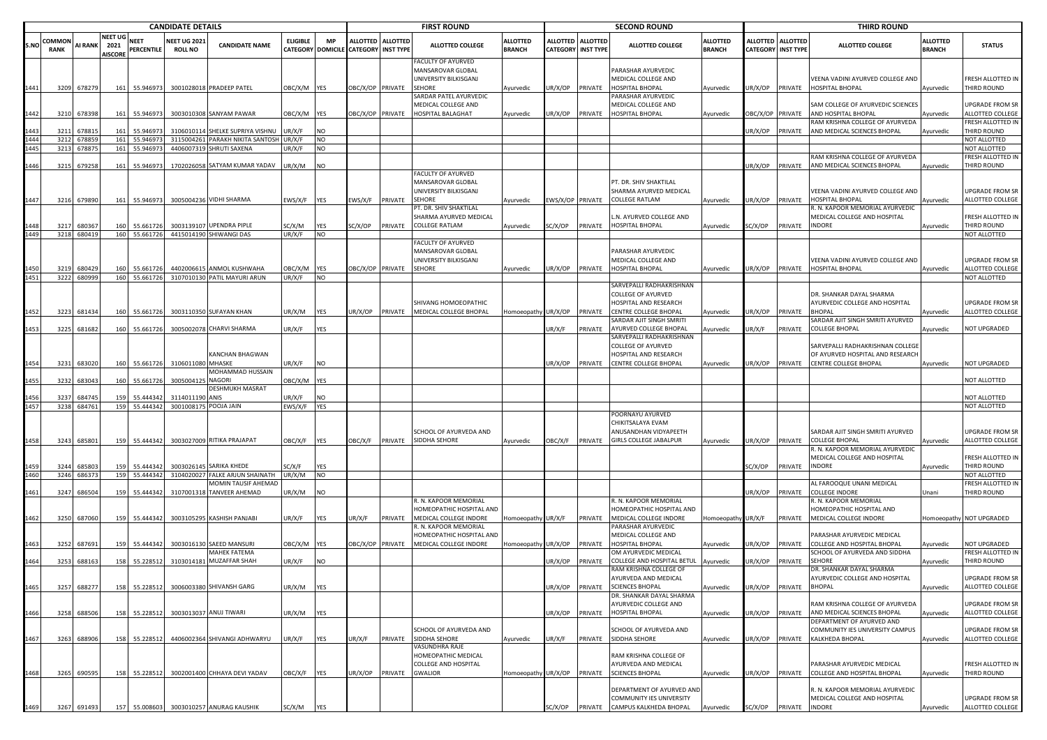| CANDIDATE DETAILS | | | | | | | | | FIRST ROUND | | | | | SECOND ROUND | | | | | THIRD ROUND | | | | | |
|---|---|---|---|---|---|---|---|---|---|---|---|---|---|---|---|---|---|---|---|---|---|---|---|---|
| S.NO | COMMON RANK | AI RANK | NEET UG 2021 AISCORE | NEET PERCENTILE | NEET UG 2021 ROLL NO | CANDIDATE NAME | ELIGIBLE CATEGORY | MP DOMICILE | ALLOTTED CATEGORY | ALLOTTED INST TYPE | ALLOTTED COLLEGE | ALLOTTED BRANCH | ALLOTTED CATEGORY | ALLOTTED INST TYPE | ALLOTTED COLLEGE | ALLOTTED BRANCH | ALLOTTED CATEGORY | ALLOTTED INST TYPE | ALLOTTED COLLEGE | ALLOTTED BRANCH | STATUS |
| 1441 | 3209 | 678279 | 161 | 55.946973 | 3001028018 | PRADEEP PATEL | OBC/X/M | YES | OBC/X/OP | PRIVATE | FACULTY OF AYURVED MANSAROVAR GLOBAL UNIVERSITY BILKISGANJ SEHORE | Ayurvedic | UR/X/OP | PRIVATE | PARASHAR AYURVEDIC MEDICAL COLLEGE AND HOSPITAL BHOPAL | Ayurvedic | UR/X/OP | PRIVATE | VEENA VADINI AYURVED COLLEGE AND HOSPITAL BHOPAL | Ayurvedic | FRESH ALLOTTED IN THIRD ROUND |
| 1442 | 3210 | 678398 | 161 | 55.946973 | 3003010308 | SANYAM PAWAR | OBC/X/M | YES | OBC/X/OP | PRIVATE | SARDAR PATEL AYURVEDIC MEDICAL COLLEGE AND HOSPITAL BALAGHAT | Ayurvedic | UR/X/OP | PRIVATE | PARASHAR AYURVEDIC MEDICAL COLLEGE AND HOSPITAL BHOPAL | Ayurvedic | OBC/X/OP | PRIVATE | SAM COLLEGE OF AYURVEDIC SCIENCES AND HOSPITAL BHOPAL | Ayurvedic | UPGRADE FROM SR ALLOTTED COLLEGE |
| 1443 | 3211 | 678815 | 161 | 55.946973 | 3106010114 | SHELKE SUPRIYA VISHNU | UR/X/F | NO | | | | | | | | | UR/X/OP | PRIVATE | RAM KRISHNA COLLEGE OF AYURVEDA AND MEDICAL SCIENCES BHOPAL | Ayurvedic | FRESH ALLOTTED IN THIRD ROUND |
| 1444 | 3212 | 678859 | 161 | 55.946973 | 3115004261 | PARAKH NIKITA SANTOSH | UR/X/F | NO | | | | | | | | | | | | | NOT ALLOTTED |
| 1445 | 3213 | 678875 | 161 | 55.946973 | 4406007319 | SHRUTI SAXENA | UR/X/F | NO | | | | | | | | | | | | | NOT ALLOTTED |
| 1446 | 3215 | 679258 | 161 | 55.946973 | 1702026058 | SATYAM KUMAR YADAV | UR/X/M | NO | | | | | | | | | UR/X/OP | PRIVATE | RAM KRISHNA COLLEGE OF AYURVEDA AND MEDICAL SCIENCES BHOPAL | Ayurvedic | FRESH ALLOTTED IN THIRD ROUND |
| 1447 | 3216 | 679890 | 161 | 55.946973 | 3005004236 | VIDHI SHARMA | EWS/X/F | YES | EWS/X/F | PRIVATE | FACULTY OF AYURVED MANSAROVAR GLOBAL UNIVERSITY BILKISGANJ SEHORE | Ayurvedic | EWS/X/OP | PRIVATE | PT. DR. SHIV SHAKTILAL SHARMA AYURVED MEDICAL COLLEGE RATLAM | Ayurvedic | UR/X/OP | PRIVATE | VEENA VADINI AYURVED COLLEGE AND HOSPITAL BHOPAL | Ayurvedic | UPGRADE FROM SR ALLOTTED COLLEGE |
| 1448 | 3217 | 680367 | 160 | 55.661726 | 3003139107 | UPENDRA PIPLE | SC/X/M | YES | SC/X/OP | PRIVATE | PT. DR. SHIV SHAKTILAL SHARMA AYURVED MEDICAL COLLEGE RATLAM | Ayurvedic | SC/X/OP | PRIVATE | L.N. AYURVED COLLEGE AND HOSPITAL BHOPAL | Ayurvedic | SC/X/OP | PRIVATE | R. N. KAPOOR MEMORIAL AYURVEDIC MEDICAL COLLEGE AND HOSPITAL INDORE | Ayurvedic | FRESH ALLOTTED IN THIRD ROUND |
| 1449 | 3218 | 680419 | 160 | 55.661726 | 4415014190 | SHIWANGI DAS | UR/X/F | NO | | | | | | | | | | | | | NOT ALLOTTED |
| 1450 | 3219 | 680429 | 160 | 55.661726 | 4402006615 | ANMOL KUSHWAHA | OBC/X/M | YES | OBC/X/OP | PRIVATE | FACULTY OF AYURVED MANSAROVAR GLOBAL UNIVERSITY BILKISGANJ SEHORE | Ayurvedic | UR/X/OP | PRIVATE | PARASHAR AYURVEDIC MEDICAL COLLEGE AND HOSPITAL BHOPAL | Ayurvedic | UR/X/OP | PRIVATE | VEENA VADINI AYURVED COLLEGE AND HOSPITAL BHOPAL | Ayurvedic | UPGRADE FROM SR ALLOTTED COLLEGE |
| 1451 | 3222 | 680999 | 160 | 55.661726 | 3107010130 | PATIL MAYURI ARUN | UR/X/F | NO | | | | | | | | | | | | | NOT ALLOTTED |
| 1452 | 3223 | 681434 | 160 | 55.661726 | 3003110350 | SUFAYAN KHAN | UR/X/M | YES | UR/X/OP | PRIVATE | SHIVANG HOMOEOPATHIC MEDICAL COLLEGE BHOPAL | Homoeopathy | UR/X/OP | PRIVATE | SARVEPALLI RADHAKRISHNAN COLLEGE OF AYURVED HOSPITAL AND RESEARCH CENTRE COLLEGE BHOPAL | Ayurvedic | UR/X/OP | PRIVATE | DR. SHANKAR DAYAL SHARMA AYURVEDIC COLLEGE AND HOSPITAL BHOPAL | Ayurvedic | UPGRADE FROM SR ALLOTTED COLLEGE |
| 1453 | 3225 | 681682 | 160 | 55.661726 | 3005002078 | CHARVI SHARMA | UR/X/F | YES | | | | | UR/X/F | PRIVATE | SARDAR AJIT SINGH SMRITI AYURVED COLLEGE BHOPAL | Ayurvedic | UR/X/F | PRIVATE | SARDAR AJIT SINGH SMRITI AYURVED COLLEGE BHOPAL | Ayurvedic | NOT UPGRADED |
| 1454 | 3231 | 683020 | 160 | 55.661726 | 3106011080 | KANCHAN BHAGWAN MHASKE | UR/X/F | NO | | | | | UR/X/OP | PRIVATE | SARVEPALLI RADHAKRISHNAN COLLEGE OF AYURVED HOSPITAL AND RESEARCH CENTRE COLLEGE BHOPAL | Ayurvedic | UR/X/OP | PRIVATE | SARVEPALLI RADHAKRISHNAN COLLEGE OF AYURVED HOSPITAL AND RESEARCH CENTRE COLLEGE BHOPAL | Ayurvedic | NOT UPGRADED |
| 1455 | 3232 | 683043 | 160 | 55.661726 | 3005004125 | MOHAMMAD HUSSAIN NAGORI | OBC/X/M | YES | | | | | | | | | | | | | NOT ALLOTTED |
| 1456 | 3237 | 684745 | 159 | 55.444342 | 3114011190 | DESHMUKH MASRAT ANIS | UR/X/F | NO | | | | | | | | | | | | | NOT ALLOTTED |
| 1457 | 3238 | 684761 | 159 | 55.444342 | 3001008175 | POOJA JAIN | EWS/X/F | YES | | | | | | | | | | | | | NOT ALLOTTED |
| 1458 | 3243 | 685801 | 159 | 55.444342 | 3003027009 | RITIKA PRAJAPAT | OBC/X/F | YES | OBC/X/F | PRIVATE | SCHOOL OF AYURVEDA AND SIDDHA SEHORE | Ayurvedic | OBC/X/F | PRIVATE | POORNAYU AYURVED CHIKITSALAYA EVAM ANUSANDHAN VIDYAPEETH GIRLS COLLEGE JABALPUR | Ayurvedic | UR/X/OP | PRIVATE | SARDAR AJIT SINGH SMRITI AYURVED COLLEGE BHOPAL | Ayurvedic | UPGRADE FROM SR ALLOTTED COLLEGE |
| 1459 | 3244 | 685803 | 159 | 55.444342 | 3003026145 | SARIKA KHEDE | SC/X/F | YES | | | | | | | | | SC/X/OP | PRIVATE | R. N. KAPOOR MEMORIAL AYURVEDIC MEDICAL COLLEGE AND HOSPITAL INDORE | Ayurvedic | FRESH ALLOTTED IN THIRD ROUND |
| 1460 | 3246 | 686373 | 159 | 55.444342 | 3104020027 | FALKE ARJUN SHAINATH | UR/X/M | NO | | | | | | | | | | | | | NOT ALLOTTED |
| 1461 | 3247 | 686504 | 159 | 55.444342 | 3107001318 | MOMIN TAUSIF AHEMAD TANVEER AHEMAD | UR/X/M | NO | | | | | | | | | UR/X/OP | PRIVATE | AL FAROOQUE UNANI MEDICAL COLLEGE INDORE | Unani | FRESH ALLOTTED IN THIRD ROUND |
| 1462 | 3250 | 687060 | 159 | 55.444342 | 3003105295 | KASHISH PANJABI | UR/X/F | YES | UR/X/F | PRIVATE | R. N. KAPOOR MEMORIAL HOMEOPATHIC HOSPITAL AND MEDICAL COLLEGE INDORE | Homoeopathy | UR/X/F | PRIVATE | R. N. KAPOOR MEMORIAL HOMEOPATHIC HOSPITAL AND MEDICAL COLLEGE INDORE | Homoeopathy | UR/X/F | PRIVATE | R. N. KAPOOR MEMORIAL HOMEOPATHIC HOSPITAL AND MEDICAL COLLEGE INDORE | Homoeopathy | NOT UPGRADED |
| 1463 | 3252 | 687691 | 159 | 55.444342 | 3003016130 | SAEED MANSURI | OBC/X/M | YES | OBC/X/OP | PRIVATE | R. N. KAPOOR MEMORIAL HOMEOPATHIC HOSPITAL AND MEDICAL COLLEGE INDORE | Homoeopathy | UR/X/OP | PRIVATE | PARASHAR AYURVEDIC MEDICAL COLLEGE AND HOSPITAL BHOPAL | Ayurvedic | UR/X/OP | PRIVATE | PARASHAR AYURVEDIC MEDICAL COLLEGE AND HOSPITAL BHOPAL | Ayurvedic | NOT UPGRADED |
| 1464 | 3253 | 688163 | 158 | 55.228512 | 3103014181 | MAHEK FATEMA MUZAFFAR SHAH | UR/X/F | NO | | | | | UR/X/OP | PRIVATE | OM AYURVEDIC MEDICAL COLLEGE AND HOSPITAL BETUL | Ayurvedic | UR/X/OP | PRIVATE | SCHOOL OF AYURVEDA AND SIDDHA SEHORE | Ayurvedic | FRESH ALLOTTED IN THIRD ROUND |
| 1465 | 3257 | 688277 | 158 | 55.228512 | 3006003380 | SHIVANSH GARG | UR/X/M | YES | | | | | UR/X/OP | PRIVATE | RAM KRISHNA COLLEGE OF AYURVEDA AND MEDICAL SCIENCES BHOPAL | Ayurvedic | UR/X/OP | PRIVATE | DR. SHANKAR DAYAL SHARMA AYURVEDIC COLLEGE AND HOSPITAL BHOPAL | Ayurvedic | UPGRADE FROM SR ALLOTTED COLLEGE |
| 1466 | 3258 | 688506 | 158 | 55.228512 | 3003013037 | ANUJ TIWARI | UR/X/M | YES | | | | | UR/X/OP | PRIVATE | DR. SHANKAR DAYAL SHARMA AYURVEDIC COLLEGE AND HOSPITAL BHOPAL | Ayurvedic | UR/X/OP | PRIVATE | RAM KRISHNA COLLEGE OF AYURVEDA AND MEDICAL SCIENCES BHOPAL | Ayurvedic | UPGRADE FROM SR ALLOTTED COLLEGE |
| 1467 | 3263 | 688906 | 158 | 55.228512 | 4406002364 | SHIVANGI ADHWARYU | UR/X/F | YES | UR/X/F | PRIVATE | SCHOOL OF AYURVEDA AND SIDDHA SEHORE | Ayurvedic | UR/X/F | PRIVATE | SCHOOL OF AYURVEDA AND SIDDHA SEHORE | Ayurvedic | UR/X/OP | PRIVATE | DEPARTMENT OF AYURVED AND COMMUNITY IES UNIVERSITY CAMPUS KALKHEDA BHOPAL | Ayurvedic | UPGRADE FROM SR ALLOTTED COLLEGE |
| 1468 | 3265 | 690595 | 158 | 55.228512 | 3002001400 | CHHAYA DEVI YADAV | OBC/X/F | YES | UR/X/OP | PRIVATE | VASUNDHRA RAJE HOMEOPATHIC MEDICAL COLLEGE AND HOSPITAL GWALIOR | Homoeopathy | UR/X/OP | PRIVATE | RAM KRISHNA COLLEGE OF AYURVEDA AND MEDICAL SCIENCES BHOPAL | Ayurvedic | UR/X/OP | PRIVATE | PARASHAR AYURVEDIC MEDICAL COLLEGE AND HOSPITAL BHOPAL | Ayurvedic | FRESH ALLOTTED IN THIRD ROUND |
| 1469 | 3267 | 691493 | 157 | 55.008603 | 3003010257 | ANURAG KAUSHIK | SC/X/M | YES | | | | | SC/X/OP | PRIVATE | DEPARTMENT OF AYURVED AND COMMUNITY IES UNIVERSITY CAMPUS KALKHEDA BHOPAL | Ayurvedic | SC/X/OP | PRIVATE | R. N. KAPOOR MEMORIAL AYURVEDIC MEDICAL COLLEGE AND HOSPITAL INDORE | Ayurvedic | UPGRADE FROM SR ALLOTTED COLLEGE |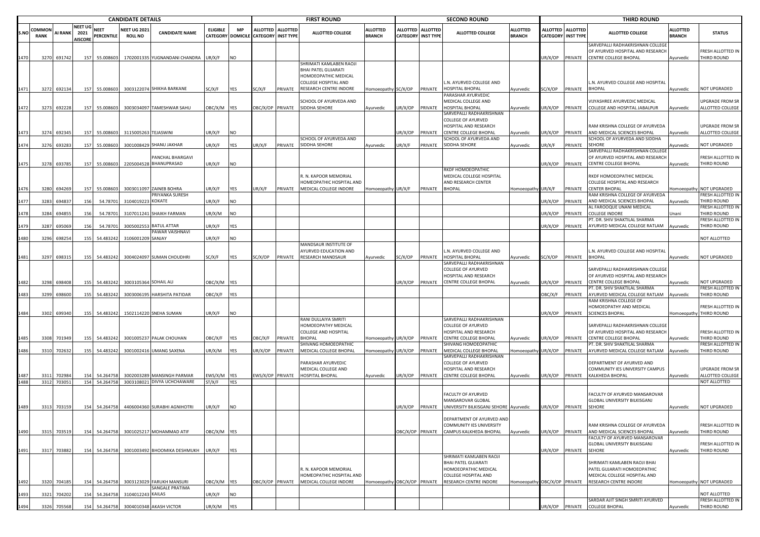| CANDIDATE DETAILS | | | | | | | | | FIRST ROUND | | | | | SECOND ROUND | | | | | THIRD ROUND | | | | | |
|---|---|---|---|---|---|---|---|---|---|---|---|---|---|---|---|---|---|---|---|---|---|---|---|---|
| S.NO | COMMON RANK | AI RANK | NEET UG 2021 AISCORE | NEET PERCENTILE | NEET UG 2021 ROLL NO | CANDIDATE NAME | ELIGIBLE CATEGORY | MP DOMICILE | ALLOTTED CATEGORY | ALLOTTED INST TYPE | ALLOTTED COLLEGE | ALLOTTED BRANCH | ALLOTTED CATEGORY | ALLOTTED INST TYPE | ALLOTTED COLLEGE | ALLOTTED BRANCH | ALLOTTED CATEGORY | ALLOTTED INST TYPE | ALLOTTED COLLEGE | ALLOTTED BRANCH | STATUS |
| 1470 | 3270 | 691742 | 157 | 55.008603 | 1702001335 | YUGNANDANI CHANDRA | UR/X/F | NO | | | | | | | | | UR/X/OP | PRIVATE | SARVEPALLI RADHAKRISHNAN COLLEGE OF AYURVED HOSPITAL AND RESEARCH CENTRE COLLEGE BHOPAL | Ayurvedic | FRESH ALLOTTED IN THIRD ROUND |
| 1471 | 3272 | 692134 | 157 | 55.008603 | 3003122074 | SHIKHA BARKANE | SC/X/F | YES | SC/X/F | PRIVATE | SHRIMATI KAMLABEN RAOJI BHAI PATEL GUJARATI HOMOEOPATHIC MEDICAL COLLEGE HOSPITAL AND RESEARCH CENTRE INDORE | Homoeopathy | SC/X/OP | PRIVATE | L.N. AYURVED COLLEGE AND HOSPITAL BHOPAL | Ayurvedic | SC/X/OP | PRIVATE | L.N. AYURVED COLLEGE AND HOSPITAL BHOPAL | Ayurvedic | NOT UPGRADED |
| 1472 | 3273 | 692228 | 157 | 55.008603 | 3003034097 | TAMESHWAR SAHU | OBC/X/M | YES | OBC/X/OP | PRIVATE | SCHOOL OF AYURVEDA AND SIDDHA SEHORE | Ayurvedic | UR/X/OP | PRIVATE | PARASHAR AYURVEDIC MEDICAL COLLEGE AND HOSPITAL BHOPAL | Ayurvedic | UR/X/OP | PRIVATE | VIJYASHREE AYURVEDIC MEDICAL COLLEGE AND HOSPITAL JABALPUR | Ayurvedic | UPGRADE FROM SR ALLOTTED COLLEGE |
| 1473 | 3274 | 692345 | 157 | 55.008603 | 3115005263 | TEJASWINI | UR/X/F | NO | | | | | UR/X/OP | PRIVATE | SARVEPALLI RADHAKRISHNAN COLLEGE OF AYURVED HOSPITAL AND RESEARCH CENTRE COLLEGE BHOPAL | Ayurvedic | UR/X/OP | PRIVATE | RAM KRISHNA COLLEGE OF AYURVEDA AND MEDICAL SCIENCES BHOPAL | Ayurvedic | UPGRADE FROM SR ALLOTTED COLLEGE |
| 1474 | 3276 | 693283 | 157 | 55.008603 | 3001008429 | SHANU JAKHAR | UR/X/F | YES | UR/X/F | PRIVATE | SCHOOL OF AYURVEDA AND SIDDHA SEHORE | Ayurvedic | UR/X/F | PRIVATE | SCHOOL OF AYURVEDA AND SIDDHA SEHORE | Ayurvedic | UR/X/F | PRIVATE | SCHOOL OF AYURVEDA AND SIDDHA SEHORE | Ayurvedic | NOT UPGRADED |
| 1475 | 3278 | 693785 | 157 | 55.008603 | 2205004528 | PANCHAL BHARGAVI BHANUPRASAD | UR/X/F | NO | | | | | | | | | UR/X/OP | PRIVATE | SARVEPALLI RADHAKRISHNAN COLLEGE OF AYURVED HOSPITAL AND RESEARCH CENTRE COLLEGE BHOPAL | Ayurvedic | FRESH ALLOTTED IN THIRD ROUND |
| 1476 | 3280 | 694269 | 157 | 55.008603 | 3003011097 | ZAINEB BOHRA | UR/X/F | YES | UR/X/F | PRIVATE | R. N. KAPOOR MEMORIAL HOMEOPATHIC HOSPITAL AND MEDICAL COLLEGE INDORE | Homoeopathy | UR/X/F | PRIVATE | RKDF HOMOEOPATHIC MEDICAL COLLEGE HOSPITAL AND RESEARCH CENTER BHOPAL | Homoeopathy | UR/X/F | PRIVATE | RKDF HOMOEOPATHIC MEDICAL COLLEGE HOSPITAL AND RESEARCH CENTER BHOPAL | Homoeopathy | NOT UPGRADED |
| 1477 | 3283 | 694837 | 156 | 54.78701 | 3104019223 | PRIYANKA SURESH KOKATE | UR/X/F | NO | | | | | | | | | UR/X/OP | PRIVATE | RAM KRISHNA COLLEGE OF AYURVEDA AND MEDICAL SCIENCES BHOPAL | Ayurvedic | FRESH ALLOTTED IN THIRD ROUND |
| 1478 | 3284 | 694855 | 156 | 54.78701 | 3107011241 | SHAIKH FARMAN | UR/X/M | NO | | | | | | | | | UR/X/OP | PRIVATE | AL FAROOQUE UNANI MEDICAL COLLEGE INDORE | Unani | FRESH ALLOTTED IN THIRD ROUND |
| 1479 | 3287 | 695069 | 156 | 54.78701 | 3005002553 | BATUL ATTAR | UR/X/F | YES | | | | | | | | | UR/X/OP | PRIVATE | PT. DR. SHIV SHAKTILAL SHARMA AYURVED MEDICAL COLLEGE RATLAM | Ayurvedic | FRESH ALLOTTED IN THIRD ROUND |
| 1480 | 3296 | 698254 | 155 | 54.483242 | 3106001209 | PAWAR VAISHNAVI SANJAY | UR/X/F | NO | | | | | | | | | | | | | NOT ALLOTTED |
| 1481 | 3297 | 698315 | 155 | 54.483242 | 3004024097 | SUMAN CHOUDHRI | SC/X/F | YES | SC/X/OP | PRIVATE | MANDSAUR INSTITUTE OF AYURVED EDUCATION AND RESEARCH MANDSAUR | Ayurvedic | SC/X/OP | PRIVATE | L.N. AYURVED COLLEGE AND HOSPITAL BHOPAL | Ayurvedic | SC/X/OP | PRIVATE | L.N. AYURVED COLLEGE AND HOSPITAL BHOPAL | Ayurvedic | NOT UPGRADED |
| 1482 | 3298 | 698408 | 155 | 54.483242 | 3003105364 | SOHAIL ALI | OBC/X/M | YES | | | | | UR/X/OP | PRIVATE | SARVEPALLI RADHAKRISHNAN COLLEGE OF AYURVED HOSPITAL AND RESEARCH CENTRE COLLEGE BHOPAL | Ayurvedic | UR/X/OP | PRIVATE | SARVEPALLI RADHAKRISHNAN COLLEGE OF AYURVED HOSPITAL AND RESEARCH CENTRE COLLEGE BHOPAL | Ayurvedic | NOT UPGRADED |
| 1483 | 3299 | 698600 | 155 | 54.483242 | 3003006195 | HARSHITA PATIDAR | OBC/X/F | YES | | | | | | | | | OBC/X/F | PRIVATE | PT. DR. SHIV SHAKTILAL SHARMA AYURVED MEDICAL COLLEGE RATLAM | Ayurvedic | FRESH ALLOTTED IN THIRD ROUND |
| 1484 | 3302 | 699340 | 155 | 54.483242 | 1502114220 | SNEHA SUMAN | UR/X/F | NO | | | | | | | | | UR/X/OP | PRIVATE | RAM KRISHNA COLLEGE OF HOMOEOPATHY AND MEDICAL SCIENCES BHOPAL | Homoeopathy | FRESH ALLOTTED IN THIRD ROUND |
| 1485 | 3308 | 701949 | 155 | 54.483242 | 3001005237 | PALAK CHOUHAN | OBC/X/F | YES | OBC/X/F | PRIVATE | RANI DULLAIYA SMRITI HOMOEOPATHY MEDICAL COLLEGE AND HOSPITAL BHOPAL | Homoeopathy | UR/X/OP | PRIVATE | SARVEPALLI RADHAKRISHNAN COLLEGE OF AYURVED HOSPITAL AND RESEARCH CENTRE COLLEGE BHOPAL | Ayurvedic | UR/X/OP | PRIVATE | SARVEPALLI RADHAKRISHNAN COLLEGE OF AYURVED HOSPITAL AND RESEARCH CENTRE COLLEGE BHOPAL | Ayurvedic | FRESH ALLOTTED IN THIRD ROUND |
| 1486 | 3310 | 702632 | 155 | 54.483242 | 3001002416 | UMANG SAXENA | UR/X/M | YES | UR/X/OP | PRIVATE | SHIVANG HOMOEOPATHIC MEDICAL COLLEGE BHOPAL | Homoeopathy | UR/X/OP | PRIVATE | SHIVANG HOMOEOPATHIC MEDICAL COLLEGE BHOPAL | Homoeopathy | UR/X/OP | PRIVATE | PT. DR. SHIV SHAKTILAL SHARMA AYURVED MEDICAL COLLEGE RATLAM | Ayurvedic | FRESH ALLOTTED IN THIRD ROUND |
| 1487 | 3311 | 702984 | 154 | 54.264758 | 3002003289 | MANSINGH PARMAR | EWS/X/M | YES | EWS/X/OP | PRIVATE | PARASHAR AYURVEDIC MEDICAL COLLEGE AND HOSPITAL BHOPAL | Ayurvedic | UR/X/OP | PRIVATE | SARVEPALLI RADHAKRISHNAN COLLEGE OF AYURVED HOSPITAL AND RESEARCH CENTRE COLLEGE BHOPAL | Ayurvedic | UR/X/OP | PRIVATE | DEPARTMENT OF AYURVED AND COMMUNITY IES UNIVERSITY CAMPUS KALKHEDA BHOPAL | Ayurvedic | UPGRADE FROM SR ALLOTTED COLLEGE |
| 1488 | 3312 | 703051 | 154 | 54.264758 | 3003108021 | DIVYA UCHCHAWARE | ST/X/F | YES | | | | | | | | | | | | | NOT ALLOTTED |
| 1489 | 3313 | 703159 | 154 | 54.264758 | 4406004360 | SURABHI AGNIHOTRI | UR/X/F | NO | | | | | UR/X/OP | PRIVATE | FACULTY OF AYURVED MANSAROVAR GLOBAL UNIVERSITY BILKISGANJ SEHORE | Ayurvedic | UR/X/OP | PRIVATE | FACULTY OF AYURVED MANSAROVAR GLOBAL UNIVERSITY BILKISGANJ SEHORE | Ayurvedic | NOT UPGRADED |
| 1490 | 3315 | 703519 | 154 | 54.264758 | 3001025217 | MOHAMMAD ATIF | OBC/X/M | YES | | | | | OBC/X/OP | PRIVATE | DEPARTMENT OF AYURVED AND COMMUNITY IES UNIVERSITY CAMPUS KALKHEDA BHOPAL | Ayurvedic | UR/X/OP | PRIVATE | RAM KRISHNA COLLEGE OF AYURVEDA AND MEDICAL SCIENCES BHOPAL | Ayurvedic | FRESH ALLOTTED IN THIRD ROUND |
| 1491 | 3317 | 703882 | 154 | 54.264758 | 3001003492 | BHOOMIKA DESHMUKH | UR/X/F | YES | | | | | | | | | UR/X/OP | PRIVATE | FACULTY OF AYURVED MANSAROVAR GLOBAL UNIVERSITY BILKISGANJ SEHORE | Ayurvedic | FRESH ALLOTTED IN THIRD ROUND |
| 1492 | 3320 | 704185 | 154 | 54.264758 | 3003123029 | FARUKH MANSURI | OBC/X/M | YES | OBC/X/OP | PRIVATE | R. N. KAPOOR MEMORIAL HOMEOPATHIC HOSPITAL AND MEDICAL COLLEGE INDORE | Homoeopathy | OBC/X/OP | PRIVATE | SHRIMATI KAMLABEN RAOJI BHAI PATEL GUJARATI HOMOEOPATHIC MEDICAL COLLEGE HOSPITAL AND RESEARCH CENTRE INDORE | Homoeopathy | OBC/X/OP | PRIVATE | SHRIMATI KAMLABEN RAOJI BHAI PATEL GUJARATI HOMOEOPATHIC MEDICAL COLLEGE HOSPITAL AND RESEARCH CENTRE INDORE | Homoeopathy | NOT UPGRADED |
| 1493 | 3321 | 704202 | 154 | 54.264758 | 3104012243 | SANGALE PRATIMA KAILAS | UR/X/F | NO | | | | | | | | | | | | | NOT ALLOTTED |
| 1494 | 3326 | 705568 | 154 | 54.264758 | 3004010348 | AKASH VICTOR | UR/X/M | YES | | | | | | | | | UR/X/OP | PRIVATE | SARDAR AJIT SINGH SMRITI AYURVED COLLEGE BHOPAL | Ayurvedic | FRESH ALLOTTED IN THIRD ROUND |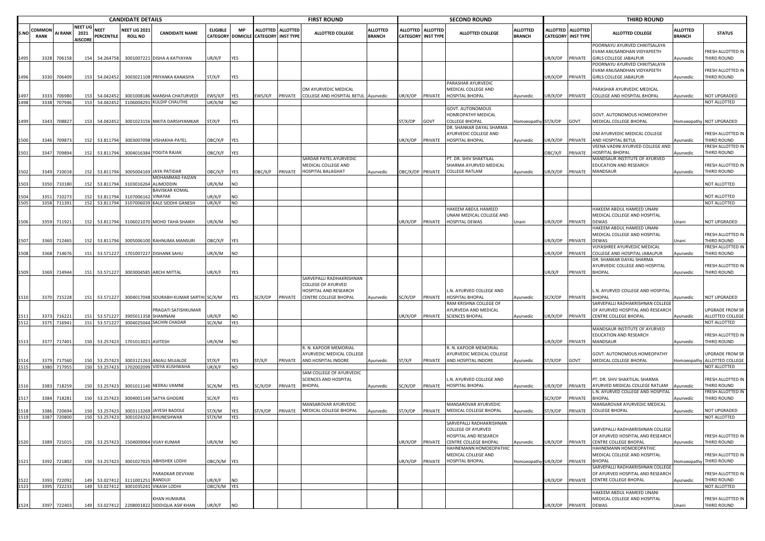| CANDIDATE DETAILS | | | | | | | | | FIRST ROUND | | | | SECOND ROUND | | | | THIRD ROUND | | | | |
|---|---|---|---|---|---|---|---|---|---|---|---|---|---|---|---|---|---|---|---|---|---|
| S.NO | COMMON RANK | AI RANK | NEET UG 2021 AISCORE | NEET PERCENTILE | NEET UG 2021 ROLL NO | CANDIDATE NAME | ELIGIBLE CATEGORY | MP DOMICILE | ALLOTTED CATEGORY | ALLOTTED INST TYPE | ALLOTTED COLLEGE | ALLOTTED BRANCH | ALLOTTED CATEGORY | ALLOTTED INST TYPE | ALLOTTED COLLEGE | ALLOTTED BRANCH | ALLOTTED CATEGORY | ALLOTTED INST TYPE | ALLOTTED COLLEGE | ALLOTTED BRANCH | STATUS |
| 1495 | 3328 | 706158 | 154 | 54.264758 | 3001007221 | DISHA A KATYAYAN | UR/X/F | YES | | | | | | | | | UR/X/OP | PRIVATE | POORNAYU AYURVED CHIKITSALAYA EVAM ANUSANDHAN VIDYAPEETH GIRLS COLLEGE JABALPUR | Ayurvedic | FRESH ALLOTTED IN THIRD ROUND |
| 1496 | 3330 | 706409 | 153 | 54.042452 | 3003021108 | PRIYANKA KANASIYA | ST/X/F | YES | | | | | | | | | UR/X/OP | PRIVATE | POORNAYU AYURVED CHIKITSALAYA EVAM ANUSANDHAN VIDYAPEETH GIRLS COLLEGE JABALPUR | Ayurvedic | FRESH ALLOTTED IN THIRD ROUND |
| 1497 | 3333 | 706980 | 153 | 54.042452 | 3001008186 | MANSHA CHATURVEDI | EWS/X/F | YES | EWS/X/F | PRIVATE | OM AYURVEDIC MEDICAL COLLEGE AND HOSPITAL BETUL | Ayurvedic | UR/X/OP | PRIVATE | PARASHAR AYURVEDIC MEDICAL COLLEGE AND HOSPITAL BHOPAL | Ayurvedic | UR/X/OP | PRIVATE | PARASHAR AYURVEDIC MEDICAL COLLEGE AND HOSPITAL BHOPAL | Ayurvedic | NOT UPGRADED |
| 1498 | 3338 | 707946 | 153 | 54.042452 | 3106004291 | KULDIP CHAUTHE | UR/X/M | NO | | | | | | | | | | | | | NOT ALLOTTED |
| 1499 | 3343 | 708827 | 153 | 54.042452 | 3001023156 | NIKITA DARSHYAMKAR | ST/X/F | YES | | | | | ST/X/OP | GOVT | GOVT. AUTONOMOUS HOMEOPATHY MEDICAL COLLEGE BHOPAL | Homoeopathy | ST/X/OP | GOVT | GOVT. AUTONOMOUS HOMEOPATHY MEDICAL COLLEGE BHOPAL | Homoeopathy | NOT UPGRADED |
| 1500 | 3346 | 709873 | 152 | 53.811794 | 3003007098 | VISHAKHA PATEL | OBC/X/F | YES | | | | | UR/X/OP | PRIVATE | DR. SHANKAR DAYAL SHARMA AYURVEDIC COLLEGE AND HOSPITAL BHOPAL | Ayurvedic | UR/X/OP | PRIVATE | OM AYURVEDIC MEDICAL COLLEGE AND HOSPITAL BETUL | Ayurvedic | FRESH ALLOTTED IN THIRD ROUND |
| 1501 | 3347 | 709894 | 152 | 53.811794 | 3004016384 | YOGITA RAJAK | OBC/X/F | YES | | | | | | | | | OBC/X/F | PRIVATE | VEENA VADINI AYURVED COLLEGE AND HOSPITAL BHOPAL | Ayurvedic | FRESH ALLOTTED IN THIRD ROUND |
| 1502 | 3349 | 710018 | 152 | 53.811794 | 3005004169 | JAYA PATIDAR | OBC/X/F | YES | OBC/X/F | PRIVATE | SARDAR PATEL AYURVEDIC MEDICAL COLLEGE AND HOSPITAL BALAGHAT | Ayurvedic | OBC/X/OP | PRIVATE | PT. DR. SHIV SHAKTILAL SHARMA AYURVED MEDICAL COLLEGE RATLAM | Ayurvedic | UR/X/OP | PRIVATE | MANDSAUR INSTITUTE OF AYURVED EDUCATION AND RESEARCH MANDSAUR | Ayurvedic | FRESH ALLOTTED IN THIRD ROUND |
| 1503 | 3350 | 710180 | 152 | 53.811794 | 3103016264 | MOHAMMAD FAIZAN ALIMODDIN | UR/X/M | NO | | | | | | | | | | | | | NOT ALLOTTED |
| 1504 | 3351 | 710273 | 152 | 53.811794 | 3107006162 | BAVISKAR KOMAL VINAYAK | UR/X/F | NO | | | | | | | | | | | | | NOT ALLOTTED |
| 1505 | 3358 | 711391 | 152 | 53.811794 | 3107006039 | KALE SIDDHI GANESH | UR/X/F | NO | | | | | | | | | | | | | NOT ALLOTTED |
| 1506 | 3359 | 711921 | 152 | 53.811794 | 3106021070 | MOHD TAHA SHAIKH | UR/X/M | NO | | | | | UR/X/OP | PRIVATE | HAKEEM ABDUL HAMEED UNANI MEDICAL COLLEGE AND HOSPITAL DEWAS | Unani | UR/X/OP | PRIVATE | HAKEEM ABDUL HAMEED UNANI MEDICAL COLLEGE AND HOSPITAL DEWAS | Unani | NOT UPGRADED |
| 1507 | 3360 | 712465 | 152 | 53.811794 | 3005006100 | RAHNUMA MANSURI | OBC/X/F | YES | | | | | | | | | UR/X/OP | PRIVATE | HAKEEM ABDUL HAMEED UNANI MEDICAL COLLEGE AND HOSPITAL DEWAS | Unani | FRESH ALLOTTED IN THIRD ROUND |
| 1508 | 3368 | 714676 | 151 | 53.571227 | 1701007227 | DISHANK SAHU | UR/X/M | NO | | | | | | | | | UR/X/OP | PRIVATE | VIJYASHREE AYURVEDIC MEDICAL COLLEGE AND HOSPITAL JABALPUR | Ayurvedic | FRESH ALLOTTED IN THIRD ROUND |
| 1509 | 3369 | 714944 | 151 | 53.571227 | 3003004585 | ARCHI MITTAL | UR/X/F | YES | | | | | | | | | UR/X/F | PRIVATE | DR. SHANKAR DAYAL SHARMA AYURVEDIC COLLEGE AND HOSPITAL BHOPAL | Ayurvedic | FRESH ALLOTTED IN THIRD ROUND |
| 1510 | 3370 | 715228 | 151 | 53.571227 | 3004017048 | SOURABH KUMAR SARTHI | SC/X/M | YES | SC/X/OP | PRIVATE | SARVEPALLI RADHAKRISHNAN COLLEGE OF AYURVED HOSPITAL AND RESEARCH CENTRE COLLEGE BHOPAL | Ayurvedic | SC/X/OP | PRIVATE | L.N. AYURVED COLLEGE AND HOSPITAL BHOPAL | Ayurvedic | SC/X/OP | PRIVATE | L.N. AYURVED COLLEGE AND HOSPITAL BHOPAL | Ayurvedic | NOT UPGRADED |
| 1511 | 3373 | 716221 | 151 | 53.571227 | 3905011358 | PRAGATI SATISHKUMAR SHAMNANI | UR/X/F | NO | | | | | UR/X/OP | PRIVATE | RAM KRISHNA COLLEGE OF AYURVEDA AND MEDICAL SCIENCES BHOPAL | Ayurvedic | UR/X/OP | PRIVATE | SARVEPALLI RADHAKRISHNAN COLLEGE OF AYURVED HOSPITAL AND RESEARCH CENTRE COLLEGE BHOPAL | Ayurvedic | UPGRADE FROM SR ALLOTTED COLLEGE |
| 1512 | 3375 | 716941 | 151 | 53.571227 | 3004025044 | SACHIN CHADAR | SC/X/M | YES | | | | | | | | | | | | | NOT ALLOTTED |
| 1513 | 3377 | 717401 | 150 | 53.257423 | 1701013021 | AVITESH | UR/X/M | NO | | | | | | | | | UR/X/OP | PRIVATE | MANDSAUR INSTITUTE OF AYURVED EDUCATION AND RESEARCH MANDSAUR | Ayurvedic | FRESH ALLOTTED IN THIRD ROUND |
| 1514 | 3379 | 717560 | 150 | 53.257423 | 3003121263 | ANJALI MUJALDE | ST/X/F | YES | ST/X/F | PRIVATE | R. N. KAPOOR MEMORIAL AYURVEDIC MEDICAL COLLEGE AND HOSPITAL INDORE | Ayurvedic | ST/X/F | PRIVATE | R. N. KAPOOR MEMORIAL AYURVEDIC MEDICAL COLLEGE AND HOSPITAL INDORE | Ayurvedic | ST/X/OP | GOVT | GOVT. AUTONOMOUS HOMEOPATHY MEDICAL COLLEGE BHOPAL | Homoeopathy | UPGRADE FROM SR ALLOTTED COLLEGE |
| 1515 | 3380 | 717955 | 150 | 53.257423 | 1702002099 | VIDYA KUSHWAHA | UR/X/F | NO | | | | | | | | | | | | | NOT ALLOTTED |
| 1516 | 3383 | 718259 | 150 | 53.257423 | 3001011140 | NEERAJ VAMNE | SC/X/M | YES | SC/X/OP | PRIVATE | SAM COLLEGE OF AYURVEDIC SCIENCES AND HOSPITAL BHOPAL | Ayurvedic | SC/X/OP | PRIVATE | L.N. AYURVED COLLEGE AND HOSPITAL BHOPAL | Ayurvedic | UR/X/OP | PRIVATE | PT. DR. SHIV SHAKTILAL SHARMA AYURVED MEDICAL COLLEGE RATLAM | Ayurvedic | FRESH ALLOTTED IN THIRD ROUND |
| 1517 | 3384 | 718281 | 150 | 53.257423 | 3004001149 | SATYA GHOGRE | SC/X/F | YES | | | | | | | | | SC/X/OP | PRIVATE | L.N. AYURVED COLLEGE AND HOSPITAL BHOPAL | Ayurvedic | FRESH ALLOTTED IN THIRD ROUND |
| 1518 | 3386 | 720694 | 150 | 53.257423 | 3003113269 | JAYESH BADOLE | ST/X/M | YES | ST/X/OP | PRIVATE | MANSAROVAR AYURVEDIC MEDICAL COLLEGE BHOPAL | Ayurvedic | ST/X/OP | PRIVATE | MANSAROVAR AYURVEDIC MEDICAL COLLEGE BHOPAL | Ayurvedic | ST/X/OP | PRIVATE | MANSAROVAR AYURVEDIC MEDICAL COLLEGE BHOPAL | Ayurvedic | NOT UPGRADED |
| 1519 | 3387 | 720800 | 150 | 53.257423 | 3001024332 | BHUNESHWAR | ST/X/M | YES | | | | | | | | | | | | | NOT ALLOTTED |
| 1520 | 3389 | 721015 | 150 | 53.257423 | 1504009064 | VIJAY KUMAR | UR/X/M | NO | | | | | UR/X/OP | PRIVATE | SARVEPALLI RADHAKRISHNAN COLLEGE OF AYURVED HOSPITAL AND RESEARCH CENTRE COLLEGE BHOPAL | Ayurvedic | UR/X/OP | PRIVATE | SARVEPALLI RADHAKRISHNAN COLLEGE OF AYURVED HOSPITAL AND RESEARCH CENTRE COLLEGE BHOPAL | Ayurvedic | FRESH ALLOTTED IN THIRD ROUND |
| 1521 | 3392 | 721802 | 150 | 53.257423 | 3001027025 | ABHISHEK LODHI | OBC/X/M | YES | | | | | UR/X/OP | PRIVATE | HAHNEMANN HOMOEOPATHIC MEDICAL COLLEGE AND HOSPITAL BHOPAL | Homoeopathy | UR/X/OP | PRIVATE | HAHNEMANN HOMOEOPATHIC MEDICAL COLLEGE AND HOSPITAL BHOPAL | Homoeopathy | FRESH ALLOTTED IN THIRD ROUND |
| 1522 | 3393 | 722092 | 149 | 53.027412 | 3111001251 | PARADKAR DEVYANI BANDUJI | UR/X/F | NO | | | | | | | | | UR/X/OP | PRIVATE | SARVEPALLI RADHAKRISHNAN COLLEGE OF AYURVED HOSPITAL AND RESEARCH CENTRE COLLEGE BHOPAL | Ayurvedic | FRESH ALLOTTED IN THIRD ROUND |
| 1523 | 3395 | 722233 | 149 | 53.027412 | 3001035241 | VIKASH LODHI | OBC/X/M | YES | | | | | | | | | | | | | NOT ALLOTTED |
| 1524 | 3397 | 722403 | 149 | 53.027412 | 2208001822 | KHAN HUMAIRA SIDDIQUA ASIF KHAN | UR/X/F | NO | | | | | | | | | UR/X/OP | PRIVATE | HAKEEM ABDUL HAMEED UNANI MEDICAL COLLEGE AND HOSPITAL DEWAS | Unani | FRESH ALLOTTED IN THIRD ROUND |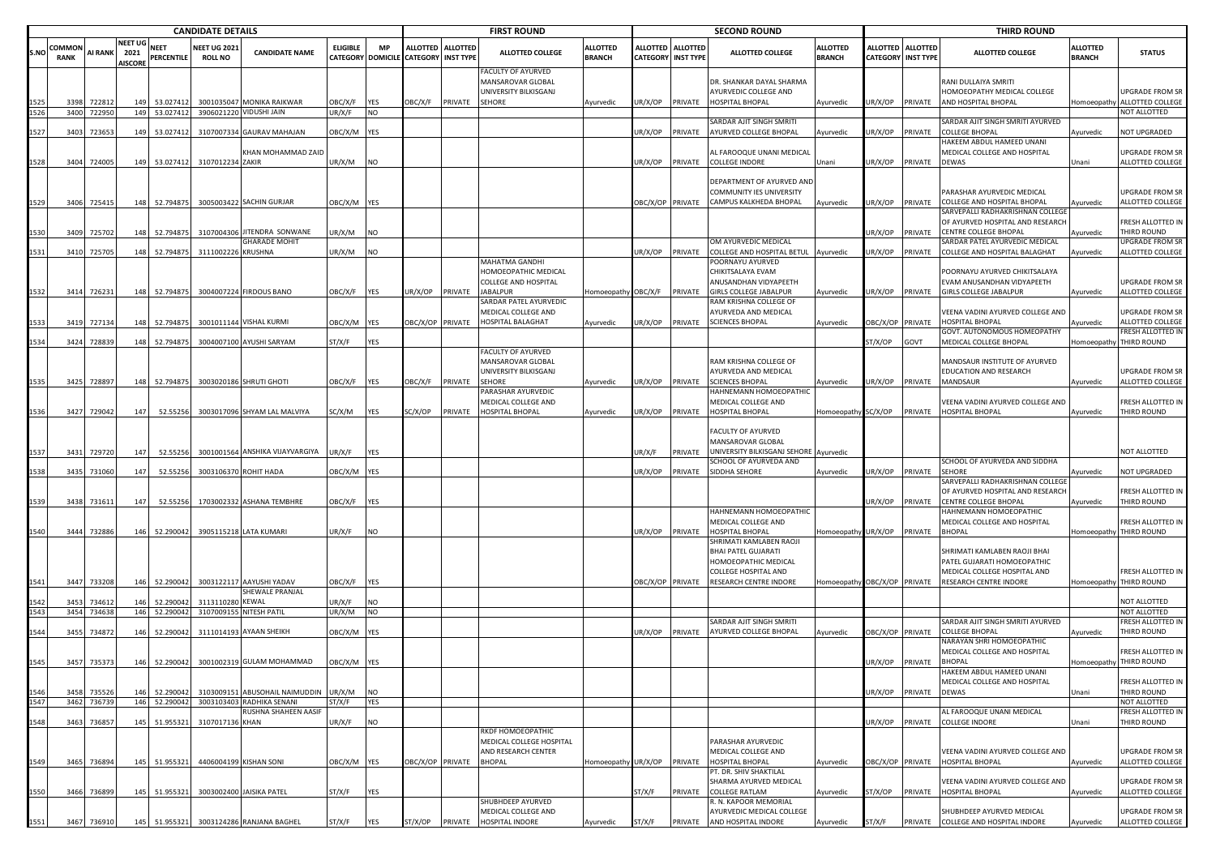| CANDIDATE DETAILS | | | | | | | | | FIRST ROUND | | | | SECOND ROUND | | | | THIRD ROUND | | | | |
|---|---|---|---|---|---|---|---|---|---|---|---|---|---|---|---|---|---|---|---|---|---|
| S.NO | COMMON RANK | AI RANK | NEET UG 2021 AISCORE | NEET PERCENTILE | NEET UG 2021 ROLL NO | CANDIDATE NAME | ELIGIBLE CATEGORY | MP DOMICILE | ALLOTTED CATEGORY | ALLOTTED INST TYPE | ALLOTTED COLLEGE | ALLOTTED BRANCH | ALLOTTED CATEGORY | ALLOTTED INST TYPE | ALLOTTED COLLEGE | ALLOTTED BRANCH | ALLOTTED CATEGORY | ALLOTTED INST TYPE | ALLOTTED COLLEGE | ALLOTTED BRANCH | STATUS |
| 1525 | 3398 | 722812 | 149 | 53.027412 | 3001035047 | MONIKA RAIKWAR | OBC/X/F | YES | OBC/X/F | PRIVATE | FACULTY OF AYURVED MANSAROVAR GLOBAL UNIVERSITY BILKISGANJ SEHORE | Ayurvedic | UR/X/OP | PRIVATE | DR. SHANKAR DAYAL SHARMA AYURVEDIC COLLEGE AND HOSPITAL BHOPAL | Ayurvedic | UR/X/OP | PRIVATE | RANI DULLAIYA SMRITI HOMOEOPATHY MEDICAL COLLEGE AND HOSPITAL BHOPAL | Homoeopathy | UPGRADE FROM SR ALLOTTED COLLEGE |
| 1526 | 3400 | 722950 | 149 | 53.027412 | 3906021220 | VIDUSHI JAIN | UR/X/F | NO | | | | | | | | | | | | | NOT ALLOTTED |
| 1527 | 3403 | 723653 | 149 | 53.027412 | 3107007334 | GAURAV MAHAJAN | OBC/X/M | YES | | | | | UR/X/OP | PRIVATE | SARDAR AJIT SINGH SMRITI AYURVED COLLEGE BHOPAL | Ayurvedic | UR/X/OP | PRIVATE | SARDAR AJIT SINGH SMRITI AYURVED COLLEGE BHOPAL | Ayurvedic | NOT UPGRADED |
| 1528 | 3404 | 724005 | 149 | 53.027412 | 3107012234 | KHAN MOHAMMAD ZAID ZAKIR | UR/X/M | NO | | | | | UR/X/OP | PRIVATE | AL FAROOQUE UNANI MEDICAL COLLEGE INDORE | Unani | UR/X/OP | PRIVATE | HAKEEM ABDUL HAMEED UNANI MEDICAL COLLEGE AND HOSPITAL DEWAS | Unani | UPGRADE FROM SR ALLOTTED COLLEGE |
| 1529 | 3406 | 725415 | 148 | 52.794875 | 3005003422 | SACHIN GURJAR | OBC/X/M | YES | | | | | OBC/X/OP | PRIVATE | DEPARTMENT OF AYURVED AND COMMUNITY IES UNIVERSITY CAMPUS KALKHEDA BHOPAL | Ayurvedic | UR/X/OP | PRIVATE | PARASHAR AYURVEDIC MEDICAL COLLEGE AND HOSPITAL BHOPAL | Ayurvedic | UPGRADE FROM SR ALLOTTED COLLEGE |
| 1530 | 3409 | 725702 | 148 | 52.794875 | 3107004306 | JITENDRA SONWANE | UR/X/M | NO | | | | | | | | | UR/X/OP | PRIVATE | SARVEPALLI RADHAKRISHNAN COLLEGE OF AYURVED HOSPITAL AND RESEARCH CENTRE COLLEGE BHOPAL | Ayurvedic | FRESH ALLOTTED IN THIRD ROUND |
| 1531 | 3410 | 725705 | 148 | 52.794875 | 3111002226 | GHARADE MOHIT KRUSHNA | UR/X/M | NO | | | | | UR/X/OP | PRIVATE | OM AYURVEDIC MEDICAL COLLEGE AND HOSPITAL BETUL | Ayurvedic | UR/X/OP | PRIVATE | SARDAR PATEL AYURVEDIC MEDICAL COLLEGE AND HOSPITAL BALAGHAT | Ayurvedic | UPGRADE FROM SR ALLOTTED COLLEGE |
| 1532 | 3414 | 726231 | 148 | 52.794875 | 3004007224 | FIRDOUS BANO | OBC/X/F | YES | UR/X/OP | PRIVATE | MAHATMA GANDHI HOMOEOPATHIC MEDICAL COLLEGE AND HOSPITAL JABALPUR | Homoeopathy | OBC/X/F | PRIVATE | POORNAYU AYURVED CHIKITSALAYA EVAM ANUSANDHAN VIDYAPEETH GIRLS COLLEGE JABALPUR | Ayurvedic | UR/X/OP | PRIVATE | POORNAYU AYURVED CHIKITSALAYA EVAM ANUSANDHAN VIDYAPEETH GIRLS COLLEGE JABALPUR | Ayurvedic | UPGRADE FROM SR ALLOTTED COLLEGE |
| 1533 | 3419 | 727134 | 148 | 52.794875 | 3001011144 | VISHAL KURMI | OBC/X/M | YES | OBC/X/OP | PRIVATE | SARDAR PATEL AYURVEDIC MEDICAL COLLEGE AND HOSPITAL BALAGHAT | Ayurvedic | UR/X/OP | PRIVATE | RAM KRISHNA COLLEGE OF AYURVEDA AND MEDICAL SCIENCES BHOPAL | Ayurvedic | OBC/X/OP | PRIVATE | VEENA VADINI AYURVED COLLEGE AND HOSPITAL BHOPAL | Ayurvedic | UPGRADE FROM SR ALLOTTED COLLEGE |
| 1534 | 3424 | 728839 | 148 | 52.794875 | 3004007100 | AYUSHI SARYAM | ST/X/F | YES | | | | | | | | | ST/X/OP | GOVT | GOVT. AUTONOMOUS HOMEOPATHY MEDICAL COLLEGE BHOPAL | Homoeopathy | FRESH ALLOTTED IN THIRD ROUND |
| 1535 | 3425 | 728897 | 148 | 52.794875 | 3003020186 | SHRUTI GHOTI | OBC/X/F | YES | OBC/X/F | PRIVATE | FACULTY OF AYURVED MANSAROVAR GLOBAL UNIVERSITY BILKISGANJ SEHORE | Ayurvedic | UR/X/OP | PRIVATE | RAM KRISHNA COLLEGE OF AYURVEDA AND MEDICAL SCIENCES BHOPAL | Ayurvedic | UR/X/OP | PRIVATE | MANDSAUR INSTITUTE OF AYURVED EDUCATION AND RESEARCH MANDSAUR | Ayurvedic | UPGRADE FROM SR ALLOTTED COLLEGE |
| 1536 | 3427 | 729042 | 147 | 52.55256 | 3003017096 | SHYAM LAL MALVIYA | SC/X/M | YES | SC/X/OP | PRIVATE | PARASHAR AYURVEDIC MEDICAL COLLEGE AND HOSPITAL BHOPAL | Ayurvedic | UR/X/OP | PRIVATE | HAHNEMANN HOMOEOPATHIC MEDICAL COLLEGE AND HOSPITAL BHOPAL | Homoeopathy | SC/X/OP | PRIVATE | VEENA VADINI AYURVED COLLEGE AND HOSPITAL BHOPAL | Ayurvedic | FRESH ALLOTTED IN THIRD ROUND |
| 1537 | 3431 | 729720 | 147 | 52.55256 | 3001001564 | ANSHIKA VIJAYVARGIYA | UR/X/F | YES | | | | | UR/X/F | PRIVATE | FACULTY OF AYURVED MANSAROVAR GLOBAL UNIVERSITY BILKISGANJ SEHORE | Ayurvedic | | | | | NOT ALLOTTED |
| 1538 | 3435 | 731060 | 147 | 52.55256 | 3003106370 | ROHIT HADA | OBC/X/M | YES | | | | | UR/X/OP | PRIVATE | SCHOOL OF AYURVEDA AND SIDDHA SEHORE | Ayurvedic | UR/X/OP | PRIVATE | SCHOOL OF AYURVEDA AND SIDDHA SEHORE | Ayurvedic | NOT UPGRADED |
| 1539 | 3438 | 731611 | 147 | 52.55256 | 1703002332 | ASHANA TEMBHRE | OBC/X/F | YES | | | | | | | | | UR/X/OP | PRIVATE | SARVEPALLI RADHAKRISHNAN COLLEGE OF AYURVED HOSPITAL AND RESEARCH CENTRE COLLEGE BHOPAL | Ayurvedic | FRESH ALLOTTED IN THIRD ROUND |
| 1540 | 3444 | 732886 | 146 | 52.290042 | 3905115218 | LATA KUMARI | UR/X/F | NO | | | | | UR/X/OP | PRIVATE | HAHNEMANN HOMOEOPATHIC MEDICAL COLLEGE AND HOSPITAL BHOPAL | Homoeopathy | UR/X/OP | PRIVATE | HAHNEMANN HOMOEOPATHIC MEDICAL COLLEGE AND HOSPITAL BHOPAL | Homoeopathy | FRESH ALLOTTED IN THIRD ROUND |
| 1541 | 3447 | 733208 | 146 | 52.290042 | 3003122117 | AAYUSHI YADAV | OBC/X/F | YES | | | | | OBC/X/OP | PRIVATE | SHRIMATI KAMLABEN RAOJI BHAI PATEL GUJARATI HOMOEOPATHIC MEDICAL COLLEGE HOSPITAL AND RESEARCH CENTRE INDORE | Homoeopathy | OBC/X/OP | PRIVATE | SHRIMATI KAMLABEN RAOJI BHAI PATEL GUJARATI HOMOEOPATHIC MEDICAL COLLEGE HOSPITAL AND RESEARCH CENTRE INDORE | Homoeopathy | FRESH ALLOTTED IN THIRD ROUND |
| 1542 | 3453 | 734612 | 146 | 52.290042 | 3113110280 | SHEWALE PRANJAL KEWAL | UR/X/F | NO | | | | | | | | | | | | | NOT ALLOTTED |
| 1543 | 3454 | 734638 | 146 | 52.290042 | 3107009155 | NITESH PATIL | UR/X/M | NO | | | | | | | | | | | | | NOT ALLOTTED |
| 1544 | 3455 | 734872 | 146 | 52.290042 | 3111014193 | AYAAN SHEIKH | OBC/X/M | YES | | | | | UR/X/OP | PRIVATE | SARDAR AJIT SINGH SMRITI AYURVED COLLEGE BHOPAL | Ayurvedic | OBC/X/OP | PRIVATE | SARDAR AJIT SINGH SMRITI AYURVED COLLEGE BHOPAL | Ayurvedic | FRESH ALLOTTED IN THIRD ROUND |
| 1545 | 3457 | 735373 | 146 | 52.290042 | 3001002319 | GULAM MOHAMMAD | OBC/X/M | YES | | | | | | | | | UR/X/OP | PRIVATE | NARAYAN SHRI HOMOEOPATHIC MEDICAL COLLEGE AND HOSPITAL BHOPAL | Homoeopathy | FRESH ALLOTTED IN THIRD ROUND |
| 1546 | 3458 | 735526 | 146 | 52.290042 | 3103009151 | ABUSOHAIL NAIMUDDIN | UR/X/M | NO | | | | | | | | | UR/X/OP | PRIVATE | HAKEEM ABDUL HAMEED UNANI MEDICAL COLLEGE AND HOSPITAL DEWAS | Unani | FRESH ALLOTTED IN THIRD ROUND |
| 1547 | 3462 | 736739 | 146 | 52.290042 | 3003103403 | RADHIKA SENANI | ST/X/F | YES | | | | | | | | | | | | | NOT ALLOTTED |
| 1548 | 3463 | 736857 | 145 | 51.955321 | 3107017136 | RUSHNA SHAHEEN AASIF KHAN | UR/X/F | NO | | | | | | | | | UR/X/OP | PRIVATE | AL FAROOQUE UNANI MEDICAL COLLEGE INDORE | Unani | FRESH ALLOTTED IN THIRD ROUND |
| 1549 | 3465 | 736894 | 145 | 51.955321 | 4406004199 | KISHAN SONI | OBC/X/M | YES | OBC/X/OP | PRIVATE | RKDF HOMOEOPATHIC MEDICAL COLLEGE HOSPITAL AND RESEARCH CENTER BHOPAL | Homoeopathy | UR/X/OP | PRIVATE | PARASHAR AYURVEDIC MEDICAL COLLEGE AND HOSPITAL BHOPAL | Ayurvedic | OBC/X/OP | PRIVATE | VEENA VADINI AYURVED COLLEGE AND HOSPITAL BHOPAL | Ayurvedic | UPGRADE FROM SR ALLOTTED COLLEGE |
| 1550 | 3466 | 736899 | 145 | 51.955321 | 3003002400 | JAISIKA PATEL | ST/X/F | YES | | | | | ST/X/F | PRIVATE | PT. DR. SHIV SHAKTILAL SHARMA AYURVED MEDICAL COLLEGE RATLAM | Ayurvedic | ST/X/OP | PRIVATE | VEENA VADINI AYURVED COLLEGE AND HOSPITAL BHOPAL | Ayurvedic | UPGRADE FROM SR ALLOTTED COLLEGE |
| 1551 | 3467 | 736910 | 145 | 51.955321 | 3003124286 | RANJANA BAGHEL | ST/X/F | YES | ST/X/OP | PRIVATE | SHUBHDEEP AYURVED MEDICAL COLLEGE AND HOSPITAL INDORE | Ayurvedic | ST/X/F | PRIVATE | R. N. KAPOOR MEMORIAL AYURVEDIC MEDICAL COLLEGE AND HOSPITAL INDORE | Ayurvedic | ST/X/F | PRIVATE | SHUBHDEEP AYURVED MEDICAL COLLEGE AND HOSPITAL INDORE | Ayurvedic | UPGRADE FROM SR ALLOTTED COLLEGE |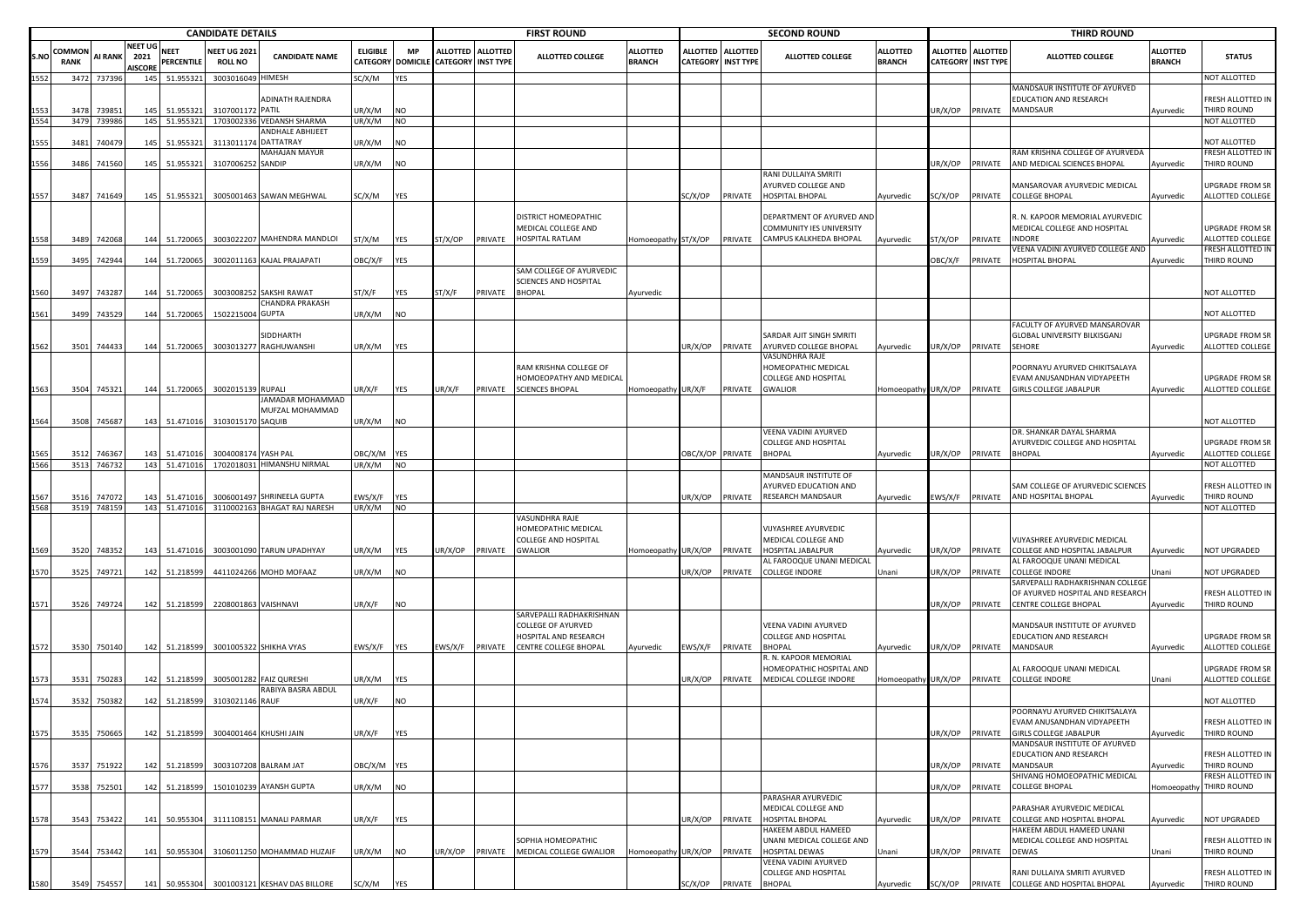| CANDIDATE DETAILS | | | | | | | | | FIRST ROUND | | | | | SECOND ROUND | | | | | THIRD ROUND | | | | | |
|---|---|---|---|---|---|---|---|---|---|---|---|---|---|---|---|---|---|---|---|---|---|---|---|---|
| S.NO | COMMON RANK | AI RANK | NEET UG 2021 AISCORE | NEET PERCENTILE | NEET UG 2021 ROLL NO | CANDIDATE NAME | ELIGIBLE CATEGORY | MP DOMICILE | ALLOTTED CATEGORY | ALLOTTED INST TYPE | ALLOTTED COLLEGE | ALLOTTED BRANCH | ALLOTTED CATEGORY | ALLOTTED INST TYPE | ALLOTTED COLLEGE | ALLOTTED BRANCH | ALLOTTED CATEGORY | ALLOTTED INST TYPE | ALLOTTED COLLEGE | ALLOTTED BRANCH | STATUS |
| 1552 | 3472 | 737396 | 145 | 51.955321 | 3003016049 | HIMESH | SC/X/M | YES | | | | | | | | | | | | | NOT ALLOTTED |
| 1553 | 3478 | 739851 | 145 | 51.955321 | 3107001172 | ADINATH RAJENDRA PATIL | UR/X/M | NO | | | | | | | | | UR/X/OP | PRIVATE | MANDSAUR INSTITUTE OF AYURVED EDUCATION AND RESEARCH MANDSAUR | Ayurvedic | FRESH ALLOTTED IN THIRD ROUND |
| 1554 | 3479 | 739986 | 145 | 51.955321 | 1703002336 | VEDANSH SHARMA | UR/X/M | NO | | | | | | | | | | | | | NOT ALLOTTED |
| 1555 | 3481 | 740479 | 145 | 51.955321 | 3113011174 | ANDHALE ABHIJEET DATTATRAY | UR/X/M | NO | | | | | | | | | | | | | NOT ALLOTTED |
| 1556 | 3486 | 741560 | 145 | 51.955321 | 3107006252 | MAHAJAN MAYUR SANDIP | UR/X/M | NO | | | | | | | | | UR/X/OP | PRIVATE | RAM KRISHNA COLLEGE OF AYURVEDA AND MEDICAL SCIENCES BHOPAL | Ayurvedic | FRESH ALLOTTED IN THIRD ROUND |
| 1557 | 3487 | 741649 | 145 | 51.955321 | 3005001463 | SAWAN MEGHWAL | SC/X/M | YES | | | | | SC/X/OP | PRIVATE | RANI DULLAIYA SMRITI AYURVED COLLEGE AND HOSPITAL BHOPAL | Ayurvedic | SC/X/OP | PRIVATE | MANSAROVAR AYURVEDIC MEDICAL COLLEGE BHOPAL | Ayurvedic | UPGRADE FROM SR ALLOTTED COLLEGE |
| 1558 | 3489 | 742068 | 144 | 51.720065 | 3003022207 | MAHENDRA MANDLOI | ST/X/M | YES | ST/X/OP | PRIVATE | DISTRICT HOMEOPATHIC MEDICAL COLLEGE AND HOSPITAL RATLAM | Homoeopathy | ST/X/OP | PRIVATE | DEPARTMENT OF AYURVED AND COMMUNITY IES UNIVERSITY CAMPUS KALKHEDA BHOPAL | Ayurvedic | ST/X/OP | PRIVATE | R. N. KAPOOR MEMORIAL AYURVEDIC MEDICAL COLLEGE AND HOSPITAL INDORE | Ayurvedic | UPGRADE FROM SR ALLOTTED COLLEGE |
| 1559 | 3495 | 742944 | 144 | 51.720065 | 3002011163 | KAJAL PRAJAPATI | OBC/X/F | YES | | | | | | | | | OBC/X/F | PRIVATE | VEENA VADINI AYURVED COLLEGE AND HOSPITAL BHOPAL | Ayurvedic | FRESH ALLOTTED IN THIRD ROUND |
| 1560 | 3497 | 743287 | 144 | 51.720065 | 3003008252 | SAKSHI RAWAT | ST/X/F | YES | ST/X/F | PRIVATE | SAM COLLEGE OF AYURVEDIC SCIENCES AND HOSPITAL BHOPAL | Ayurvedic | | | | | | | | | NOT ALLOTTED |
| 1561 | 3499 | 743529 | 144 | 51.720065 | 1502215004 | CHANDRA PRAKASH GUPTA | UR/X/M | NO | | | | | | | | | | | | | NOT ALLOTTED |
| 1562 | 3501 | 744433 | 144 | 51.720065 | 3003013277 | SIDDHARTH RAGHUWANSHI | UR/X/M | YES | | | | | UR/X/OP | PRIVATE | SARDAR AJIT SINGH SMRITI AYURVED COLLEGE BHOPAL | Ayurvedic | UR/X/OP | PRIVATE | FACULTY OF AYURVED MANSAROVAR GLOBAL UNIVERSITY BILKISGANJ SEHORE | Ayurvedic | UPGRADE FROM SR ALLOTTED COLLEGE |
| 1563 | 3504 | 745321 | 144 | 51.720065 | 3002015139 | RUPALI | UR/X/F | YES | UR/X/F | PRIVATE | RAM KRISHNA COLLEGE OF HOMOEOPATHY AND MEDICAL SCIENCES BHOPAL | Homoeopathy | UR/X/F | PRIVATE | VASUNDHRA RAJE HOMEOPATHIC MEDICAL COLLEGE AND HOSPITAL GWALIOR | Homoeopathy | UR/X/OP | PRIVATE | POORNAYU AYURVED CHIKITSALAYA EVAM ANUSANDHAN VIDYAPEETH GIRLS COLLEGE JABALPUR | Ayurvedic | UPGRADE FROM SR ALLOTTED COLLEGE |
| 1564 | 3508 | 745687 | 143 | 51.471016 | 3103015170 | JAMADAR MOHAMMAD MUFZAL MOHAMMAD SAQUIB | UR/X/M | NO | | | | | | | | | | | | | NOT ALLOTTED |
| 1565 | 3512 | 746367 | 143 | 51.471016 | 3004008174 | YASH PAL | OBC/X/M | YES | | | | | OBC/X/OP | PRIVATE | VEENA VADINI AYURVED COLLEGE AND HOSPITAL BHOPAL | Ayurvedic | UR/X/OP | PRIVATE | DR. SHANKAR DAYAL SHARMA AYURVEDIC COLLEGE AND HOSPITAL BHOPAL | Ayurvedic | UPGRADE FROM SR ALLOTTED COLLEGE |
| 1566 | 3513 | 746732 | 143 | 51.471016 | 1702018031 | HIMANSHU NIRMAL | UR/X/M | NO | | | | | | | | | | | | | NOT ALLOTTED |
| 1567 | 3516 | 747072 | 143 | 51.471016 | 3006001497 | SHRINEELA GUPTA | EWS/X/F | YES | | | | | UR/X/OP | PRIVATE | MANDSAUR INSTITUTE OF AYURVED EDUCATION AND RESEARCH MANDSAUR | Ayurvedic | EWS/X/F | PRIVATE | SAM COLLEGE OF AYURVEDIC SCIENCES AND HOSPITAL BHOPAL | Ayurvedic | FRESH ALLOTTED IN THIRD ROUND |
| 1568 | 3519 | 748159 | 143 | 51.471016 | 3110002163 | BHAGAT RAJ NARESH | UR/X/M | NO | | | | | | | | | | | | | NOT ALLOTTED |
| 1569 | 3520 | 748352 | 143 | 51.471016 | 3003001090 | TARUN UPADHYAY | UR/X/M | YES | UR/X/OP | PRIVATE | VASUNDHRA RAJE HOMEOPATHIC MEDICAL COLLEGE AND HOSPITAL GWALIOR | Homoeopathy | UR/X/OP | PRIVATE | VIJYASHREE AYURVEDIC MEDICAL COLLEGE AND HOSPITAL JABALPUR | Ayurvedic | UR/X/OP | PRIVATE | VIJYASHREE AYURVEDIC MEDICAL COLLEGE AND HOSPITAL JABALPUR | Ayurvedic | NOT UPGRADED |
| 1570 | 3525 | 749721 | 142 | 51.218599 | 4411024266 | MOHD MOFAAZ | UR/X/M | NO | | | | | UR/X/OP | PRIVATE | AL FAROOQUE UNANI MEDICAL COLLEGE INDORE | Unani | UR/X/OP | PRIVATE | AL FAROOQUE UNANI MEDICAL COLLEGE INDORE | Unani | NOT UPGRADED |
| 1571 | 3526 | 749724 | 142 | 51.218599 | 2208001863 | VAISHNAVI | UR/X/F | NO | | | | | | | | | UR/X/OP | PRIVATE | SARVEPALLI RADHAKRISHNAN COLLEGE OF AYURVED HOSPITAL AND RESEARCH CENTRE COLLEGE BHOPAL | Ayurvedic | FRESH ALLOTTED IN THIRD ROUND |
| 1572 | 3530 | 750140 | 142 | 51.218599 | 3001005322 | SHIKHA VYAS | EWS/X/F | YES | EWS/X/F | PRIVATE | SARVEPALLI RADHAKRISHNAN COLLEGE OF AYURVED HOSPITAL AND RESEARCH CENTRE COLLEGE BHOPAL | Ayurvedic | EWS/X/F | PRIVATE | VEENA VADINI AYURVED COLLEGE AND HOSPITAL BHOPAL | Ayurvedic | UR/X/OP | PRIVATE | MANDSAUR INSTITUTE OF AYURVED EDUCATION AND RESEARCH MANDSAUR | Ayurvedic | UPGRADE FROM SR ALLOTTED COLLEGE |
| 1573 | 3531 | 750283 | 142 | 51.218599 | 3005001282 | FAIZ QURESHI | UR/X/M | YES | | | | | UR/X/OP | PRIVATE | R. N. KAPOOR MEMORIAL HOMOEOPATHIC HOSPITAL AND MEDICAL COLLEGE INDORE | Homoeopathy | UR/X/OP | PRIVATE | AL FAROOQUE UNANI MEDICAL COLLEGE INDORE | Unani | UPGRADE FROM SR ALLOTTED COLLEGE |
| 1574 | 3532 | 750382 | 142 | 51.218599 | 3103021146 | RABIYA BASRA ABDUL RAUF | UR/X/F | NO | | | | | | | | | | | | | NOT ALLOTTED |
| 1575 | 3535 | 750665 | 142 | 51.218599 | 3004001464 | KHUSHI JAIN | UR/X/F | YES | | | | | | | | | UR/X/OP | PRIVATE | POORNAYU AYURVED CHIKITSALAYA EVAM ANUSANDHAN VIDYAPEETH GIRLS COLLEGE JABALPUR | Ayurvedic | FRESH ALLOTTED IN THIRD ROUND |
| 1576 | 3537 | 751922 | 142 | 51.218599 | 3003107208 | BALRAM JAT | OBC/X/M | YES | | | | | | | | | UR/X/OP | PRIVATE | MANDSAUR INSTITUTE OF AYURVED EDUCATION AND RESEARCH MANDSAUR | Ayurvedic | FRESH ALLOTTED IN THIRD ROUND |
| 1577 | 3538 | 752501 | 142 | 51.218599 | 1501010239 | AYANSH GUPTA | UR/X/M | NO | | | | | | | | | UR/X/OP | PRIVATE | SHIVANG HOMOEOPATHIC MEDICAL COLLEGE BHOPAL | Homoeopathy | FRESH ALLOTTED IN THIRD ROUND |
| 1578 | 3543 | 753422 | 141 | 50.955304 | 3111108151 | MANALI PARMAR | UR/X/F | YES | | | | | UR/X/OP | PRIVATE | PARASHAR AYURVEDIC MEDICAL COLLEGE AND HOSPITAL BHOPAL | Ayurvedic | UR/X/OP | PRIVATE | PARASHAR AYURVEDIC MEDICAL COLLEGE AND HOSPITAL BHOPAL | Ayurvedic | NOT UPGRADED |
| 1579 | 3544 | 753442 | 141 | 50.955304 | 3106011250 | MOHAMMAD HUZAIF | UR/X/M | NO | UR/X/OP | PRIVATE | SOPHIA HOMEOPATHIC MEDICAL COLLEGE GWALIOR | Homoeopathy | UR/X/OP | PRIVATE | HAKEEM ABDUL HAMEED UNANI MEDICAL COLLEGE AND HOSPITAL DEWAS | Unani | UR/X/OP | PRIVATE | HAKEEM ABDUL HAMEED UNANI MEDICAL COLLEGE AND HOSPITAL DEWAS | Unani | FRESH ALLOTTED IN THIRD ROUND |
| 1580 | 3549 | 754557 | 141 | 50.955304 | 3001003121 | KESHAV DAS BILLORE | SC/X/M | YES | | | | | SC/X/OP | PRIVATE | VEENA VADINI AYURVED COLLEGE AND HOSPITAL BHOPAL | Ayurvedic | SC/X/OP | PRIVATE | RANI DULLAIYA SMRITI AYURVED COLLEGE AND HOSPITAL BHOPAL | Ayurvedic | FRESH ALLOTTED IN THIRD ROUND |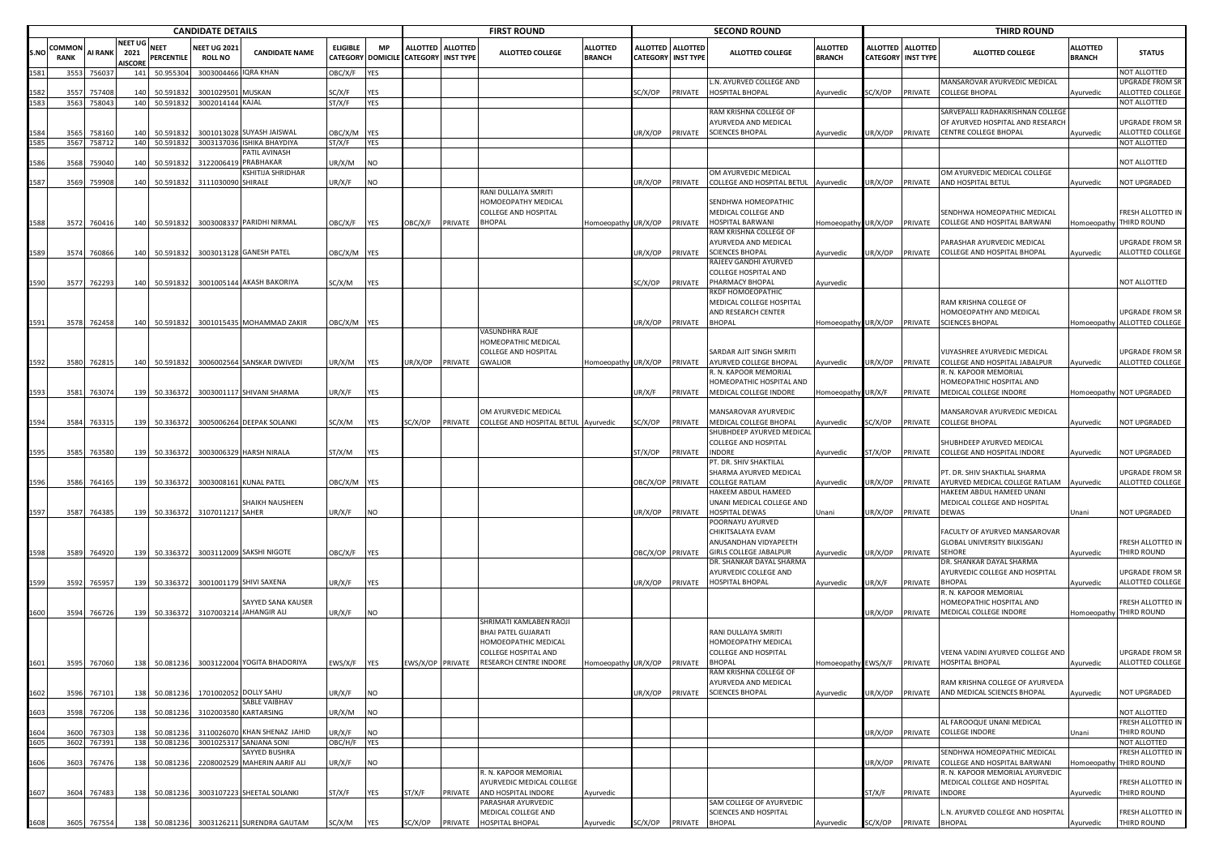| CANDIDATE DETAILS | | | | | | | | | FIRST ROUND | | | | SECOND ROUND | | | | THIRD ROUND | | | | |
|---|---|---|---|---|---|---|---|---|---|---|---|---|---|---|---|---|---|---|---|---|---|
| S.NO | COMMON RANK | AI RANK | NEET UG 2021 AISCORE | NEET PERCENTILE | NEET UG 2021 ROLL NO | CANDIDATE NAME | ELIGIBLE CATEGORY | MP DOMICILE | ALLOTTED CATEGORY | ALLOTTED INST TYPE | ALLOTTED COLLEGE | ALLOTTED BRANCH | ALLOTTED CATEGORY | ALLOTTED INST TYPE | ALLOTTED COLLEGE | ALLOTTED BRANCH | ALLOTTED CATEGORY | ALLOTTED INST TYPE | ALLOTTED COLLEGE | ALLOTTED BRANCH | STATUS |
| 1581 | 3553 | 756037 | 141 | 50.955304 | 3003004466 | IQRA KHAN | OBC/X/F | YES | | | | | | | | | | | | | NOT ALLOTTED |
| 1582 | 3557 | 757408 | 140 | 50.591832 | 3001029501 | MUSKAN | SC/X/F | YES | | | | | SC/X/OP | PRIVATE | L.N. AYURVED COLLEGE AND HOSPITAL BHOPAL | Ayurvedic | SC/X/OP | PRIVATE | MANSAROVAR AYURVEDIC MEDICAL COLLEGE BHOPAL | Ayurvedic | UPGRADE FROM SR ALLOTTED COLLEGE |
| 1583 | 3563 | 758043 | 140 | 50.591832 | 3002014144 | KAJAL | ST/X/F | YES | | | | | | | | | | | | | NOT ALLOTTED |
| 1584 | 3565 | 758160 | 140 | 50.591832 | 3001013028 | SUYASH JAISWAL | OBC/X/M | YES | | | | | UR/X/OP | PRIVATE | RAM KRISHNA COLLEGE OF AYURVEDA AND MEDICAL SCIENCES BHOPAL | Ayurvedic | UR/X/OP | PRIVATE | SARVEPALLI RADHAKRISHNAN COLLEGE OF AYURVED HOSPITAL AND RESEARCH CENTRE COLLEGE BHOPAL | Ayurvedic | UPGRADE FROM SR ALLOTTED COLLEGE |
| 1585 | 3567 | 758712 | 140 | 50.591832 | 3003137036 | ISHIKA BHAYDIYA | ST/X/F | YES | | | | | | | | | | | | | NOT ALLOTTED |
| 1586 | 3568 | 759040 | 140 | 50.591832 | 3122006419 | PATIL AVINASH PRABHAKAR | UR/X/M | NO | | | | | | | | | | | | | NOT ALLOTTED |
| 1587 | 3569 | 759908 | 140 | 50.591832 | 3111030090 | KSHITIJA SHRIDHAR SHIRALE | UR/X/F | NO | | | | | UR/X/OP | PRIVATE | OM AYURVEDIC MEDICAL COLLEGE AND HOSPITAL BETUL | Ayurvedic | UR/X/OP | PRIVATE | OM AYURVEDIC MEDICAL COLLEGE AND HOSPITAL BETUL | Ayurvedic | NOT UPGRADED |
| 1588 | 3572 | 760416 | 140 | 50.591832 | 3003008337 | PARIDHI NIRMAL | OBC/X/F | YES | OBC/X/F | PRIVATE | RANI DULLAIYA SMRITI HOMOEOPATHY MEDICAL COLLEGE AND HOSPITAL BHOPAL | Homoeopathy | UR/X/OP | PRIVATE | SENDHWA HOMOEOPATHIC MEDICAL COLLEGE AND HOSPITAL BARWANI | Homoeopathy | UR/X/OP | PRIVATE | SENDHWA HOMOEOPATHIC MEDICAL COLLEGE AND HOSPITAL BARWANI | Homoeopathy | FRESH ALLOTTED IN THIRD ROUND |
| 1589 | 3574 | 760866 | 140 | 50.591832 | 3003013128 | GANESH PATEL | OBC/X/M | YES | | | | | UR/X/OP | PRIVATE | RAM KRISHNA COLLEGE OF AYURVEDA AND MEDICAL SCIENCES BHOPAL | Ayurvedic | UR/X/OP | PRIVATE | PARASHAR AYURVEDIC MEDICAL COLLEGE AND HOSPITAL BHOPAL | Ayurvedic | UPGRADE FROM SR ALLOTTED COLLEGE |
| 1590 | 3577 | 762293 | 140 | 50.591832 | 3001005144 | AKASH BAKORIYA | SC/X/M | YES | | | | | SC/X/OP | PRIVATE | RAJEEV GANDHI AYURVED COLLEGE HOSPITAL AND PHARMACY BHOPAL | Ayurvedic | | | | | NOT ALLOTTED |
| 1591 | 3578 | 762458 | 140 | 50.591832 | 3001015435 | MOHAMMAD ZAKIR | OBC/X/M | YES | | | | | UR/X/OP | PRIVATE | RKDF HOMOEOPATHIC MEDICAL COLLEGE HOSPITAL AND RESEARCH CENTER BHOPAL | Homoeopathy | UR/X/OP | PRIVATE | RAM KRISHNA COLLEGE OF HOMOEOPATHY AND MEDICAL SCIENCES BHOPAL | Homoeopathy | UPGRADE FROM SR ALLOTTED COLLEGE |
| 1592 | 3580 | 762815 | 140 | 50.591832 | 3006002564 | SANSKAR DWIVEDI | UR/X/M | YES | UR/X/OP | PRIVATE | VASUNDHRA RAJE HOMEOPATHIC MEDICAL COLLEGE AND HOSPITAL GWALIOR | Homoeopathy | UR/X/OP | PRIVATE | SARDAR AJIT SINGH SMRITI AYURVED COLLEGE BHOPAL | Ayurvedic | UR/X/OP | PRIVATE | VIJYASHREE AYURVEDIC MEDICAL COLLEGE AND HOSPITAL JABALPUR | Ayurvedic | UPGRADE FROM SR ALLOTTED COLLEGE |
| 1593 | 3581 | 763074 | 139 | 50.336372 | 3003001117 | SHIVANI SHARMA | UR/X/F | YES | | | | | UR/X/F | PRIVATE | R. N. KAPOOR MEMORIAL HOMEOPATHIC HOSPITAL AND MEDICAL COLLEGE INDORE | Homoeopathy | UR/X/F | PRIVATE | R. N. KAPOOR MEMORIAL HOMEOPATHIC HOSPITAL AND MEDICAL COLLEGE INDORE | Homoeopathy | NOT UPGRADED |
| 1594 | 3584 | 763315 | 139 | 50.336372 | 3005006264 | DEEPAK SOLANKI | SC/X/M | YES | SC/X/OP | PRIVATE | OM AYURVEDIC MEDICAL COLLEGE AND HOSPITAL BETUL | Ayurvedic | SC/X/OP | PRIVATE | MANSAROVAR AYURVEDIC MEDICAL COLLEGE BHOPAL | Ayurvedic | SC/X/OP | PRIVATE | MANSAROVAR AYURVEDIC MEDICAL COLLEGE BHOPAL | Ayurvedic | NOT UPGRADED |
| 1595 | 3585 | 763580 | 139 | 50.336372 | 3003006329 | HARSH NIRALA | ST/X/M | YES | | | | | ST/X/OP | PRIVATE | SHUBHDEEP AYURVED MEDICAL COLLEGE AND HOSPITAL INDORE | Ayurvedic | ST/X/OP | PRIVATE | SHUBHDEEP AYURVED MEDICAL COLLEGE AND HOSPITAL INDORE | Ayurvedic | NOT UPGRADED |
| 1596 | 3586 | 764165 | 139 | 50.336372 | 3003008161 | KUNAL PATEL | OBC/X/M | YES | | | | | OBC/X/OP | PRIVATE | PT. DR. SHIV SHAKTILAL SHARMA AYURVED MEDICAL COLLEGE RATLAM | Ayurvedic | UR/X/OP | PRIVATE | PT. DR. SHIV SHAKTILAL SHARMA AYURVED MEDICAL COLLEGE RATLAM | Ayurvedic | UPGRADE FROM SR ALLOTTED COLLEGE |
| 1597 | 3587 | 764385 | 139 | 50.336372 | 3107011217 | SHAIKH NAUSHEEN SAHER | UR/X/F | NO | | | | | UR/X/OP | PRIVATE | HAKEEM ABDUL HAMEED UNANI MEDICAL COLLEGE AND HOSPITAL DEWAS | Unani | UR/X/OP | PRIVATE | HAKEEM ABDUL HAMEED UNANI MEDICAL COLLEGE AND HOSPITAL DEWAS | Unani | NOT UPGRADED |
| 1598 | 3589 | 764920 | 139 | 50.336372 | 3003112009 | SAKSHI NIGOTE | OBC/X/F | YES | | | | | OBC/X/OP | PRIVATE | POORNAYU AYURVED CHIKITSALAYA EVAM ANUSANDHAN VIDYAPEETH GIRLS COLLEGE JABALPUR | Ayurvedic | UR/X/OP | PRIVATE | FACULTY OF AYURVED MANSAROVAR GLOBAL UNIVERSITY BILKISGANJ SEHORE | Ayurvedic | FRESH ALLOTTED IN THIRD ROUND |
| 1599 | 3592 | 765957 | 139 | 50.336372 | 3001001179 | SHIVI SAXENA | UR/X/F | YES | | | | | UR/X/OP | PRIVATE | DR. SHANKAR DAYAL SHARMA AYURVEDIC COLLEGE AND HOSPITAL BHOPAL | Ayurvedic | UR/X/F | PRIVATE | DR. SHANKAR DAYAL SHARMA AYURVEDIC COLLEGE AND HOSPITAL BHOPAL | Ayurvedic | UPGRADE FROM SR ALLOTTED COLLEGE |
| 1600 | 3594 | 766726 | 139 | 50.336372 | 3107003214 | SAYYED SANA KAUSER JAHANGIR ALI | UR/X/F | NO | | | | | | | | | UR/X/OP | PRIVATE | R. N. KAPOOR MEMORIAL HOMEOPATHIC HOSPITAL AND MEDICAL COLLEGE INDORE | Homoeopathy | FRESH ALLOTTED IN THIRD ROUND |
| 1601 | 3595 | 767060 | 138 | 50.081236 | 3003122004 | YOGITA BHADORIYA | EWS/X/F | YES | EWS/X/OP | PRIVATE | SHRIMATI KAMLABEN RAOJI BHAI PATEL GUJARATI HOMOEOPATHIC MEDICAL COLLEGE HOSPITAL AND RESEARCH CENTRE INDORE | Homoeopathy | UR/X/OP | PRIVATE | RANI DULLAIYA SMRITI HOMOEOPATHY MEDICAL COLLEGE AND HOSPITAL BHOPAL | Homoeopathy | EWS/X/F | PRIVATE | VEENA VADINI AYURVED COLLEGE AND HOSPITAL BHOPAL | Ayurvedic | UPGRADE FROM SR ALLOTTED COLLEGE |
| 1602 | 3596 | 767101 | 138 | 50.081236 | 1701002052 | DOLLY SAHU | UR/X/F | NO | | | | | UR/X/OP | PRIVATE | RAM KRISHNA COLLEGE OF AYURVEDA AND MEDICAL SCIENCES BHOPAL | Ayurvedic | UR/X/OP | PRIVATE | RAM KRISHNA COLLEGE OF AYURVEDA AND MEDICAL SCIENCES BHOPAL | Ayurvedic | NOT UPGRADED |
| 1603 | 3598 | 767206 | 138 | 50.081236 | 3102003580 | SABLE VAIBHAV KARTARSING | UR/X/M | NO | | | | | | | | | | | | | NOT ALLOTTED |
| 1604 | 3600 | 767303 | 138 | 50.081236 | 3110026070 | KHAN SHENAZ JAHID | UR/X/F | NO | | | | | | | | | UR/X/OP | PRIVATE | AL FAROOQUE UNANI MEDICAL COLLEGE INDORE | Unani | FRESH ALLOTTED IN THIRD ROUND |
| 1605 | 3602 | 767391 | 138 | 50.081236 | 3001025317 | SANJANA SONI | OBC/H/F | YES | | | | | | | | | | | | | NOT ALLOTTED |
| 1606 | 3603 | 767476 | 138 | 50.081236 | 2208002529 | SAYYED BUSHRA MAHERIN AARIF ALI | UR/X/F | NO | | | | | | | | | UR/X/OP | PRIVATE | SENDHWA HOMOEOPATHIC MEDICAL COLLEGE AND HOSPITAL BARWANI | Homoeopathy | FRESH ALLOTTED IN THIRD ROUND |
| 1607 | 3604 | 767483 | 138 | 50.081236 | 3003107223 | SHEETAL SOLANKI | ST/X/F | YES | ST/X/F | PRIVATE | R. N. KAPOOR MEMORIAL AYURVEDIC MEDICAL COLLEGE AND HOSPITAL INDORE | Ayurvedic | | | | | ST/X/F | PRIVATE | R. N. KAPOOR MEMORIAL AYURVEDIC MEDICAL COLLEGE AND HOSPITAL INDORE | Ayurvedic | FRESH ALLOTTED IN THIRD ROUND |
| 1608 | 3605 | 767554 | 138 | 50.081236 | 3003126211 | SURENDRA GAUTAM | SC/X/M | YES | SC/X/OP | PRIVATE | PARASHAR AYURVEDIC MEDICAL COLLEGE AND HOSPITAL BHOPAL | Ayurvedic | SC/X/OP | PRIVATE | SAM COLLEGE OF AYURVEDIC SCIENCES AND HOSPITAL BHOPAL | Ayurvedic | SC/X/OP | PRIVATE | L.N. AYURVED COLLEGE AND HOSPITAL BHOPAL | Ayurvedic | FRESH ALLOTTED IN THIRD ROUND |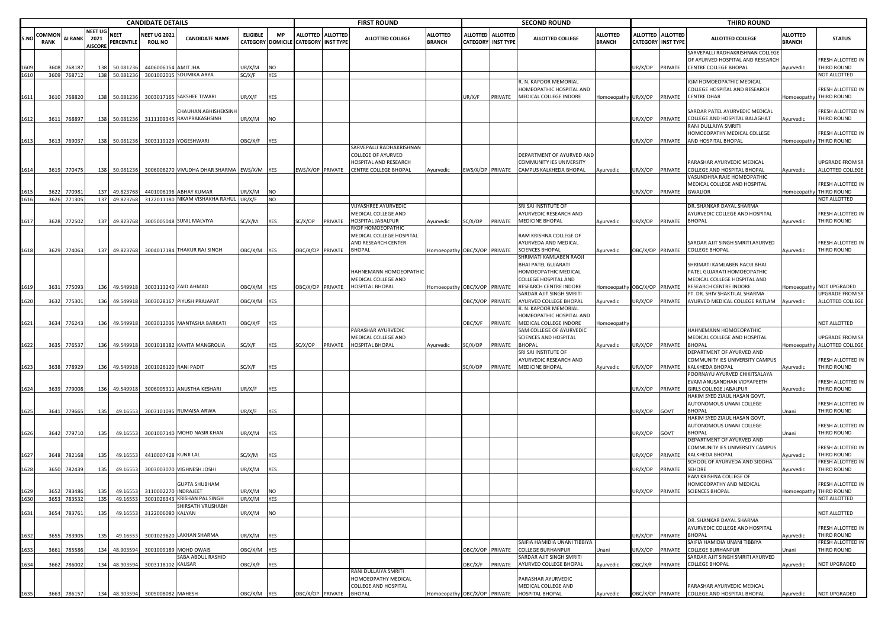| CANDIDATE DETAILS | | | | | | | | | FIRST ROUND | | | | | SECOND ROUND | | | | | THIRD ROUND | | | | | |
|---|---|---|---|---|---|---|---|---|---|---|---|---|---|---|---|---|---|---|---|---|---|---|---|---|
| S.NO | COMMON RANK | AI RANK | NEET UG 2021 AISCORE | NEET PERCENTILE | NEET UG 2021 ROLL NO | CANDIDATE NAME | ELIGIBLE CATEGORY | MP DOMICILE | ALLOTTED CATEGORY | ALLOTTED INST TYPE | ALLOTTED COLLEGE | ALLOTTED BRANCH | ALLOTTED CATEGORY | ALLOTTED INST TYPE | ALLOTTED COLLEGE | ALLOTTED BRANCH | ALLOTTED CATEGORY | ALLOTTED INST TYPE | ALLOTTED COLLEGE | ALLOTTED BRANCH | STATUS |
| 1609 | 3608 | 768187 | 138 | 50.081236 | 4406006154 | AMIT JHA | UR/X/M | NO | | | | | | | | | UR/X/OP | PRIVATE | SARVEPALLI RADHAKRISHNAN COLLEGE OF AYURVED HOSPITAL AND RESEARCH CENTRE COLLEGE BHOPAL | Ayurvedic | FRESH ALLOTTED IN THIRD ROUND |
| 1610 | 3609 | 768712 | 138 | 50.081236 | 3001002015 | SOUMIKA ARYA | SC/X/F | YES | | | | | | | | | | | | | NOT ALLOTTED |
| 1611 | 3610 | 768820 | 138 | 50.081236 | 3003017165 | SAKSHEE TIWARI | UR/X/F | YES | | | | | UR/X/F | PRIVATE | R. N. KAPOOR MEMORIAL HOMEOPATHIC HOSPITAL AND MEDICAL COLLEGE INDORE | Homoeopathy | UR/X/OP | PRIVATE | IGM HOMOEOPATHIC MEDICAL COLLEGE HOSPITAL AND RESEARCH CENTRE DHAR | Homoeopathy | FRESH ALLOTTED IN THIRD ROUND |
| 1612 | 3611 | 768897 | 138 | 50.081236 | 3111109345 | CHAUHAN ABHISHEKSINH RAVIPRAKASHSINH | UR/X/M | NO | | | | | | | | | UR/X/OP | PRIVATE | SARDAR PATEL AYURVEDIC MEDICAL COLLEGE AND HOSPITAL BALAGHAT | Ayurvedic | FRESH ALLOTTED IN THIRD ROUND |
| 1613 | 3613 | 769037 | 138 | 50.081236 | 3003119129 | YOGESHWARI | OBC/X/F | YES | | | | | | | | | UR/X/OP | PRIVATE | RANI DULLAIYA SMRITI HOMOEOPATHY MEDICAL COLLEGE AND HOSPITAL BHOPAL | Homoeopathy | FRESH ALLOTTED IN THIRD ROUND |
| 1614 | 3619 | 770475 | 138 | 50.081236 | 3006006270 | VIVUDHA DHAR SHARMA | EWS/X/M | YES | EWS/X/OP | PRIVATE | SARVEPALLI RADHAKRISHNAN COLLEGE OF AYURVED HOSPITAL AND RESEARCH CENTRE COLLEGE BHOPAL | Ayurvedic | EWS/X/OP | PRIVATE | DEPARTMENT OF AYURVED AND COMMUNITY IES UNIVERSITY CAMPUS KALKHEDA BHOPAL | Ayurvedic | UR/X/OP | PRIVATE | PARASHAR AYURVEDIC MEDICAL COLLEGE AND HOSPITAL BHOPAL | Ayurvedic | UPGRADE FROM SR ALLOTTED COLLEGE |
| 1615 | 3622 | 770981 | 137 | 49.823768 | 4401006196 | ABHAY KUMAR | UR/X/M | NO | | | | | | | | | UR/X/OP | PRIVATE | VASUNDHRA RAJE HOMEOPATHIC MEDICAL COLLEGE AND HOSPITAL GWALIOR | Homoeopathy | FRESH ALLOTTED IN THIRD ROUND |
| 1616 | 3626 | 771305 | 137 | 49.823768 | 3122011180 | NIKAM VISHAKHA RAHUL | UR/X/F | NO | | | | | | | | | | | | | NOT ALLOTTED |
| 1617 | 3628 | 772502 | 137 | 49.823768 | 3005005048 | SUNIL MALVIYA | SC/X/M | YES | SC/X/OP | PRIVATE | VIJYASHREE AYURVEDIC MEDICAL COLLEGE AND HOSPITAL JABALPUR | Ayurvedic | SC/X/OP | PRIVATE | SRI SAI INSTITUTE OF AYURVEDIC RESEARCH AND MEDICINE BHOPAL | Ayurvedic | UR/X/OP | PRIVATE | DR. SHANKAR DAYAL SHARMA AYURVEDIC COLLEGE AND HOSPITAL BHOPAL | Ayurvedic | FRESH ALLOTTED IN THIRD ROUND |
| 1618 | 3629 | 774063 | 137 | 49.823768 | 3004017184 | THAKUR RAJ SINGH | OBC/X/M | YES | OBC/X/OP | PRIVATE | RKDF HOMOEOPATHIC MEDICAL COLLEGE HOSPITAL AND RESEARCH CENTER BHOPAL | Homoeopathy | OBC/X/OP | PRIVATE | RAM KRISHNA COLLEGE OF AYURVEDA AND MEDICAL SCIENCES BHOPAL | Ayurvedic | OBC/X/OP | PRIVATE | SARDAR AJIT SINGH SMRITI AYURVED COLLEGE BHOPAL | Ayurvedic | FRESH ALLOTTED IN THIRD ROUND |
| 1619 | 3631 | 775093 | 136 | 49.549918 | 3003113240 | ZAID AHMAD | OBC/X/M | YES | OBC/X/OP | PRIVATE | HAHNEMANN HOMOEOPATHIC MEDICAL COLLEGE AND HOSPITAL BHOPAL | Homoeopathy | OBC/X/OP | PRIVATE | SHRIMATI KAMLABEN RAOJI BHAI PATEL GUJARATI HOMOEOPATHIC MEDICAL COLLEGE HOSPITAL AND RESEARCH CENTRE INDORE | Homoeopathy | OBC/X/OP | PRIVATE | SHRIMATI KAMLABEN RAOJI BHAI PATEL GUJARATI HOMOEOPATHIC MEDICAL COLLEGE HOSPITAL AND RESEARCH CENTRE INDORE | Homoeopathy | NOT UPGRADED |
| 1620 | 3632 | 775301 | 136 | 49.549918 | 3003028167 | PIYUSH PRAJAPAT | OBC/X/M | YES | | | | | OBC/X/OP | PRIVATE | SARDAR AJIT SINGH SMRITI AYURVED COLLEGE BHOPAL | Ayurvedic | UR/X/OP | PRIVATE | PT. DR. SHIV SHAKTILAL SHARMA AYURVED MEDICAL COLLEGE RATLAM | Ayurvedic | UPGRADE FROM SR ALLOTTED COLLEGE |
| 1621 | 3634 | 776243 | 136 | 49.549918 | 3003012036 | MANTASHA BARKATI | OBC/X/F | YES | | | | | OBC/X/F | PRIVATE | R. N. KAPOOR MEMORIAL HOMEOPATHIC HOSPITAL AND MEDICAL COLLEGE INDORE | Homoeopathy | | | | | NOT ALLOTTED |
| 1622 | 3635 | 776537 | 136 | 49.549918 | 3001018182 | KAVITA MANGROLIA | SC/X/F | YES | SC/X/OP | PRIVATE | PARASHAR AYURVEDIC MEDICAL COLLEGE AND HOSPITAL BHOPAL | Ayurvedic | SC/X/OP | PRIVATE | SAM COLLEGE OF AYURVEDIC SCIENCES AND HOSPITAL BHOPAL | Ayurvedic | UR/X/OP | PRIVATE | HAHNEMANN HOMOEOPATHIC MEDICAL COLLEGE AND HOSPITAL BHOPAL | Homoeopathy | UPGRADE FROM SR ALLOTTED COLLEGE |
| 1623 | 3638 | 778929 | 136 | 49.549918 | 2001026120 | RANI PADIT | SC/X/F | YES | | | | | SC/X/OP | PRIVATE | SRI SAI INSTITUTE OF AYURVEDIC RESEARCH AND MEDICINE BHOPAL | Ayurvedic | UR/X/OP | PRIVATE | DEPARTMENT OF AYURVED AND COMMUNITY IES UNIVERSITY CAMPUS KALKHEDA BHOPAL | Ayurvedic | FRESH ALLOTTED IN THIRD ROUND |
| 1624 | 3639 | 779008 | 136 | 49.549918 | 3006005311 | ANUSTHA KESHARI | UR/X/F | YES | | | | | | | | | UR/X/OP | PRIVATE | POORNAYU AYURVED CHIKITSALAYA EVAM ANUSANDHAN VIDYAPEETH GIRLS COLLEGE JABALPUR | Ayurvedic | FRESH ALLOTTED IN THIRD ROUND |
| 1625 | 3641 | 779665 | 135 | 49.16553 | 3003101095 | RUMAISA ARWA | UR/X/F | YES | | | | | | | | | UR/X/OP | GOVT | HAKIM SYED ZIAUL HASAN GOVT. AUTONOMOUS UNANI COLLEGE BHOPAL | Unani | FRESH ALLOTTED IN THIRD ROUND |
| 1626 | 3642 | 779710 | 135 | 49.16553 | 3001007140 | MOHD NASIR KHAN | UR/X/M | YES | | | | | | | | | UR/X/OP | GOVT | HAKIM SYED ZIAUL HASAN GOVT. AUTONOMOUS UNANI COLLEGE BHOPAL | Unani | FRESH ALLOTTED IN THIRD ROUND |
| 1627 | 3648 | 782168 | 135 | 49.16553 | 4410007428 | KUNJI LAL | SC/X/M | YES | | | | | | | | | UR/X/OP | PRIVATE | DEPARTMENT OF AYURVED AND COMMUNITY IES UNIVERSITY CAMPUS KALKHEDA BHOPAL | Ayurvedic | FRESH ALLOTTED IN THIRD ROUND |
| 1628 | 3650 | 782439 | 135 | 49.16553 | 3003003070 | VIGHNESH JOSHI | UR/X/M | YES | | | | | | | | | UR/X/OP | PRIVATE | SCHOOL OF AYURVEDA AND SIDDHA SEHORE | Ayurvedic | FRESH ALLOTTED IN THIRD ROUND |
| 1629 | 3652 | 783486 | 135 | 49.16553 | 3110002270 | GUPTA SHUBHAM INDRAJEET | UR/X/M | NO | | | | | | | | | UR/X/OP | PRIVATE | RAM KRISHNA COLLEGE OF HOMOEOPATHY AND MEDICAL SCIENCES BHOPAL | Homoeopathy | FRESH ALLOTTED IN THIRD ROUND |
| 1630 | 3653 | 783532 | 135 | 49.16553 | 3001026343 | KRISHAN PAL SINGH | UR/X/M | YES | | | | | | | | | | | | | NOT ALLOTTED |
| 1631 | 3654 | 783761 | 135 | 49.16553 | 3122006080 | SHIRSATH VRUSHABH KALYAN | UR/X/M | NO | | | | | | | | | | | | | NOT ALLOTTED |
| 1632 | 3655 | 783905 | 135 | 49.16553 | 3001029620 | LAKHAN SHARMA | UR/X/M | YES | | | | | | | | | UR/X/OP | PRIVATE | DR. SHANKAR DAYAL SHARMA AYURVEDIC COLLEGE AND HOSPITAL BHOPAL | Ayurvedic | FRESH ALLOTTED IN THIRD ROUND |
| 1633 | 3661 | 785586 | 134 | 48.903594 | 3001009189 | MOHD OWAIS | OBC/X/M | YES | | | | | OBC/X/OP | PRIVATE | SAIFIA HAMIDIA UNANI TIBBIYA COLLEGE BURHANPUR | Unani | UR/X/OP | PRIVATE | SAIFIA HAMIDIA UNANI TIBBIYA COLLEGE BURHANPUR | Unani | FRESH ALLOTTED IN THIRD ROUND |
| 1634 | 3662 | 786002 | 134 | 48.903594 | 3003118102 | SABA ABDUL RASHID KAUSAR | OBC/X/F | YES | | | | | OBC/X/F | PRIVATE | SARDAR AJIT SINGH SMRITI AYURVED COLLEGE BHOPAL | Ayurvedic | OBC/X/F | PRIVATE | SARDAR AJIT SINGH SMRITI AYURVED COLLEGE BHOPAL | Ayurvedic | NOT UPGRADED |
| 1635 | 3663 | 786157 | 134 | 48.903594 | 3005008082 | MAHESH | OBC/X/M | YES | OBC/X/OP | PRIVATE | RANI DULLAIYA SMRITI HOMOEOPATHY MEDICAL COLLEGE AND HOSPITAL BHOPAL | Homoeopathy | OBC/X/OP | PRIVATE | PARASHAR AYURVEDIC MEDICAL COLLEGE AND HOSPITAL BHOPAL | Ayurvedic | OBC/X/OP | PRIVATE | PARASHAR AYURVEDIC MEDICAL COLLEGE AND HOSPITAL BHOPAL | Ayurvedic | NOT UPGRADED |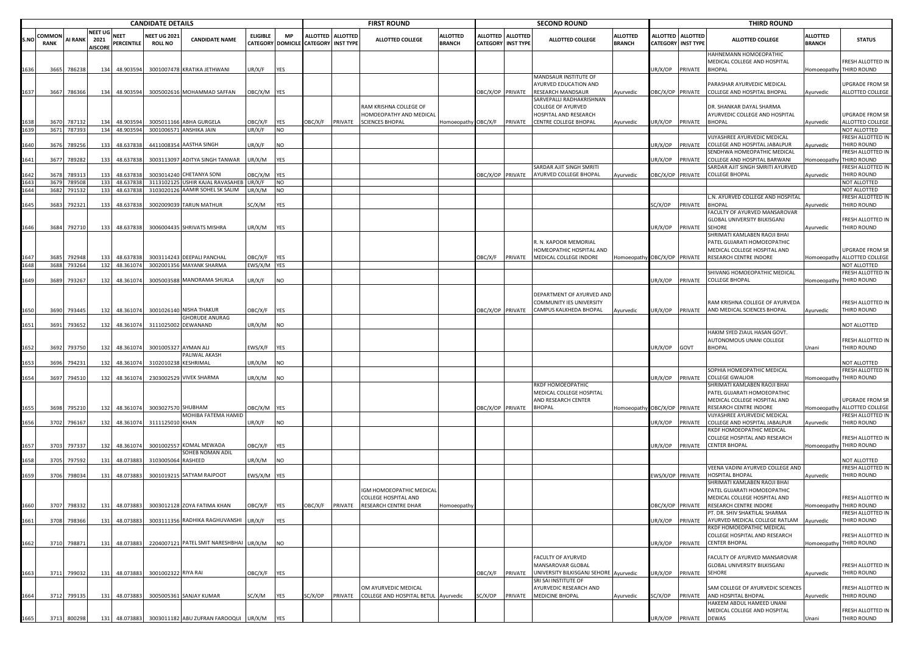| | CANDIDATE DETAILS | | | | | | | | FIRST ROUND | | | | | SECOND ROUND | | | | | THIRD ROUND | | | | | |
|---|---|---|---|---|---|---|---|---|---|---|---|---|---|---|---|---|---|---|---|---|---|---|---|---|
| S.NO | COMMON RANK | AI RANK | NEET UG 2021 AISCORE | NEET PERCENTILE | NEET UG 2021 ROLL NO | CANDIDATE NAME | ELIGIBLE CATEGORY | MP DOMICILE | ALLOTTED CATEGORY | ALLOTTED INST TYPE | ALLOTTED COLLEGE | ALLOTTED BRANCH | ALLOTTED CATEGORY | ALLOTTED INST TYPE | ALLOTTED COLLEGE | ALLOTTED BRANCH | ALLOTTED CATEGORY | ALLOTTED INST TYPE | ALLOTTED COLLEGE | ALLOTTED BRANCH | STATUS |
| 1636 | 3665 | 786238 | 134 | 48.903594 | 3001007478 | KRATIKA JETHWANI | UR/X/F | YES | | | | | | | | | UR/X/OP | PRIVATE | HAHNEMANN HOMOEOPATHIC MEDICAL COLLEGE AND HOSPITAL BHOPAL | Homoeopathy | FRESH ALLOTTED IN THIRD ROUND |
| 1637 | 3667 | 786366 | 134 | 48.903594 | 3005002616 | MOHAMMAD SAFFAN | OBC/X/M | YES | | | | | OBC/X/OP | PRIVATE | MANDSAUR INSTITUTE OF AYURVED EDUCATION AND RESEARCH MANDSAUR | Ayurvedic | OBC/X/OP | PRIVATE | PARASHAR AYURVEDIC MEDICAL COLLEGE AND HOSPITAL BHOPAL | Ayurvedic | UPGRADE FROM SR ALLOTTED COLLEGE |
| 1638 | 3670 | 787132 | 134 | 48.903594 | 3005011166 | ABHA GURGELA | OBC/X/F | YES | OBC/X/F | PRIVATE | RAM KRISHNA COLLEGE OF HOMOEOPATHY AND MEDICAL SCIENCES BHOPAL | Homoeopathy | OBC/X/F | PRIVATE | SARVEPALLI RADHAKRISHNAN COLLEGE OF AYURVED HOSPITAL AND RESEARCH CENTRE COLLEGE BHOPAL | Ayurvedic | UR/X/OP | PRIVATE | DR. SHANKAR DAYAL SHARMA AYURVEDIC COLLEGE AND HOSPITAL BHOPAL | Ayurvedic | UPGRADE FROM SR ALLOTTED COLLEGE |
| 1639 | 3671 | 787393 | 134 | 48.903594 | 3001006571 | ANSHIKA JAIN | UR/X/F | NO | | | | | | | | | | | | | NOT ALLOTTED |
| 1640 | 3676 | 789256 | 133 | 48.637838 | 4411008354 | AASTHA SINGH | UR/X/F | NO | | | | | | | | | UR/X/OP | PRIVATE | VIJYASHREE AYURVEDIC MEDICAL COLLEGE AND HOSPITAL JABALPUR | Ayurvedic | FRESH ALLOTTED IN THIRD ROUND |
| 1641 | 3677 | 789282 | 133 | 48.637838 | 3003113097 | ADITYA SINGH TANWAR | UR/X/M | YES | | | | | | | | | UR/X/OP | PRIVATE | SENDHWA HOMOEOPATHIC MEDICAL COLLEGE AND HOSPITAL BARWANI | Homoeopathy | FRESH ALLOTTED IN THIRD ROUND |
| 1642 | 3678 | 789313 | 133 | 48.637838 | 3003014240 | CHETANYA SONI | OBC/X/M | YES | | | | | OBC/X/OP | PRIVATE | SARDAR AJIT SINGH SMRITI AYURVED COLLEGE BHOPAL | Ayurvedic | OBC/X/OP | PRIVATE | SARDAR AJIT SINGH SMRITI AYURVED COLLEGE BHOPAL | Ayurvedic | FRESH ALLOTTED IN THIRD ROUND |
| 1643 | 3679 | 789508 | 133 | 48.637838 | 3113102125 | USHIR KAJAL RAVASAHEB | UR/X/F | NO | | | | | | | | | | | | | NOT ALLOTTED |
| 1644 | 3682 | 791532 | 133 | 48.637838 | 3103020126 | AAMIR SOHEL SK SALIM | UR/X/M | NO | | | | | | | | | | | | | NOT ALLOTTED |
| 1645 | 3683 | 792321 | 133 | 48.637838 | 3002009039 | TARUN MATHUR | SC/X/M | YES | | | | | | | | | SC/X/OP | PRIVATE | L.N. AYURVED COLLEGE AND HOSPITAL BHOPAL | Ayurvedic | FRESH ALLOTTED IN THIRD ROUND |
| 1646 | 3684 | 792710 | 133 | 48.637838 | 3006004435 | SHRIVATS MISHRA | UR/X/M | YES | | | | | | | | | UR/X/OP | PRIVATE | FACULTY OF AYURVED MANSAROVAR GLOBAL UNIVERSITY BILKISGANJ SEHORE | Ayurvedic | FRESH ALLOTTED IN THIRD ROUND |
| 1647 | 3685 | 792948 | 133 | 48.637838 | 3003114243 | DEEPALI PANCHAL | OBC/X/F | YES | | | | | OBC/X/F | PRIVATE | R. N. KAPOOR MEMORIAL HOMOEOPATHIC HOSPITAL AND MEDICAL COLLEGE INDORE | Homoeopathy | OBC/X/OP | PRIVATE | SHRIMATI KAMLABEN RAOJI BHAI PATEL GUJARATI HOMOEOPATHIC MEDICAL COLLEGE HOSPITAL AND RESEARCH CENTRE INDORE | Homoeopathy | UPGRADE FROM SR ALLOTTED COLLEGE |
| 1648 | 3688 | 793264 | 132 | 48.361074 | 3002001356 | MAYANK SHARMA | EWS/X/M | YES | | | | | | | | | | | | | NOT ALLOTTED |
| 1649 | 3689 | 793267 | 132 | 48.361074 | 3005003588 | MANORAMA SHUKLA | UR/X/F | NO | | | | | | | | | UR/X/OP | PRIVATE | SHIVANG HOMOEOPATHIC MEDICAL COLLEGE BHOPAL | Homoeopathy | FRESH ALLOTTED IN THIRD ROUND |
| 1650 | 3690 | 793445 | 132 | 48.361074 | 3001026140 | NISHA THAKUR | OBC/X/F | YES | | | | | OBC/X/OP | PRIVATE | DEPARTMENT OF AYURVED AND COMMUNITY IES UNIVERSITY CAMPUS KALKHEDA BHOPAL | Ayurvedic | UR/X/OP | PRIVATE | RAM KRISHNA COLLEGE OF AYURVEDA AND MEDICAL SCIENCES BHOPAL | Ayurvedic | FRESH ALLOTTED IN THIRD ROUND |
| 1651 | 3691 | 793652 | 132 | 48.361074 | 3111025002 | GHORUDE ANURAG DEWANAND | UR/X/M | NO | | | | | | | | | | | | | NOT ALLOTTED |
| 1652 | 3692 | 793750 | 132 | 48.361074 | 3001005327 | AYMAN ALI | EWS/X/F | YES | | | | | | | | | UR/X/OP | GOVT | HAKIM SYED ZIAUL HASAN GOVT. AUTONOMOUS UNANI COLLEGE BHOPAL | Unani | FRESH ALLOTTED IN THIRD ROUND |
| 1653 | 3696 | 794231 | 132 | 48.361074 | 3102010238 | PALIWAL AKASH KESHRIMAL | UR/X/M | NO | | | | | | | | | | | | | NOT ALLOTTED |
| 1654 | 3697 | 794510 | 132 | 48.361074 | 2303002529 | VIVEK SHARMA | UR/X/M | NO | | | | | | | | | UR/X/OP | PRIVATE | SOPHIA HOMEOPATHIC MEDICAL COLLEGE GWALIOR | Homoeopathy | FRESH ALLOTTED IN THIRD ROUND |
| 1655 | 3698 | 795210 | 132 | 48.361074 | 3003027570 | SHUBHAM | OBC/X/M | YES | | | | | OBC/X/OP | PRIVATE | RKDF HOMOEOPATHIC MEDICAL COLLEGE HOSPITAL AND RESEARCH CENTER BHOPAL | Homoeopathy | OBC/X/OP | PRIVATE | SHRIMATI KAMLABEN RAOJI BHAI PATEL GUJARATI HOMOEOPATHIC MEDICAL COLLEGE HOSPITAL AND RESEARCH CENTRE INDORE | Homoeopathy | UPGRADE FROM SR ALLOTTED COLLEGE |
| 1656 | 3702 | 796167 | 132 | 48.361074 | 3111125010 | MOHIBA FATEMA HAMID KHAN | UR/X/F | NO | | | | | | | | | UR/X/OP | PRIVATE | VIJYASHREE AYURVEDIC MEDICAL COLLEGE AND HOSPITAL JABALPUR | Ayurvedic | FRESH ALLOTTED IN THIRD ROUND |
| 1657 | 3703 | 797337 | 132 | 48.361074 | 3001002557 | KOMAL MEWADA | OBC/X/F | YES | | | | | | | | | UR/X/OP | PRIVATE | RKDF HOMOEOPATHIC MEDICAL COLLEGE HOSPITAL AND RESEARCH CENTER BHOPAL | Homoeopathy | FRESH ALLOTTED IN THIRD ROUND |
| 1658 | 3705 | 797592 | 131 | 48.073883 | 3103005064 | SOHEB NOMAN ADIL RASHEED | UR/X/M | NO | | | | | | | | | | | | | NOT ALLOTTED |
| 1659 | 3706 | 798034 | 131 | 48.073883 | 3001019215 | SATYAM RAJPOOT | EWS/X/M | YES | | | | | | | | | EWS/X/OP | PRIVATE | VEENA VADINI AYURVED COLLEGE AND HOSPITAL BHOPAL | Ayurvedic | FRESH ALLOTTED IN THIRD ROUND |
| 1660 | 3707 | 798332 | 131 | 48.073883 | 3003012128 | ZOYA FATIMA KHAN | OBC/X/F | YES | OBC/X/F | PRIVATE | IGM HOMOEOPATHIC MEDICAL COLLEGE HOSPITAL AND RESEARCH CENTRE DHAR | Homoeopathy | | | | | OBC/X/OP | PRIVATE | SHRIMATI KAMLABEN RAOJI BHAI PATEL GUJARATI HOMOEOPATHIC MEDICAL COLLEGE HOSPITAL AND RESEARCH CENTRE INDORE | Homoeopathy | FRESH ALLOTTED IN THIRD ROUND |
| 1661 | 3708 | 798366 | 131 | 48.073883 | 3003111356 | RADHIKA RAGHUVANSHI | UR/X/F | YES | | | | | | | | | UR/X/OP | PRIVATE | PT. DR. SHIV SHAKTILAL SHARMA AYURVED MEDICAL COLLEGE RATLAM | Ayurvedic | FRESH ALLOTTED IN THIRD ROUND |
| 1662 | 3710 | 798871 | 131 | 48.073883 | 2204007121 | PATEL SMIT NARESHBHAI | UR/X/M | NO | | | | | | | | | UR/X/OP | PRIVATE | RKDF HOMOEOPATHIC MEDICAL COLLEGE HOSPITAL AND RESEARCH CENTER BHOPAL | Homoeopathy | FRESH ALLOTTED IN THIRD ROUND |
| 1663 | 3711 | 799032 | 131 | 48.073883 | 3001002322 | RIYA RAI | OBC/X/F | YES | | | | | OBC/X/F | PRIVATE | FACULTY OF AYURVED MANSAROVAR GLOBAL UNIVERSITY BILKISGANJ SEHORE | Ayurvedic | UR/X/OP | PRIVATE | FACULTY OF AYURVED MANSAROVAR GLOBAL UNIVERSITY BILKISGANJ SEHORE | Ayurvedic | FRESH ALLOTTED IN THIRD ROUND |
| 1664 | 3712 | 799135 | 131 | 48.073883 | 3005005361 | SANJAY KUMAR | SC/X/M | YES | SC/X/OP | PRIVATE | OM AYURVEDIC MEDICAL COLLEGE AND HOSPITAL BETUL | Ayurvedic | SC/X/OP | PRIVATE | SRI SAI INSTITUTE OF AYURVEDIC RESEARCH AND MEDICINE BHOPAL | Ayurvedic | SC/X/OP | PRIVATE | SAM COLLEGE OF AYURVEDIC SCIENCES AND HOSPITAL BHOPAL | Ayurvedic | FRESH ALLOTTED IN THIRD ROUND |
| 1665 | 3713 | 800298 | 131 | 48.073883 | 3003011182 | ABU ZUFRAN FAROOQUI | UR/X/M | YES | | | | | | | | | UR/X/OP | PRIVATE | HAKEEM ABDUL HAMEED UNANI MEDICAL COLLEGE AND HOSPITAL DEWAS | Unani | FRESH ALLOTTED IN THIRD ROUND |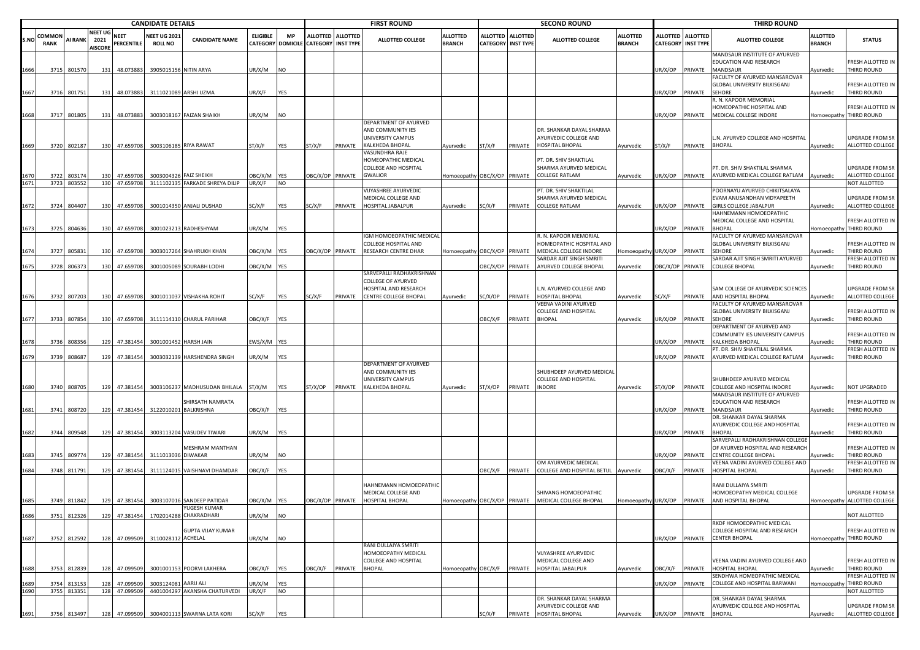| CANDIDATE DETAILS | | | | | | | | | FIRST ROUND | | | | SECOND ROUND | | | | THIRD ROUND | | | | |
|---|---|---|---|---|---|---|---|---|---|---|---|---|---|---|---|---|---|---|---|---|---|
| S.NO | COMMON RANK | AI RANK | NEET UG 2021 AISCORE | NEET PERCENTILE | NEET UG 2021 ROLL NO | CANDIDATE NAME | ELIGIBLE CATEGORY | MP DOMICILE | ALLOTTED CATEGORY | ALLOTTED INST TYPE | ALLOTTED COLLEGE | ALLOTTED BRANCH | ALLOTTED CATEGORY | ALLOTTED INST TYPE | ALLOTTED COLLEGE | ALLOTTED BRANCH | ALLOTTED CATEGORY | ALLOTTED INST TYPE | ALLOTTED COLLEGE | ALLOTTED BRANCH | STATUS |
| 1666 | 3715 | 801570 | 131 | 48.073883 | 3905015156 | NITIN ARYA | UR/X/M | NO | | | | | | | | | UR/X/OP | PRIVATE | MANDSAUR INSTITUTE OF AYURVED EDUCATION AND RESEARCH MANDSAUR | Ayurvedic | FRESH ALLOTTED IN THIRD ROUND |
| 1667 | 3716 | 801751 | 131 | 48.073883 | 3111021089 | ARSHI UZMA | UR/X/F | YES | | | | | | | | | UR/X/OP | PRIVATE | FACULTY OF AYURVED MANSAROVAR GLOBAL UNIVERSITY BILKISGANJ SEHORE | Ayurvedic | FRESH ALLOTTED IN THIRD ROUND |
| 1668 | 3717 | 801805 | 131 | 48.073883 | 3003018167 | FAIZAN SHAIKH | UR/X/M | NO | | | | | | | | | UR/X/OP | PRIVATE | R. N. KAPOOR MEMORIAL HOMEOPATHIC HOSPITAL AND MEDICAL COLLEGE INDORE | Homoeopathy | FRESH ALLOTTED IN THIRD ROUND |
| 1669 | 3720 | 802187 | 130 | 47.659708 | 3003106185 | RIYA RAWAT | ST/X/F | YES | ST/X/F | PRIVATE | DEPARTMENT OF AYURVED AND COMMUNITY IES UNIVERSITY CAMPUS KALKHEDA BHOPAL | Ayurvedic | ST/X/F | PRIVATE | DR. SHANKAR DAYAL SHARMA AYURVEDIC COLLEGE AND HOSPITAL BHOPAL | Ayurvedic | ST/X/F | PRIVATE | L.N. AYURVED COLLEGE AND HOSPITAL BHOPAL | Ayurvedic | UPGRADE FROM SR ALLOTTED COLLEGE |
| 1670 | 3722 | 803174 | 130 | 47.659708 | 3003004326 | FAIZ SHEIKH | OBC/X/M | YES | OBC/X/OP | PRIVATE | VASUNDHRA RAJE HOMEOPATHIC MEDICAL COLLEGE AND HOSPITAL GWALIOR | Homoeopathy | OBC/X/OP | PRIVATE | PT. DR. SHIV SHAKTILAL SHARMA AYURVED MEDICAL COLLEGE RATLAM | Ayurvedic | UR/X/OP | PRIVATE | PT. DR. SHIV SHAKTILAL SHARMA AYURVED MEDICAL COLLEGE RATLAM | Ayurvedic | UPGRADE FROM SR ALLOTTED COLLEGE |
| 1671 | 3723 | 803552 | 130 | 47.659708 | 3111102135 | FARKADE SHREYA DILIP | UR/X/F | NO | | | | | | | | | | | | | NOT ALLOTTED |
| 1672 | 3724 | 804407 | 130 | 47.659708 | 3001014350 | ANJALI DUSHAD | SC/X/F | YES | SC/X/F | PRIVATE | VIJYASHREE AYURVEDIC MEDICAL COLLEGE AND HOSPITAL JABALPUR | Ayurvedic | SC/X/F | PRIVATE | PT. DR. SHIV SHAKTILAL SHARMA AYURVED MEDICAL COLLEGE RATLAM | Ayurvedic | UR/X/OP | PRIVATE | POORNAYU AYURVED CHIKITSALAYA EVAM ANUSANDHAN VIDYAPEETH GIRLS COLLEGE JABALPUR | Ayurvedic | UPGRADE FROM SR ALLOTTED COLLEGE |
| 1673 | 3725 | 804636 | 130 | 47.659708 | 3001023213 | RADHESHYAM | UR/X/M | YES | | | | | | | | | UR/X/OP | PRIVATE | HAHNEMANN HOMOEOPATHIC MEDICAL COLLEGE AND HOSPITAL BHOPAL | Homoeopathy | FRESH ALLOTTED IN THIRD ROUND |
| 1674 | 3727 | 805831 | 130 | 47.659708 | 3003017264 | SHAHRUKH KHAN | OBC/X/M | YES | OBC/X/OP | PRIVATE | IGM HOMOEOPATHIC MEDICAL COLLEGE HOSPITAL AND RESEARCH CENTRE DHAR | Homoeopathy | OBC/X/OP | PRIVATE | R. N. KAPOOR MEMORIAL HOMOEOPATHIC HOSPITAL AND MEDICAL COLLEGE INDORE | Homoeopathy | UR/X/OP | PRIVATE | FACULTY OF AYURVED MANSAROVAR GLOBAL UNIVERSITY BILKISGANJ SEHORE | Ayurvedic | FRESH ALLOTTED IN THIRD ROUND |
| 1675 | 3728 | 806373 | 130 | 47.659708 | 3001005089 | SOURABH LODHI | OBC/X/M | YES | | | | | OBC/X/OP | PRIVATE | SARDAR AJIT SINGH SMRITI AYURVED COLLEGE BHOPAL | Ayurvedic | OBC/X/OP | PRIVATE | SARDAR AJIT SINGH SMRITI AYURVED COLLEGE BHOPAL | Ayurvedic | FRESH ALLOTTED IN THIRD ROUND |
| 1676 | 3732 | 807203 | 130 | 47.659708 | 3001011037 | VISHAKHA ROHIT | SC/X/F | YES | SC/X/F | PRIVATE | SARVEPALLI RADHAKRISHNAN COLLEGE OF AYURVED HOSPITAL AND RESEARCH CENTRE COLLEGE BHOPAL | Ayurvedic | SC/X/OP | PRIVATE | L.N. AYURVED COLLEGE AND HOSPITAL BHOPAL | Ayurvedic | SC/X/F | PRIVATE | SAM COLLEGE OF AYURVEDIC SCIENCES AND HOSPITAL BHOPAL | Ayurvedic | UPGRADE FROM SR ALLOTTED COLLEGE |
| 1677 | 3733 | 807854 | 130 | 47.659708 | 3111114110 | CHARUL PARIHAR | OBC/X/F | YES | | | | | OBC/X/F | PRIVATE | VEENA VADINI AYURVED COLLEGE AND HOSPITAL BHOPAL | Ayurvedic | UR/X/OP | PRIVATE | FACULTY OF AYURVED MANSAROVAR GLOBAL UNIVERSITY BILKISGANJ SEHORE | Ayurvedic | FRESH ALLOTTED IN THIRD ROUND |
| 1678 | 3736 | 808356 | 129 | 47.381454 | 3001001452 | HARSH JAIN | EWS/X/M | YES | | | | | | | | | UR/X/OP | PRIVATE | DEPARTMENT OF AYURVED AND COMMUNITY IES UNIVERSITY CAMPUS KALKHEDA BHOPAL | Ayurvedic | FRESH ALLOTTED IN THIRD ROUND |
| 1679 | 3739 | 808687 | 129 | 47.381454 | 3003032139 | HARSHENDRA SINGH | UR/X/M | YES | | | | | | | | | UR/X/OP | PRIVATE | PT. DR. SHIV SHAKTILAL SHARMA AYURVED MEDICAL COLLEGE RATLAM | Ayurvedic | FRESH ALLOTTED IN THIRD ROUND |
| 1680 | 3740 | 808705 | 129 | 47.381454 | 3003106237 | MADHUSUDAN BHILALA | ST/X/M | YES | ST/X/OP | PRIVATE | DEPARTMENT OF AYURVED AND COMMUNITY IES UNIVERSITY CAMPUS KALKHEDA BHOPAL | Ayurvedic | ST/X/OP | PRIVATE | SHUBHDEEP AYURVED MEDICAL COLLEGE AND HOSPITAL INDORE | Ayurvedic | ST/X/OP | PRIVATE | SHUBHDEEP AYURVED MEDICAL COLLEGE AND HOSPITAL INDORE | Ayurvedic | NOT UPGRADED |
| 1681 | 3741 | 808720 | 129 | 47.381454 | 3122010201 | SHIRSATH NAMRATA BALKRISHNA | OBC/X/F | YES | | | | | | | | | UR/X/OP | PRIVATE | MANDSAUR INSTITUTE OF AYURVED EDUCATION AND RESEARCH MANDSAUR | Ayurvedic | FRESH ALLOTTED IN THIRD ROUND |
| 1682 | 3744 | 809548 | 129 | 47.381454 | 3003113204 | VASUDEV TIWARI | UR/X/M | YES | | | | | | | | | UR/X/OP | PRIVATE | DR. SHANKAR DAYAL SHARMA AYURVEDIC COLLEGE AND HOSPITAL BHOPAL | Ayurvedic | FRESH ALLOTTED IN THIRD ROUND |
| 1683 | 3745 | 809774 | 129 | 47.381454 | 3111013036 | MESHRAM MANTHAN DIWAKAR | UR/X/M | NO | | | | | | | | | UR/X/OP | PRIVATE | SARVEPALLI RADHAKRISHNAN COLLEGE OF AYURVED HOSPITAL AND RESEARCH CENTRE COLLEGE BHOPAL | Ayurvedic | FRESH ALLOTTED IN THIRD ROUND |
| 1684 | 3748 | 811791 | 129 | 47.381454 | 3111124015 | VAISHNAVI DHAMDAR | OBC/X/F | YES | | | | | OBC/X/F | PRIVATE | OM AYURVEDIC MEDICAL COLLEGE AND HOSPITAL BETUL | Ayurvedic | OBC/X/F | PRIVATE | VEENA VADINI AYURVED COLLEGE AND HOSPITAL BHOPAL | Ayurvedic | FRESH ALLOTTED IN THIRD ROUND |
| 1685 | 3749 | 811842 | 129 | 47.381454 | 3003107016 | SANDEEP PATIDAR | OBC/X/M | YES | OBC/X/OP | PRIVATE | HAHNEMANN HOMOEOPATHIC MEDICAL COLLEGE AND HOSPITAL BHOPAL | Homoeopathy | OBC/X/OP | PRIVATE | SHIVANG HOMOEOPATHIC MEDICAL COLLEGE BHOPAL | Homoeopathy | UR/X/OP | PRIVATE | RANI DULLAIYA SMRITI HOMOEOPATHY MEDICAL COLLEGE AND HOSPITAL BHOPAL | Homoeopathy | UPGRADE FROM SR ALLOTTED COLLEGE |
| 1686 | 3751 | 812326 | 129 | 47.381454 | 1702014288 | YUGESH KUMAR CHAKRADHARI | UR/X/M | NO | | | | | | | | | | | | | NOT ALLOTTED |
| 1687 | 3752 | 812592 | 128 | 47.099509 | 3110028112 | GUPTA VIJAY KUMAR ACHELAL | UR/X/M | NO | | | | | | | | | UR/X/OP | PRIVATE | RKDF HOMOEOPATHIC MEDICAL COLLEGE HOSPITAL AND RESEARCH CENTER BHOPAL | Homoeopathy | FRESH ALLOTTED IN THIRD ROUND |
| 1688 | 3753 | 812839 | 128 | 47.099509 | 3001001153 | POORVI LAKHERA | OBC/X/F | YES | OBC/X/F | PRIVATE | RANI DULLAIYA SMRITI HOMOEOPATHY MEDICAL COLLEGE AND HOSPITAL BHOPAL | Homoeopathy | OBC/X/F | PRIVATE | VIJYASHREE AYURVEDIC MEDICAL COLLEGE AND HOSPITAL JABALPUR | Ayurvedic | OBC/X/F | PRIVATE | VEENA VADINI AYURVED COLLEGE AND HOSPITAL BHOPAL | Ayurvedic | FRESH ALLOTTED IN THIRD ROUND |
| 1689 | 3754 | 813153 | 128 | 47.099509 | 3003124081 | AARIJ ALI | UR/X/M | YES | | | | | | | | | UR/X/OP | PRIVATE | SENDHWA HOMEOPATHIC MEDICAL COLLEGE AND HOSPITAL BARWANI | Homoeopathy | FRESH ALLOTTED IN THIRD ROUND |
| 1690 | 3755 | 813351 | 128 | 47.099509 | 4401004297 | AKANSHA CHATURVEDI | UR/X/F | NO | | | | | | | | | | | | | NOT ALLOTTED |
| 1691 | 3756 | 813497 | 128 | 47.099509 | 3004001113 | SWARNA LATA KORI | SC/X/F | YES | | | | | SC/X/F | PRIVATE | DR. SHANKAR DAYAL SHARMA AYURVEDIC COLLEGE AND HOSPITAL BHOPAL | Ayurvedic | UR/X/OP | PRIVATE | DR. SHANKAR DAYAL SHARMA AYURVEDIC COLLEGE AND HOSPITAL BHOPAL | Ayurvedic | UPGRADE FROM SR ALLOTTED COLLEGE |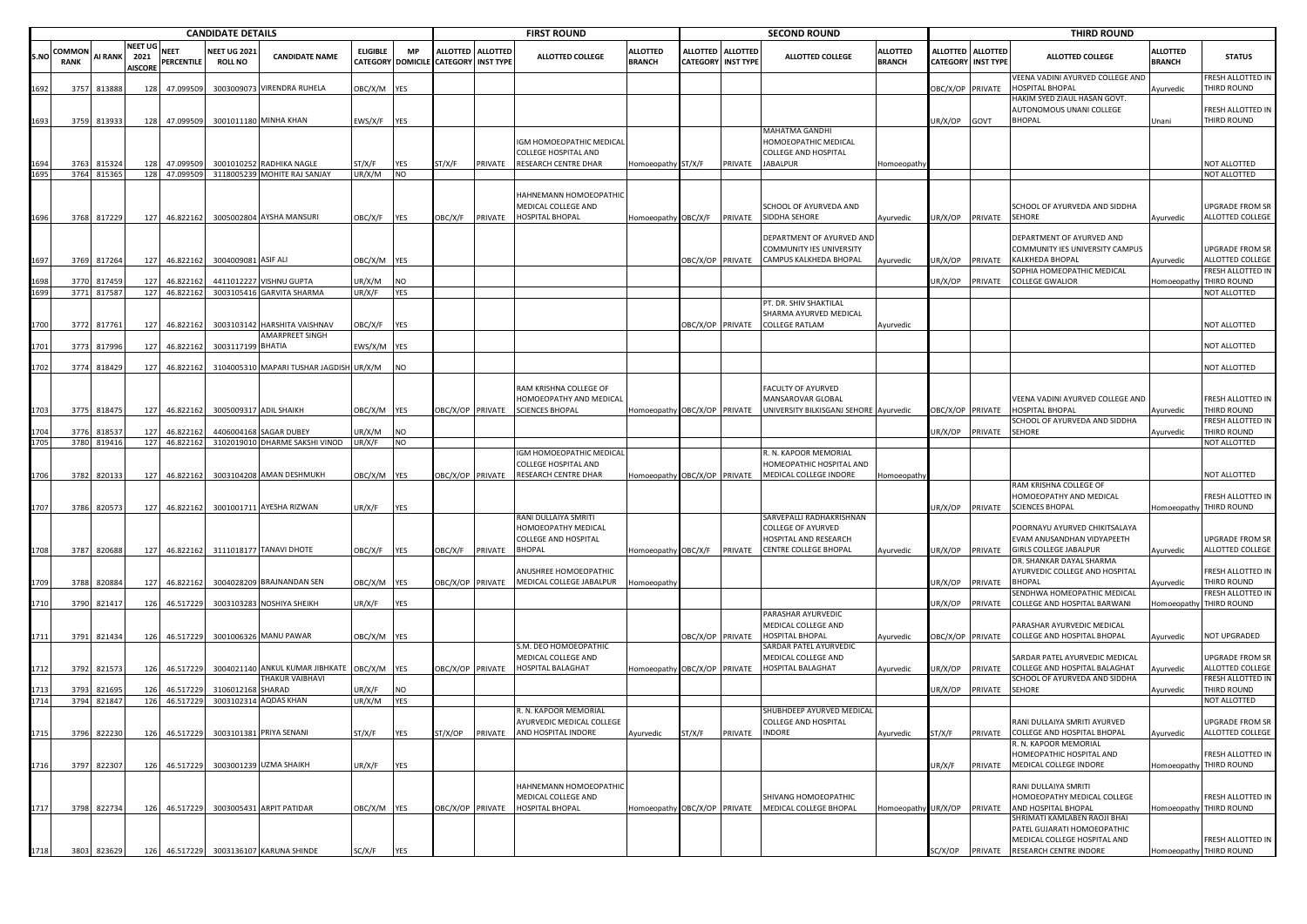| CANDIDATE DETAILS | | | | | | | | | | FIRST ROUND | | | | SECOND ROUND | | | | THIRD ROUND | | | | |
|---|---|---|---|---|---|---|---|---|---|---|---|---|---|---|---|---|---|---|---|---|---|---|
| S.NO | COMMON RANK | AI RANK | NEET UG 2021 AISCORE | NEET PERCENTILE | NEET UG 2021 ROLL NO | CANDIDATE NAME | ELIGIBLE CATEGORY | MP DOMICILE | ALLOTTED CATEGORY | ALLOTTED INST TYPE | ALLOTTED COLLEGE | ALLOTTED BRANCH | ALLOTTED CATEGORY | ALLOTTED INST TYPE | ALLOTTED COLLEGE | ALLOTTED BRANCH | ALLOTTED CATEGORY | ALLOTTED INST TYPE | ALLOTTED COLLEGE | ALLOTTED BRANCH | STATUS |
| 1692 | 3757 | 813888 | 128 | 47.099509 | 3003009073 | VIRENDRA RUHELA | OBC/X/M | YES | | | | | | | | | OBC/X/OP | PRIVATE | VEENA VADINI AYURVED COLLEGE AND HOSPITAL BHOPAL | Ayurvedic | FRESH ALLOTTED IN THIRD ROUND |
| 1693 | 3759 | 813933 | 128 | 47.099509 | 3001011180 | MINHA KHAN | EWS/X/F | YES | | | | | | | | | UR/X/OP | GOVT | HAKIM SYED ZIAUL HASAN GOVT. AUTONOMOUS UNANI COLLEGE BHOPAL | Unani | FRESH ALLOTTED IN THIRD ROUND |
| 1694 | 3763 | 815324 | 128 | 47.099509 | 3001010252 | RADHIKA NAGLE | ST/X/F | YES | ST/X/F | PRIVATE | IGM HOMOEOPATHIC MEDICAL COLLEGE HOSPITAL AND RESEARCH CENTRE DHAR | Homoeopathy | ST/X/F | PRIVATE | MAHATMA GANDHI HOMOEOPATHIC MEDICAL COLLEGE AND HOSPITAL JABALPUR | Homoeopathy | | | | | NOT ALLOTTED |
| 1695 | 3764 | 815365 | 128 | 47.099509 | 3118005239 | MOHITE RAJ SANJAY | UR/X/M | NO | | | | | | | | | | | | | NOT ALLOTTED |
| 1696 | 3768 | 817229 | 127 | 46.822162 | 3005002804 | AYSHA MANSURI | OBC/X/F | YES | OBC/X/F | PRIVATE | HAHNEMANN HOMOEOPATHIC MEDICAL COLLEGE AND HOSPITAL BHOPAL | Homoeopathy | OBC/X/F | PRIVATE | SCHOOL OF AYURVEDA AND SIDDHA SEHORE | Ayurvedic | UR/X/OP | PRIVATE | SCHOOL OF AYURVEDA AND SIDDHA SEHORE | Ayurvedic | UPGRADE FROM SR ALLOTTED COLLEGE |
| 1697 | 3769 | 817264 | 127 | 46.822162 | 3004009081 | ASIF ALI | OBC/X/M | YES | | | | | OBC/X/OP | PRIVATE | DEPARTMENT OF AYURVED AND COMMUNITY IES UNIVERSITY CAMPUS KALKHEDA BHOPAL | Ayurvedic | UR/X/OP | PRIVATE | DEPARTMENT OF AYURVED AND COMMUNITY IES UNIVERSITY CAMPUS KALKHEDA BHOPAL | Ayurvedic | UPGRADE FROM SR ALLOTTED COLLEGE |
| 1698 | 3770 | 817459 | 127 | 46.822162 | 4411012227 | VISHNU GUPTA | UR/X/M | NO | | | | | | | | | UR/X/OP | PRIVATE | SOPHIA HOMOEOPATHIC MEDICAL COLLEGE GWALIOR | Homoeopathy | FRESH ALLOTTED IN THIRD ROUND |
| 1699 | 3771 | 817587 | 127 | 46.822162 | 3003105416 | GARVITA SHARMA | UR/X/F | YES | | | | | | | | | | | | | NOT ALLOTTED |
| 1700 | 3772 | 817761 | 127 | 46.822162 | 3003103142 | HARSHITA VAISHNAV | OBC/X/F | YES | | | | | OBC/X/OP | PRIVATE | PT. DR. SHIV SHAKTILAL SHARMA AYURVED MEDICAL COLLEGE RATLAM | Ayurvedic | | | | | NOT ALLOTTED |
| 1701 | 3773 | 817996 | 127 | 46.822162 | 3003117199 | AMARPREET SINGH BHATIA | EWS/X/M | YES | | | | | | | | | | | | | NOT ALLOTTED |
| 1702 | 3774 | 818429 | 127 | 46.822162 | 3104005310 | MAPARI TUSHAR JAGDISH | UR/X/M | NO | | | | | | | | | | | | | NOT ALLOTTED |
| 1703 | 3775 | 818475 | 127 | 46.822162 | 3005009317 | ADIL SHAIKH | OBC/X/M | YES | OBC/X/OP | PRIVATE | RAM KRISHNA COLLEGE OF HOMOEOPATHY AND MEDICAL SCIENCES BHOPAL | Homoeopathy | OBC/X/OP | PRIVATE | FACULTY OF AYURVED MANSAROVAR GLOBAL UNIVERSITY BILKISGANJ SEHORE | Ayurvedic | OBC/X/OP | PRIVATE | VEENA VADINI AYURVED COLLEGE AND HOSPITAL BHOPAL | Ayurvedic | FRESH ALLOTTED IN THIRD ROUND |
| 1704 | 3776 | 818537 | 127 | 46.822162 | 4406004168 | SAGAR DUBEY | UR/X/M | NO | | | | | | | | | UR/X/OP | PRIVATE | SCHOOL OF AYURVEDA AND SIDDHA SEHORE | Ayurvedic | FRESH ALLOTTED IN THIRD ROUND |
| 1705 | 3780 | 819416 | 127 | 46.822162 | 3102019010 | DHARME SAKSHI VINOD | UR/X/F | NO | | | | | | | | | | | | | NOT ALLOTTED |
| 1706 | 3782 | 820133 | 127 | 46.822162 | 3003104208 | AMAN DESHMUKH | OBC/X/M | YES | OBC/X/OP | PRIVATE | IGM HOMOEOPATHIC MEDICAL COLLEGE HOSPITAL AND RESEARCH CENTRE DHAR | Homoeopathy | OBC/X/OP | PRIVATE | R. N. KAPOOR MEMORIAL HOMEOPATHIC HOSPITAL AND MEDICAL COLLEGE INDORE | Homoeopathy | | | | | NOT ALLOTTED |
| 1707 | 3786 | 820573 | 127 | 46.822162 | 3001001711 | AYESHA RIZWAN | UR/X/F | YES | | | | | | | | | UR/X/OP | PRIVATE | RAM KRISHNA COLLEGE OF HOMOEOPATHY AND MEDICAL SCIENCES BHOPAL | Homoeopathy | FRESH ALLOTTED IN THIRD ROUND |
| 1708 | 3787 | 820688 | 127 | 46.822162 | 3111018177 | TANAVI DHOTE | OBC/X/F | YES | OBC/X/F | PRIVATE | RANI DULLAIYA SMRITI HOMOEOPATHY MEDICAL COLLEGE AND HOSPITAL BHOPAL | Homoeopathy | OBC/X/F | PRIVATE | SARVEPALLI RADHAKRISHNAN COLLEGE OF AYURVED HOSPITAL AND RESEARCH CENTRE COLLEGE BHOPAL | Ayurvedic | UR/X/OP | PRIVATE | POORNAYU AYURVED CHIKITSALAYA EVAM ANUSANDHAN VIDYAPEETH GIRLS COLLEGE JABALPUR | Ayurvedic | UPGRADE FROM SR ALLOTTED COLLEGE |
| 1709 | 3788 | 820884 | 127 | 46.822162 | 3004028209 | BRAJNANDAN SEN | OBC/X/M | YES | OBC/X/OP | PRIVATE | ANUSHREE HOMOEOPATHIC MEDICAL COLLEGE JABALPUR | Homoeopathy | | | | | UR/X/OP | PRIVATE | DR. SHANKAR DAYAL SHARMA AYURVEDIC COLLEGE AND HOSPITAL BHOPAL | Ayurvedic | FRESH ALLOTTED IN THIRD ROUND |
| 1710 | 3790 | 821417 | 126 | 46.517229 | 3003103283 | NOSHIYA SHEIKH | UR/X/F | YES | | | | | | | | | UR/X/OP | PRIVATE | SENDHWA HOMEOPATHIC MEDICAL COLLEGE AND HOSPITAL BARWANI | Homoeopathy | FRESH ALLOTTED IN THIRD ROUND |
| 1711 | 3791 | 821434 | 126 | 46.517229 | 3001006326 | MANU PAWAR | OBC/X/M | YES | | | | | OBC/X/OP | PRIVATE | PARASHAR AYURVEDIC MEDICAL COLLEGE AND HOSPITAL BHOPAL | Ayurvedic | OBC/X/OP | PRIVATE | PARASHAR AYURVEDIC MEDICAL COLLEGE AND HOSPITAL BHOPAL | Ayurvedic | NOT UPGRADED |
| 1712 | 3792 | 821573 | 126 | 46.517229 | 3004021140 | ANKUL KUMAR JIBHKATE | OBC/X/M | YES | OBC/X/OP | PRIVATE | S.M. DEO HOMOEOPATHIC MEDICAL COLLEGE AND HOSPITAL BALAGHAT | Homoeopathy | OBC/X/OP | PRIVATE | SARDAR PATEL AYURVEDIC MEDICAL COLLEGE AND HOSPITAL BALAGHAT | Ayurvedic | UR/X/OP | PRIVATE | SARDAR PATEL AYURVEDIC MEDICAL COLLEGE AND HOSPITAL BALAGHAT | Ayurvedic | UPGRADE FROM SR ALLOTTED COLLEGE |
| 1713 | 3793 | 821695 | 126 | 46.517229 | 3106012168 | THAKUR VAIBHAVI SHARAD | UR/X/F | NO | | | | | | | | | UR/X/OP | PRIVATE | SCHOOL OF AYURVEDA AND SIDDHA SEHORE | Ayurvedic | FRESH ALLOTTED IN THIRD ROUND |
| 1714 | 3794 | 821847 | 126 | 46.517229 | 3003102314 | AQDAS KHAN | UR/X/M | YES | | | | | | | | | | | | | NOT ALLOTTED |
| 1715 | 3796 | 822230 | 126 | 46.517229 | 3003101381 | PRIYA SENANI | ST/X/F | YES | ST/X/OP | PRIVATE | R. N. KAPOOR MEMORIAL AYURVEDIC MEDICAL COLLEGE AND HOSPITAL INDORE | Ayurvedic | ST/X/F | PRIVATE | SHUBHDEEP AYURVED MEDICAL COLLEGE AND HOSPITAL INDORE | Ayurvedic | ST/X/F | PRIVATE | RANI DULLAIYA SMRITI AYURVED COLLEGE AND HOSPITAL BHOPAL | Ayurvedic | UPGRADE FROM SR ALLOTTED COLLEGE |
| 1716 | 3797 | 822307 | 126 | 46.517229 | 3003001239 | UZMA SHAIKH | UR/X/F | YES | | | | | | | | | UR/X/F | PRIVATE | R. N. KAPOOR MEMORIAL HOMEOPATHIC HOSPITAL AND MEDICAL COLLEGE INDORE | Homoeopathy | FRESH ALLOTTED IN THIRD ROUND |
| 1717 | 3798 | 822734 | 126 | 46.517229 | 3003005431 | ARPIT PATIDAR | OBC/X/M | YES | OBC/X/OP | PRIVATE | HAHNEMANN HOMOEOPATHIC MEDICAL COLLEGE AND HOSPITAL BHOPAL | Homoeopathy | OBC/X/OP | PRIVATE | SHIVANG HOMOEOPATHIC MEDICAL COLLEGE BHOPAL | Homoeopathy | UR/X/OP | PRIVATE | RANI DULLAIYA SMRITI HOMOEOPATHY MEDICAL COLLEGE AND HOSPITAL BHOPAL | Homoeopathy | FRESH ALLOTTED IN THIRD ROUND |
| 1718 | 3803 | 823629 | 126 | 46.517229 | 3003136107 | KARUNA SHINDE | SC/X/F | YES | | | | | | | | | SC/X/OP | PRIVATE | SHRIMATI KAMLABEN RAOJI BHAI PATEL GUJARATI HOMOEOPATHIC MEDICAL COLLEGE HOSPITAL AND RESEARCH CENTRE INDORE | Homoeopathy | FRESH ALLOTTED IN THIRD ROUND |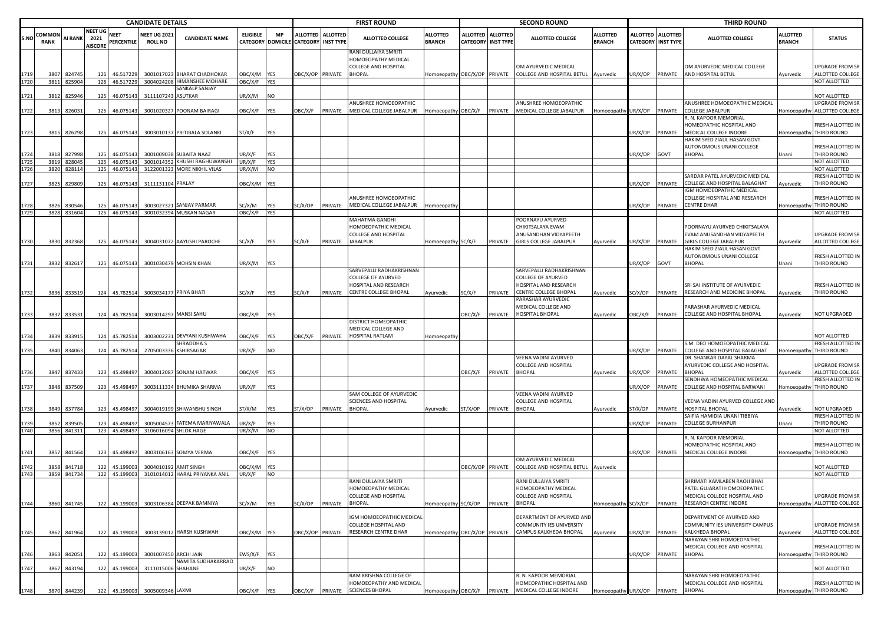| CANDIDATE DETAILS | | | | | | | | | FIRST ROUND | | | | | SECOND ROUND | | | | | THIRD ROUND | | | | | |
|---|---|---|---|---|---|---|---|---|---|---|---|---|---|---|---|---|---|---|---|---|---|---|---|---|
| S.NO | COMMON RANK | AI RANK | NEET UG 2021 AISCORE | NEET PERCENTILE | NEET UG 2021 ROLL NO | CANDIDATE NAME | ELIGIBLE CATEGORY | MP DOMICILE | ALLOTTED CATEGORY | ALLOTTED INST TYPE | ALLOTTED COLLEGE | ALLOTTED BRANCH | ALLOTTED CATEGORY | ALLOTTED INST TYPE | ALLOTTED COLLEGE | ALLOTTED BRANCH | ALLOTTED CATEGORY | ALLOTTED INST TYPE | ALLOTTED COLLEGE | ALLOTTED BRANCH | STATUS |
| 1719 | 3807 | 824745 | 126 | 46.517229 | 3001017023 | BHARAT CHADHOKAR | OBC/X/M | YES | OBC/X/OP | PRIVATE | RANI DULLAIYA SMRITI HOMOEOPATHY MEDICAL COLLEGE AND HOSPITAL BHOPAL | Homoeopathy | OBC/X/OP | PRIVATE | OM AYURVEDIC MEDICAL COLLEGE AND HOSPITAL BETUL | Ayurvedic | UR/X/OP | PRIVATE | OM AYURVEDIC MEDICAL COLLEGE AND HOSPITAL BETUL | Ayurvedic | UPGRADE FROM SR ALLOTTED COLLEGE |
| 1720 | 3811 | 825904 | 126 | 46.517229 | 3004024208 | HIMANSHEE MOHARE | OBC/X/F | YES | | | | | | | | | | | | | NOT ALLOTTED |
| 1721 | 3812 | 825946 | 125 | 46.075143 | 3111107243 | SANKALP SANJAY ASUTKAR | UR/X/M | NO | | | | | | | | | | | | | NOT ALLOTTED |
| 1722 | 3813 | 826031 | 125 | 46.075143 | 3001020327 | POONAM BAIRAGI | OBC/X/F | YES | OBC/X/F | PRIVATE | ANUSHREE HOMOEOPATHIC MEDICAL COLLEGE JABALPUR | Homoeopathy | OBC/X/F | PRIVATE | ANUSHREE HOMOEOPATHIC MEDICAL COLLEGE JABALPUR | Homoeopathy | UR/X/OP | PRIVATE | ANUSHREE HOMOEOPATHIC MEDICAL COLLEGE JABALPUR | Homoeopathy | UPGRADE FROM SR ALLOTTED COLLEGE |
| 1723 | 3815 | 826298 | 125 | 46.075143 | 3003010137 | PRITIBALA SOLANKI | ST/X/F | YES | | | | | | | | | UR/X/OP | PRIVATE | R. N. KAPOOR MEMORIAL HOMEOPATHIC HOSPITAL AND MEDICAL COLLEGE INDORE | Homoeopathy | FRESH ALLOTTED IN THIRD ROUND |
| 1724 | 3818 | 827998 | 125 | 46.075143 | 3001009038 | SUBAITA NAAZ | UR/X/F | YES | | | | | | | | | UR/X/OP | GOVT | HAKIM SYED ZIAUL HASAN GOVT. AUTONOMOUS UNANI COLLEGE BHOPAL | Unani | FRESH ALLOTTED IN THIRD ROUND |
| 1725 | 3819 | 828045 | 125 | 46.075143 | 3001014352 | KHUSHI RAGHUWANSHI | UR/X/F | YES | | | | | | | | | | | | | NOT ALLOTTED |
| 1726 | 3820 | 828114 | 125 | 46.075143 | 3122001323 | MORE NIKHIL VILAS | UR/X/M | NO | | | | | | | | | | | | | NOT ALLOTTED |
| 1727 | 3825 | 829809 | 125 | 46.075143 | 3111131104 | PRALAY | OBC/X/M | YES | | | | | | | | | UR/X/OP | PRIVATE | SARDAR PATEL AYURVEDIC MEDICAL COLLEGE AND HOSPITAL BALAGHAT | Ayurvedic | FRESH ALLOTTED IN THIRD ROUND |
| 1728 | 3826 | 830546 | 125 | 46.075143 | 3003027321 | SANJAY PARMAR | SC/X/M | YES | SC/X/OP | PRIVATE | ANUSHREE HOMOEOPATHIC MEDICAL COLLEGE JABALPUR | Homoeopathy | | | | | UR/X/OP | PRIVATE | IGM HOMOEOPATHIC MEDICAL COLLEGE HOSPITAL AND RESEARCH CENTRE DHAR | Homoeopathy | FRESH ALLOTTED IN THIRD ROUND |
| 1729 | 3828 | 831604 | 125 | 46.075143 | 3001032394 | MUSKAN NAGAR | OBC/X/F | YES | | | | | | | | | | | | | NOT ALLOTTED |
| 1730 | 3830 | 832368 | 125 | 46.075143 | 3004031072 | AAYUSHI PAROCHE | SC/X/F | YES | SC/X/F | PRIVATE | MAHATMA GANDHI HOMOEOPATHIC MEDICAL COLLEGE AND HOSPITAL JABALPUR | Homoeopathy | SC/X/F | PRIVATE | POORNAYU AYURVED CHIKITSALAYA EVAM ANUSANDHAN VIDYAPEETH GIRLS COLLEGE JABALPUR | Ayurvedic | UR/X/OP | PRIVATE | POORNAYU AYURVED CHIKITSALAYA EVAM ANUSANDHAN VIDYAPEETH GIRLS COLLEGE JABALPUR | Ayurvedic | UPGRADE FROM SR ALLOTTED COLLEGE |
| 1731 | 3832 | 832617 | 125 | 46.075143 | 3001030479 | MOHSIN KHAN | UR/X/M | YES | | | | | | | | | UR/X/OP | GOVT | HAKIM SYED ZIAUL HASAN GOVT. AUTONOMOUS UNANI COLLEGE BHOPAL | Unani | FRESH ALLOTTED IN THIRD ROUND |
| 1732 | 3836 | 833519 | 124 | 45.782514 | 3003034177 | PRIYA BHATI | SC/X/F | YES | SC/X/F | PRIVATE | SARVEPALLI RADHAKRISHNAN COLLEGE OF AYURVED HOSPITAL AND RESEARCH CENTRE COLLEGE BHOPAL | Ayurvedic | SC/X/F | PRIVATE | SARVEPALLI RADHAKRISHNAN COLLEGE OF AYURVED HOSPITAL AND RESEARCH CENTRE COLLEGE BHOPAL | Ayurvedic | SC/X/OP | PRIVATE | SRI SAI INSTITUTE OF AYURVEDIC RESEARCH AND MEDICINE BHOPAL | Ayurvedic | FRESH ALLOTTED IN THIRD ROUND |
| 1733 | 3837 | 833531 | 124 | 45.782514 | 3003014297 | MANSI SAHU | OBC/X/F | YES | | | | | OBC/X/F | PRIVATE | PARASHAR AYURVEDIC MEDICAL COLLEGE AND HOSPITAL BHOPAL | Ayurvedic | OBC/X/F | PRIVATE | PARASHAR AYURVEDIC MEDICAL COLLEGE AND HOSPITAL BHOPAL | Ayurvedic | NOT UPGRADED |
| 1734 | 3839 | 833915 | 124 | 45.782514 | 3003002231 | DEVYANI KUSHWAHA | OBC/X/F | YES | OBC/X/F | PRIVATE | DISTRICT HOMEOPATHIC MEDICAL COLLEGE AND HOSPITAL RATLAM | Homoeopathy | | | | | | | | | NOT ALLOTTED |
| 1735 | 3840 | 834063 | 124 | 45.782514 | 2705003336 | SHRADDHA S KSHIRSAGAR | UR/X/F | NO | | | | | | | | | UR/X/OP | PRIVATE | S.M. DEO HOMOEOPATHIC MEDICAL COLLEGE AND HOSPITAL BALAGHAT | Homoeopathy | FRESH ALLOTTED IN THIRD ROUND |
| 1736 | 3847 | 837433 | 123 | 45.498497 | 3004012087 | SONAM HATWAR | OBC/X/F | YES | | | | | OBC/X/F | PRIVATE | VEENA VADINI AYURVED COLLEGE AND HOSPITAL BHOPAL | Ayurvedic | UR/X/OP | PRIVATE | DR. SHANKAR DAYAL SHARMA AYURVEDIC COLLEGE AND HOSPITAL BHOPAL | Ayurvedic | UPGRADE FROM SR ALLOTTED COLLEGE |
| 1737 | 3848 | 837509 | 123 | 45.498497 | 3003111334 | BHUMIKA SHARMA | UR/X/F | YES | | | | | | | | | UR/X/OP | PRIVATE | SENDHWA HOMOEOPATHIC MEDICAL COLLEGE AND HOSPITAL BARWANI | Homoeopathy | FRESH ALLOTTED IN THIRD ROUND |
| 1738 | 3849 | 837784 | 123 | 45.498497 | 3004019199 | SHIWANSHU SINGH | ST/X/M | YES | ST/X/OP | PRIVATE | SAM COLLEGE OF AYURVEDIC SCIENCES AND HOSPITAL BHOPAL | Ayurvedic | ST/X/OP | PRIVATE | VEENA VADINI AYURVED COLLEGE AND HOSPITAL BHOPAL | Ayurvedic | ST/X/OP | PRIVATE | VEENA VADINI AYURVED COLLEGE AND HOSPITAL BHOPAL | Ayurvedic | NOT UPGRADED |
| 1739 | 3852 | 839505 | 123 | 45.498497 | 3005004573 | FATEMA MARIYAWALA | UR/X/F | YES | | | | | | | | | UR/X/OP | PRIVATE | SAIFIA HAMIDIA UNANI TIBBIYA COLLEGE BURHANPUR | Unani | FRESH ALLOTTED IN THIRD ROUND |
| 1740 | 3856 | 841311 | 123 | 45.498497 | 3106016094 | SHLOK HAGE | UR/X/M | NO | | | | | | | | | | | | | NOT ALLOTTED |
| 1741 | 3857 | 841564 | 123 | 45.498497 | 3003106163 | SOMYA VERMA | OBC/X/F | YES | | | | | | | | | UR/X/OP | PRIVATE | R. N. KAPOOR MEMORIAL HOMEOPATHIC HOSPITAL AND MEDICAL COLLEGE INDORE | Homoeopathy | FRESH ALLOTTED IN THIRD ROUND |
| 1742 | 3858 | 841718 | 122 | 45.199003 | 3004010192 | AMIT SINGH | OBC/X/M | YES | | | | | OBC/X/OP | PRIVATE | OM AYURVEDIC MEDICAL COLLEGE AND HOSPITAL BETUL | Ayurvedic | | | | | NOT ALLOTTED |
| 1743 | 3859 | 841734 | 122 | 45.199003 | 3101014012 | HARAL PRIYANKA ANIL | UR/X/F | NO | | | | | | | | | | | | | NOT ALLOTTED |
| 1744 | 3860 | 841745 | 122 | 45.199003 | 3003106384 | DEEPAK BAMNIYA | SC/X/M | YES | SC/X/OP | PRIVATE | RANI DULLAIYA SMRITI HOMOEOPATHY MEDICAL COLLEGE AND HOSPITAL BHOPAL | Homoeopathy | SC/X/OP | PRIVATE | RANI DULLAIYA SMRITI HOMOEOPATHY MEDICAL COLLEGE AND HOSPITAL BHOPAL | Homoeopathy | SC/X/OP | PRIVATE | SHRIMATI KAMLABEN RAOJI BHAI PATEL GUJARATI HOMOEOPATHIC MEDICAL COLLEGE HOSPITAL AND RESEARCH CENTRE INDORE | Homoeopathy | UPGRADE FROM SR ALLOTTED COLLEGE |
| 1745 | 3862 | 841964 | 122 | 45.199003 | 3003139012 | HARSH KUSHWAH | OBC/X/M | YES | OBC/X/OP | PRIVATE | IGM HOMOEOPATHIC MEDICAL COLLEGE HOSPITAL AND RESEARCH CENTRE DHAR | Homoeopathy | OBC/X/OP | PRIVATE | DEPARTMENT OF AYURVED AND COMMUNITY IES UNIVERSITY CAMPUS KALKHEDA BHOPAL | Ayurvedic | UR/X/OP | PRIVATE | DEPARTMENT OF AYURVED AND COMMUNITY IES UNIVERSITY CAMPUS KALKHEDA BHOPAL | Ayurvedic | UPGRADE FROM SR ALLOTTED COLLEGE |
| 1746 | 3863 | 842051 | 122 | 45.199003 | 3001007450 | ARCHI JAIN | EWS/X/F | YES | | | | | | | | | UR/X/OP | PRIVATE | NARAYAN SHRI HOMOEOPATHIC MEDICAL COLLEGE AND HOSPITAL BHOPAL | Homoeopathy | FRESH ALLOTTED IN THIRD ROUND |
| 1747 | 3867 | 843194 | 122 | 45.199003 | 3111015006 | NAMITA SUDHAKARRAO SHAHANE | UR/X/F | NO | | | | | | | | | | | | | NOT ALLOTTED |
| 1748 | 3870 | 844239 | 122 | 45.199003 | 3005009346 | LAXMI | OBC/X/F | YES | OBC/X/F | PRIVATE | RAM KRISHNA COLLEGE OF HOMOEOPATHY AND MEDICAL SCIENCES BHOPAL | Homoeopathy | OBC/X/F | PRIVATE | R. N. KAPOOR MEMORIAL HOMEOPATHIC HOSPITAL AND MEDICAL COLLEGE INDORE | Homoeopathy | UR/X/OP | PRIVATE | NARAYAN SHRI HOMOEOPATHIC MEDICAL COLLEGE AND HOSPITAL BHOPAL | Homoeopathy | FRESH ALLOTTED IN THIRD ROUND |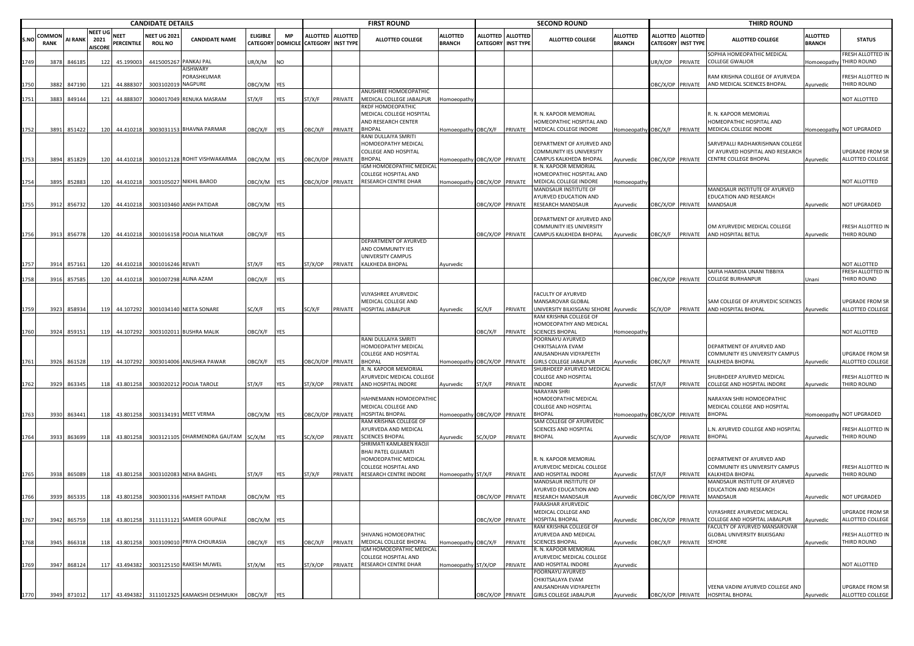| CANDIDATE DETAILS | | | | | | | | | FIRST ROUND | | | | SECOND ROUND | | | | THIRD ROUND | | | | |
|---|---|---|---|---|---|---|---|---|---|---|---|---|---|---|---|---|---|---|---|---|---|
| S.NO | COMMON RANK | AI RANK | NEET UG 2021 AISCORE | NEET PERCENTILE | NEET UG 2021 ROLL NO | CANDIDATE NAME | ELIGIBLE CATEGORY | MP DOMICILE | ALLOTTED CATEGORY | ALLOTTED INST TYPE | ALLOTTED COLLEGE | ALLOTTED BRANCH | ALLOTTED CATEGORY | ALLOTTED INST TYPE | ALLOTTED COLLEGE | ALLOTTED BRANCH | ALLOTTED CATEGORY | ALLOTTED INST TYPE | ALLOTTED COLLEGE | ALLOTTED BRANCH | STATUS |
| 1749 | 3878 | 846185 | 122 | 45.199003 | 4415005267 | PANKAJ PAL | UR/X/M | NO | | | | | | | | | UR/X/OP | PRIVATE | SOPHIA HOMEOPATHIC MEDICAL COLLEGE GWALIOR | Homoeopathy | FRESH ALLOTTED IN THIRD ROUND |
| 1750 | 3882 | 847190 | 121 | 44.888307 | 3003102019 | AISHWARY PORASHKUMAR NAGPURE | OBC/X/M | YES | | | | | | | | | OBC/X/OP | PRIVATE | RAM KRISHNA COLLEGE OF AYURVEDA AND MEDICAL SCIENCES BHOPAL | Ayurvedic | FRESH ALLOTTED IN THIRD ROUND |
| 1751 | 3883 | 849144 | 121 | 44.888307 | 3004017049 | RENUKA MASRAM | ST/X/F | YES | ST/X/F | PRIVATE | ANUSHREE HOMOEOPATHIC MEDICAL COLLEGE JABALPUR | Homoeopathy | | | | | | | | | NOT ALLOTTED |
| 1752 | 3891 | 851422 | 120 | 44.410218 | 3003031153 | BHAVNA PARMAR | OBC/X/F | YES | OBC/X/F | PRIVATE | RKDF HOMOEOPATHIC MEDICAL COLLEGE HOSPITAL AND RESEARCH CENTER BHOPAL | Homoeopathy | OBC/X/F | PRIVATE | R. N. KAPOOR MEMORIAL HOMEOPATHIC HOSPITAL AND MEDICAL COLLEGE INDORE | Homoeopathy | OBC/X/F | PRIVATE | R. N. KAPOOR MEMORIAL HOMEOPATHIC HOSPITAL AND MEDICAL COLLEGE INDORE | Homoeopathy | NOT UPGRADED |
| 1753 | 3894 | 851829 | 120 | 44.410218 | 3001012128 | ROHIT VISHWAKARMA | OBC/X/M | YES | OBC/X/OP | PRIVATE | RANI DULLAIYA SMRITI HOMOEOPATHY MEDICAL COLLEGE AND HOSPITAL BHOPAL | Homoeopathy | OBC/X/OP | PRIVATE | DEPARTMENT OF AYURVED AND COMMUNITY IES UNIVERSITY CAMPUS KALKHEDA BHOPAL | Ayurvedic | OBC/X/OP | PRIVATE | SARVEPALLI RADHAKRISHNAN COLLEGE OF AYURVED HOSPITAL AND RESEARCH CENTRE COLLEGE BHOPAL | Ayurvedic | UPGRADE FROM SR ALLOTTED COLLEGE |
| 1754 | 3895 | 852883 | 120 | 44.410218 | 3003105027 | NIKHIL BAROD | OBC/X/M | YES | OBC/X/OP | PRIVATE | IGM HOMOEOPATHIC MEDICAL COLLEGE HOSPITAL AND RESEARCH CENTRE DHAR | Homoeopathy | OBC/X/OP | PRIVATE | R. N. KAPOOR MEMORIAL HOMEOPATHIC HOSPITAL AND MEDICAL COLLEGE INDORE | Homoeopathy | | | | | NOT ALLOTTED |
| 1755 | 3912 | 856732 | 120 | 44.410218 | 3003103460 | ANSH PATIDAR | OBC/X/M | YES | | | | | OBC/X/OP | PRIVATE | MANDSAUR INSTITUTE OF AYURVED EDUCATION AND RESEARCH MANDSAUR | Ayurvedic | OBC/X/OP | PRIVATE | MANDSAUR INSTITUTE OF AYURVED EDUCATION AND RESEARCH MANDSAUR | Ayurvedic | NOT UPGRADED |
| 1756 | 3913 | 856778 | 120 | 44.410218 | 3001016158 | POOJA NILATKAR | OBC/X/F | YES | | | | | OBC/X/OP | PRIVATE | DEPARTMENT OF AYURVED AND COMMUNITY IES UNIVERSITY CAMPUS KALKHEDA BHOPAL | Ayurvedic | OBC/X/F | PRIVATE | OM AYURVEDIC MEDICAL COLLEGE AND HOSPITAL BETUL | Ayurvedic | FRESH ALLOTTED IN THIRD ROUND |
| 1757 | 3914 | 857161 | 120 | 44.410218 | 3001016246 | REVATI | ST/X/F | YES | ST/X/OP | PRIVATE | DEPARTMENT OF AYURVED AND COMMUNITY IES UNIVERSITY CAMPUS KALKHEDA BHOPAL | Ayurvedic | | | | | | | | | NOT ALLOTTED |
| 1758 | 3916 | 857585 | 120 | 44.410218 | 3001007298 | ALINA AZAM | OBC/X/F | YES | | | | | | | | | OBC/X/OP | PRIVATE | SAIFIA HAMIDIA UNANI TIBBIYA COLLEGE BURHANPUR | Unani | FRESH ALLOTTED IN THIRD ROUND |
| 1759 | 3923 | 858934 | 119 | 44.107292 | 3001034140 | NEETA SONARE | SC/X/F | YES | SC/X/F | PRIVATE | VIJYASHREE AYURVEDIC MEDICAL COLLEGE AND HOSPITAL JABALPUR | Ayurvedic | SC/X/F | PRIVATE | FACULTY OF AYURVED MANSAROVAR GLOBAL UNIVERSITY BILKISGANJ SEHORE | Ayurvedic | SC/X/OP | PRIVATE | SAM COLLEGE OF AYURVEDIC SCIENCES AND HOSPITAL BHOPAL | Ayurvedic | UPGRADE FROM SR ALLOTTED COLLEGE |
| 1760 | 3924 | 859151 | 119 | 44.107292 | 3003102011 | BUSHRA MALIK | OBC/X/F | YES | | | | | OBC/X/F | PRIVATE | RAM KRISHNA COLLEGE OF HOMOEOPATHY AND MEDICAL SCIENCES BHOPAL | Homoeopathy | | | | | NOT ALLOTTED |
| 1761 | 3926 | 861528 | 119 | 44.107292 | 3003014006 | ANUSHKA PAWAR | OBC/X/F | YES | OBC/X/OP | PRIVATE | RANI DULLAIYA SMRITI HOMOEOPATHY MEDICAL COLLEGE AND HOSPITAL BHOPAL | Homoeopathy | OBC/X/OP | PRIVATE | POORNAYU AYURVED CHIKITSALAYA EVAM ANUSANDHAN VIDYAPEETH GIRLS COLLEGE JABALPUR | Ayurvedic | OBC/X/F | PRIVATE | DEPARTMENT OF AYURVED AND COMMUNITY IES UNIVERSITY CAMPUS KALKHEDA BHOPAL | Ayurvedic | UPGRADE FROM SR ALLOTTED COLLEGE |
| 1762 | 3929 | 863345 | 118 | 43.801258 | 3003020212 | POOJA TAROLE | ST/X/F | YES | ST/X/OP | PRIVATE | R. N. KAPOOR MEMORIAL AYURVEDIC MEDICAL COLLEGE AND HOSPITAL INDORE | Ayurvedic | ST/X/F | PRIVATE | SHUBHDEEP AYURVED MEDICAL COLLEGE AND HOSPITAL INDORE | Ayurvedic | ST/X/F | PRIVATE | SHUBHDEEP AYURVED MEDICAL COLLEGE AND HOSPITAL INDORE | Ayurvedic | FRESH ALLOTTED IN THIRD ROUND |
| 1763 | 3930 | 863441 | 118 | 43.801258 | 3003134191 | MEET VERMA | OBC/X/M | YES | OBC/X/OP | PRIVATE | HAHNEMANN HOMOEOPATHIC MEDICAL COLLEGE AND HOSPITAL BHOPAL | Homoeopathy | OBC/X/OP | PRIVATE | NARAYAN SHRI HOMOEOPATHIC MEDICAL COLLEGE AND HOSPITAL BHOPAL | Homoeopathy | OBC/X/OP | PRIVATE | NARAYAN SHRI HOMOEOPATHIC MEDICAL COLLEGE AND HOSPITAL BHOPAL | Homoeopathy | NOT UPGRADED |
| 1764 | 3933 | 863699 | 118 | 43.801258 | 3003121105 | DHARMENDRA GAUTAM | SC/X/M | YES | SC/X/OP | PRIVATE | RAM KRISHNA COLLEGE OF AYURVEDA AND MEDICAL SCIENCES BHOPAL | Ayurvedic | SC/X/OP | PRIVATE | SAM COLLEGE OF AYURVEDIC SCIENCES AND HOSPITAL BHOPAL | Ayurvedic | SC/X/OP | PRIVATE | L.N. AYURVED COLLEGE AND HOSPITAL BHOPAL | Ayurvedic | FRESH ALLOTTED IN THIRD ROUND |
| 1765 | 3938 | 865089 | 118 | 43.801258 | 3003102083 | NEHA BAGHEL | ST/X/F | YES | ST/X/F | PRIVATE | SHRIMATI KAMLABEN RAOJI BHAI PATEL GUJARATI HOMOEOPATHIC MEDICAL COLLEGE HOSPITAL AND RESEARCH CENTRE INDORE | Homoeopathy | ST/X/F | PRIVATE | R. N. KAPOOR MEMORIAL AYURVEDIC MEDICAL COLLEGE AND HOSPITAL INDORE | Ayurvedic | ST/X/F | PRIVATE | DEPARTMENT OF AYURVED AND COMMUNITY IES UNIVERSITY CAMPUS KALKHEDA BHOPAL | Ayurvedic | FRESH ALLOTTED IN THIRD ROUND |
| 1766 | 3939 | 865335 | 118 | 43.801258 | 3003001316 | HARSHIT PATIDAR | OBC/X/M | YES | | | | | OBC/X/OP | PRIVATE | MANDSAUR INSTITUTE OF AYURVED EDUCATION AND RESEARCH MANDSAUR | Ayurvedic | OBC/X/OP | PRIVATE | MANDSAUR INSTITUTE OF AYURVED EDUCATION AND RESEARCH MANDSAUR | Ayurvedic | NOT UPGRADED |
| 1767 | 3942 | 865759 | 118 | 43.801258 | 3111131121 | SAMEER GOUPALE | OBC/X/M | YES | | | | | OBC/X/OP | PRIVATE | PARASHAR AYURVEDIC MEDICAL COLLEGE AND HOSPITAL BHOPAL | Ayurvedic | OBC/X/OP | PRIVATE | VIJYASHREE AYURVEDIC MEDICAL COLLEGE AND HOSPITAL JABALPUR | Ayurvedic | UPGRADE FROM SR ALLOTTED COLLEGE |
| 1768 | 3945 | 866318 | 118 | 43.801258 | 3003109010 | PRIYA CHOURASIA | OBC/X/F | YES | OBC/X/F | PRIVATE | SHIVANG HOMOEOPATHIC MEDICAL COLLEGE BHOPAL | Homoeopathy | OBC/X/F | PRIVATE | RAM KRISHNA COLLEGE OF AYURVEDA AND MEDICAL SCIENCES BHOPAL | Ayurvedic | OBC/X/F | PRIVATE | FACULTY OF AYURVED MANSAROVAR GLOBAL UNIVERSITY BILKISGANJ SEHORE | Ayurvedic | FRESH ALLOTTED IN THIRD ROUND |
| 1769 | 3947 | 868124 | 117 | 43.494382 | 3003125150 | RAKESH MUWEL | ST/X/M | YES | ST/X/OP | PRIVATE | IGM HOMOEOPATHIC MEDICAL COLLEGE HOSPITAL AND RESEARCH CENTRE DHAR | Homoeopathy | ST/X/OP | PRIVATE | R. N. KAPOOR MEMORIAL AYURVEDIC MEDICAL COLLEGE AND HOSPITAL INDORE | Ayurvedic | | | | | NOT ALLOTTED |
| 1770 | 3949 | 871012 | 117 | 43.494382 | 3111012325 | KAMAKSHI DESHMUKH | OBC/X/F | YES | | | | | OBC/X/OP | PRIVATE | POORNAYU AYURVED CHIKITSALAYA EVAM ANUSANDHAN VIDYAPEETH GIRLS COLLEGE JABALPUR | Ayurvedic | OBC/X/OP | PRIVATE | VEENA VADINI AYURVED COLLEGE AND HOSPITAL BHOPAL | Ayurvedic | UPGRADE FROM SR ALLOTTED COLLEGE |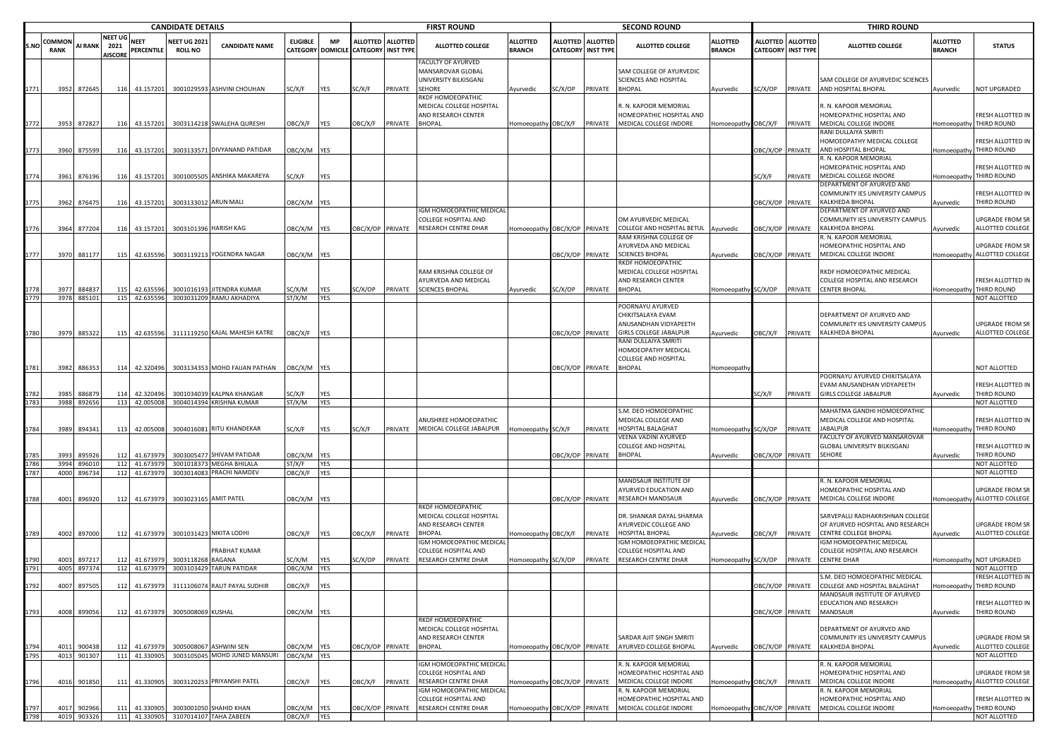| | CANDIDATE DETAILS | | | | | | | | FIRST ROUND | | | | SECOND ROUND | | | | THIRD ROUND | | | | |
|---|---|---|---|---|---|---|---|---|---|---|---|---|---|---|---|---|---|---|---|---|---|
| S.NO | COMMON RANK | AI RANK | NEET UG 2021 AISCORE | NEET PERCENTILE | NEET UG 2021 ROLL NO | CANDIDATE NAME | ELIGIBLE CATEGORY | MP DOMICILE | ALLOTTED CATEGORY | ALLOTTED INST TYPE | ALLOTTED COLLEGE | ALLOTTED BRANCH | ALLOTTED CATEGORY | ALLOTTED INST TYPE | ALLOTTED COLLEGE | ALLOTTED BRANCH | ALLOTTED CATEGORY | ALLOTTED INST TYPE | ALLOTTED COLLEGE | ALLOTTED BRANCH | STATUS |
| 1771 | 3952 | 872645 | 116 | 43.157201 | 3001029593 | ASHVINI CHOUHAN | SC/X/F | YES | SC/X/F | PRIVATE | FACULTY OF AYURVED MANSAROVAR GLOBAL UNIVERSITY BILKISGANJ SEHORE | Ayurvedic | SC/X/OP | PRIVATE | SAM COLLEGE OF AYURVEDIC SCIENCES AND HOSPITAL BHOPAL | Ayurvedic | SC/X/OP | PRIVATE | SAM COLLEGE OF AYURVEDIC SCIENCES AND HOSPITAL BHOPAL | Ayurvedic | NOT UPGRADED |
| 1772 | 3953 | 872827 | 116 | 43.157201 | 3003114218 | SWALEHA QURESHI | OBC/X/F | YES | OBC/X/F | PRIVATE | RKDF HOMOEOPATHIC MEDICAL COLLEGE HOSPITAL AND RESEARCH CENTER BHOPAL | Homoeopathy | OBC/X/F | PRIVATE | R. N. KAPOOR MEMORIAL HOMEOPATHIC HOSPITAL AND MEDICAL COLLEGE INDORE | Homoeopathy | OBC/X/F | PRIVATE | R. N. KAPOOR MEMORIAL HOMEOPATHIC HOSPITAL AND MEDICAL COLLEGE INDORE | Homoeopathy | FRESH ALLOTTED IN THIRD ROUND |
| 1773 | 3960 | 875599 | 116 | 43.157201 | 3003133571 | DIVYANAND PATIDAR | OBC/X/M | YES | | | | | | | | | OBC/X/OP | PRIVATE | RANI DULLAIYA SMRITI HOMOEOPATHY MEDICAL COLLEGE AND HOSPITAL BHOPAL | Homoeopathy | FRESH ALLOTTED IN THIRD ROUND |
| 1774 | 3961 | 876196 | 116 | 43.157201 | 3001005505 | ANSHIKA MAKAREYA | SC/X/F | YES | | | | | | | | | SC/X/F | PRIVATE | R. N. KAPOOR MEMORIAL HOMEOPATHIC HOSPITAL AND MEDICAL COLLEGE INDORE | Homoeopathy | FRESH ALLOTTED IN THIRD ROUND |
| 1775 | 3962 | 876475 | 116 | 43.157201 | 3003133012 | ARUN MALI | OBC/X/M | YES | | | | | | | | | OBC/X/OP | PRIVATE | DEPARTMENT OF AYURVED AND COMMUNITY IES UNIVERSITY CAMPUS KALKHEDA BHOPAL | Ayurvedic | FRESH ALLOTTED IN THIRD ROUND |
| 1776 | 3964 | 877204 | 116 | 43.157201 | 3003101396 | HARISH KAG | OBC/X/M | YES | OBC/X/OP | PRIVATE | IGM HOMOEOPATHIC MEDICAL COLLEGE HOSPITAL AND RESEARCH CENTRE DHAR | Homoeopathy | OBC/X/OP | PRIVATE | OM AYURVEDIC MEDICAL COLLEGE AND HOSPITAL BETUL | Ayurvedic | OBC/X/OP | PRIVATE | DEPARTMENT OF AYURVED AND COMMUNITY IES UNIVERSITY CAMPUS KALKHEDA BHOPAL | Ayurvedic | UPGRADE FROM SR ALLOTTED COLLEGE |
| 1777 | 3970 | 881177 | 115 | 42.635596 | 3003119213 | YOGENDRA NAGAR | OBC/X/M | YES | | | | | OBC/X/OP | PRIVATE | RAM KRISHNA COLLEGE OF AYURVEDA AND MEDICAL SCIENCES BHOPAL | Ayurvedic | OBC/X/OP | PRIVATE | R. N. KAPOOR MEMORIAL HOMEOPATHIC HOSPITAL AND MEDICAL COLLEGE INDORE | Homoeopathy | UPGRADE FROM SR ALLOTTED COLLEGE |
| 1778 | 3977 | 884837 | 115 | 42.635596 | 3001016193 | JITENDRA KUMAR | SC/X/M | YES | SC/X/OP | PRIVATE | RAM KRISHNA COLLEGE OF AYURVEDA AND MEDICAL SCIENCES BHOPAL | Ayurvedic | SC/X/OP | PRIVATE | RKDF HOMOEOPATHIC MEDICAL COLLEGE HOSPITAL AND RESEARCH CENTER BHOPAL | Homoeopathy | SC/X/OP | PRIVATE | RKDF HOMOEOPATHIC MEDICAL COLLEGE HOSPITAL AND RESEARCH CENTER BHOPAL | Homoeopathy | FRESH ALLOTTED IN THIRD ROUND |
| 1779 | 3978 | 885101 | 115 | 42.635596 | 3003031209 | RAMU AKHADIYA | ST/X/M | YES | | | | | | | | | | | | | NOT ALLOTTED |
| 1780 | 3979 | 885322 | 115 | 42.635596 | 3111119250 | KAJAL MAHESH KATRE | OBC/X/F | YES | | | | | OBC/X/OP | PRIVATE | POORNAYU AYURVED CHIKITSALAYA EVAM ANUSANDHAN VIDYAPEETH GIRLS COLLEGE JABALPUR | Ayurvedic | OBC/X/F | PRIVATE | DEPARTMENT OF AYURVED AND COMMUNITY IES UNIVERSITY CAMPUS KALKHEDA BHOPAL | Ayurvedic | UPGRADE FROM SR ALLOTTED COLLEGE |
| 1781 | 3982 | 886353 | 114 | 42.320496 | 3003134353 | MOHD FAIJAN PATHAN | OBC/X/M | YES | | | | | OBC/X/OP | PRIVATE | RANI DULLAIYA SMRITI HOMOEOPATHY MEDICAL COLLEGE AND HOSPITAL BHOPAL | Homoeopathy | | | | | NOT ALLOTTED |
| 1782 | 3985 | 886879 | 114 | 42.320496 | 3001034039 | KALPNA KHANGAR | SC/X/F | YES | | | | | | | | | SC/X/F | PRIVATE | POORNAYU AYURVED CHIKITSALAYA EVAM ANUSANDHAN VIDYAPEETH GIRLS COLLEGE JABALPUR | Ayurvedic | FRESH ALLOTTED IN THIRD ROUND |
| 1783 | 3988 | 892656 | 113 | 42.005008 | 3004014394 | KRISHNA KUMAR | ST/X/M | YES | | | | | | | | | | | | | NOT ALLOTTED |
| 1784 | 3989 | 894341 | 113 | 42.005008 | 3004016081 | RITU KHANDEKAR | SC/X/F | YES | SC/X/F | PRIVATE | ANUSHREE HOMOEOPATHIC MEDICAL COLLEGE JABALPUR | Homoeopathy | SC/X/F | PRIVATE | S.M. DEO HOMOEOPATHIC MEDICAL COLLEGE AND HOSPITAL BALAGHAT | Homoeopathy | SC/X/OP | PRIVATE | MAHATMA GANDHI HOMOEOPATHIC MEDICAL COLLEGE AND HOSPITAL JABALPUR | Homoeopathy | FRESH ALLOTTED IN THIRD ROUND |
| 1785 | 3993 | 895926 | 112 | 41.673979 | 3003005477 | SHIVAM PATIDAR | OBC/X/M | YES | | | | | OBC/X/OP | PRIVATE | VEENA VADINI AYURVED COLLEGE AND HOSPITAL BHOPAL | Ayurvedic | OBC/X/OP | PRIVATE | FACULTY OF AYURVED MANSAROVAR GLOBAL UNIVERSITY BILKISGANJ SEHORE | Ayurvedic | FRESH ALLOTTED IN THIRD ROUND |
| 1786 | 3994 | 896010 | 112 | 41.673979 | 3001018373 | MEGHA BHILALA | ST/X/F | YES | | | | | | | | | | | | | NOT ALLOTTED |
| 1787 | 4000 | 896734 | 112 | 41.673979 | 3003014083 | PRACHI NAMDEV | OBC/X/F | YES | | | | | | | | | | | | | NOT ALLOTTED |
| 1788 | 4001 | 896920 | 112 | 41.673979 | 3003023165 | AMIT PATEL | OBC/X/M | YES | | | | | OBC/X/OP | PRIVATE | MANDSAUR INSTITUTE OF AYURVED EDUCATION AND RESEARCH MANDSAUR | Ayurvedic | OBC/X/OP | PRIVATE | R. N. KAPOOR MEMORIAL HOMEOPATHIC HOSPITAL AND MEDICAL COLLEGE INDORE | Homoeopathy | UPGRADE FROM SR ALLOTTED COLLEGE |
| 1789 | 4002 | 897000 | 112 | 41.673979 | 3001031423 | NIKITA LODHI | OBC/X/F | YES | OBC/X/F | PRIVATE | RKDF HOMOEOPATHIC MEDICAL COLLEGE HOSPITAL AND RESEARCH CENTER BHOPAL | Homoeopathy | OBC/X/F | PRIVATE | DR. SHANKAR DAYAL SHARMA AYURVEDIC COLLEGE AND HOSPITAL BHOPAL | Ayurvedic | OBC/X/F | PRIVATE | SARVEPALLI RADHAKRISHNAN COLLEGE OF AYURVED HOSPITAL AND RESEARCH CENTRE COLLEGE BHOPAL | Ayurvedic | UPGRADE FROM SR ALLOTTED COLLEGE |
| 1790 | 4003 | 897217 | 112 | 41.673979 | 3003118268 | PRABHAT KUMAR BAGANA | SC/X/M | YES | SC/X/OP | PRIVATE | IGM HOMOEOPATHIC MEDICAL COLLEGE HOSPITAL AND RESEARCH CENTRE DHAR | Homoeopathy | SC/X/OP | PRIVATE | IGM HOMOEOPATHIC MEDICAL COLLEGE HOSPITAL AND RESEARCH CENTRE DHAR | Homoeopathy | SC/X/OP | PRIVATE | IGM HOMOEOPATHIC MEDICAL COLLEGE HOSPITAL AND RESEARCH CENTRE DHAR | Homoeopathy | NOT UPGRADED |
| 1791 | 4005 | 897374 | 112 | 41.673979 | 3003103429 | TARUN PATIDAR | OBC/X/M | YES | | | | | | | | | | | | | NOT ALLOTTED |
| 1792 | 4007 | 897505 | 112 | 41.673979 | 3111106074 | RAUT PAYAL SUDHIR | OBC/X/F | YES | | | | | | | | | OBC/X/OP | PRIVATE | S.M. DEO HOMOEOPATHIC MEDICAL COLLEGE AND HOSPITAL BALAGHAT | Homoeopathy | FRESH ALLOTTED IN THIRD ROUND |
| 1793 | 4008 | 899056 | 112 | 41.673979 | 3005008069 | KUSHAL | OBC/X/M | YES | | | | | | | | | OBC/X/OP | PRIVATE | MANDSAUR INSTITUTE OF AYURVED EDUCATION AND RESEARCH MANDSAUR | Ayurvedic | FRESH ALLOTTED IN THIRD ROUND |
| 1794 | 4011 | 900438 | 112 | 41.673979 | 3005008067 | ASHWINI SEN | OBC/X/M | YES | OBC/X/OP | PRIVATE | RKDF HOMOEOPATHIC MEDICAL COLLEGE HOSPITAL AND RESEARCH CENTER BHOPAL | Homoeopathy | OBC/X/OP | PRIVATE | SARDAR AJIT SINGH SMRITI AYURVED COLLEGE BHOPAL | Ayurvedic | OBC/X/OP | PRIVATE | DEPARTMENT OF AYURVED AND COMMUNITY IES UNIVERSITY CAMPUS KALKHEDA BHOPAL | Ayurvedic | UPGRADE FROM SR ALLOTTED COLLEGE |
| 1795 | 4013 | 901307 | 111 | 41.330905 | 3003105045 | MOHD JUNED MANSURI | OBC/X/M | YES | | | | | | | | | | | | | NOT ALLOTTED |
| 1796 | 4016 | 901850 | 111 | 41.330905 | 3003120253 | PRIYANSHI PATEL | OBC/X/F | YES | OBC/X/F | PRIVATE | IGM HOMOEOPATHIC MEDICAL COLLEGE HOSPITAL AND RESEARCH CENTRE DHAR | Homoeopathy | OBC/X/OP | PRIVATE | R. N. KAPOOR MEMORIAL HOMEOPATHIC HOSPITAL AND MEDICAL COLLEGE INDORE | Homoeopathy | OBC/X/F | PRIVATE | R. N. KAPOOR MEMORIAL HOMEOPATHIC HOSPITAL AND MEDICAL COLLEGE INDORE | Homoeopathy | UPGRADE FROM SR ALLOTTED COLLEGE |
| 1797 | 4017 | 902966 | 111 | 41.330905 | 3003001050 | SHAHID KHAN | OBC/X/M | YES | OBC/X/OP | PRIVATE | IGM HOMOEOPATHIC MEDICAL COLLEGE HOSPITAL AND RESEARCH CENTRE DHAR | Homoeopathy | OBC/X/OP | PRIVATE | R. N. KAPOOR MEMORIAL HOMEOPATHIC HOSPITAL AND MEDICAL COLLEGE INDORE | Homoeopathy | OBC/X/OP | PRIVATE | R. N. KAPOOR MEMORIAL HOMEOPATHIC HOSPITAL AND MEDICAL COLLEGE INDORE | Homoeopathy | FRESH ALLOTTED IN THIRD ROUND |
| 1798 | 4019 | 903326 | 111 | 41.330905 | 3107014107 | TAHA ZABEEN | OBC/X/F | YES | | | | | | | | | | | | | NOT ALLOTTED |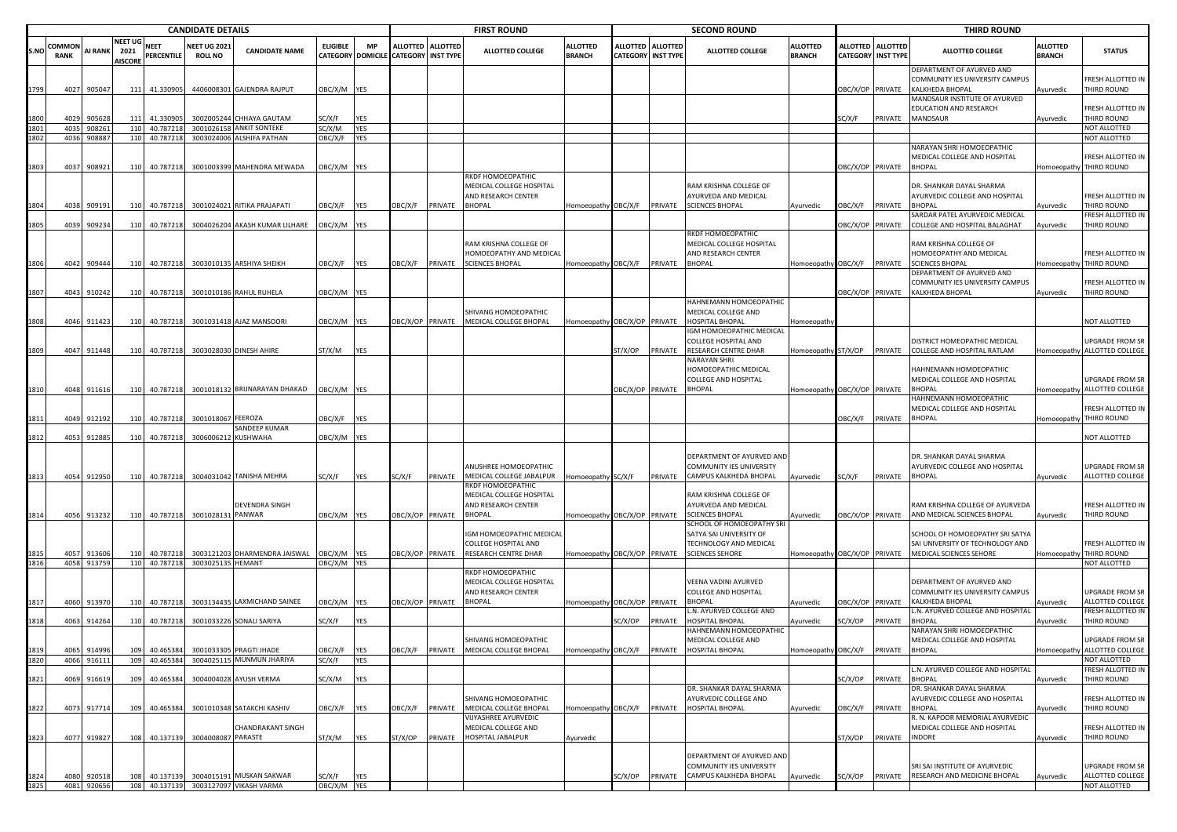| CANDIDATE DETAILS | | | | | | | | | FIRST ROUND | | | | | SECOND ROUND | | | | | THIRD ROUND | | | | | |
|---|---|---|---|---|---|---|---|---|---|---|---|---|---|---|---|---|---|---|---|---|---|---|---|---|
| S.NO | COMMON RANK | AI RANK | NEET UG 2021 AISCORE | NEET PERCENTILE | NEET UG 2021 ROLL NO | CANDIDATE NAME | ELIGIBLE CATEGORY | MP DOMICILE | ALLOTTED CATEGORY | ALLOTTED INST TYPE | ALLOTTED COLLEGE | ALLOTTED BRANCH | ALLOTTED CATEGORY | ALLOTTED INST TYPE | ALLOTTED COLLEGE | ALLOTTED BRANCH | ALLOTTED CATEGORY | ALLOTTED INST TYPE | ALLOTTED COLLEGE | ALLOTTED BRANCH | STATUS |
| 1799 | 4027 | 905047 | 111 | 41.330905 | 4406008301 | GAJENDRA RAJPUT | OBC/X/M | YES | | | | | | | | | OBC/X/OP | PRIVATE | DEPARTMENT OF AYURVED AND COMMUNITY IES UNIVERSITY CAMPUS KALKHEDA BHOPAL | Ayurvedic | FRESH ALLOTTED IN THIRD ROUND |
| 1800 | 4029 | 905628 | 111 | 41.330905 | 3002005244 | CHHAYA GAUTAM | SC/X/F | YES | | | | | | | | | SC/X/F | PRIVATE | MANDSAUR INSTITUTE OF AYURVED EDUCATION AND RESEARCH MANDSAUR | Ayurvedic | FRESH ALLOTTED IN THIRD ROUND |
| 1801 | 4035 | 908261 | 110 | 40.787218 | 3001026158 | ANKIT SONTEKE | SC/X/M | YES | | | | | | | | | | | | | NOT ALLOTTED |
| 1802 | 4036 | 908887 | 110 | 40.787218 | 3003024006 | ALSHIFA PATHAN | OBC/X/F | YES | | | | | | | | | | | | | NOT ALLOTTED |
| 1803 | 4037 | 908921 | 110 | 40.787218 | 3001003399 | MAHENDRA MEWADA | OBC/X/M | YES | | | | | | | | | OBC/X/OP | PRIVATE | NARAYAN SHRI HOMOEOPATHIC MEDICAL COLLEGE AND HOSPITAL BHOPAL | Homoeopathy | FRESH ALLOTTED IN THIRD ROUND |
| 1804 | 4038 | 909191 | 110 | 40.787218 | 3001024021 | RITIKA PRAJAPATI | OBC/X/F | YES | OBC/X/F | PRIVATE | RKDF HOMOEOPATHIC MEDICAL COLLEGE HOSPITAL AND RESEARCH CENTER BHOPAL | Homoeopathy | OBC/X/F | PRIVATE | RAM KRISHNA COLLEGE OF AYURVEDA AND MEDICAL SCIENCES BHOPAL | Ayurvedic | OBC/X/F | PRIVATE | DR. SHANKAR DAYAL SHARMA AYURVEDIC COLLEGE AND HOSPITAL BHOPAL | Ayurvedic | FRESH ALLOTTED IN THIRD ROUND |
| 1805 | 4039 | 909234 | 110 | 40.787218 | 3004026204 | AKASH KUMAR LILHARE | OBC/X/M | YES | | | | | | | | | OBC/X/OP | PRIVATE | SARDAR PATEL AYURVEDIC MEDICAL COLLEGE AND HOSPITAL BALAGHAT | Ayurvedic | FRESH ALLOTTED IN THIRD ROUND |
| 1806 | 4042 | 909444 | 110 | 40.787218 | 3003010135 | ARSHIYA SHEIKH | OBC/X/F | YES | OBC/X/F | PRIVATE | RAM KRISHNA COLLEGE OF HOMOEOPATHY AND MEDICAL SCIENCES BHOPAL | Homoeopathy | OBC/X/F | PRIVATE | RKDF HOMOEOPATHIC MEDICAL COLLEGE HOSPITAL AND RESEARCH CENTER BHOPAL | Homoeopathy | OBC/X/F | PRIVATE | RAM KRISHNA COLLEGE OF HOMOEOPATHY AND MEDICAL SCIENCES BHOPAL | Homoeopathy | FRESH ALLOTTED IN THIRD ROUND |
| 1807 | 4043 | 910242 | 110 | 40.787218 | 3001010186 | RAHUL RUHELA | OBC/X/M | YES | | | | | | | | | OBC/X/OP | PRIVATE | DEPARTMENT OF AYURVED AND COMMUNITY IES UNIVERSITY CAMPUS KALKHEDA BHOPAL | Ayurvedic | FRESH ALLOTTED IN THIRD ROUND |
| 1808 | 4046 | 911423 | 110 | 40.787218 | 3001031418 | AJAZ MANSOORI | OBC/X/M | YES | OBC/X/OP | PRIVATE | SHIVANG HOMOEOPATHIC MEDICAL COLLEGE BHOPAL | Homoeopathy | OBC/X/OP | PRIVATE | HAHNEMANN HOMOEOPATHIC MEDICAL COLLEGE AND HOSPITAL BHOPAL | Homoeopathy | | | | | NOT ALLOTTED |
| 1809 | 4047 | 911448 | 110 | 40.787218 | 3003028030 | DINESH AHIRE | ST/X/M | YES | | | | | ST/X/OP | PRIVATE | IGM HOMOEOPATHIC MEDICAL COLLEGE HOSPITAL AND RESEARCH CENTRE DHAR | Homoeopathy | ST/X/OP | PRIVATE | DISTRICT HOMEOPATHIC MEDICAL COLLEGE AND HOSPITAL RATLAM | Homoeopathy | UPGRADE FROM SR ALLOTTED COLLEGE |
| 1810 | 4048 | 911616 | 110 | 40.787218 | 3001018132 | BRIJNARAYAN DHAKAD | OBC/X/M | YES | | | | | OBC/X/OP | PRIVATE | NARAYAN SHRI HOMOEOPATHIC MEDICAL COLLEGE AND HOSPITAL BHOPAL | Homoeopathy | OBC/X/OP | PRIVATE | HAHNEMANN HOMOEOPATHIC MEDICAL COLLEGE AND HOSPITAL BHOPAL | Homoeopathy | UPGRADE FROM SR ALLOTTED COLLEGE |
| 1811 | 4049 | 912192 | 110 | 40.787218 | 3001018067 | FEEROZA | OBC/X/F | YES | | | | | | | | | OBC/X/F | PRIVATE | HAHNEMANN HOMOEOPATHIC MEDICAL COLLEGE AND HOSPITAL BHOPAL | Homoeopathy | FRESH ALLOTTED IN THIRD ROUND |
| 1812 | 4053 | 912885 | 110 | 40.787218 | 3006006212 | SANDEEP KUMAR KUSHWAHA | OBC/X/M | YES | | | | | | | | | | | | | NOT ALLOTTED |
| 1813 | 4054 | 912950 | 110 | 40.787218 | 3004031042 | TANISHA MEHRA | SC/X/F | YES | SC/X/F | PRIVATE | ANUSHREE HOMOEOPATHIC MEDICAL COLLEGE JABALPUR | Homoeopathy | SC/X/F | PRIVATE | DEPARTMENT OF AYURVED AND COMMUNITY IES UNIVERSITY CAMPUS KALKHEDA BHOPAL | Ayurvedic | SC/X/F | PRIVATE | DR. SHANKAR DAYAL SHARMA AYURVEDIC COLLEGE AND HOSPITAL BHOPAL | Ayurvedic | UPGRADE FROM SR ALLOTTED COLLEGE |
| 1814 | 4056 | 913232 | 110 | 40.787218 | 3001028131 | DEVENDRA SINGH PANWAR | OBC/X/M | YES | OBC/X/OP | PRIVATE | RKDF HOMOEOPATHIC MEDICAL COLLEGE HOSPITAL AND RESEARCH CENTER BHOPAL | Homoeopathy | OBC/X/OP | PRIVATE | RAM KRISHNA COLLEGE OF AYURVEDA AND MEDICAL SCIENCES BHOPAL | Ayurvedic | OBC/X/OP | PRIVATE | RAM KRISHNA COLLEGE OF AYURVEDA AND MEDICAL SCIENCES BHOPAL | Ayurvedic | FRESH ALLOTTED IN THIRD ROUND |
| 1815 | 4057 | 913606 | 110 | 40.787218 | 3003121203 | DHARMENDRA JAISWAL | OBC/X/M | YES | OBC/X/OP | PRIVATE | IGM HOMOEOPATHIC MEDICAL COLLEGE HOSPITAL AND RESEARCH CENTRE DHAR | Homoeopathy | OBC/X/OP | PRIVATE | SCHOOL OF HOMOEOPATHY SRI SATYA SAI UNIVERSITY OF TECHNOLOGY AND MEDICAL SCIENCES SEHORE | Homoeopathy | OBC/X/OP | PRIVATE | SCHOOL OF HOMOEOPATHY SRI SATYA SAI UNIVERSITY OF TECHNOLOGY AND MEDICAL SCIENCES SEHORE | Homoeopathy | FRESH ALLOTTED IN THIRD ROUND |
| 1816 | 4058 | 913759 | 110 | 40.787218 | 3003025135 | HEMANT | OBC/X/M | YES | | | | | | | | | | | | | NOT ALLOTTED |
| 1817 | 4060 | 913970 | 110 | 40.787218 | 3003134435 | LAXMICHAND SAINEE | OBC/X/M | YES | OBC/X/OP | PRIVATE | RKDF HOMOEOPATHIC MEDICAL COLLEGE HOSPITAL AND RESEARCH CENTER BHOPAL | Homoeopathy | OBC/X/OP | PRIVATE | VEENA VADINI AYURVED COLLEGE AND HOSPITAL BHOPAL | Ayurvedic | OBC/X/OP | PRIVATE | DEPARTMENT OF AYURVED AND COMMUNITY IES UNIVERSITY CAMPUS KALKHEDA BHOPAL | Ayurvedic | UPGRADE FROM SR ALLOTTED COLLEGE |
| 1818 | 4063 | 914264 | 110 | 40.787218 | 3001033226 | SONALI SARIYA | SC/X/F | YES | | | | | SC/X/OP | PRIVATE | L.N. AYURVED COLLEGE AND HOSPITAL BHOPAL | Ayurvedic | SC/X/OP | PRIVATE | L.N. AYURVED COLLEGE AND HOSPITAL BHOPAL | Ayurvedic | FRESH ALLOTTED IN THIRD ROUND |
| 1819 | 4065 | 914996 | 109 | 40.465384 | 3001033305 | PRAGTI JHADE | OBC/X/F | YES | OBC/X/F | PRIVATE | SHIVANG HOMOEOPATHIC MEDICAL COLLEGE BHOPAL | Homoeopathy | OBC/X/F | PRIVATE | HAHNEMANN HOMOEOPATHIC MEDICAL COLLEGE AND HOSPITAL BHOPAL | Homoeopathy | OBC/X/F | PRIVATE | NARAYAN SHRI HOMOEOPATHIC MEDICAL COLLEGE AND HOSPITAL BHOPAL | Homoeopathy | UPGRADE FROM SR ALLOTTED COLLEGE |
| 1820 | 4066 | 916111 | 109 | 40.465384 | 3004025115 | MUNMUN JHARIYA | SC/X/F | YES | | | | | | | | | | | | | NOT ALLOTTED |
| 1821 | 4069 | 916619 | 109 | 40.465384 | 3004004028 | AYUSH VERMA | SC/X/M | YES | | | | | | | | | SC/X/OP | PRIVATE | L.N. AYURVED COLLEGE AND HOSPITAL BHOPAL | Ayurvedic | FRESH ALLOTTED IN THIRD ROUND |
| 1822 | 4073 | 917714 | 109 | 40.465384 | 3001010348 | SATAKCHI KASHIV | OBC/X/F | YES | OBC/X/F | PRIVATE | SHIVANG HOMOEOPATHIC MEDICAL COLLEGE BHOPAL | Homoeopathy | OBC/X/F | PRIVATE | DR. SHANKAR DAYAL SHARMA AYURVEDIC COLLEGE AND HOSPITAL BHOPAL | Ayurvedic | OBC/X/F | PRIVATE | DR. SHANKAR DAYAL SHARMA AYURVEDIC COLLEGE AND HOSPITAL BHOPAL | Ayurvedic | FRESH ALLOTTED IN THIRD ROUND |
| 1823 | 4077 | 919827 | 108 | 40.137139 | 3004008087 | CHANDRAKANT SINGH PARASTE | ST/X/M | YES | ST/X/OP | PRIVATE | VIJYASHREE AYURVEDIC MEDICAL COLLEGE AND HOSPITAL JABALPUR | Ayurvedic | | | | | ST/X/OP | PRIVATE | R. N. KAPOOR MEMORIAL AYURVEDIC MEDICAL COLLEGE AND HOSPITAL INDORE | Ayurvedic | FRESH ALLOTTED IN THIRD ROUND |
| 1824 | 4080 | 920518 | 108 | 40.137139 | 3004015191 | MUSKAN SAKWAR | SC/X/F | YES | | | | | SC/X/OP | PRIVATE | DEPARTMENT OF AYURVED AND COMMUNITY IES UNIVERSITY CAMPUS KALKHEDA BHOPAL | Ayurvedic | SC/X/OP | PRIVATE | SRI SAI INSTITUTE OF AYURVEDIC RESEARCH AND MEDICINE BHOPAL | Ayurvedic | UPGRADE FROM SR ALLOTTED COLLEGE |
| 1825 | 4081 | 920656 | 108 | 40.137139 | 3003127097 | VIKASH VARMA | OBC/X/M | YES | | | | | | | | | | | | | NOT ALLOTTED |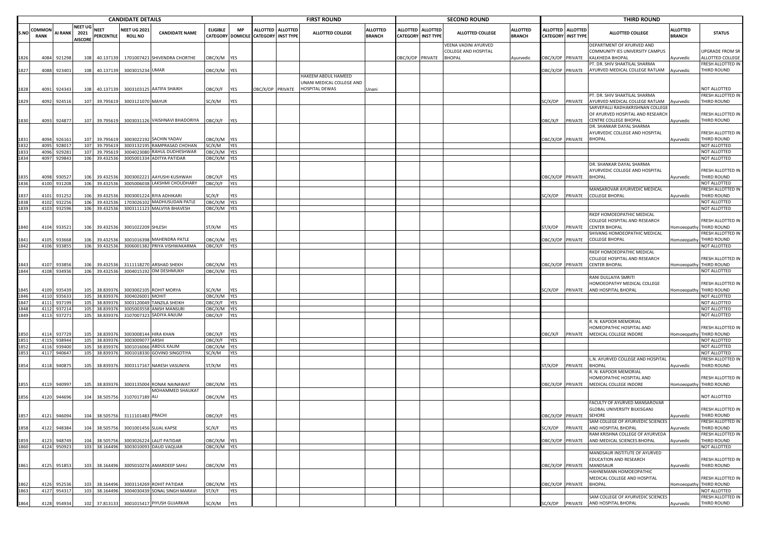| CANDIDATE DETAILS | | | | | | | | FIRST ROUND | | | | | SECOND ROUND | | | | | THIRD ROUND | | | | | |
|---|---|---|---|---|---|---|---|---|---|---|---|---|---|---|---|---|---|---|---|---|---|---|---|
| S.NO | COMMON RANK | AI RANK | NEET UG 2021 AISCORE | NEET PERCENTILE | NEET UG 2021 ROLL NO | CANDIDATE NAME | ELIGIBLE CATEGORY | MP DOMICILE | ALLOTTED CATEGORY | ALLOTTED INST TYPE | ALLOTTED COLLEGE | ALLOTTED BRANCH | ALLOTTED CATEGORY | ALLOTTED INST TYPE | ALLOTTED COLLEGE | ALLOTTED BRANCH | ALLOTTED CATEGORY | ALLOTTED INST TYPE | ALLOTTED COLLEGE | ALLOTTED BRANCH | STATUS |
| 1826 | 4084 | 921298 | 108 | 40.137139 | 1701007421 | SHIVENDRA CHORTHE | OBC/X/M | YES | | | | | OBC/X/OP | PRIVATE | VEENA VADINI AYURVED COLLEGE AND HOSPITAL BHOPAL | Ayurvedic | OBC/X/OP | PRIVATE | DEPARTMENT OF AYURVED AND COMMUNITY IES UNIVERSITY CAMPUS KALKHEDA BHOPAL | Ayurvedic | UPGRADE FROM SR ALLOTTED COLLEGE |
| 1827 | 4088 | 923401 | 108 | 40.137139 | 3003015234 | UMAR | OBC/X/M | YES | | | | | | | | | OBC/X/OP | PRIVATE | PT. DR. SHIV SHAKTILAL SHARMA AYURVED MEDICAL COLLEGE RATLAM | Ayurvedic | FRESH ALLOTTED IN THIRD ROUND |
| 1828 | 4091 | 924343 | 108 | 40.137139 | 3003103125 | AATIFA SHAIKH | OBC/X/F | YES | OBC/X/OP | PRIVATE | HAKEEM ABDUL HAMEED UNANI MEDICAL COLLEGE AND HOSPITAL DEWAS | Unani | | | | | | | | | NOT ALLOTTED |
| 1829 | 4092 | 924516 | 107 | 39.795619 | 3003121070 | MAYUR | SC/X/M | YES | | | | | | | | | SC/X/OP | PRIVATE | PT. DR. SHIV SHAKTILAL SHARMA AYURVED MEDICAL COLLEGE RATLAM | Ayurvedic | FRESH ALLOTTED IN THIRD ROUND |
| 1830 | 4093 | 924877 | 107 | 39.795619 | 3003031126 | VAISHNAVI BHADORIYA | OBC/X/F | YES | | | | | | | | | OBC/X/F | PRIVATE | SARVEPALLI RADHAKRISHNAN COLLEGE OF AYURVED HOSPITAL AND RESEARCH CENTRE COLLEGE BHOPAL | Ayurvedic | FRESH ALLOTTED IN THIRD ROUND |
| 1831 | 4094 | 926161 | 107 | 39.795619 | 3003022192 | SACHIN YADAV | OBC/X/M | YES | | | | | | | | | OBC/X/OP | PRIVATE | DR. SHANKAR DAYAL SHARMA AYURVEDIC COLLEGE AND HOSPITAL BHOPAL | Ayurvedic | FRESH ALLOTTED IN THIRD ROUND |
| 1832 | 4095 | 928017 | 107 | 39.795619 | 3003132195 | RAMPRASAD CHOHAN | SC/X/M | YES | | | | | | | | | | | | | NOT ALLOTTED |
| 1833 | 4096 | 929281 | 107 | 39.795619 | 3004023080 | RAHUL DUDHESHWAR | OBC/X/M | YES | | | | | | | | | | | | | NOT ALLOTTED |
| 1834 | 4097 | 929843 | 106 | 39.432536 | 3005001334 | ADITYA PATIDAR | OBC/X/M | YES | | | | | | | | | | | | | NOT ALLOTTED |
| 1835 | 4098 | 930527 | 106 | 39.432536 | 3003002221 | AAYUSHI KUSHWAH | OBC/X/F | YES | | | | | | | | | OBC/X/OP | PRIVATE | DR. SHANKAR DAYAL SHARMA AYURVEDIC COLLEGE AND HOSPITAL BHOPAL | Ayurvedic | FRESH ALLOTTED IN THIRD ROUND |
| 1836 | 4100 | 931208 | 106 | 39.432536 | 3005006038 | LAKSHMI CHOUDHARY | OBC/X/F | YES | | | | | | | | | | | | | NOT ALLOTTED |
| 1837 | 4101 | 931252 | 106 | 39.432536 | 3003001224 | RIYA ADHIKARI | SC/X/F | YES | | | | | | | | | SC/X/OP | PRIVATE | MANSAROVAR AYURVEDIC MEDICAL COLLEGE BHOPAL | Ayurvedic | FRESH ALLOTTED IN THIRD ROUND |
| 1838 | 4102 | 932256 | 106 | 39.432536 | 1703026102 | MADHUSUDAN PATLE | OBC/X/M | YES | | | | | | | | | | | | | NOT ALLOTTED |
| 1839 | 4103 | 932596 | 106 | 39.432536 | 3003111123 | MALVIYA BHAVESH | OBC/X/M | YES | | | | | | | | | | | | | NOT ALLOTTED |
| 1840 | 4104 | 933521 | 106 | 39.432536 | 3001022209 | SHLESH | ST/X/M | YES | | | | | | | | | ST/X/OP | PRIVATE | RKDF HOMOEOPATHIC MEDICAL COLLEGE HOSPITAL AND RESEARCH CENTER BHOPAL | Homoeopathy | FRESH ALLOTTED IN THIRD ROUND |
| 1841 | 4105 | 933668 | 106 | 39.432536 | 3001016398 | MAHENDRA PATLE | OBC/X/M | YES | | | | | | | | | OBC/X/OP | PRIVATE | SHIVANG HOMOEOPATHIC MEDICAL COLLEGE BHOPAL | Homoeopathy | FRESH ALLOTTED IN THIRD ROUND |
| 1842 | 4106 | 933855 | 106 | 39.432536 | 3006001382 | PRIYA VISHWAKARMA | OBC/X/F | YES | | | | | | | | | | | | | NOT ALLOTTED |
| 1843 | 4107 | 933856 | 106 | 39.432536 | 3111118270 | ARSHAD SHEKH | OBC/X/M | YES | | | | | | | | | OBC/X/OP | PRIVATE | RKDF HOMOEOPATHIC MEDICAL COLLEGE HOSPITAL AND RESEARCH CENTER BHOPAL | Homoeopathy | FRESH ALLOTTED IN THIRD ROUND |
| 1844 | 4108 | 934936 | 106 | 39.432536 | 3004015192 | OM DESHMUKH | OBC/X/M | YES | | | | | | | | | | | | | NOT ALLOTTED |
| 1845 | 4109 | 935439 | 105 | 38.839376 | 3003002105 | ROHIT MORYA | SC/X/M | YES | | | | | | | | | SC/X/OP | PRIVATE | RANI DULLAIYA SMRITI HOMOEOPATHY MEDICAL COLLEGE AND HOSPITAL BHOPAL | Homoeopathy | FRESH ALLOTTED IN THIRD ROUND |
| 1846 | 4110 | 935633 | 105 | 38.839376 | 3004026001 | MOHIT | OBC/X/M | YES | | | | | | | | | | | | | NOT ALLOTTED |
| 1847 | 4111 | 937199 | 105 | 38.839376 | 3003120049 | TANZILA SHEIKH | OBC/X/F | YES | | | | | | | | | | | | | NOT ALLOTTED |
| 1848 | 4112 | 937214 | 105 | 38.839376 | 3005003558 | ANISH MANSURI | OBC/X/M | YES | | | | | | | | | | | | | NOT ALLOTTED |
| 1849 | 4113 | 937271 | 105 | 38.839376 | 3107007323 | SADIYA ANJUM | OBC/X/F | YES | | | | | | | | | | | | | NOT ALLOTTED |
| 1850 | 4114 | 937729 | 105 | 38.839376 | 3003008144 | HIRA KHAN | OBC/X/F | YES | | | | | | | | | OBC/X/F | PRIVATE | R. N. KAPOOR MEMORIAL HOMEOPATHIC HOSPITAL AND MEDICAL COLLEGE INDORE | Homoeopathy | FRESH ALLOTTED IN THIRD ROUND |
| 1851 | 4115 | 938944 | 105 | 38.839376 | 3003009077 | ARSHI | OBC/X/F | YES | | | | | | | | | | | | | NOT ALLOTTED |
| 1852 | 4116 | 939400 | 105 | 38.839376 | 3001016066 | ABDUL KALIM | OBC/X/M | YES | | | | | | | | | | | | | NOT ALLOTTED |
| 1853 | 4117 | 940647 | 105 | 38.839376 | 3001018330 | GOVIND SINGOTIYA | SC/X/M | YES | | | | | | | | | | | | | NOT ALLOTTED |
| 1854 | 4118 | 940875 | 105 | 38.839376 | 3003117167 | NARESH VASUNIYA | ST/X/M | YES | | | | | | | | | ST/X/OP | PRIVATE | L.N. AYURVED COLLEGE AND HOSPITAL BHOPAL | Ayurvedic | FRESH ALLOTTED IN THIRD ROUND |
| 1855 | 4119 | 940997 | 105 | 38.839376 | 3003135004 | RONAK NAINAWAT | OBC/X/M | YES | | | | | | | | | OBC/X/OP | PRIVATE | R. N. KAPOOR MEMORIAL HOMEOPATHIC HOSPITAL AND MEDICAL COLLEGE INDORE | Homoeopathy | FRESH ALLOTTED IN THIRD ROUND |
| 1856 | 4120 | 944696 | 104 | 38.505756 | 3107017189 | MOHAMMED SHAUKAT ALI | OBC/X/M | YES | | | | | | | | | | | | | NOT ALLOTTED |
| 1857 | 4121 | 946094 | 104 | 38.505756 | 3111101483 | PRACHI | OBC/X/F | YES | | | | | | | | | OBC/X/OP | PRIVATE | FACULTY OF AYURVED MANSAROVAR GLOBAL UNIVERSITY BILKISGANJ SEHORE | Ayurvedic | FRESH ALLOTTED IN THIRD ROUND |
| 1858 | 4122 | 948384 | 104 | 38.505756 | 3001001456 | SUJAL KAPSE | SC/X/F | YES | | | | | | | | | SC/X/OP | PRIVATE | SAM COLLEGE OF AYURVEDIC SCIENCES AND HOSPITAL BHOPAL | Ayurvedic | FRESH ALLOTTED IN THIRD ROUND |
| 1859 | 4123 | 948749 | 104 | 38.505756 | 3003026224 | LALIT PATIDAR | OBC/X/M | YES | | | | | | | | | OBC/X/OP | PRIVATE | RAM KRISHNA COLLEGE OF AYURVEDA AND MEDICAL SCIENCES BHOPAL | Ayurvedic | FRESH ALLOTTED IN THIRD ROUND |
| 1860 | 4124 | 950923 | 103 | 38.164496 | 3003010093 | DAUD VAQUAR | OBC/X/M | YES | | | | | | | | | | | | | NOT ALLOTTED |
| 1861 | 4125 | 951853 | 103 | 38.164496 | 3005010274 | AMARDEEP SAHU | OBC/X/M | YES | | | | | | | | | OBC/X/OP | PRIVATE | MANDSAUR INSTITUTE OF AYURVED EDUCATION AND RESEARCH MANDSAUR | Ayurvedic | FRESH ALLOTTED IN THIRD ROUND |
| 1862 | 4126 | 952536 | 103 | 38.164496 | 3003114269 | ROHIT PATIDAR | OBC/X/M | YES | | | | | | | | | OBC/X/OP | PRIVATE | HAHNEMANN HOMOEOPATHIC MEDICAL COLLEGE AND HOSPITAL BHOPAL | Homoeopathy | FRESH ALLOTTED IN THIRD ROUND |
| 1863 | 4127 | 954317 | 103 | 38.164496 | 3004030439 | SONAL SINGH MARAVI | ST/X/F | YES | | | | | | | | | | | | | NOT ALLOTTED |
| 1864 | 4128 | 954934 | 102 | 37.813133 | 3001015417 | PIYUSH GUJARKAR | SC/X/M | YES | | | | | | | | | SC/X/OP | PRIVATE | SAM COLLEGE OF AYURVEDIC SCIENCES AND HOSPITAL BHOPAL | Ayurvedic | FRESH ALLOTTED IN THIRD ROUND |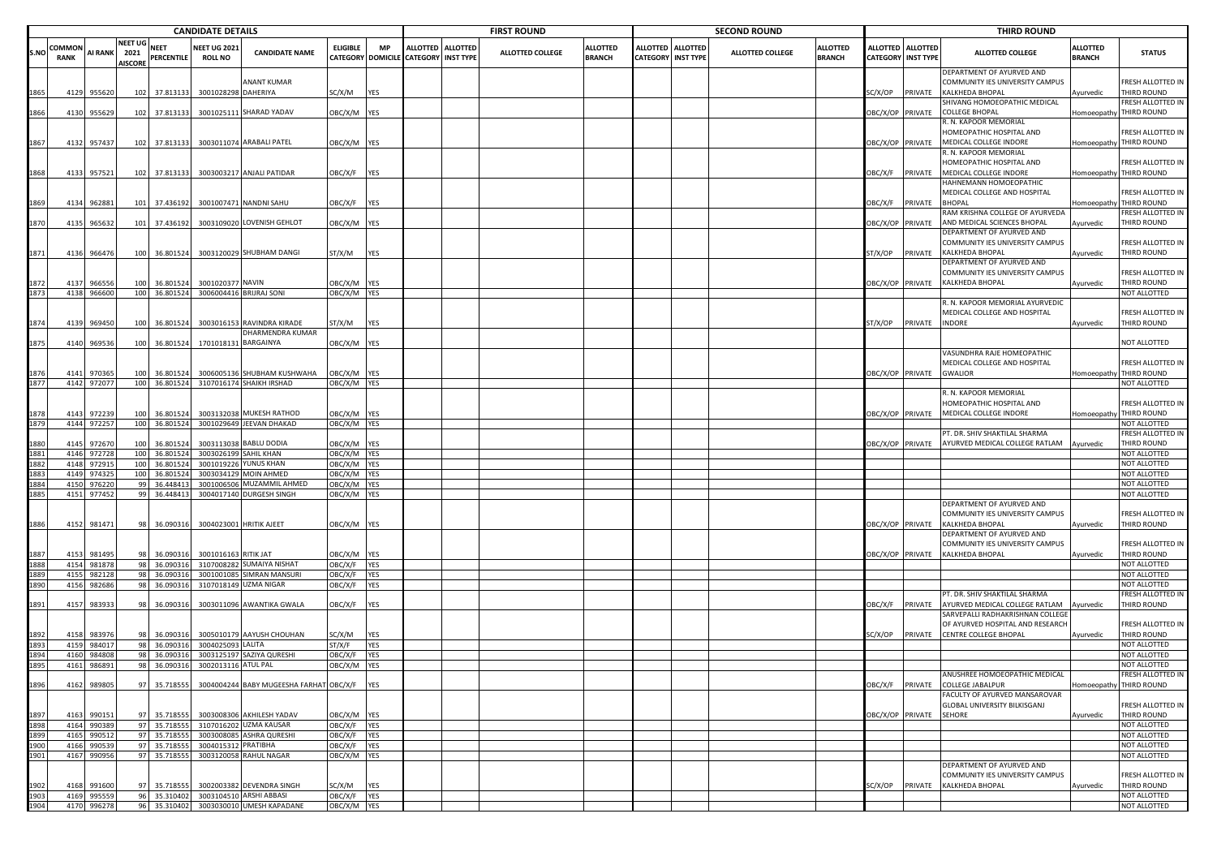| CANDIDATE DETAILS | | | | | | | | | FIRST ROUND | | | | | SECOND ROUND | | | | | THIRD ROUND | | | | | |
|---|---|---|---|---|---|---|---|---|---|---|---|---|---|---|---|---|---|---|---|---|---|---|---|---|
| S.NO | COMMON RANK | AI RANK | NEET UG 2021 AISCORE | NEET PERCENTILE | NEET UG 2021 ROLL NO | CANDIDATE NAME | ELIGIBLE CATEGORY | MP DOMICILE | ALLOTTED CATEGORY | ALLOTTED INST TYPE | ALLOTTED COLLEGE | ALLOTTED BRANCH | ALLOTTED CATEGORY | ALLOTTED INST TYPE | ALLOTTED COLLEGE | ALLOTTED BRANCH | ALLOTTED CATEGORY | ALLOTTED INST TYPE | ALLOTTED COLLEGE | ALLOTTED BRANCH | STATUS |
| 1865 | 4129 | 955620 | 102 | 37.813133 | 3001028298 | ANANT KUMAR DAHERIYA | SC/X/M | YES | | | | | | | | | SC/X/OP | PRIVATE | DEPARTMENT OF AYURVED AND COMMUNITY IES UNIVERSITY CAMPUS KALKHEDA BHOPAL | Ayurvedic | FRESH ALLOTTED IN THIRD ROUND |
| 1866 | 4130 | 955629 | 102 | 37.813133 | 3001025111 | SHARAD YADAV | OBC/X/M | YES | | | | | | | | | OBC/X/OP | PRIVATE | SHIVANG HOMOEOPATHIC MEDICAL COLLEGE BHOPAL | Homoeopathy | FRESH ALLOTTED IN THIRD ROUND |
| 1867 | 4132 | 957437 | 102 | 37.813133 | 3003011074 | ARABALI PATEL | OBC/X/M | YES | | | | | | | | | OBC/X/OP | PRIVATE | R. N. KAPOOR MEMORIAL HOMEOPATHIC HOSPITAL AND MEDICAL COLLEGE INDORE | Homoeopathy | FRESH ALLOTTED IN THIRD ROUND |
| 1868 | 4133 | 957521 | 102 | 37.813133 | 3003003217 | ANJALI PATIDAR | OBC/X/F | YES | | | | | | | | | OBC/X/F | PRIVATE | R. N. KAPOOR MEMORIAL HOMEOPATHIC HOSPITAL AND MEDICAL COLLEGE INDORE | Homoeopathy | FRESH ALLOTTED IN THIRD ROUND |
| 1869 | 4134 | 962881 | 101 | 37.436192 | 3001007471 | NANDNI SAHU | OBC/X/F | YES | | | | | | | | | OBC/X/F | PRIVATE | HAHNEMANN HOMOEOPATHIC MEDICAL COLLEGE AND HOSPITAL BHOPAL | Homoeopathy | FRESH ALLOTTED IN THIRD ROUND |
| 1870 | 4135 | 965632 | 101 | 37.436192 | 3003109020 | LOVENISH GEHLOT | OBC/X/M | YES | | | | | | | | | OBC/X/OP | PRIVATE | RAM KRISHNA COLLEGE OF AYURVEDA AND MEDICAL SCIENCES BHOPAL | Ayurvedic | FRESH ALLOTTED IN THIRD ROUND |
| 1871 | 4136 | 966476 | 100 | 36.801524 | 3003120029 | SHUBHAM DANGI | ST/X/M | YES | | | | | | | | | ST/X/OP | PRIVATE | DEPARTMENT OF AYURVED AND COMMUNITY IES UNIVERSITY CAMPUS KALKHEDA BHOPAL | Ayurvedic | FRESH ALLOTTED IN THIRD ROUND |
| 1872 | 4137 | 966556 | 100 | 36.801524 | 3001020377 | NAVIN | OBC/X/M | YES | | | | | | | | | OBC/X/OP | PRIVATE | DEPARTMENT OF AYURVED AND COMMUNITY IES UNIVERSITY CAMPUS KALKHEDA BHOPAL | Ayurvedic | FRESH ALLOTTED IN THIRD ROUND |
| 1873 | 4138 | 966600 | 100 | 36.801524 | 3006004416 | BRIJRAJ SONI | OBC/X/M | YES | | | | | | | | | | | | | NOT ALLOTTED |
| 1874 | 4139 | 969450 | 100 | 36.801524 | 3003016153 | RAVINDRA KIRADE | ST/X/M | YES | | | | | | | | | ST/X/OP | PRIVATE | R. N. KAPOOR MEMORIAL AYURVEDIC MEDICAL COLLEGE AND HOSPITAL INDORE | Ayurvedic | FRESH ALLOTTED IN THIRD ROUND |
| 1875 | 4140 | 969536 | 100 | 36.801524 | 1701018131 | DHARMENDRA KUMAR BARGAINYA | OBC/X/M | YES | | | | | | | | | | | | | NOT ALLOTTED |
| 1876 | 4141 | 970365 | 100 | 36.801524 | 3006005136 | SHUBHAM KUSHWAHA | OBC/X/M | YES | | | | | | | | | OBC/X/OP | PRIVATE | VASUNDHRA RAJE HOMEOPATHIC MEDICAL COLLEGE AND HOSPITAL GWALIOR | Homoeopathy | FRESH ALLOTTED IN THIRD ROUND |
| 1877 | 4142 | 972077 | 100 | 36.801524 | 3107016174 | SHAIKH IRSHAD | OBC/X/M | YES | | | | | | | | | | | | | NOT ALLOTTED |
| 1878 | 4143 | 972239 | 100 | 36.801524 | 3003132038 | MUKESH RATHOD | OBC/X/M | YES | | | | | | | | | OBC/X/OP | PRIVATE | R. N. KAPOOR MEMORIAL HOMEOPATHIC HOSPITAL AND MEDICAL COLLEGE INDORE | Homoeopathy | FRESH ALLOTTED IN THIRD ROUND |
| 1879 | 4144 | 972257 | 100 | 36.801524 | 3001029649 | JEEVAN DHAKAD | OBC/X/M | YES | | | | | | | | | | | | | NOT ALLOTTED |
| 1880 | 4145 | 972670 | 100 | 36.801524 | 3003113038 | BABLU DODIA | OBC/X/M | YES | | | | | | | | | OBC/X/OP | PRIVATE | PT. DR. SHIV SHAKTILAL SHARMA AYURVED MEDICAL COLLEGE RATLAM | Ayurvedic | FRESH ALLOTTED IN THIRD ROUND |
| 1881 | 4146 | 972728 | 100 | 36.801524 | 3003026199 | SAHIL KHAN | OBC/X/M | YES | | | | | | | | | | | | | NOT ALLOTTED |
| 1882 | 4148 | 972915 | 100 | 36.801524 | 3001019226 | YUNUS KHAN | OBC/X/M | YES | | | | | | | | | | | | | NOT ALLOTTED |
| 1883 | 4149 | 974325 | 100 | 36.801524 | 3003034129 | MOIN AHMED | OBC/X/M | YES | | | | | | | | | | | | | NOT ALLOTTED |
| 1884 | 4150 | 976220 | 99 | 36.448413 | 3001006506 | MUZAMMIL AHMED | OBC/X/M | YES | | | | | | | | | | | | | NOT ALLOTTED |
| 1885 | 4151 | 977452 | 99 | 36.448413 | 3004017140 | DURGESH SINGH | OBC/X/M | YES | | | | | | | | | | | | | NOT ALLOTTED |
| 1886 | 4152 | 981471 | 98 | 36.090316 | 3004023001 | HRITIK AJEET | OBC/X/M | YES | | | | | | | | | OBC/X/OP | PRIVATE | DEPARTMENT OF AYURVED AND COMMUNITY IES UNIVERSITY CAMPUS KALKHEDA BHOPAL | Ayurvedic | FRESH ALLOTTED IN THIRD ROUND |
| 1887 | 4153 | 981495 | 98 | 36.090316 | 3001016163 | RITIK JAT | OBC/X/M | YES | | | | | | | | | OBC/X/OP | PRIVATE | DEPARTMENT OF AYURVED AND COMMUNITY IES UNIVERSITY CAMPUS KALKHEDA BHOPAL | Ayurvedic | FRESH ALLOTTED IN THIRD ROUND |
| 1888 | 4154 | 981878 | 98 | 36.090316 | 3107008282 | SUMAIYA NISHAT | OBC/X/F | YES | | | | | | | | | | | | | NOT ALLOTTED |
| 1889 | 4155 | 982128 | 98 | 36.090316 | 3001001085 | SIMRAN MANSURI | OBC/X/F | YES | | | | | | | | | | | | | NOT ALLOTTED |
| 1890 | 4156 | 982686 | 98 | 36.090316 | 3107018149 | UZMA NIGAR | OBC/X/F | YES | | | | | | | | | | | | | NOT ALLOTTED |
| 1891 | 4157 | 983933 | 98 | 36.090316 | 3003011096 | AWANTIKA GWALA | OBC/X/F | YES | | | | | | | | | OBC/X/F | PRIVATE | PT. DR. SHIV SHAKTILAL SHARMA AYURVED MEDICAL COLLEGE RATLAM | Ayurvedic | FRESH ALLOTTED IN THIRD ROUND |
| 1892 | 4158 | 983976 | 98 | 36.090316 | 3005010179 | AAYUSH CHOUHAN | SC/X/M | YES | | | | | | | | | SC/X/OP | PRIVATE | SARVEPALLI RADHAKRISHNAN COLLEGE OF AYURVED HOSPITAL AND RESEARCH CENTRE COLLEGE BHOPAL | Ayurvedic | FRESH ALLOTTED IN THIRD ROUND |
| 1893 | 4159 | 984017 | 98 | 36.090316 | 3004025093 | LALITA | ST/X/F | YES | | | | | | | | | | | | | NOT ALLOTTED |
| 1894 | 4160 | 984808 | 98 | 36.090316 | 3003125197 | SAZIYA QURESHI | OBC/X/F | YES | | | | | | | | | | | | | NOT ALLOTTED |
| 1895 | 4161 | 986891 | 98 | 36.090316 | 3002013116 | ATUL PAL | OBC/X/M | YES | | | | | | | | | | | | | NOT ALLOTTED |
| 1896 | 4162 | 989805 | 97 | 35.718555 | 3004004244 | BABY MUGEESHA FARHAT | OBC/X/F | YES | | | | | | | | | OBC/X/F | PRIVATE | ANUSHREE HOMOEOPATHIC MEDICAL COLLEGE JABALPUR | Homoeopathy | FRESH ALLOTTED IN THIRD ROUND |
| 1897 | 4163 | 990151 | 97 | 35.718555 | 3003008306 | AKHILESH YADAV | OBC/X/M | YES | | | | | | | | | OBC/X/OP | PRIVATE | FACULTY OF AYURVED MANSAROVAR GLOBAL UNIVERSITY BILKISGANJ SEHORE | Ayurvedic | FRESH ALLOTTED IN THIRD ROUND |
| 1898 | 4164 | 990389 | 97 | 35.718555 | 3107016202 | UZMA KAUSAR | OBC/X/F | YES | | | | | | | | | | | | | NOT ALLOTTED |
| 1899 | 4165 | 990512 | 97 | 35.718555 | 3003008085 | ASHRA QURESHI | OBC/X/F | YES | | | | | | | | | | | | | NOT ALLOTTED |
| 1900 | 4166 | 990539 | 97 | 35.718555 | 3004015312 | PRATIBHA | OBC/X/F | YES | | | | | | | | | | | | | NOT ALLOTTED |
| 1901 | 4167 | 990956 | 97 | 35.718555 | 3003120058 | RAHUL NAGAR | OBC/X/M | YES | | | | | | | | | | | | | NOT ALLOTTED |
| 1902 | 4168 | 991600 | 97 | 35.718555 | 3002003382 | DEVENDRA SINGH | SC/X/M | YES | | | | | | | | | SC/X/OP | PRIVATE | DEPARTMENT OF AYURVED AND COMMUNITY IES UNIVERSITY CAMPUS KALKHEDA BHOPAL | Ayurvedic | FRESH ALLOTTED IN THIRD ROUND |
| 1903 | 4169 | 995559 | 96 | 35.310402 | 3003104510 | ARSHI ABBASI | OBC/X/F | YES | | | | | | | | | | | | | NOT ALLOTTED |
| 1904 | 4170 | 996278 | 96 | 35.310402 | 3003030010 | UMESH KAPADANE | OBC/X/M | YES | | | | | | | | | | | | | NOT ALLOTTED |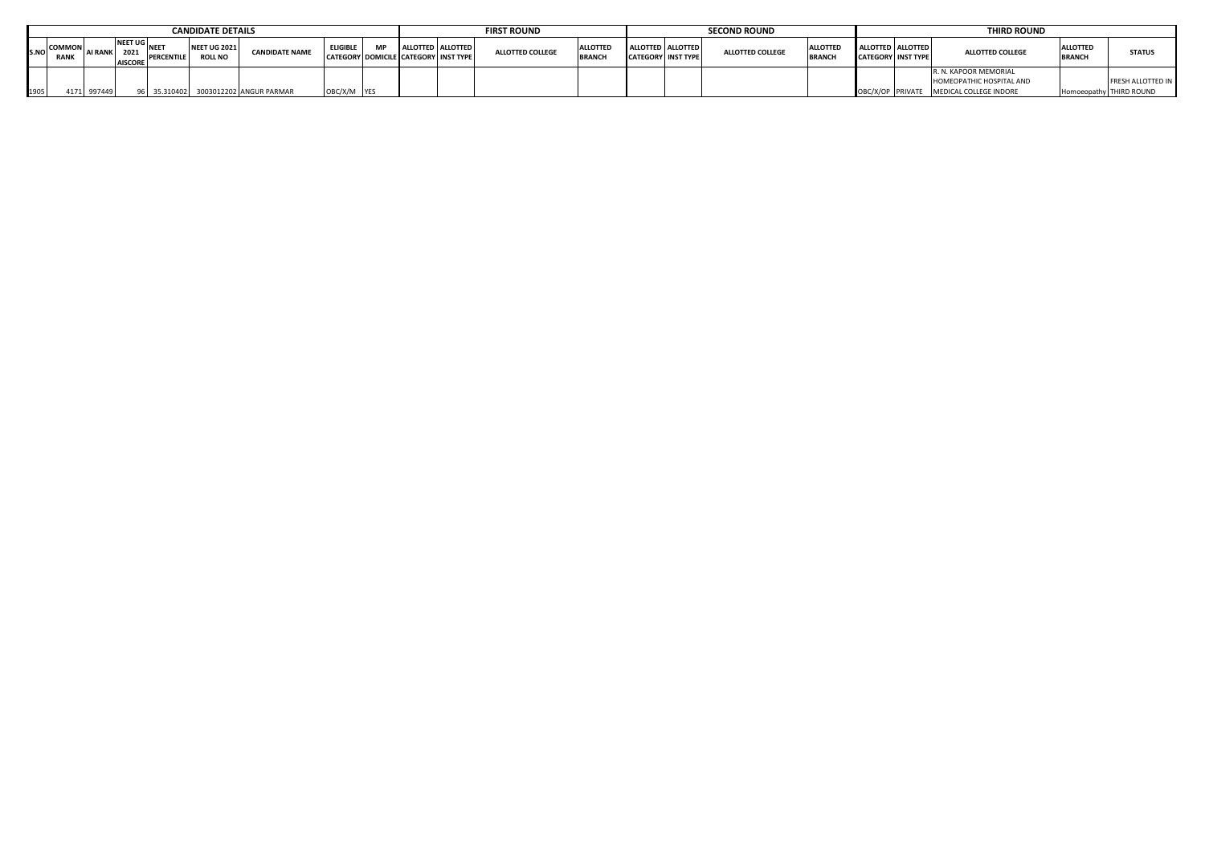| CANDIDATE DETAILS | | | | | | | | | FIRST ROUND | | | | SECOND ROUND | | | | THIRD ROUND | | | | |
|---|---|---|---|---|---|---|---|---|---|---|---|---|---|---|---|---|---|---|---|---|---|
| S.NO | COMMON RANK | AI RANK | NEET UG 2021 AISCORE | NEET PERCENTILE | NEET UG 2021 ROLL NO | CANDIDATE NAME | ELIGIBLE CATEGORY | MP DOMICILE | ALLOTTED CATEGORY | ALLOTTED INST TYPE | ALLOTTED COLLEGE | ALLOTTED BRANCH | ALLOTTED CATEGORY | ALLOTTED INST TYPE | ALLOTTED COLLEGE | ALLOTTED BRANCH | ALLOTTED CATEGORY | ALLOTTED INST TYPE | ALLOTTED COLLEGE | ALLOTTED BRANCH | STATUS |
| 1905 | 4171 | 997449 | 96 | 35.310402 | 3003012202 | ANGUR PARMAR | OBC/X/M | YES | | | | | | | | | OBC/X/OP | PRIVATE | R. N. KAPOOR MEMORIAL HOMEOPATHIC HOSPITAL AND MEDICAL COLLEGE INDORE | Homoeopathy | FRESH ALLOTTED IN THIRD ROUND |